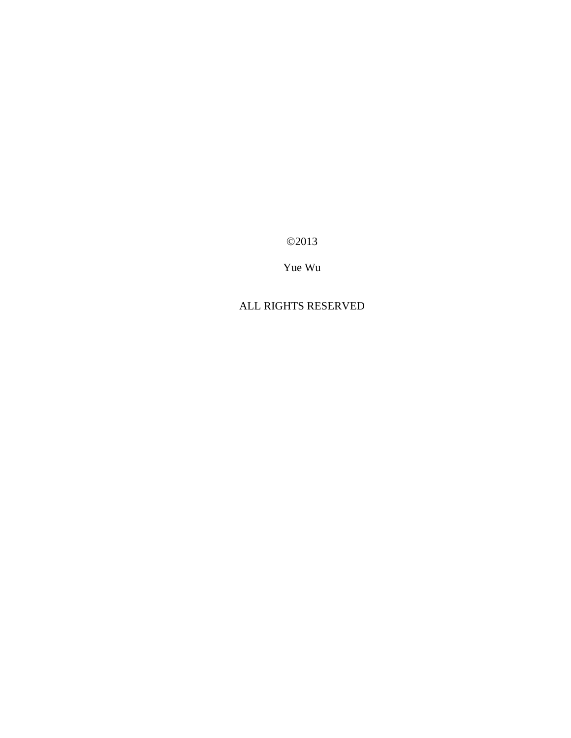©2013

Yue Wu

ALL RIGHTS RESERVED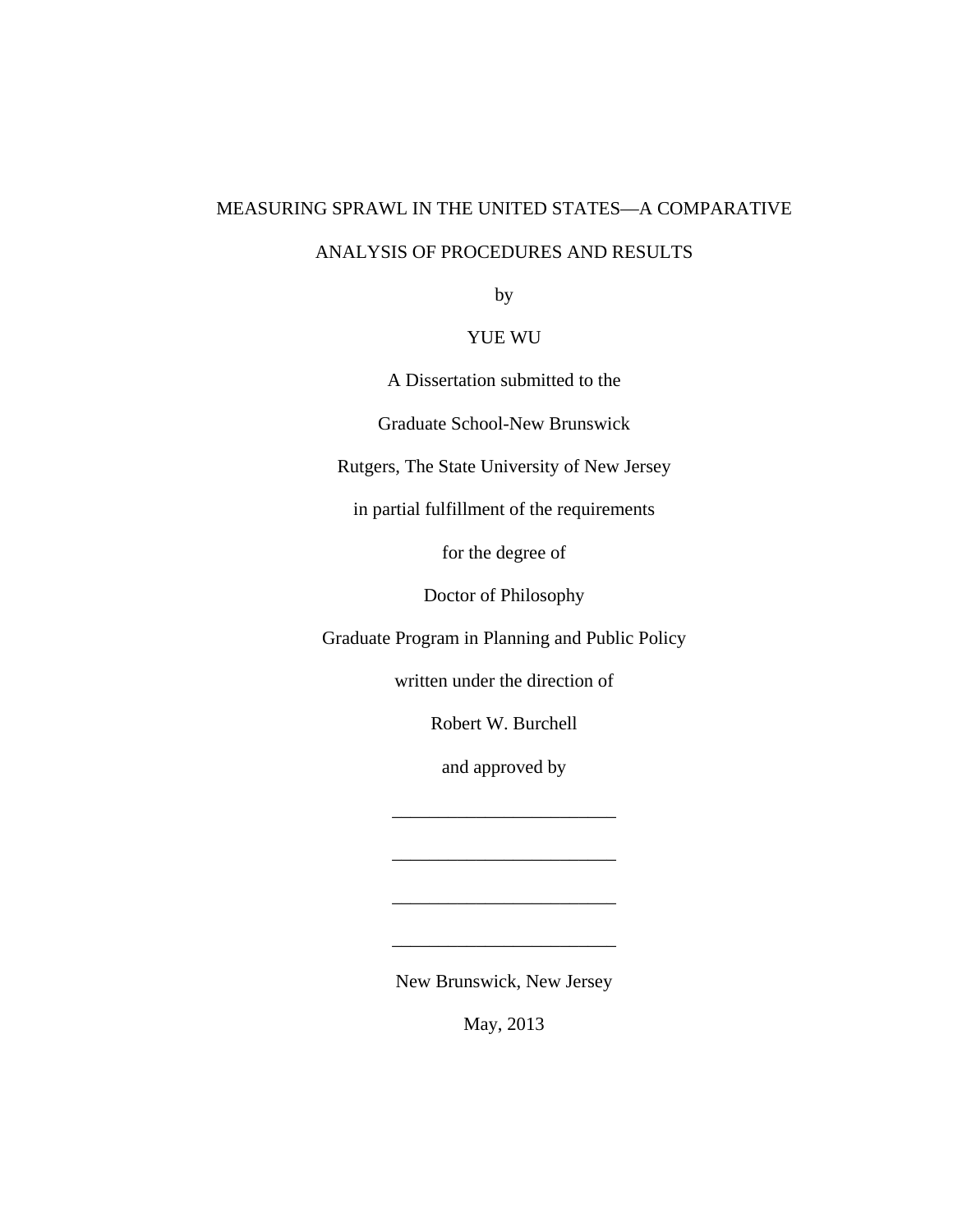# MEASURING SPRAWL IN THE UNITED STATES—A COMPARATIVE ANALYSIS OF PROCEDURES AND RESULTS

by

YUE WU

A Dissertation submitted to the

Graduate School-New Brunswick

Rutgers, The State University of New Jersey

in partial fulfillment of the requirements

for the degree of

Doctor of Philosophy

Graduate Program in Planning and Public Policy

written under the direction of

Robert W. Burchell

and approved by

________________________

________________________

________________________

________________________

New Brunswick, New Jersey

May, 2013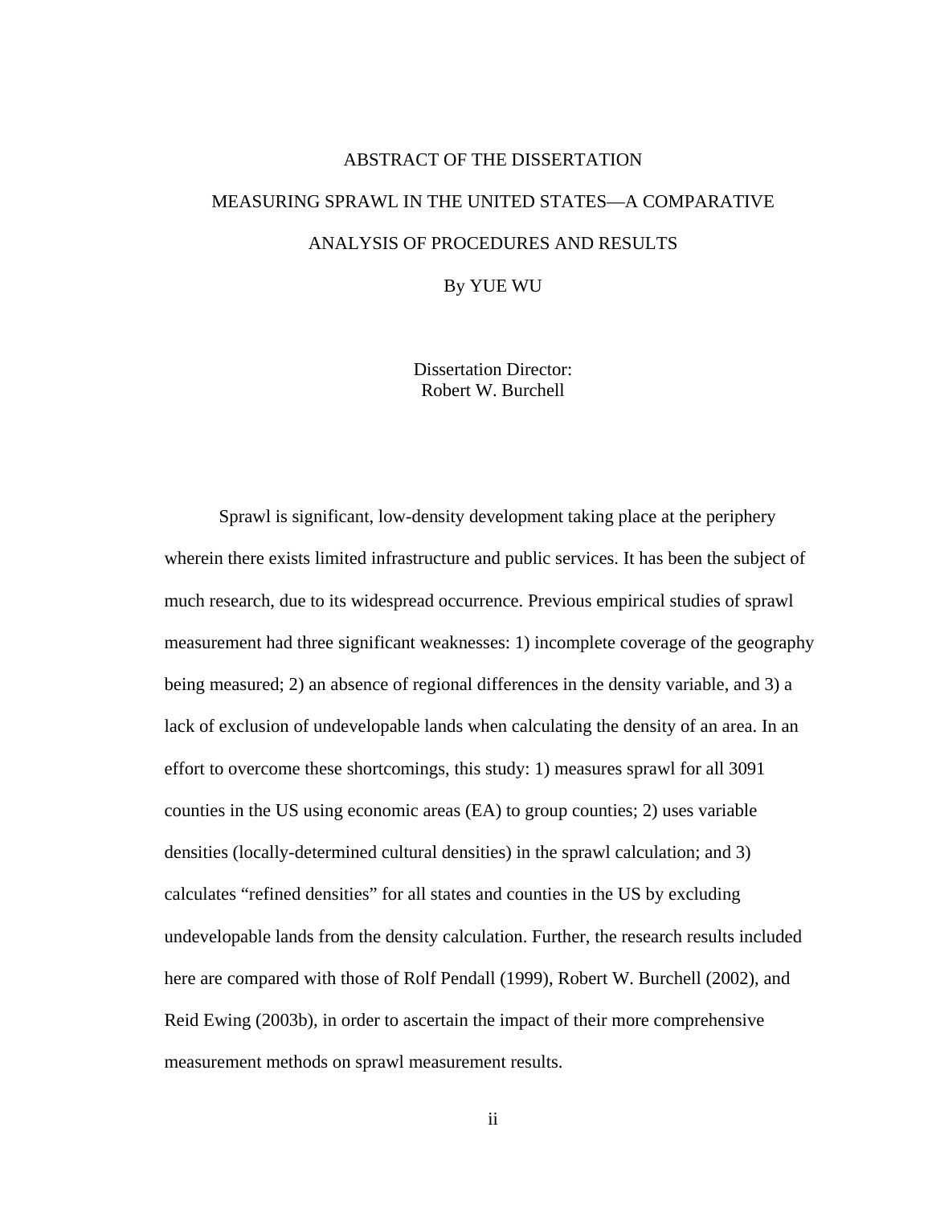# ABSTRACT OF THE DISSERTATION

## MEASURING SPRAWL IN THE UNITED STATES—A COMPARATIVE ANALYSIS OF PROCEDURES AND RESULTS

By YUE WU

Dissertation Director:
Robert W. Burchell

Sprawl is significant, low-density development taking place at the periphery wherein there exists limited infrastructure and public services. It has been the subject of much research, due to its widespread occurrence. Previous empirical studies of sprawl measurement had three significant weaknesses: 1) incomplete coverage of the geography being measured; 2) an absence of regional differences in the density variable, and 3) a lack of exclusion of undevelopable lands when calculating the density of an area. In an effort to overcome these shortcomings, this study: 1) measures sprawl for all 3091 counties in the US using economic areas (EA) to group counties; 2) uses variable densities (locally-determined cultural densities) in the sprawl calculation; and 3) calculates "refined densities" for all states and counties in the US by excluding undevelopable lands from the density calculation. Further, the research results included here are compared with those of Rolf Pendall (1999), Robert W. Burchell (2002), and Reid Ewing (2003b), in order to ascertain the impact of their more comprehensive measurement methods on sprawl measurement results.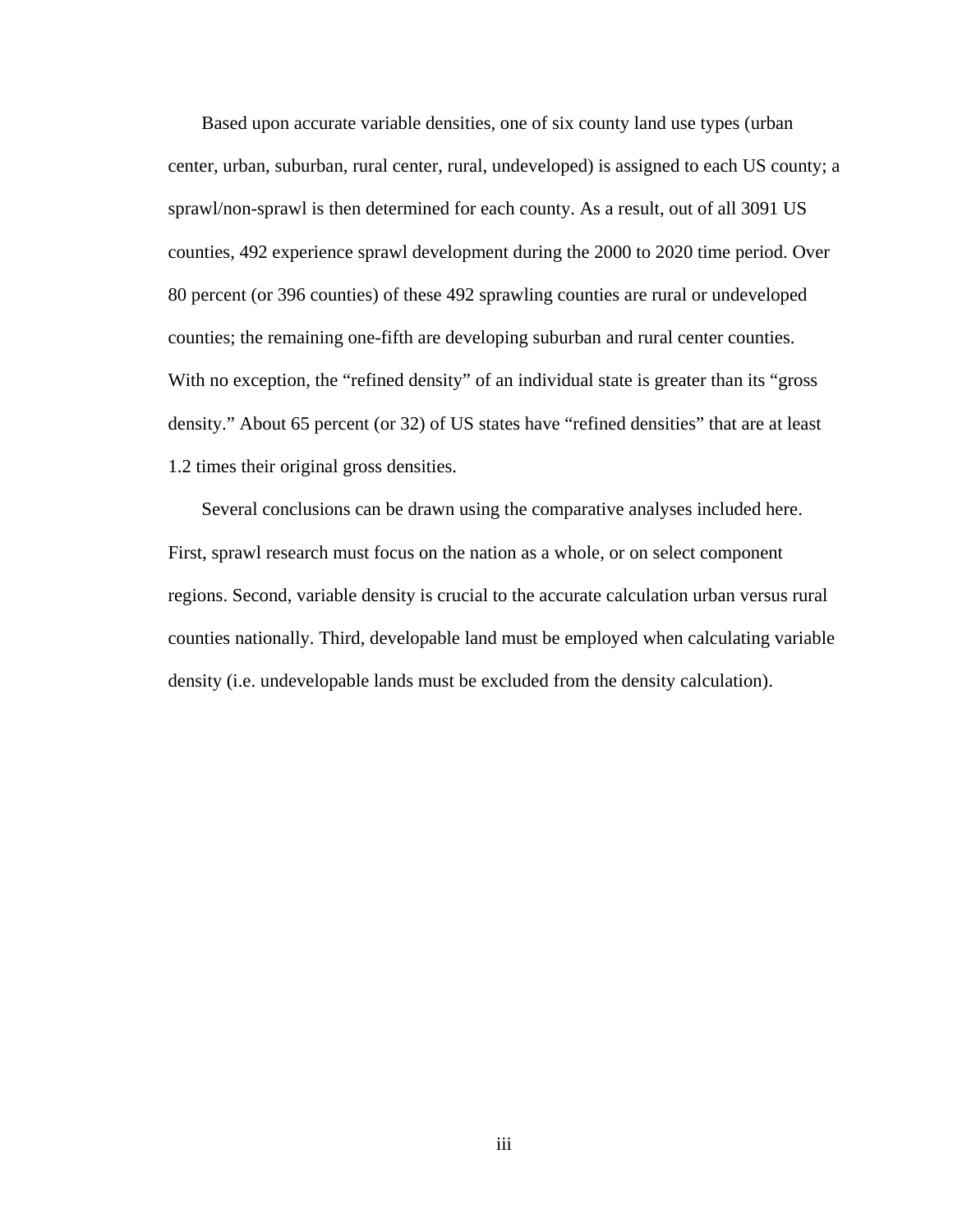Based upon accurate variable densities, one of six county land use types (urban center, urban, suburban, rural center, rural, undeveloped) is assigned to each US county; a sprawl/non-sprawl is then determined for each county. As a result, out of all 3091 US counties, 492 experience sprawl development during the 2000 to 2020 time period. Over 80 percent (or 396 counties) of these 492 sprawling counties are rural or undeveloped counties; the remaining one-fifth are developing suburban and rural center counties. With no exception, the “refined density” of an individual state is greater than its “gross density.” About 65 percent (or 32) of US states have “refined densities” that are at least 1.2 times their original gross densities.

Several conclusions can be drawn using the comparative analyses included here. First, sprawl research must focus on the nation as a whole, or on select component regions. Second, variable density is crucial to the accurate calculation urban versus rural counties nationally. Third, developable land must be employed when calculating variable density (i.e. undevelopable lands must be excluded from the density calculation).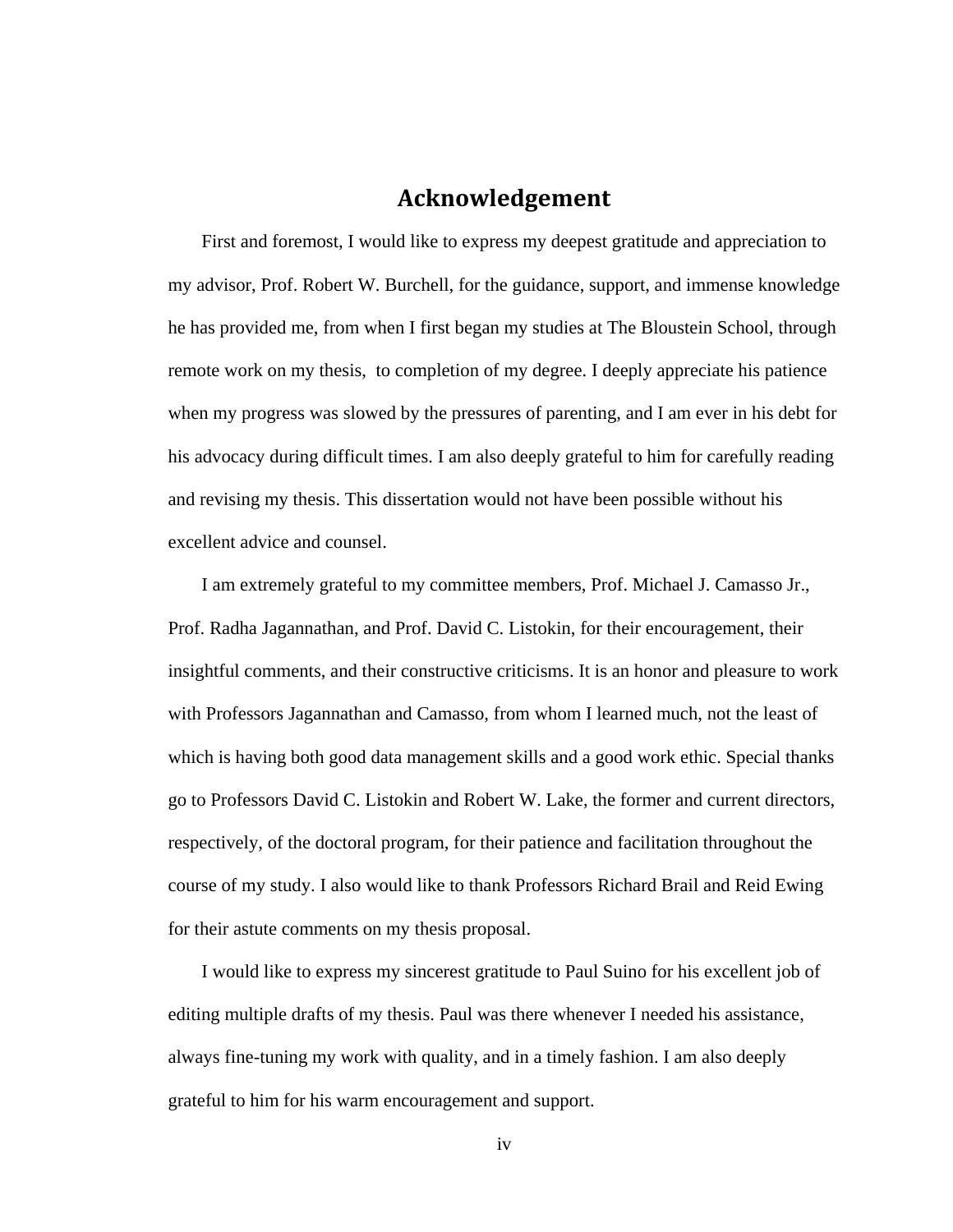# Acknowledgement

First and foremost, I would like to express my deepest gratitude and appreciation to my advisor, Prof. Robert W. Burchell, for the guidance, support, and immense knowledge he has provided me, from when I first began my studies at The Bloustein School, through remote work on my thesis, to completion of my degree. I deeply appreciate his patience when my progress was slowed by the pressures of parenting, and I am ever in his debt for his advocacy during difficult times. I am also deeply grateful to him for carefully reading and revising my thesis. This dissertation would not have been possible without his excellent advice and counsel.

I am extremely grateful to my committee members, Prof. Michael J. Camasso Jr., Prof. Radha Jagannathan, and Prof. David C. Listokin, for their encouragement, their insightful comments, and their constructive criticisms. It is an honor and pleasure to work with Professors Jagannathan and Camasso, from whom I learned much, not the least of which is having both good data management skills and a good work ethic. Special thanks go to Professors David C. Listokin and Robert W. Lake, the former and current directors, respectively, of the doctoral program, for their patience and facilitation throughout the course of my study. I also would like to thank Professors Richard Brail and Reid Ewing for their astute comments on my thesis proposal.

I would like to express my sincerest gratitude to Paul Suino for his excellent job of editing multiple drafts of my thesis. Paul was there whenever I needed his assistance, always fine-tuning my work with quality, and in a timely fashion. I am also deeply grateful to him for his warm encouragement and support.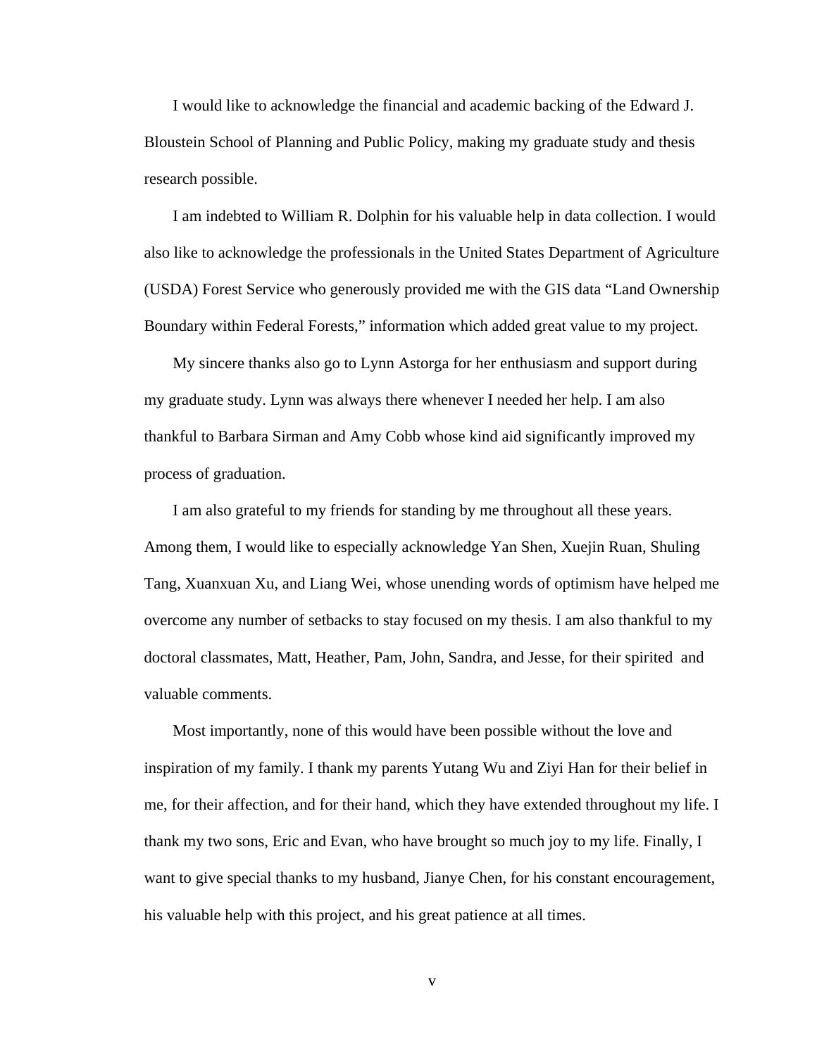I would like to acknowledge the financial and academic backing of the Edward J. Bloustein School of Planning and Public Policy, making my graduate study and thesis research possible.

I am indebted to William R. Dolphin for his valuable help in data collection. I would also like to acknowledge the professionals in the United States Department of Agriculture (USDA) Forest Service who generously provided me with the GIS data "Land Ownership Boundary within Federal Forests," information which added great value to my project.

My sincere thanks also go to Lynn Astorga for her enthusiasm and support during my graduate study. Lynn was always there whenever I needed her help. I am also thankful to Barbara Sirman and Amy Cobb whose kind aid significantly improved my process of graduation.

I am also grateful to my friends for standing by me throughout all these years. Among them, I would like to especially acknowledge Yan Shen, Xuejin Ruan, Shuling Tang, Xuanxuan Xu, and Liang Wei, whose unending words of optimism have helped me overcome any number of setbacks to stay focused on my thesis. I am also thankful to my doctoral classmates, Matt, Heather, Pam, John, Sandra, and Jesse, for their spirited and valuable comments.

Most importantly, none of this would have been possible without the love and inspiration of my family. I thank my parents Yutang Wu and Ziyi Han for their belief in me, for their affection, and for their hand, which they have extended throughout my life. I thank my two sons, Eric and Evan, who have brought so much joy to my life. Finally, I want to give special thanks to my husband, Jianye Chen, for his constant encouragement, his valuable help with this project, and his great patience at all times.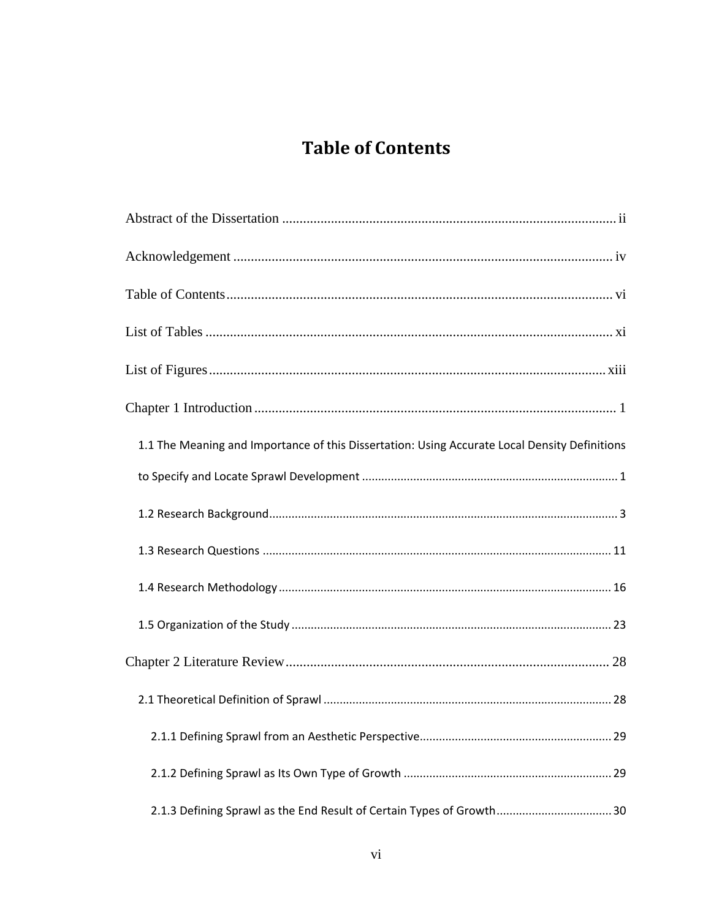# Table of Contents

Abstract of the Dissertation ................................................................................................ ii

Acknowledgement ............................................................................................................ iv

Table of Contents ............................................................................................................... vi

List of Tables ..................................................................................................................... xi

List of Figures .................................................................................................................. xiii

Chapter 1 Introduction ........................................................................................................ 1

1.1 The Meaning and Importance of this Dissertation: Using Accurate Local Density Definitions to Specify and Locate Sprawl Development ............................................................................... 1

1.2 Research Background ........................................................................................................... 3

1.3 Research Questions ............................................................................................................ 11

1.4 Research Methodology ....................................................................................................... 16

1.5 Organization of the Study ................................................................................................... 23

Chapter 2 Literature Review ............................................................................................. 28

2.1 Theoretical Definition of Sprawl ......................................................................................... 28

2.1.1 Defining Sprawl from an Aesthetic Perspective ............................................................ 29

2.1.2 Defining Sprawl as Its Own Type of Growth ................................................................ 29

2.1.3 Defining Sprawl as the End Result of Certain Types of Growth .................................... 30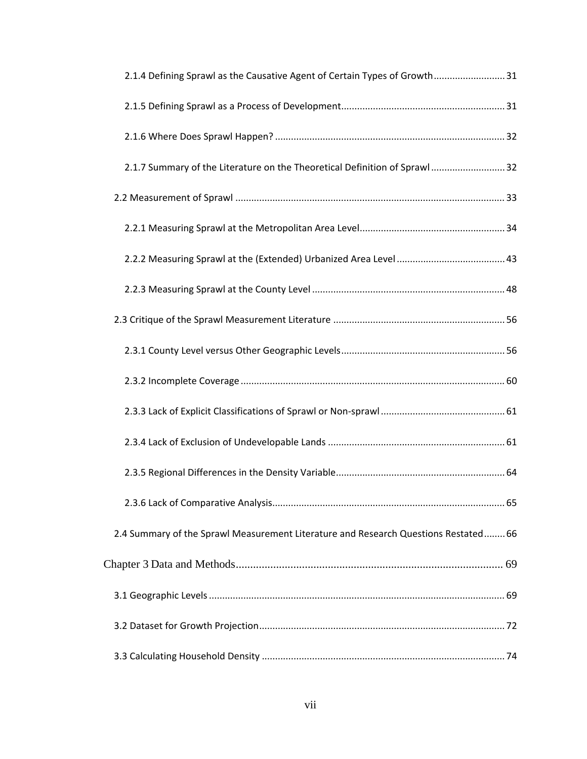2.1.4 Defining Sprawl as the Causative Agent of Certain Types of Growth .......................... 31

2.1.5 Defining Sprawl as a Process of Development ............................................................ 31

2.1.6 Where Does Sprawl Happen? ...................................................................................... 32

2.1.7 Summary of the Literature on the Theoretical Definition of Sprawl ........................... 32

2.2 Measurement of Sprawl .................................................................................................... 33

2.2.1 Measuring Sprawl at the Metropolitan Area Level ...................................................... 34

2.2.2 Measuring Sprawl at the (Extended) Urbanized Area Level ........................................ 43

2.2.3 Measuring Sprawl at the County Level ........................................................................ 48

2.3 Critique of the Sprawl Measurement Literature ................................................................ 56

2.3.1 County Level versus Other Geographic Levels ............................................................. 56

2.3.2 Incomplete Coverage ................................................................................................... 60

2.3.3 Lack of Explicit Classifications of Sprawl or Non-sprawl .............................................. 61

2.3.4 Lack of Exclusion of Undevelopable Lands .................................................................. 61

2.3.5 Regional Differences in the Density Variable ............................................................... 64

2.3.6 Lack of Comparative Analysis ....................................................................................... 65

2.4 Summary of the Sprawl Measurement Literature and Research Questions Restated ........ 66

Chapter 3 Data and Methods ............................................................................................. 69

3.1 Geographic Levels .............................................................................................................. 69

3.2 Dataset for Growth Projection ............................................................................................ 72

3.3 Calculating Household Density ........................................................................................... 74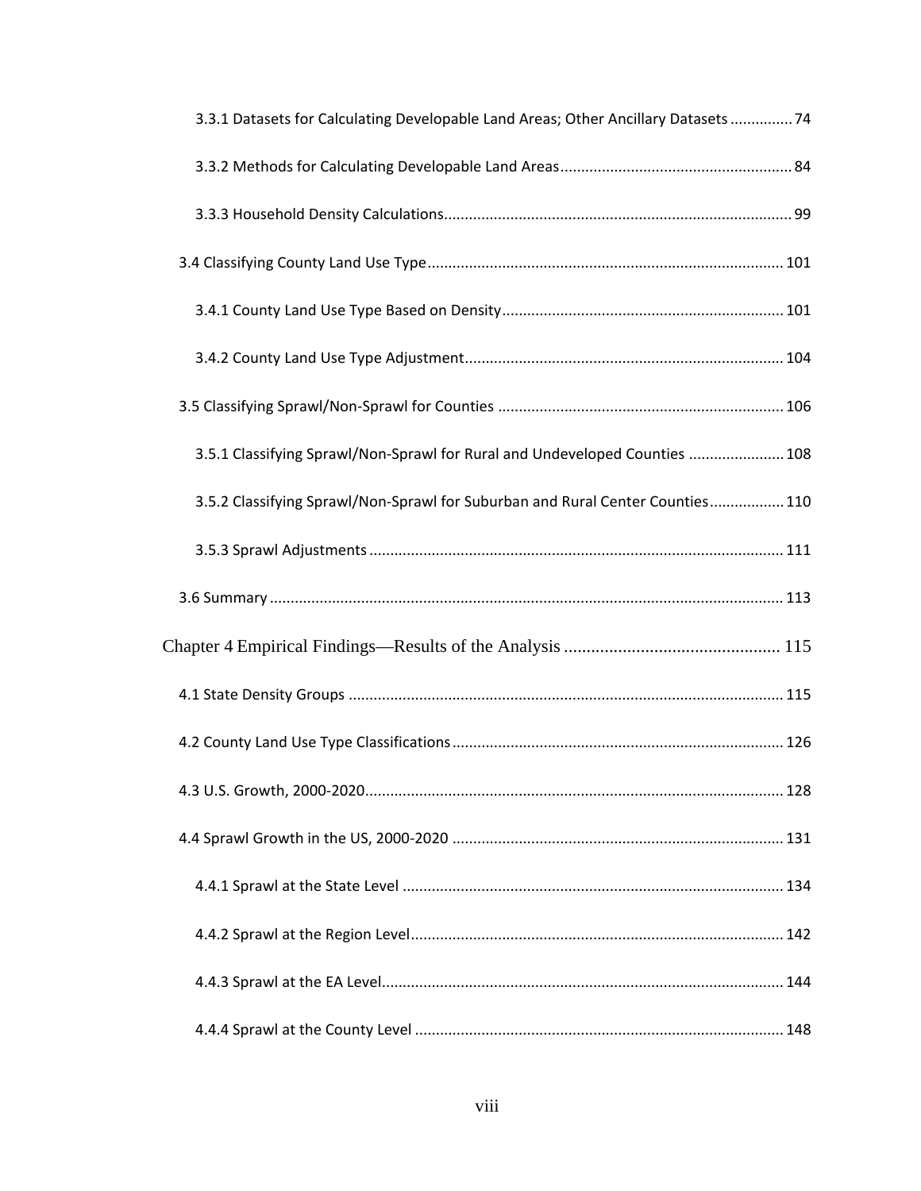3.3.1 Datasets for Calculating Developable Land Areas; Other Ancillary Datasets ............... 74

3.3.2 Methods for Calculating Developable Land Areas ....................................................... 84

3.3.3 Household Density Calculations ................................................................................... 99

3.4 Classifying County Land Use Type ...................................................................................... 101

3.4.1 County Land Use Type Based on Density ................................................................... 101

3.4.2 County Land Use Type Adjustment ............................................................................ 104

3.5 Classifying Sprawl/Non-Sprawl for Counties .................................................................... 106

3.5.1 Classifying Sprawl/Non-Sprawl for Rural and Undeveloped Counties ....................... 108

3.5.2 Classifying Sprawl/Non-Sprawl for Suburban and Rural Center Counties .................. 110

3.5.3 Sprawl Adjustments ................................................................................................... 111

3.6 Summary .......................................................................................................................... 113

Chapter 4 Empirical Findings—Results of the Analysis ................................................ 115

4.1 State Density Groups ........................................................................................................ 115

4.2 County Land Use Type Classifications ............................................................................... 126

4.3 U.S. Growth, 2000-2020 .................................................................................................... 128

4.4 Sprawl Growth in the US, 2000-2020 ................................................................................ 131

4.4.1 Sprawl at the State Level ............................................................................................ 134

4.4.2 Sprawl at the Region Level .......................................................................................... 142

4.4.3 Sprawl at the EA Level ................................................................................................. 144

4.4.4 Sprawl at the County Level ......................................................................................... 148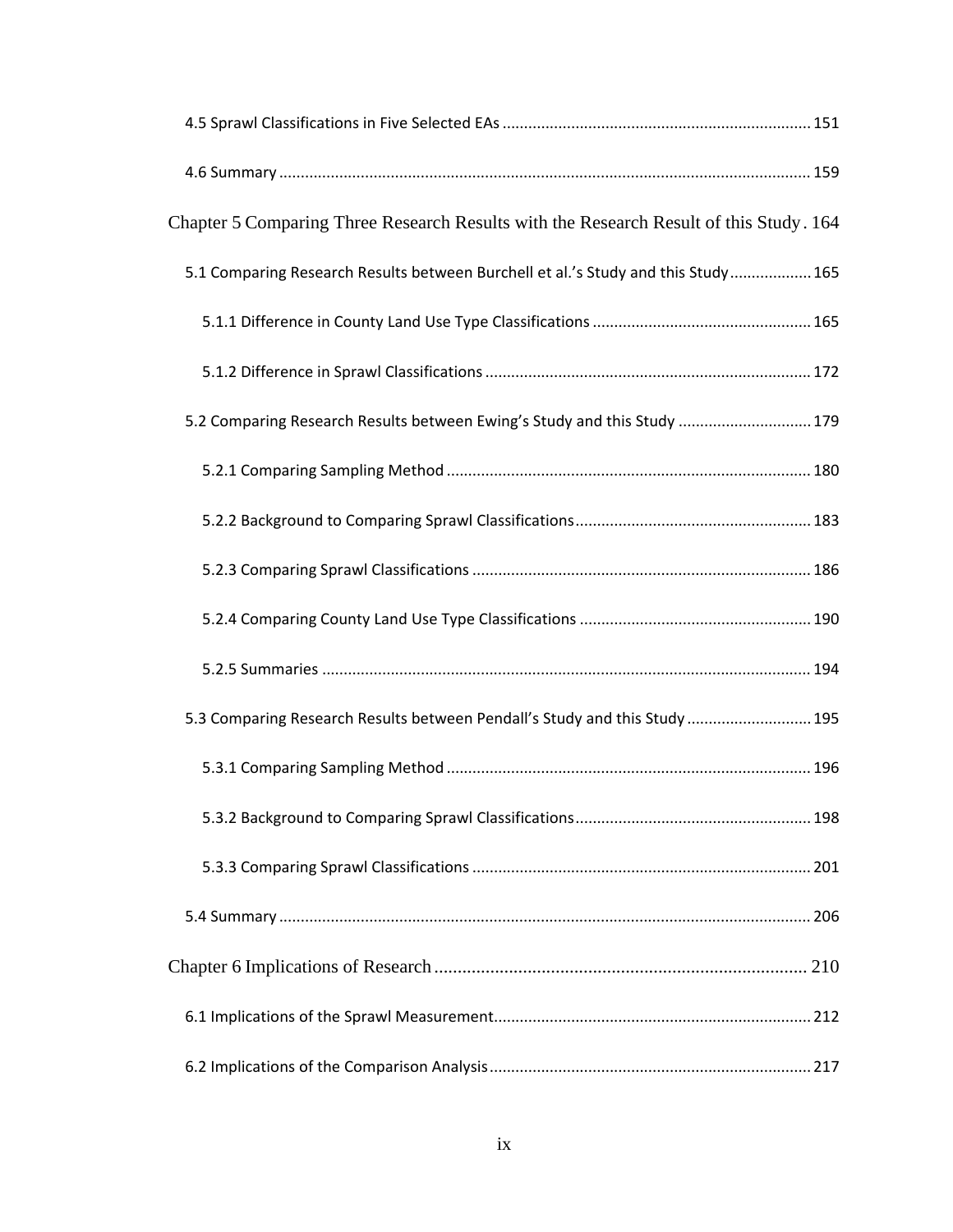4.5 Sprawl Classifications in Five Selected EAs ........................................................................ 151

4.6 Summary ........................................................................................................................... 159

Chapter 5 Comparing Three Research Results with the Research Result of this Study . 164

5.1 Comparing Research Results between Burchell et al.'s Study and this Study ................... 165

5.1.1 Difference in County Land Use Type Classifications ................................................... 165

5.1.2 Difference in Sprawl Classifications ............................................................................ 172

5.2 Comparing Research Results between Ewing's Study and this Study ............................... 179

5.2.1 Comparing Sampling Method ..................................................................................... 180

5.2.2 Background to Comparing Sprawl Classifications....................................................... 183

5.2.3 Comparing Sprawl Classifications ............................................................................... 186

5.2.4 Comparing County Land Use Type Classifications ...................................................... 190

5.2.5 Summaries .................................................................................................................. 194

5.3 Comparing Research Results between Pendall's Study and this Study ............................. 195

5.3.1 Comparing Sampling Method ..................................................................................... 196

5.3.2 Background to Comparing Sprawl Classifications....................................................... 198

5.3.3 Comparing Sprawl Classifications ............................................................................... 201

5.4 Summary ........................................................................................................................... 206

Chapter 6 Implications of Research .................................................................................. 210

6.1 Implications of the Sprawl Measurement.......................................................................... 212

6.2 Implications of the Comparison Analysis........................................................................... 217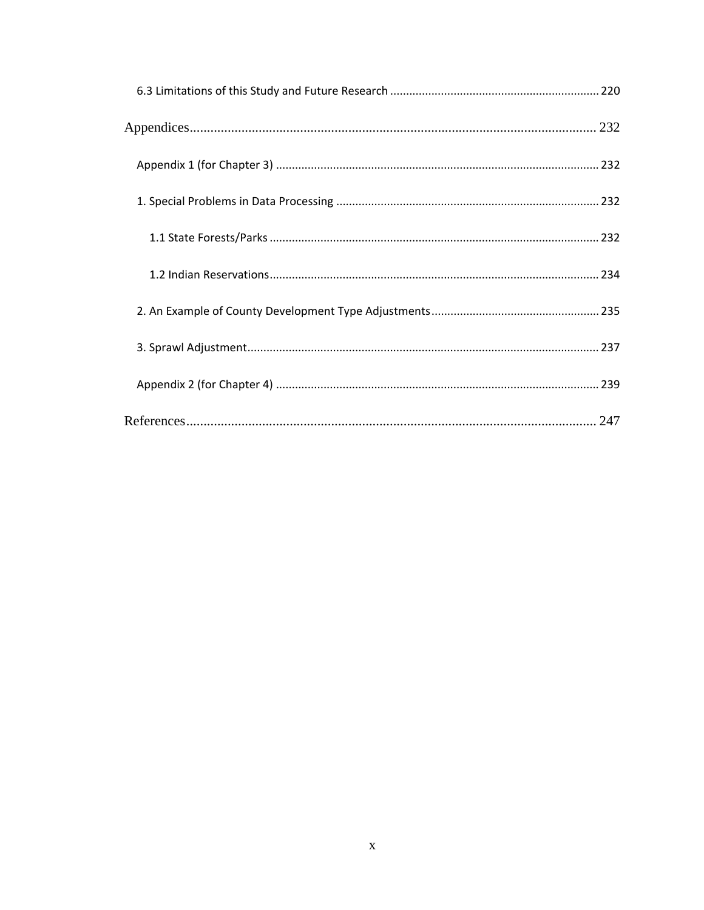6.3 Limitations of this Study and Future Research ........................................................................ 220

Appendices........................................................................................................................ 232

Appendix 1 (for Chapter 3) ........................................................................................................ 232

1. Special Problems in Data Processing ........................................................................................ 232

1.1 State Forests/Parks ................................................................................................................ 232

1.2 Indian Reservations................................................................................................................ 234

2. An Example of County Development Type Adjustments ........................................................ 235

3. Sprawl Adjustment.................................................................................................................. 237

Appendix 2 (for Chapter 4) ........................................................................................................ 239

References........................................................................................................................... 247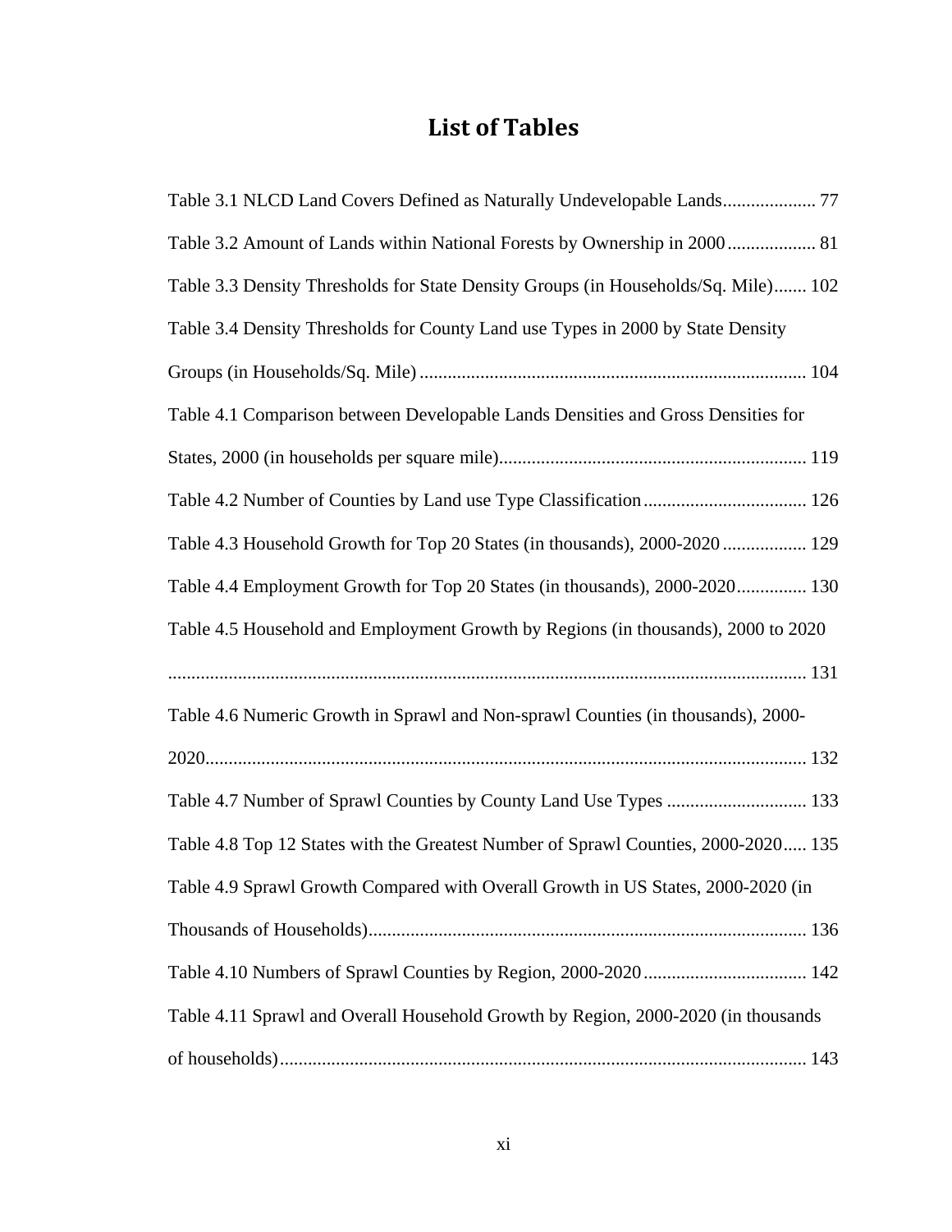# List of Tables

Table 3.1 NLCD Land Covers Defined as Naturally Undevelopable Lands.................... 77

Table 3.2 Amount of Lands within National Forests by Ownership in 2000................... 81

Table 3.3 Density Thresholds for State Density Groups (in Households/Sq. Mile)....... 102

Table 3.4 Density Thresholds for County Land use Types in 2000 by State Density Groups (in Households/Sq. Mile) .................................................................................. 104

Table 4.1 Comparison between Developable Lands Densities and Gross Densities for States, 2000 (in households per square mile)................................................................. 119

Table 4.2 Number of Counties by Land use Type Classification................................... 126

Table 4.3 Household Growth for Top 20 States (in thousands), 2000-2020 .................. 129

Table 4.4 Employment Growth for Top 20 States (in thousands), 2000-2020............... 130

Table 4.5 Household and Employment Growth by Regions (in thousands), 2000 to 2020 ........................................................................................................................................ 131

Table 4.6 Numeric Growth in Sprawl and Non-sprawl Counties (in thousands), 2000-2020................................................................................................................................ 132

Table 4.7 Number of Sprawl Counties by County Land Use Types .............................. 133

Table 4.8 Top 12 States with the Greatest Number of Sprawl Counties, 2000-2020..... 135

Table 4.9 Sprawl Growth Compared with Overall Growth in US States, 2000-2020 (in Thousands of Households)............................................................................................. 136

Table 4.10 Numbers of Sprawl Counties by Region, 2000-2020................................... 142

Table 4.11 Sprawl and Overall Household Growth by Region, 2000-2020 (in thousands of households)................................................................................................................ 143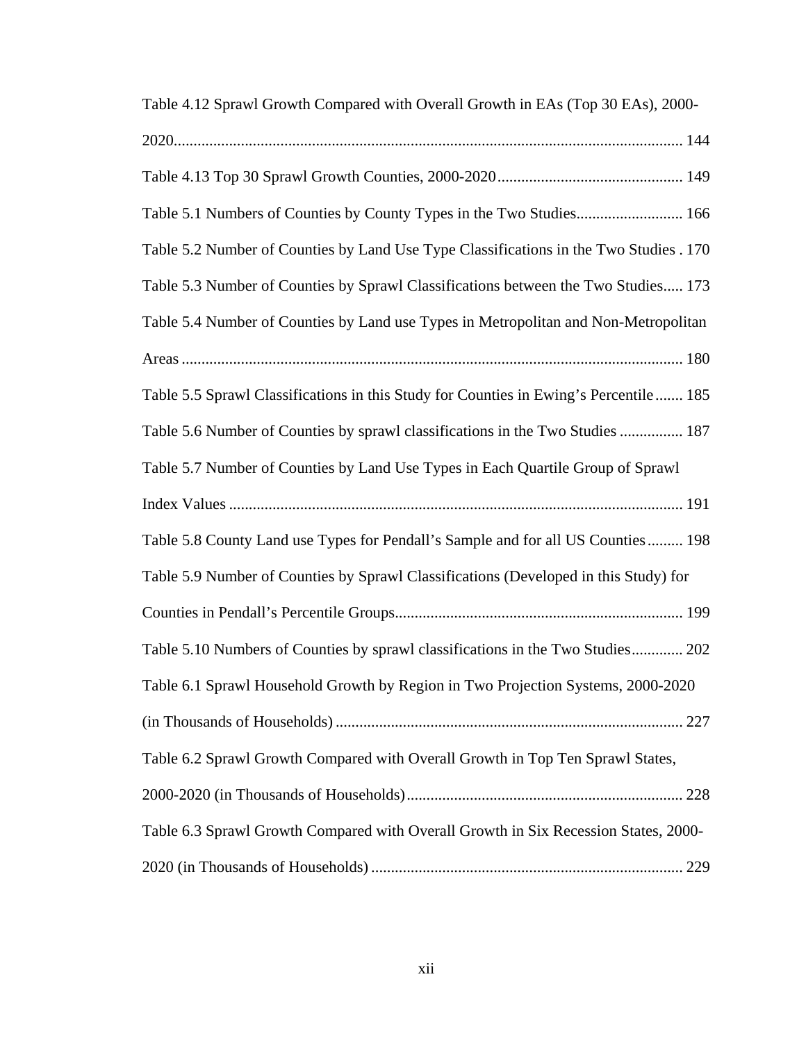Table 4.12 Sprawl Growth Compared with Overall Growth in EAs (Top 30 EAs), 2000-2020 ................................................................................................................ 144

Table 4.13 Top 30 Sprawl Growth Counties, 2000-2020 .............................................. 149

Table 5.1 Numbers of Counties by County Types in the Two Studies........................... 166

Table 5.2 Number of Counties by Land Use Type Classifications in the Two Studies . 170

Table 5.3 Number of Counties by Sprawl Classifications between the Two Studies..... 173

Table 5.4 Number of Counties by Land use Types in Metropolitan and Non-Metropolitan Areas ............................................................................................................................. 180

Table 5.5 Sprawl Classifications in this Study for Counties in Ewing's Percentile ....... 185

Table 5.6 Number of Counties by sprawl classifications in the Two Studies ................ 187

Table 5.7 Number of Counties by Land Use Types in Each Quartile Group of Sprawl Index Values .................................................................................................................. 191

Table 5.8 County Land use Types for Pendall's Sample and for all US Counties ......... 198

Table 5.9 Number of Counties by Sprawl Classifications (Developed in this Study) for Counties in Pendall's Percentile Groups........................................................................ 199

Table 5.10 Numbers of Counties by sprawl classifications in the Two Studies............. 202

Table 6.1 Sprawl Household Growth by Region in Two Projection Systems, 2000-2020 (in Thousands of Households) ....................................................................................... 227

Table 6.2 Sprawl Growth Compared with Overall Growth in Top Ten Sprawl States, 2000-2020 (in Thousands of Households)...................................................................... 228

Table 6.3 Sprawl Growth Compared with Overall Growth in Six Recession States, 2000-2020 (in Thousands of Households) .............................................................................. 229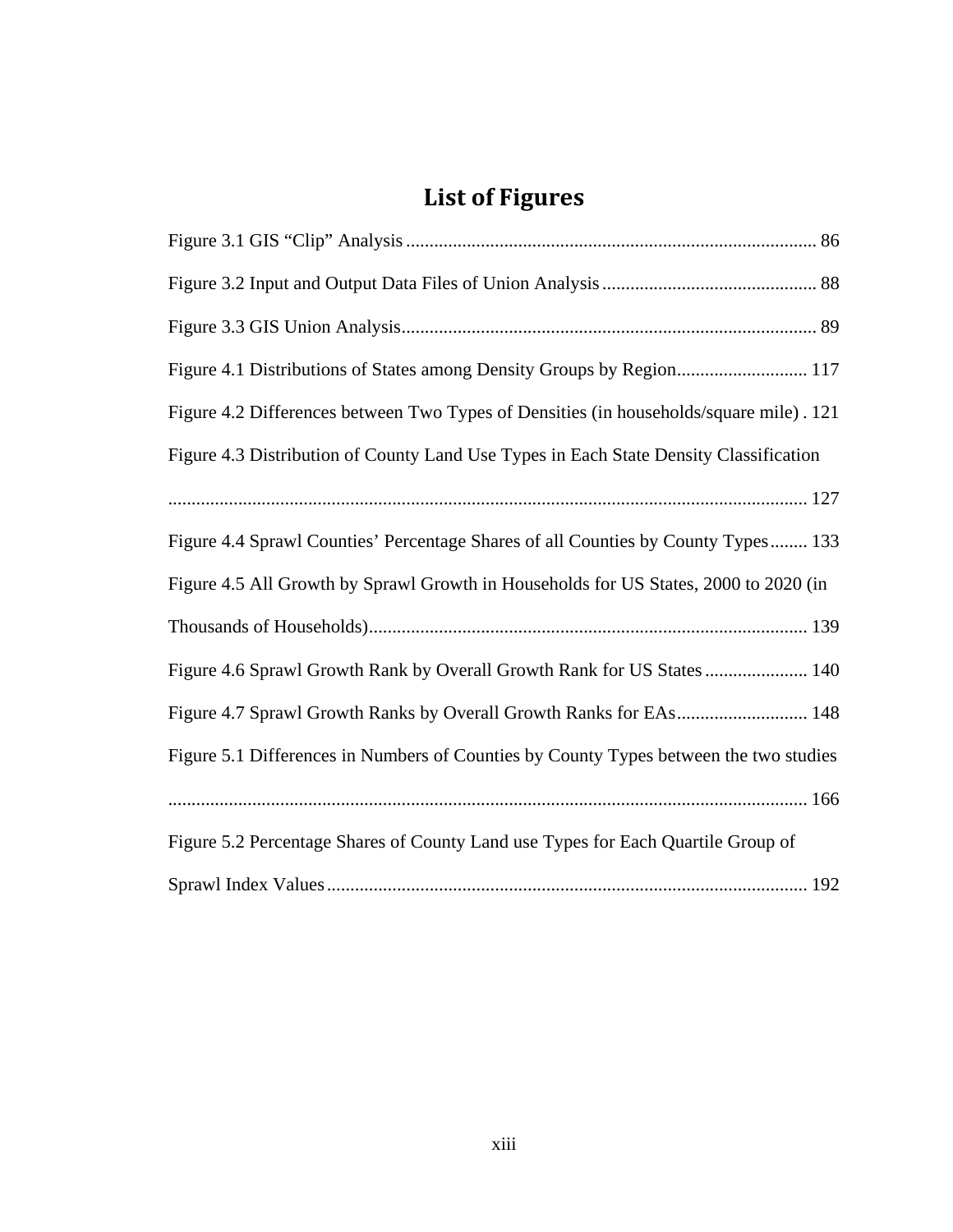# List of Figures

Figure 3.1 GIS “Clip” Analysis ........................................................................................ 86

Figure 3.2 Input and Output Data Files of Union Analysis ............................................. 88

Figure 3.3 GIS Union Analysis ......................................................................................... 89

Figure 4.1 Distributions of States among Density Groups by Region ............................ 117

Figure 4.2 Differences between Two Types of Densities (in households/square mile) . 121

Figure 4.3 Distribution of County Land Use Types in Each State Density Classification ........................................................................................................................... 127

Figure 4.4 Sprawl Counties’ Percentage Shares of all Counties by County Types ........ 133

Figure 4.5 All Growth by Sprawl Growth in Households for US States, 2000 to 2020 (in Thousands of Households) ............................................................................................. 139

Figure 4.6 Sprawl Growth Rank by Overall Growth Rank for US States ...................... 140

Figure 4.7 Sprawl Growth Ranks by Overall Growth Ranks for EAs ............................ 148

Figure 5.1 Differences in Numbers of Counties by County Types between the two studies ........................................................................................................................... 166

Figure 5.2 Percentage Shares of County Land use Types for Each Quartile Group of Sprawl Index Values ....................................................................................................... 192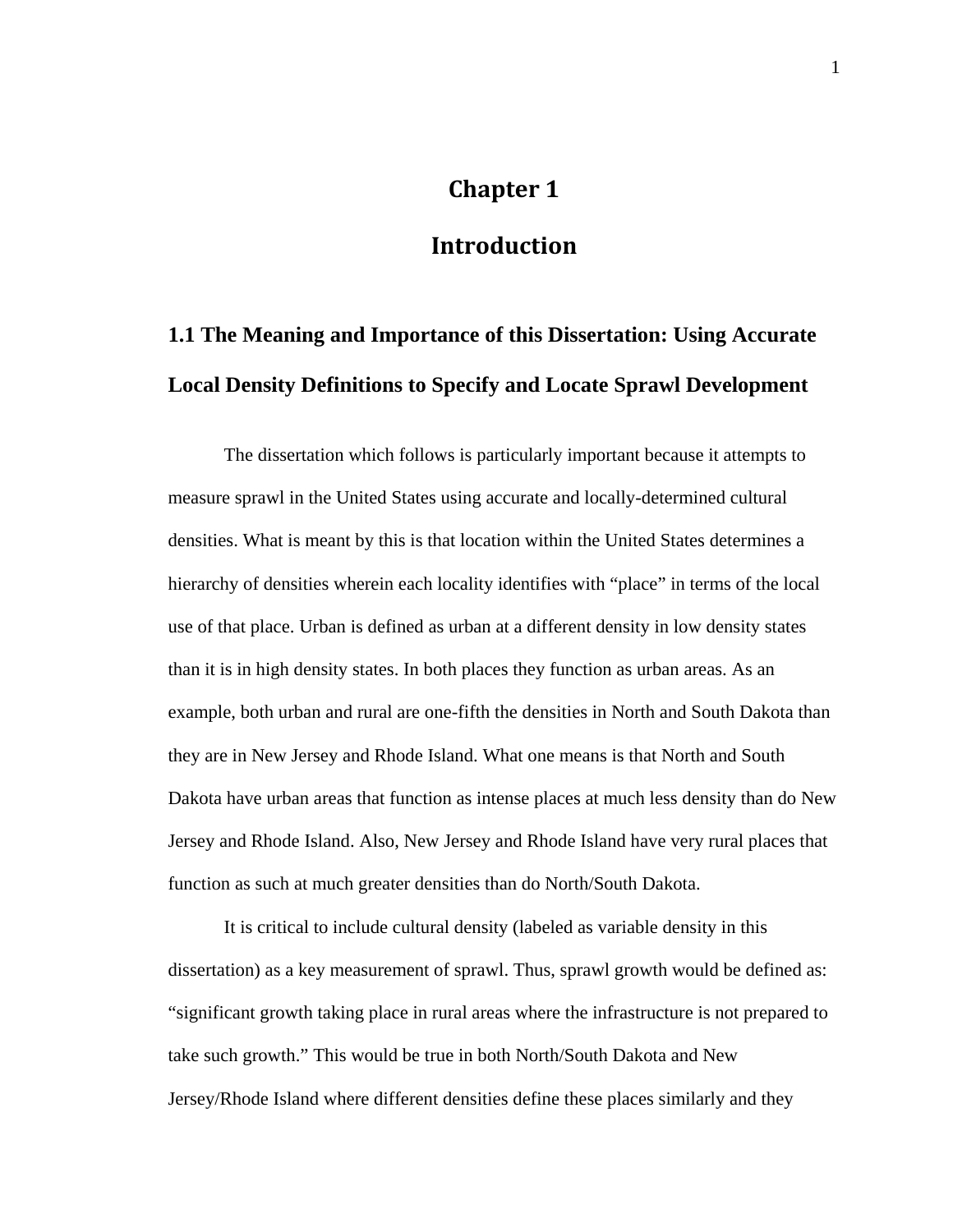# Chapter 1

# Introduction

## 1.1 The Meaning and Importance of this Dissertation: Using Accurate Local Density Definitions to Specify and Locate Sprawl Development

The dissertation which follows is particularly important because it attempts to measure sprawl in the United States using accurate and locally-determined cultural densities. What is meant by this is that location within the United States determines a hierarchy of densities wherein each locality identifies with "place" in terms of the local use of that place. Urban is defined as urban at a different density in low density states than it is in high density states. In both places they function as urban areas. As an example, both urban and rural are one-fifth the densities in North and South Dakota than they are in New Jersey and Rhode Island. What one means is that North and South Dakota have urban areas that function as intense places at much less density than do New Jersey and Rhode Island. Also, New Jersey and Rhode Island have very rural places that function as such at much greater densities than do North/South Dakota.

It is critical to include cultural density (labeled as variable density in this dissertation) as a key measurement of sprawl. Thus, sprawl growth would be defined as: "significant growth taking place in rural areas where the infrastructure is not prepared to take such growth." This would be true in both North/South Dakota and New Jersey/Rhode Island where different densities define these places similarly and they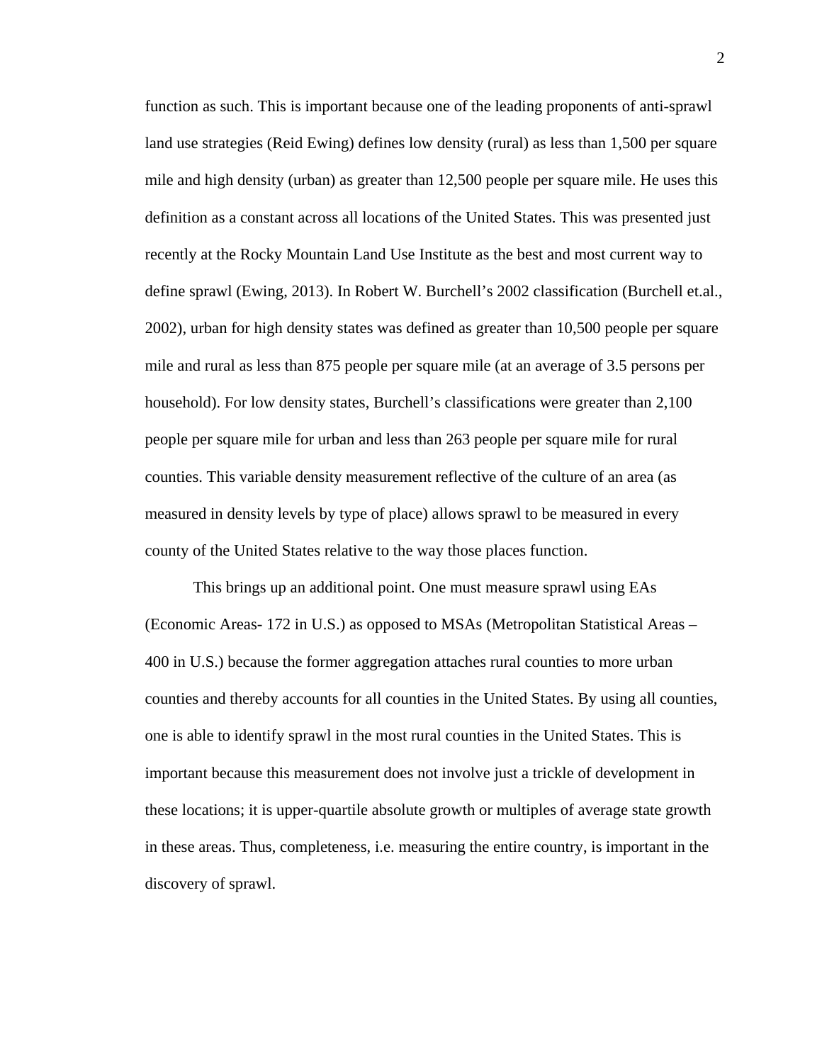function as such. This is important because one of the leading proponents of anti-sprawl land use strategies (Reid Ewing) defines low density (rural) as less than 1,500 per square mile and high density (urban) as greater than 12,500 people per square mile. He uses this definition as a constant across all locations of the United States. This was presented just recently at the Rocky Mountain Land Use Institute as the best and most current way to define sprawl (Ewing, 2013). In Robert W. Burchell's 2002 classification (Burchell et.al., 2002), urban for high density states was defined as greater than 10,500 people per square mile and rural as less than 875 people per square mile (at an average of 3.5 persons per household). For low density states, Burchell's classifications were greater than 2,100 people per square mile for urban and less than 263 people per square mile for rural counties. This variable density measurement reflective of the culture of an area (as measured in density levels by type of place) allows sprawl to be measured in every county of the United States relative to the way those places function.

This brings up an additional point. One must measure sprawl using EAs (Economic Areas- 172 in U.S.) as opposed to MSAs (Metropolitan Statistical Areas – 400 in U.S.) because the former aggregation attaches rural counties to more urban counties and thereby accounts for all counties in the United States. By using all counties, one is able to identify sprawl in the most rural counties in the United States. This is important because this measurement does not involve just a trickle of development in these locations; it is upper-quartile absolute growth or multiples of average state growth in these areas. Thus, completeness, i.e. measuring the entire country, is important in the discovery of sprawl.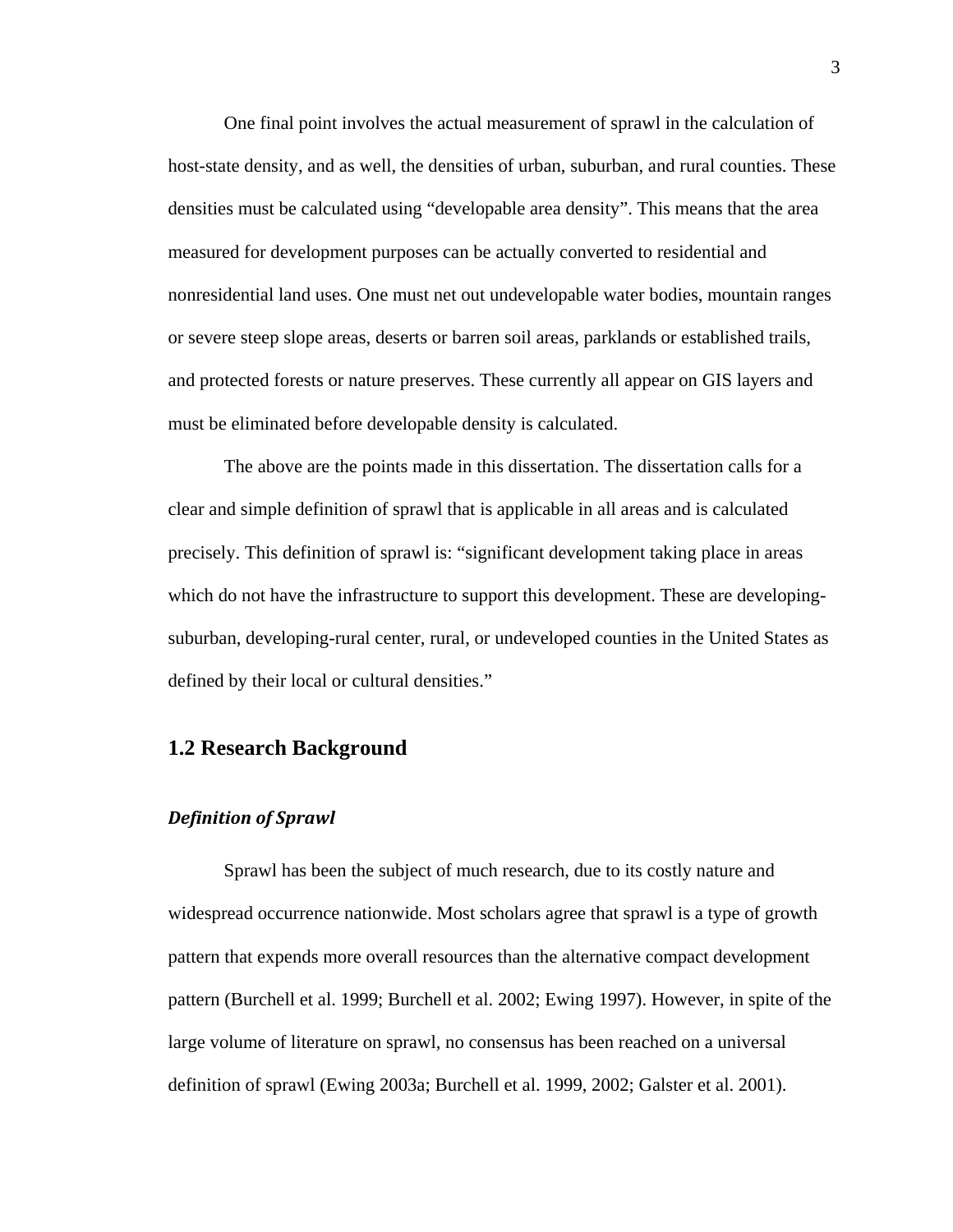One final point involves the actual measurement of sprawl in the calculation of host-state density, and as well, the densities of urban, suburban, and rural counties. These densities must be calculated using "developable area density". This means that the area measured for development purposes can be actually converted to residential and nonresidential land uses. One must net out undevelopable water bodies, mountain ranges or severe steep slope areas, deserts or barren soil areas, parklands or established trails, and protected forests or nature preserves. These currently all appear on GIS layers and must be eliminated before developable density is calculated.

The above are the points made in this dissertation. The dissertation calls for a clear and simple definition of sprawl that is applicable in all areas and is calculated precisely. This definition of sprawl is: "significant development taking place in areas which do not have the infrastructure to support this development. These are developing-suburban, developing-rural center, rural, or undeveloped counties in the United States as defined by their local or cultural densities."

## 1.2 Research Background

### *Definition of Sprawl*

Sprawl has been the subject of much research, due to its costly nature and widespread occurrence nationwide. Most scholars agree that sprawl is a type of growth pattern that expends more overall resources than the alternative compact development pattern (Burchell et al. 1999; Burchell et al. 2002; Ewing 1997). However, in spite of the large volume of literature on sprawl, no consensus has been reached on a universal definition of sprawl (Ewing 2003a; Burchell et al. 1999, 2002; Galster et al. 2001).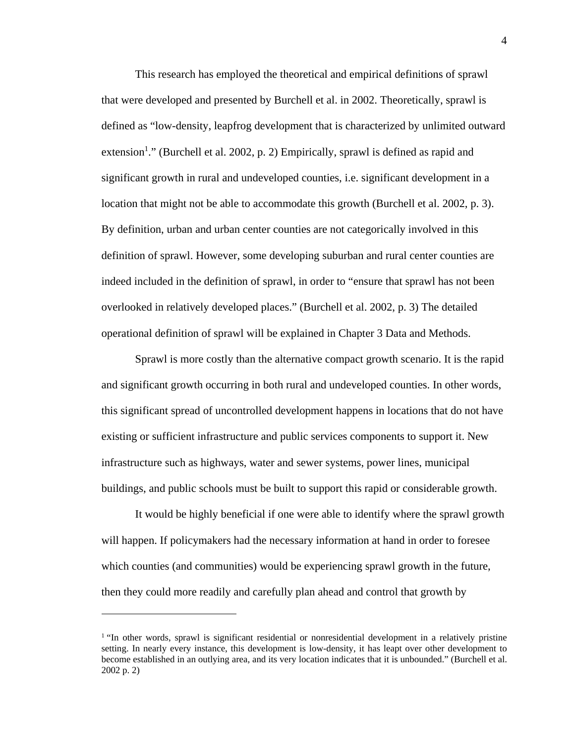This research has employed the theoretical and empirical definitions of sprawl that were developed and presented by Burchell et al. in 2002. Theoretically, sprawl is defined as "low-density, leapfrog development that is characterized by unlimited outward extension[1]." (Burchell et al. 2002, p. 2) Empirically, sprawl is defined as rapid and significant growth in rural and undeveloped counties, i.e. significant development in a location that might not be able to accommodate this growth (Burchell et al. 2002, p. 3). By definition, urban and urban center counties are not categorically involved in this definition of sprawl. However, some developing suburban and rural center counties are indeed included in the definition of sprawl, in order to "ensure that sprawl has not been overlooked in relatively developed places." (Burchell et al. 2002, p. 3) The detailed operational definition of sprawl will be explained in Chapter 3 Data and Methods.

Sprawl is more costly than the alternative compact growth scenario. It is the rapid and significant growth occurring in both rural and undeveloped counties. In other words, this significant spread of uncontrolled development happens in locations that do not have existing or sufficient infrastructure and public services components to support it. New infrastructure such as highways, water and sewer systems, power lines, municipal buildings, and public schools must be built to support this rapid or considerable growth.

It would be highly beneficial if one were able to identify where the sprawl growth will happen. If policymakers had the necessary information at hand in order to foresee which counties (and communities) would be experiencing sprawl growth in the future, then they could more readily and carefully plan ahead and control that growth by

---

[1] "In other words, sprawl is significant residential or nonresidential development in a relatively pristine setting. In nearly every instance, this development is low-density, it has leapt over other development to become established in an outlying area, and its very location indicates that it is unbounded." (Burchell et al. 2002 p. 2)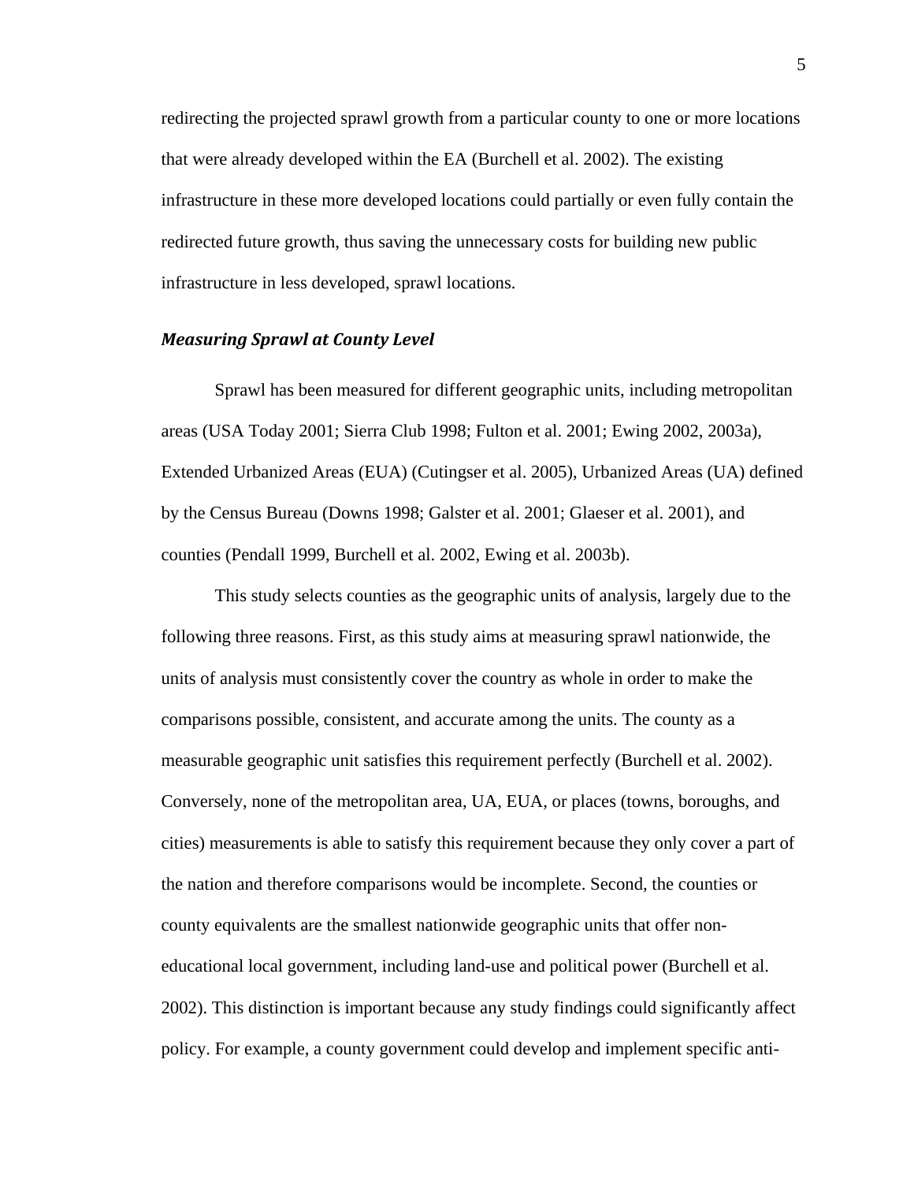redirecting the projected sprawl growth from a particular county to one or more locations that were already developed within the EA (Burchell et al. 2002). The existing infrastructure in these more developed locations could partially or even fully contain the redirected future growth, thus saving the unnecessary costs for building new public infrastructure in less developed, sprawl locations.

### ***Measuring Sprawl at County Level***

Sprawl has been measured for different geographic units, including metropolitan areas (USA Today 2001; Sierra Club 1998; Fulton et al. 2001; Ewing 2002, 2003a), Extended Urbanized Areas (EUA) (Cutingser et al. 2005), Urbanized Areas (UA) defined by the Census Bureau (Downs 1998; Galster et al. 2001; Glaeser et al. 2001), and counties (Pendall 1999, Burchell et al. 2002, Ewing et al. 2003b).

This study selects counties as the geographic units of analysis, largely due to the following three reasons. First, as this study aims at measuring sprawl nationwide, the units of analysis must consistently cover the country as whole in order to make the comparisons possible, consistent, and accurate among the units. The county as a measurable geographic unit satisfies this requirement perfectly (Burchell et al. 2002). Conversely, none of the metropolitan area, UA, EUA, or places (towns, boroughs, and cities) measurements is able to satisfy this requirement because they only cover a part of the nation and therefore comparisons would be incomplete. Second, the counties or county equivalents are the smallest nationwide geographic units that offer non-educational local government, including land-use and political power (Burchell et al. 2002). This distinction is important because any study findings could significantly affect policy. For example, a county government could develop and implement specific anti-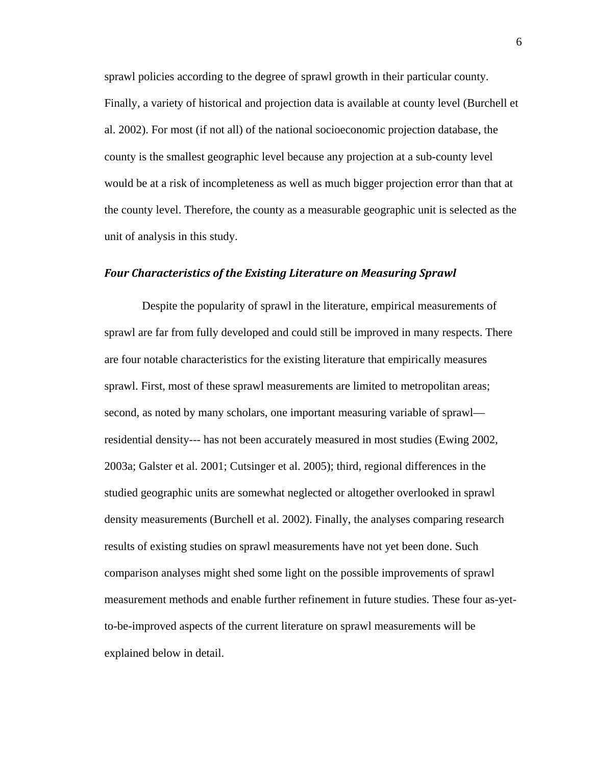sprawl policies according to the degree of sprawl growth in their particular county. Finally, a variety of historical and projection data is available at county level (Burchell et al. 2002). For most (if not all) of the national socioeconomic projection database, the county is the smallest geographic level because any projection at a sub-county level would be at a risk of incompleteness as well as much bigger projection error than that at the county level. Therefore, the county as a measurable geographic unit is selected as the unit of analysis in this study.

### *Four Characteristics of the Existing Literature on Measuring Sprawl*

Despite the popularity of sprawl in the literature, empirical measurements of sprawl are far from fully developed and could still be improved in many respects. There are four notable characteristics for the existing literature that empirically measures sprawl. First, most of these sprawl measurements are limited to metropolitan areas; second, as noted by many scholars, one important measuring variable of sprawl—residential density--- has not been accurately measured in most studies (Ewing 2002, 2003a; Galster et al. 2001; Cutsinger et al. 2005); third, regional differences in the studied geographic units are somewhat neglected or altogether overlooked in sprawl density measurements (Burchell et al. 2002). Finally, the analyses comparing research results of existing studies on sprawl measurements have not yet been done. Such comparison analyses might shed some light on the possible improvements of sprawl measurement methods and enable further refinement in future studies. These four as-yet-to-be-improved aspects of the current literature on sprawl measurements will be explained below in detail.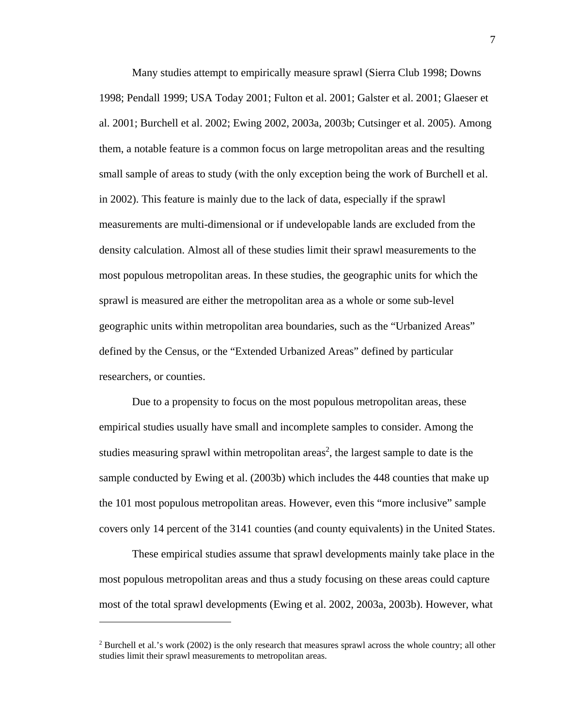Many studies attempt to empirically measure sprawl (Sierra Club 1998; Downs 1998; Pendall 1999; USA Today 2001; Fulton et al. 2001; Galster et al. 2001; Glaeser et al. 2001; Burchell et al. 2002; Ewing 2002, 2003a, 2003b; Cutsinger et al. 2005). Among them, a notable feature is a common focus on large metropolitan areas and the resulting small sample of areas to study (with the only exception being the work of Burchell et al. in 2002). This feature is mainly due to the lack of data, especially if the sprawl measurements are multi-dimensional or if undevelopable lands are excluded from the density calculation. Almost all of these studies limit their sprawl measurements to the most populous metropolitan areas. In these studies, the geographic units for which the sprawl is measured are either the metropolitan area as a whole or some sub-level geographic units within metropolitan area boundaries, such as the "Urbanized Areas" defined by the Census, or the "Extended Urbanized Areas" defined by particular researchers, or counties.

Due to a propensity to focus on the most populous metropolitan areas, these empirical studies usually have small and incomplete samples to consider. Among the studies measuring sprawl within metropolitan areas[2], the largest sample to date is the sample conducted by Ewing et al. (2003b) which includes the 448 counties that make up the 101 most populous metropolitan areas. However, even this "more inclusive" sample covers only 14 percent of the 3141 counties (and county equivalents) in the United States.

These empirical studies assume that sprawl developments mainly take place in the most populous metropolitan areas and thus a study focusing on these areas could capture most of the total sprawl developments (Ewing et al. 2002, 2003a, 2003b). However, what

[2] Burchell et al.'s work (2002) is the only research that measures sprawl across the whole country; all other studies limit their sprawl measurements to metropolitan areas.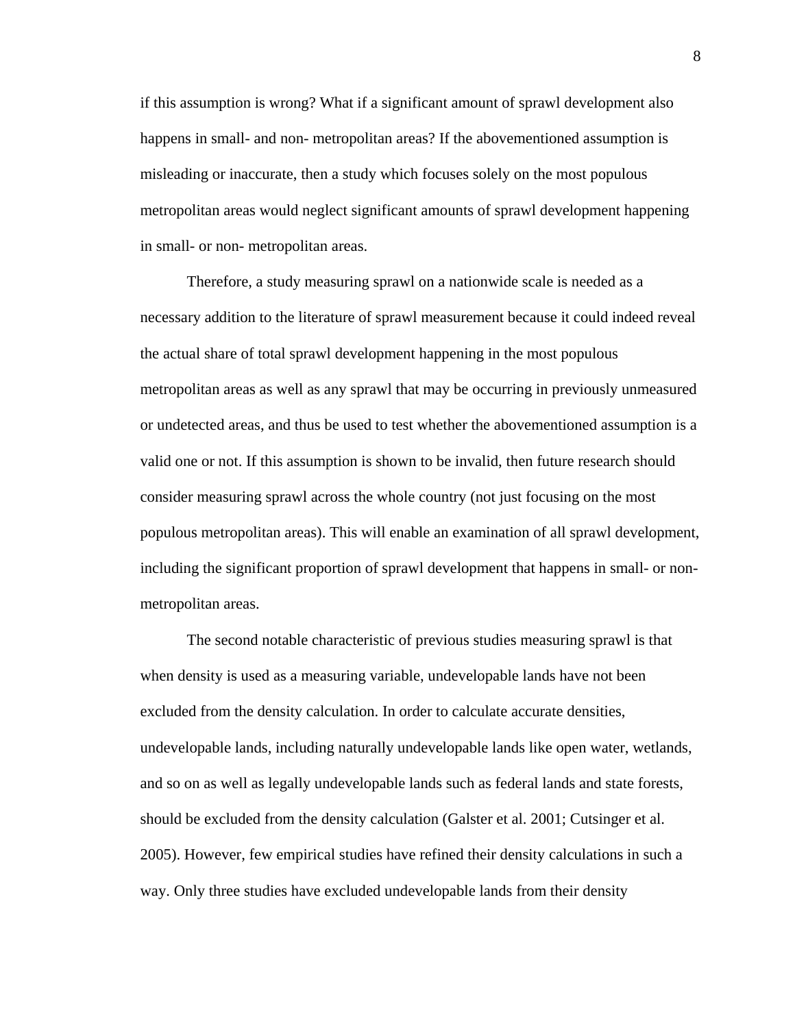if this assumption is wrong? What if a significant amount of sprawl development also happens in small- and non- metropolitan areas? If the abovementioned assumption is misleading or inaccurate, then a study which focuses solely on the most populous metropolitan areas would neglect significant amounts of sprawl development happening in small- or non- metropolitan areas.

Therefore, a study measuring sprawl on a nationwide scale is needed as a necessary addition to the literature of sprawl measurement because it could indeed reveal the actual share of total sprawl development happening in the most populous metropolitan areas as well as any sprawl that may be occurring in previously unmeasured or undetected areas, and thus be used to test whether the abovementioned assumption is a valid one or not. If this assumption is shown to be invalid, then future research should consider measuring sprawl across the whole country (not just focusing on the most populous metropolitan areas). This will enable an examination of all sprawl development, including the significant proportion of sprawl development that happens in small- or non-metropolitan areas.

The second notable characteristic of previous studies measuring sprawl is that when density is used as a measuring variable, undevelopable lands have not been excluded from the density calculation. In order to calculate accurate densities, undevelopable lands, including naturally undevelopable lands like open water, wetlands, and so on as well as legally undevelopable lands such as federal lands and state forests, should be excluded from the density calculation (Galster et al. 2001; Cutsinger et al. 2005). However, few empirical studies have refined their density calculations in such a way. Only three studies have excluded undevelopable lands from their density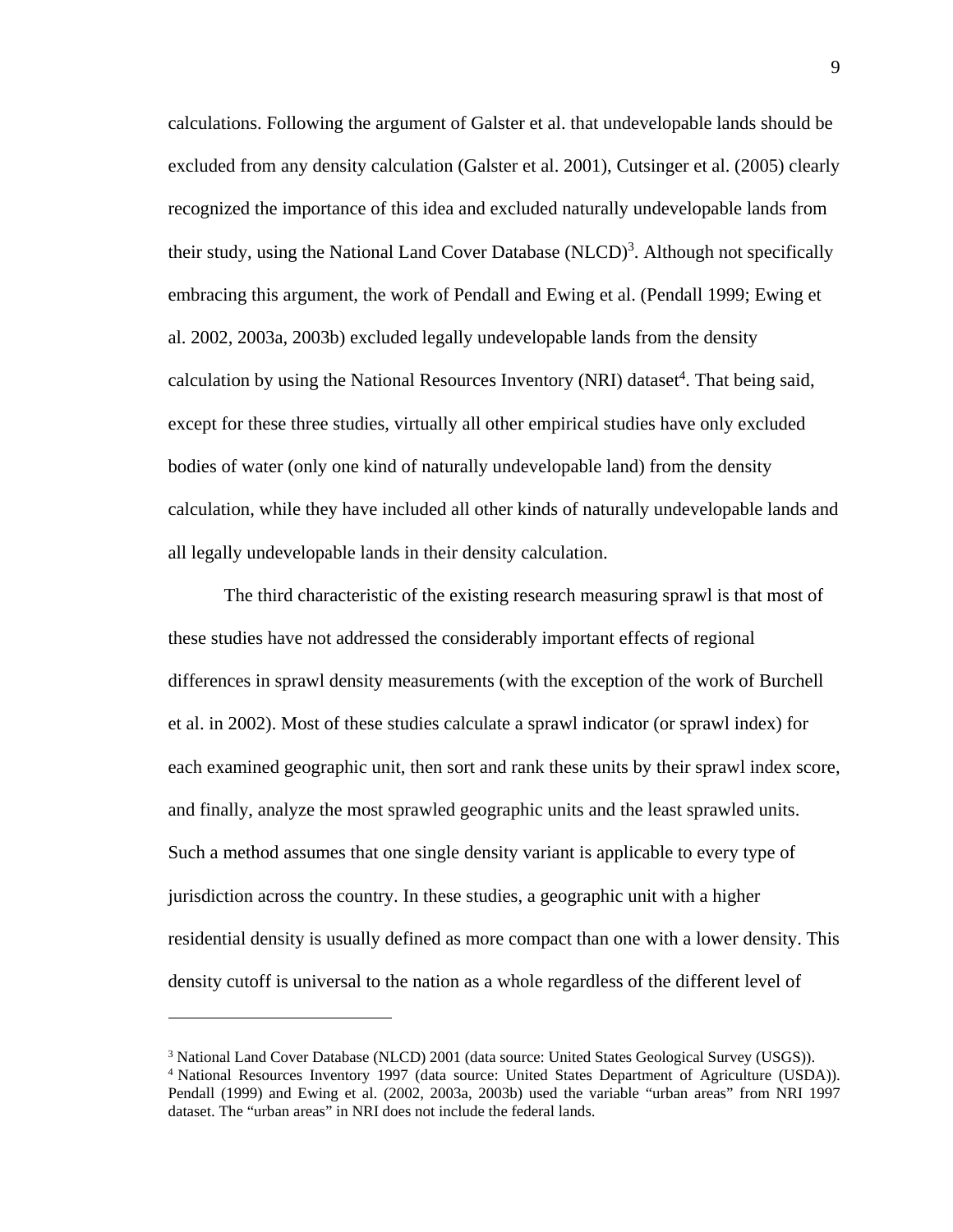calculations. Following the argument of Galster et al. that undevelopable lands should be excluded from any density calculation (Galster et al. 2001), Cutsinger et al. (2005) clearly recognized the importance of this idea and excluded naturally undevelopable lands from their study, using the National Land Cover Database (NLCD)[3]. Although not specifically embracing this argument, the work of Pendall and Ewing et al. (Pendall 1999; Ewing et al. 2002, 2003a, 2003b) excluded legally undevelopable lands from the density calculation by using the National Resources Inventory (NRI) dataset[4]. That being said, except for these three studies, virtually all other empirical studies have only excluded bodies of water (only one kind of naturally undevelopable land) from the density calculation, while they have included all other kinds of naturally undevelopable lands and all legally undevelopable lands in their density calculation.

The third characteristic of the existing research measuring sprawl is that most of these studies have not addressed the considerably important effects of regional differences in sprawl density measurements (with the exception of the work of Burchell et al. in 2002). Most of these studies calculate a sprawl indicator (or sprawl index) for each examined geographic unit, then sort and rank these units by their sprawl index score, and finally, analyze the most sprawled geographic units and the least sprawled units. Such a method assumes that one single density variant is applicable to every type of jurisdiction across the country. In these studies, a geographic unit with a higher residential density is usually defined as more compact than one with a lower density. This density cutoff is universal to the nation as a whole regardless of the different level of

---

[3] National Land Cover Database (NLCD) 2001 (data source: United States Geological Survey (USGS)).

[4] National Resources Inventory 1997 (data source: United States Department of Agriculture (USDA)). Pendall (1999) and Ewing et al. (2002, 2003a, 2003b) used the variable "urban areas" from NRI 1997 dataset. The "urban areas" in NRI does not include the federal lands.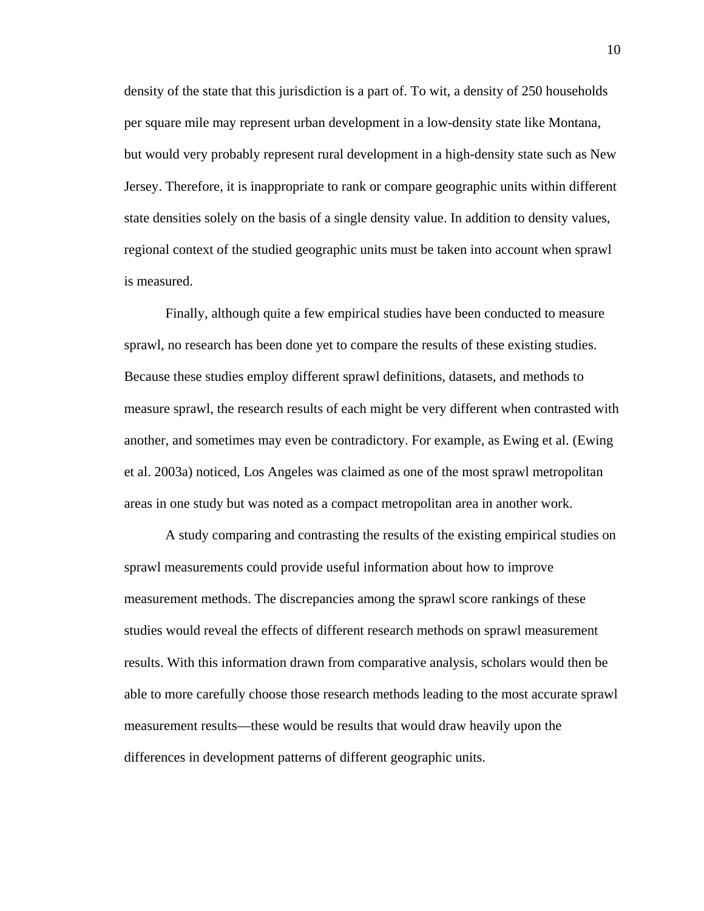density of the state that this jurisdiction is a part of. To wit, a density of 250 households per square mile may represent urban development in a low-density state like Montana, but would very probably represent rural development in a high-density state such as New Jersey. Therefore, it is inappropriate to rank or compare geographic units within different state densities solely on the basis of a single density value. In addition to density values, regional context of the studied geographic units must be taken into account when sprawl is measured.

Finally, although quite a few empirical studies have been conducted to measure sprawl, no research has been done yet to compare the results of these existing studies. Because these studies employ different sprawl definitions, datasets, and methods to measure sprawl, the research results of each might be very different when contrasted with another, and sometimes may even be contradictory. For example, as Ewing et al. (Ewing et al. 2003a) noticed, Los Angeles was claimed as one of the most sprawl metropolitan areas in one study but was noted as a compact metropolitan area in another work.

A study comparing and contrasting the results of the existing empirical studies on sprawl measurements could provide useful information about how to improve measurement methods. The discrepancies among the sprawl score rankings of these studies would reveal the effects of different research methods on sprawl measurement results. With this information drawn from comparative analysis, scholars would then be able to more carefully choose those research methods leading to the most accurate sprawl measurement results—these would be results that would draw heavily upon the differences in development patterns of different geographic units.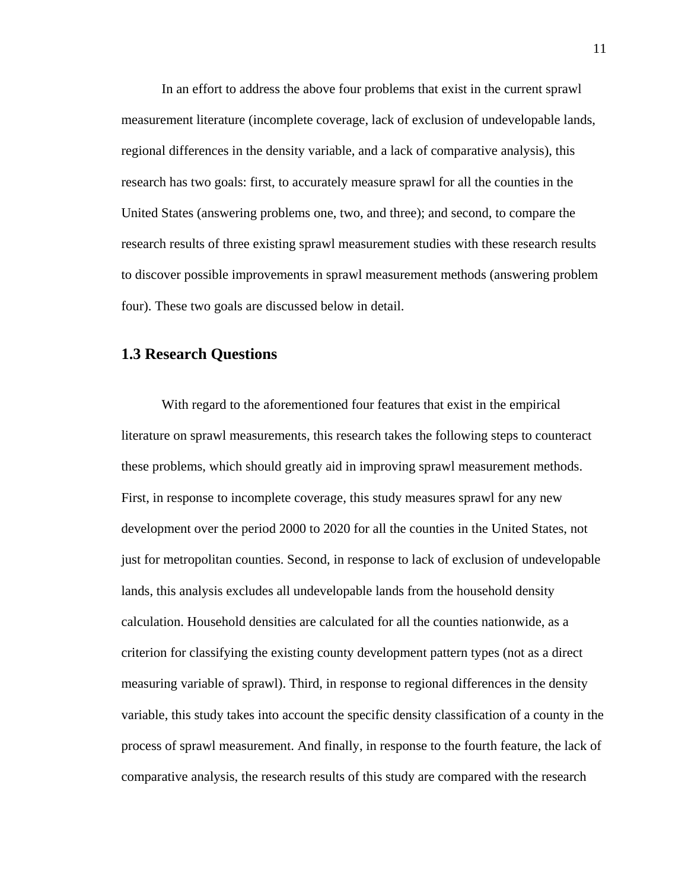In an effort to address the above four problems that exist in the current sprawl measurement literature (incomplete coverage, lack of exclusion of undevelopable lands, regional differences in the density variable, and a lack of comparative analysis), this research has two goals: first, to accurately measure sprawl for all the counties in the United States (answering problems one, two, and three); and second, to compare the research results of three existing sprawl measurement studies with these research results to discover possible improvements in sprawl measurement methods (answering problem four). These two goals are discussed below in detail.

## 1.3 Research Questions

With regard to the aforementioned four features that exist in the empirical literature on sprawl measurements, this research takes the following steps to counteract these problems, which should greatly aid in improving sprawl measurement methods. First, in response to incomplete coverage, this study measures sprawl for any new development over the period 2000 to 2020 for all the counties in the United States, not just for metropolitan counties. Second, in response to lack of exclusion of undevelopable lands, this analysis excludes all undevelopable lands from the household density calculation. Household densities are calculated for all the counties nationwide, as a criterion for classifying the existing county development pattern types (not as a direct measuring variable of sprawl). Third, in response to regional differences in the density variable, this study takes into account the specific density classification of a county in the process of sprawl measurement. And finally, in response to the fourth feature, the lack of comparative analysis, the research results of this study are compared with the research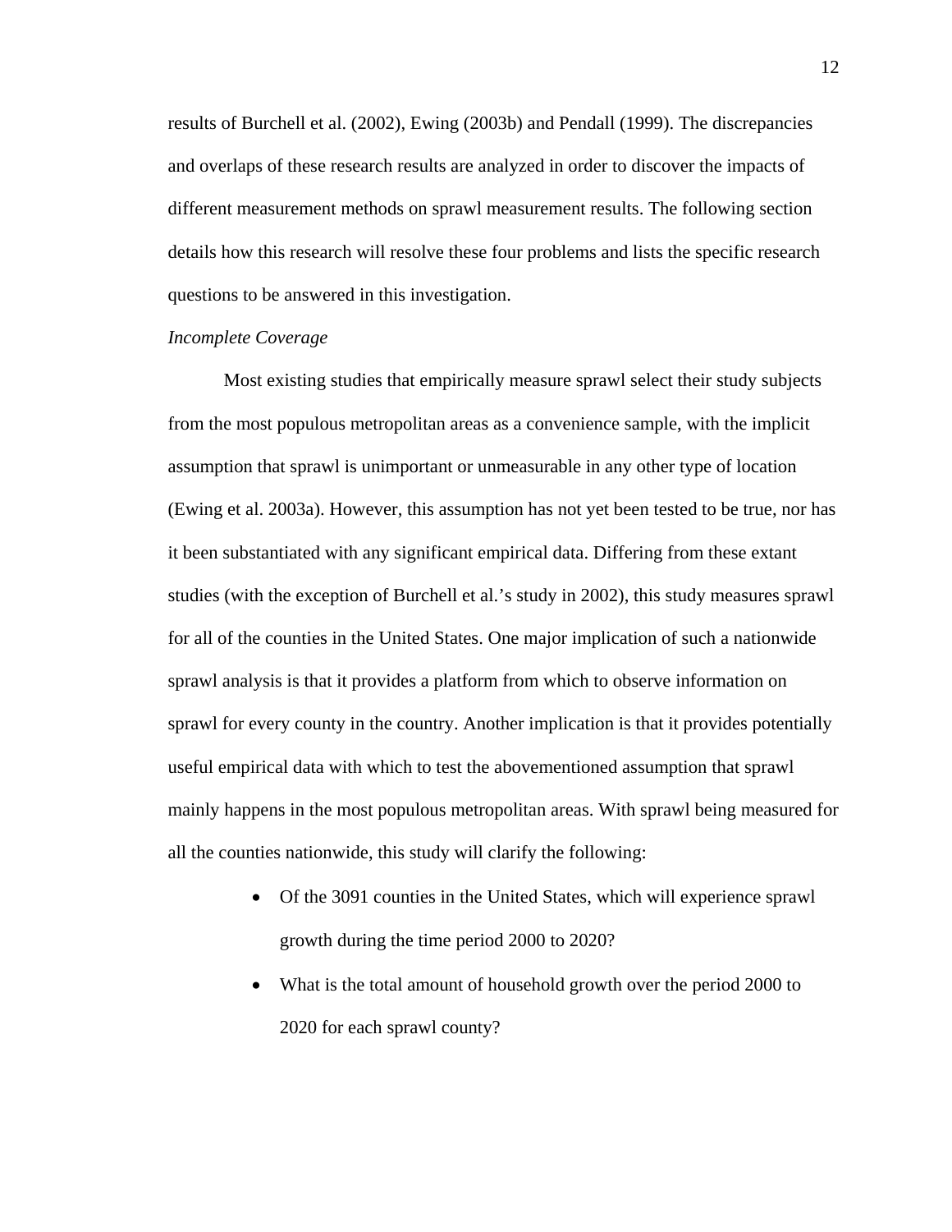results of Burchell et al. (2002), Ewing (2003b) and Pendall (1999). The discrepancies and overlaps of these research results are analyzed in order to discover the impacts of different measurement methods on sprawl measurement results. The following section details how this research will resolve these four problems and lists the specific research questions to be answered in this investigation.

*Incomplete Coverage*

Most existing studies that empirically measure sprawl select their study subjects from the most populous metropolitan areas as a convenience sample, with the implicit assumption that sprawl is unimportant or unmeasurable in any other type of location (Ewing et al. 2003a). However, this assumption has not yet been tested to be true, nor has it been substantiated with any significant empirical data. Differing from these extant studies (with the exception of Burchell et al.'s study in 2002), this study measures sprawl for all of the counties in the United States. One major implication of such a nationwide sprawl analysis is that it provides a platform from which to observe information on sprawl for every county in the country. Another implication is that it provides potentially useful empirical data with which to test the abovementioned assumption that sprawl mainly happens in the most populous metropolitan areas. With sprawl being measured for all the counties nationwide, this study will clarify the following:

- Of the 3091 counties in the United States, which will experience sprawl growth during the time period 2000 to 2020?
- What is the total amount of household growth over the period 2000 to 2020 for each sprawl county?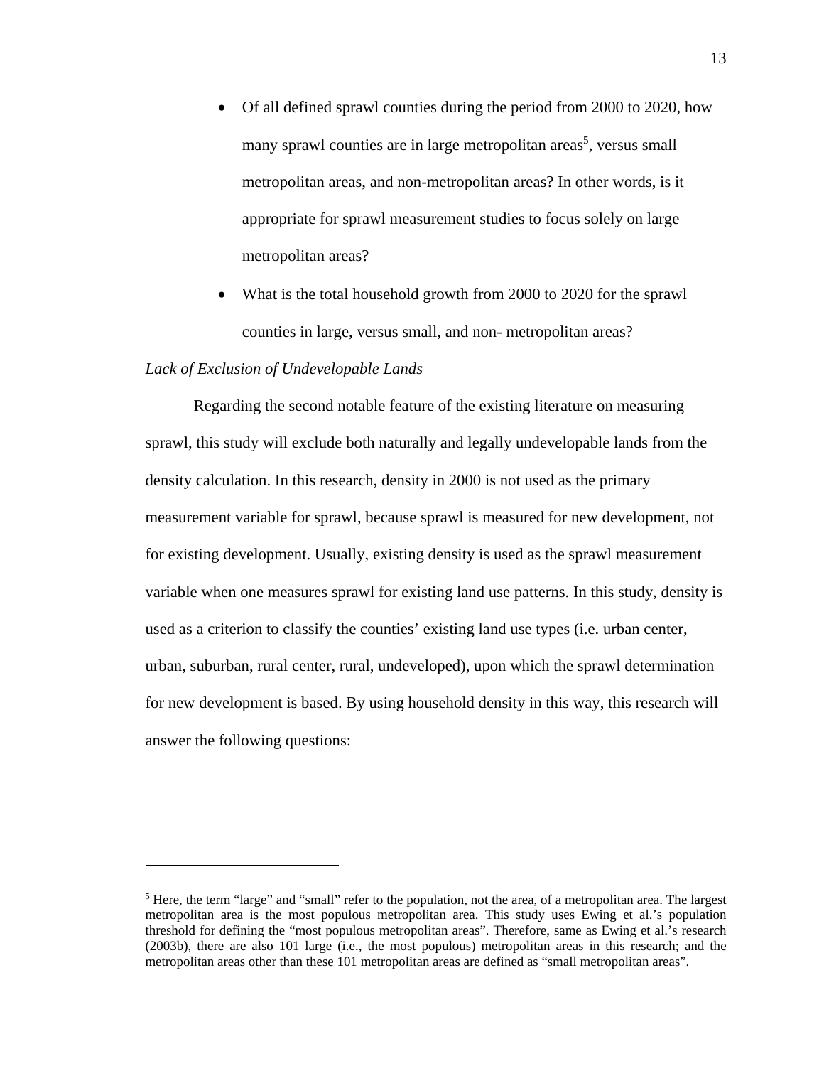- Of all defined sprawl counties during the period from 2000 to 2020, how many sprawl counties are in large metropolitan areas[5], versus small metropolitan areas, and non-metropolitan areas? In other words, is it appropriate for sprawl measurement studies to focus solely on large metropolitan areas?
- What is the total household growth from 2000 to 2020 for the sprawl counties in large, versus small, and non- metropolitan areas?

*Lack of Exclusion of Undevelopable Lands*

Regarding the second notable feature of the existing literature on measuring sprawl, this study will exclude both naturally and legally undevelopable lands from the density calculation. In this research, density in 2000 is not used as the primary measurement variable for sprawl, because sprawl is measured for new development, not for existing development. Usually, existing density is used as the sprawl measurement variable when one measures sprawl for existing land use patterns. In this study, density is used as a criterion to classify the counties' existing land use types (i.e. urban center, urban, suburban, rural center, rural, undeveloped), upon which the sprawl determination for new development is based. By using household density in this way, this research will answer the following questions:

---

[5] Here, the term "large" and "small" refer to the population, not the area, of a metropolitan area. The largest metropolitan area is the most populous metropolitan area. This study uses Ewing et al.'s population threshold for defining the "most populous metropolitan areas". Therefore, same as Ewing et al.'s research (2003b), there are also 101 large (i.e., the most populous) metropolitan areas in this research; and the metropolitan areas other than these 101 metropolitan areas are defined as "small metropolitan areas".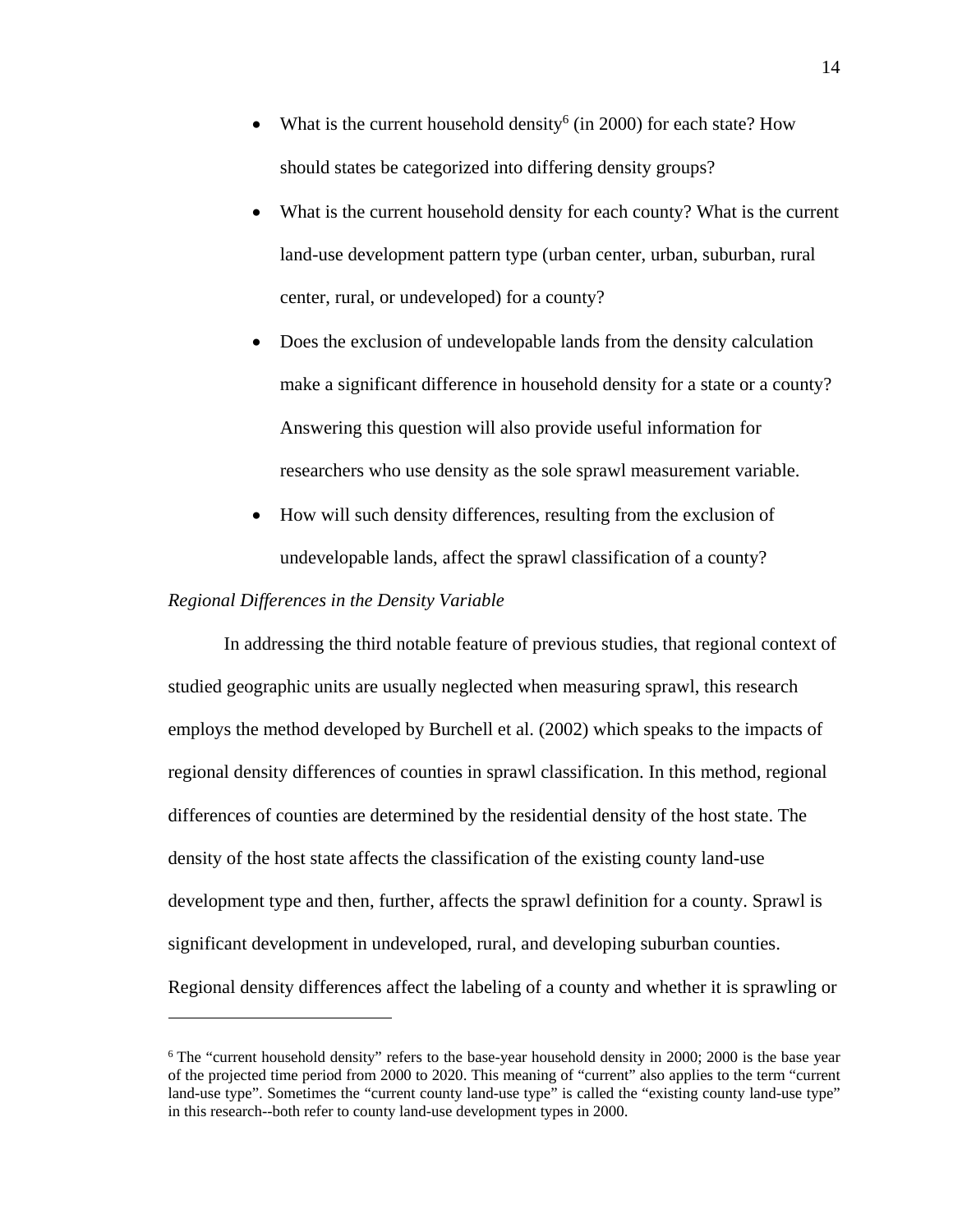- What is the current household density[6] (in 2000) for each state? How should states be categorized into differing density groups?
- What is the current household density for each county? What is the current land-use development pattern type (urban center, urban, suburban, rural center, rural, or undeveloped) for a county?
- Does the exclusion of undevelopable lands from the density calculation make a significant difference in household density for a state or a county? Answering this question will also provide useful information for researchers who use density as the sole sprawl measurement variable.
- How will such density differences, resulting from the exclusion of undevelopable lands, affect the sprawl classification of a county?

*Regional Differences in the Density Variable*

In addressing the third notable feature of previous studies, that regional context of studied geographic units are usually neglected when measuring sprawl, this research employs the method developed by Burchell et al. (2002) which speaks to the impacts of regional density differences of counties in sprawl classification. In this method, regional differences of counties are determined by the residential density of the host state. The density of the host state affects the classification of the existing county land-use development type and then, further, affects the sprawl definition for a county. Sprawl is significant development in undeveloped, rural, and developing suburban counties. Regional density differences affect the labeling of a county and whether it is sprawling or

[6] The "current household density" refers to the base-year household density in 2000; 2000 is the base year of the projected time period from 2000 to 2020. This meaning of "current" also applies to the term "current land-use type". Sometimes the "current county land-use type" is called the "existing county land-use type" in this research--both refer to county land-use development types in 2000.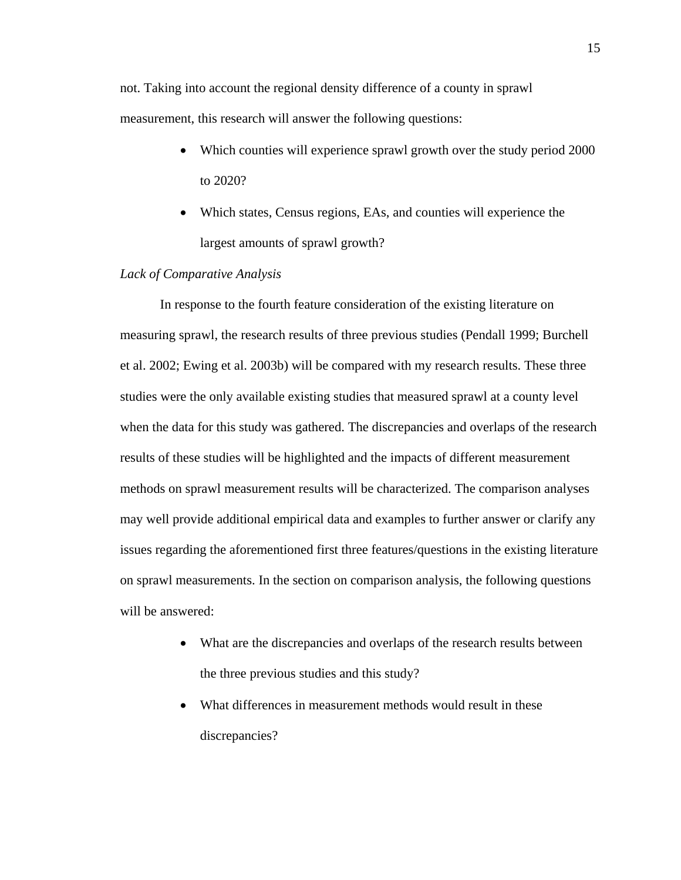not. Taking into account the regional density difference of a county in sprawl measurement, this research will answer the following questions:

- Which counties will experience sprawl growth over the study period 2000 to 2020?
- Which states, Census regions, EAs, and counties will experience the largest amounts of sprawl growth?

*Lack of Comparative Analysis*

In response to the fourth feature consideration of the existing literature on measuring sprawl, the research results of three previous studies (Pendall 1999; Burchell et al. 2002; Ewing et al. 2003b) will be compared with my research results. These three studies were the only available existing studies that measured sprawl at a county level when the data for this study was gathered. The discrepancies and overlaps of the research results of these studies will be highlighted and the impacts of different measurement methods on sprawl measurement results will be characterized. The comparison analyses may well provide additional empirical data and examples to further answer or clarify any issues regarding the aforementioned first three features/questions in the existing literature on sprawl measurements. In the section on comparison analysis, the following questions will be answered:

- What are the discrepancies and overlaps of the research results between the three previous studies and this study?
- What differences in measurement methods would result in these discrepancies?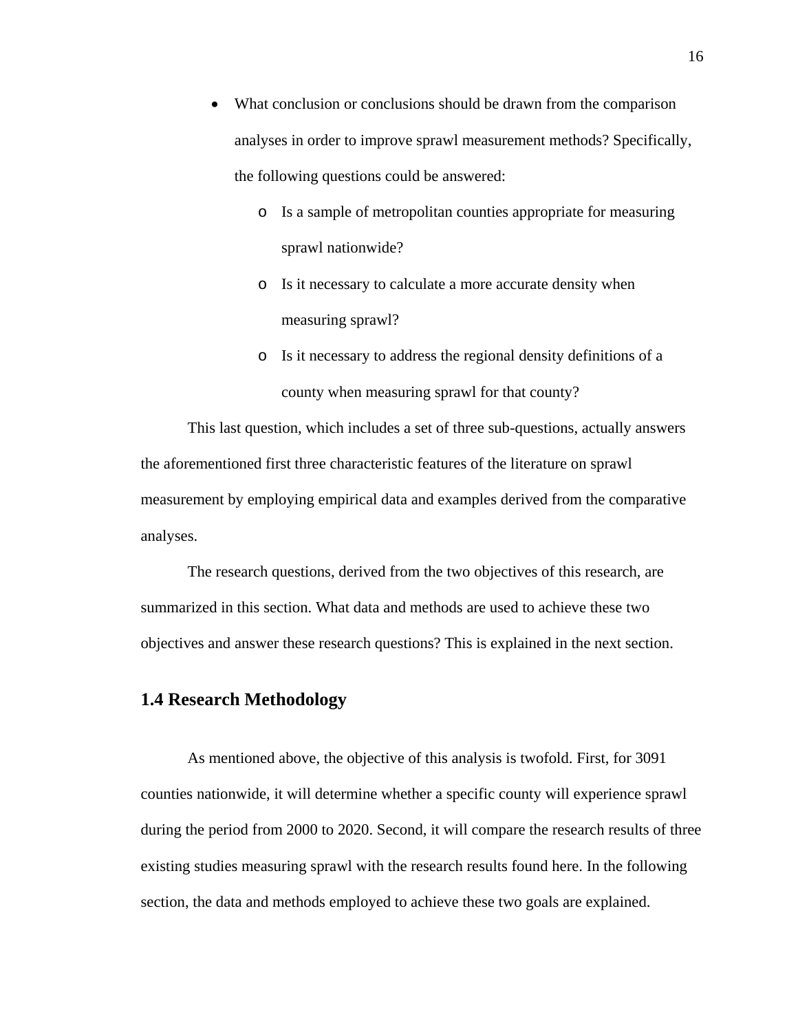- What conclusion or conclusions should be drawn from the comparison analyses in order to improve sprawl measurement methods? Specifically, the following questions could be answered:
    - Is a sample of metropolitan counties appropriate for measuring sprawl nationwide?
    - Is it necessary to calculate a more accurate density when measuring sprawl?
    - Is it necessary to address the regional density definitions of a county when measuring sprawl for that county?

This last question, which includes a set of three sub-questions, actually answers the aforementioned first three characteristic features of the literature on sprawl measurement by employing empirical data and examples derived from the comparative analyses.

The research questions, derived from the two objectives of this research, are summarized in this section. What data and methods are used to achieve these two objectives and answer these research questions? This is explained in the next section.

## 1.4 Research Methodology

As mentioned above, the objective of this analysis is twofold. First, for 3091 counties nationwide, it will determine whether a specific county will experience sprawl during the period from 2000 to 2020. Second, it will compare the research results of three existing studies measuring sprawl with the research results found here. In the following section, the data and methods employed to achieve these two goals are explained.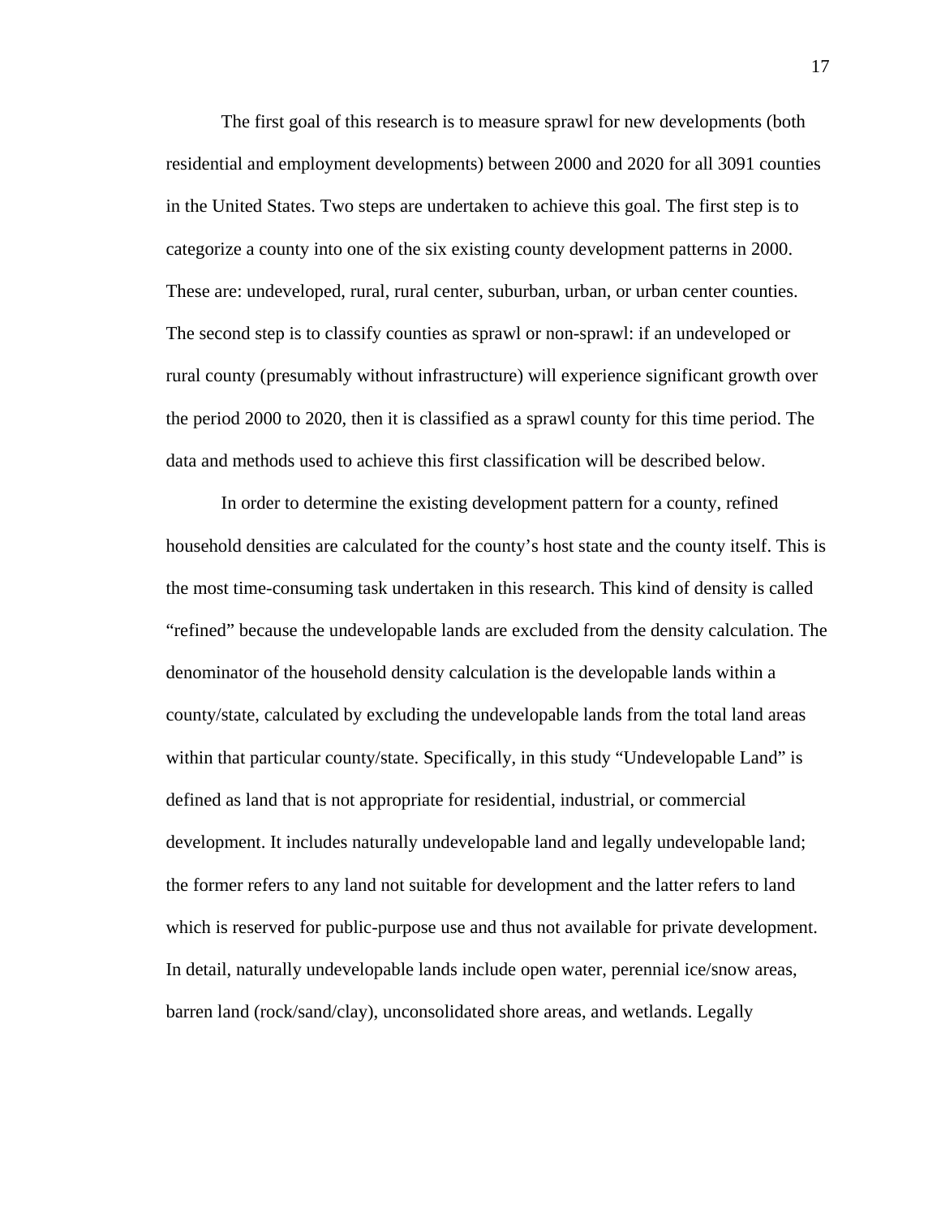The first goal of this research is to measure sprawl for new developments (both residential and employment developments) between 2000 and 2020 for all 3091 counties in the United States. Two steps are undertaken to achieve this goal. The first step is to categorize a county into one of the six existing county development patterns in 2000. These are: undeveloped, rural, rural center, suburban, urban, or urban center counties. The second step is to classify counties as sprawl or non-sprawl: if an undeveloped or rural county (presumably without infrastructure) will experience significant growth over the period 2000 to 2020, then it is classified as a sprawl county for this time period. The data and methods used to achieve this first classification will be described below.

In order to determine the existing development pattern for a county, refined household densities are calculated for the county's host state and the county itself. This is the most time-consuming task undertaken in this research. This kind of density is called "refined" because the undevelopable lands are excluded from the density calculation. The denominator of the household density calculation is the developable lands within a county/state, calculated by excluding the undevelopable lands from the total land areas within that particular county/state. Specifically, in this study "Undevelopable Land" is defined as land that is not appropriate for residential, industrial, or commercial development. It includes naturally undevelopable land and legally undevelopable land; the former refers to any land not suitable for development and the latter refers to land which is reserved for public-purpose use and thus not available for private development. In detail, naturally undevelopable lands include open water, perennial ice/snow areas, barren land (rock/sand/clay), unconsolidated shore areas, and wetlands. Legally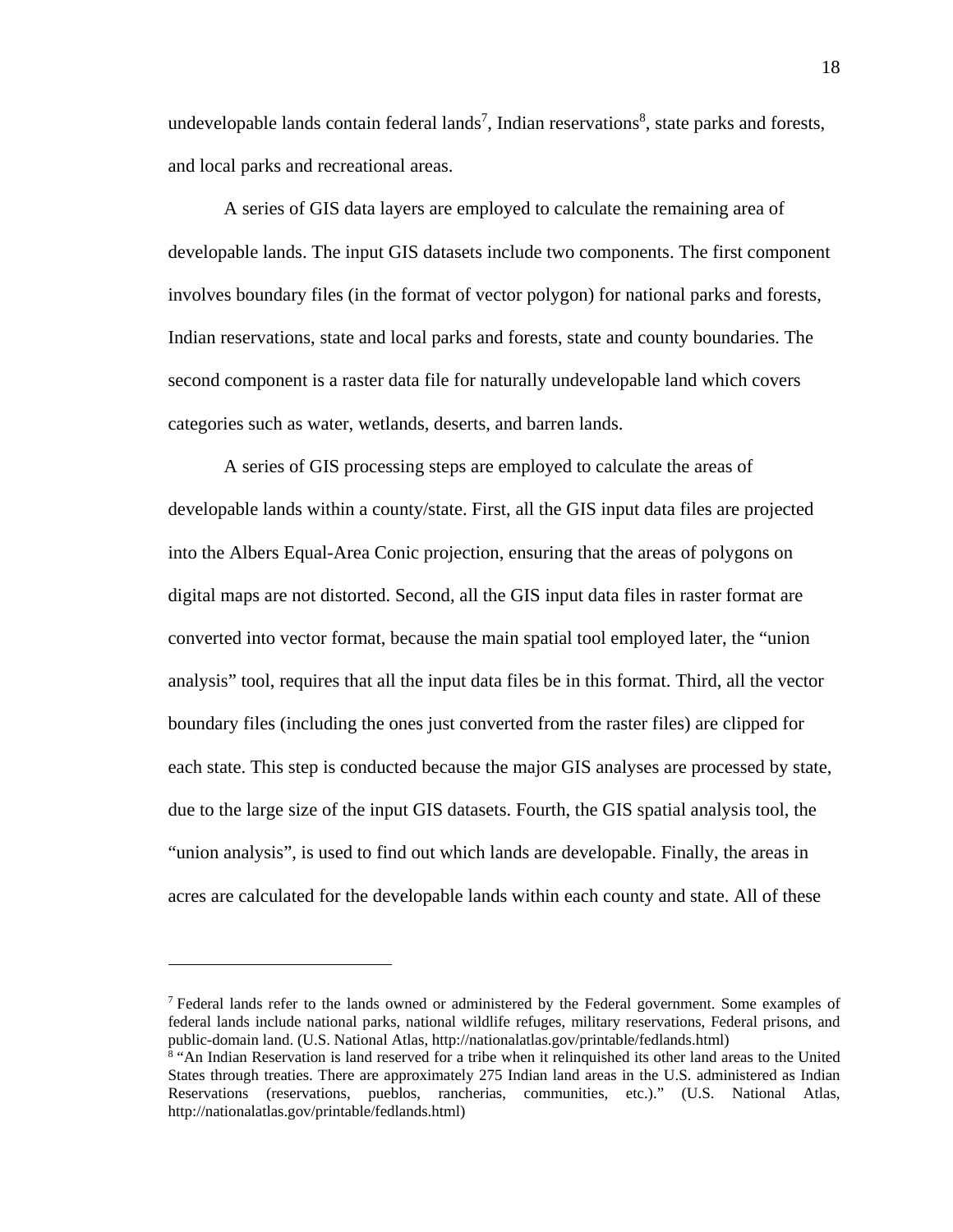undevelopable lands contain federal lands[7], Indian reservations[8], state parks and forests, and local parks and recreational areas.

A series of GIS data layers are employed to calculate the remaining area of developable lands. The input GIS datasets include two components. The first component involves boundary files (in the format of vector polygon) for national parks and forests, Indian reservations, state and local parks and forests, state and county boundaries. The second component is a raster data file for naturally undevelopable land which covers categories such as water, wetlands, deserts, and barren lands.

A series of GIS processing steps are employed to calculate the areas of developable lands within a county/state. First, all the GIS input data files are projected into the Albers Equal-Area Conic projection, ensuring that the areas of polygons on digital maps are not distorted. Second, all the GIS input data files in raster format are converted into vector format, because the main spatial tool employed later, the "union analysis" tool, requires that all the input data files be in this format. Third, all the vector boundary files (including the ones just converted from the raster files) are clipped for each state. This step is conducted because the major GIS analyses are processed by state, due to the large size of the input GIS datasets. Fourth, the GIS spatial analysis tool, the "union analysis", is used to find out which lands are developable. Finally, the areas in acres are calculated for the developable lands within each county and state. All of these

---

[7] Federal lands refer to the lands owned or administered by the Federal government. Some examples of federal lands include national parks, national wildlife refuges, military reservations, Federal prisons, and public-domain land. (U.S. National Atlas, http://nationalatlas.gov/printable/fedlands.html)

[8] "An Indian Reservation is land reserved for a tribe when it relinquished its other land areas to the United States through treaties. There are approximately 275 Indian land areas in the U.S. administered as Indian Reservations (reservations, pueblos, rancherias, communities, etc.)." (U.S. National Atlas, http://nationalatlas.gov/printable/fedlands.html)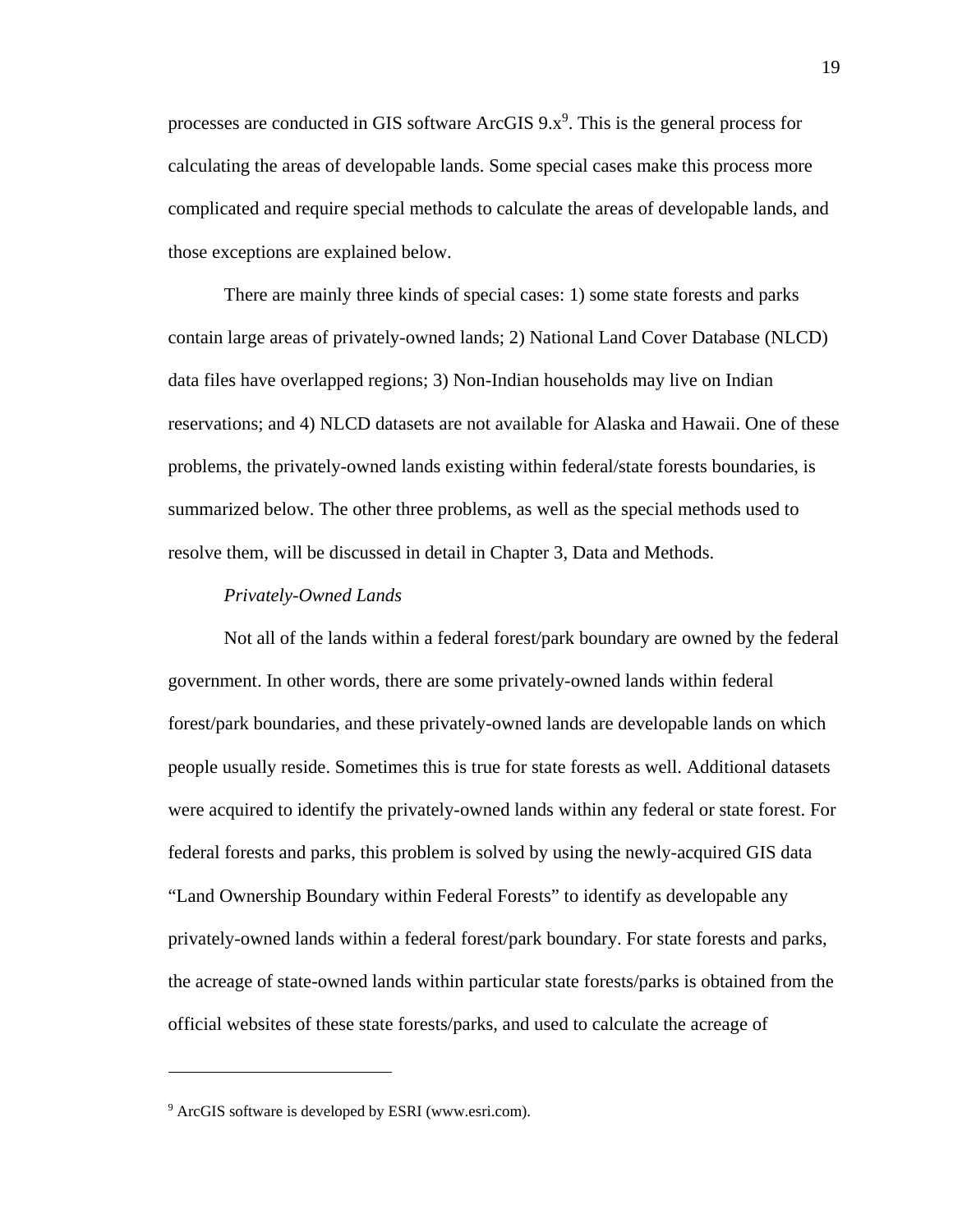processes are conducted in GIS software ArcGIS 9.x[9]. This is the general process for calculating the areas of developable lands. Some special cases make this process more complicated and require special methods to calculate the areas of developable lands, and those exceptions are explained below.

There are mainly three kinds of special cases: 1) some state forests and parks contain large areas of privately-owned lands; 2) National Land Cover Database (NLCD) data files have overlapped regions; 3) Non-Indian households may live on Indian reservations; and 4) NLCD datasets are not available for Alaska and Hawaii. One of these problems, the privately-owned lands existing within federal/state forests boundaries, is summarized below. The other three problems, as well as the special methods used to resolve them, will be discussed in detail in Chapter 3, Data and Methods.

*Privately-Owned Lands*

Not all of the lands within a federal forest/park boundary are owned by the federal government. In other words, there are some privately-owned lands within federal forest/park boundaries, and these privately-owned lands are developable lands on which people usually reside. Sometimes this is true for state forests as well. Additional datasets were acquired to identify the privately-owned lands within any federal or state forest. For federal forests and parks, this problem is solved by using the newly-acquired GIS data "Land Ownership Boundary within Federal Forests" to identify as developable any privately-owned lands within a federal forest/park boundary. For state forests and parks, the acreage of state-owned lands within particular state forests/parks is obtained from the official websites of these state forests/parks, and used to calculate the acreage of

---

[9] ArcGIS software is developed by ESRI (www.esri.com).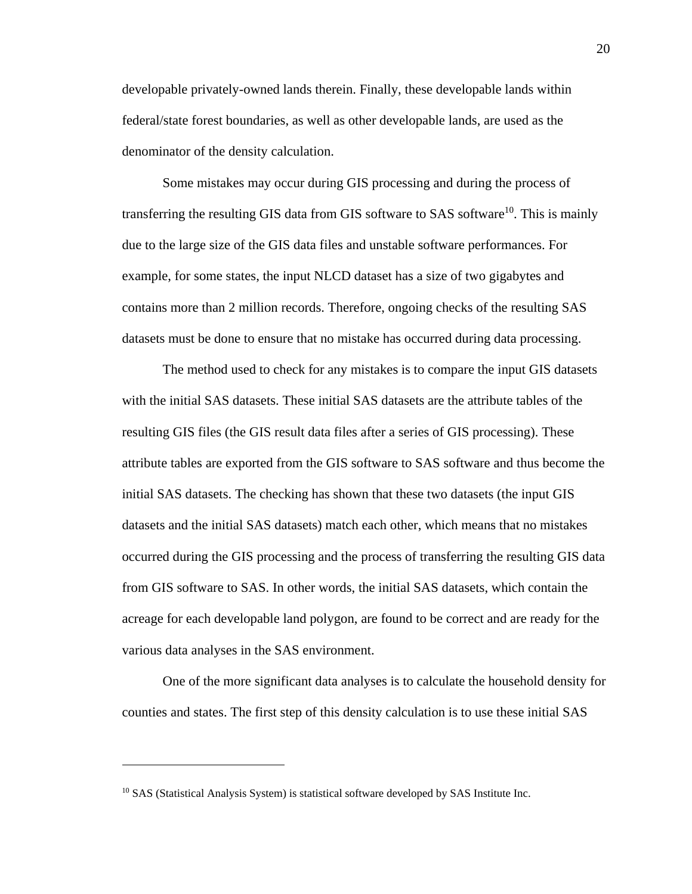developable privately-owned lands therein. Finally, these developable lands within federal/state forest boundaries, as well as other developable lands, are used as the denominator of the density calculation.

Some mistakes may occur during GIS processing and during the process of transferring the resulting GIS data from GIS software to SAS software[10]. This is mainly due to the large size of the GIS data files and unstable software performances. For example, for some states, the input NLCD dataset has a size of two gigabytes and contains more than 2 million records. Therefore, ongoing checks of the resulting SAS datasets must be done to ensure that no mistake has occurred during data processing.

The method used to check for any mistakes is to compare the input GIS datasets with the initial SAS datasets. These initial SAS datasets are the attribute tables of the resulting GIS files (the GIS result data files after a series of GIS processing). These attribute tables are exported from the GIS software to SAS software and thus become the initial SAS datasets. The checking has shown that these two datasets (the input GIS datasets and the initial SAS datasets) match each other, which means that no mistakes occurred during the GIS processing and the process of transferring the resulting GIS data from GIS software to SAS. In other words, the initial SAS datasets, which contain the acreage for each developable land polygon, are found to be correct and are ready for the various data analyses in the SAS environment.

One of the more significant data analyses is to calculate the household density for counties and states. The first step of this density calculation is to use these initial SAS

---

[10] SAS (Statistical Analysis System) is statistical software developed by SAS Institute Inc.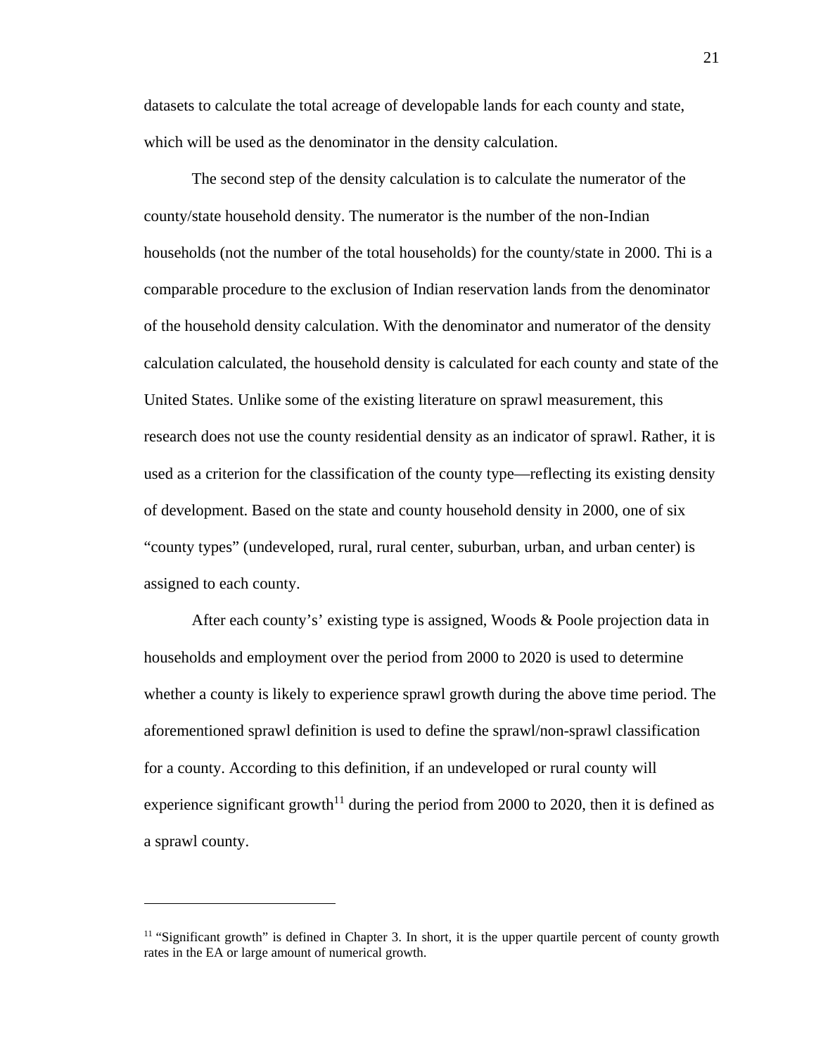datasets to calculate the total acreage of developable lands for each county and state, which will be used as the denominator in the density calculation.

The second step of the density calculation is to calculate the numerator of the county/state household density. The numerator is the number of the non-Indian households (not the number of the total households) for the county/state in 2000. Thi is a comparable procedure to the exclusion of Indian reservation lands from the denominator of the household density calculation. With the denominator and numerator of the density calculation calculated, the household density is calculated for each county and state of the United States. Unlike some of the existing literature on sprawl measurement, this research does not use the county residential density as an indicator of sprawl. Rather, it is used as a criterion for the classification of the county type—reflecting its existing density of development. Based on the state and county household density in 2000, one of six "county types" (undeveloped, rural, rural center, suburban, urban, and urban center) is assigned to each county.

After each county's' existing type is assigned, Woods & Poole projection data in households and employment over the period from 2000 to 2020 is used to determine whether a county is likely to experience sprawl growth during the above time period. The aforementioned sprawl definition is used to define the sprawl/non-sprawl classification for a county. According to this definition, if an undeveloped or rural county will experience significant growth[11] during the period from 2000 to 2020, then it is defined as a sprawl county.

---

[11] "Significant growth" is defined in Chapter 3. In short, it is the upper quartile percent of county growth rates in the EA or large amount of numerical growth.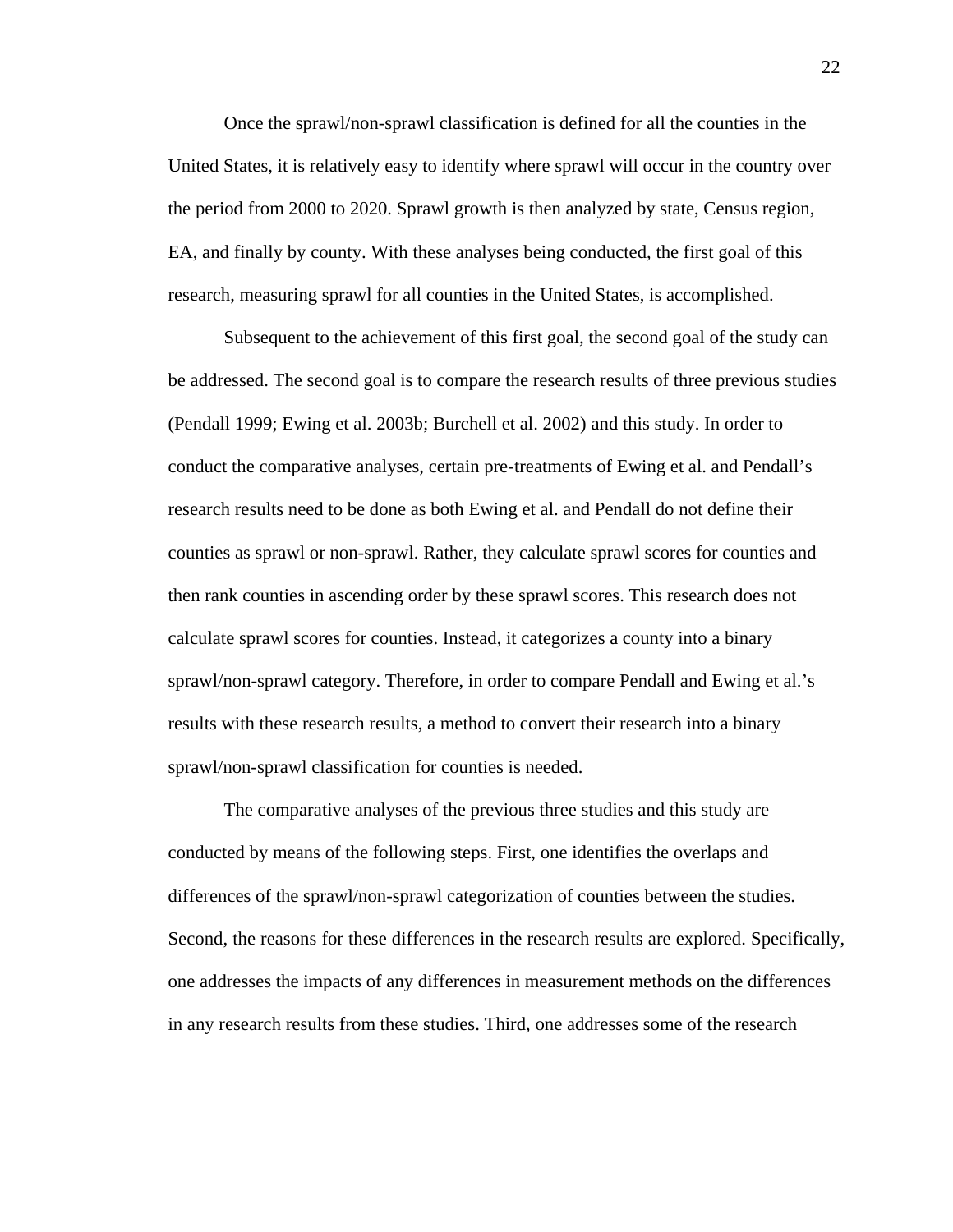Once the sprawl/non-sprawl classification is defined for all the counties in the United States, it is relatively easy to identify where sprawl will occur in the country over the period from 2000 to 2020. Sprawl growth is then analyzed by state, Census region, EA, and finally by county. With these analyses being conducted, the first goal of this research, measuring sprawl for all counties in the United States, is accomplished.

Subsequent to the achievement of this first goal, the second goal of the study can be addressed. The second goal is to compare the research results of three previous studies (Pendall 1999; Ewing et al. 2003b; Burchell et al. 2002) and this study. In order to conduct the comparative analyses, certain pre-treatments of Ewing et al. and Pendall's research results need to be done as both Ewing et al. and Pendall do not define their counties as sprawl or non-sprawl. Rather, they calculate sprawl scores for counties and then rank counties in ascending order by these sprawl scores. This research does not calculate sprawl scores for counties. Instead, it categorizes a county into a binary sprawl/non-sprawl category. Therefore, in order to compare Pendall and Ewing et al.'s results with these research results, a method to convert their research into a binary sprawl/non-sprawl classification for counties is needed.

The comparative analyses of the previous three studies and this study are conducted by means of the following steps. First, one identifies the overlaps and differences of the sprawl/non-sprawl categorization of counties between the studies. Second, the reasons for these differences in the research results are explored. Specifically, one addresses the impacts of any differences in measurement methods on the differences in any research results from these studies. Third, one addresses some of the research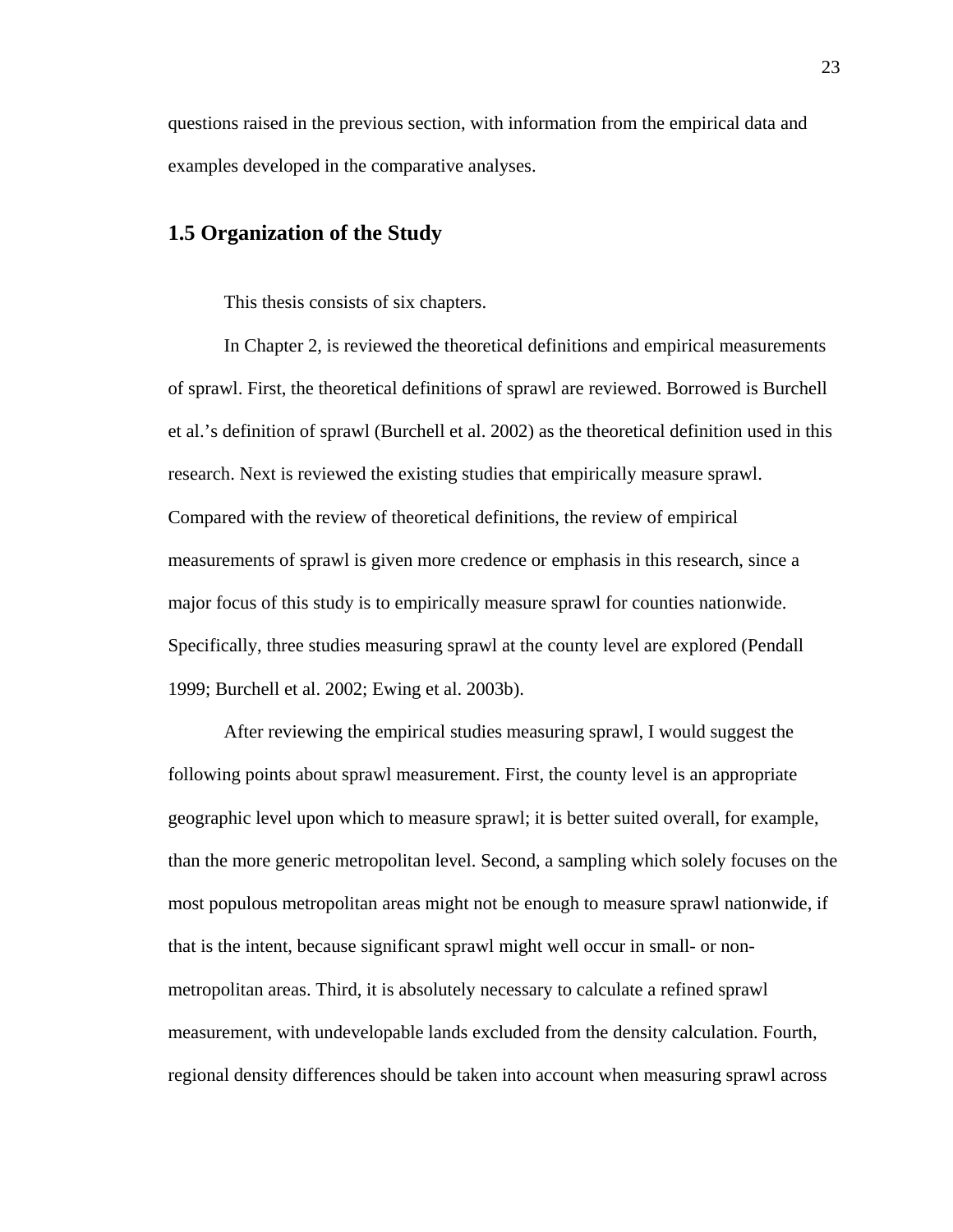questions raised in the previous section, with information from the empirical data and examples developed in the comparative analyses.

## 1.5 Organization of the Study

This thesis consists of six chapters.

In Chapter 2, is reviewed the theoretical definitions and empirical measurements of sprawl. First, the theoretical definitions of sprawl are reviewed. Borrowed is Burchell et al.'s definition of sprawl (Burchell et al. 2002) as the theoretical definition used in this research. Next is reviewed the existing studies that empirically measure sprawl. Compared with the review of theoretical definitions, the review of empirical measurements of sprawl is given more credence or emphasis in this research, since a major focus of this study is to empirically measure sprawl for counties nationwide. Specifically, three studies measuring sprawl at the county level are explored (Pendall 1999; Burchell et al. 2002; Ewing et al. 2003b).

After reviewing the empirical studies measuring sprawl, I would suggest the following points about sprawl measurement. First, the county level is an appropriate geographic level upon which to measure sprawl; it is better suited overall, for example, than the more generic metropolitan level. Second, a sampling which solely focuses on the most populous metropolitan areas might not be enough to measure sprawl nationwide, if that is the intent, because significant sprawl might well occur in small- or non-metropolitan areas. Third, it is absolutely necessary to calculate a refined sprawl measurement, with undevelopable lands excluded from the density calculation. Fourth, regional density differences should be taken into account when measuring sprawl across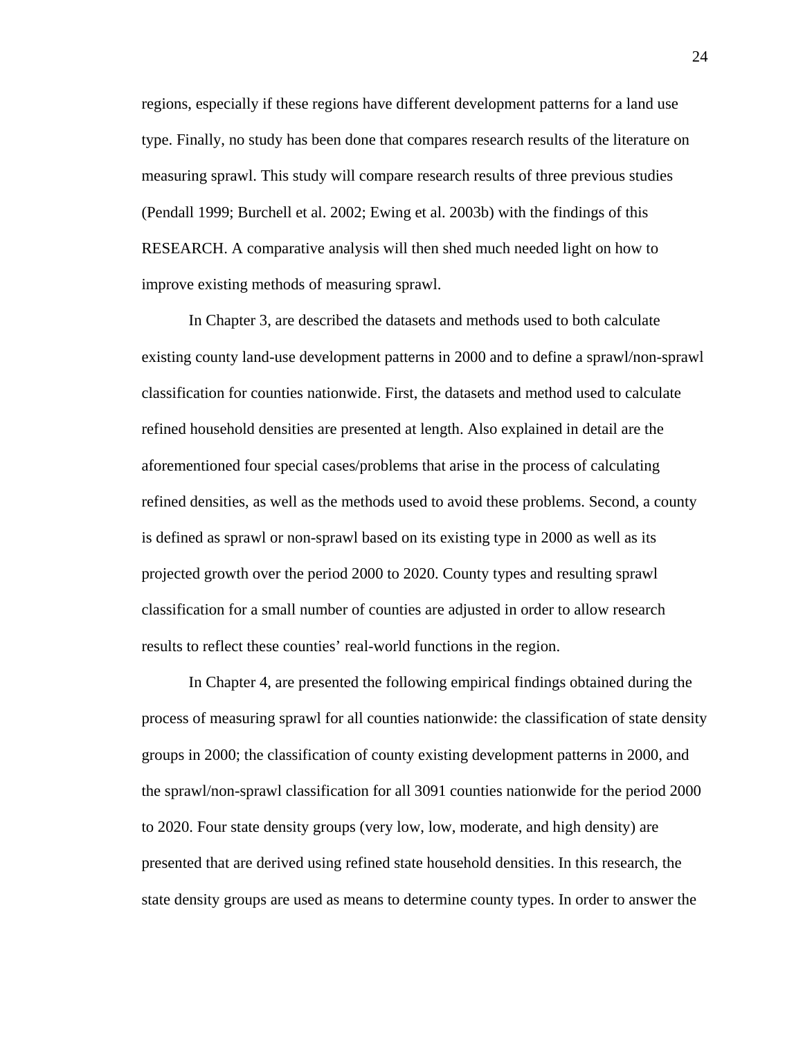regions, especially if these regions have different development patterns for a land use type. Finally, no study has been done that compares research results of the literature on measuring sprawl. This study will compare research results of three previous studies (Pendall 1999; Burchell et al. 2002; Ewing et al. 2003b) with the findings of this RESEARCH. A comparative analysis will then shed much needed light on how to improve existing methods of measuring sprawl.

In Chapter 3, are described the datasets and methods used to both calculate existing county land-use development patterns in 2000 and to define a sprawl/non-sprawl classification for counties nationwide. First, the datasets and method used to calculate refined household densities are presented at length. Also explained in detail are the aforementioned four special cases/problems that arise in the process of calculating refined densities, as well as the methods used to avoid these problems. Second, a county is defined as sprawl or non-sprawl based on its existing type in 2000 as well as its projected growth over the period 2000 to 2020. County types and resulting sprawl classification for a small number of counties are adjusted in order to allow research results to reflect these counties' real-world functions in the region.

In Chapter 4, are presented the following empirical findings obtained during the process of measuring sprawl for all counties nationwide: the classification of state density groups in 2000; the classification of county existing development patterns in 2000, and the sprawl/non-sprawl classification for all 3091 counties nationwide for the period 2000 to 2020. Four state density groups (very low, low, moderate, and high density) are presented that are derived using refined state household densities. In this research, the state density groups are used as means to determine county types. In order to answer the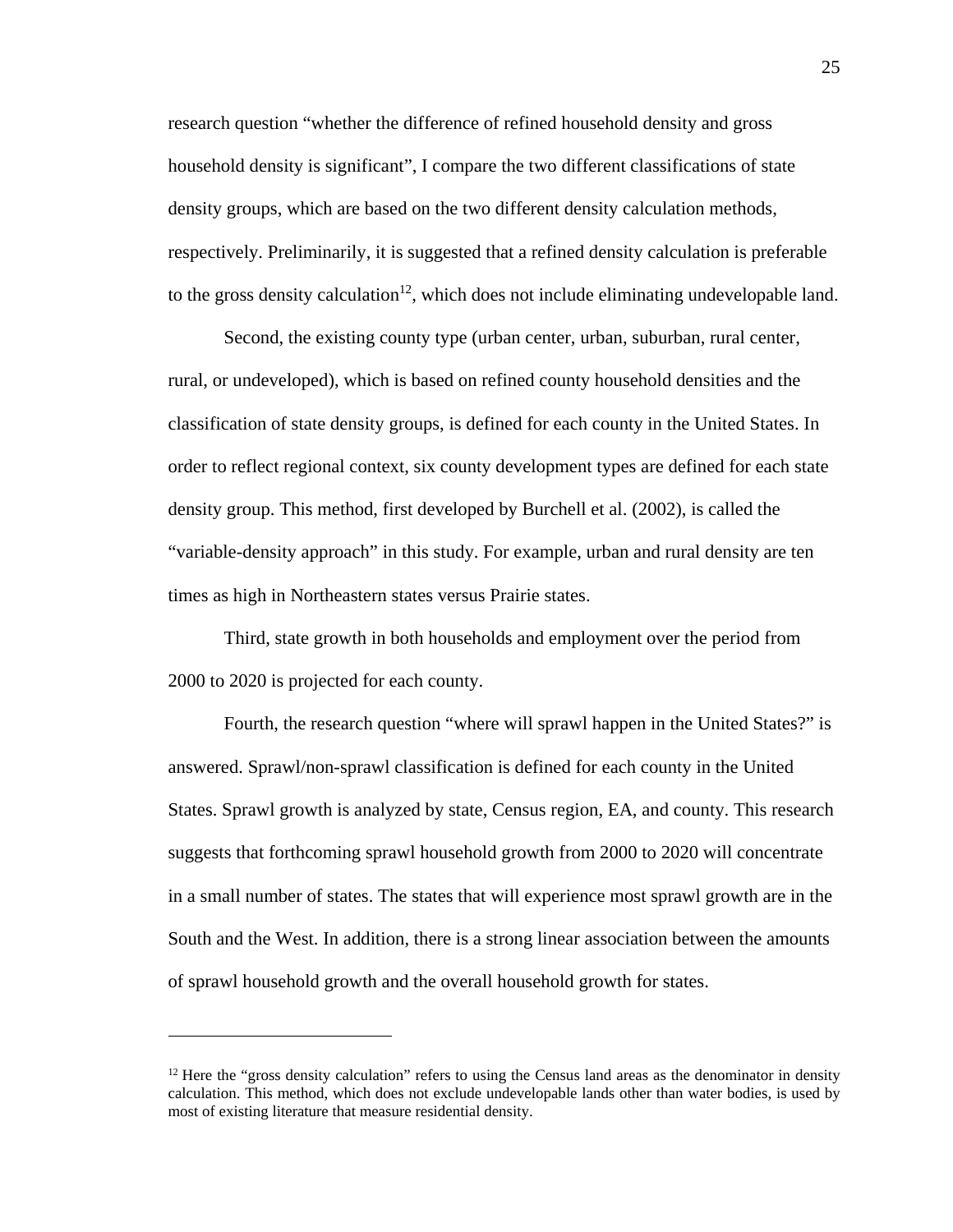research question "whether the difference of refined household density and gross household density is significant", I compare the two different classifications of state density groups, which are based on the two different density calculation methods, respectively. Preliminarily, it is suggested that a refined density calculation is preferable to the gross density calculation[12], which does not include eliminating undevelopable land.

Second, the existing county type (urban center, urban, suburban, rural center, rural, or undeveloped), which is based on refined county household densities and the classification of state density groups, is defined for each county in the United States. In order to reflect regional context, six county development types are defined for each state density group. This method, first developed by Burchell et al. (2002), is called the "variable-density approach" in this study. For example, urban and rural density are ten times as high in Northeastern states versus Prairie states.

Third, state growth in both households and employment over the period from 2000 to 2020 is projected for each county.

Fourth, the research question "where will sprawl happen in the United States?" is answered. Sprawl/non-sprawl classification is defined for each county in the United States. Sprawl growth is analyzed by state, Census region, EA, and county. This research suggests that forthcoming sprawl household growth from 2000 to 2020 will concentrate in a small number of states. The states that will experience most sprawl growth are in the South and the West. In addition, there is a strong linear association between the amounts of sprawl household growth and the overall household growth for states.

---

[12] Here the "gross density calculation" refers to using the Census land areas as the denominator in density calculation. This method, which does not exclude undevelopable lands other than water bodies, is used by most of existing literature that measure residential density.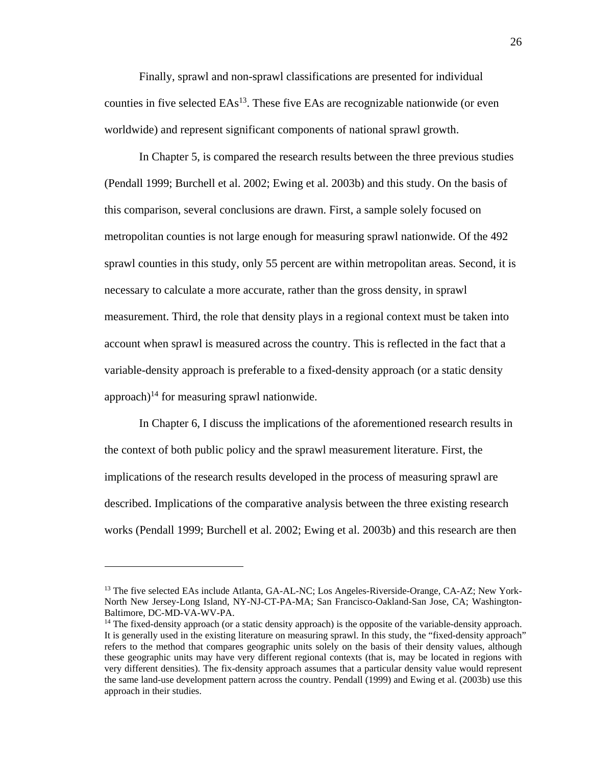Finally, sprawl and non-sprawl classifications are presented for individual counties in five selected EAs[13]. These five EAs are recognizable nationwide (or even worldwide) and represent significant components of national sprawl growth.

In Chapter 5, is compared the research results between the three previous studies (Pendall 1999; Burchell et al. 2002; Ewing et al. 2003b) and this study. On the basis of this comparison, several conclusions are drawn. First, a sample solely focused on metropolitan counties is not large enough for measuring sprawl nationwide. Of the 492 sprawl counties in this study, only 55 percent are within metropolitan areas. Second, it is necessary to calculate a more accurate, rather than the gross density, in sprawl measurement. Third, the role that density plays in a regional context must be taken into account when sprawl is measured across the country. This is reflected in the fact that a variable-density approach is preferable to a fixed-density approach (or a static density approach)[14] for measuring sprawl nationwide.

In Chapter 6, I discuss the implications of the aforementioned research results in the context of both public policy and the sprawl measurement literature. First, the implications of the research results developed in the process of measuring sprawl are described. Implications of the comparative analysis between the three existing research works (Pendall 1999; Burchell et al. 2002; Ewing et al. 2003b) and this research are then

---

[13] The five selected EAs include Atlanta, GA-AL-NC; Los Angeles-Riverside-Orange, CA-AZ; New York-North New Jersey-Long Island, NY-NJ-CT-PA-MA; San Francisco-Oakland-San Jose, CA; Washington-Baltimore, DC-MD-VA-WV-PA.

[14] The fixed-density approach (or a static density approach) is the opposite of the variable-density approach. It is generally used in the existing literature on measuring sprawl. In this study, the "fixed-density approach" refers to the method that compares geographic units solely on the basis of their density values, although these geographic units may have very different regional contexts (that is, may be located in regions with very different densities). The fix-density approach assumes that a particular density value would represent the same land-use development pattern across the country. Pendall (1999) and Ewing et al. (2003b) use this approach in their studies.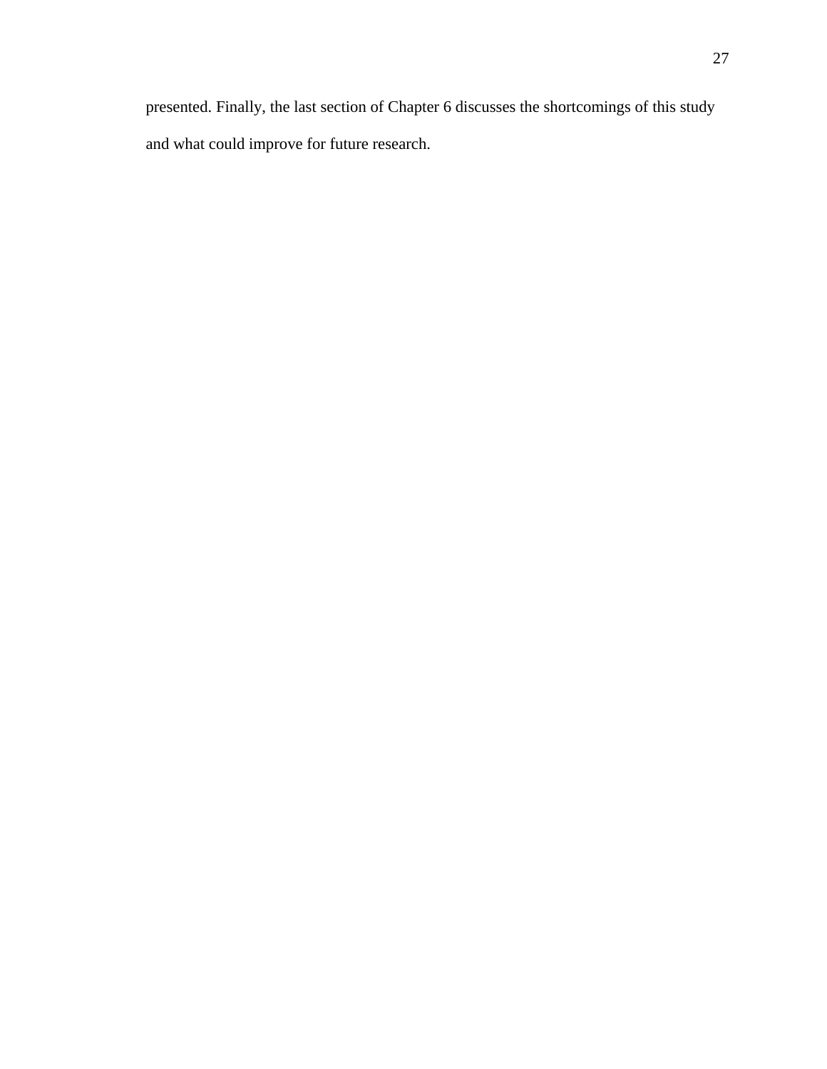presented. Finally, the last section of Chapter 6 discusses the shortcomings of this study and what could improve for future research.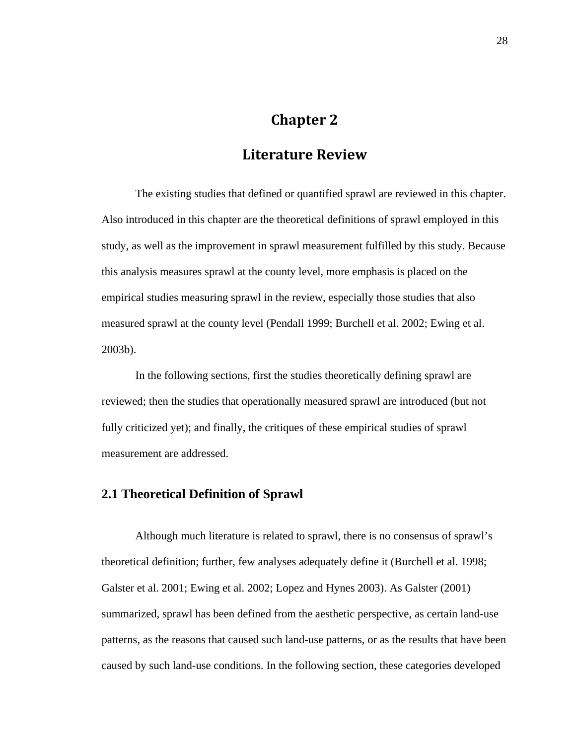# Chapter 2

# Literature Review

The existing studies that defined or quantified sprawl are reviewed in this chapter. Also introduced in this chapter are the theoretical definitions of sprawl employed in this study, as well as the improvement in sprawl measurement fulfilled by this study. Because this analysis measures sprawl at the county level, more emphasis is placed on the empirical studies measuring sprawl in the review, especially those studies that also measured sprawl at the county level (Pendall 1999; Burchell et al. 2002; Ewing et al. 2003b).

In the following sections, first the studies theoretically defining sprawl are reviewed; then the studies that operationally measured sprawl are introduced (but not fully criticized yet); and finally, the critiques of these empirical studies of sprawl measurement are addressed.

## 2.1 Theoretical Definition of Sprawl

Although much literature is related to sprawl, there is no consensus of sprawl's theoretical definition; further, few analyses adequately define it (Burchell et al. 1998; Galster et al. 2001; Ewing et al. 2002; Lopez and Hynes 2003). As Galster (2001) summarized, sprawl has been defined from the aesthetic perspective, as certain land-use patterns, as the reasons that caused such land-use patterns, or as the results that have been caused by such land-use conditions. In the following section, these categories developed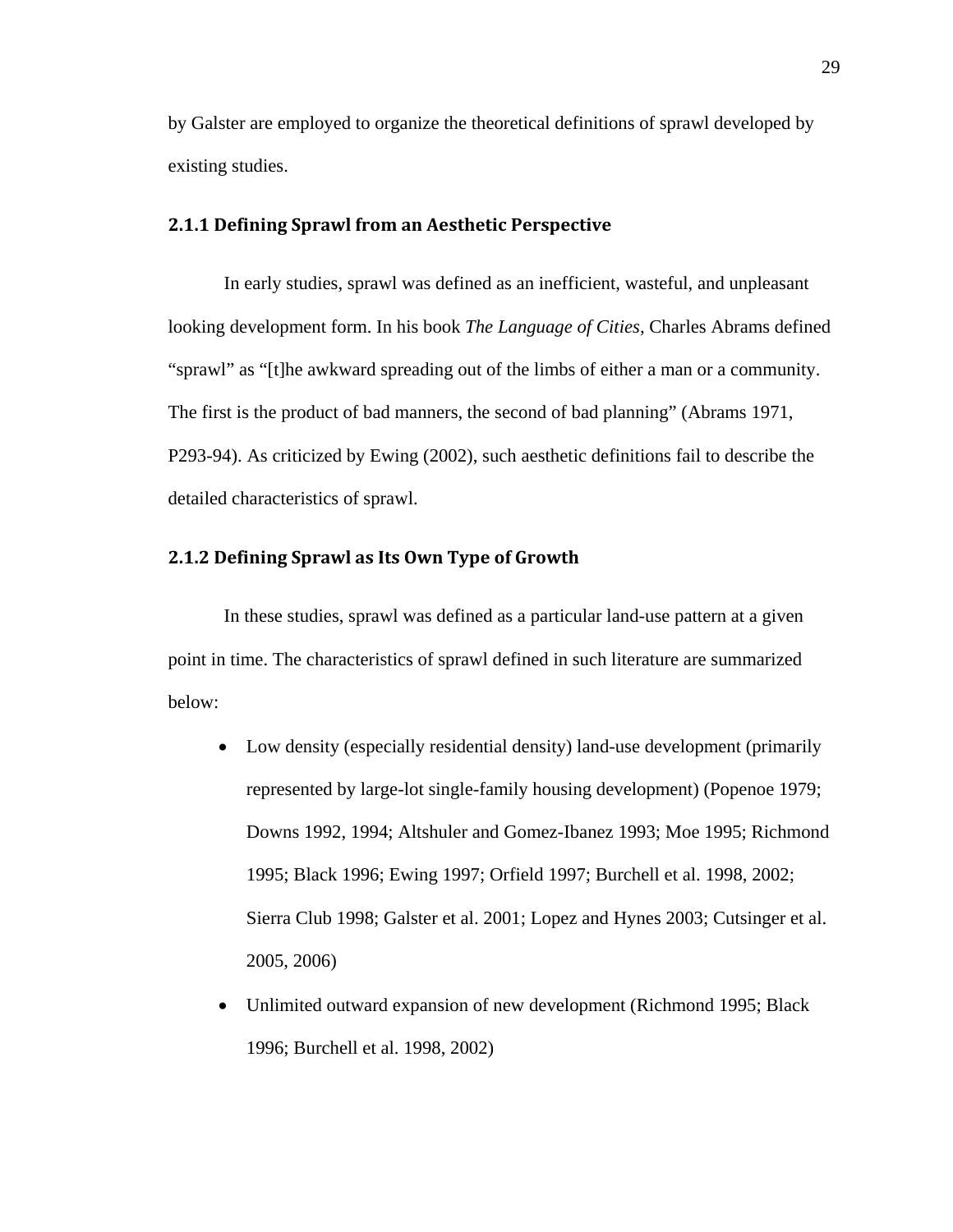by Galster are employed to organize the theoretical definitions of sprawl developed by existing studies.

### 2.1.1 Defining Sprawl from an Aesthetic Perspective

In early studies, sprawl was defined as an inefficient, wasteful, and unpleasant looking development form. In his book *The Language of Cities,* Charles Abrams defined "sprawl" as "[t]he awkward spreading out of the limbs of either a man or a community. The first is the product of bad manners, the second of bad planning" (Abrams 1971, P293-94). As criticized by Ewing (2002), such aesthetic definitions fail to describe the detailed characteristics of sprawl.

### 2.1.2 Defining Sprawl as Its Own Type of Growth

In these studies, sprawl was defined as a particular land-use pattern at a given point in time. The characteristics of sprawl defined in such literature are summarized below:

- Low density (especially residential density) land-use development (primarily represented by large-lot single-family housing development) (Popenoe 1979; Downs 1992, 1994; Altshuler and Gomez-Ibanez 1993; Moe 1995; Richmond 1995; Black 1996; Ewing 1997; Orfield 1997; Burchell et al. 1998, 2002; Sierra Club 1998; Galster et al. 2001; Lopez and Hynes 2003; Cutsinger et al. 2005, 2006)
- Unlimited outward expansion of new development (Richmond 1995; Black 1996; Burchell et al. 1998, 2002)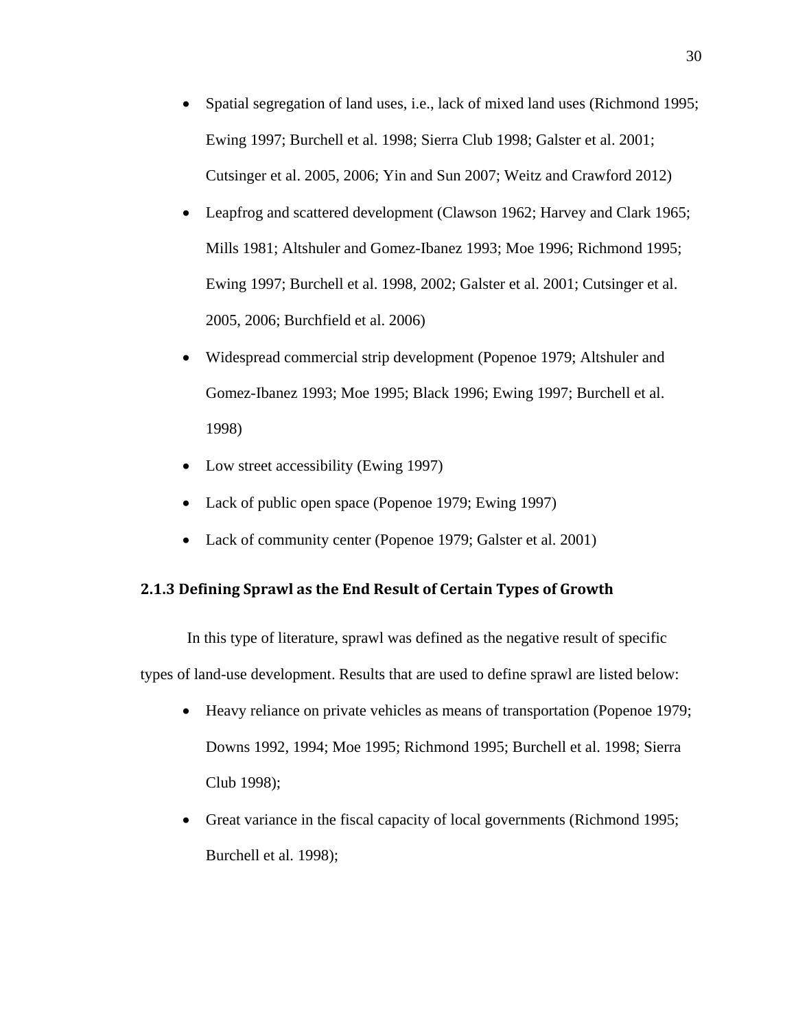- Spatial segregation of land uses, i.e., lack of mixed land uses (Richmond 1995; Ewing 1997; Burchell et al. 1998; Sierra Club 1998; Galster et al. 2001; Cutsinger et al. 2005, 2006; Yin and Sun 2007; Weitz and Crawford 2012)
- Leapfrog and scattered development (Clawson 1962; Harvey and Clark 1965; Mills 1981; Altshuler and Gomez-Ibanez 1993; Moe 1996; Richmond 1995; Ewing 1997; Burchell et al. 1998, 2002; Galster et al. 2001; Cutsinger et al. 2005, 2006; Burchfield et al. 2006)
- Widespread commercial strip development (Popenoe 1979; Altshuler and Gomez-Ibanez 1993; Moe 1995; Black 1996; Ewing 1997; Burchell et al. 1998)
- Low street accessibility (Ewing 1997)
- Lack of public open space (Popenoe 1979; Ewing 1997)
- Lack of community center (Popenoe 1979; Galster et al. 2001)

### 2.1.3 Defining Sprawl as the End Result of Certain Types of Growth

In this type of literature, sprawl was defined as the negative result of specific types of land-use development. Results that are used to define sprawl are listed below:

- Heavy reliance on private vehicles as means of transportation (Popenoe 1979; Downs 1992, 1994; Moe 1995; Richmond 1995; Burchell et al. 1998; Sierra Club 1998);
- Great variance in the fiscal capacity of local governments (Richmond 1995; Burchell et al. 1998);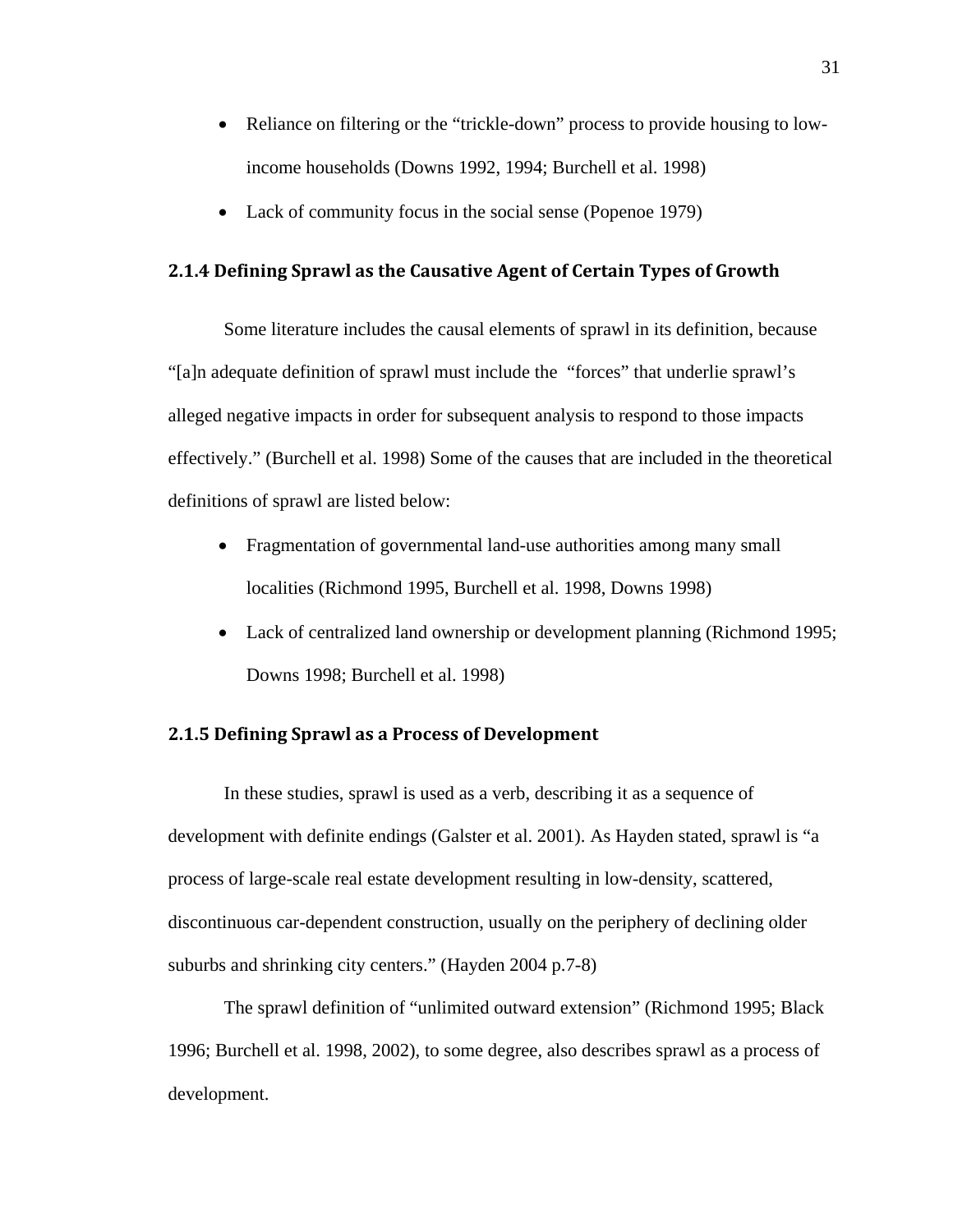- Reliance on filtering or the "trickle-down" process to provide housing to low-income households (Downs 1992, 1994; Burchell et al. 1998)
- Lack of community focus in the social sense (Popenoe 1979)

### 2.1.4 Defining Sprawl as the Causative Agent of Certain Types of Growth

Some literature includes the causal elements of sprawl in its definition, because "[a]n adequate definition of sprawl must include the "forces" that underlie sprawl's alleged negative impacts in order for subsequent analysis to respond to those impacts effectively." (Burchell et al. 1998) Some of the causes that are included in the theoretical definitions of sprawl are listed below:

- Fragmentation of governmental land-use authorities among many small localities (Richmond 1995, Burchell et al. 1998, Downs 1998)
- Lack of centralized land ownership or development planning (Richmond 1995; Downs 1998; Burchell et al. 1998)

### 2.1.5 Defining Sprawl as a Process of Development

In these studies, sprawl is used as a verb, describing it as a sequence of development with definite endings (Galster et al. 2001). As Hayden stated, sprawl is "a process of large-scale real estate development resulting in low-density, scattered, discontinuous car-dependent construction, usually on the periphery of declining older suburbs and shrinking city centers." (Hayden 2004 p.7-8)

The sprawl definition of "unlimited outward extension" (Richmond 1995; Black 1996; Burchell et al. 1998, 2002), to some degree, also describes sprawl as a process of development.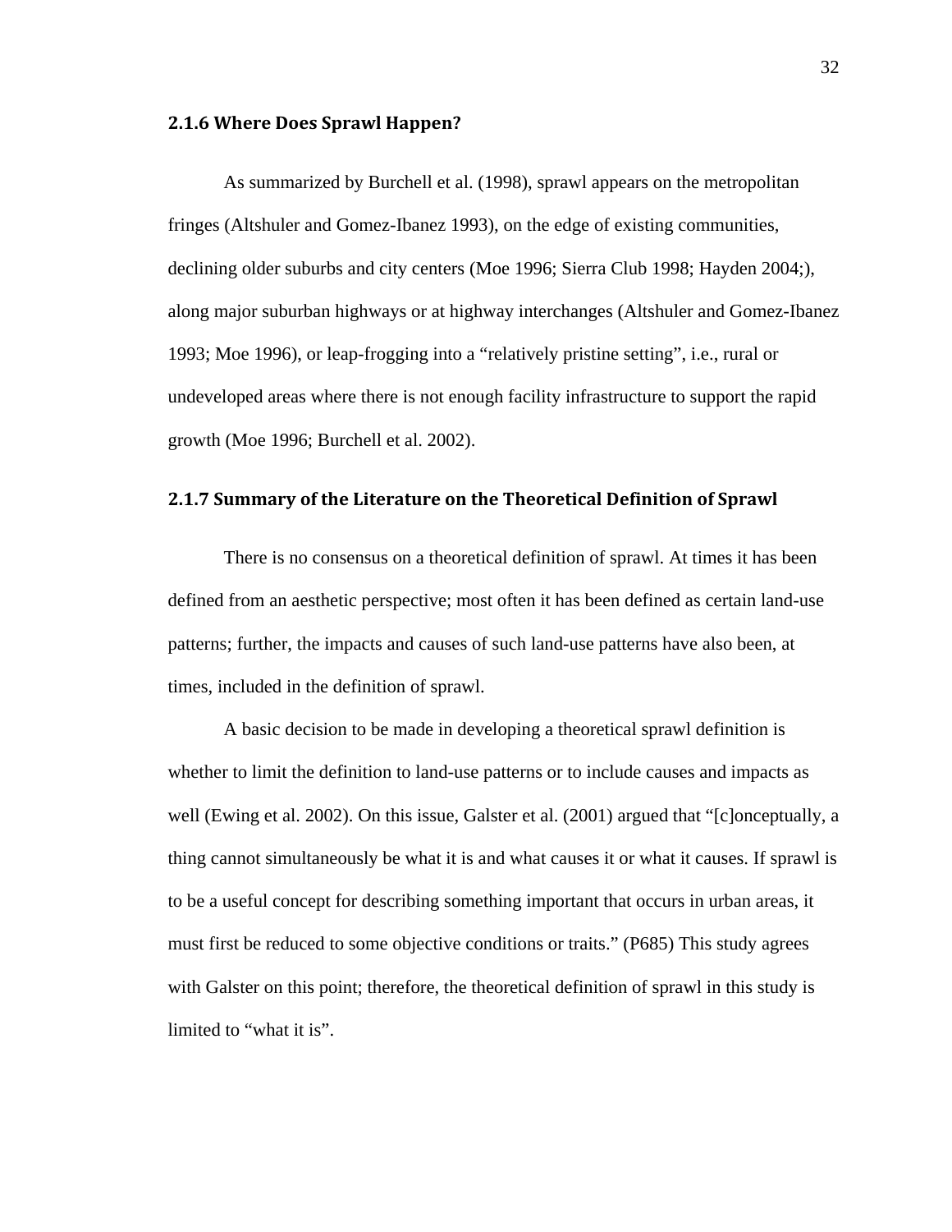### 2.1.6 Where Does Sprawl Happen?

As summarized by Burchell et al. (1998), sprawl appears on the metropolitan fringes (Altshuler and Gomez-Ibanez 1993), on the edge of existing communities, declining older suburbs and city centers (Moe 1996; Sierra Club 1998; Hayden 2004;), along major suburban highways or at highway interchanges (Altshuler and Gomez-Ibanez 1993; Moe 1996), or leap-frogging into a "relatively pristine setting", i.e., rural or undeveloped areas where there is not enough facility infrastructure to support the rapid growth (Moe 1996; Burchell et al. 2002).

### 2.1.7 Summary of the Literature on the Theoretical Definition of Sprawl

There is no consensus on a theoretical definition of sprawl. At times it has been defined from an aesthetic perspective; most often it has been defined as certain land-use patterns; further, the impacts and causes of such land-use patterns have also been, at times, included in the definition of sprawl.

A basic decision to be made in developing a theoretical sprawl definition is whether to limit the definition to land-use patterns or to include causes and impacts as well (Ewing et al. 2002). On this issue, Galster et al. (2001) argued that "[c]onceptually, a thing cannot simultaneously be what it is and what causes it or what it causes. If sprawl is to be a useful concept for describing something important that occurs in urban areas, it must first be reduced to some objective conditions or traits." (P685) This study agrees with Galster on this point; therefore, the theoretical definition of sprawl in this study is limited to "what it is".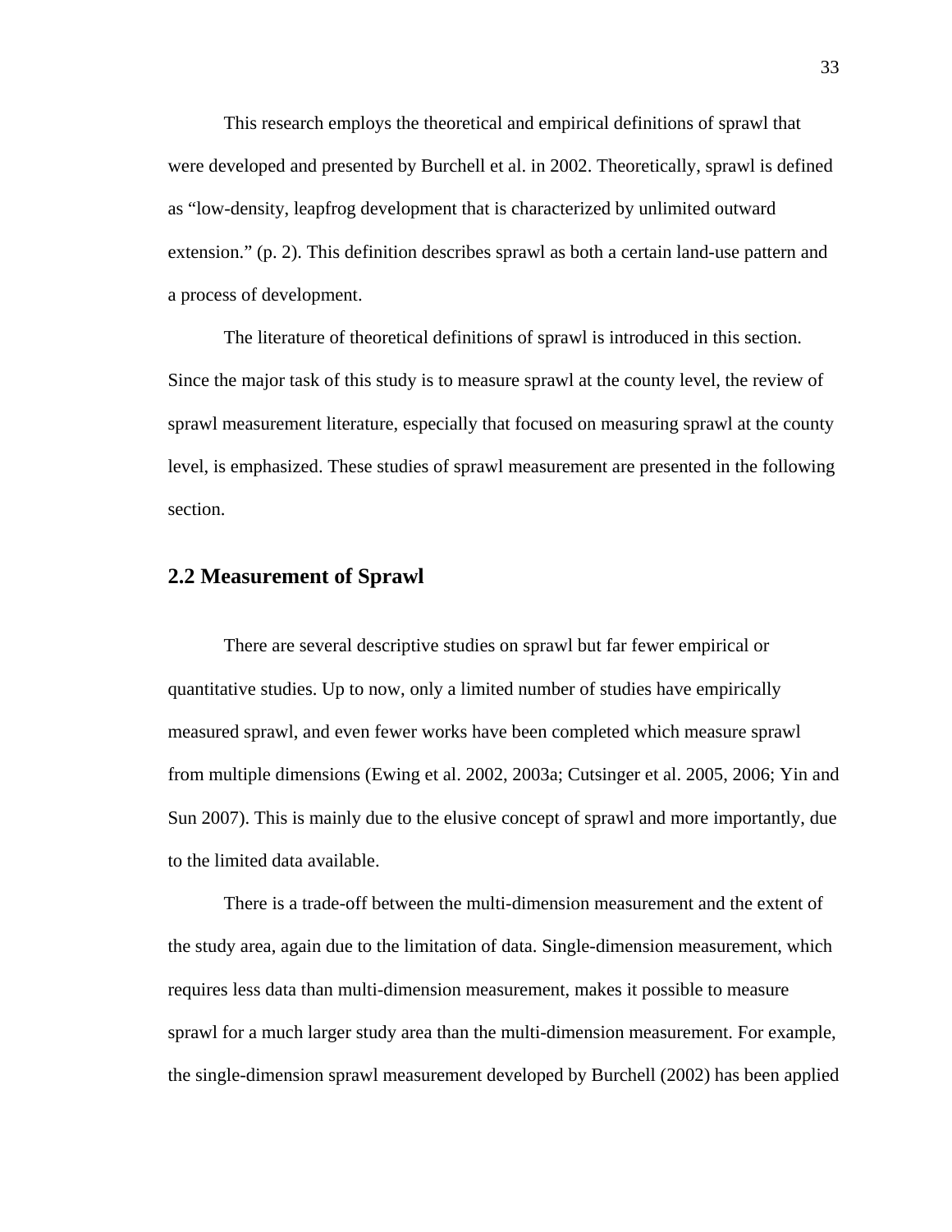This research employs the theoretical and empirical definitions of sprawl that were developed and presented by Burchell et al. in 2002. Theoretically, sprawl is defined as "low-density, leapfrog development that is characterized by unlimited outward extension." (p. 2). This definition describes sprawl as both a certain land-use pattern and a process of development.

The literature of theoretical definitions of sprawl is introduced in this section. Since the major task of this study is to measure sprawl at the county level, the review of sprawl measurement literature, especially that focused on measuring sprawl at the county level, is emphasized. These studies of sprawl measurement are presented in the following section.

## 2.2 Measurement of Sprawl

There are several descriptive studies on sprawl but far fewer empirical or quantitative studies. Up to now, only a limited number of studies have empirically measured sprawl, and even fewer works have been completed which measure sprawl from multiple dimensions (Ewing et al. 2002, 2003a; Cutsinger et al. 2005, 2006; Yin and Sun 2007). This is mainly due to the elusive concept of sprawl and more importantly, due to the limited data available.

There is a trade-off between the multi-dimension measurement and the extent of the study area, again due to the limitation of data. Single-dimension measurement, which requires less data than multi-dimension measurement, makes it possible to measure sprawl for a much larger study area than the multi-dimension measurement. For example, the single-dimension sprawl measurement developed by Burchell (2002) has been applied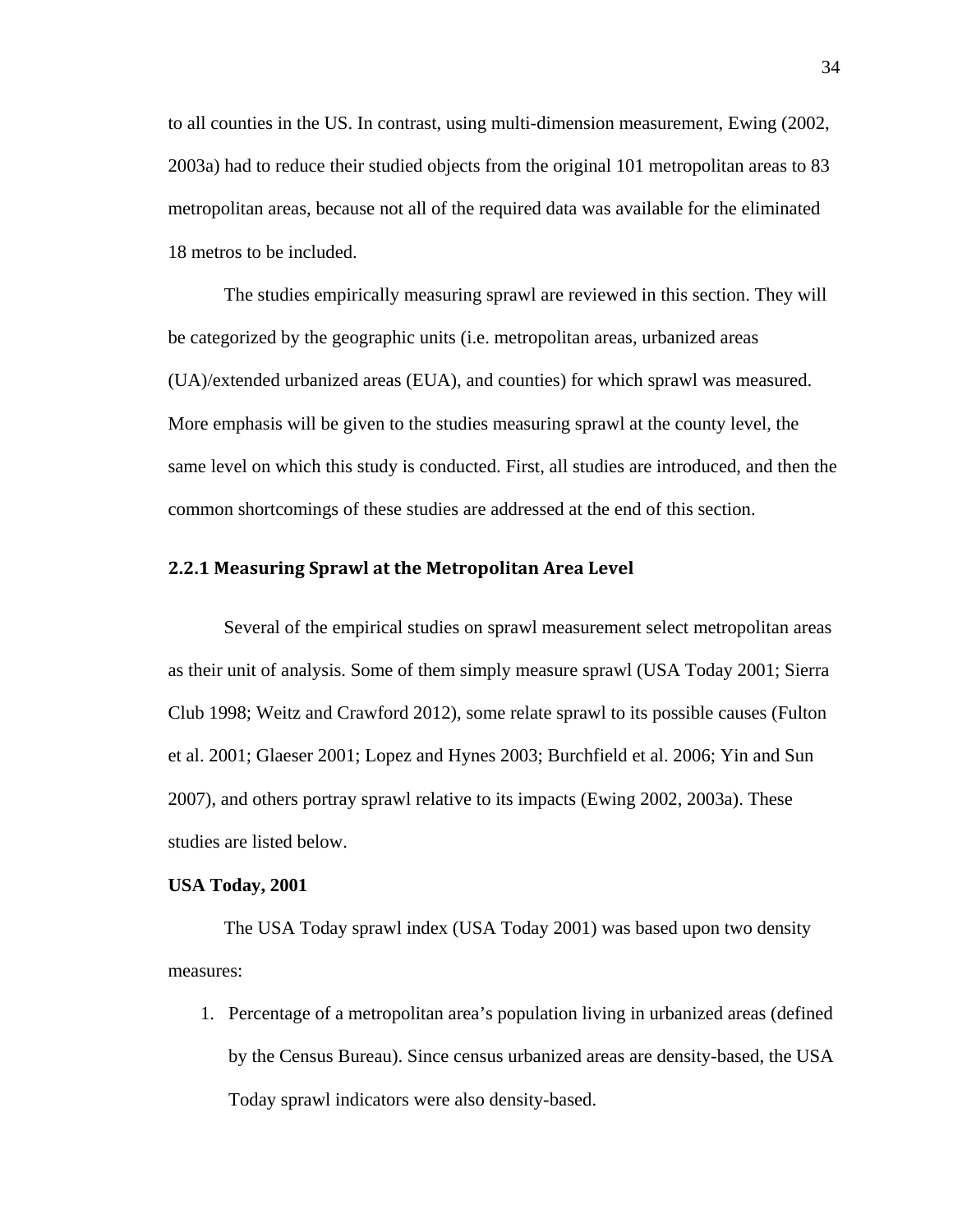to all counties in the US. In contrast, using multi-dimension measurement, Ewing (2002, 2003a) had to reduce their studied objects from the original 101 metropolitan areas to 83 metropolitan areas, because not all of the required data was available for the eliminated 18 metros to be included.

The studies empirically measuring sprawl are reviewed in this section. They will be categorized by the geographic units (i.e. metropolitan areas, urbanized areas (UA)/extended urbanized areas (EUA), and counties) for which sprawl was measured. More emphasis will be given to the studies measuring sprawl at the county level, the same level on which this study is conducted. First, all studies are introduced, and then the common shortcomings of these studies are addressed at the end of this section.

### 2.2.1 Measuring Sprawl at the Metropolitan Area Level

Several of the empirical studies on sprawl measurement select metropolitan areas as their unit of analysis. Some of them simply measure sprawl (USA Today 2001; Sierra Club 1998; Weitz and Crawford 2012), some relate sprawl to its possible causes (Fulton et al. 2001; Glaeser 2001; Lopez and Hynes 2003; Burchfield et al. 2006; Yin and Sun 2007), and others portray sprawl relative to its impacts (Ewing 2002, 2003a). These studies are listed below.

**USA Today, 2001**

The USA Today sprawl index (USA Today 2001) was based upon two density measures:

1. Percentage of a metropolitan area's population living in urbanized areas (defined by the Census Bureau). Since census urbanized areas are density-based, the USA Today sprawl indicators were also density-based.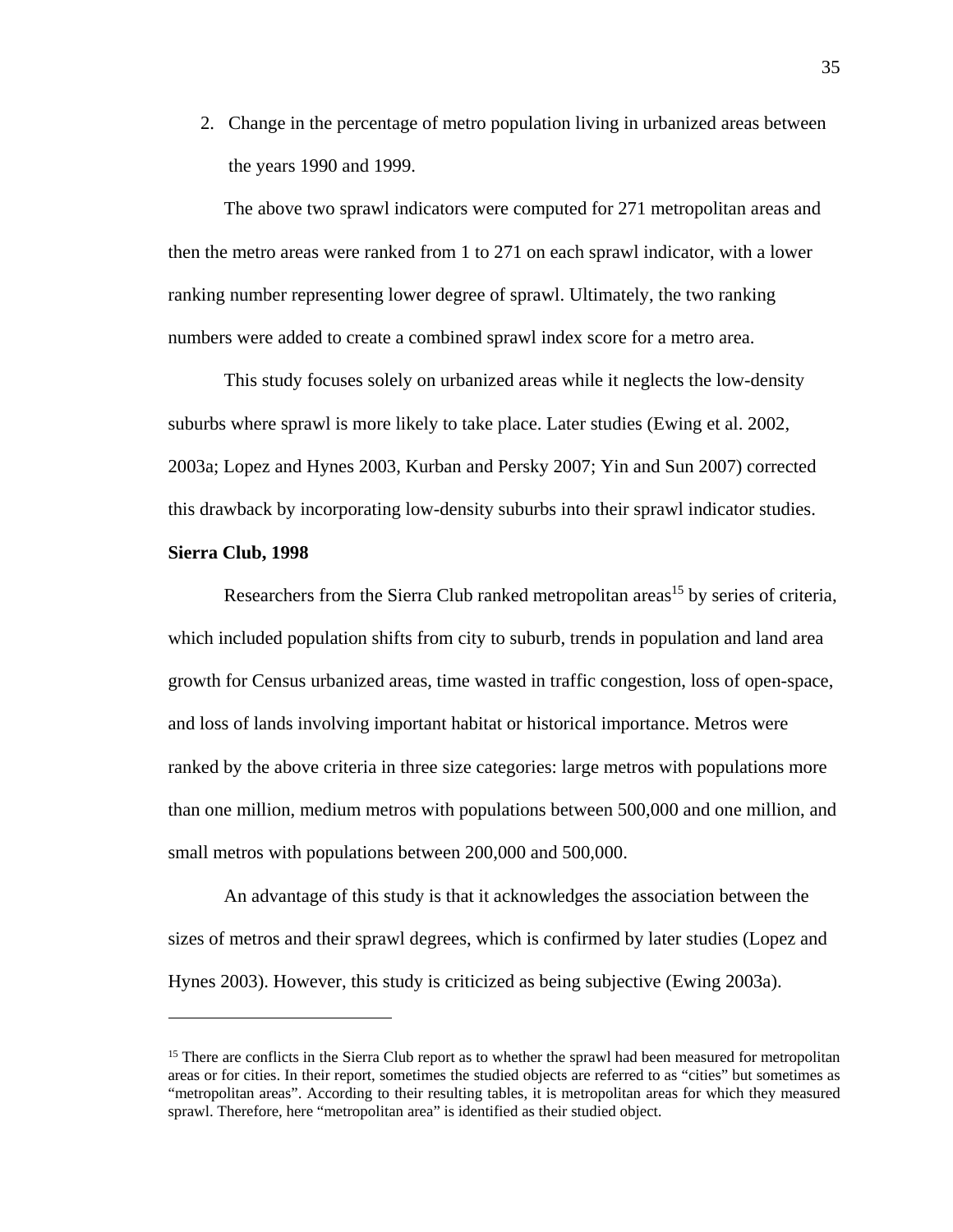2. Change in the percentage of metro population living in urbanized areas between the years 1990 and 1999.

The above two sprawl indicators were computed for 271 metropolitan areas and then the metro areas were ranked from 1 to 271 on each sprawl indicator, with a lower ranking number representing lower degree of sprawl. Ultimately, the two ranking numbers were added to create a combined sprawl index score for a metro area.

This study focuses solely on urbanized areas while it neglects the low-density suburbs where sprawl is more likely to take place. Later studies (Ewing et al. 2002, 2003a; Lopez and Hynes 2003, Kurban and Persky 2007; Yin and Sun 2007) corrected this drawback by incorporating low-density suburbs into their sprawl indicator studies.

**Sierra Club, 1998**

Researchers from the Sierra Club ranked metropolitan areas[15] by series of criteria, which included population shifts from city to suburb, trends in population and land area growth for Census urbanized areas, time wasted in traffic congestion, loss of open-space, and loss of lands involving important habitat or historical importance. Metros were ranked by the above criteria in three size categories: large metros with populations more than one million, medium metros with populations between 500,000 and one million, and small metros with populations between 200,000 and 500,000.

An advantage of this study is that it acknowledges the association between the sizes of metros and their sprawl degrees, which is confirmed by later studies (Lopez and Hynes 2003). However, this study is criticized as being subjective (Ewing 2003a).

---

[15] There are conflicts in the Sierra Club report as to whether the sprawl had been measured for metropolitan areas or for cities. In their report, sometimes the studied objects are referred to as "cities" but sometimes as "metropolitan areas". According to their resulting tables, it is metropolitan areas for which they measured sprawl. Therefore, here "metropolitan area" is identified as their studied object.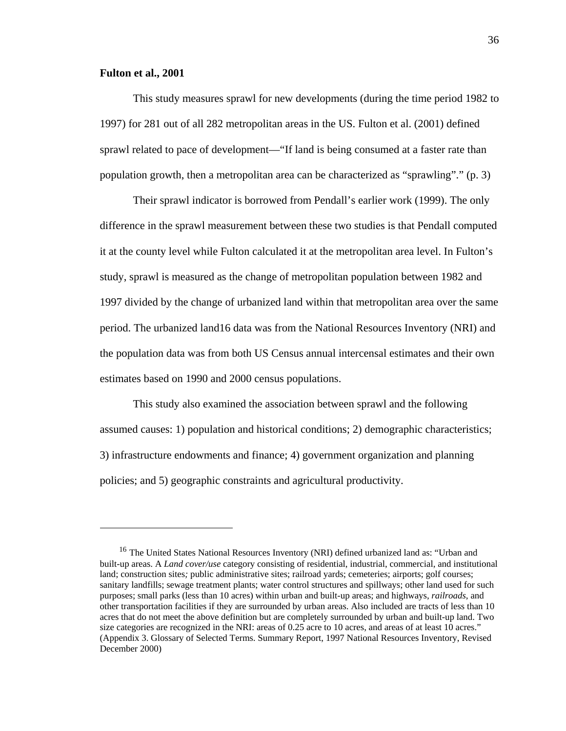**Fulton et al., 2001**

This study measures sprawl for new developments (during the time period 1982 to 1997) for 281 out of all 282 metropolitan areas in the US. Fulton et al. (2001) defined sprawl related to pace of development—"If land is being consumed at a faster rate than population growth, then a metropolitan area can be characterized as "sprawling"." (p. 3)

Their sprawl indicator is borrowed from Pendall's earlier work (1999). The only difference in the sprawl measurement between these two studies is that Pendall computed it at the county level while Fulton calculated it at the metropolitan area level. In Fulton's study, sprawl is measured as the change of metropolitan population between 1982 and 1997 divided by the change of urbanized land within that metropolitan area over the same period. The urbanized land[16] data was from the National Resources Inventory (NRI) and the population data was from both US Census annual intercensal estimates and their own estimates based on 1990 and 2000 census populations.

This study also examined the association between sprawl and the following assumed causes: 1) population and historical conditions; 2) demographic characteristics; 3) infrastructure endowments and finance; 4) government organization and planning policies; and 5) geographic constraints and agricultural productivity.

---

[16] The United States National Resources Inventory (NRI) defined urbanized land as: "Urban and built-up areas. A *Land cover/use* category consisting of residential, industrial, commercial, and institutional land; construction sites*;* public administrative sites; railroad yards; cemeteries; airports; golf courses; sanitary landfills; sewage treatment plants; water control structures and spillways; other land used for such purposes; small parks (less than 10 acres) within urban and built-up areas; and highways, *railroads*, and other transportation facilities if they are surrounded by urban areas. Also included are tracts of less than 10 acres that do not meet the above definition but are completely surrounded by urban and built-up land. Two size categories are recognized in the NRI: areas of 0.25 acre to 10 acres, and areas of at least 10 acres." (Appendix 3. Glossary of Selected Terms. Summary Report, 1997 National Resources Inventory, Revised December 2000)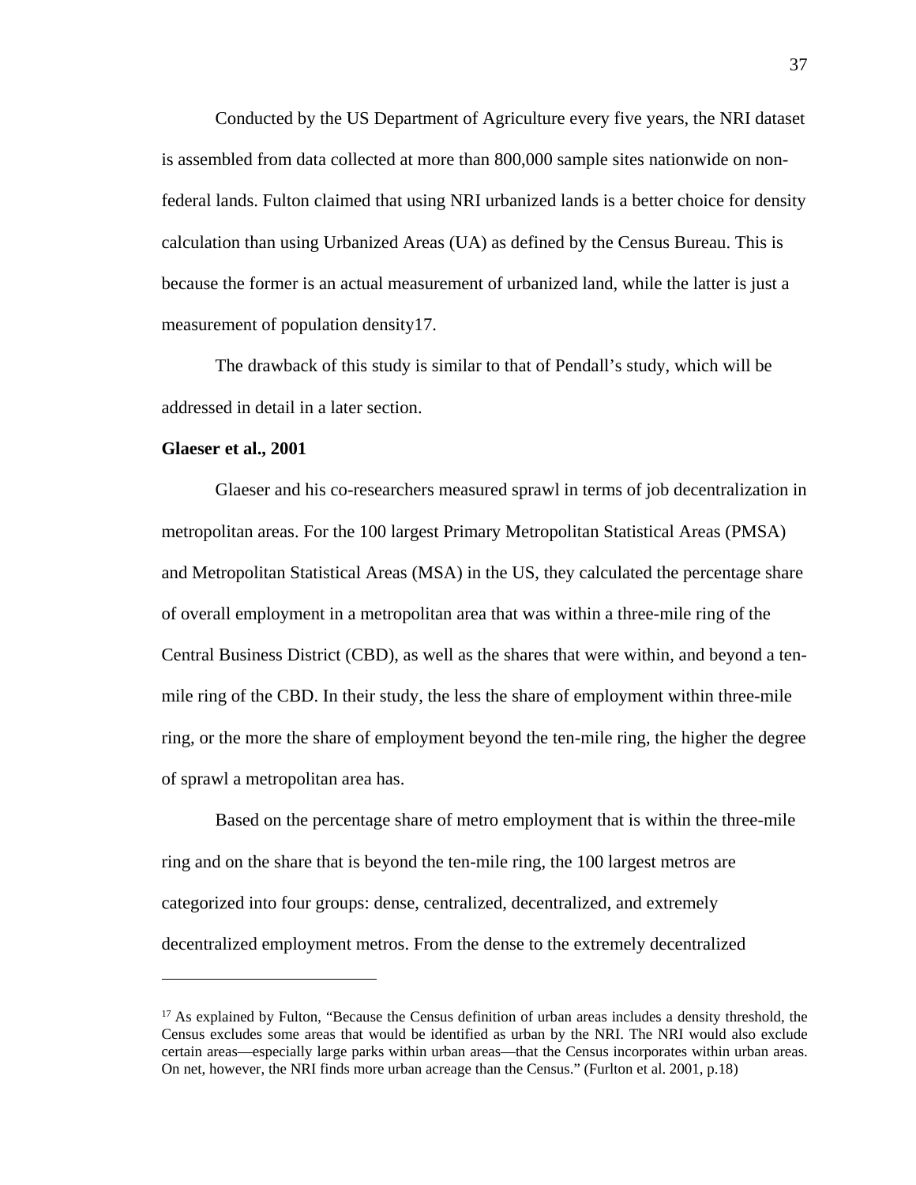Conducted by the US Department of Agriculture every five years, the NRI dataset is assembled from data collected at more than 800,000 sample sites nationwide on non-federal lands. Fulton claimed that using NRI urbanized lands is a better choice for density calculation than using Urbanized Areas (UA) as defined by the Census Bureau. This is because the former is an actual measurement of urbanized land, while the latter is just a measurement of population density17.

The drawback of this study is similar to that of Pendall's study, which will be addressed in detail in a later section.

**Glaeser et al., 2001**

Glaeser and his co-researchers measured sprawl in terms of job decentralization in metropolitan areas. For the 100 largest Primary Metropolitan Statistical Areas (PMSA) and Metropolitan Statistical Areas (MSA) in the US, they calculated the percentage share of overall employment in a metropolitan area that was within a three-mile ring of the Central Business District (CBD), as well as the shares that were within, and beyond a ten-mile ring of the CBD. In their study, the less the share of employment within three-mile ring, or the more the share of employment beyond the ten-mile ring, the higher the degree of sprawl a metropolitan area has.

Based on the percentage share of metro employment that is within the three-mile ring and on the share that is beyond the ten-mile ring, the 100 largest metros are categorized into four groups: dense, centralized, decentralized, and extremely decentralized employment metros. From the dense to the extremely decentralized

---

[17] As explained by Fulton, "Because the Census definition of urban areas includes a density threshold, the Census excludes some areas that would be identified as urban by the NRI. The NRI would also exclude certain areas—especially large parks within urban areas—that the Census incorporates within urban areas. On net, however, the NRI finds more urban acreage than the Census." (Furlton et al. 2001, p.18)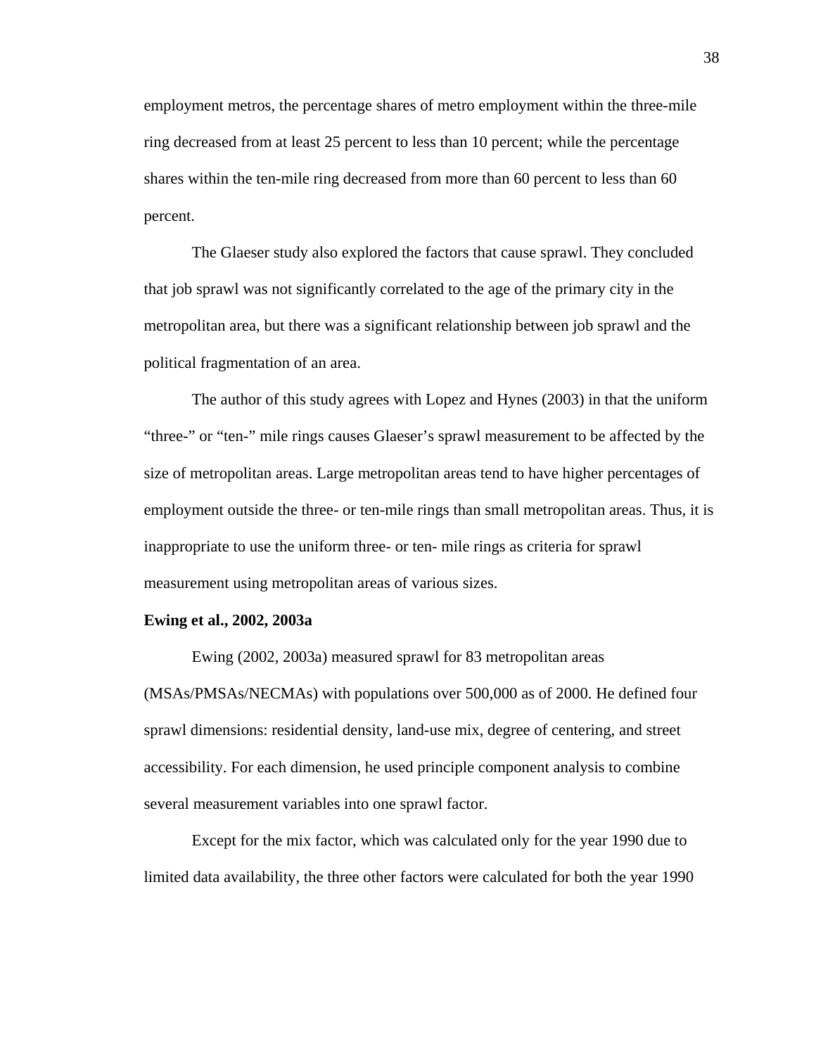employment metros, the percentage shares of metro employment within the three-mile ring decreased from at least 25 percent to less than 10 percent; while the percentage shares within the ten-mile ring decreased from more than 60 percent to less than 60 percent.

The Glaeser study also explored the factors that cause sprawl. They concluded that job sprawl was not significantly correlated to the age of the primary city in the metropolitan area, but there was a significant relationship between job sprawl and the political fragmentation of an area.

The author of this study agrees with Lopez and Hynes (2003) in that the uniform "three-" or "ten-" mile rings causes Glaeser's sprawl measurement to be affected by the size of metropolitan areas. Large metropolitan areas tend to have higher percentages of employment outside the three- or ten-mile rings than small metropolitan areas. Thus, it is inappropriate to use the uniform three- or ten- mile rings as criteria for sprawl measurement using metropolitan areas of various sizes.

**Ewing et al., 2002, 2003a**

Ewing (2002, 2003a) measured sprawl for 83 metropolitan areas (MSAs/PMSAs/NECMAs) with populations over 500,000 as of 2000. He defined four sprawl dimensions: residential density, land-use mix, degree of centering, and street accessibility. For each dimension, he used principle component analysis to combine several measurement variables into one sprawl factor.

Except for the mix factor, which was calculated only for the year 1990 due to limited data availability, the three other factors were calculated for both the year 1990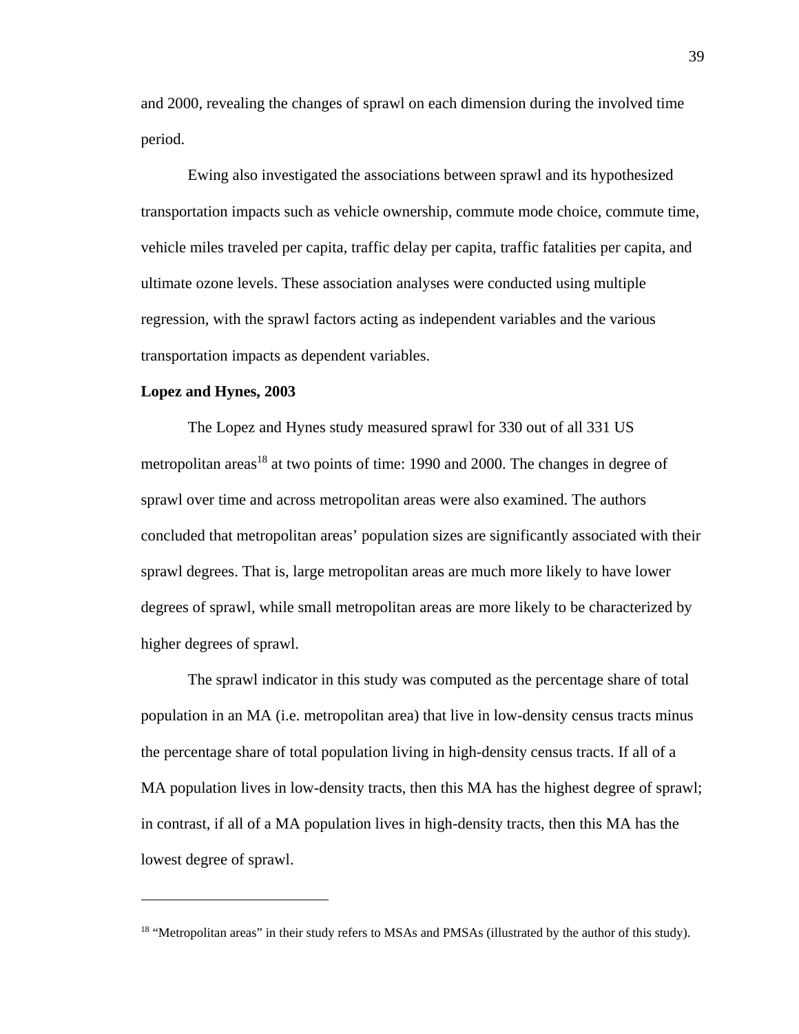and 2000, revealing the changes of sprawl on each dimension during the involved time period.

Ewing also investigated the associations between sprawl and its hypothesized transportation impacts such as vehicle ownership, commute mode choice, commute time, vehicle miles traveled per capita, traffic delay per capita, traffic fatalities per capita, and ultimate ozone levels. These association analyses were conducted using multiple regression, with the sprawl factors acting as independent variables and the various transportation impacts as dependent variables.

**Lopez and Hynes, 2003**

The Lopez and Hynes study measured sprawl for 330 out of all 331 US metropolitan areas[18] at two points of time: 1990 and 2000. The changes in degree of sprawl over time and across metropolitan areas were also examined. The authors concluded that metropolitan areas' population sizes are significantly associated with their sprawl degrees. That is, large metropolitan areas are much more likely to have lower degrees of sprawl, while small metropolitan areas are more likely to be characterized by higher degrees of sprawl.

The sprawl indicator in this study was computed as the percentage share of total population in an MA (i.e. metropolitan area) that live in low-density census tracts minus the percentage share of total population living in high-density census tracts. If all of a MA population lives in low-density tracts, then this MA has the highest degree of sprawl; in contrast, if all of a MA population lives in high-density tracts, then this MA has the lowest degree of sprawl.

---

[18] "Metropolitan areas" in their study refers to MSAs and PMSAs (illustrated by the author of this study).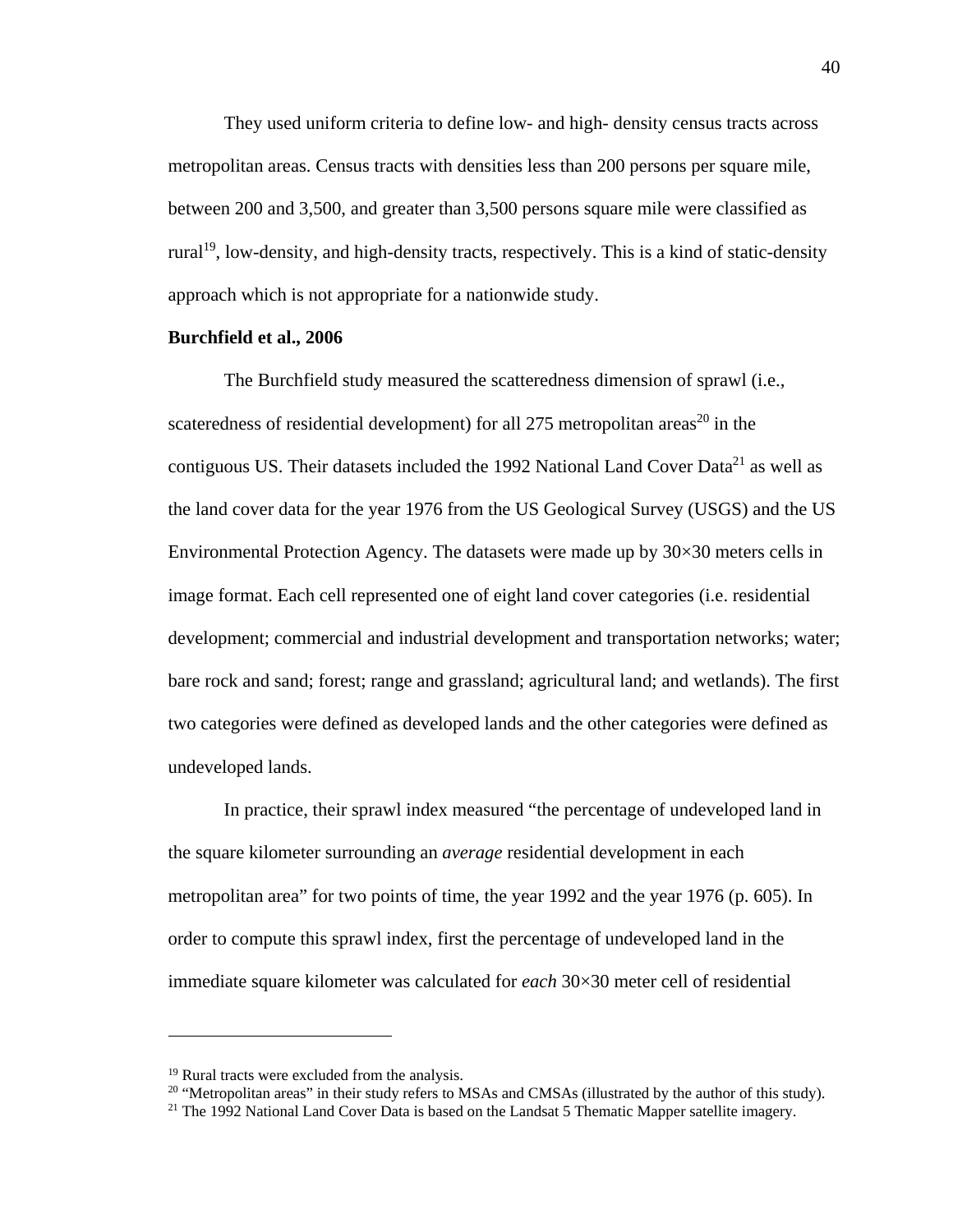They used uniform criteria to define low- and high- density census tracts across metropolitan areas. Census tracts with densities less than 200 persons per square mile, between 200 and 3,500, and greater than 3,500 persons square mile were classified as rural[19], low-density, and high-density tracts, respectively. This is a kind of static-density approach which is not appropriate for a nationwide study.

**Burchfield et al., 2006**

The Burchfield study measured the scatteredness dimension of sprawl (i.e., scateredness of residential development) for all 275 metropolitan areas[20] in the contiguous US. Their datasets included the 1992 National Land Cover Data[21] as well as the land cover data for the year 1976 from the US Geological Survey (USGS) and the US Environmental Protection Agency. The datasets were made up by 30×30 meters cells in image format. Each cell represented one of eight land cover categories (i.e. residential development; commercial and industrial development and transportation networks; water; bare rock and sand; forest; range and grassland; agricultural land; and wetlands). The first two categories were defined as developed lands and the other categories were defined as undeveloped lands.

In practice, their sprawl index measured "the percentage of undeveloped land in the square kilometer surrounding an *average* residential development in each metropolitan area" for two points of time, the year 1992 and the year 1976 (p. 605). In order to compute this sprawl index, first the percentage of undeveloped land in the immediate square kilometer was calculated for *each* 30×30 meter cell of residential

---

[19] Rural tracts were excluded from the analysis.

[20] "Metropolitan areas" in their study refers to MSAs and CMSAs (illustrated by the author of this study).

[21] The 1992 National Land Cover Data is based on the Landsat 5 Thematic Mapper satellite imagery.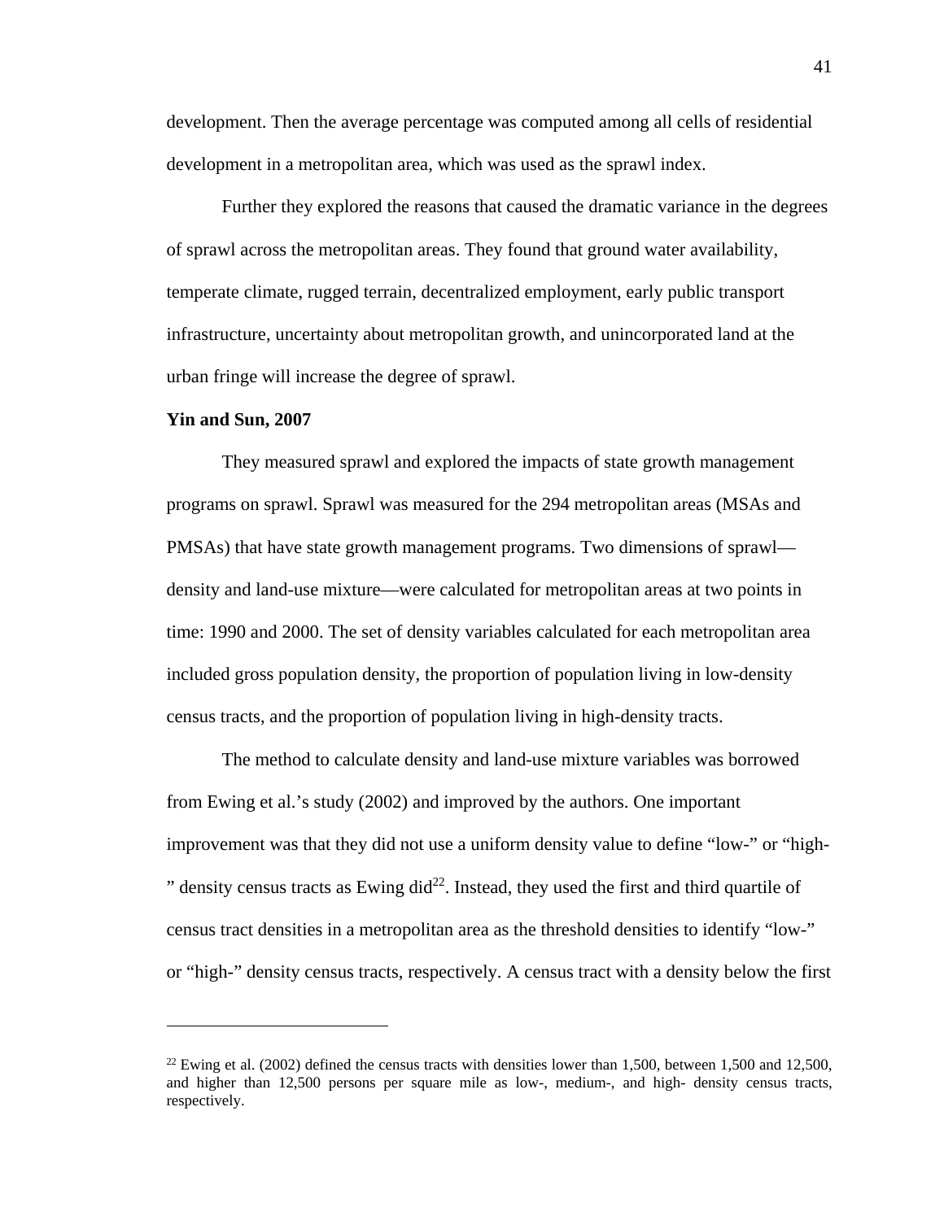development. Then the average percentage was computed among all cells of residential development in a metropolitan area, which was used as the sprawl index.

Further they explored the reasons that caused the dramatic variance in the degrees of sprawl across the metropolitan areas. They found that ground water availability, temperate climate, rugged terrain, decentralized employment, early public transport infrastructure, uncertainty about metropolitan growth, and unincorporated land at the urban fringe will increase the degree of sprawl.

**Yin and Sun, 2007**

They measured sprawl and explored the impacts of state growth management programs on sprawl. Sprawl was measured for the 294 metropolitan areas (MSAs and PMSAs) that have state growth management programs. Two dimensions of sprawl—density and land-use mixture—were calculated for metropolitan areas at two points in time: 1990 and 2000. The set of density variables calculated for each metropolitan area included gross population density, the proportion of population living in low-density census tracts, and the proportion of population living in high-density tracts.

The method to calculate density and land-use mixture variables was borrowed from Ewing et al.'s study (2002) and improved by the authors. One important improvement was that they did not use a uniform density value to define "low-" or "high-" density census tracts as Ewing did[22]. Instead, they used the first and third quartile of census tract densities in a metropolitan area as the threshold densities to identify "low-" or "high-" density census tracts, respectively. A census tract with a density below the first

---

[22] Ewing et al. (2002) defined the census tracts with densities lower than 1,500, between 1,500 and 12,500, and higher than 12,500 persons per square mile as low-, medium-, and high- density census tracts, respectively.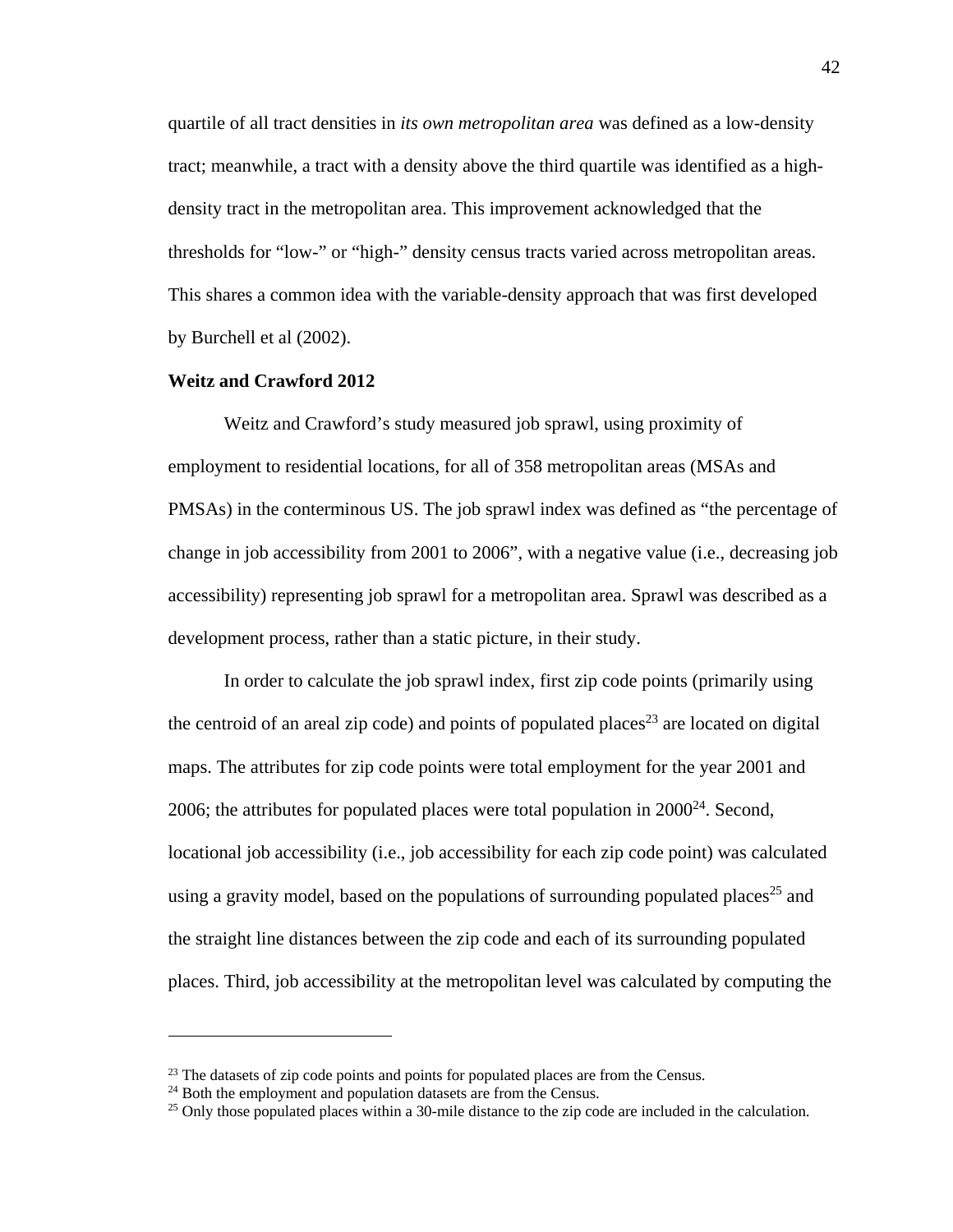quartile of all tract densities in *its own metropolitan area* was defined as a low-density tract; meanwhile, a tract with a density above the third quartile was identified as a high-density tract in the metropolitan area. This improvement acknowledged that the thresholds for "low-" or "high-" density census tracts varied across metropolitan areas. This shares a common idea with the variable-density approach that was first developed by Burchell et al (2002).

**Weitz and Crawford 2012**

Weitz and Crawford's study measured job sprawl, using proximity of employment to residential locations, for all of 358 metropolitan areas (MSAs and PMSAs) in the conterminous US. The job sprawl index was defined as "the percentage of change in job accessibility from 2001 to 2006", with a negative value (i.e., decreasing job accessibility) representing job sprawl for a metropolitan area. Sprawl was described as a development process, rather than a static picture, in their study.

In order to calculate the job sprawl index, first zip code points (primarily using the centroid of an areal zip code) and points of populated places[23] are located on digital maps. The attributes for zip code points were total employment for the year 2001 and 2006; the attributes for populated places were total population in 2000[24]. Second, locational job accessibility (i.e., job accessibility for each zip code point) was calculated using a gravity model, based on the populations of surrounding populated places[25] and the straight line distances between the zip code and each of its surrounding populated places. Third, job accessibility at the metropolitan level was calculated by computing the

---

[23] The datasets of zip code points and points for populated places are from the Census.

[24] Both the employment and population datasets are from the Census.

[25] Only those populated places within a 30-mile distance to the zip code are included in the calculation.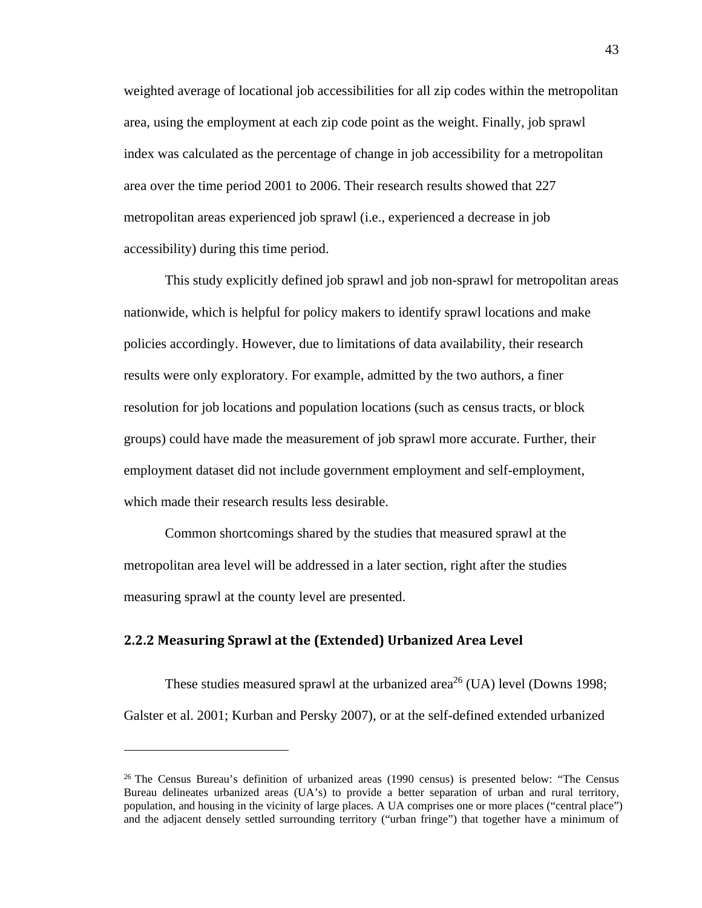weighted average of locational job accessibilities for all zip codes within the metropolitan area, using the employment at each zip code point as the weight. Finally, job sprawl index was calculated as the percentage of change in job accessibility for a metropolitan area over the time period 2001 to 2006. Their research results showed that 227 metropolitan areas experienced job sprawl (i.e., experienced a decrease in job accessibility) during this time period.

This study explicitly defined job sprawl and job non-sprawl for metropolitan areas nationwide, which is helpful for policy makers to identify sprawl locations and make policies accordingly. However, due to limitations of data availability, their research results were only exploratory. For example, admitted by the two authors, a finer resolution for job locations and population locations (such as census tracts, or block groups) could have made the measurement of job sprawl more accurate. Further, their employment dataset did not include government employment and self-employment, which made their research results less desirable.

Common shortcomings shared by the studies that measured sprawl at the metropolitan area level will be addressed in a later section, right after the studies measuring sprawl at the county level are presented.

### 2.2.2 Measuring Sprawl at the (Extended) Urbanized Area Level

These studies measured sprawl at the urbanized area[26] (UA) level (Downs 1998; Galster et al. 2001; Kurban and Persky 2007), or at the self-defined extended urbanized

---

[26] The Census Bureau's definition of urbanized areas (1990 census) is presented below: "The Census Bureau delineates urbanized areas (UA's) to provide a better separation of urban and rural territory, population, and housing in the vicinity of large places. A UA comprises one or more places ("central place") and the adjacent densely settled surrounding territory ("urban fringe") that together have a minimum of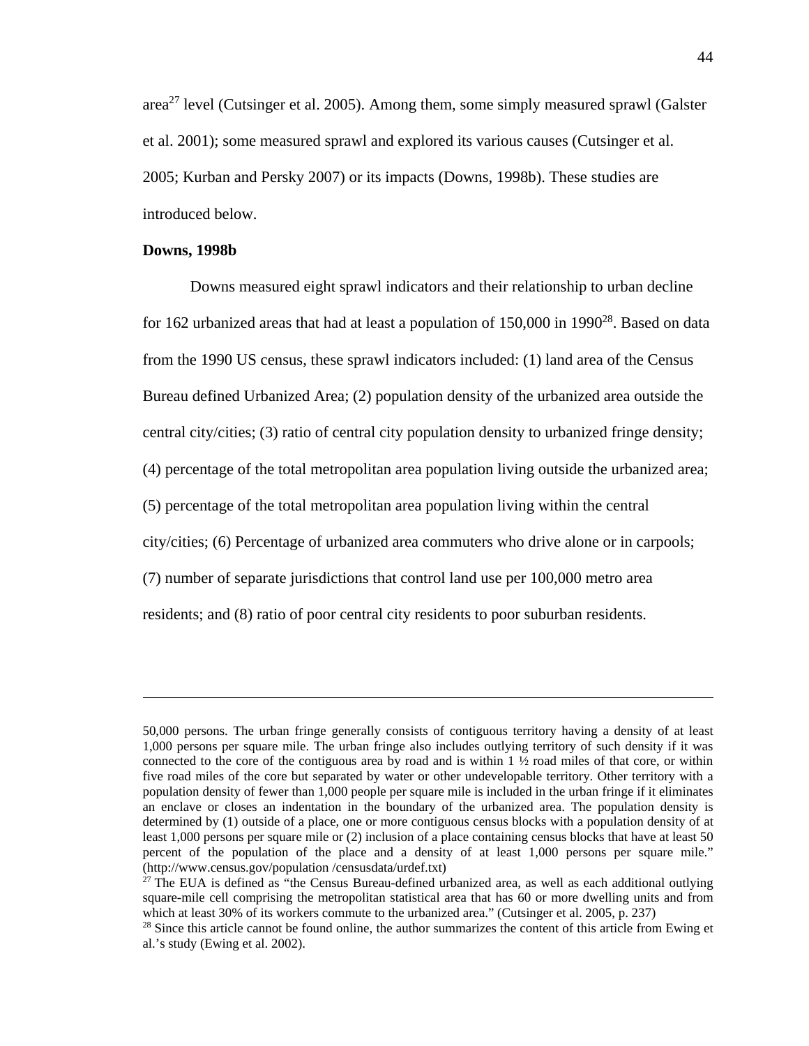area[27] level (Cutsinger et al. 2005). Among them, some simply measured sprawl (Galster et al. 2001); some measured sprawl and explored its various causes (Cutsinger et al. 2005; Kurban and Persky 2007) or its impacts (Downs, 1998b). These studies are introduced below.

**Downs, 1998b**

Downs measured eight sprawl indicators and their relationship to urban decline for 162 urbanized areas that had at least a population of 150,000 in 1990[28]. Based on data from the 1990 US census, these sprawl indicators included: (1) land area of the Census Bureau defined Urbanized Area; (2) population density of the urbanized area outside the central city/cities; (3) ratio of central city population density to urbanized fringe density; (4) percentage of the total metropolitan area population living outside the urbanized area; (5) percentage of the total metropolitan area population living within the central city/cities; (6) Percentage of urbanized area commuters who drive alone or in carpools; (7) number of separate jurisdictions that control land use per 100,000 metro area residents; and (8) ratio of poor central city residents to poor suburban residents.

---

50,000 persons. The urban fringe generally consists of contiguous territory having a density of at least 1,000 persons per square mile. The urban fringe also includes outlying territory of such density if it was connected to the core of the contiguous area by road and is within 1 ½ road miles of that core, or within five road miles of the core but separated by water or other undevelopable territory. Other territory with a population density of fewer than 1,000 people per square mile is included in the urban fringe if it eliminates an enclave or closes an indentation in the boundary of the urbanized area. The population density is determined by (1) outside of a place, one or more contiguous census blocks with a population density of at least 1,000 persons per square mile or (2) inclusion of a place containing census blocks that have at least 50 percent of the population of the place and a density of at least 1,000 persons per square mile." (http://www.census.gov/population /censusdata/urdef.txt)

[27] The EUA is defined as "the Census Bureau-defined urbanized area, as well as each additional outlying square-mile cell comprising the metropolitan statistical area that has 60 or more dwelling units and from which at least 30% of its workers commute to the urbanized area." (Cutsinger et al. 2005, p. 237)

[28] Since this article cannot be found online, the author summarizes the content of this article from Ewing et al.'s study (Ewing et al. 2002).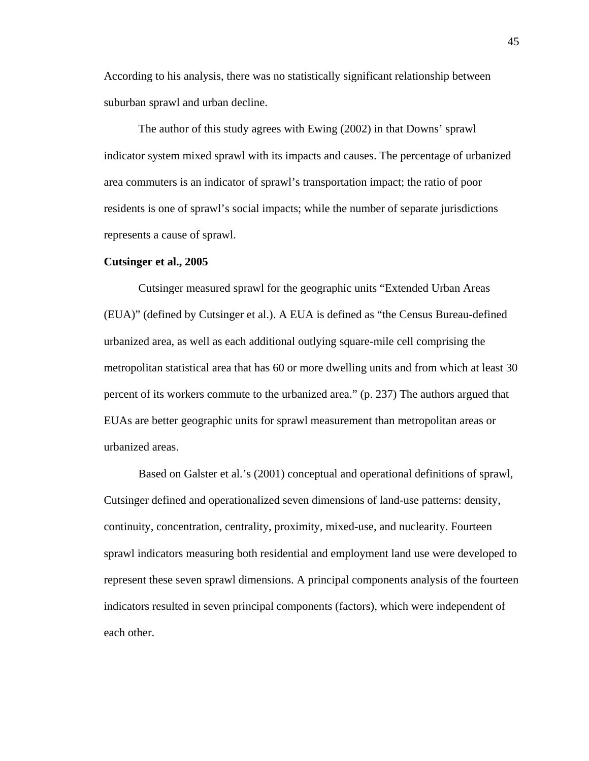According to his analysis, there was no statistically significant relationship between suburban sprawl and urban decline.

The author of this study agrees with Ewing (2002) in that Downs' sprawl indicator system mixed sprawl with its impacts and causes. The percentage of urbanized area commuters is an indicator of sprawl's transportation impact; the ratio of poor residents is one of sprawl's social impacts; while the number of separate jurisdictions represents a cause of sprawl.

**Cutsinger et al., 2005**

Cutsinger measured sprawl for the geographic units "Extended Urban Areas (EUA)" (defined by Cutsinger et al.). A EUA is defined as "the Census Bureau-defined urbanized area, as well as each additional outlying square-mile cell comprising the metropolitan statistical area that has 60 or more dwelling units and from which at least 30 percent of its workers commute to the urbanized area." (p. 237) The authors argued that EUAs are better geographic units for sprawl measurement than metropolitan areas or urbanized areas.

Based on Galster et al.'s (2001) conceptual and operational definitions of sprawl, Cutsinger defined and operationalized seven dimensions of land-use patterns: density, continuity, concentration, centrality, proximity, mixed-use, and nuclearity. Fourteen sprawl indicators measuring both residential and employment land use were developed to represent these seven sprawl dimensions. A principal components analysis of the fourteen indicators resulted in seven principal components (factors), which were independent of each other.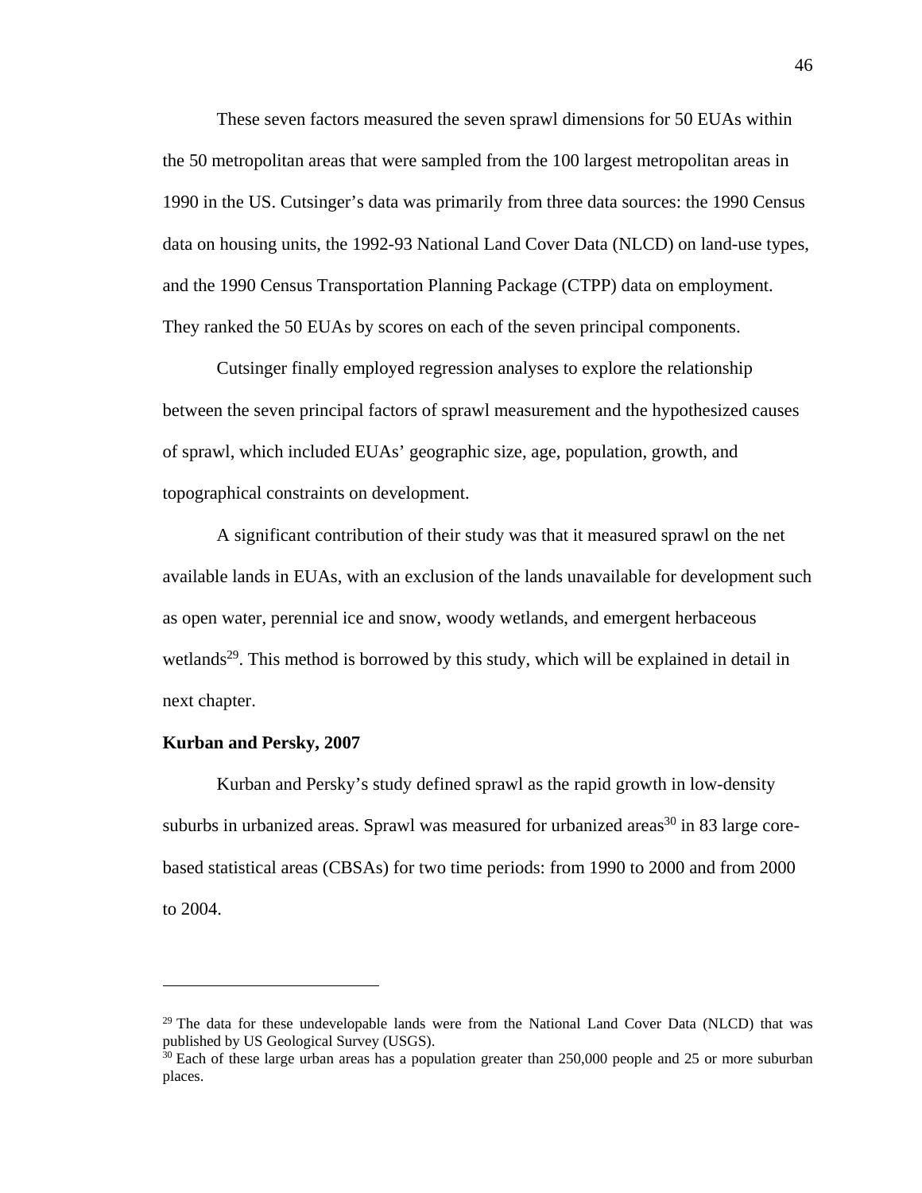These seven factors measured the seven sprawl dimensions for 50 EUAs within the 50 metropolitan areas that were sampled from the 100 largest metropolitan areas in 1990 in the US. Cutsinger's data was primarily from three data sources: the 1990 Census data on housing units, the 1992-93 National Land Cover Data (NLCD) on land-use types, and the 1990 Census Transportation Planning Package (CTPP) data on employment. They ranked the 50 EUAs by scores on each of the seven principal components.

Cutsinger finally employed regression analyses to explore the relationship between the seven principal factors of sprawl measurement and the hypothesized causes of sprawl, which included EUAs' geographic size, age, population, growth, and topographical constraints on development.

A significant contribution of their study was that it measured sprawl on the net available lands in EUAs, with an exclusion of the lands unavailable for development such as open water, perennial ice and snow, woody wetlands, and emergent herbaceous wetlands[29]. This method is borrowed by this study, which will be explained in detail in next chapter.

**Kurban and Persky, 2007**

Kurban and Persky's study defined sprawl as the rapid growth in low-density suburbs in urbanized areas. Sprawl was measured for urbanized areas[30] in 83 large core-based statistical areas (CBSAs) for two time periods: from 1990 to 2000 and from 2000 to 2004.

---

[29] The data for these undevelopable lands were from the National Land Cover Data (NLCD) that was published by US Geological Survey (USGS).

[30] Each of these large urban areas has a population greater than 250,000 people and 25 or more suburban places.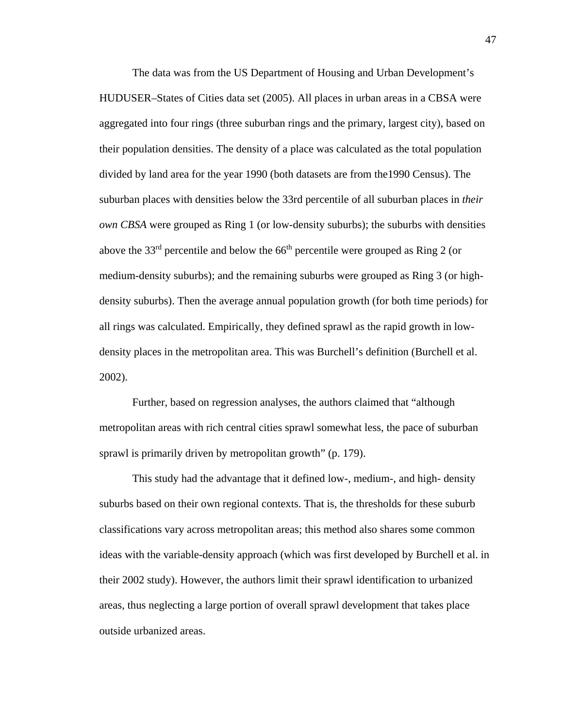The data was from the US Department of Housing and Urban Development's HUDUSER–States of Cities data set (2005). All places in urban areas in a CBSA were aggregated into four rings (three suburban rings and the primary, largest city), based on their population densities. The density of a place was calculated as the total population divided by land area for the year 1990 (both datasets are from the1990 Census). The suburban places with densities below the 33rd percentile of all suburban places in *their own CBSA* were grouped as Ring 1 (or low-density suburbs); the suburbs with densities above the 33rd percentile and below the 66th percentile were grouped as Ring 2 (or medium-density suburbs); and the remaining suburbs were grouped as Ring 3 (or high-density suburbs). Then the average annual population growth (for both time periods) for all rings was calculated. Empirically, they defined sprawl as the rapid growth in low-density places in the metropolitan area. This was Burchell's definition (Burchell et al. 2002).

Further, based on regression analyses, the authors claimed that "although metropolitan areas with rich central cities sprawl somewhat less, the pace of suburban sprawl is primarily driven by metropolitan growth" (p. 179).

This study had the advantage that it defined low-, medium-, and high- density suburbs based on their own regional contexts. That is, the thresholds for these suburb classifications vary across metropolitan areas; this method also shares some common ideas with the variable-density approach (which was first developed by Burchell et al. in their 2002 study). However, the authors limit their sprawl identification to urbanized areas, thus neglecting a large portion of overall sprawl development that takes place outside urbanized areas.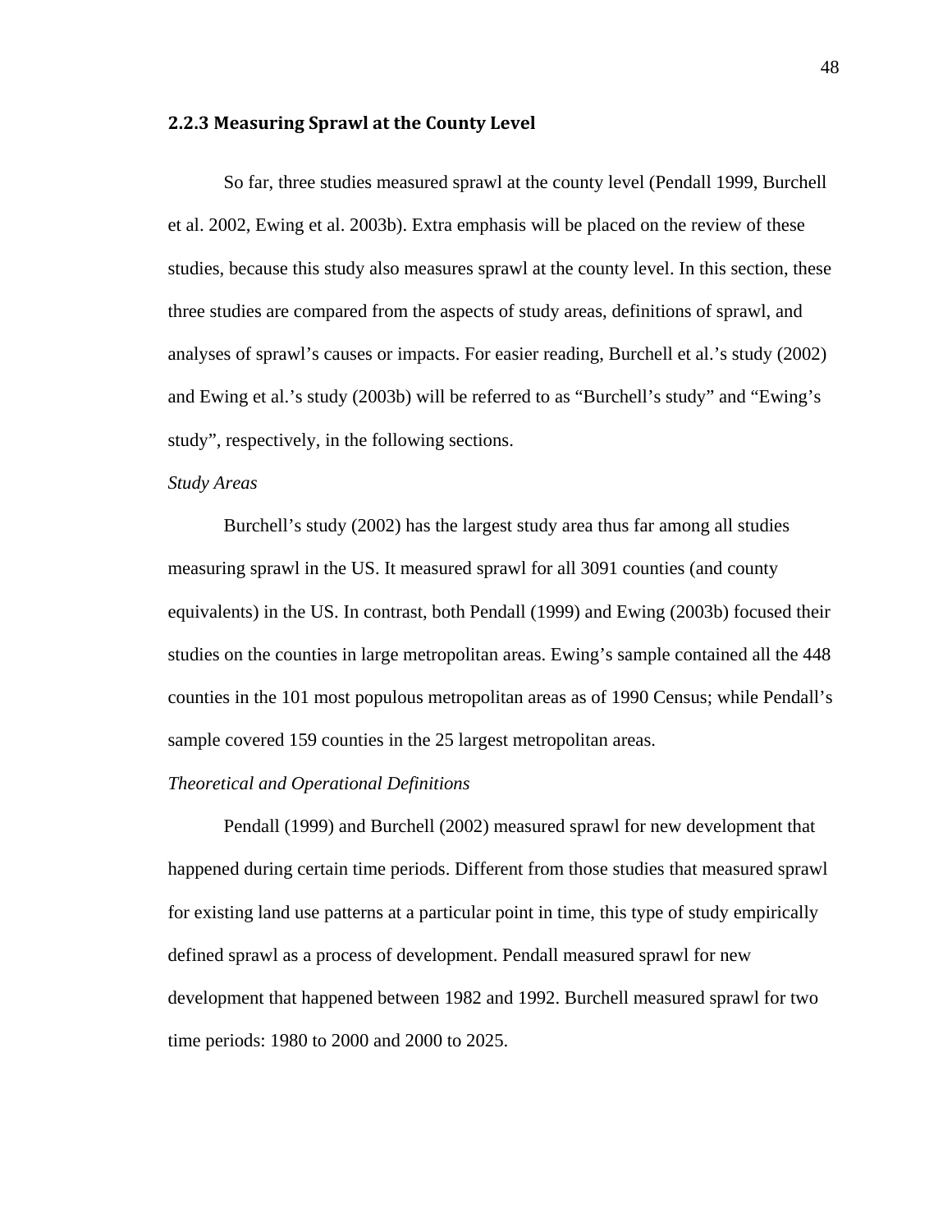### 2.2.3 Measuring Sprawl at the County Level

So far, three studies measured sprawl at the county level (Pendall 1999, Burchell et al. 2002, Ewing et al. 2003b). Extra emphasis will be placed on the review of these studies, because this study also measures sprawl at the county level. In this section, these three studies are compared from the aspects of study areas, definitions of sprawl, and analyses of sprawl's causes or impacts. For easier reading, Burchell et al.'s study (2002) and Ewing et al.'s study (2003b) will be referred to as "Burchell's study" and "Ewing's study", respectively, in the following sections.

*Study Areas*

Burchell's study (2002) has the largest study area thus far among all studies measuring sprawl in the US. It measured sprawl for all 3091 counties (and county equivalents) in the US. In contrast, both Pendall (1999) and Ewing (2003b) focused their studies on the counties in large metropolitan areas. Ewing's sample contained all the 448 counties in the 101 most populous metropolitan areas as of 1990 Census; while Pendall's sample covered 159 counties in the 25 largest metropolitan areas.

*Theoretical and Operational Definitions*

Pendall (1999) and Burchell (2002) measured sprawl for new development that happened during certain time periods. Different from those studies that measured sprawl for existing land use patterns at a particular point in time, this type of study empirically defined sprawl as a process of development. Pendall measured sprawl for new development that happened between 1982 and 1992. Burchell measured sprawl for two time periods: 1980 to 2000 and 2000 to 2025.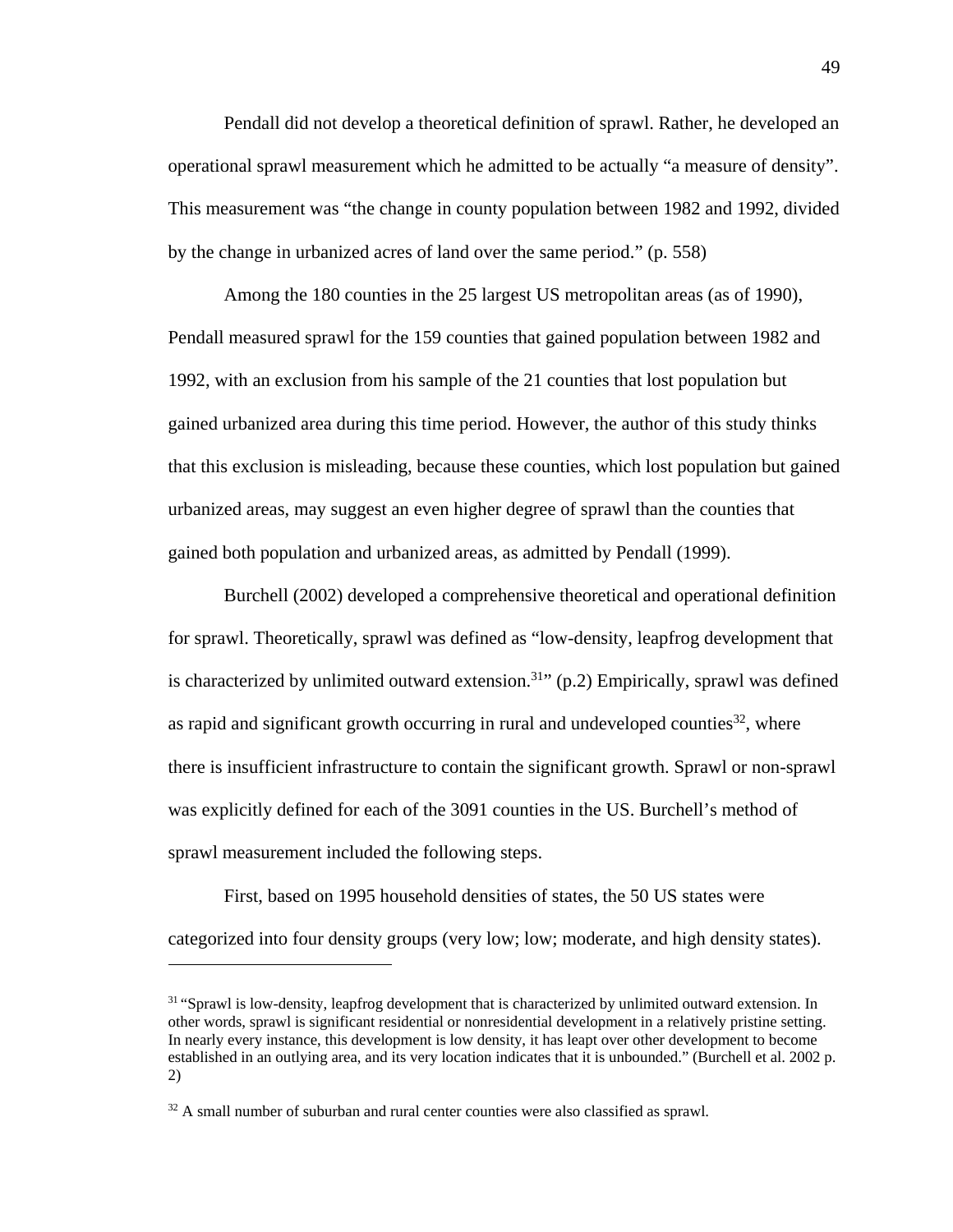Pendall did not develop a theoretical definition of sprawl. Rather, he developed an operational sprawl measurement which he admitted to be actually "a measure of density". This measurement was "the change in county population between 1982 and 1992, divided by the change in urbanized acres of land over the same period." (p. 558)

Among the 180 counties in the 25 largest US metropolitan areas (as of 1990), Pendall measured sprawl for the 159 counties that gained population between 1982 and 1992, with an exclusion from his sample of the 21 counties that lost population but gained urbanized area during this time period. However, the author of this study thinks that this exclusion is misleading, because these counties, which lost population but gained urbanized areas, may suggest an even higher degree of sprawl than the counties that gained both population and urbanized areas, as admitted by Pendall (1999).

Burchell (2002) developed a comprehensive theoretical and operational definition for sprawl. Theoretically, sprawl was defined as "low-density, leapfrog development that is characterized by unlimited outward extension.[31]" (p.2) Empirically, sprawl was defined as rapid and significant growth occurring in rural and undeveloped counties[32], where there is insufficient infrastructure to contain the significant growth. Sprawl or non-sprawl was explicitly defined for each of the 3091 counties in the US. Burchell's method of sprawl measurement included the following steps.

First, based on 1995 household densities of states, the 50 US states were categorized into four density groups (very low; low; moderate, and high density states).

---

[31] "Sprawl is low-density, leapfrog development that is characterized by unlimited outward extension. In other words, sprawl is significant residential or nonresidential development in a relatively pristine setting. In nearly every instance, this development is low density, it has leapt over other development to become established in an outlying area, and its very location indicates that it is unbounded." (Burchell et al. 2002 p. 2)

[32] A small number of suburban and rural center counties were also classified as sprawl.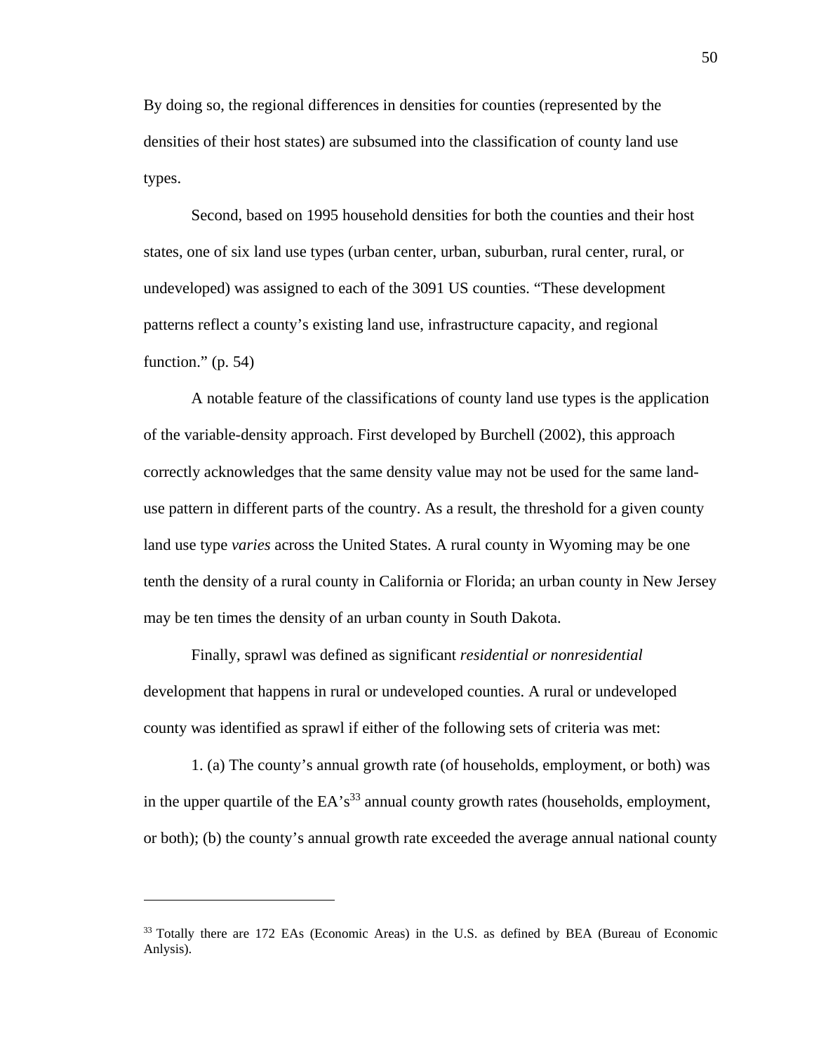By doing so, the regional differences in densities for counties (represented by the densities of their host states) are subsumed into the classification of county land use types.

Second, based on 1995 household densities for both the counties and their host states, one of six land use types (urban center, urban, suburban, rural center, rural, or undeveloped) was assigned to each of the 3091 US counties. “These development patterns reflect a county’s existing land use, infrastructure capacity, and regional function.” (p. 54)

A notable feature of the classifications of county land use types is the application of the variable-density approach. First developed by Burchell (2002), this approach correctly acknowledges that the same density value may not be used for the same land-use pattern in different parts of the country. As a result, the threshold for a given county land use type *varies* across the United States. A rural county in Wyoming may be one tenth the density of a rural county in California or Florida; an urban county in New Jersey may be ten times the density of an urban county in South Dakota.

Finally, sprawl was defined as significant *residential or nonresidential* development that happens in rural or undeveloped counties. A rural or undeveloped county was identified as sprawl if either of the following sets of criteria was met:

1. (a) The county’s annual growth rate (of households, employment, or both) was in the upper quartile of the EA’s[33] annual county growth rates (households, employment, or both); (b) the county’s annual growth rate exceeded the average annual national county

---

[33] Totally there are 172 EAs (Economic Areas) in the U.S. as defined by BEA (Bureau of Economic Anlysis).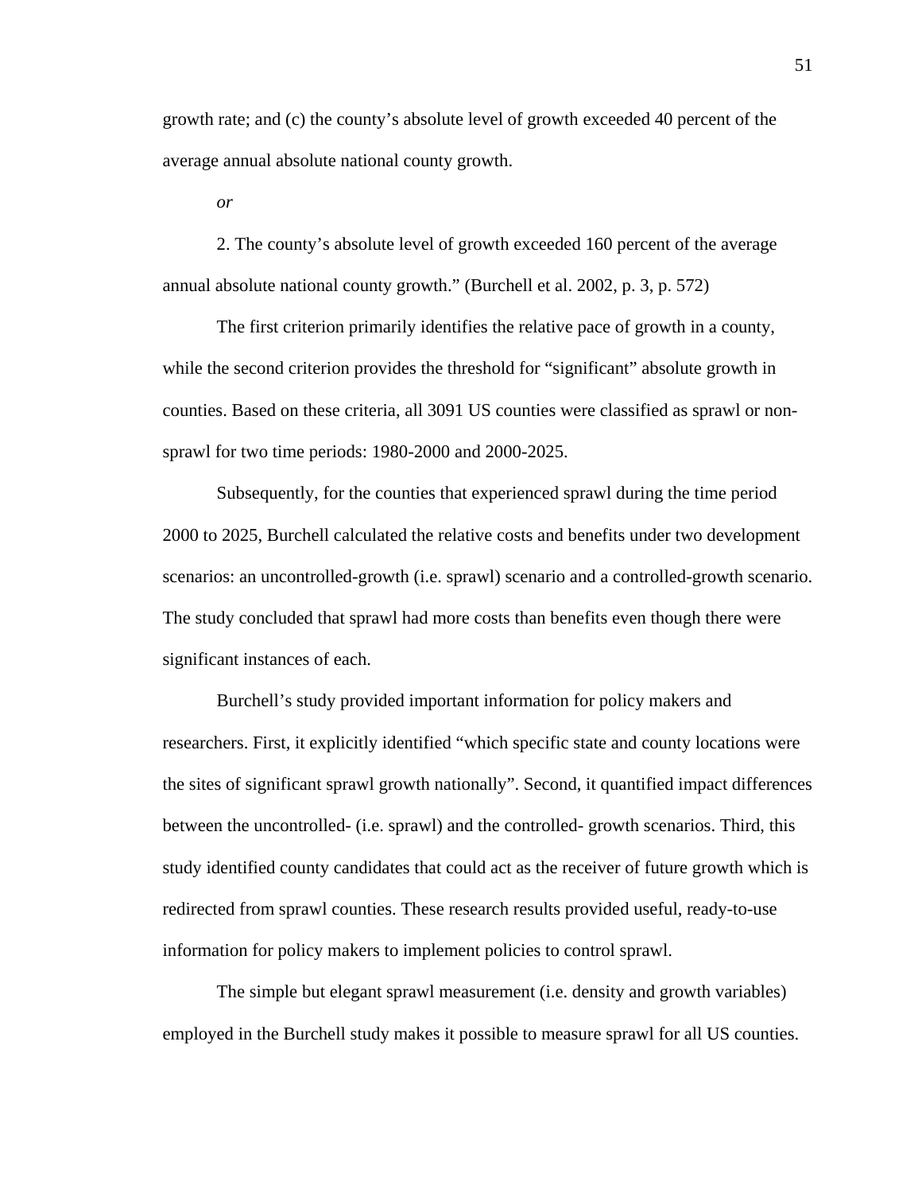growth rate; and (c) the county's absolute level of growth exceeded 40 percent of the average annual absolute national county growth.

*or*

2. The county's absolute level of growth exceeded 160 percent of the average annual absolute national county growth." (Burchell et al. 2002, p. 3, p. 572)

The first criterion primarily identifies the relative pace of growth in a county, while the second criterion provides the threshold for "significant" absolute growth in counties. Based on these criteria, all 3091 US counties were classified as sprawl or non-sprawl for two time periods: 1980-2000 and 2000-2025.

Subsequently, for the counties that experienced sprawl during the time period 2000 to 2025, Burchell calculated the relative costs and benefits under two development scenarios: an uncontrolled-growth (i.e. sprawl) scenario and a controlled-growth scenario. The study concluded that sprawl had more costs than benefits even though there were significant instances of each.

Burchell's study provided important information for policy makers and researchers. First, it explicitly identified "which specific state and county locations were the sites of significant sprawl growth nationally". Second, it quantified impact differences between the uncontrolled- (i.e. sprawl) and the controlled- growth scenarios. Third, this study identified county candidates that could act as the receiver of future growth which is redirected from sprawl counties. These research results provided useful, ready-to-use information for policy makers to implement policies to control sprawl.

The simple but elegant sprawl measurement (i.e. density and growth variables) employed in the Burchell study makes it possible to measure sprawl for all US counties.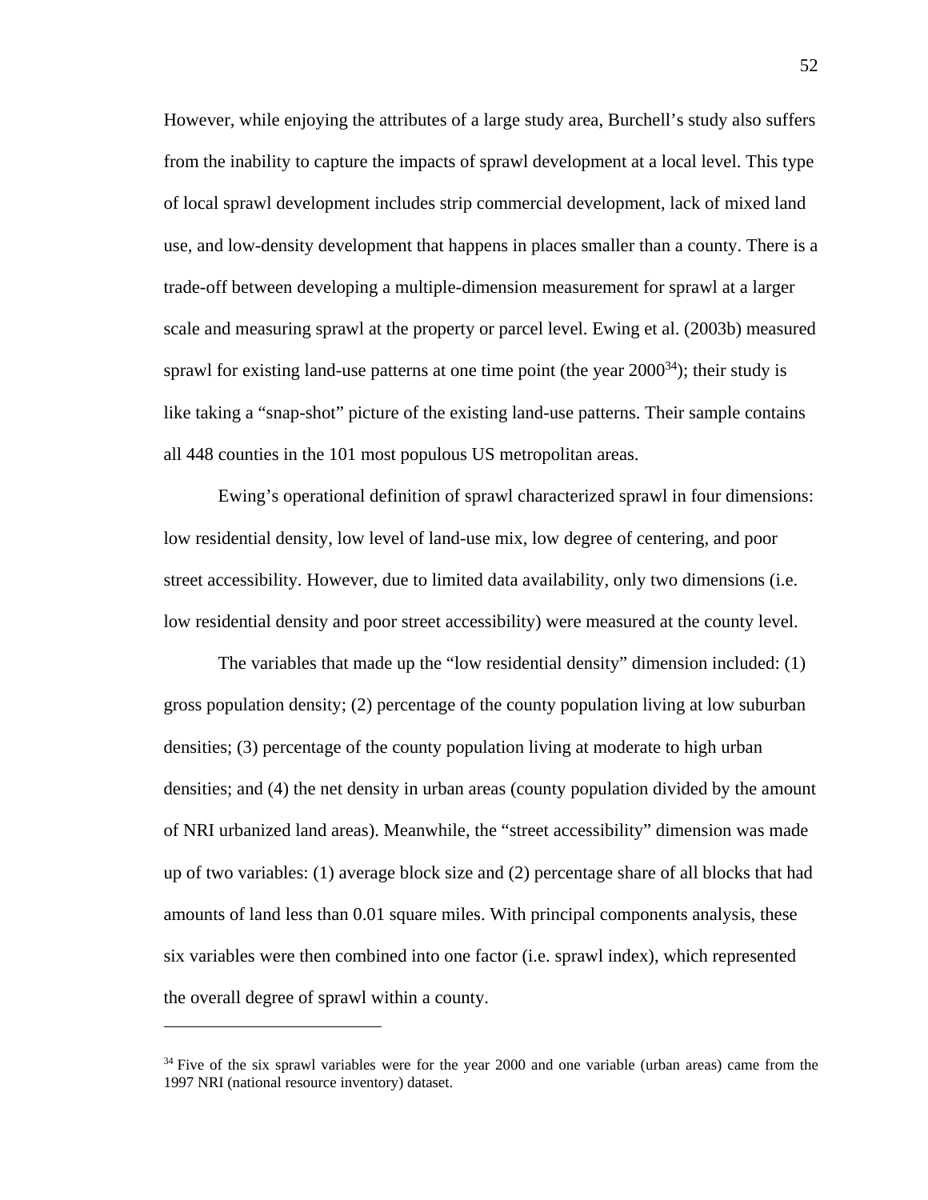However, while enjoying the attributes of a large study area, Burchell's study also suffers from the inability to capture the impacts of sprawl development at a local level. This type of local sprawl development includes strip commercial development, lack of mixed land use, and low-density development that happens in places smaller than a county. There is a trade-off between developing a multiple-dimension measurement for sprawl at a larger scale and measuring sprawl at the property or parcel level. Ewing et al. (2003b) measured sprawl for existing land-use patterns at one time point (the year 2000[34]); their study is like taking a "snap-shot" picture of the existing land-use patterns. Their sample contains all 448 counties in the 101 most populous US metropolitan areas.

Ewing's operational definition of sprawl characterized sprawl in four dimensions: low residential density, low level of land-use mix, low degree of centering, and poor street accessibility. However, due to limited data availability, only two dimensions (i.e. low residential density and poor street accessibility) were measured at the county level.

The variables that made up the "low residential density" dimension included: (1) gross population density; (2) percentage of the county population living at low suburban densities; (3) percentage of the county population living at moderate to high urban densities; and (4) the net density in urban areas (county population divided by the amount of NRI urbanized land areas). Meanwhile, the "street accessibility" dimension was made up of two variables: (1) average block size and (2) percentage share of all blocks that had amounts of land less than 0.01 square miles. With principal components analysis, these six variables were then combined into one factor (i.e. sprawl index), which represented the overall degree of sprawl within a county.

---

[34] Five of the six sprawl variables were for the year 2000 and one variable (urban areas) came from the 1997 NRI (national resource inventory) dataset.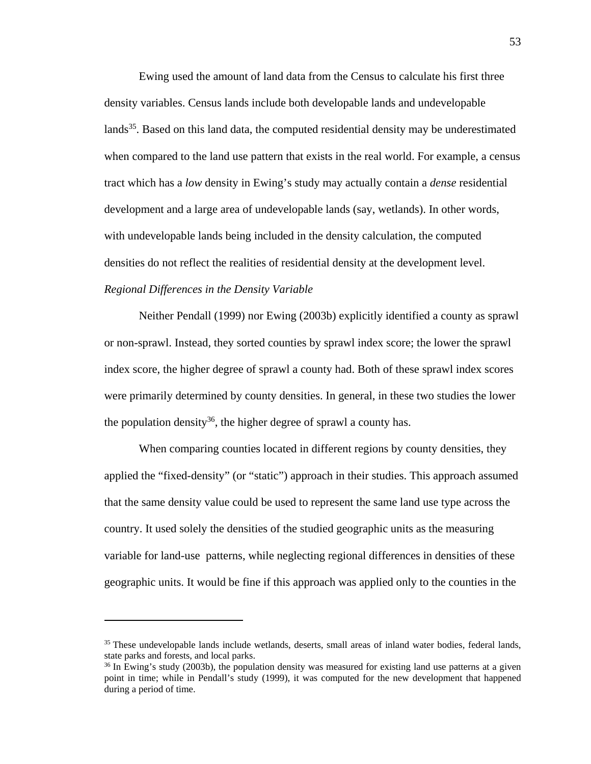Ewing used the amount of land data from the Census to calculate his first three density variables. Census lands include both developable lands and undevelopable lands[35]. Based on this land data, the computed residential density may be underestimated when compared to the land use pattern that exists in the real world. For example, a census tract which has a *low* density in Ewing's study may actually contain a *dense* residential development and a large area of undevelopable lands (say, wetlands). In other words, with undevelopable lands being included in the density calculation, the computed densities do not reflect the realities of residential density at the development level.

*Regional Differences in the Density Variable*

Neither Pendall (1999) nor Ewing (2003b) explicitly identified a county as sprawl or non-sprawl. Instead, they sorted counties by sprawl index score; the lower the sprawl index score, the higher degree of sprawl a county had. Both of these sprawl index scores were primarily determined by county densities. In general, in these two studies the lower the population density[36], the higher degree of sprawl a county has.

When comparing counties located in different regions by county densities, they applied the "fixed-density" (or "static") approach in their studies. This approach assumed that the same density value could be used to represent the same land use type across the country. It used solely the densities of the studied geographic units as the measuring variable for land-use patterns, while neglecting regional differences in densities of these geographic units. It would be fine if this approach was applied only to the counties in the

---

[35] These undevelopable lands include wetlands, deserts, small areas of inland water bodies, federal lands, state parks and forests, and local parks.

[36] In Ewing's study (2003b), the population density was measured for existing land use patterns at a given point in time; while in Pendall's study (1999), it was computed for the new development that happened during a period of time.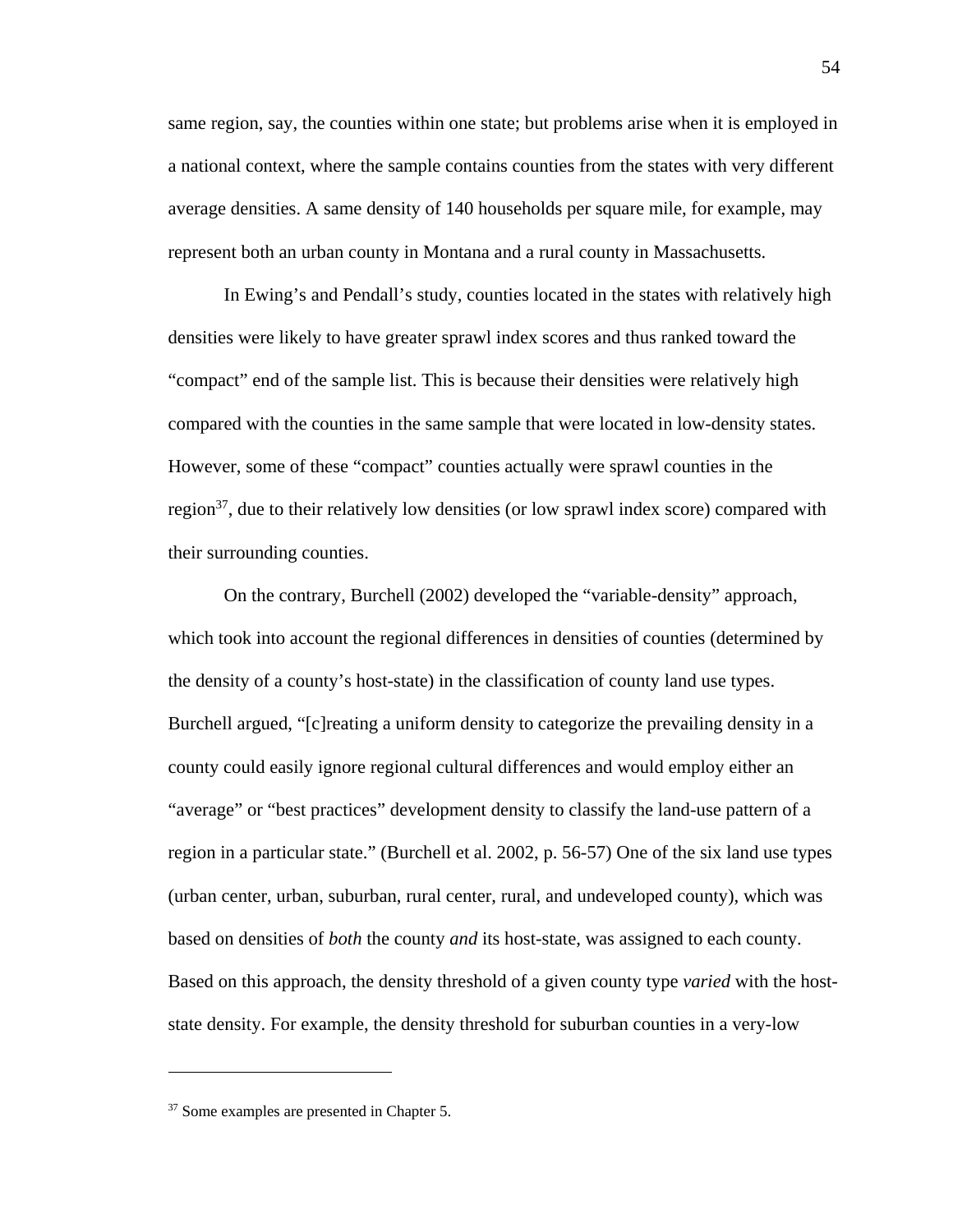same region, say, the counties within one state; but problems arise when it is employed in a national context, where the sample contains counties from the states with very different average densities. A same density of 140 households per square mile, for example, may represent both an urban county in Montana and a rural county in Massachusetts.

In Ewing's and Pendall's study, counties located in the states with relatively high densities were likely to have greater sprawl index scores and thus ranked toward the "compact" end of the sample list. This is because their densities were relatively high compared with the counties in the same sample that were located in low-density states. However, some of these "compact" counties actually were sprawl counties in the region[37], due to their relatively low densities (or low sprawl index score) compared with their surrounding counties.

On the contrary, Burchell (2002) developed the "variable-density" approach, which took into account the regional differences in densities of counties (determined by the density of a county's host-state) in the classification of county land use types. Burchell argued, "[c]reating a uniform density to categorize the prevailing density in a county could easily ignore regional cultural differences and would employ either an "average" or "best practices" development density to classify the land-use pattern of a region in a particular state." (Burchell et al. 2002, p. 56-57) One of the six land use types (urban center, urban, suburban, rural center, rural, and undeveloped county), which was based on densities of *both* the county *and* its host-state, was assigned to each county. Based on this approach, the density threshold of a given county type *varied* with the host-state density. For example, the density threshold for suburban counties in a very-low

---

[37] Some examples are presented in Chapter 5.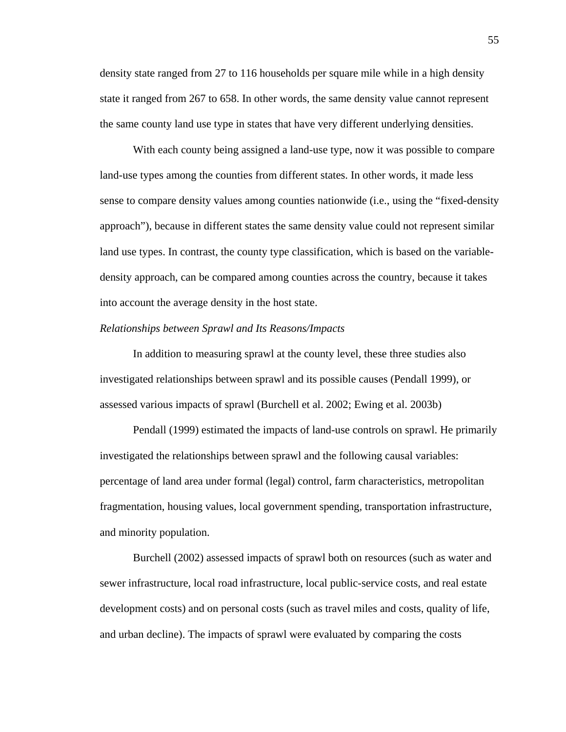density state ranged from 27 to 116 households per square mile while in a high density state it ranged from 267 to 658. In other words, the same density value cannot represent the same county land use type in states that have very different underlying densities.

With each county being assigned a land-use type, now it was possible to compare land-use types among the counties from different states. In other words, it made less sense to compare density values among counties nationwide (i.e., using the "fixed-density approach"), because in different states the same density value could not represent similar land use types. In contrast, the county type classification, which is based on the variable-density approach, can be compared among counties across the country, because it takes into account the average density in the host state.

*Relationships between Sprawl and Its Reasons/Impacts*

In addition to measuring sprawl at the county level, these three studies also investigated relationships between sprawl and its possible causes (Pendall 1999), or assessed various impacts of sprawl (Burchell et al. 2002; Ewing et al. 2003b)

Pendall (1999) estimated the impacts of land-use controls on sprawl. He primarily investigated the relationships between sprawl and the following causal variables: percentage of land area under formal (legal) control, farm characteristics, metropolitan fragmentation, housing values, local government spending, transportation infrastructure, and minority population.

Burchell (2002) assessed impacts of sprawl both on resources (such as water and sewer infrastructure, local road infrastructure, local public-service costs, and real estate development costs) and on personal costs (such as travel miles and costs, quality of life, and urban decline). The impacts of sprawl were evaluated by comparing the costs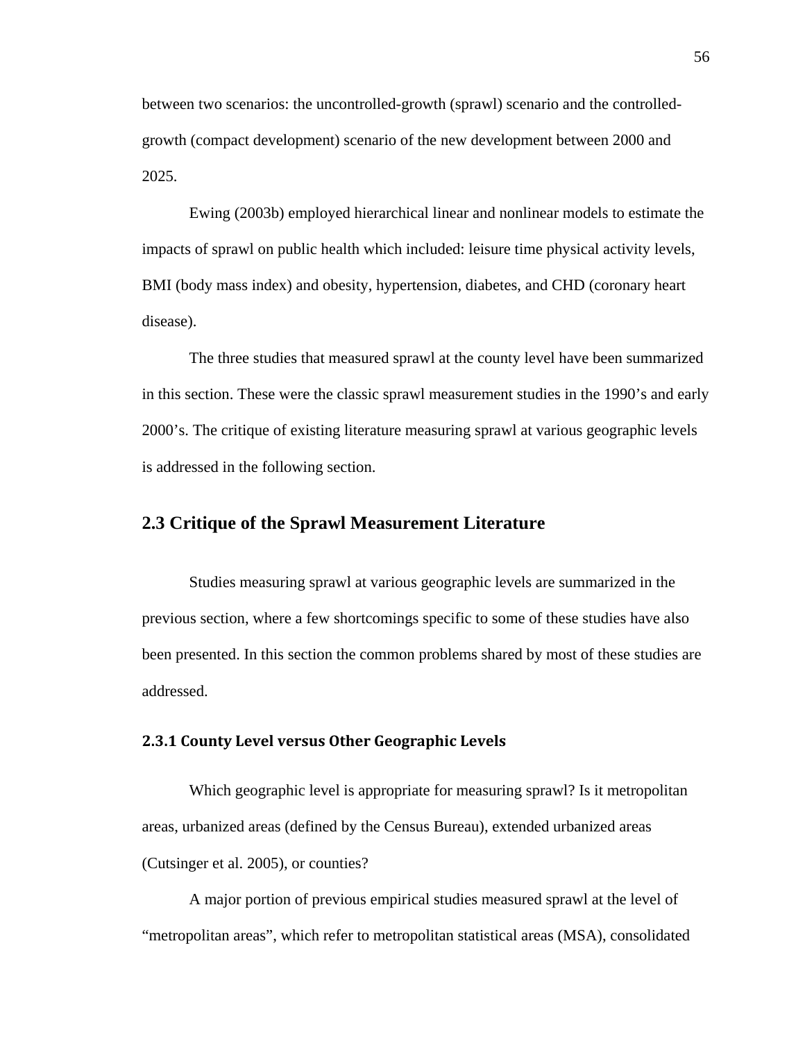between two scenarios: the uncontrolled-growth (sprawl) scenario and the controlled-growth (compact development) scenario of the new development between 2000 and 2025.

Ewing (2003b) employed hierarchical linear and nonlinear models to estimate the impacts of sprawl on public health which included: leisure time physical activity levels, BMI (body mass index) and obesity, hypertension, diabetes, and CHD (coronary heart disease).

The three studies that measured sprawl at the county level have been summarized in this section. These were the classic sprawl measurement studies in the 1990's and early 2000's. The critique of existing literature measuring sprawl at various geographic levels is addressed in the following section.

## 2.3 Critique of the Sprawl Measurement Literature

Studies measuring sprawl at various geographic levels are summarized in the previous section, where a few shortcomings specific to some of these studies have also been presented. In this section the common problems shared by most of these studies are addressed.

### 2.3.1 County Level versus Other Geographic Levels

Which geographic level is appropriate for measuring sprawl? Is it metropolitan areas, urbanized areas (defined by the Census Bureau), extended urbanized areas (Cutsinger et al. 2005), or counties?

A major portion of previous empirical studies measured sprawl at the level of "metropolitan areas", which refer to metropolitan statistical areas (MSA), consolidated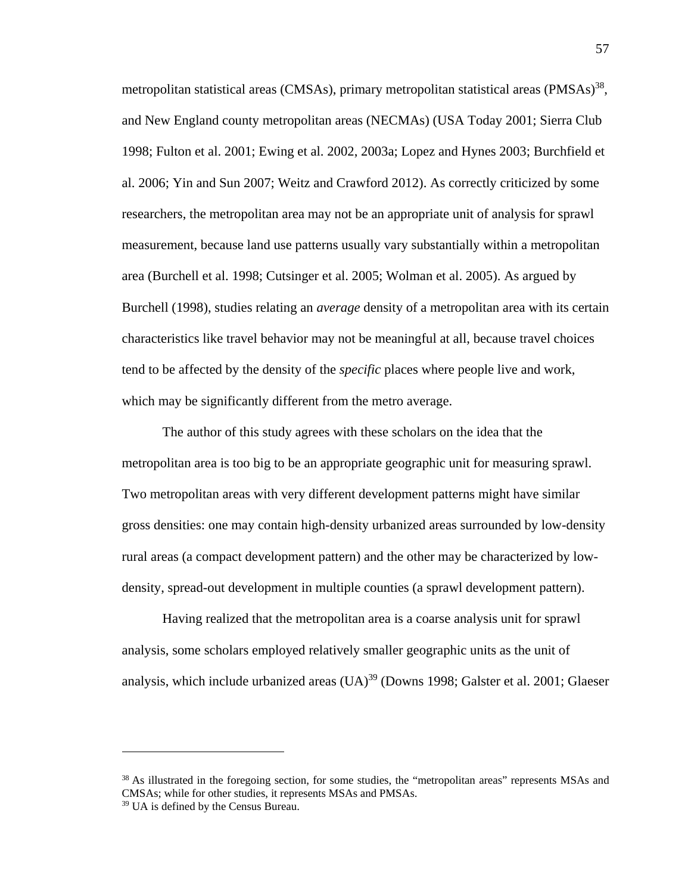metropolitan statistical areas (CMSAs), primary metropolitan statistical areas (PMSAs)[38], and New England county metropolitan areas (NECMAs) (USA Today 2001; Sierra Club 1998; Fulton et al. 2001; Ewing et al. 2002, 2003a; Lopez and Hynes 2003; Burchfield et al. 2006; Yin and Sun 2007; Weitz and Crawford 2012). As correctly criticized by some researchers, the metropolitan area may not be an appropriate unit of analysis for sprawl measurement, because land use patterns usually vary substantially within a metropolitan area (Burchell et al. 1998; Cutsinger et al. 2005; Wolman et al. 2005). As argued by Burchell (1998), studies relating an *average* density of a metropolitan area with its certain characteristics like travel behavior may not be meaningful at all, because travel choices tend to be affected by the density of the *specific* places where people live and work, which may be significantly different from the metro average.

The author of this study agrees with these scholars on the idea that the metropolitan area is too big to be an appropriate geographic unit for measuring sprawl. Two metropolitan areas with very different development patterns might have similar gross densities: one may contain high-density urbanized areas surrounded by low-density rural areas (a compact development pattern) and the other may be characterized by low-density, spread-out development in multiple counties (a sprawl development pattern).

Having realized that the metropolitan area is a coarse analysis unit for sprawl analysis, some scholars employed relatively smaller geographic units as the unit of analysis, which include urbanized areas (UA)[39] (Downs 1998; Galster et al. 2001; Glaeser

---

[38] As illustrated in the foregoing section, for some studies, the "metropolitan areas" represents MSAs and CMSAs; while for other studies, it represents MSAs and PMSAs.

[39] UA is defined by the Census Bureau.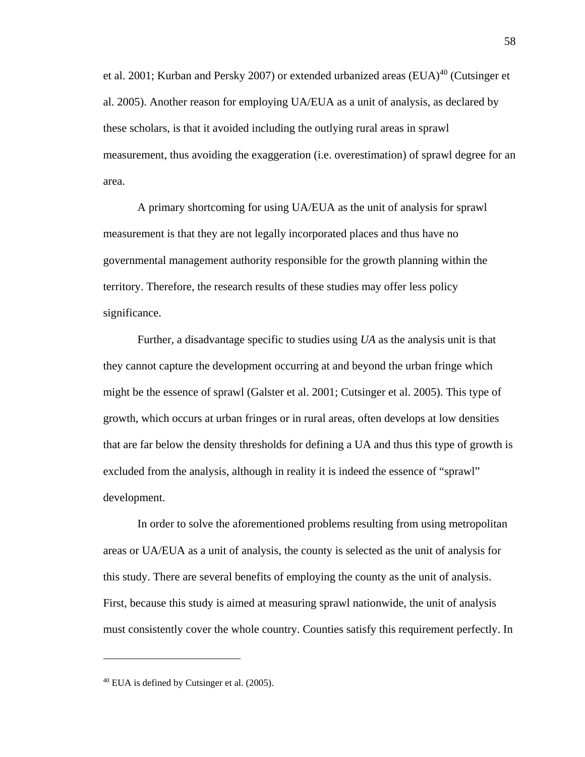et al. 2001; Kurban and Persky 2007) or extended urbanized areas (EUA)[40] (Cutsinger et al. 2005). Another reason for employing UA/EUA as a unit of analysis, as declared by these scholars, is that it avoided including the outlying rural areas in sprawl measurement, thus avoiding the exaggeration (i.e. overestimation) of sprawl degree for an area.

A primary shortcoming for using UA/EUA as the unit of analysis for sprawl measurement is that they are not legally incorporated places and thus have no governmental management authority responsible for the growth planning within the territory. Therefore, the research results of these studies may offer less policy significance.

Further, a disadvantage specific to studies using *UA* as the analysis unit is that they cannot capture the development occurring at and beyond the urban fringe which might be the essence of sprawl (Galster et al. 2001; Cutsinger et al. 2005). This type of growth, which occurs at urban fringes or in rural areas, often develops at low densities that are far below the density thresholds for defining a UA and thus this type of growth is excluded from the analysis, although in reality it is indeed the essence of "sprawl" development.

In order to solve the aforementioned problems resulting from using metropolitan areas or UA/EUA as a unit of analysis, the county is selected as the unit of analysis for this study. There are several benefits of employing the county as the unit of analysis. First, because this study is aimed at measuring sprawl nationwide, the unit of analysis must consistently cover the whole country. Counties satisfy this requirement perfectly. In

---

[40] EUA is defined by Cutsinger et al. (2005).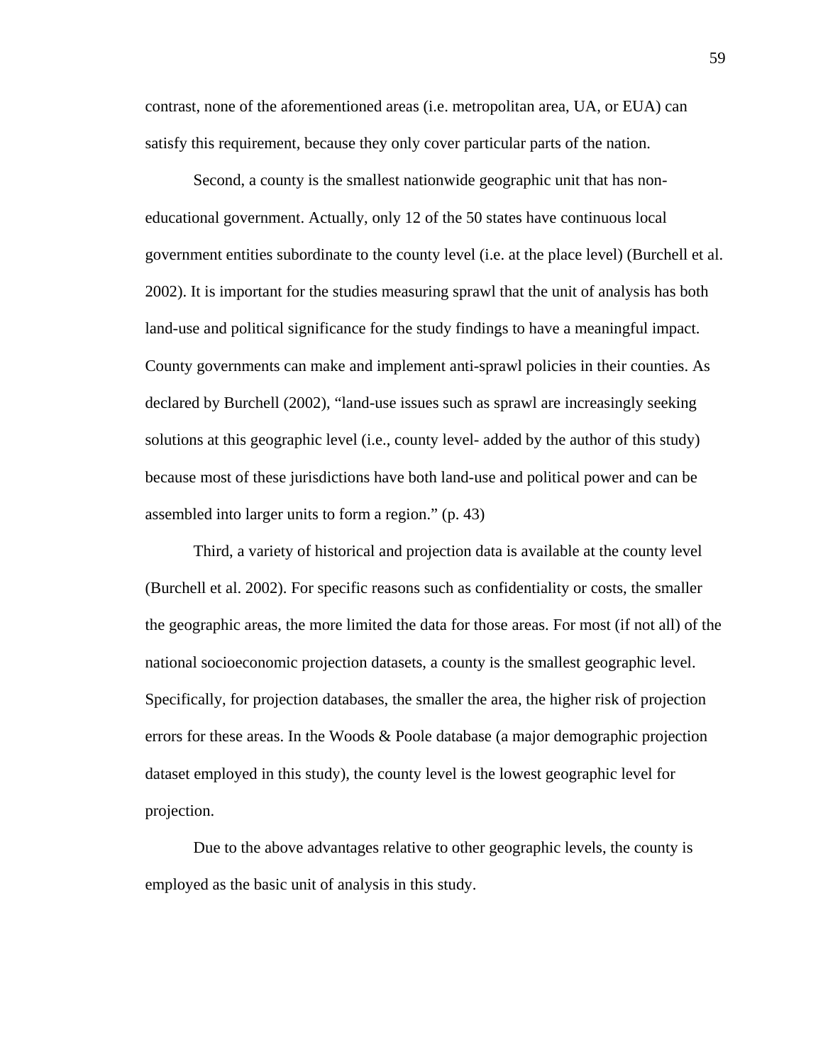contrast, none of the aforementioned areas (i.e. metropolitan area, UA, or EUA) can satisfy this requirement, because they only cover particular parts of the nation.

Second, a county is the smallest nationwide geographic unit that has non-educational government. Actually, only 12 of the 50 states have continuous local government entities subordinate to the county level (i.e. at the place level) (Burchell et al. 2002). It is important for the studies measuring sprawl that the unit of analysis has both land-use and political significance for the study findings to have a meaningful impact. County governments can make and implement anti-sprawl policies in their counties. As declared by Burchell (2002), "land-use issues such as sprawl are increasingly seeking solutions at this geographic level (i.e., county level- added by the author of this study) because most of these jurisdictions have both land-use and political power and can be assembled into larger units to form a region." (p. 43)

Third, a variety of historical and projection data is available at the county level (Burchell et al. 2002). For specific reasons such as confidentiality or costs, the smaller the geographic areas, the more limited the data for those areas. For most (if not all) of the national socioeconomic projection datasets, a county is the smallest geographic level. Specifically, for projection databases, the smaller the area, the higher risk of projection errors for these areas. In the Woods & Poole database (a major demographic projection dataset employed in this study), the county level is the lowest geographic level for projection.

Due to the above advantages relative to other geographic levels, the county is employed as the basic unit of analysis in this study.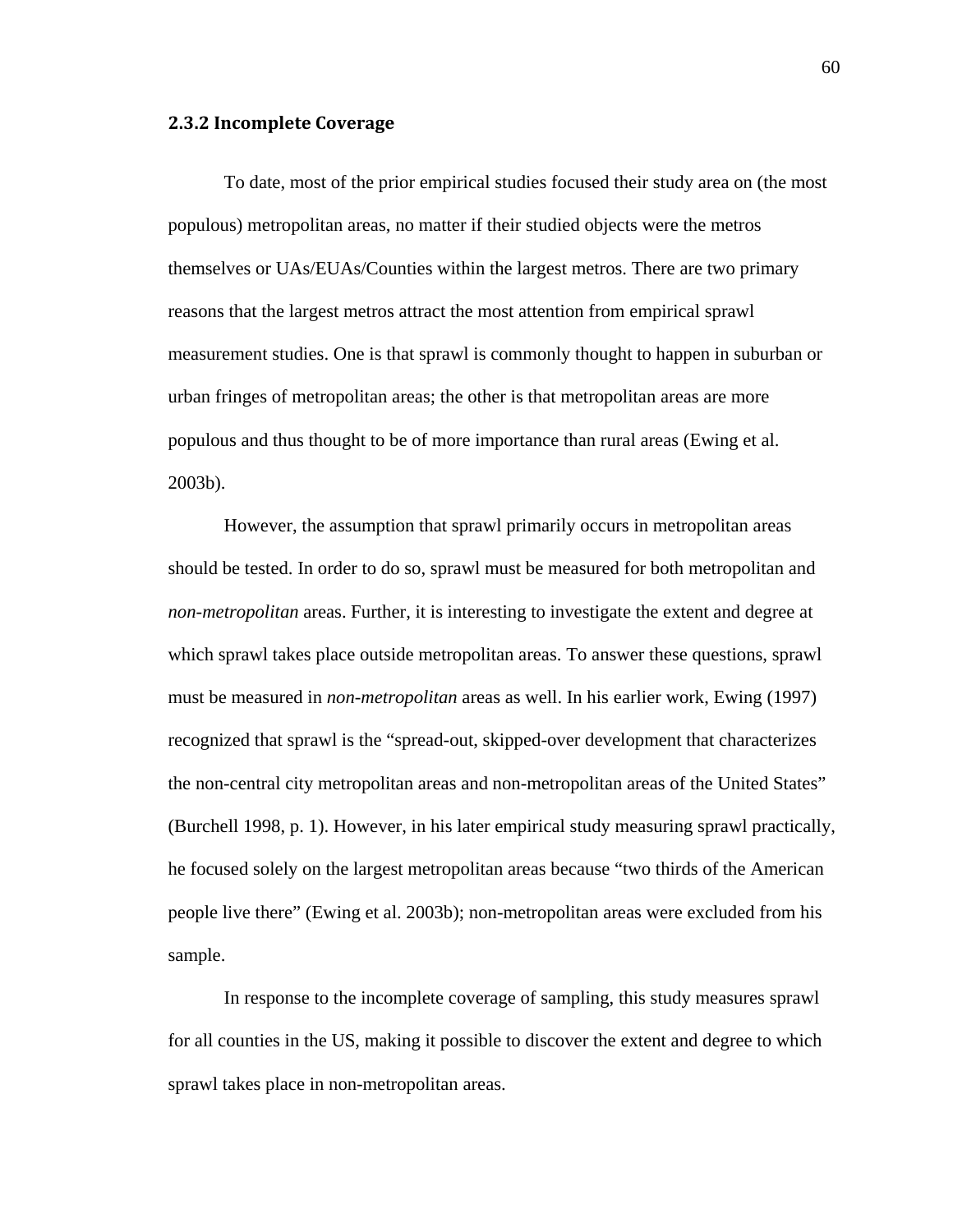### 2.3.2 Incomplete Coverage

To date, most of the prior empirical studies focused their study area on (the most populous) metropolitan areas, no matter if their studied objects were the metros themselves or UAs/EUAs/Counties within the largest metros. There are two primary reasons that the largest metros attract the most attention from empirical sprawl measurement studies. One is that sprawl is commonly thought to happen in suburban or urban fringes of metropolitan areas; the other is that metropolitan areas are more populous and thus thought to be of more importance than rural areas (Ewing et al. 2003b).

However, the assumption that sprawl primarily occurs in metropolitan areas should be tested. In order to do so, sprawl must be measured for both metropolitan and *non-metropolitan* areas. Further, it is interesting to investigate the extent and degree at which sprawl takes place outside metropolitan areas. To answer these questions, sprawl must be measured in *non-metropolitan* areas as well. In his earlier work, Ewing (1997) recognized that sprawl is the "spread-out, skipped-over development that characterizes the non-central city metropolitan areas and non-metropolitan areas of the United States" (Burchell 1998, p. 1). However, in his later empirical study measuring sprawl practically, he focused solely on the largest metropolitan areas because "two thirds of the American people live there" (Ewing et al. 2003b); non-metropolitan areas were excluded from his sample.

In response to the incomplete coverage of sampling, this study measures sprawl for all counties in the US, making it possible to discover the extent and degree to which sprawl takes place in non-metropolitan areas.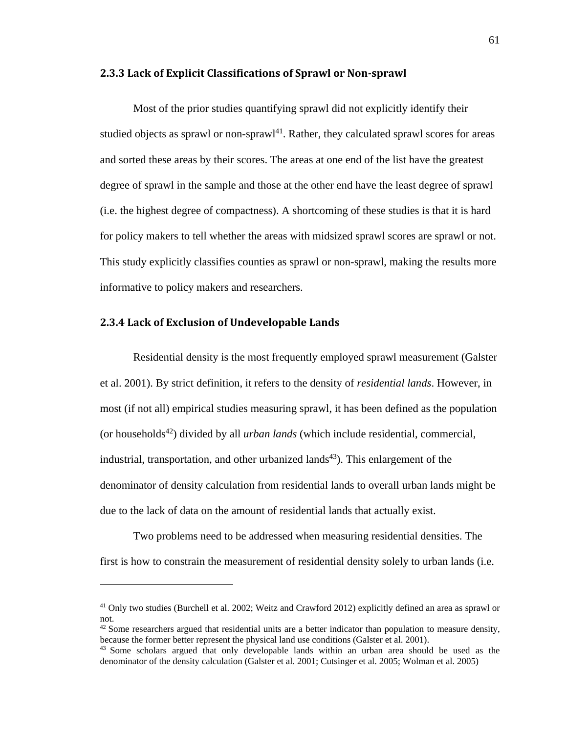### 2.3.3 Lack of Explicit Classifications of Sprawl or Non-sprawl

Most of the prior studies quantifying sprawl did not explicitly identify their studied objects as sprawl or non-sprawl[41]. Rather, they calculated sprawl scores for areas and sorted these areas by their scores. The areas at one end of the list have the greatest degree of sprawl in the sample and those at the other end have the least degree of sprawl (i.e. the highest degree of compactness). A shortcoming of these studies is that it is hard for policy makers to tell whether the areas with midsized sprawl scores are sprawl or not. This study explicitly classifies counties as sprawl or non-sprawl, making the results more informative to policy makers and researchers.

### 2.3.4 Lack of Exclusion of Undevelopable Lands

Residential density is the most frequently employed sprawl measurement (Galster et al. 2001). By strict definition, it refers to the density of *residential lands*. However, in most (if not all) empirical studies measuring sprawl, it has been defined as the population (or households[42]) divided by all *urban lands* (which include residential, commercial, industrial, transportation, and other urbanized lands[43]). This enlargement of the denominator of density calculation from residential lands to overall urban lands might be due to the lack of data on the amount of residential lands that actually exist.

Two problems need to be addressed when measuring residential densities. The first is how to constrain the measurement of residential density solely to urban lands (i.e.

---

[41] Only two studies (Burchell et al. 2002; Weitz and Crawford 2012) explicitly defined an area as sprawl or not.

[42] Some researchers argued that residential units are a better indicator than population to measure density, because the former better represent the physical land use conditions (Galster et al. 2001).

[43] Some scholars argued that only developable lands within an urban area should be used as the denominator of the density calculation (Galster et al. 2001; Cutsinger et al. 2005; Wolman et al. 2005)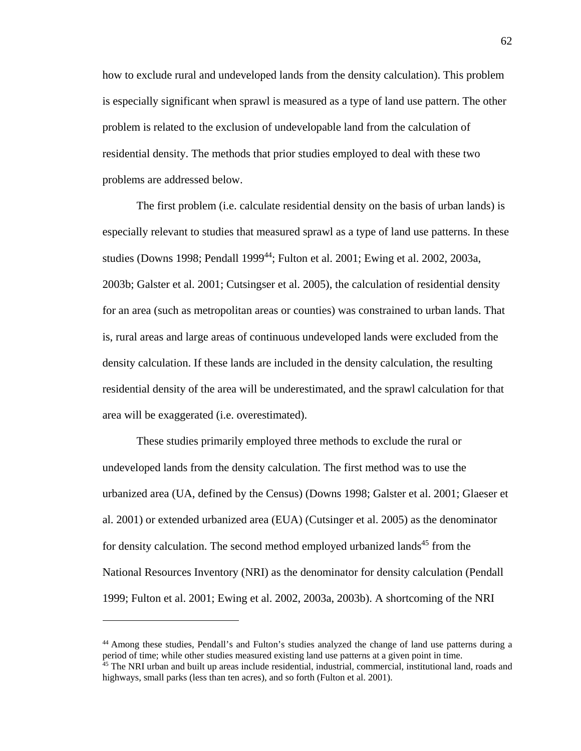how to exclude rural and undeveloped lands from the density calculation). This problem is especially significant when sprawl is measured as a type of land use pattern. The other problem is related to the exclusion of undevelopable land from the calculation of residential density. The methods that prior studies employed to deal with these two problems are addressed below.

The first problem (i.e. calculate residential density on the basis of urban lands) is especially relevant to studies that measured sprawl as a type of land use patterns. In these studies (Downs 1998; Pendall 1999[44]; Fulton et al. 2001; Ewing et al. 2002, 2003a, 2003b; Galster et al. 2001; Cutsingser et al. 2005), the calculation of residential density for an area (such as metropolitan areas or counties) was constrained to urban lands. That is, rural areas and large areas of continuous undeveloped lands were excluded from the density calculation. If these lands are included in the density calculation, the resulting residential density of the area will be underestimated, and the sprawl calculation for that area will be exaggerated (i.e. overestimated).

These studies primarily employed three methods to exclude the rural or undeveloped lands from the density calculation. The first method was to use the urbanized area (UA, defined by the Census) (Downs 1998; Galster et al. 2001; Glaeser et al. 2001) or extended urbanized area (EUA) (Cutsinger et al. 2005) as the denominator for density calculation. The second method employed urbanized lands[45] from the National Resources Inventory (NRI) as the denominator for density calculation (Pendall 1999; Fulton et al. 2001; Ewing et al. 2002, 2003a, 2003b). A shortcoming of the NRI

---

[44] Among these studies, Pendall's and Fulton's studies analyzed the change of land use patterns during a period of time; while other studies measured existing land use patterns at a given point in time.

[45] The NRI urban and built up areas include residential, industrial, commercial, institutional land, roads and highways, small parks (less than ten acres), and so forth (Fulton et al. 2001).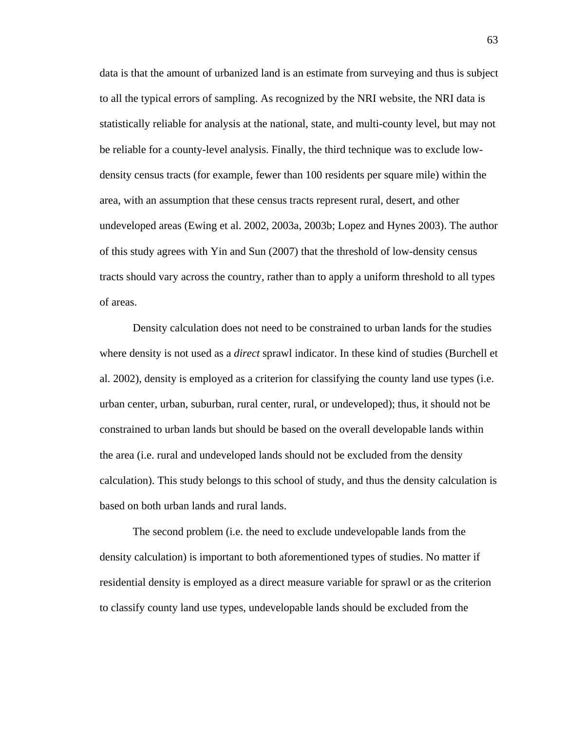data is that the amount of urbanized land is an estimate from surveying and thus is subject to all the typical errors of sampling. As recognized by the NRI website, the NRI data is statistically reliable for analysis at the national, state, and multi-county level, but may not be reliable for a county-level analysis. Finally, the third technique was to exclude low-density census tracts (for example, fewer than 100 residents per square mile) within the area, with an assumption that these census tracts represent rural, desert, and other undeveloped areas (Ewing et al. 2002, 2003a, 2003b; Lopez and Hynes 2003). The author of this study agrees with Yin and Sun (2007) that the threshold of low-density census tracts should vary across the country, rather than to apply a uniform threshold to all types of areas.

Density calculation does not need to be constrained to urban lands for the studies where density is not used as a *direct* sprawl indicator. In these kind of studies (Burchell et al. 2002), density is employed as a criterion for classifying the county land use types (i.e. urban center, urban, suburban, rural center, rural, or undeveloped); thus, it should not be constrained to urban lands but should be based on the overall developable lands within the area (i.e. rural and undeveloped lands should not be excluded from the density calculation). This study belongs to this school of study, and thus the density calculation is based on both urban lands and rural lands.

The second problem (i.e. the need to exclude undevelopable lands from the density calculation) is important to both aforementioned types of studies. No matter if residential density is employed as a direct measure variable for sprawl or as the criterion to classify county land use types, undevelopable lands should be excluded from the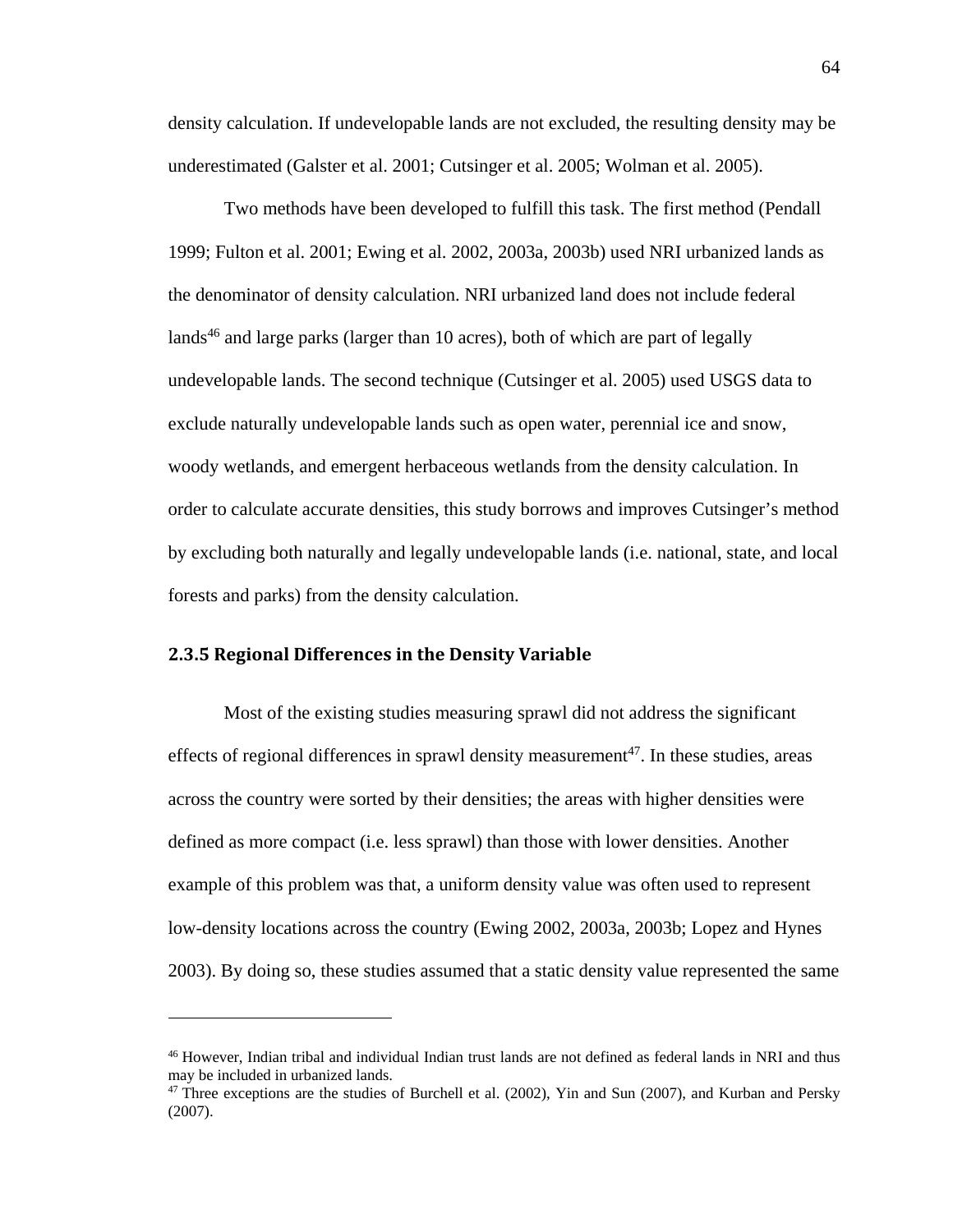density calculation. If undevelopable lands are not excluded, the resulting density may be underestimated (Galster et al. 2001; Cutsinger et al. 2005; Wolman et al. 2005).

Two methods have been developed to fulfill this task. The first method (Pendall 1999; Fulton et al. 2001; Ewing et al. 2002, 2003a, 2003b) used NRI urbanized lands as the denominator of density calculation. NRI urbanized land does not include federal lands[46] and large parks (larger than 10 acres), both of which are part of legally undevelopable lands. The second technique (Cutsinger et al. 2005) used USGS data to exclude naturally undevelopable lands such as open water, perennial ice and snow, woody wetlands, and emergent herbaceous wetlands from the density calculation. In order to calculate accurate densities, this study borrows and improves Cutsinger's method by excluding both naturally and legally undevelopable lands (i.e. national, state, and local forests and parks) from the density calculation.

### 2.3.5 Regional Differences in the Density Variable

Most of the existing studies measuring sprawl did not address the significant effects of regional differences in sprawl density measurement[47]. In these studies, areas across the country were sorted by their densities; the areas with higher densities were defined as more compact (i.e. less sprawl) than those with lower densities. Another example of this problem was that, a uniform density value was often used to represent low-density locations across the country (Ewing 2002, 2003a, 2003b; Lopez and Hynes 2003). By doing so, these studies assumed that a static density value represented the same

---

[46] However, Indian tribal and individual Indian trust lands are not defined as federal lands in NRI and thus may be included in urbanized lands.

[47] Three exceptions are the studies of Burchell et al. (2002), Yin and Sun (2007), and Kurban and Persky (2007).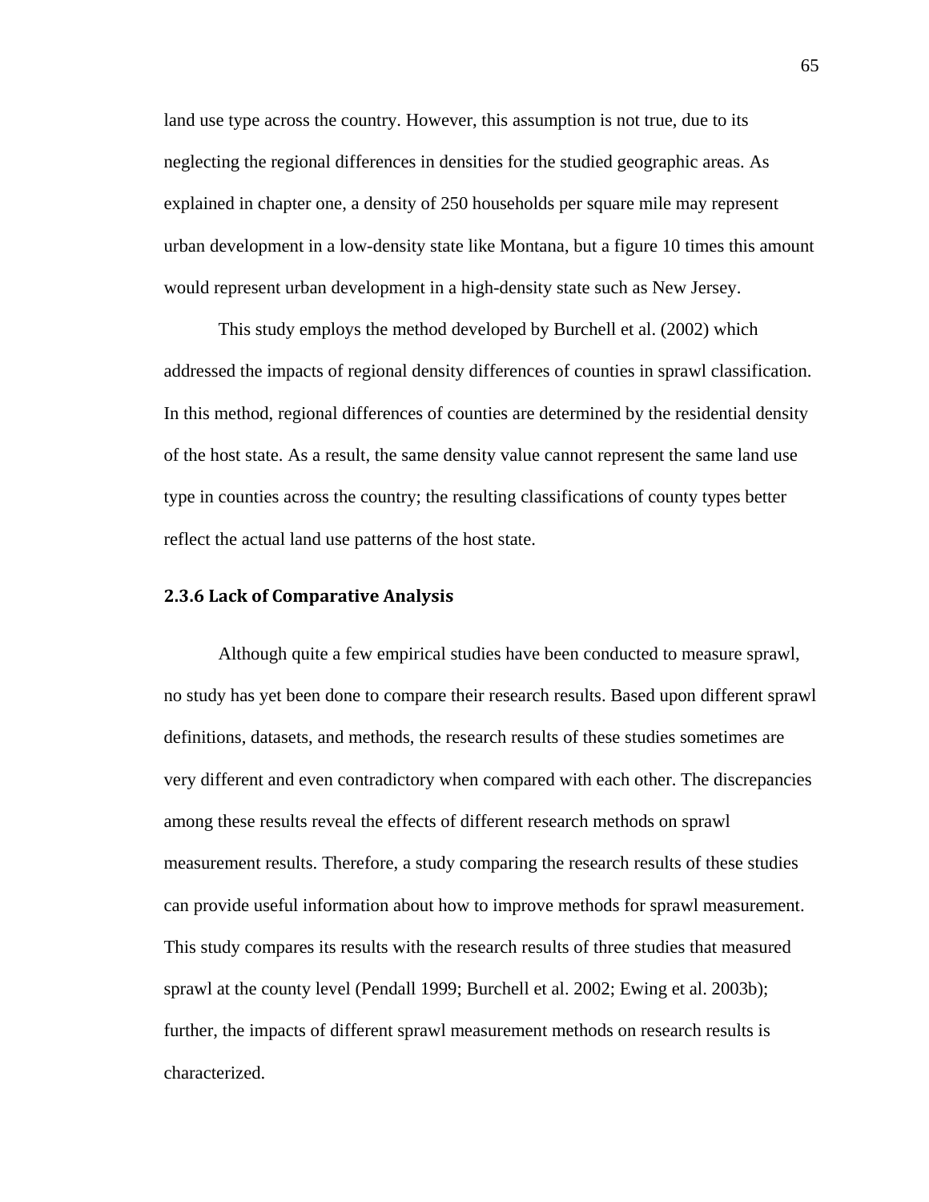land use type across the country. However, this assumption is not true, due to its neglecting the regional differences in densities for the studied geographic areas. As explained in chapter one, a density of 250 households per square mile may represent urban development in a low-density state like Montana, but a figure 10 times this amount would represent urban development in a high-density state such as New Jersey.

This study employs the method developed by Burchell et al. (2002) which addressed the impacts of regional density differences of counties in sprawl classification. In this method, regional differences of counties are determined by the residential density of the host state. As a result, the same density value cannot represent the same land use type in counties across the country; the resulting classifications of county types better reflect the actual land use patterns of the host state.

### 2.3.6 Lack of Comparative Analysis

Although quite a few empirical studies have been conducted to measure sprawl, no study has yet been done to compare their research results. Based upon different sprawl definitions, datasets, and methods, the research results of these studies sometimes are very different and even contradictory when compared with each other. The discrepancies among these results reveal the effects of different research methods on sprawl measurement results. Therefore, a study comparing the research results of these studies can provide useful information about how to improve methods for sprawl measurement. This study compares its results with the research results of three studies that measured sprawl at the county level (Pendall 1999; Burchell et al. 2002; Ewing et al. 2003b); further, the impacts of different sprawl measurement methods on research results is characterized.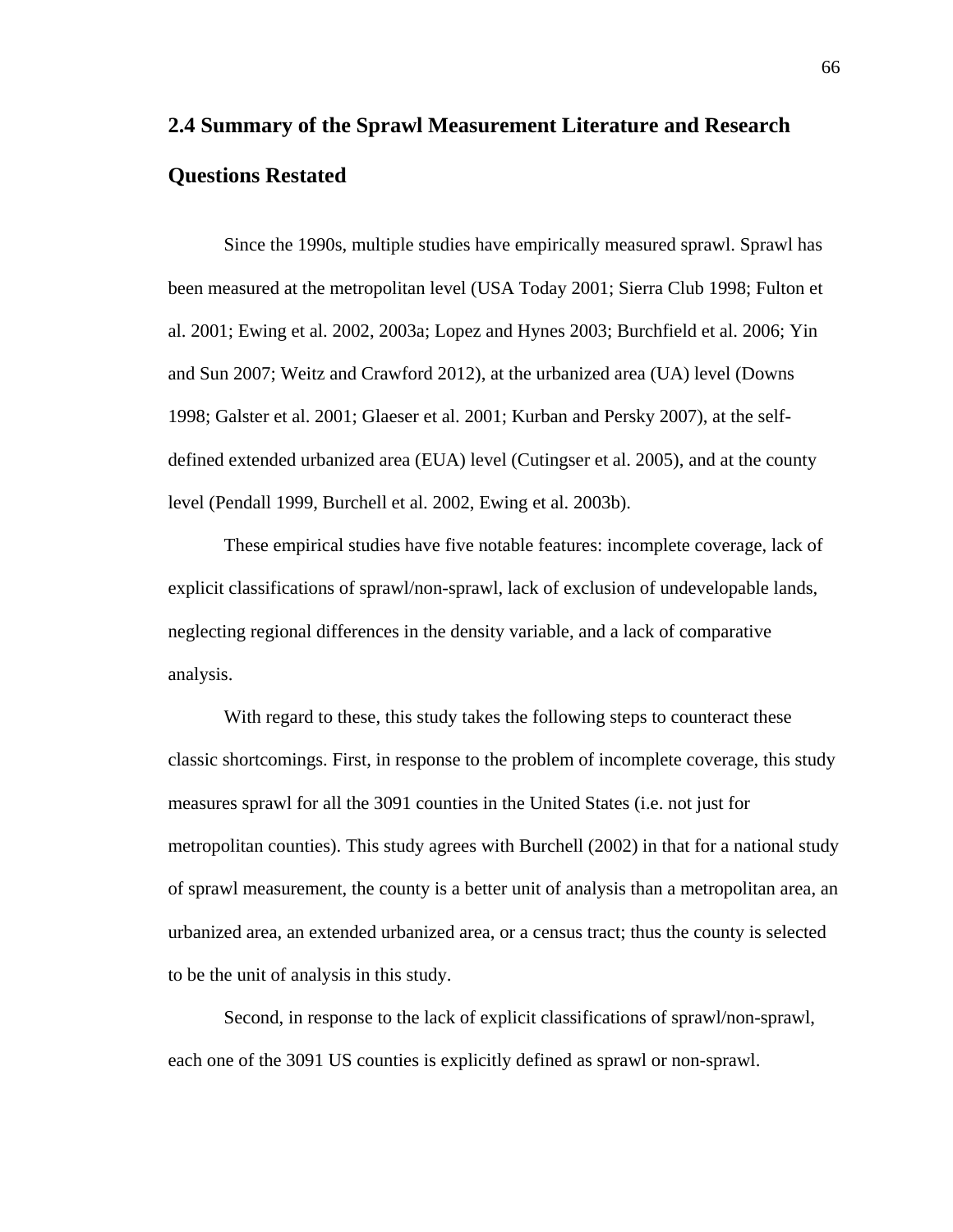## 2.4 Summary of the Sprawl Measurement Literature and Research Questions Restated

Since the 1990s, multiple studies have empirically measured sprawl. Sprawl has been measured at the metropolitan level (USA Today 2001; Sierra Club 1998; Fulton et al. 2001; Ewing et al. 2002, 2003a; Lopez and Hynes 2003; Burchfield et al. 2006; Yin and Sun 2007; Weitz and Crawford 2012), at the urbanized area (UA) level (Downs 1998; Galster et al. 2001; Glaeser et al. 2001; Kurban and Persky 2007), at the self-defined extended urbanized area (EUA) level (Cutingser et al. 2005), and at the county level (Pendall 1999, Burchell et al. 2002, Ewing et al. 2003b).

These empirical studies have five notable features: incomplete coverage, lack of explicit classifications of sprawl/non-sprawl, lack of exclusion of undevelopable lands, neglecting regional differences in the density variable, and a lack of comparative analysis.

With regard to these, this study takes the following steps to counteract these classic shortcomings. First, in response to the problem of incomplete coverage, this study measures sprawl for all the 3091 counties in the United States (i.e. not just for metropolitan counties). This study agrees with Burchell (2002) in that for a national study of sprawl measurement, the county is a better unit of analysis than a metropolitan area, an urbanized area, an extended urbanized area, or a census tract; thus the county is selected to be the unit of analysis in this study.

Second, in response to the lack of explicit classifications of sprawl/non-sprawl, each one of the 3091 US counties is explicitly defined as sprawl or non-sprawl.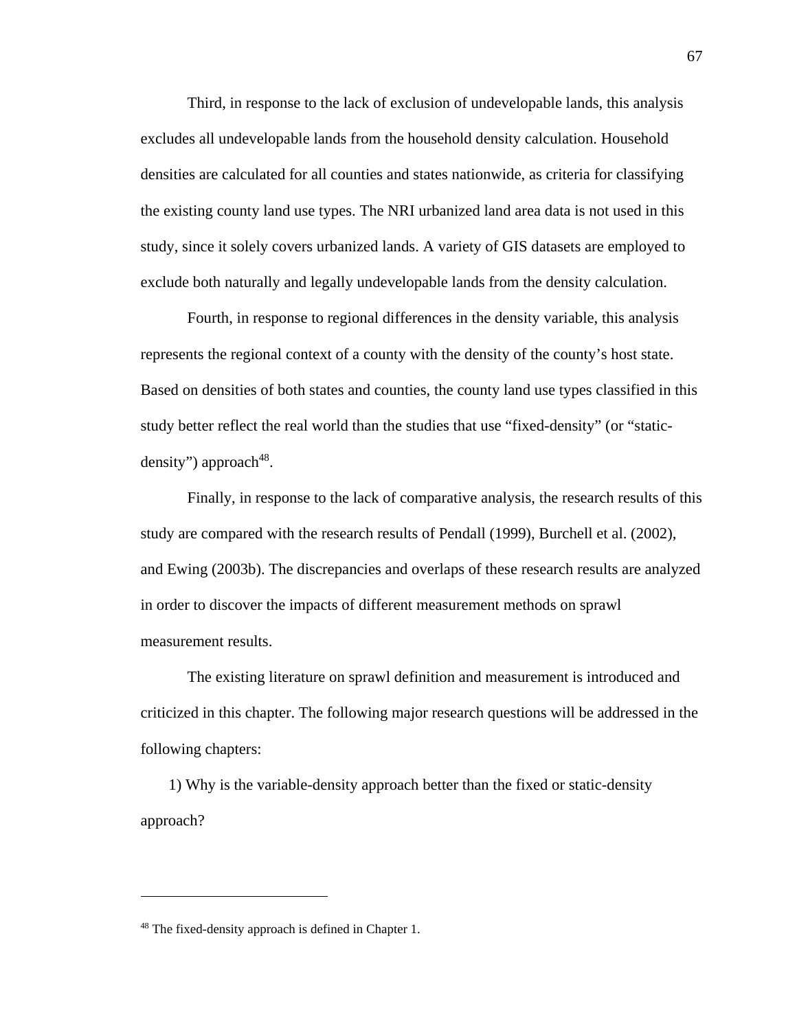Third, in response to the lack of exclusion of undevelopable lands, this analysis excludes all undevelopable lands from the household density calculation. Household densities are calculated for all counties and states nationwide, as criteria for classifying the existing county land use types. The NRI urbanized land area data is not used in this study, since it solely covers urbanized lands. A variety of GIS datasets are employed to exclude both naturally and legally undevelopable lands from the density calculation.

Fourth, in response to regional differences in the density variable, this analysis represents the regional context of a county with the density of the county's host state. Based on densities of both states and counties, the county land use types classified in this study better reflect the real world than the studies that use "fixed-density" (or "static-density") approach[48].

Finally, in response to the lack of comparative analysis, the research results of this study are compared with the research results of Pendall (1999), Burchell et al. (2002), and Ewing (2003b). The discrepancies and overlaps of these research results are analyzed in order to discover the impacts of different measurement methods on sprawl measurement results.

The existing literature on sprawl definition and measurement is introduced and criticized in this chapter. The following major research questions will be addressed in the following chapters:

1) Why is the variable-density approach better than the fixed or static-density approach?

---

[48] The fixed-density approach is defined in Chapter 1.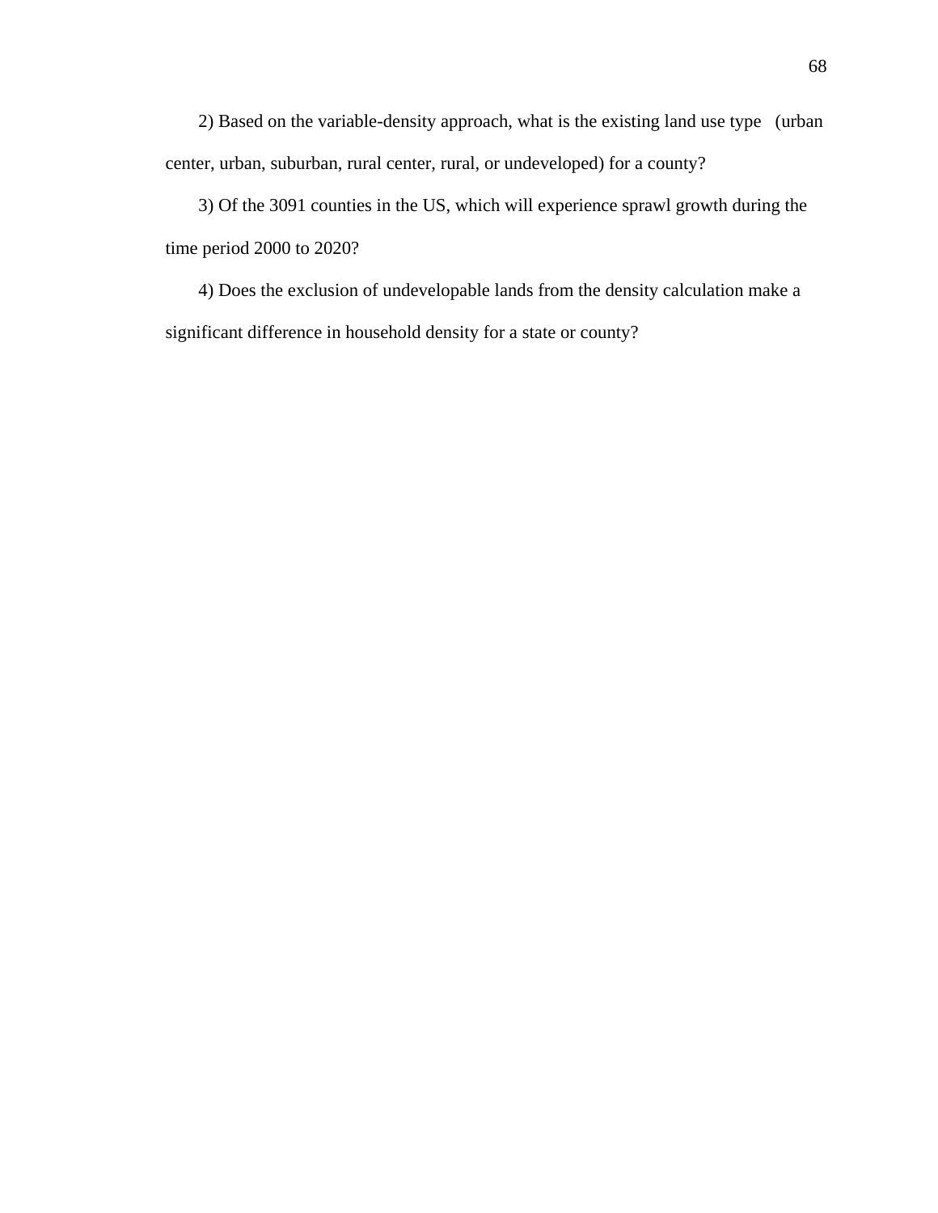2) Based on the variable-density approach, what is the existing land use type (urban center, urban, suburban, rural center, rural, or undeveloped) for a county?

3) Of the 3091 counties in the US, which will experience sprawl growth during the time period 2000 to 2020?

4) Does the exclusion of undevelopable lands from the density calculation make a significant difference in household density for a state or county?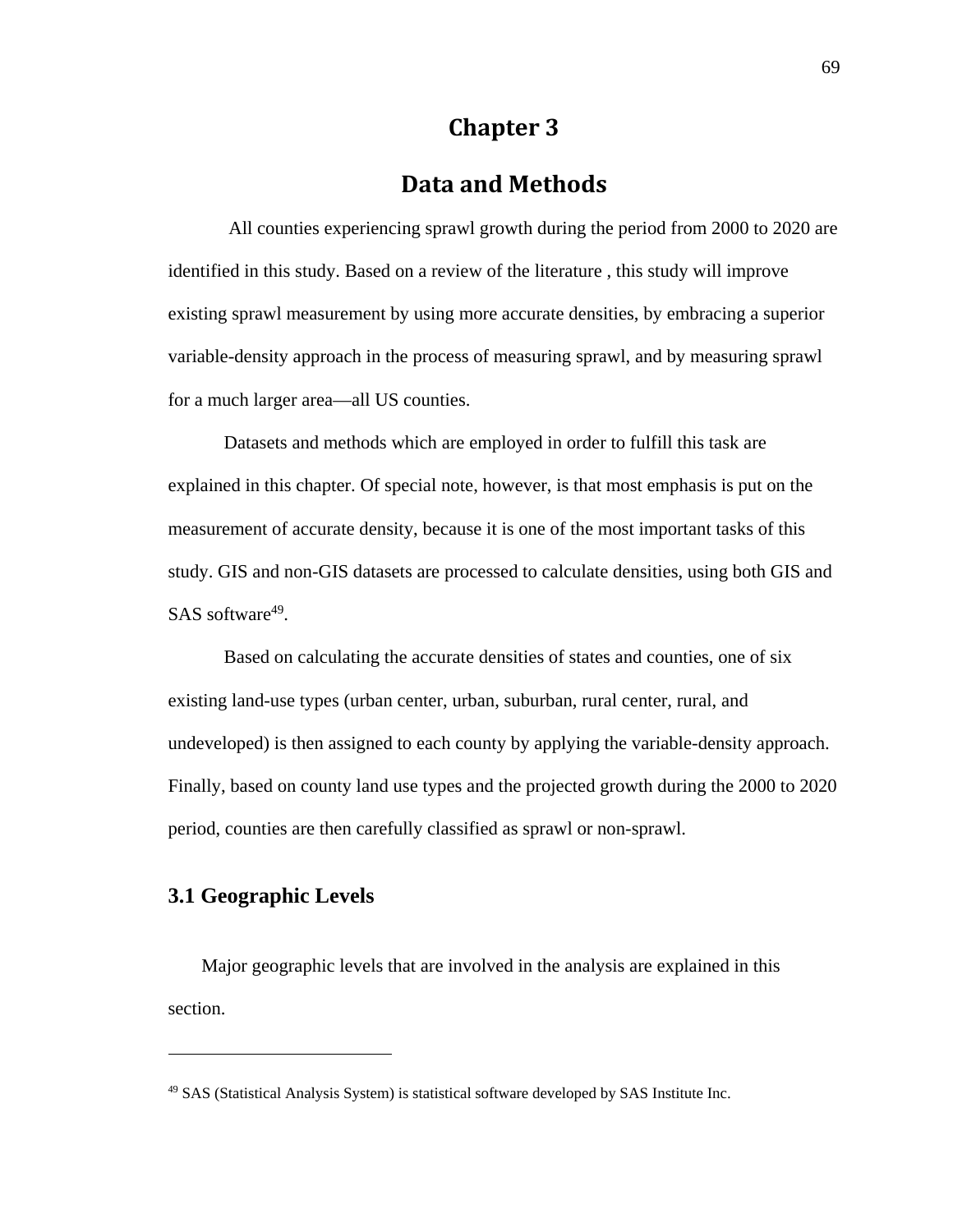# Chapter 3

# Data and Methods

All counties experiencing sprawl growth during the period from 2000 to 2020 are identified in this study. Based on a review of the literature , this study will improve existing sprawl measurement by using more accurate densities, by embracing a superior variable-density approach in the process of measuring sprawl, and by measuring sprawl for a much larger area—all US counties.

Datasets and methods which are employed in order to fulfill this task are explained in this chapter. Of special note, however, is that most emphasis is put on the measurement of accurate density, because it is one of the most important tasks of this study. GIS and non-GIS datasets are processed to calculate densities, using both GIS and SAS software[49].

Based on calculating the accurate densities of states and counties, one of six existing land-use types (urban center, urban, suburban, rural center, rural, and undeveloped) is then assigned to each county by applying the variable-density approach. Finally, based on county land use types and the projected growth during the 2000 to 2020 period, counties are then carefully classified as sprawl or non-sprawl.

## 3.1 Geographic Levels

Major geographic levels that are involved in the analysis are explained in this section.

---

[49] SAS (Statistical Analysis System) is statistical software developed by SAS Institute Inc.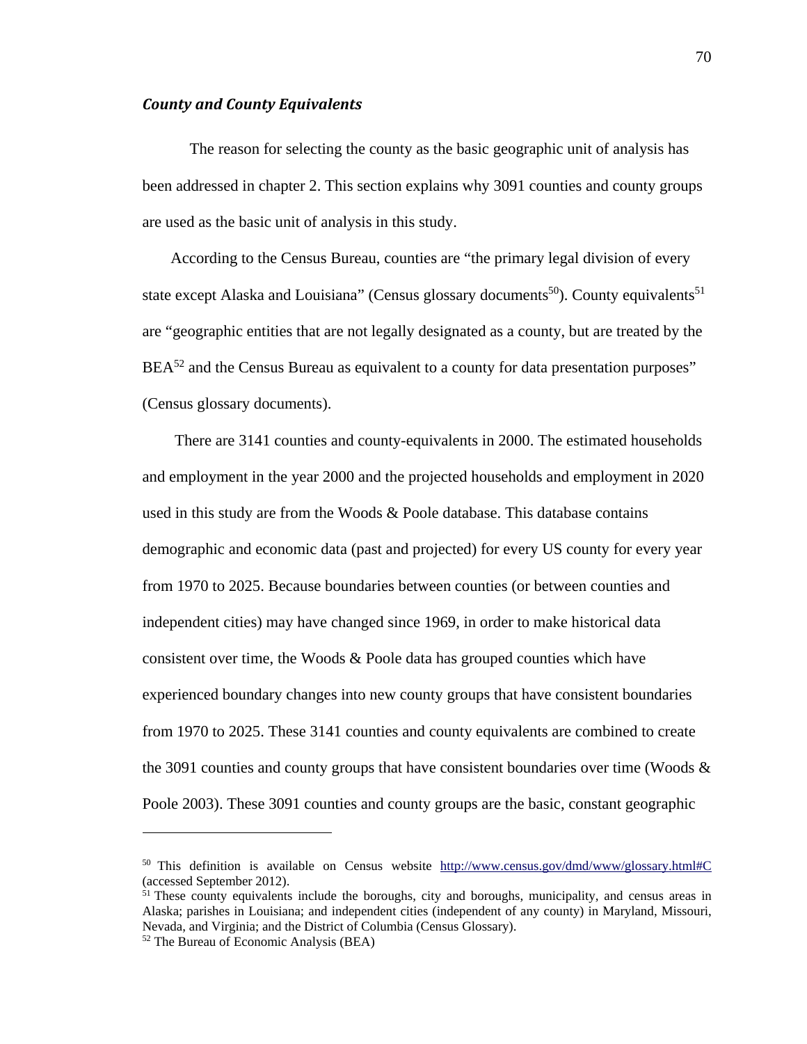### *County and County Equivalents*

The reason for selecting the county as the basic geographic unit of analysis has been addressed in chapter 2. This section explains why 3091 counties and county groups are used as the basic unit of analysis in this study.

According to the Census Bureau, counties are "the primary legal division of every state except Alaska and Louisiana" (Census glossary documents[50]). County equivalents[51] are "geographic entities that are not legally designated as a county, but are treated by the BEA[52] and the Census Bureau as equivalent to a county for data presentation purposes" (Census glossary documents).

There are 3141 counties and county-equivalents in 2000. The estimated households and employment in the year 2000 and the projected households and employment in 2020 used in this study are from the Woods & Poole database. This database contains demographic and economic data (past and projected) for every US county for every year from 1970 to 2025. Because boundaries between counties (or between counties and independent cities) may have changed since 1969, in order to make historical data consistent over time, the Woods & Poole data has grouped counties which have experienced boundary changes into new county groups that have consistent boundaries from 1970 to 2025. These 3141 counties and county equivalents are combined to create the 3091 counties and county groups that have consistent boundaries over time (Woods & Poole 2003). These 3091 counties and county groups are the basic, constant geographic

---

[50] This definition is available on Census website http://www.census.gov/dmd/www/glossary.html#C (accessed September 2012).

[51] These county equivalents include the boroughs, city and boroughs, municipality, and census areas in Alaska; parishes in Louisiana; and independent cities (independent of any county) in Maryland, Missouri, Nevada, and Virginia; and the District of Columbia (Census Glossary).

[52] The Bureau of Economic Analysis (BEA)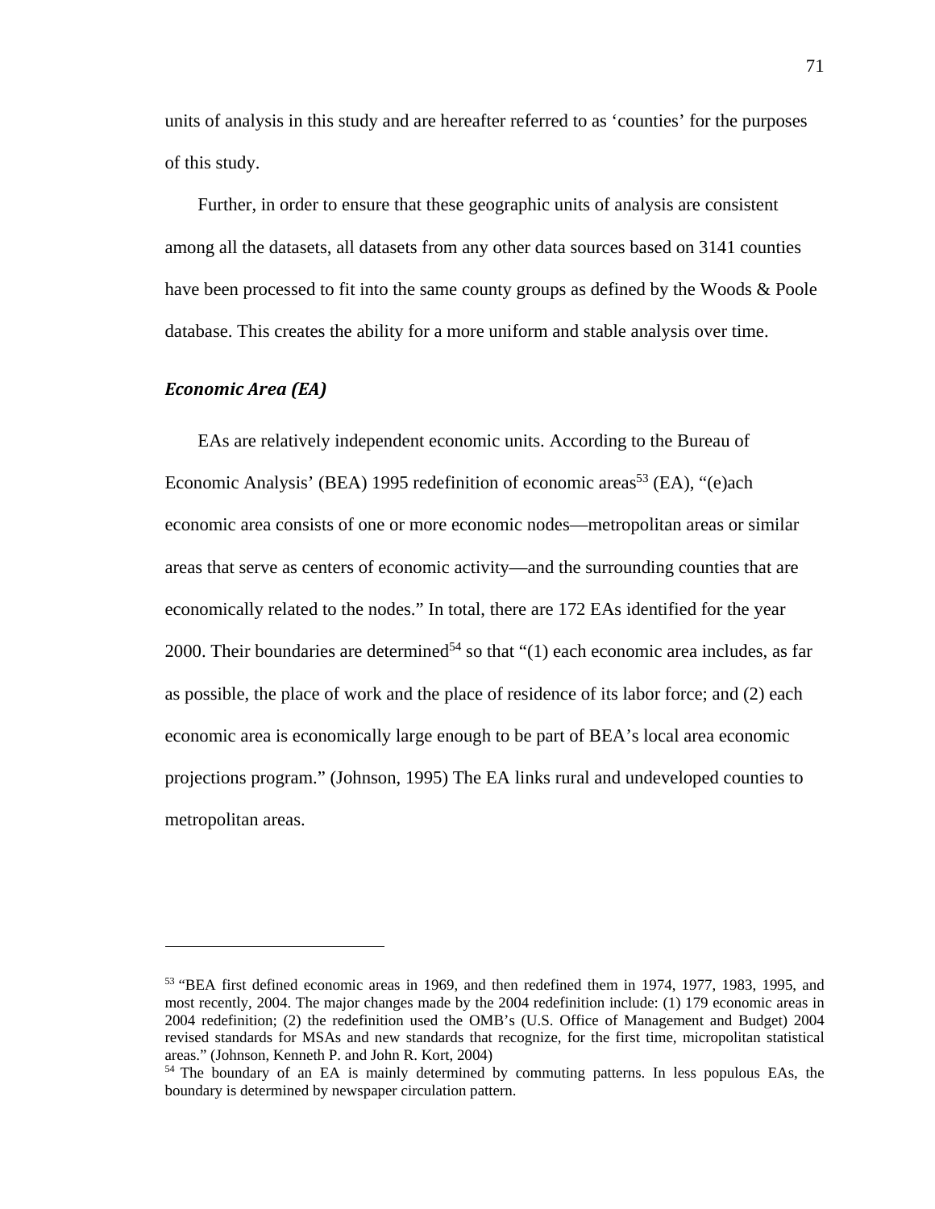units of analysis in this study and are hereafter referred to as 'counties' for the purposes of this study.

Further, in order to ensure that these geographic units of analysis are consistent among all the datasets, all datasets from any other data sources based on 3141 counties have been processed to fit into the same county groups as defined by the Woods & Poole database. This creates the ability for a more uniform and stable analysis over time.

### *Economic Area (EA)*

EAs are relatively independent economic units. According to the Bureau of Economic Analysis' (BEA) 1995 redefinition of economic areas[53] (EA), "(e)ach economic area consists of one or more economic nodes—metropolitan areas or similar areas that serve as centers of economic activity—and the surrounding counties that are economically related to the nodes." In total, there are 172 EAs identified for the year 2000. Their boundaries are determined[54] so that "(1) each economic area includes, as far as possible, the place of work and the place of residence of its labor force; and (2) each economic area is economically large enough to be part of BEA's local area economic projections program." (Johnson, 1995) The EA links rural and undeveloped counties to metropolitan areas.

---

[53] "BEA first defined economic areas in 1969, and then redefined them in 1974, 1977, 1983, 1995, and most recently, 2004. The major changes made by the 2004 redefinition include: (1) 179 economic areas in 2004 redefinition; (2) the redefinition used the OMB's (U.S. Office of Management and Budget) 2004 revised standards for MSAs and new standards that recognize, for the first time, micropolitan statistical areas." (Johnson, Kenneth P. and John R. Kort, 2004)

[54] The boundary of an EA is mainly determined by commuting patterns. In less populous EAs, the boundary is determined by newspaper circulation pattern.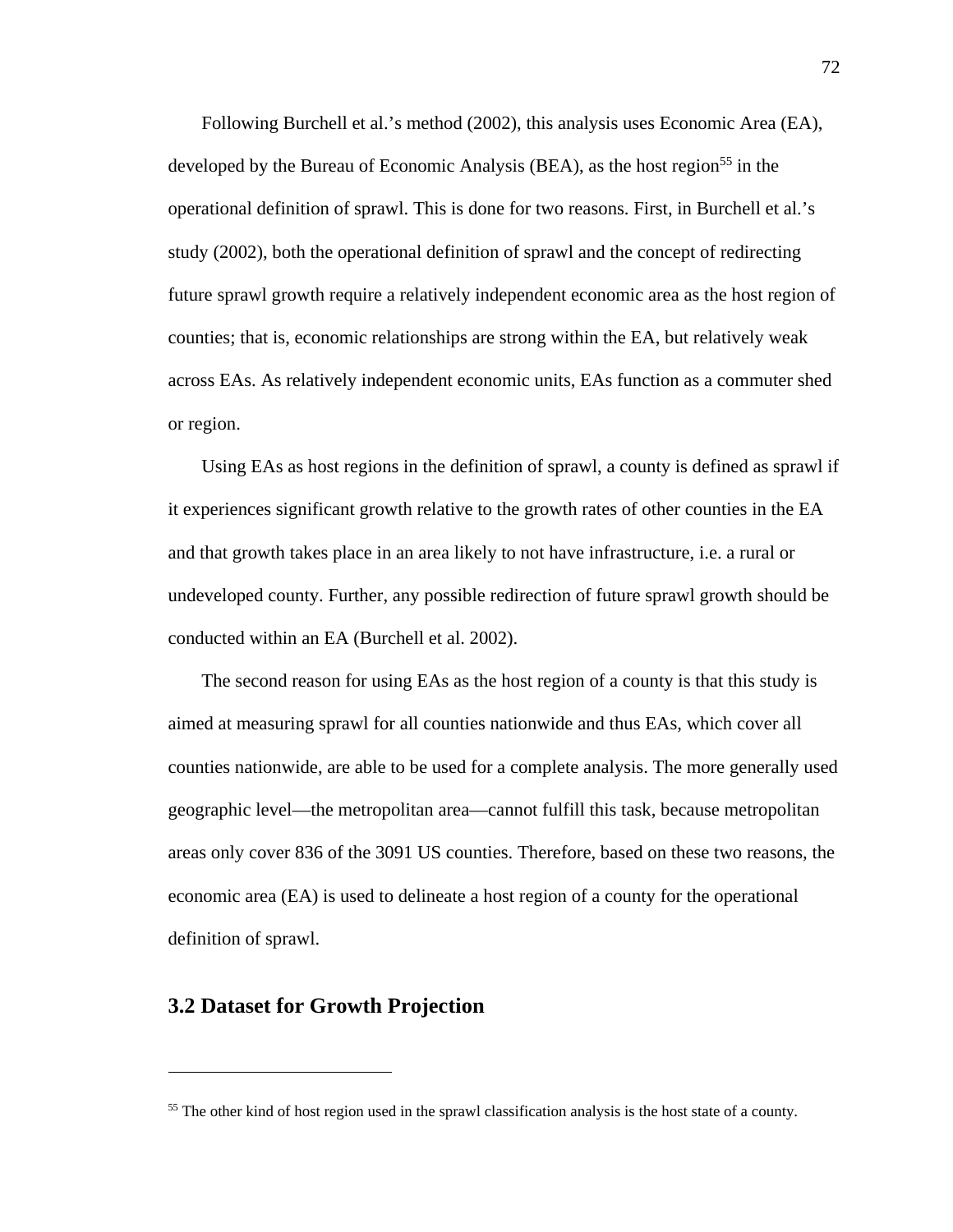Following Burchell et al.'s method (2002), this analysis uses Economic Area (EA), developed by the Bureau of Economic Analysis (BEA), as the host region[55] in the operational definition of sprawl. This is done for two reasons. First, in Burchell et al.'s study (2002), both the operational definition of sprawl and the concept of redirecting future sprawl growth require a relatively independent economic area as the host region of counties; that is, economic relationships are strong within the EA, but relatively weak across EAs. As relatively independent economic units, EAs function as a commuter shed or region.

Using EAs as host regions in the definition of sprawl, a county is defined as sprawl if it experiences significant growth relative to the growth rates of other counties in the EA and that growth takes place in an area likely to not have infrastructure, i.e. a rural or undeveloped county. Further, any possible redirection of future sprawl growth should be conducted within an EA (Burchell et al. 2002).

The second reason for using EAs as the host region of a county is that this study is aimed at measuring sprawl for all counties nationwide and thus EAs, which cover all counties nationwide, are able to be used for a complete analysis. The more generally used geographic level—the metropolitan area—cannot fulfill this task, because metropolitan areas only cover 836 of the 3091 US counties. Therefore, based on these two reasons, the economic area (EA) is used to delineate a host region of a county for the operational definition of sprawl.

## 3.2 Dataset for Growth Projection

[55] The other kind of host region used in the sprawl classification analysis is the host state of a county.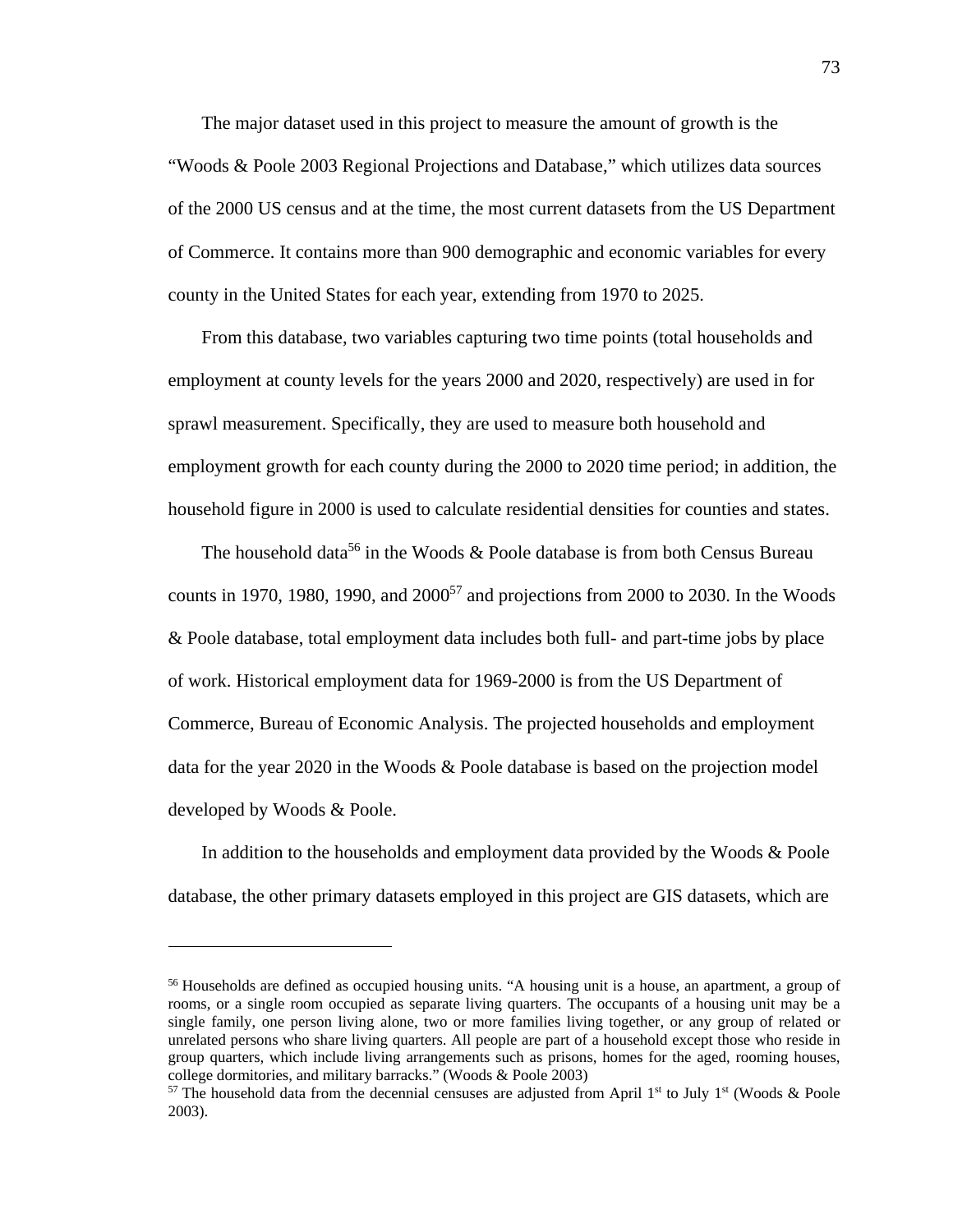The major dataset used in this project to measure the amount of growth is the "Woods & Poole 2003 Regional Projections and Database," which utilizes data sources of the 2000 US census and at the time, the most current datasets from the US Department of Commerce. It contains more than 900 demographic and economic variables for every county in the United States for each year, extending from 1970 to 2025.

From this database, two variables capturing two time points (total households and employment at county levels for the years 2000 and 2020, respectively) are used in for sprawl measurement. Specifically, they are used to measure both household and employment growth for each county during the 2000 to 2020 time period; in addition, the household figure in 2000 is used to calculate residential densities for counties and states.

The household data[56] in the Woods & Poole database is from both Census Bureau counts in 1970, 1980, 1990, and 2000[57] and projections from 2000 to 2030. In the Woods & Poole database, total employment data includes both full- and part-time jobs by place of work. Historical employment data for 1969-2000 is from the US Department of Commerce, Bureau of Economic Analysis. The projected households and employment data for the year 2020 in the Woods & Poole database is based on the projection model developed by Woods & Poole.

In addition to the households and employment data provided by the Woods & Poole database, the other primary datasets employed in this project are GIS datasets, which are

---

[56] Households are defined as occupied housing units. "A housing unit is a house, an apartment, a group of rooms, or a single room occupied as separate living quarters. The occupants of a housing unit may be a single family, one person living alone, two or more families living together, or any group of related or unrelated persons who share living quarters. All people are part of a household except those who reside in group quarters, which include living arrangements such as prisons, homes for the aged, rooming houses, college dormitories, and military barracks." (Woods & Poole 2003)

[57] The household data from the decennial censuses are adjusted from April 1st to July 1st (Woods & Poole 2003).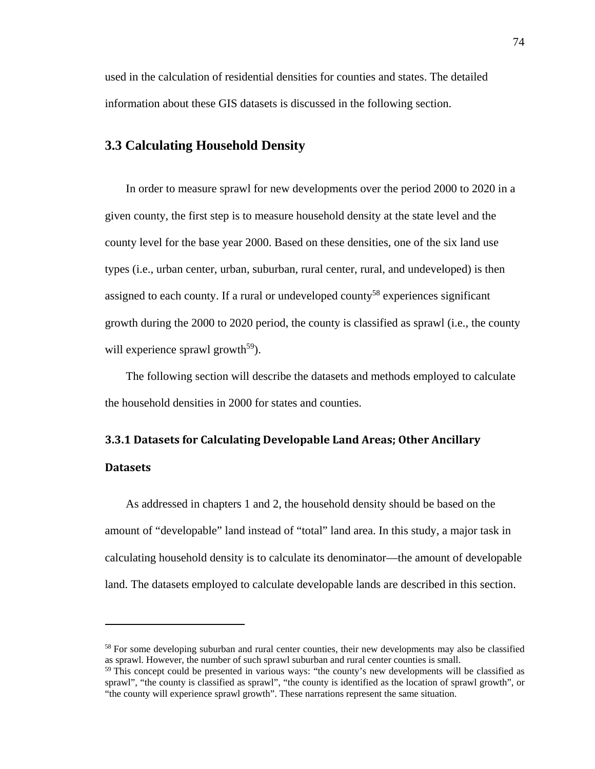used in the calculation of residential densities for counties and states. The detailed information about these GIS datasets is discussed in the following section.

## 3.3 Calculating Household Density

In order to measure sprawl for new developments over the period 2000 to 2020 in a given county, the first step is to measure household density at the state level and the county level for the base year 2000. Based on these densities, one of the six land use types (i.e., urban center, urban, suburban, rural center, rural, and undeveloped) is then assigned to each county. If a rural or undeveloped county[58] experiences significant growth during the 2000 to 2020 period, the county is classified as sprawl (i.e., the county will experience sprawl growth[59]).

The following section will describe the datasets and methods employed to calculate the household densities in 2000 for states and counties.

### 3.3.1 Datasets for Calculating Developable Land Areas; Other Ancillary Datasets

As addressed in chapters 1 and 2, the household density should be based on the amount of "developable" land instead of "total" land area. In this study, a major task in calculating household density is to calculate its denominator—the amount of developable land. The datasets employed to calculate developable lands are described in this section.

---

[58] For some developing suburban and rural center counties, their new developments may also be classified as sprawl. However, the number of such sprawl suburban and rural center counties is small.

[59] This concept could be presented in various ways: "the county's new developments will be classified as sprawl", "the county is classified as sprawl", "the county is identified as the location of sprawl growth", or "the county will experience sprawl growth". These narrations represent the same situation.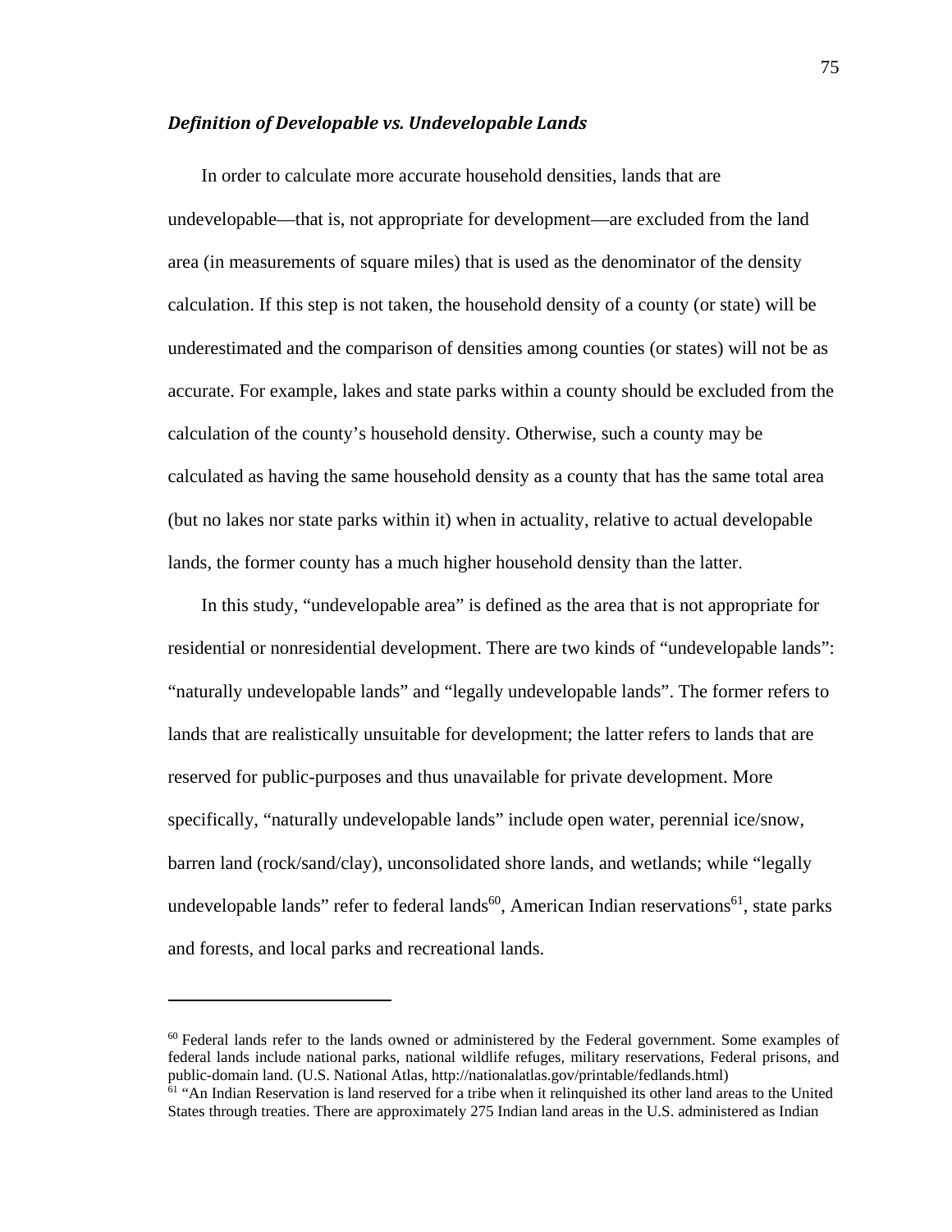### *Definition of Developable vs. Undevelopable Lands*

In order to calculate more accurate household densities, lands that are undevelopable—that is, not appropriate for development—are excluded from the land area (in measurements of square miles) that is used as the denominator of the density calculation. If this step is not taken, the household density of a county (or state) will be underestimated and the comparison of densities among counties (or states) will not be as accurate. For example, lakes and state parks within a county should be excluded from the calculation of the county's household density. Otherwise, such a county may be calculated as having the same household density as a county that has the same total area (but no lakes nor state parks within it) when in actuality, relative to actual developable lands, the former county has a much higher household density than the latter.

In this study, "undevelopable area" is defined as the area that is not appropriate for residential or nonresidential development. There are two kinds of "undevelopable lands": "naturally undevelopable lands" and "legally undevelopable lands". The former refers to lands that are realistically unsuitable for development; the latter refers to lands that are reserved for public-purposes and thus unavailable for private development. More specifically, "naturally undevelopable lands" include open water, perennial ice/snow, barren land (rock/sand/clay), unconsolidated shore lands, and wetlands; while "legally undevelopable lands" refer to federal lands[60], American Indian reservations[61], state parks and forests, and local parks and recreational lands.

---

[60] Federal lands refer to the lands owned or administered by the Federal government. Some examples of federal lands include national parks, national wildlife refuges, military reservations, Federal prisons, and public-domain land. (U.S. National Atlas, http://nationalatlas.gov/printable/fedlands.html)

[61] "An Indian Reservation is land reserved for a tribe when it relinquished its other land areas to the United States through treaties. There are approximately 275 Indian land areas in the U.S. administered as Indian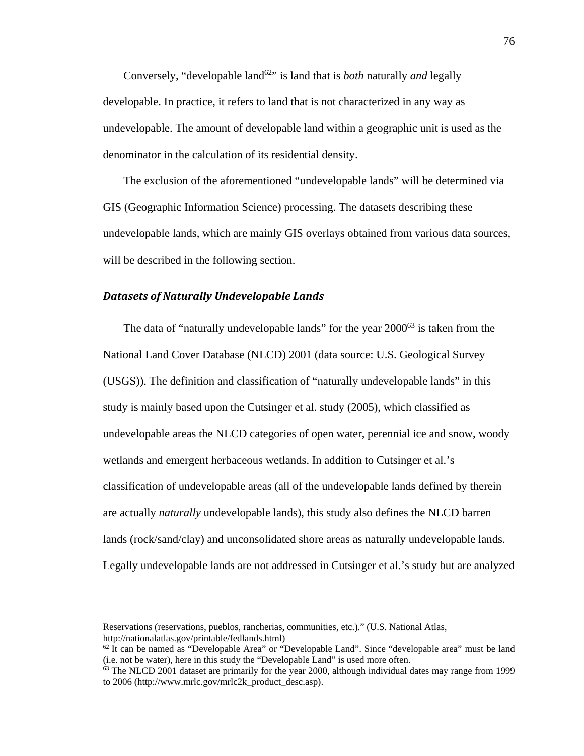Conversely, "developable land[62]" is land that is *both* naturally *and* legally developable. In practice, it refers to land that is not characterized in any way as undevelopable. The amount of developable land within a geographic unit is used as the denominator in the calculation of its residential density.

The exclusion of the aforementioned "undevelopable lands" will be determined via GIS (Geographic Information Science) processing. The datasets describing these undevelopable lands, which are mainly GIS overlays obtained from various data sources, will be described in the following section.

### *Datasets of Naturally Undevelopable Lands*

The data of "naturally undevelopable lands" for the year 2000[63] is taken from the National Land Cover Database (NLCD) 2001 (data source: U.S. Geological Survey (USGS)). The definition and classification of "naturally undevelopable lands" in this study is mainly based upon the Cutsinger et al. study (2005), which classified as undevelopable areas the NLCD categories of open water, perennial ice and snow, woody wetlands and emergent herbaceous wetlands. In addition to Cutsinger et al.'s classification of undevelopable areas (all of the undevelopable lands defined by therein are actually *naturally* undevelopable lands), this study also defines the NLCD barren lands (rock/sand/clay) and unconsolidated shore areas as naturally undevelopable lands. Legally undevelopable lands are not addressed in Cutsinger et al.'s study but are analyzed

---

Reservations (reservations, pueblos, rancherias, communities, etc.)." (U.S. National Atlas, http://nationalatlas.gov/printable/fedlands.html)

[62] It can be named as "Developable Area" or "Developable Land". Since "developable area" must be land (i.e. not be water), here in this study the "Developable Land" is used more often.

[63] The NLCD 2001 dataset are primarily for the year 2000, although individual dates may range from 1999 to 2006 (http://www.mrlc.gov/mrlc2k_product_desc.asp).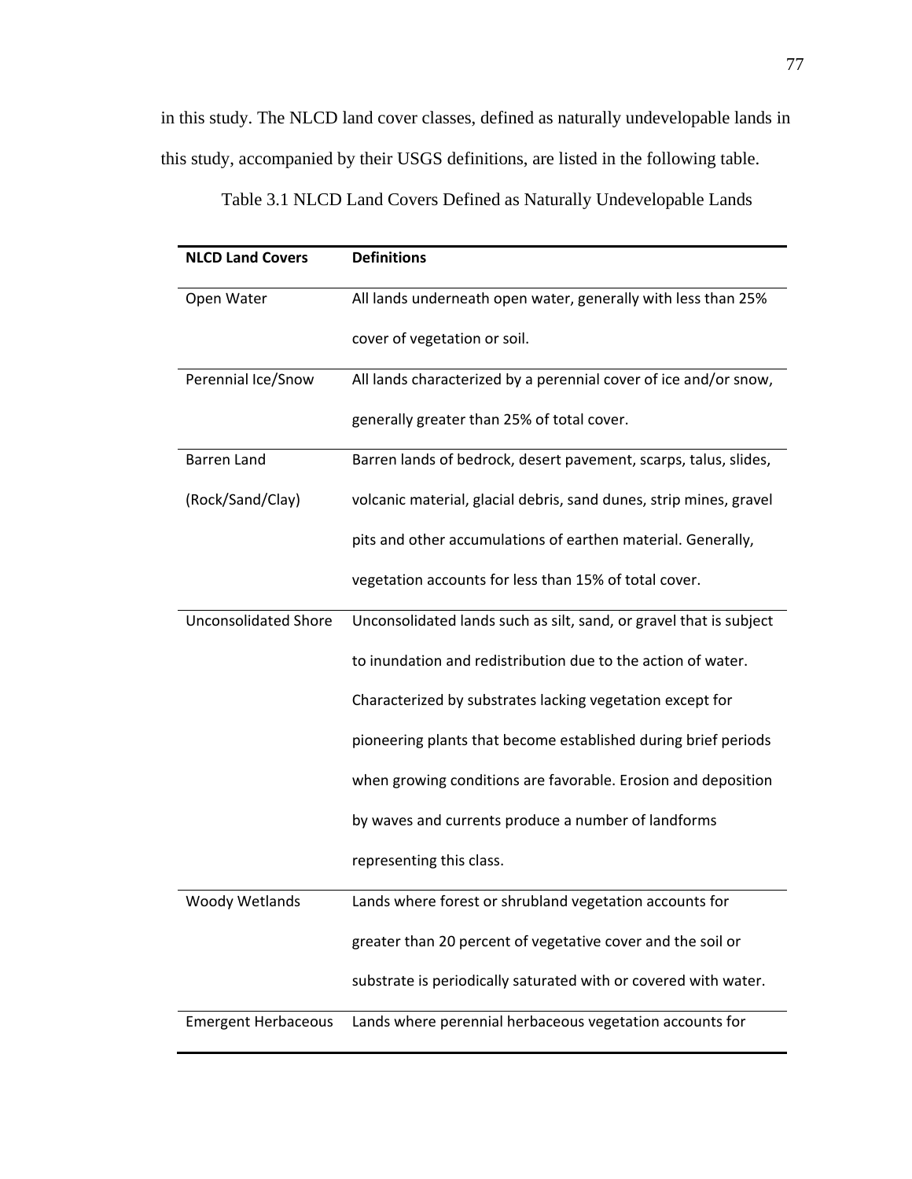in this study. The NLCD land cover classes, defined as naturally undevelopable lands in this study, accompanied by their USGS definitions, are listed in the following table.

Table 3.1 NLCD Land Covers Defined as Naturally Undevelopable Lands

| NLCD Land Covers | Definitions |
|---|---|
| Open Water | All lands underneath open water, generally with less than 25% cover of vegetation or soil. |
| Perennial Ice/Snow | All lands characterized by a perennial cover of ice and/or snow, generally greater than 25% of total cover. |
| Barren Land (Rock/Sand/Clay) | Barren lands of bedrock, desert pavement, scarps, talus, slides, volcanic material, glacial debris, sand dunes, strip mines, gravel pits and other accumulations of earthen material. Generally, vegetation accounts for less than 15% of total cover. |
| Unconsolidated Shore | Unconsolidated lands such as silt, sand, or gravel that is subject to inundation and redistribution due to the action of water. Characterized by substrates lacking vegetation except for pioneering plants that become established during brief periods when growing conditions are favorable. Erosion and deposition by waves and currents produce a number of landforms representing this class. |
| Woody Wetlands | Lands where forest or shrubland vegetation accounts for greater than 20 percent of vegetative cover and the soil or substrate is periodically saturated with or covered with water. |
| Emergent Herbaceous | Lands where perennial herbaceous vegetation accounts for |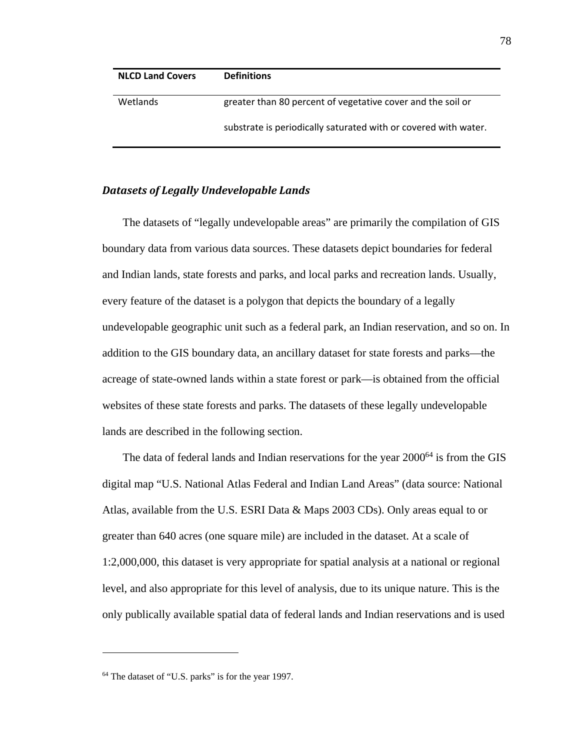| NLCD Land Covers | Definitions |
| --- | --- |
| Wetlands | greater than 80 percent of vegetative cover and the soil or substrate is periodically saturated with or covered with water. |

### *Datasets of Legally Undevelopable Lands*

The datasets of “legally undevelopable areas” are primarily the compilation of GIS boundary data from various data sources. These datasets depict boundaries for federal and Indian lands, state forests and parks, and local parks and recreation lands. Usually, every feature of the dataset is a polygon that depicts the boundary of a legally undevelopable geographic unit such as a federal park, an Indian reservation, and so on. In addition to the GIS boundary data, an ancillary dataset for state forests and parks—the acreage of state-owned lands within a state forest or park—is obtained from the official websites of these state forests and parks. The datasets of these legally undevelopable lands are described in the following section.

The data of federal lands and Indian reservations for the year 2000[64] is from the GIS digital map “U.S. National Atlas Federal and Indian Land Areas” (data source: National Atlas, available from the U.S. ESRI Data & Maps 2003 CDs). Only areas equal to or greater than 640 acres (one square mile) are included in the dataset. At a scale of 1:2,000,000, this dataset is very appropriate for spatial analysis at a national or regional level, and also appropriate for this level of analysis, due to its unique nature. This is the only publically available spatial data of federal lands and Indian reservations and is used

[64] The dataset of “U.S. parks” is for the year 1997.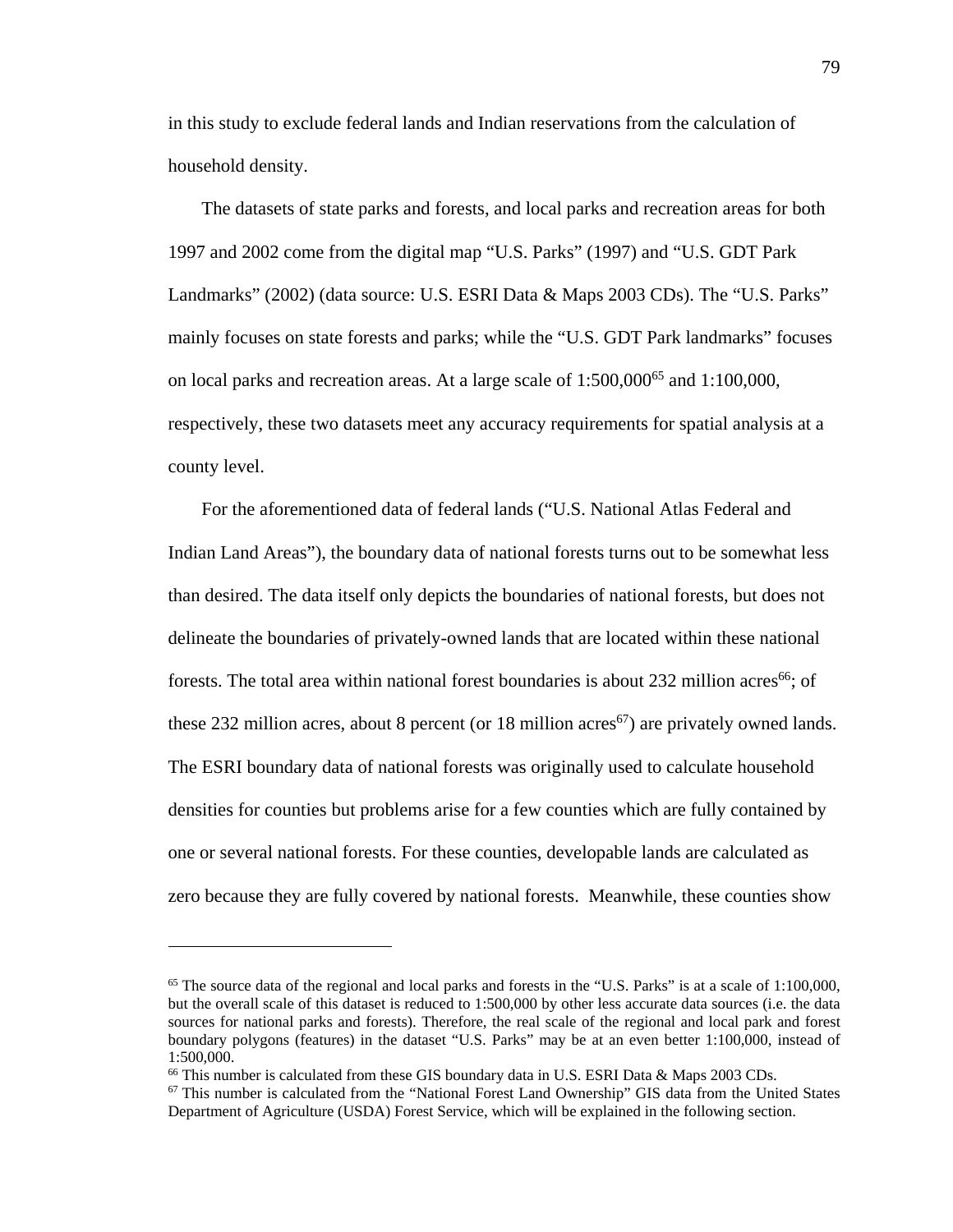in this study to exclude federal lands and Indian reservations from the calculation of household density.

The datasets of state parks and forests, and local parks and recreation areas for both 1997 and 2002 come from the digital map "U.S. Parks" (1997) and "U.S. GDT Park Landmarks" (2002) (data source: U.S. ESRI Data & Maps 2003 CDs). The "U.S. Parks" mainly focuses on state forests and parks; while the "U.S. GDT Park landmarks" focuses on local parks and recreation areas. At a large scale of 1:500,000[65] and 1:100,000, respectively, these two datasets meet any accuracy requirements for spatial analysis at a county level.

For the aforementioned data of federal lands ("U.S. National Atlas Federal and Indian Land Areas"), the boundary data of national forests turns out to be somewhat less than desired. The data itself only depicts the boundaries of national forests, but does not delineate the boundaries of privately-owned lands that are located within these national forests. The total area within national forest boundaries is about 232 million acres[66]; of these 232 million acres, about 8 percent (or 18 million acres[67]) are privately owned lands. The ESRI boundary data of national forests was originally used to calculate household densities for counties but problems arise for a few counties which are fully contained by one or several national forests. For these counties, developable lands are calculated as zero because they are fully covered by national forests. Meanwhile, these counties show

---

[65] The source data of the regional and local parks and forests in the "U.S. Parks" is at a scale of 1:100,000, but the overall scale of this dataset is reduced to 1:500,000 by other less accurate data sources (i.e. the data sources for national parks and forests). Therefore, the real scale of the regional and local park and forest boundary polygons (features) in the dataset "U.S. Parks" may be at an even better 1:100,000, instead of 1:500,000.

[66] This number is calculated from these GIS boundary data in U.S. ESRI Data & Maps 2003 CDs.

[67] This number is calculated from the "National Forest Land Ownership" GIS data from the United States Department of Agriculture (USDA) Forest Service, which will be explained in the following section.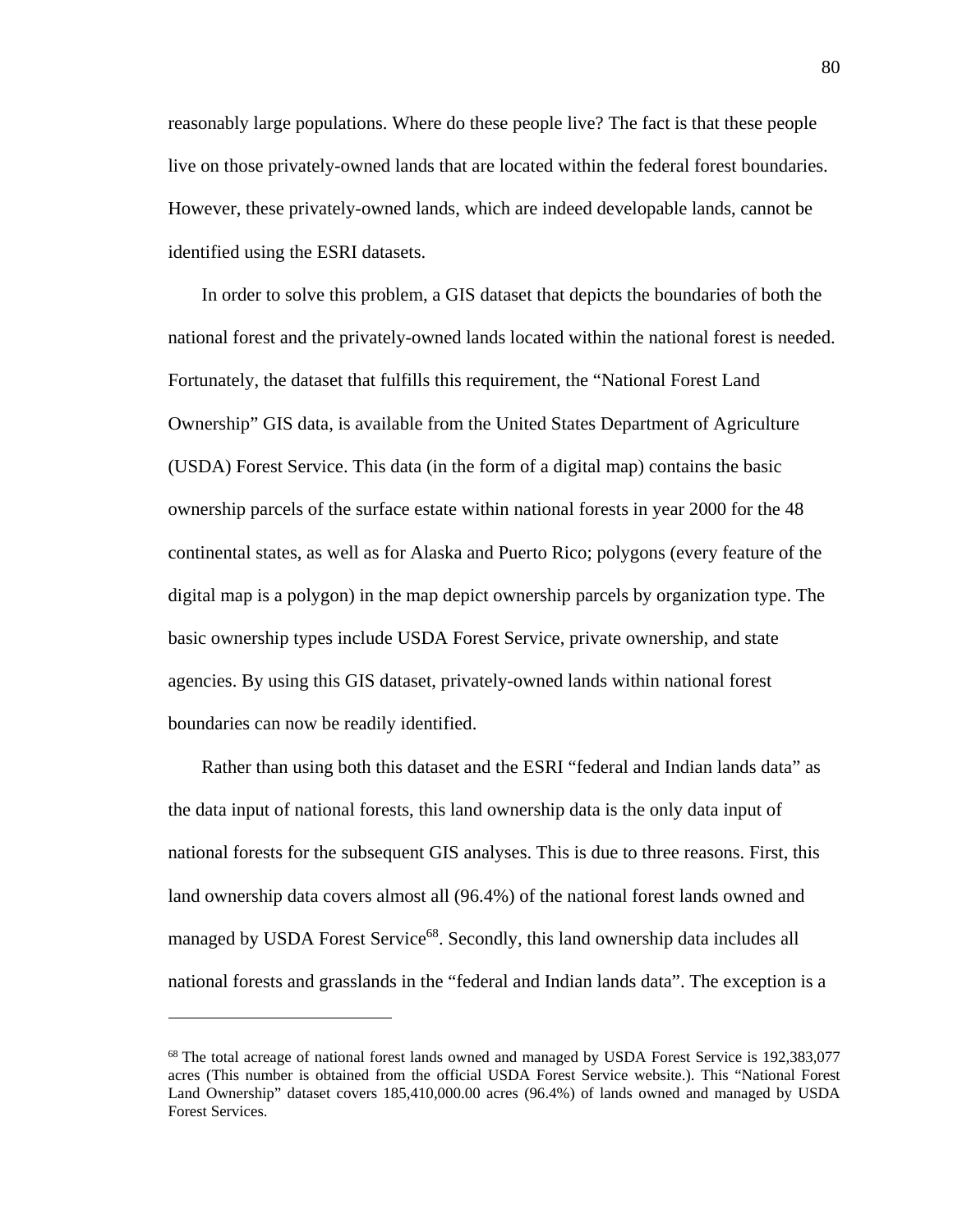reasonably large populations. Where do these people live? The fact is that these people live on those privately-owned lands that are located within the federal forest boundaries. However, these privately-owned lands, which are indeed developable lands, cannot be identified using the ESRI datasets.

In order to solve this problem, a GIS dataset that depicts the boundaries of both the national forest and the privately-owned lands located within the national forest is needed. Fortunately, the dataset that fulfills this requirement, the "National Forest Land Ownership" GIS data, is available from the United States Department of Agriculture (USDA) Forest Service. This data (in the form of a digital map) contains the basic ownership parcels of the surface estate within national forests in year 2000 for the 48 continental states, as well as for Alaska and Puerto Rico; polygons (every feature of the digital map is a polygon) in the map depict ownership parcels by organization type. The basic ownership types include USDA Forest Service, private ownership, and state agencies. By using this GIS dataset, privately-owned lands within national forest boundaries can now be readily identified.

Rather than using both this dataset and the ESRI "federal and Indian lands data" as the data input of national forests, this land ownership data is the only data input of national forests for the subsequent GIS analyses. This is due to three reasons. First, this land ownership data covers almost all (96.4%) of the national forest lands owned and managed by USDA Forest Service[68]. Secondly, this land ownership data includes all national forests and grasslands in the "federal and Indian lands data". The exception is a

---

[68] The total acreage of national forest lands owned and managed by USDA Forest Service is 192,383,077 acres (This number is obtained from the official USDA Forest Service website.). This "National Forest Land Ownership" dataset covers 185,410,000.00 acres (96.4%) of lands owned and managed by USDA Forest Services.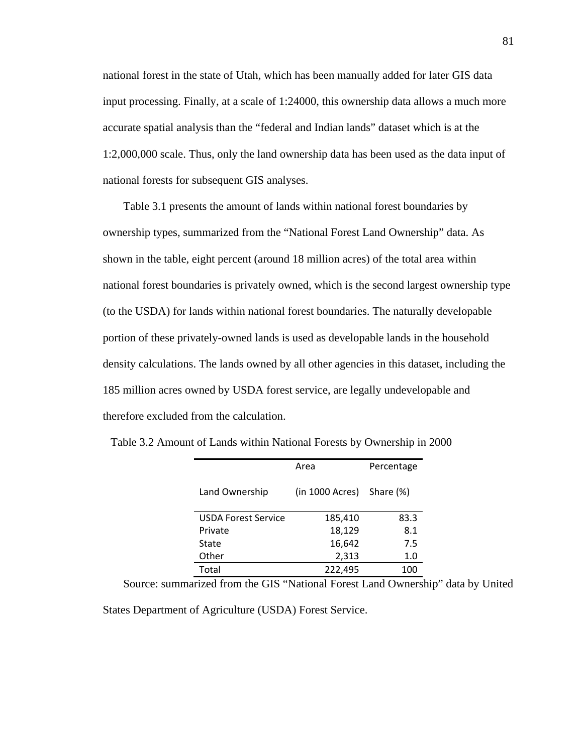national forest in the state of Utah, which has been manually added for later GIS data input processing. Finally, at a scale of 1:24000, this ownership data allows a much more accurate spatial analysis than the "federal and Indian lands" dataset which is at the 1:2,000,000 scale. Thus, only the land ownership data has been used as the data input of national forests for subsequent GIS analyses.

Table 3.1 presents the amount of lands within national forest boundaries by ownership types, summarized from the "National Forest Land Ownership" data. As shown in the table, eight percent (around 18 million acres) of the total area within national forest boundaries is privately owned, which is the second largest ownership type (to the USDA) for lands within national forest boundaries. The naturally developable portion of these privately-owned lands is used as developable lands in the household density calculations. The lands owned by all other agencies in this dataset, including the 185 million acres owned by USDA forest service, are legally undevelopable and therefore excluded from the calculation.

Table 3.2 Amount of Lands within National Forests by Ownership in 2000

| Land Ownership | Area (in 1000 Acres) | Percentage Share (%) |
|---|---:|---:|
| USDA Forest Service | 185,410 | 83.3 |
| Private | 18,129 | 8.1 |
| State | 16,642 | 7.5 |
| Other | 2,313 | 1.0 |
| Total | 222,495 | 100 |

Source: summarized from the GIS "National Forest Land Ownership" data by United States Department of Agriculture (USDA) Forest Service.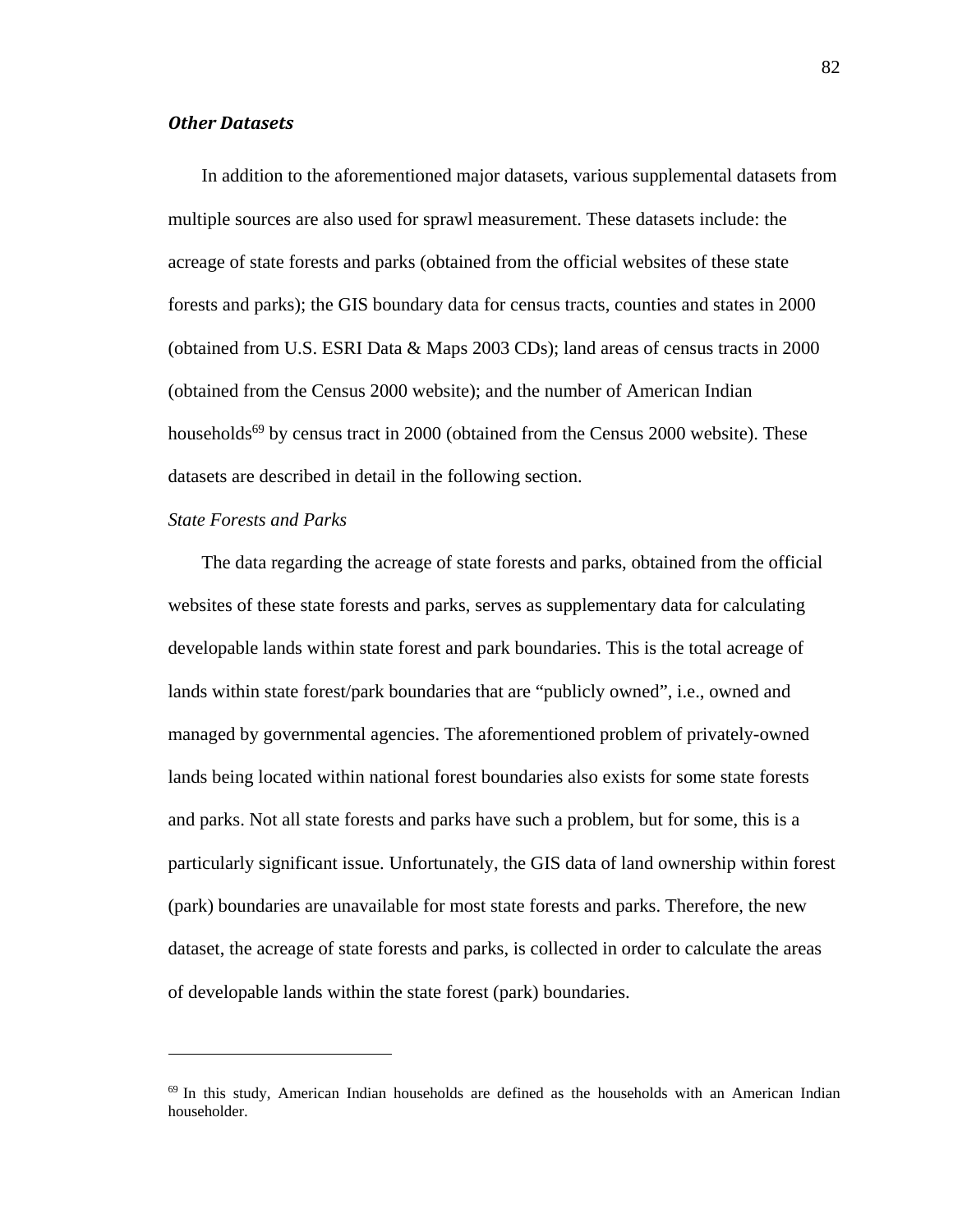### ***Other Datasets***

In addition to the aforementioned major datasets, various supplemental datasets from multiple sources are also used for sprawl measurement. These datasets include: the acreage of state forests and parks (obtained from the official websites of these state forests and parks); the GIS boundary data for census tracts, counties and states in 2000 (obtained from U.S. ESRI Data & Maps 2003 CDs); land areas of census tracts in 2000 (obtained from the Census 2000 website); and the number of American Indian households[69] by census tract in 2000 (obtained from the Census 2000 website). These datasets are described in detail in the following section.

*State Forests and Parks*

The data regarding the acreage of state forests and parks, obtained from the official websites of these state forests and parks, serves as supplementary data for calculating developable lands within state forest and park boundaries. This is the total acreage of lands within state forest/park boundaries that are "publicly owned", i.e., owned and managed by governmental agencies. The aforementioned problem of privately-owned lands being located within national forest boundaries also exists for some state forests and parks. Not all state forests and parks have such a problem, but for some, this is a particularly significant issue. Unfortunately, the GIS data of land ownership within forest (park) boundaries are unavailable for most state forests and parks. Therefore, the new dataset, the acreage of state forests and parks, is collected in order to calculate the areas of developable lands within the state forest (park) boundaries.

---

[69] In this study, American Indian households are defined as the households with an American Indian householder.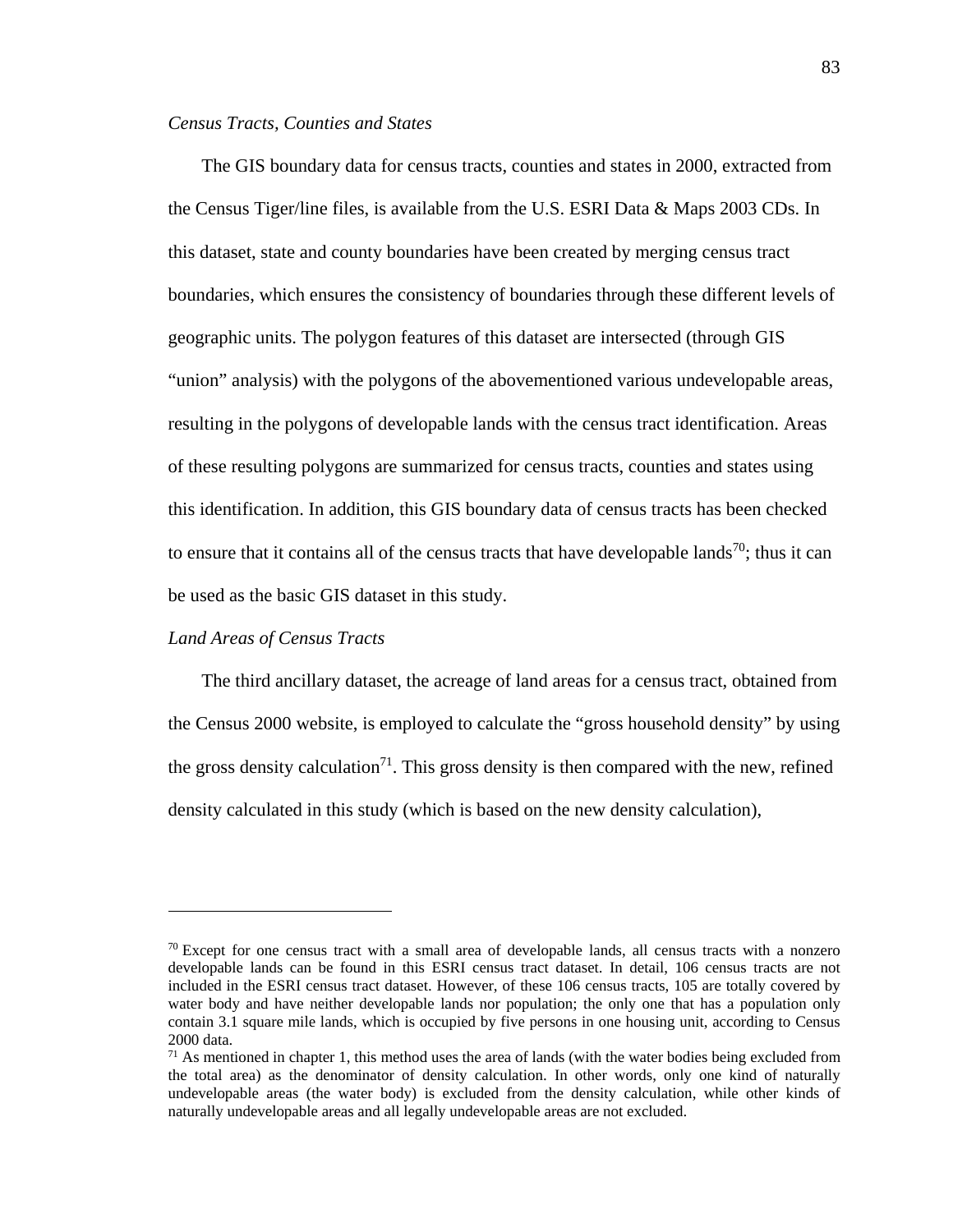*Census Tracts, Counties and States*

The GIS boundary data for census tracts, counties and states in 2000, extracted from the Census Tiger/line files, is available from the U.S. ESRI Data & Maps 2003 CDs. In this dataset, state and county boundaries have been created by merging census tract boundaries, which ensures the consistency of boundaries through these different levels of geographic units. The polygon features of this dataset are intersected (through GIS "union" analysis) with the polygons of the abovementioned various undevelopable areas, resulting in the polygons of developable lands with the census tract identification. Areas of these resulting polygons are summarized for census tracts, counties and states using this identification. In addition, this GIS boundary data of census tracts has been checked to ensure that it contains all of the census tracts that have developable lands[70]; thus it can be used as the basic GIS dataset in this study.

*Land Areas of Census Tracts*

The third ancillary dataset, the acreage of land areas for a census tract, obtained from the Census 2000 website, is employed to calculate the "gross household density" by using the gross density calculation[71]. This gross density is then compared with the new, refined density calculated in this study (which is based on the new density calculation),

---

[70] Except for one census tract with a small area of developable lands, all census tracts with a nonzero developable lands can be found in this ESRI census tract dataset. In detail, 106 census tracts are not included in the ESRI census tract dataset. However, of these 106 census tracts, 105 are totally covered by water body and have neither developable lands nor population; the only one that has a population only contain 3.1 square mile lands, which is occupied by five persons in one housing unit, according to Census 2000 data.

[71] As mentioned in chapter 1, this method uses the area of lands (with the water bodies being excluded from the total area) as the denominator of density calculation. In other words, only one kind of naturally undevelopable areas (the water body) is excluded from the density calculation, while other kinds of naturally undevelopable areas and all legally undevelopable areas are not excluded.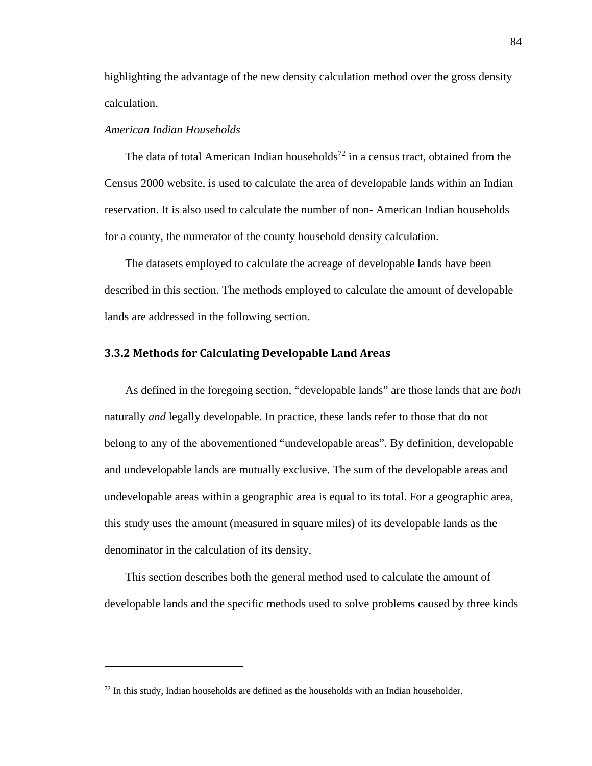highlighting the advantage of the new density calculation method over the gross density calculation.

*American Indian Households*

The data of total American Indian households[72] in a census tract, obtained from the Census 2000 website, is used to calculate the area of developable lands within an Indian reservation. It is also used to calculate the number of non- American Indian households for a county, the numerator of the county household density calculation.

The datasets employed to calculate the acreage of developable lands have been described in this section. The methods employed to calculate the amount of developable lands are addressed in the following section.

### 3.3.2 Methods for Calculating Developable Land Areas

As defined in the foregoing section, “developable lands” are those lands that are *both* naturally *and* legally developable. In practice, these lands refer to those that do not belong to any of the abovementioned “undevelopable areas”. By definition, developable and undevelopable lands are mutually exclusive. The sum of the developable areas and undevelopable areas within a geographic area is equal to its total. For a geographic area, this study uses the amount (measured in square miles) of its developable lands as the denominator in the calculation of its density.

This section describes both the general method used to calculate the amount of developable lands and the specific methods used to solve problems caused by three kinds

---

[72] In this study, Indian households are defined as the households with an Indian householder.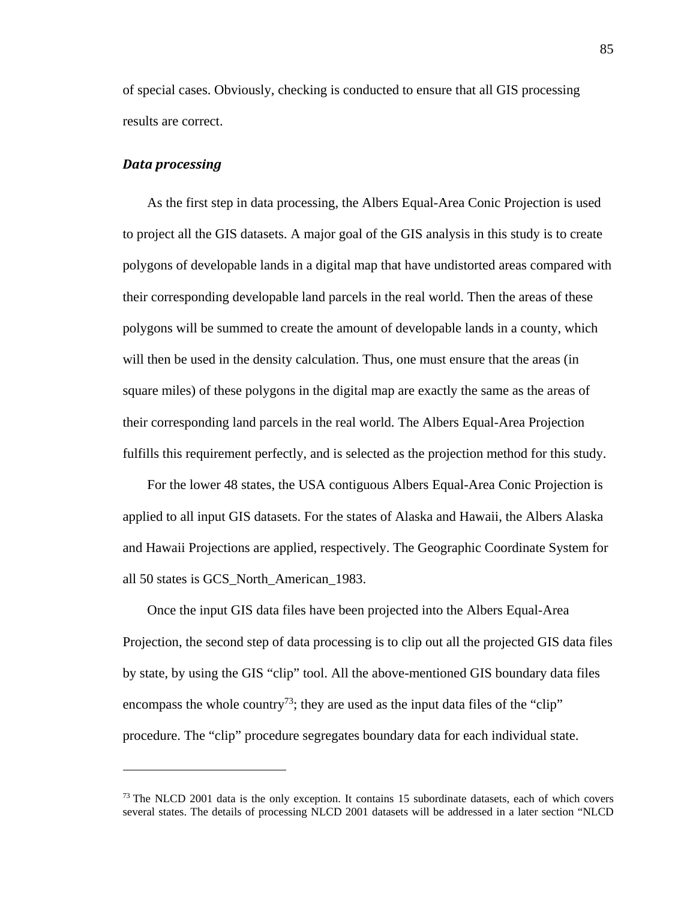of special cases. Obviously, checking is conducted to ensure that all GIS processing results are correct.

### *Data processing*

As the first step in data processing, the Albers Equal-Area Conic Projection is used to project all the GIS datasets. A major goal of the GIS analysis in this study is to create polygons of developable lands in a digital map that have undistorted areas compared with their corresponding developable land parcels in the real world. Then the areas of these polygons will be summed to create the amount of developable lands in a county, which will then be used in the density calculation. Thus, one must ensure that the areas (in square miles) of these polygons in the digital map are exactly the same as the areas of their corresponding land parcels in the real world. The Albers Equal-Area Projection fulfills this requirement perfectly, and is selected as the projection method for this study.

For the lower 48 states, the USA contiguous Albers Equal-Area Conic Projection is applied to all input GIS datasets. For the states of Alaska and Hawaii, the Albers Alaska and Hawaii Projections are applied, respectively. The Geographic Coordinate System for all 50 states is GCS_North_American_1983.

Once the input GIS data files have been projected into the Albers Equal-Area Projection, the second step of data processing is to clip out all the projected GIS data files by state, by using the GIS "clip" tool. All the above-mentioned GIS boundary data files encompass the whole country[73]; they are used as the input data files of the "clip" procedure. The "clip" procedure segregates boundary data for each individual state.

---

[73] The NLCD 2001 data is the only exception. It contains 15 subordinate datasets, each of which covers several states. The details of processing NLCD 2001 datasets will be addressed in a later section "NLCD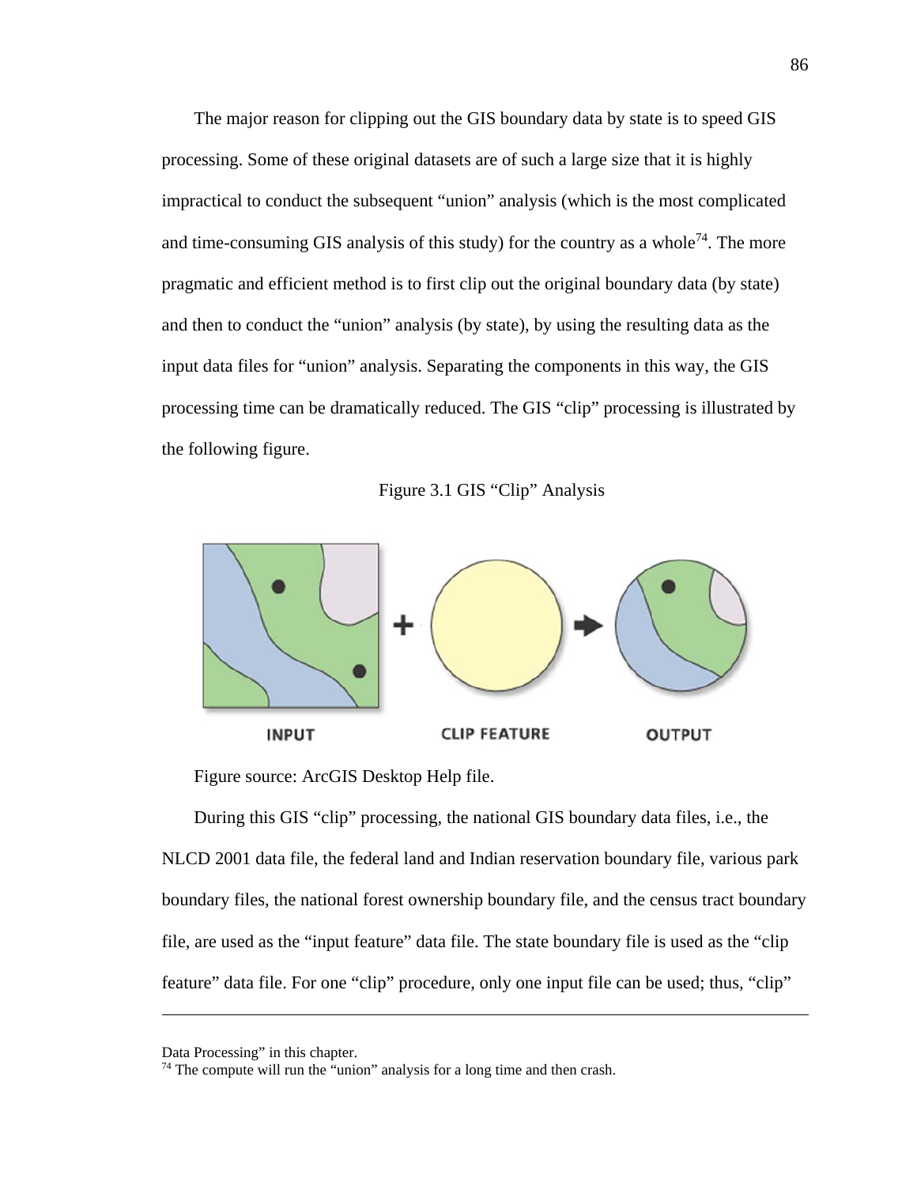The major reason for clipping out the GIS boundary data by state is to speed GIS processing. Some of these original datasets are of such a large size that it is highly impractical to conduct the subsequent "union" analysis (which is the most complicated and time-consuming GIS analysis of this study) for the country as a whole[74]. The more pragmatic and efficient method is to first clip out the original boundary data (by state) and then to conduct the "union" analysis (by state), by using the resulting data as the input data files for "union" analysis. Separating the components in this way, the GIS processing time can be dramatically reduced. The GIS "clip" processing is illustrated by the following figure.

Figure 3.1 GIS "Clip" Analysis

INPUT + CLIP FEATURE → OUTPUT

Figure source: ArcGIS Desktop Help file.

During this GIS "clip" processing, the national GIS boundary data files, i.e., the NLCD 2001 data file, the federal land and Indian reservation boundary file, various park boundary files, the national forest ownership boundary file, and the census tract boundary file, are used as the "input feature" data file. The state boundary file is used as the "clip feature" data file. For one "clip" procedure, only one input file can be used; thus, "clip"

---

Data Processing" in this chapter.

[74] The compute will run the "union" analysis for a long time and then crash.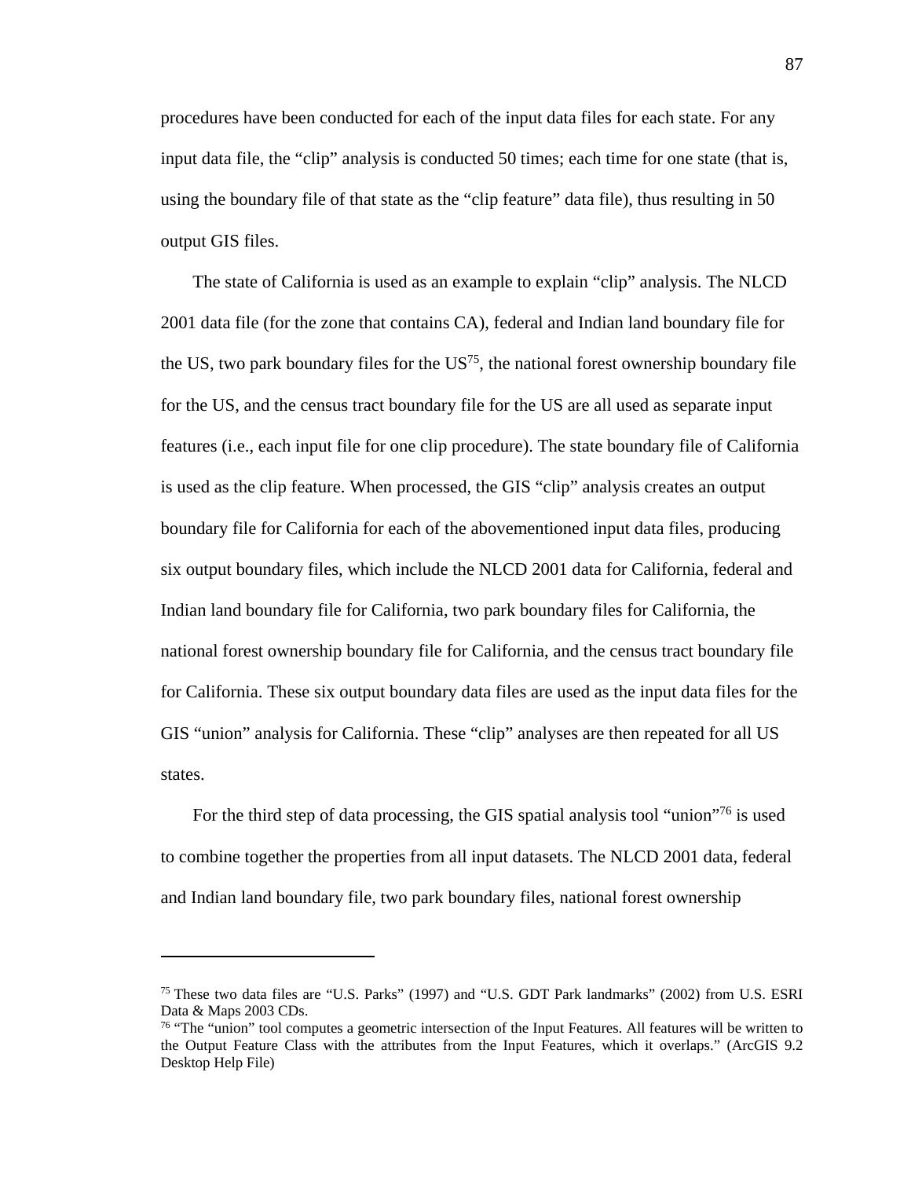procedures have been conducted for each of the input data files for each state. For any input data file, the “clip” analysis is conducted 50 times; each time for one state (that is, using the boundary file of that state as the “clip feature” data file), thus resulting in 50 output GIS files.

The state of California is used as an example to explain “clip” analysis. The NLCD 2001 data file (for the zone that contains CA), federal and Indian land boundary file for the US, two park boundary files for the US[75], the national forest ownership boundary file for the US, and the census tract boundary file for the US are all used as separate input features (i.e., each input file for one clip procedure). The state boundary file of California is used as the clip feature. When processed, the GIS “clip” analysis creates an output boundary file for California for each of the abovementioned input data files, producing six output boundary files, which include the NLCD 2001 data for California, federal and Indian land boundary file for California, two park boundary files for California, the national forest ownership boundary file for California, and the census tract boundary file for California. These six output boundary data files are used as the input data files for the GIS “union” analysis for California. These “clip” analyses are then repeated for all US states.

For the third step of data processing, the GIS spatial analysis tool “union”[76] is used to combine together the properties from all input datasets. The NLCD 2001 data, federal and Indian land boundary file, two park boundary files, national forest ownership

---

[75] These two data files are “U.S. Parks” (1997) and “U.S. GDT Park landmarks” (2002) from U.S. ESRI Data & Maps 2003 CDs.

[76] “The “union” tool computes a geometric intersection of the Input Features. All features will be written to the Output Feature Class with the attributes from the Input Features, which it overlaps.” (ArcGIS 9.2 Desktop Help File)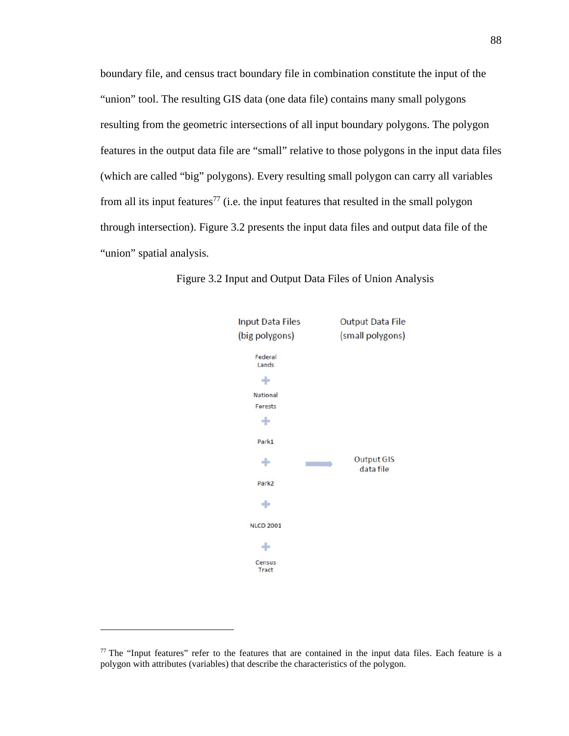boundary file, and census tract boundary file in combination constitute the input of the "union" tool. The resulting GIS data (one data file) contains many small polygons resulting from the geometric intersections of all input boundary polygons. The polygon features in the output data file are "small" relative to those polygons in the input data files (which are called "big" polygons). Every resulting small polygon can carry all variables from all its input features[77] (i.e. the input features that resulted in the small polygon through intersection). Figure 3.2 presents the input data files and output data file of the "union" spatial analysis.

Figure 3.2 Input and Output Data Files of Union Analysis

| Input Data Files (big polygons) | | Output Data File (small polygons) |
|---|---|---|
| Federal Lands | | |
| + | | |
| National Forests | | |
| + | | |
| Park1 | | |
| + | → | Output GIS data file |
| Park2 | | |
| + | | |
| NLCD 2001 | | |
| + | | |
| Census Tract | | |

[77] The "Input features" refer to the features that are contained in the input data files. Each feature is a polygon with attributes (variables) that describe the characteristics of the polygon.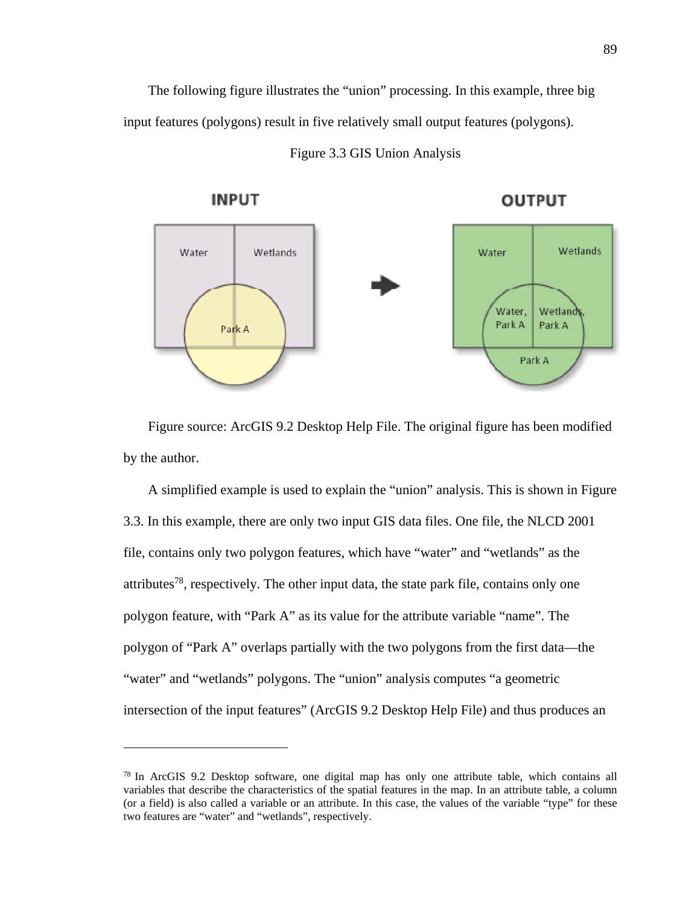The following figure illustrates the “union” processing. In this example, three big input features (polygons) result in five relatively small output features (polygons).

Figure 3.3 GIS Union Analysis

Figure source: ArcGIS 9.2 Desktop Help File. The original figure has been modified by the author.

A simplified example is used to explain the “union” analysis. This is shown in Figure 3.3. In this example, there are only two input GIS data files. One file, the NLCD 2001 file, contains only two polygon features, which have “water” and “wetlands” as the attributes[78], respectively. The other input data, the state park file, contains only one polygon feature, with “Park A” as its value for the attribute variable “name”. The polygon of “Park A” overlaps partially with the two polygons from the first data—the “water” and “wetlands” polygons. The “union” analysis computes “a geometric intersection of the input features” (ArcGIS 9.2 Desktop Help File) and thus produces an

---

[78] In ArcGIS 9.2 Desktop software, one digital map has only one attribute table, which contains all variables that describe the characteristics of the spatial features in the map. In an attribute table, a column (or a field) is also called a variable or an attribute. In this case, the values of the variable “type” for these two features are “water” and “wetlands”, respectively.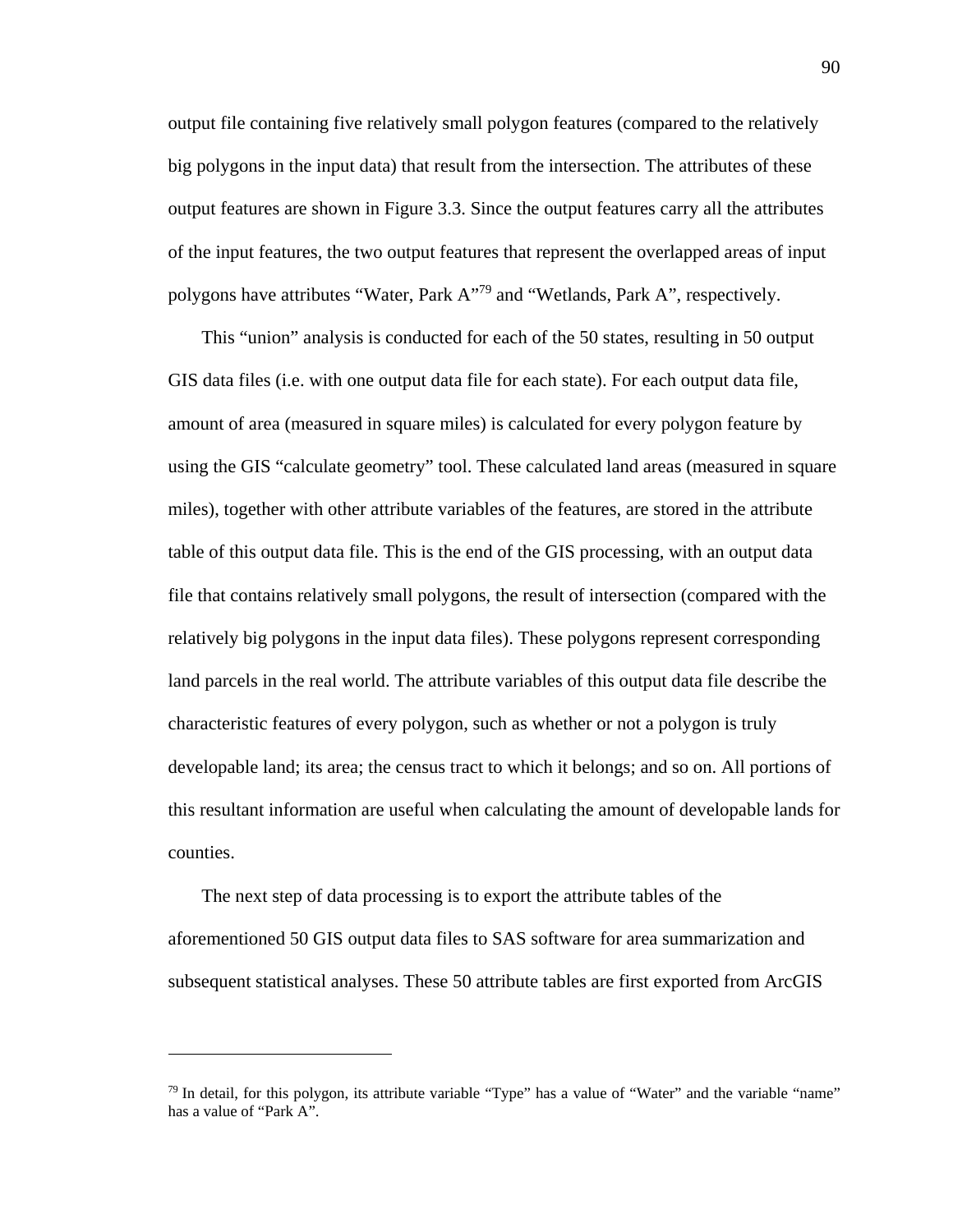output file containing five relatively small polygon features (compared to the relatively big polygons in the input data) that result from the intersection. The attributes of these output features are shown in Figure 3.3. Since the output features carry all the attributes of the input features, the two output features that represent the overlapped areas of input polygons have attributes "Water, Park A"[79] and "Wetlands, Park A", respectively.

This "union" analysis is conducted for each of the 50 states, resulting in 50 output GIS data files (i.e. with one output data file for each state). For each output data file, amount of area (measured in square miles) is calculated for every polygon feature by using the GIS "calculate geometry" tool. These calculated land areas (measured in square miles), together with other attribute variables of the features, are stored in the attribute table of this output data file. This is the end of the GIS processing, with an output data file that contains relatively small polygons, the result of intersection (compared with the relatively big polygons in the input data files). These polygons represent corresponding land parcels in the real world. The attribute variables of this output data file describe the characteristic features of every polygon, such as whether or not a polygon is truly developable land; its area; the census tract to which it belongs; and so on. All portions of this resultant information are useful when calculating the amount of developable lands for counties.

The next step of data processing is to export the attribute tables of the aforementioned 50 GIS output data files to SAS software for area summarization and subsequent statistical analyses. These 50 attribute tables are first exported from ArcGIS

---

[79] In detail, for this polygon, its attribute variable "Type" has a value of "Water" and the variable "name" has a value of "Park A".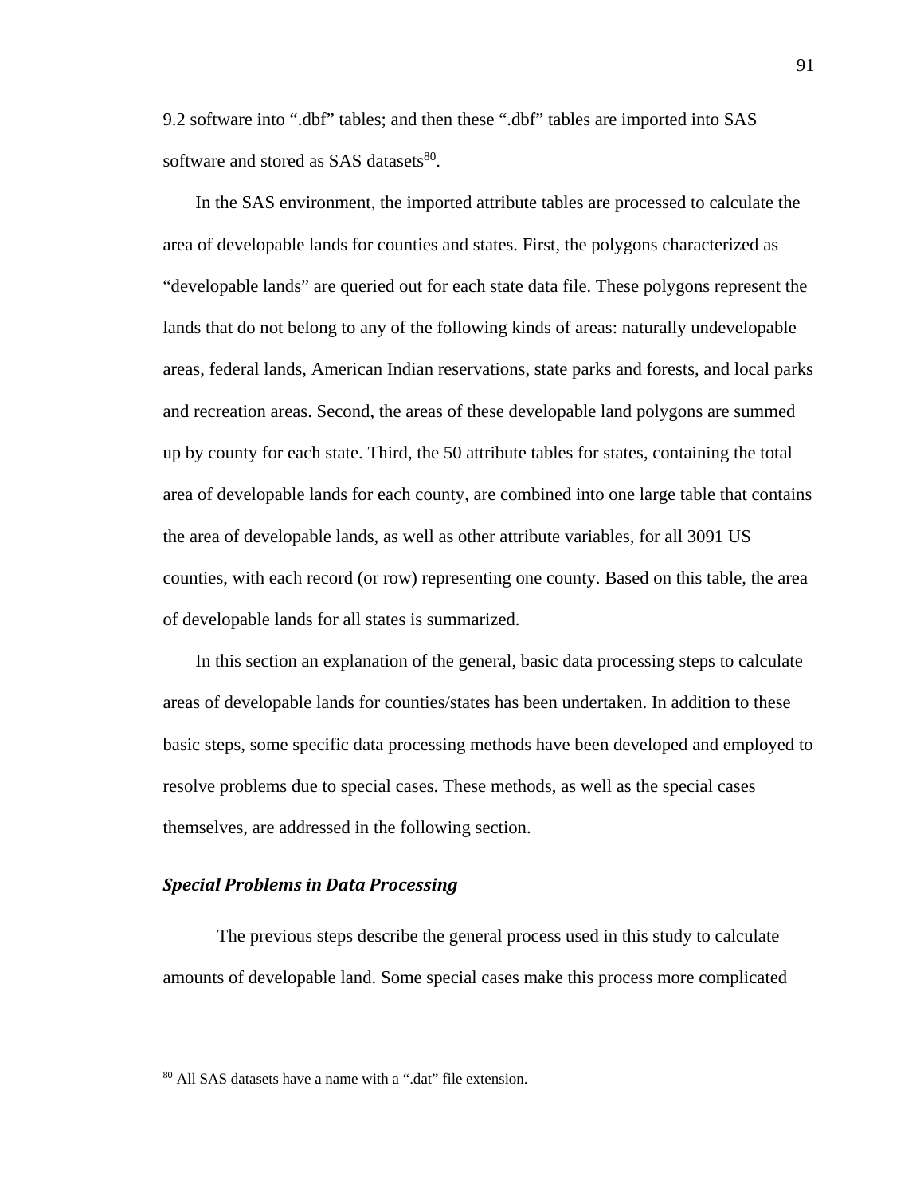9.2 software into ".dbf" tables; and then these ".dbf" tables are imported into SAS software and stored as SAS datasets[80].

In the SAS environment, the imported attribute tables are processed to calculate the area of developable lands for counties and states. First, the polygons characterized as "developable lands" are queried out for each state data file. These polygons represent the lands that do not belong to any of the following kinds of areas: naturally undevelopable areas, federal lands, American Indian reservations, state parks and forests, and local parks and recreation areas. Second, the areas of these developable land polygons are summed up by county for each state. Third, the 50 attribute tables for states, containing the total area of developable lands for each county, are combined into one large table that contains the area of developable lands, as well as other attribute variables, for all 3091 US counties, with each record (or row) representing one county. Based on this table, the area of developable lands for all states is summarized.

In this section an explanation of the general, basic data processing steps to calculate areas of developable lands for counties/states has been undertaken. In addition to these basic steps, some specific data processing methods have been developed and employed to resolve problems due to special cases. These methods, as well as the special cases themselves, are addressed in the following section.

### *Special Problems in Data Processing*

The previous steps describe the general process used in this study to calculate amounts of developable land. Some special cases make this process more complicated

---

[80] All SAS datasets have a name with a ".dat" file extension.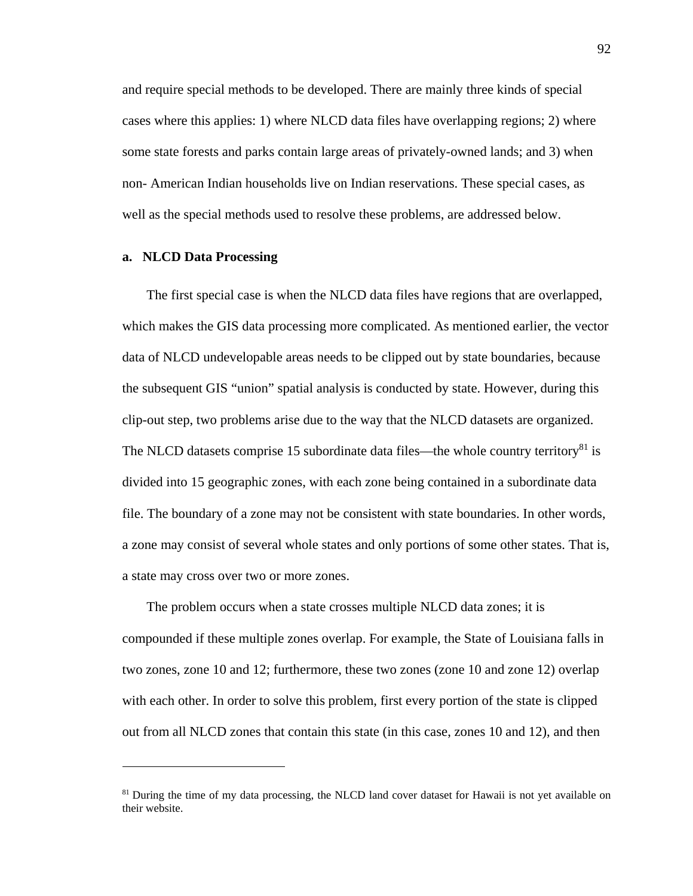and require special methods to be developed. There are mainly three kinds of special cases where this applies: 1) where NLCD data files have overlapping regions; 2) where some state forests and parks contain large areas of privately-owned lands; and 3) when non- American Indian households live on Indian reservations. These special cases, as well as the special methods used to resolve these problems, are addressed below.

**a. NLCD Data Processing**

The first special case is when the NLCD data files have regions that are overlapped, which makes the GIS data processing more complicated. As mentioned earlier, the vector data of NLCD undevelopable areas needs to be clipped out by state boundaries, because the subsequent GIS "union" spatial analysis is conducted by state. However, during this clip-out step, two problems arise due to the way that the NLCD datasets are organized. The NLCD datasets comprise 15 subordinate data files—the whole country territory[81] is divided into 15 geographic zones, with each zone being contained in a subordinate data file. The boundary of a zone may not be consistent with state boundaries. In other words, a zone may consist of several whole states and only portions of some other states. That is, a state may cross over two or more zones.

The problem occurs when a state crosses multiple NLCD data zones; it is compounded if these multiple zones overlap. For example, the State of Louisiana falls in two zones, zone 10 and 12; furthermore, these two zones (zone 10 and zone 12) overlap with each other. In order to solve this problem, first every portion of the state is clipped out from all NLCD zones that contain this state (in this case, zones 10 and 12), and then

---

[81] During the time of my data processing, the NLCD land cover dataset for Hawaii is not yet available on their website.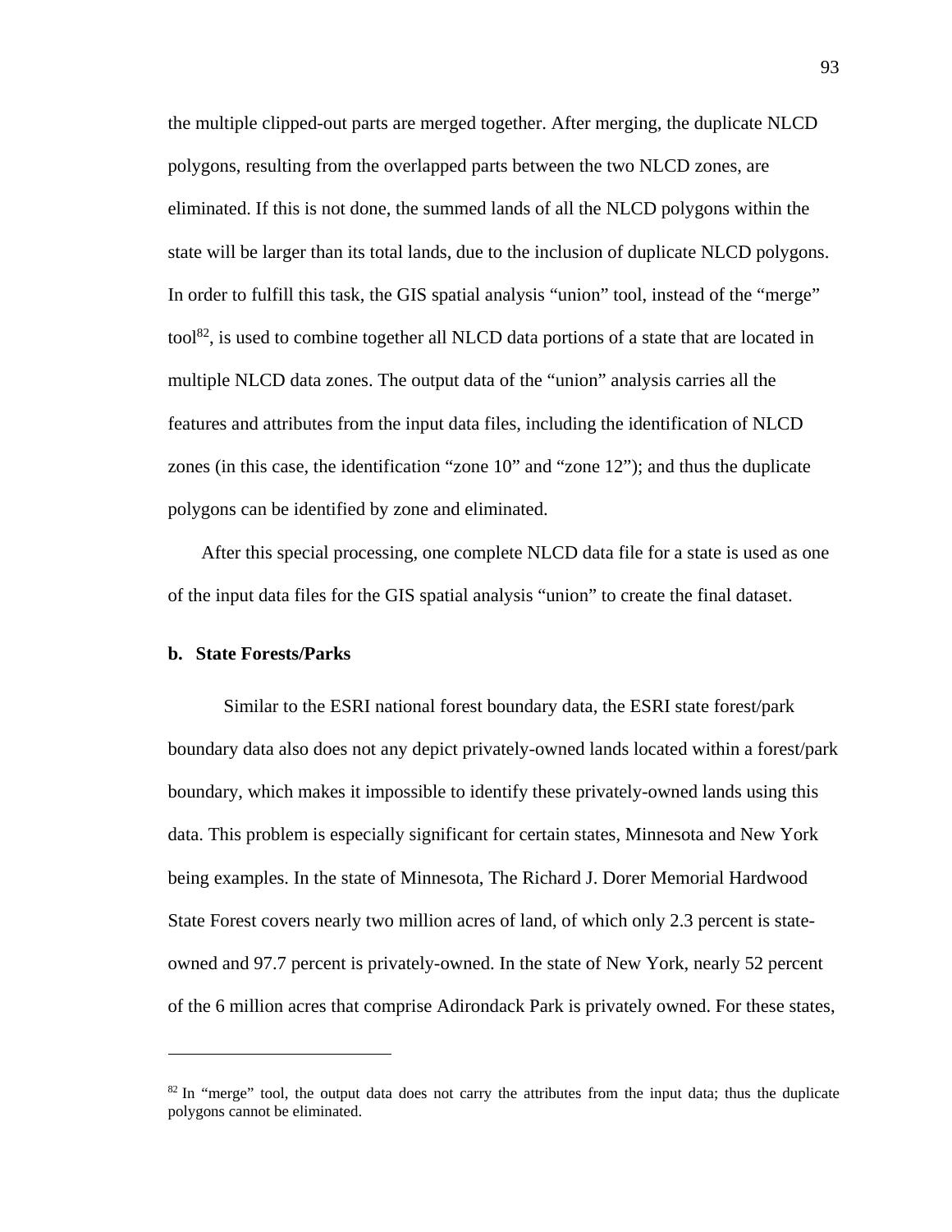the multiple clipped-out parts are merged together. After merging, the duplicate NLCD polygons, resulting from the overlapped parts between the two NLCD zones, are eliminated. If this is not done, the summed lands of all the NLCD polygons within the state will be larger than its total lands, due to the inclusion of duplicate NLCD polygons. In order to fulfill this task, the GIS spatial analysis "union" tool, instead of the "merge" tool[82], is used to combine together all NLCD data portions of a state that are located in multiple NLCD data zones. The output data of the "union" analysis carries all the features and attributes from the input data files, including the identification of NLCD zones (in this case, the identification "zone 10" and "zone 12"); and thus the duplicate polygons can be identified by zone and eliminated.

After this special processing, one complete NLCD data file for a state is used as one of the input data files for the GIS spatial analysis "union" to create the final dataset.

**b. State Forests/Parks**

Similar to the ESRI national forest boundary data, the ESRI state forest/park boundary data also does not any depict privately-owned lands located within a forest/park boundary, which makes it impossible to identify these privately-owned lands using this data. This problem is especially significant for certain states, Minnesota and New York being examples. In the state of Minnesota, The Richard J. Dorer Memorial Hardwood State Forest covers nearly two million acres of land, of which only 2.3 percent is state-owned and 97.7 percent is privately-owned. In the state of New York, nearly 52 percent of the 6 million acres that comprise Adirondack Park is privately owned. For these states,

---

[82] In "merge" tool, the output data does not carry the attributes from the input data; thus the duplicate polygons cannot be eliminated.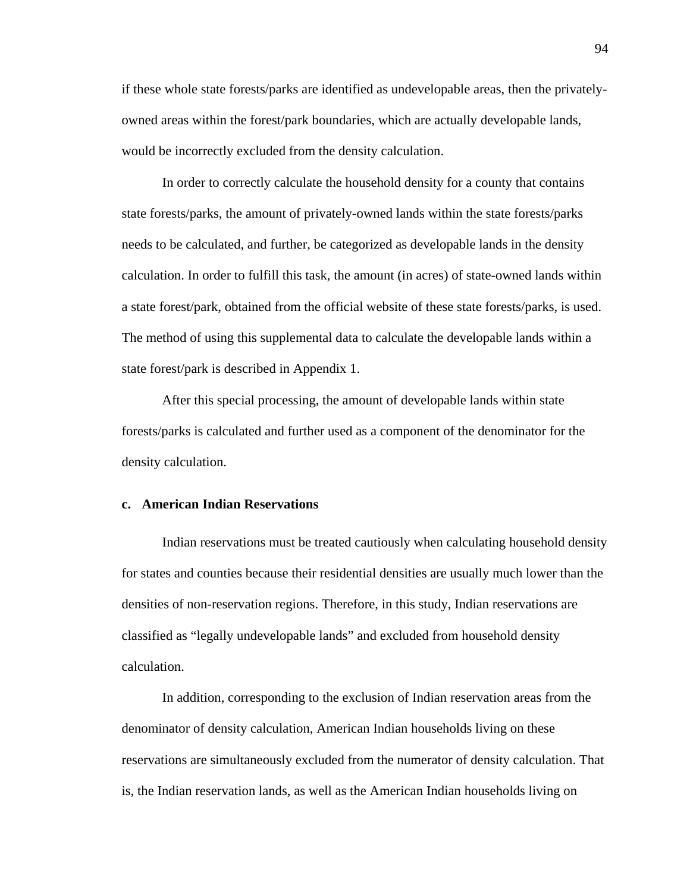if these whole state forests/parks are identified as undevelopable areas, then the privately-owned areas within the forest/park boundaries, which are actually developable lands, would be incorrectly excluded from the density calculation.

In order to correctly calculate the household density for a county that contains state forests/parks, the amount of privately-owned lands within the state forests/parks needs to be calculated, and further, be categorized as developable lands in the density calculation. In order to fulfill this task, the amount (in acres) of state-owned lands within a state forest/park, obtained from the official website of these state forests/parks, is used. The method of using this supplemental data to calculate the developable lands within a state forest/park is described in Appendix 1.

After this special processing, the amount of developable lands within state forests/parks is calculated and further used as a component of the denominator for the density calculation.

**c. American Indian Reservations**

Indian reservations must be treated cautiously when calculating household density for states and counties because their residential densities are usually much lower than the densities of non-reservation regions. Therefore, in this study, Indian reservations are classified as "legally undevelopable lands" and excluded from household density calculation.

In addition, corresponding to the exclusion of Indian reservation areas from the denominator of density calculation, American Indian households living on these reservations are simultaneously excluded from the numerator of density calculation. That is, the Indian reservation lands, as well as the American Indian households living on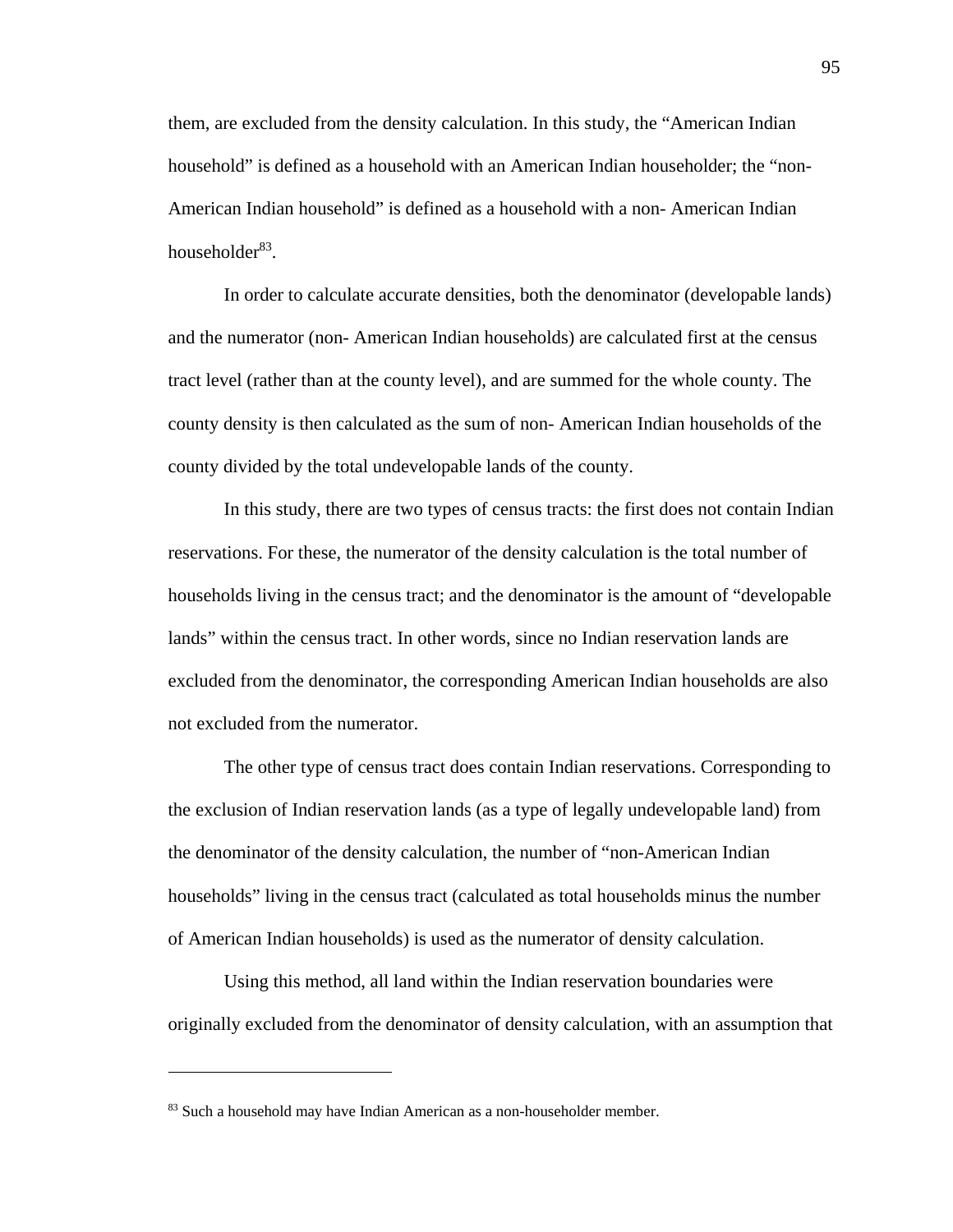them, are excluded from the density calculation. In this study, the “American Indian household” is defined as a household with an American Indian householder; the “non-American Indian household” is defined as a household with a non- American Indian householder[83].

In order to calculate accurate densities, both the denominator (developable lands) and the numerator (non- American Indian households) are calculated first at the census tract level (rather than at the county level), and are summed for the whole county. The county density is then calculated as the sum of non- American Indian households of the county divided by the total undevelopable lands of the county.

In this study, there are two types of census tracts: the first does not contain Indian reservations. For these, the numerator of the density calculation is the total number of households living in the census tract; and the denominator is the amount of “developable lands” within the census tract. In other words, since no Indian reservation lands are excluded from the denominator, the corresponding American Indian households are also not excluded from the numerator.

The other type of census tract does contain Indian reservations. Corresponding to the exclusion of Indian reservation lands (as a type of legally undevelopable land) from the denominator of the density calculation, the number of “non-American Indian households” living in the census tract (calculated as total households minus the number of American Indian households) is used as the numerator of density calculation.

Using this method, all land within the Indian reservation boundaries were originally excluded from the denominator of density calculation, with an assumption that

---

[83] Such a household may have Indian American as a non-householder member.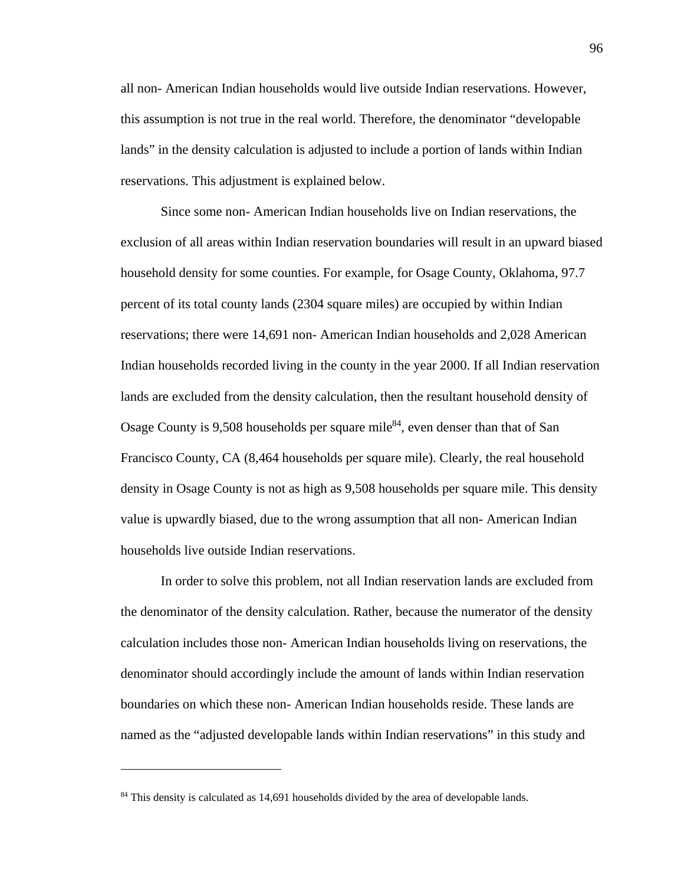all non- American Indian households would live outside Indian reservations. However, this assumption is not true in the real world. Therefore, the denominator "developable lands" in the density calculation is adjusted to include a portion of lands within Indian reservations. This adjustment is explained below.

Since some non- American Indian households live on Indian reservations, the exclusion of all areas within Indian reservation boundaries will result in an upward biased household density for some counties. For example, for Osage County, Oklahoma, 97.7 percent of its total county lands (2304 square miles) are occupied by within Indian reservations; there were 14,691 non- American Indian households and 2,028 American Indian households recorded living in the county in the year 2000. If all Indian reservation lands are excluded from the density calculation, then the resultant household density of Osage County is 9,508 households per square mile[84], even denser than that of San Francisco County, CA (8,464 households per square mile). Clearly, the real household density in Osage County is not as high as 9,508 households per square mile. This density value is upwardly biased, due to the wrong assumption that all non- American Indian households live outside Indian reservations.

In order to solve this problem, not all Indian reservation lands are excluded from the denominator of the density calculation. Rather, because the numerator of the density calculation includes those non- American Indian households living on reservations, the denominator should accordingly include the amount of lands within Indian reservation boundaries on which these non- American Indian households reside. These lands are named as the "adjusted developable lands within Indian reservations" in this study and

---

[84] This density is calculated as 14,691 households divided by the area of developable lands.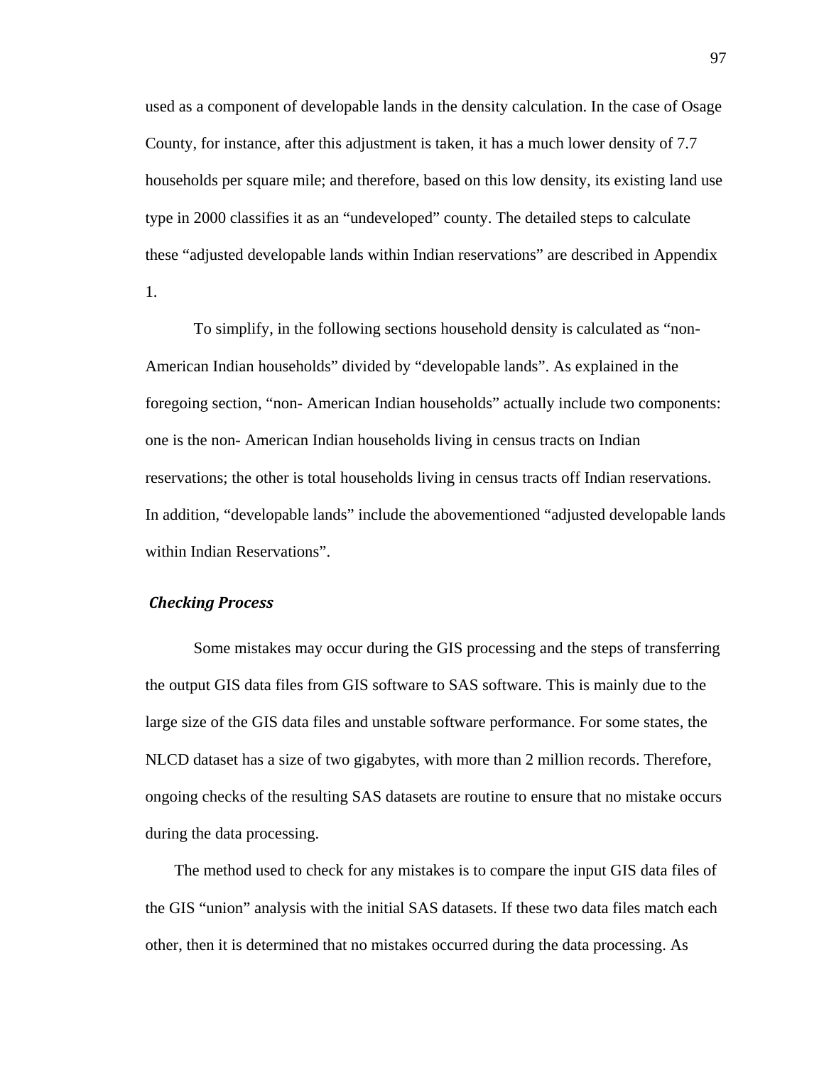used as a component of developable lands in the density calculation. In the case of Osage County, for instance, after this adjustment is taken, it has a much lower density of 7.7 households per square mile; and therefore, based on this low density, its existing land use type in 2000 classifies it as an "undeveloped" county. The detailed steps to calculate these "adjusted developable lands within Indian reservations" are described in Appendix 1.

To simplify, in the following sections household density is calculated as "non-American Indian households" divided by "developable lands". As explained in the foregoing section, "non- American Indian households" actually include two components: one is the non- American Indian households living in census tracts on Indian reservations; the other is total households living in census tracts off Indian reservations. In addition, "developable lands" include the abovementioned "adjusted developable lands within Indian Reservations".

### *Checking Process*

Some mistakes may occur during the GIS processing and the steps of transferring the output GIS data files from GIS software to SAS software. This is mainly due to the large size of the GIS data files and unstable software performance. For some states, the NLCD dataset has a size of two gigabytes, with more than 2 million records. Therefore, ongoing checks of the resulting SAS datasets are routine to ensure that no mistake occurs during the data processing.

The method used to check for any mistakes is to compare the input GIS data files of the GIS "union" analysis with the initial SAS datasets. If these two data files match each other, then it is determined that no mistakes occurred during the data processing. As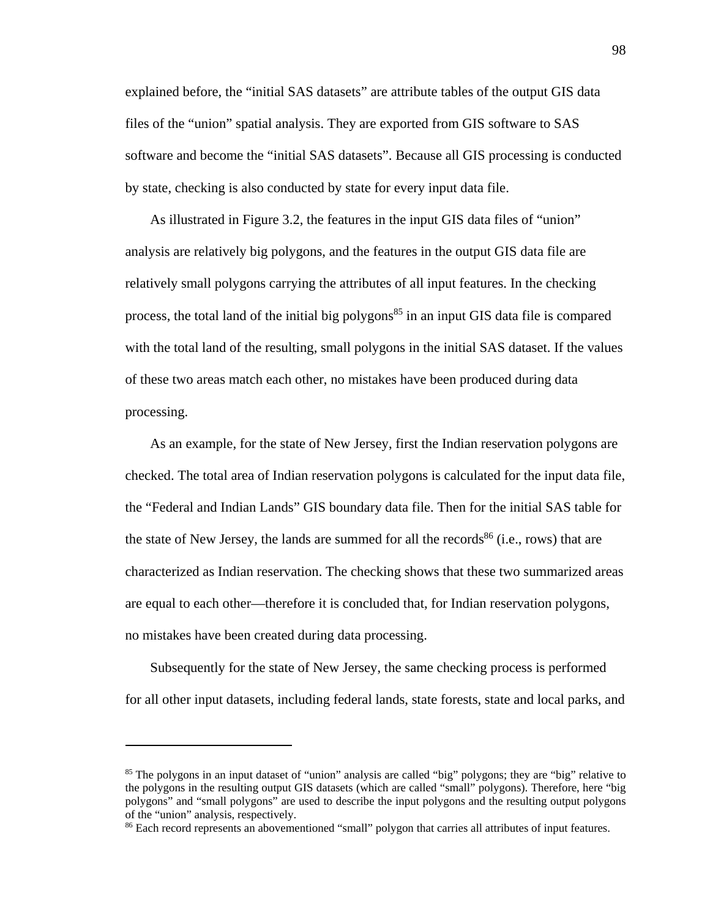explained before, the "initial SAS datasets" are attribute tables of the output GIS data files of the "union" spatial analysis. They are exported from GIS software to SAS software and become the "initial SAS datasets". Because all GIS processing is conducted by state, checking is also conducted by state for every input data file.

As illustrated in Figure 3.2, the features in the input GIS data files of "union" analysis are relatively big polygons, and the features in the output GIS data file are relatively small polygons carrying the attributes of all input features. In the checking process, the total land of the initial big polygons[85] in an input GIS data file is compared with the total land of the resulting, small polygons in the initial SAS dataset. If the values of these two areas match each other, no mistakes have been produced during data processing.

As an example, for the state of New Jersey, first the Indian reservation polygons are checked. The total area of Indian reservation polygons is calculated for the input data file, the "Federal and Indian Lands" GIS boundary data file. Then for the initial SAS table for the state of New Jersey, the lands are summed for all the records[86] (i.e., rows) that are characterized as Indian reservation. The checking shows that these two summarized areas are equal to each other—therefore it is concluded that, for Indian reservation polygons, no mistakes have been created during data processing.

Subsequently for the state of New Jersey, the same checking process is performed for all other input datasets, including federal lands, state forests, state and local parks, and

---

[85] The polygons in an input dataset of "union" analysis are called "big" polygons; they are "big" relative to the polygons in the resulting output GIS datasets (which are called "small" polygons). Therefore, here "big polygons" and "small polygons" are used to describe the input polygons and the resulting output polygons of the "union" analysis, respectively.

[86] Each record represents an abovementioned "small" polygon that carries all attributes of input features.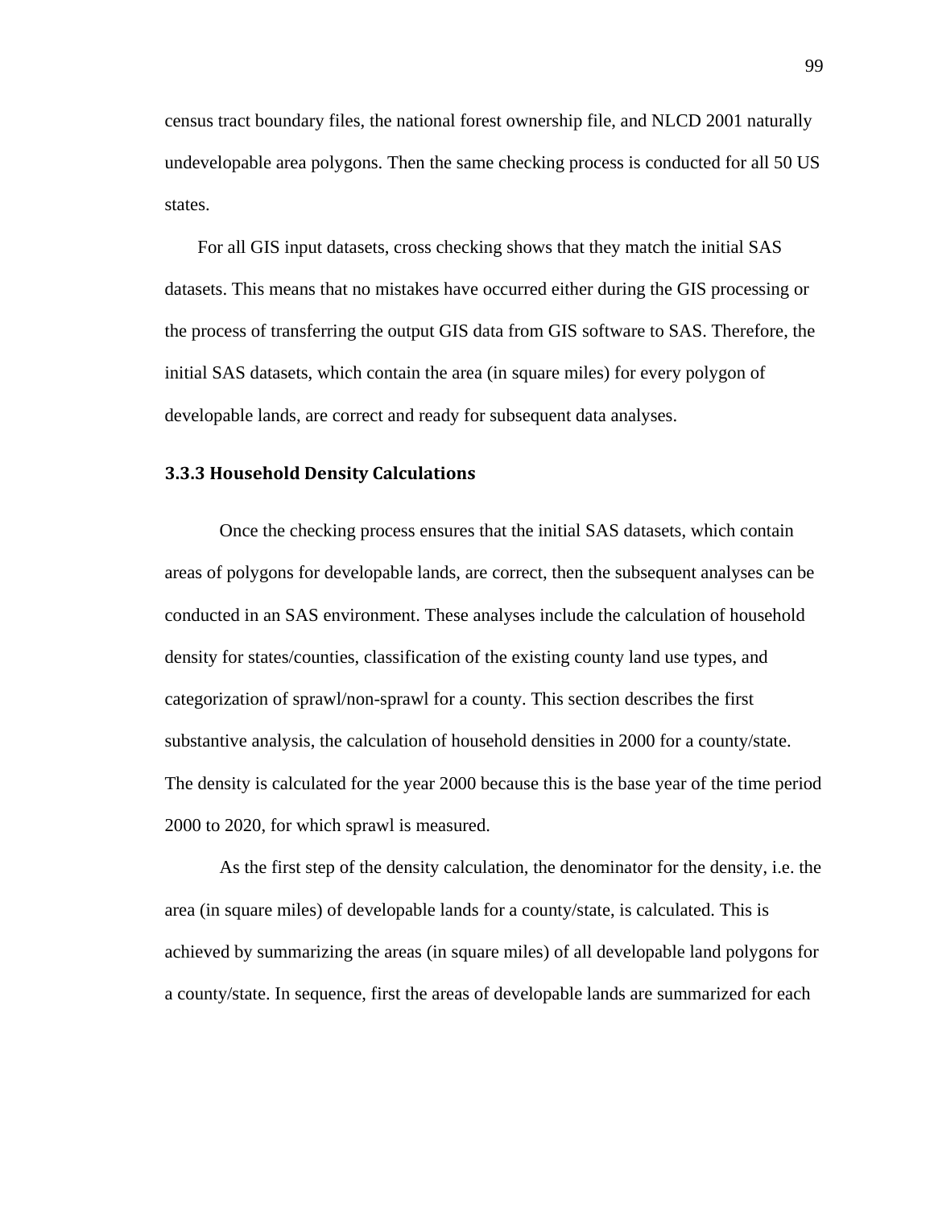census tract boundary files, the national forest ownership file, and NLCD 2001 naturally undevelopable area polygons. Then the same checking process is conducted for all 50 US states.

For all GIS input datasets, cross checking shows that they match the initial SAS datasets. This means that no mistakes have occurred either during the GIS processing or the process of transferring the output GIS data from GIS software to SAS. Therefore, the initial SAS datasets, which contain the area (in square miles) for every polygon of developable lands, are correct and ready for subsequent data analyses.

### 3.3.3 Household Density Calculations

Once the checking process ensures that the initial SAS datasets, which contain areas of polygons for developable lands, are correct, then the subsequent analyses can be conducted in an SAS environment. These analyses include the calculation of household density for states/counties, classification of the existing county land use types, and categorization of sprawl/non-sprawl for a county. This section describes the first substantive analysis, the calculation of household densities in 2000 for a county/state. The density is calculated for the year 2000 because this is the base year of the time period 2000 to 2020, for which sprawl is measured.

As the first step of the density calculation, the denominator for the density, i.e. the area (in square miles) of developable lands for a county/state, is calculated. This is achieved by summarizing the areas (in square miles) of all developable land polygons for a county/state. In sequence, first the areas of developable lands are summarized for each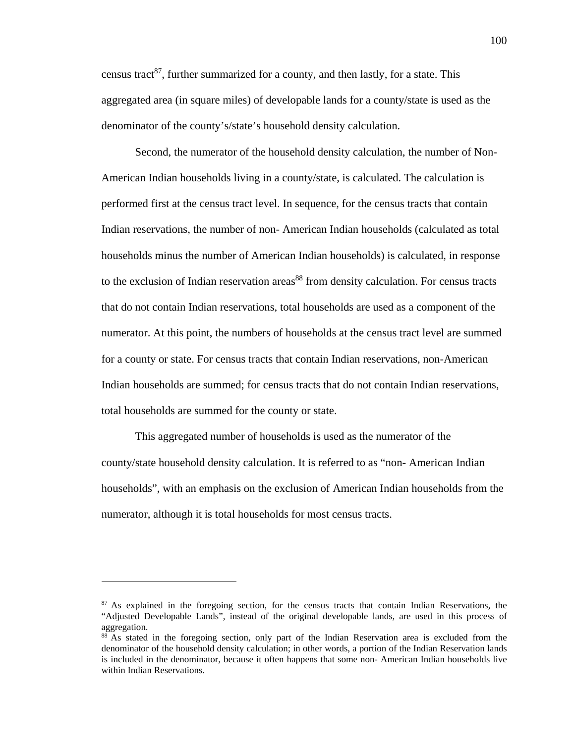census tract[87], further summarized for a county, and then lastly, for a state. This aggregated area (in square miles) of developable lands for a county/state is used as the denominator of the county's/state's household density calculation.

Second, the numerator of the household density calculation, the number of Non-American Indian households living in a county/state, is calculated. The calculation is performed first at the census tract level. In sequence, for the census tracts that contain Indian reservations, the number of non- American Indian households (calculated as total households minus the number of American Indian households) is calculated, in response to the exclusion of Indian reservation areas[88] from density calculation. For census tracts that do not contain Indian reservations, total households are used as a component of the numerator. At this point, the numbers of households at the census tract level are summed for a county or state. For census tracts that contain Indian reservations, non-American Indian households are summed; for census tracts that do not contain Indian reservations, total households are summed for the county or state.

This aggregated number of households is used as the numerator of the county/state household density calculation. It is referred to as "non- American Indian households", with an emphasis on the exclusion of American Indian households from the numerator, although it is total households for most census tracts.

---

[87] As explained in the foregoing section, for the census tracts that contain Indian Reservations, the "Adjusted Developable Lands", instead of the original developable lands, are used in this process of aggregation.

[88] As stated in the foregoing section, only part of the Indian Reservation area is excluded from the denominator of the household density calculation; in other words, a portion of the Indian Reservation lands is included in the denominator, because it often happens that some non- American Indian households live within Indian Reservations.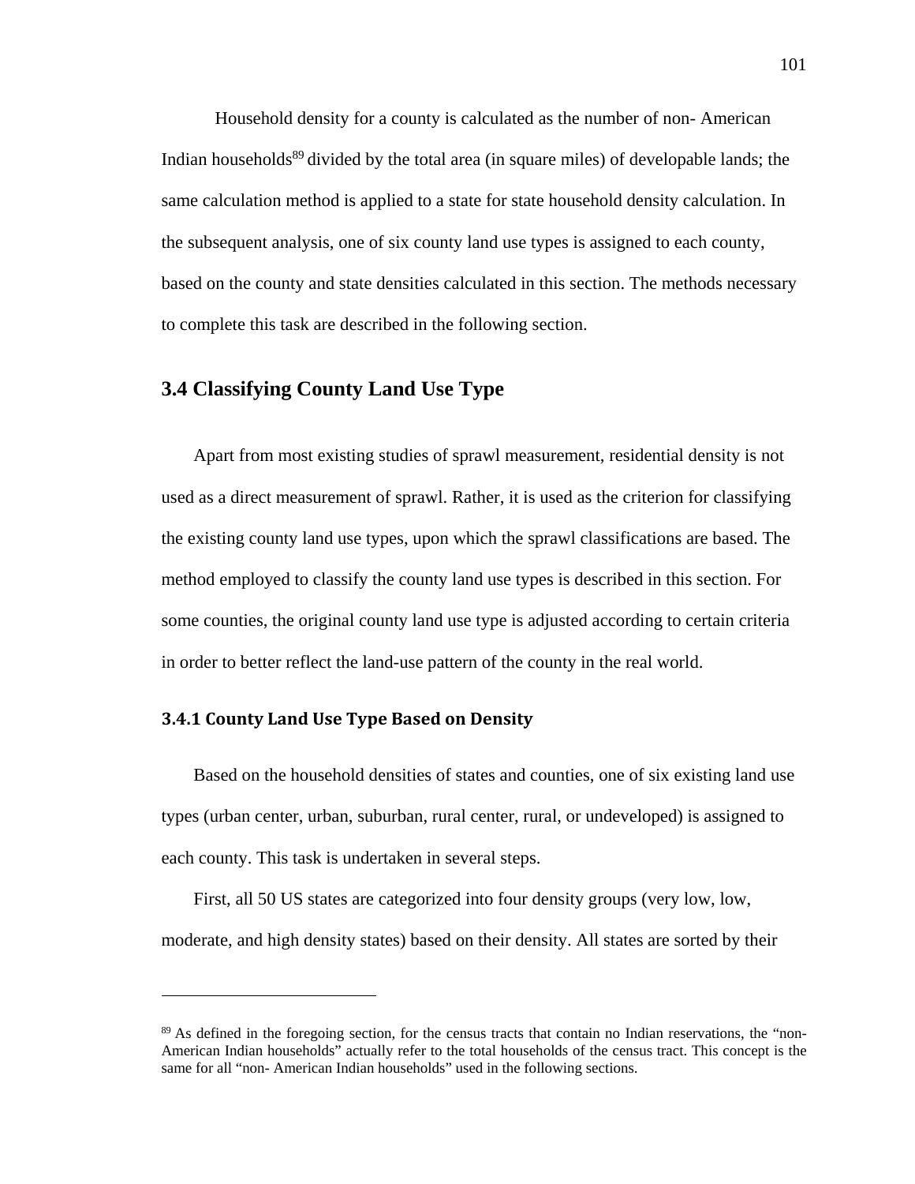Household density for a county is calculated as the number of non- American Indian households[89] divided by the total area (in square miles) of developable lands; the same calculation method is applied to a state for state household density calculation. In the subsequent analysis, one of six county land use types is assigned to each county, based on the county and state densities calculated in this section. The methods necessary to complete this task are described in the following section.

## 3.4 Classifying County Land Use Type

Apart from most existing studies of sprawl measurement, residential density is not used as a direct measurement of sprawl. Rather, it is used as the criterion for classifying the existing county land use types, upon which the sprawl classifications are based. The method employed to classify the county land use types is described in this section. For some counties, the original county land use type is adjusted according to certain criteria in order to better reflect the land-use pattern of the county in the real world.

### 3.4.1 County Land Use Type Based on Density

Based on the household densities of states and counties, one of six existing land use types (urban center, urban, suburban, rural center, rural, or undeveloped) is assigned to each county. This task is undertaken in several steps.

First, all 50 US states are categorized into four density groups (very low, low, moderate, and high density states) based on their density. All states are sorted by their

---

[89] As defined in the foregoing section, for the census tracts that contain no Indian reservations, the "non-American Indian households" actually refer to the total households of the census tract. This concept is the same for all "non- American Indian households" used in the following sections.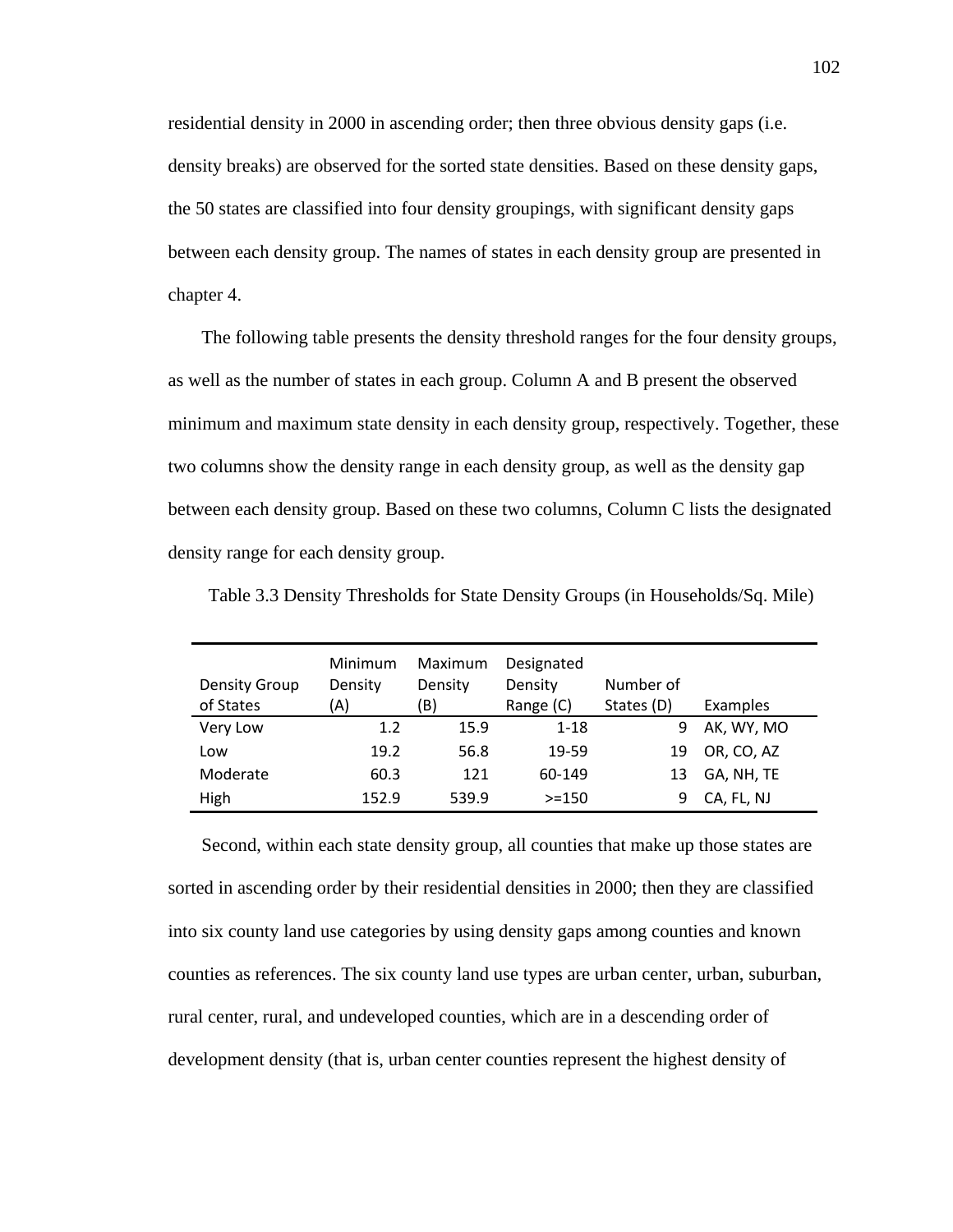residential density in 2000 in ascending order; then three obvious density gaps (i.e. density breaks) are observed for the sorted state densities. Based on these density gaps, the 50 states are classified into four density groupings, with significant density gaps between each density group. The names of states in each density group are presented in chapter 4.

The following table presents the density threshold ranges for the four density groups, as well as the number of states in each group. Column A and B present the observed minimum and maximum state density in each density group, respectively. Together, these two columns show the density range in each density group, as well as the density gap between each density group. Based on these two columns, Column C lists the designated density range for each density group.

Table 3.3 Density Thresholds for State Density Groups (in Households/Sq. Mile)

| Density Group of States | Minimum Density (A) | Maximum Density (B) | Designated Density Range (C) | Number of States (D) | Examples |
|---|---|---|---|---|---|
| Very Low | 1.2 | 15.9 | 1-18 | 9 | AK, WY, MO |
| Low | 19.2 | 56.8 | 19-59 | 19 | OR, CO, AZ |
| Moderate | 60.3 | 121 | 60-149 | 13 | GA, NH, TE |
| High | 152.9 | 539.9 | >=150 | 9 | CA, FL, NJ |

Second, within each state density group, all counties that make up those states are sorted in ascending order by their residential densities in 2000; then they are classified into six county land use categories by using density gaps among counties and known counties as references. The six county land use types are urban center, urban, suburban, rural center, rural, and undeveloped counties, which are in a descending order of development density (that is, urban center counties represent the highest density of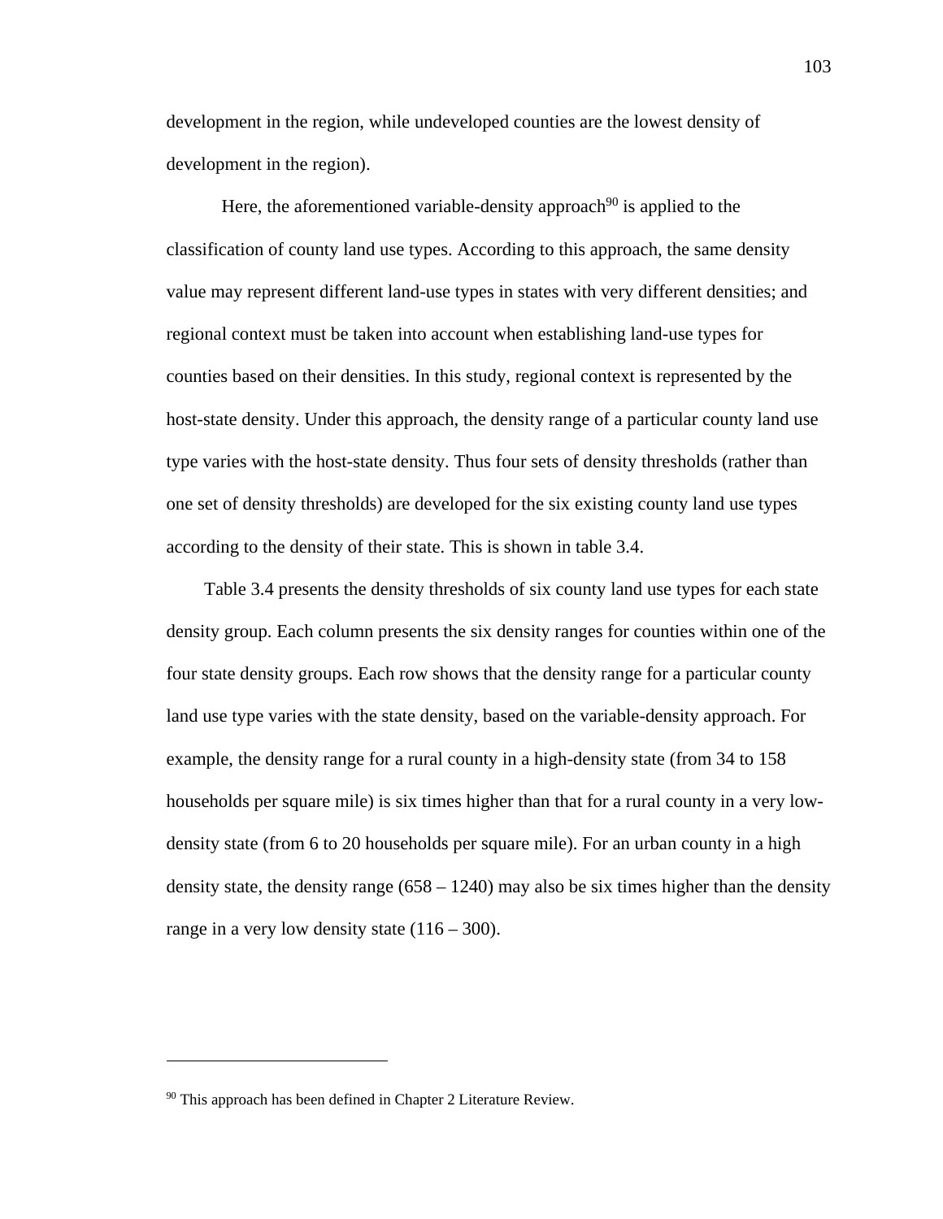development in the region, while undeveloped counties are the lowest density of development in the region).

Here, the aforementioned variable-density approach[90] is applied to the classification of county land use types. According to this approach, the same density value may represent different land-use types in states with very different densities; and regional context must be taken into account when establishing land-use types for counties based on their densities. In this study, regional context is represented by the host-state density. Under this approach, the density range of a particular county land use type varies with the host-state density. Thus four sets of density thresholds (rather than one set of density thresholds) are developed for the six existing county land use types according to the density of their state. This is shown in table 3.4.

Table 3.4 presents the density thresholds of six county land use types for each state density group. Each column presents the six density ranges for counties within one of the four state density groups. Each row shows that the density range for a particular county land use type varies with the state density, based on the variable-density approach. For example, the density range for a rural county in a high-density state (from 34 to 158 households per square mile) is six times higher than that for a rural county in a very low-density state (from 6 to 20 households per square mile). For an urban county in a high density state, the density range (658 – 1240) may also be six times higher than the density range in a very low density state (116 – 300).

---

[90] This approach has been defined in Chapter 2 Literature Review.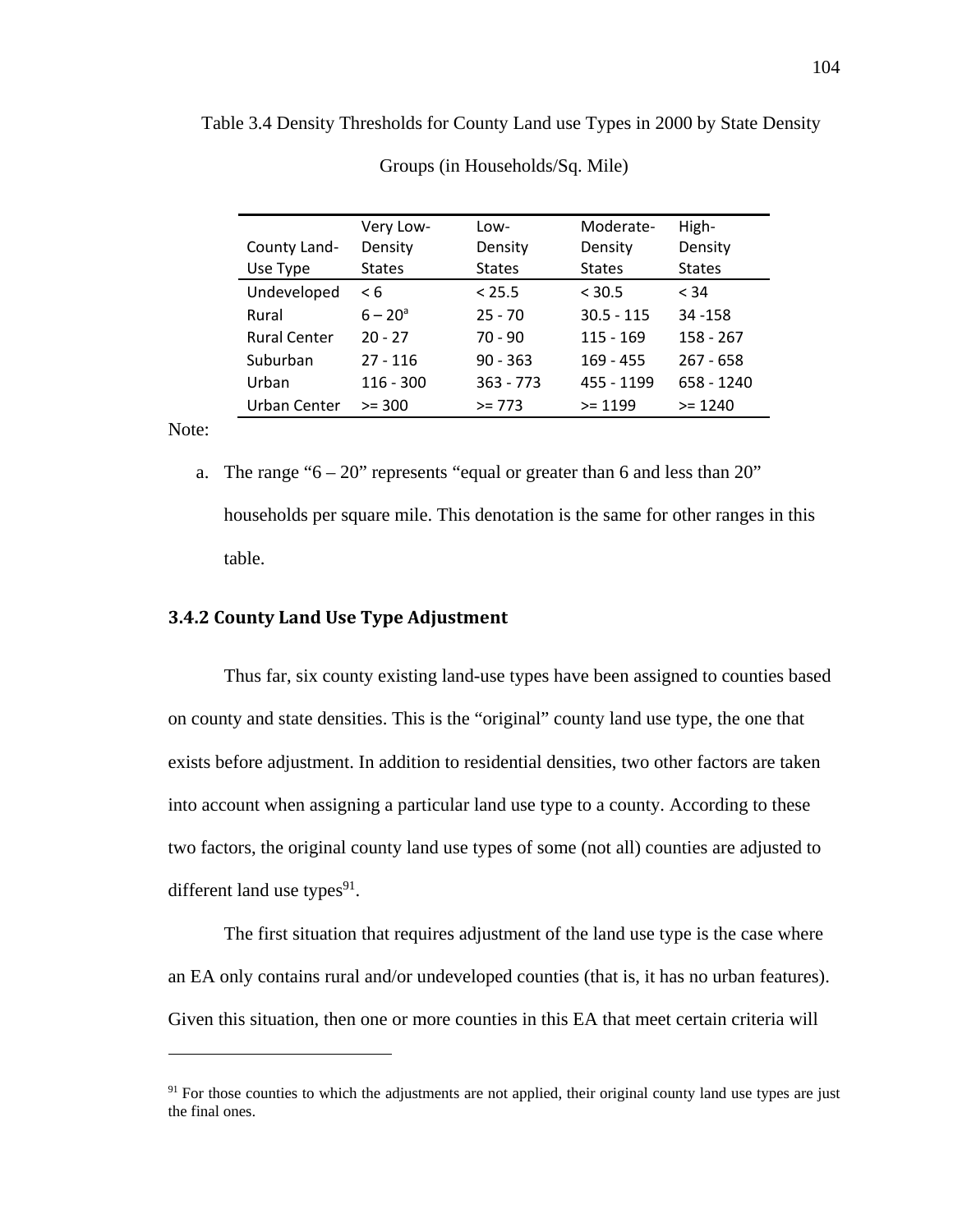Table 3.4 Density Thresholds for County Land use Types in 2000 by State Density Groups (in Households/Sq. Mile)

| County Land-Use Type | Very Low-Density States | Low-Density States | Moderate-Density States | High-Density States |
|---|---|---|---|---|
| Undeveloped | < 6 | < 25.5 | < 30.5 | < 34 |
| Rural | 6 – 20[a] | 25 - 70 | 30.5 - 115 | 34 -158 |
| Rural Center | 20 - 27 | 70 - 90 | 115 - 169 | 158 - 267 |
| Suburban | 27 - 116 | 90 - 363 | 169 - 455 | 267 - 658 |
| Urban | 116 - 300 | 363 - 773 | 455 - 1199 | 658 - 1240 |
| Urban Center | >= 300 | >= 773 | >= 1199 | >= 1240 |

Note:

a. The range "6 – 20" represents "equal or greater than 6 and less than 20" households per square mile. This denotation is the same for other ranges in this table.

### 3.4.2 County Land Use Type Adjustment

Thus far, six county existing land-use types have been assigned to counties based on county and state densities. This is the "original" county land use type, the one that exists before adjustment. In addition to residential densities, two other factors are taken into account when assigning a particular land use type to a county. According to these two factors, the original county land use types of some (not all) counties are adjusted to different land use types[91].

The first situation that requires adjustment of the land use type is the case where an EA only contains rural and/or undeveloped counties (that is, it has no urban features). Given this situation, then one or more counties in this EA that meet certain criteria will

[91] For those counties to which the adjustments are not applied, their original county land use types are just the final ones.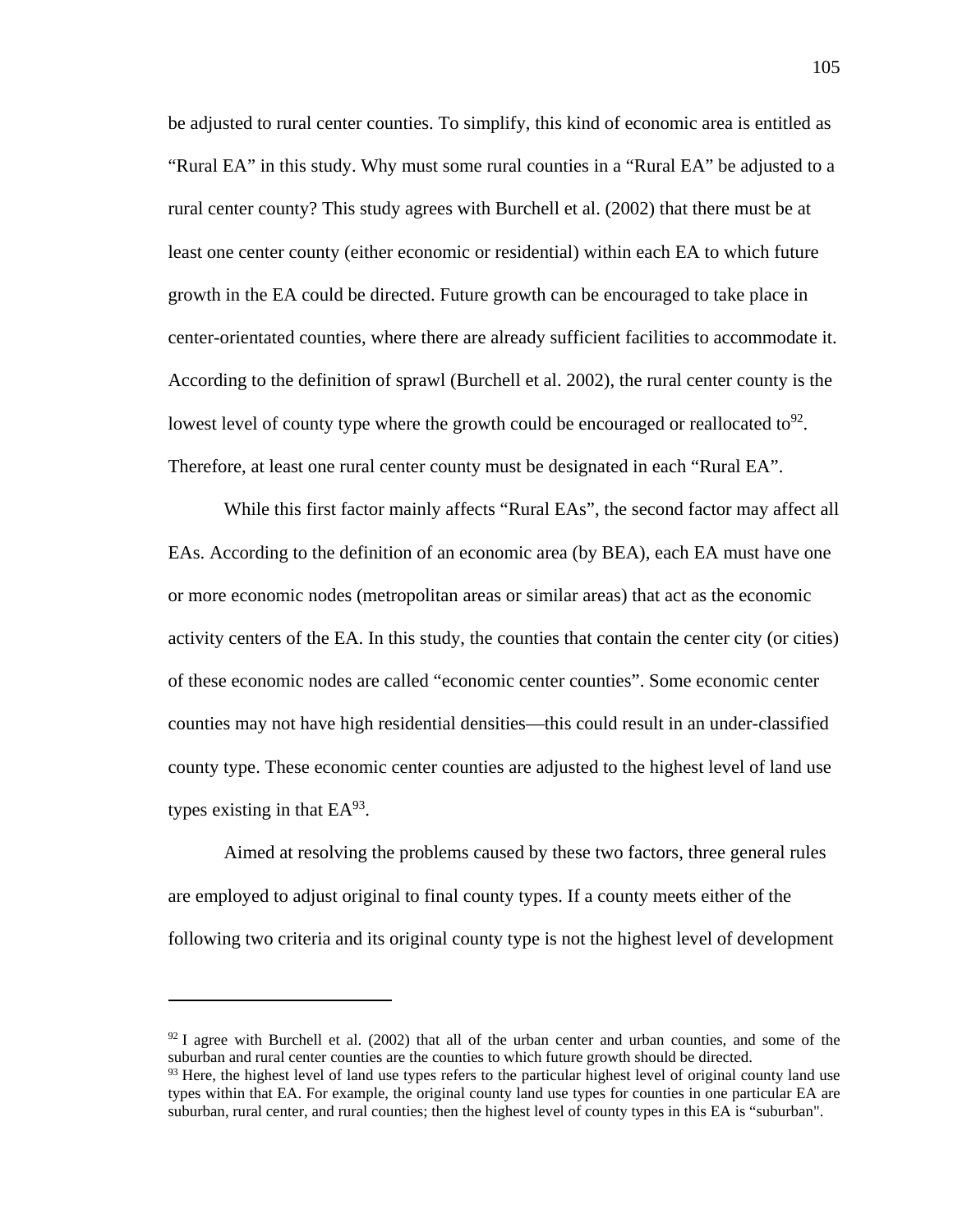be adjusted to rural center counties. To simplify, this kind of economic area is entitled as “Rural EA” in this study. Why must some rural counties in a “Rural EA” be adjusted to a rural center county? This study agrees with Burchell et al. (2002) that there must be at least one center county (either economic or residential) within each EA to which future growth in the EA could be directed. Future growth can be encouraged to take place in center-orientated counties, where there are already sufficient facilities to accommodate it. According to the definition of sprawl (Burchell et al. 2002), the rural center county is the lowest level of county type where the growth could be encouraged or reallocated to[92]. Therefore, at least one rural center county must be designated in each “Rural EA”.

While this first factor mainly affects “Rural EAs”, the second factor may affect all EAs. According to the definition of an economic area (by BEA), each EA must have one or more economic nodes (metropolitan areas or similar areas) that act as the economic activity centers of the EA. In this study, the counties that contain the center city (or cities) of these economic nodes are called “economic center counties”. Some economic center counties may not have high residential densities—this could result in an under-classified county type. These economic center counties are adjusted to the highest level of land use types existing in that EA[93].

Aimed at resolving the problems caused by these two factors, three general rules are employed to adjust original to final county types. If a county meets either of the following two criteria and its original county type is not the highest level of development

---

[92] I agree with Burchell et al. (2002) that all of the urban center and urban counties, and some of the suburban and rural center counties are the counties to which future growth should be directed.

[93] Here, the highest level of land use types refers to the particular highest level of original county land use types within that EA. For example, the original county land use types for counties in one particular EA are suburban, rural center, and rural counties; then the highest level of county types in this EA is “suburban".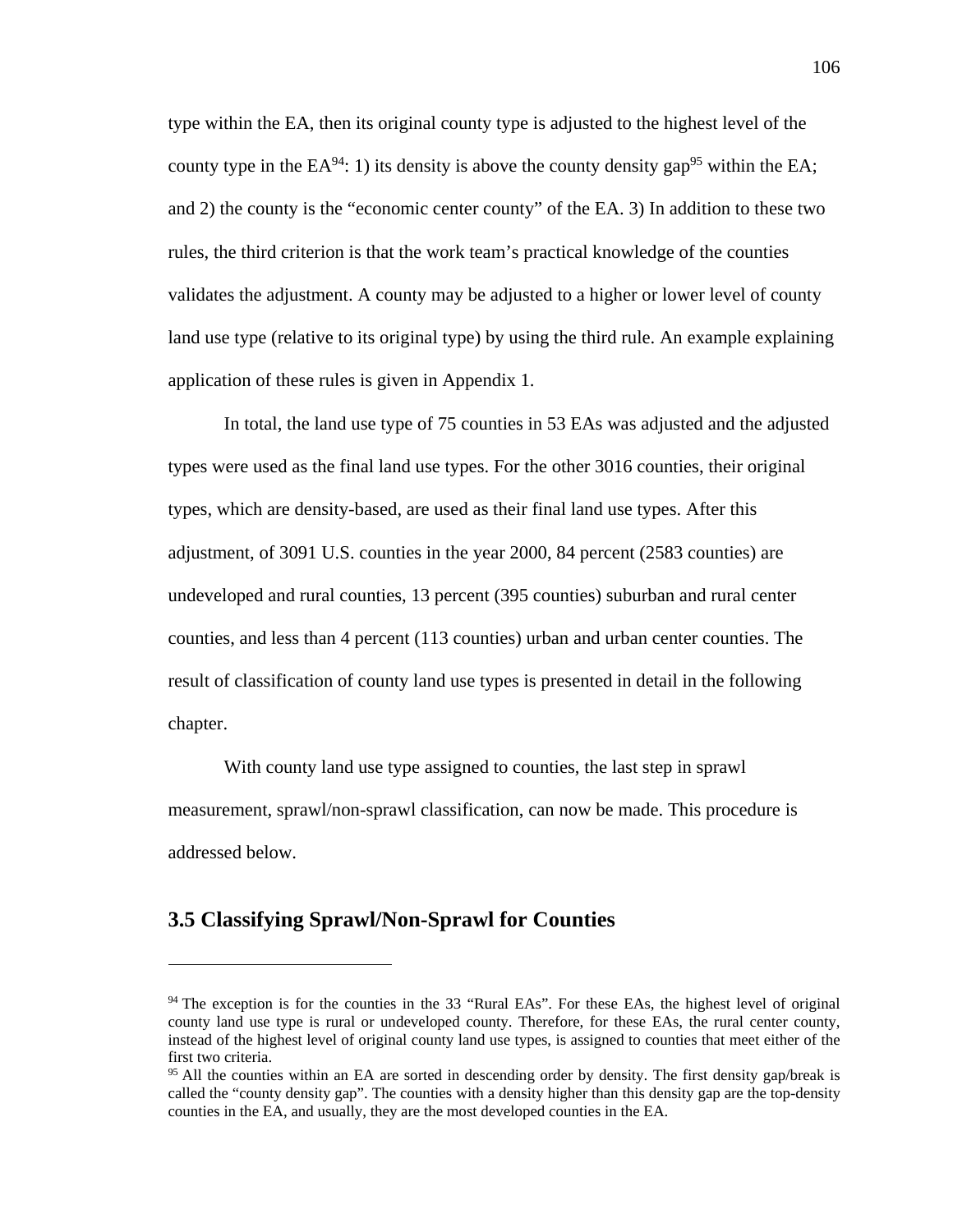type within the EA, then its original county type is adjusted to the highest level of the county type in the EA[94]: 1) its density is above the county density gap[95] within the EA; and 2) the county is the “economic center county” of the EA. 3) In addition to these two rules, the third criterion is that the work team’s practical knowledge of the counties validates the adjustment. A county may be adjusted to a higher or lower level of county land use type (relative to its original type) by using the third rule. An example explaining application of these rules is given in Appendix 1.

In total, the land use type of 75 counties in 53 EAs was adjusted and the adjusted types were used as the final land use types. For the other 3016 counties, their original types, which are density-based, are used as their final land use types. After this adjustment, of 3091 U.S. counties in the year 2000, 84 percent (2583 counties) are undeveloped and rural counties, 13 percent (395 counties) suburban and rural center counties, and less than 4 percent (113 counties) urban and urban center counties. The result of classification of county land use types is presented in detail in the following chapter.

With county land use type assigned to counties, the last step in sprawl measurement, sprawl/non-sprawl classification, can now be made. This procedure is addressed below.

## 3.5 Classifying Sprawl/Non-Sprawl for Counties

---

[94] The exception is for the counties in the 33 “Rural EAs”. For these EAs, the highest level of original county land use type is rural or undeveloped county. Therefore, for these EAs, the rural center county, instead of the highest level of original county land use types, is assigned to counties that meet either of the first two criteria.

[95] All the counties within an EA are sorted in descending order by density. The first density gap/break is called the “county density gap”. The counties with a density higher than this density gap are the top-density counties in the EA, and usually, they are the most developed counties in the EA.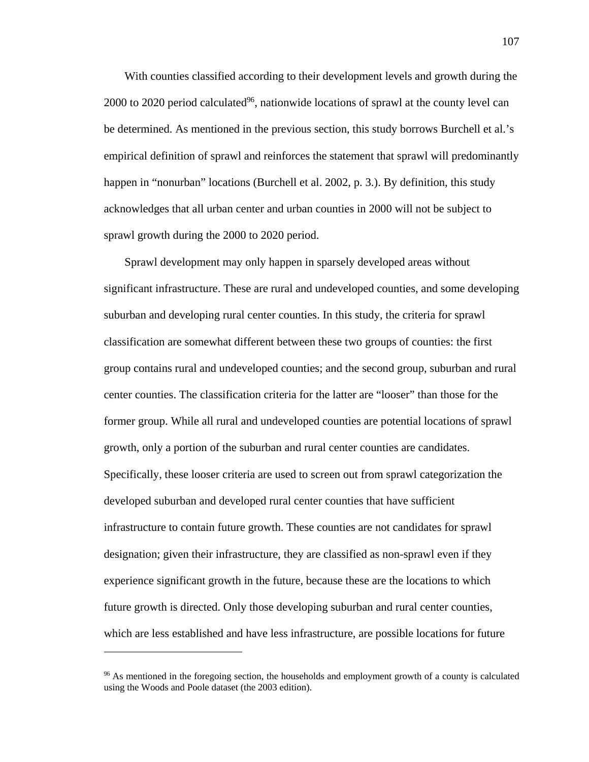With counties classified according to their development levels and growth during the 2000 to 2020 period calculated[96], nationwide locations of sprawl at the county level can be determined. As mentioned in the previous section, this study borrows Burchell et al.'s empirical definition of sprawl and reinforces the statement that sprawl will predominantly happen in "nonurban" locations (Burchell et al. 2002, p. 3.). By definition, this study acknowledges that all urban center and urban counties in 2000 will not be subject to sprawl growth during the 2000 to 2020 period.

Sprawl development may only happen in sparsely developed areas without significant infrastructure. These are rural and undeveloped counties, and some developing suburban and developing rural center counties. In this study, the criteria for sprawl classification are somewhat different between these two groups of counties: the first group contains rural and undeveloped counties; and the second group, suburban and rural center counties. The classification criteria for the latter are "looser" than those for the former group. While all rural and undeveloped counties are potential locations of sprawl growth, only a portion of the suburban and rural center counties are candidates. Specifically, these looser criteria are used to screen out from sprawl categorization the developed suburban and developed rural center counties that have sufficient infrastructure to contain future growth. These counties are not candidates for sprawl designation; given their infrastructure, they are classified as non-sprawl even if they experience significant growth in the future, because these are the locations to which future growth is directed. Only those developing suburban and rural center counties, which are less established and have less infrastructure, are possible locations for future

---

[96] As mentioned in the foregoing section, the households and employment growth of a county is calculated using the Woods and Poole dataset (the 2003 edition).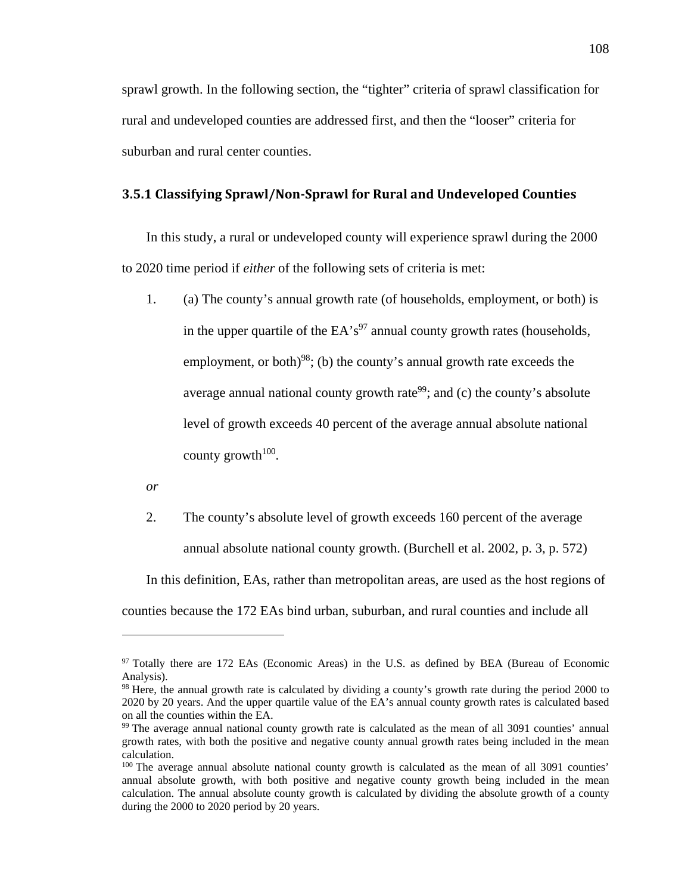sprawl growth. In the following section, the "tighter" criteria of sprawl classification for rural and undeveloped counties are addressed first, and then the "looser" criteria for suburban and rural center counties.

### 3.5.1 Classifying Sprawl/Non-Sprawl for Rural and Undeveloped Counties

In this study, a rural or undeveloped county will experience sprawl during the 2000 to 2020 time period if *either* of the following sets of criteria is met:

1. (a) The county's annual growth rate (of households, employment, or both) is in the upper quartile of the EA's[97] annual county growth rates (households, employment, or both)[98]; (b) the county's annual growth rate exceeds the average annual national county growth rate[99]; and (c) the county's absolute level of growth exceeds 40 percent of the average annual absolute national county growth[100].

*or*

2. The county's absolute level of growth exceeds 160 percent of the average annual absolute national county growth. (Burchell et al. 2002, p. 3, p. 572)

In this definition, EAs, rather than metropolitan areas, are used as the host regions of counties because the 172 EAs bind urban, suburban, and rural counties and include all

---

[97] Totally there are 172 EAs (Economic Areas) in the U.S. as defined by BEA (Bureau of Economic Analysis).

[98] Here, the annual growth rate is calculated by dividing a county's growth rate during the period 2000 to 2020 by 20 years. And the upper quartile value of the EA's annual county growth rates is calculated based on all the counties within the EA.

[99] The average annual national county growth rate is calculated as the mean of all 3091 counties' annual growth rates, with both the positive and negative county annual growth rates being included in the mean calculation.

[100] The average annual absolute national county growth is calculated as the mean of all 3091 counties' annual absolute growth, with both positive and negative county growth being included in the mean calculation. The annual absolute county growth is calculated by dividing the absolute growth of a county during the 2000 to 2020 period by 20 years.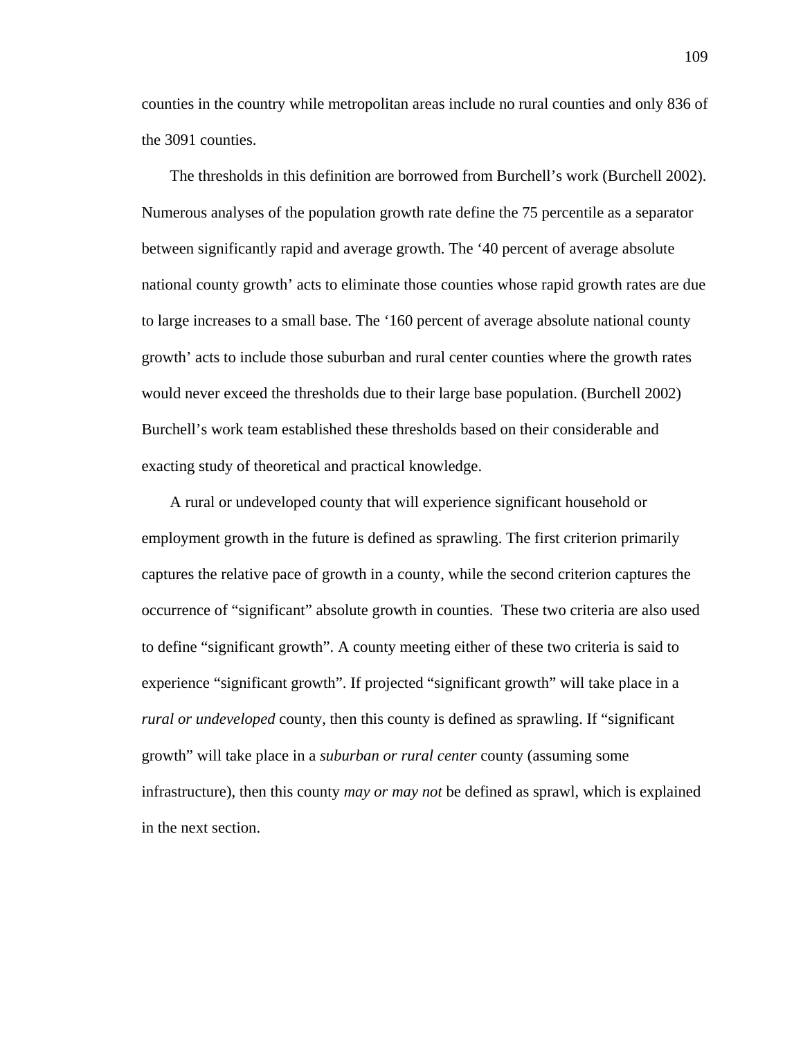counties in the country while metropolitan areas include no rural counties and only 836 of the 3091 counties.

The thresholds in this definition are borrowed from Burchell's work (Burchell 2002). Numerous analyses of the population growth rate define the 75 percentile as a separator between significantly rapid and average growth. The '40 percent of average absolute national county growth' acts to eliminate those counties whose rapid growth rates are due to large increases to a small base. The '160 percent of average absolute national county growth' acts to include those suburban and rural center counties where the growth rates would never exceed the thresholds due to their large base population. (Burchell 2002) Burchell's work team established these thresholds based on their considerable and exacting study of theoretical and practical knowledge.

A rural or undeveloped county that will experience significant household or employment growth in the future is defined as sprawling. The first criterion primarily captures the relative pace of growth in a county, while the second criterion captures the occurrence of "significant" absolute growth in counties. These two criteria are also used to define "significant growth". A county meeting either of these two criteria is said to experience "significant growth". If projected "significant growth" will take place in a *rural or undeveloped* county, then this county is defined as sprawling. If "significant growth" will take place in a *suburban or rural center* county (assuming some infrastructure), then this county *may or may not* be defined as sprawl, which is explained in the next section.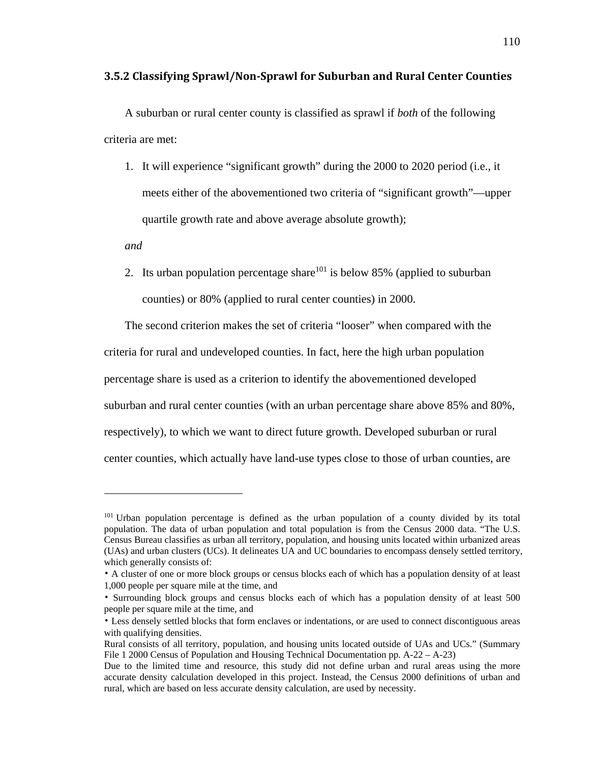### 3.5.2 Classifying Sprawl/Non-Sprawl for Suburban and Rural Center Counties

A suburban or rural center county is classified as sprawl if *both* of the following criteria are met:

1. It will experience "significant growth" during the 2000 to 2020 period (i.e., it meets either of the abovementioned two criteria of "significant growth"—upper quartile growth rate and above average absolute growth);

*and*

2. Its urban population percentage share[101] is below 85% (applied to suburban counties) or 80% (applied to rural center counties) in 2000.

The second criterion makes the set of criteria "looser" when compared with the criteria for rural and undeveloped counties. In fact, here the high urban population percentage share is used as a criterion to identify the abovementioned developed suburban and rural center counties (with an urban percentage share above 85% and 80%, respectively), to which we want to direct future growth. Developed suburban or rural center counties, which actually have land-use types close to those of urban counties, are

---

[101] Urban population percentage is defined as the urban population of a county divided by its total population. The data of urban population and total population is from the Census 2000 data. "The U.S. Census Bureau classifies as urban all territory, population, and housing units located within urbanized areas (UAs) and urban clusters (UCs). It delineates UA and UC boundaries to encompass densely settled territory, which generally consists of:

- A cluster of one or more block groups or census blocks each of which has a population density of at least 1,000 people per square mile at the time, and
- Surrounding block groups and census blocks each of which has a population density of at least 500 people per square mile at the time, and
- Less densely settled blocks that form enclaves or indentations, or are used to connect discontiguous areas with qualifying densities.

Rural consists of all territory, population, and housing units located outside of UAs and UCs." (Summary File 1 2000 Census of Population and Housing Technical Documentation pp. A-22 – A-23)

Due to the limited time and resource, this study did not define urban and rural areas using the more accurate density calculation developed in this project. Instead, the Census 2000 definitions of urban and rural, which are based on less accurate density calculation, are used by necessity.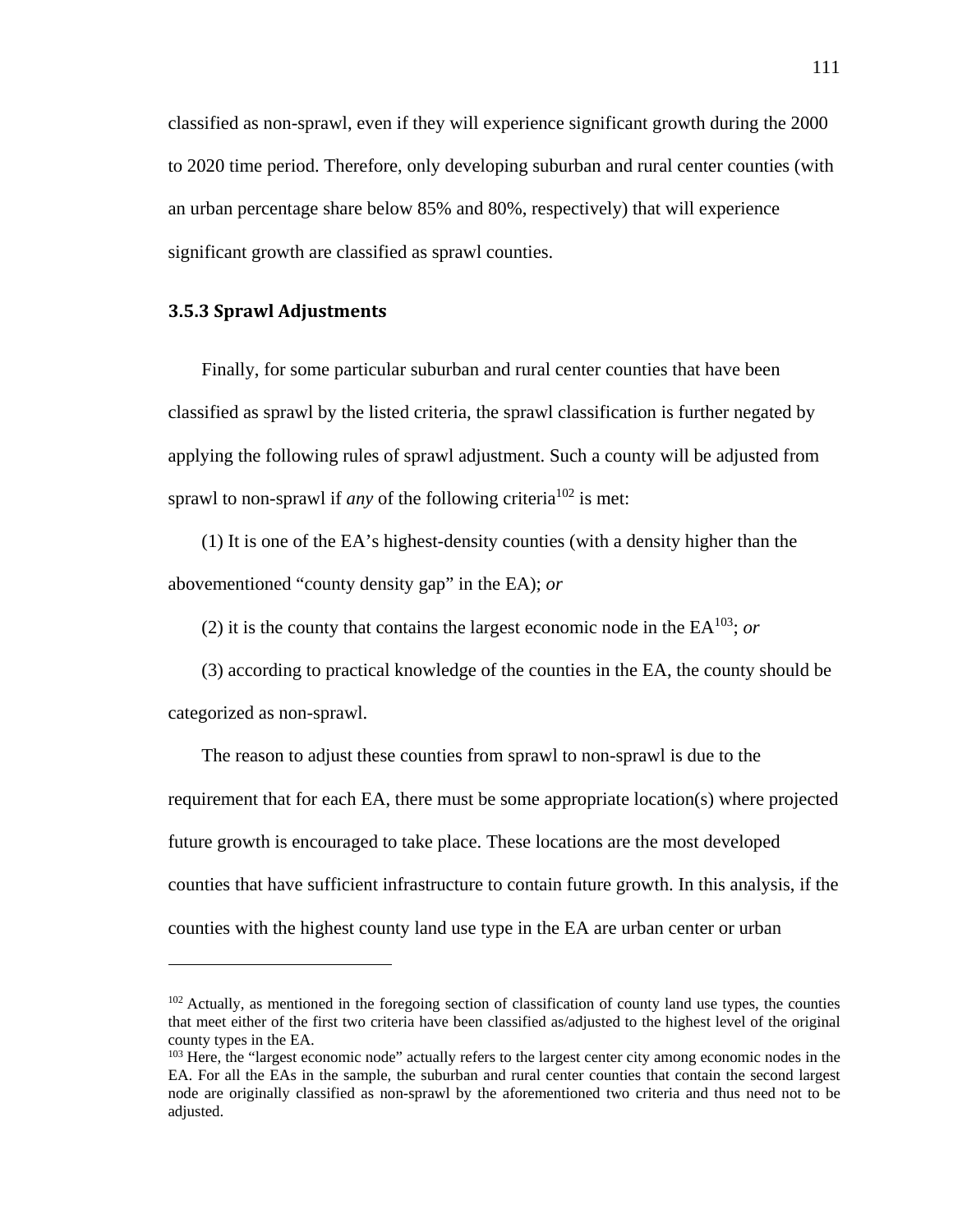classified as non-sprawl, even if they will experience significant growth during the 2000 to 2020 time period. Therefore, only developing suburban and rural center counties (with an urban percentage share below 85% and 80%, respectively) that will experience significant growth are classified as sprawl counties.

### 3.5.3 Sprawl Adjustments

Finally, for some particular suburban and rural center counties that have been classified as sprawl by the listed criteria, the sprawl classification is further negated by applying the following rules of sprawl adjustment. Such a county will be adjusted from sprawl to non-sprawl if *any* of the following criteria[102] is met:

(1) It is one of the EA's highest-density counties (with a density higher than the abovementioned "county density gap" in the EA); *or*

(2) it is the county that contains the largest economic node in the EA[103]; *or*

(3) according to practical knowledge of the counties in the EA, the county should be categorized as non-sprawl.

The reason to adjust these counties from sprawl to non-sprawl is due to the requirement that for each EA, there must be some appropriate location(s) where projected future growth is encouraged to take place. These locations are the most developed counties that have sufficient infrastructure to contain future growth. In this analysis, if the counties with the highest county land use type in the EA are urban center or urban

---

[102] Actually, as mentioned in the foregoing section of classification of county land use types, the counties that meet either of the first two criteria have been classified as/adjusted to the highest level of the original county types in the EA.

[103] Here, the "largest economic node" actually refers to the largest center city among economic nodes in the EA. For all the EAs in the sample, the suburban and rural center counties that contain the second largest node are originally classified as non-sprawl by the aforementioned two criteria and thus need not to be adjusted.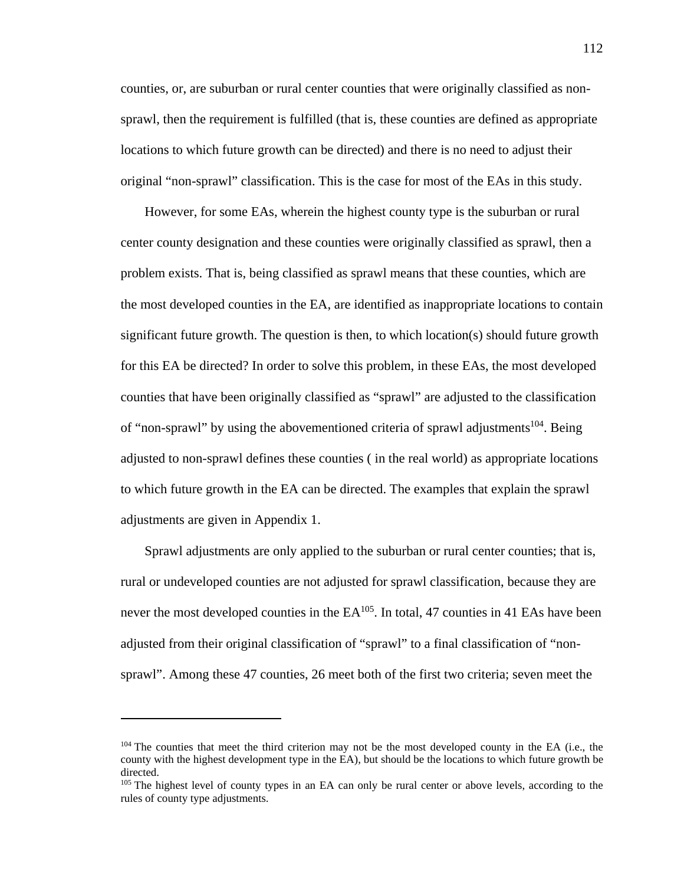counties, or, are suburban or rural center counties that were originally classified as non-sprawl, then the requirement is fulfilled (that is, these counties are defined as appropriate locations to which future growth can be directed) and there is no need to adjust their original “non-sprawl” classification. This is the case for most of the EAs in this study.

However, for some EAs, wherein the highest county type is the suburban or rural center county designation and these counties were originally classified as sprawl, then a problem exists. That is, being classified as sprawl means that these counties, which are the most developed counties in the EA, are identified as inappropriate locations to contain significant future growth. The question is then, to which location(s) should future growth for this EA be directed? In order to solve this problem, in these EAs, the most developed counties that have been originally classified as “sprawl” are adjusted to the classification of “non-sprawl” by using the abovementioned criteria of sprawl adjustments[104]. Being adjusted to non-sprawl defines these counties ( in the real world) as appropriate locations to which future growth in the EA can be directed. The examples that explain the sprawl adjustments are given in Appendix 1.

Sprawl adjustments are only applied to the suburban or rural center counties; that is, rural or undeveloped counties are not adjusted for sprawl classification, because they are never the most developed counties in the EA[105]. In total, 47 counties in 41 EAs have been adjusted from their original classification of “sprawl” to a final classification of “non-sprawl”. Among these 47 counties, 26 meet both of the first two criteria; seven meet the

---

[104] The counties that meet the third criterion may not be the most developed county in the EA (i.e., the county with the highest development type in the EA), but should be the locations to which future growth be directed.

[105] The highest level of county types in an EA can only be rural center or above levels, according to the rules of county type adjustments.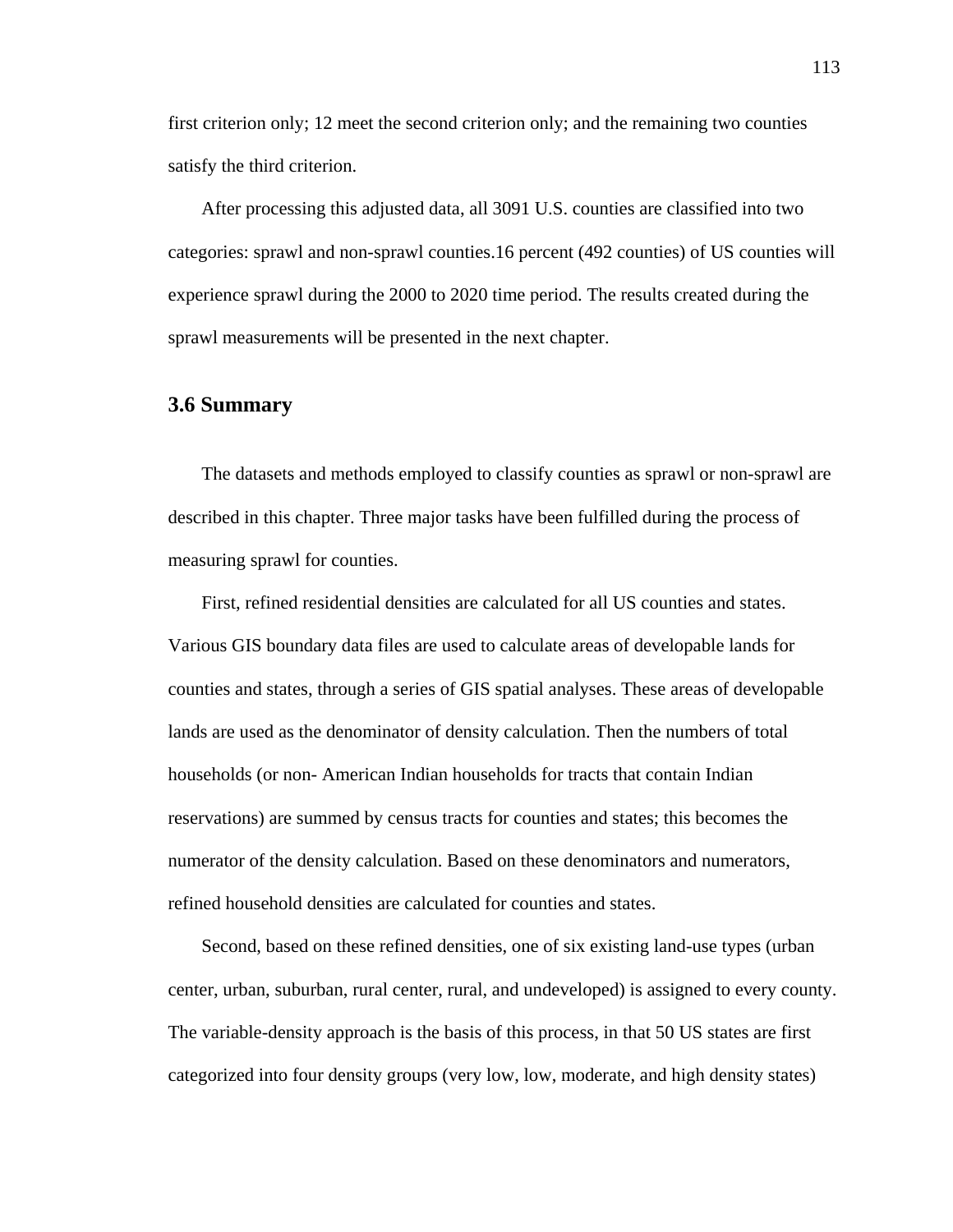first criterion only; 12 meet the second criterion only; and the remaining two counties satisfy the third criterion.

After processing this adjusted data, all 3091 U.S. counties are classified into two categories: sprawl and non-sprawl counties.16 percent (492 counties) of US counties will experience sprawl during the 2000 to 2020 time period. The results created during the sprawl measurements will be presented in the next chapter.

## 3.6 Summary

The datasets and methods employed to classify counties as sprawl or non-sprawl are described in this chapter. Three major tasks have been fulfilled during the process of measuring sprawl for counties.

First, refined residential densities are calculated for all US counties and states. Various GIS boundary data files are used to calculate areas of developable lands for counties and states, through a series of GIS spatial analyses. These areas of developable lands are used as the denominator of density calculation. Then the numbers of total households (or non- American Indian households for tracts that contain Indian reservations) are summed by census tracts for counties and states; this becomes the numerator of the density calculation. Based on these denominators and numerators, refined household densities are calculated for counties and states.

Second, based on these refined densities, one of six existing land-use types (urban center, urban, suburban, rural center, rural, and undeveloped) is assigned to every county. The variable-density approach is the basis of this process, in that 50 US states are first categorized into four density groups (very low, low, moderate, and high density states)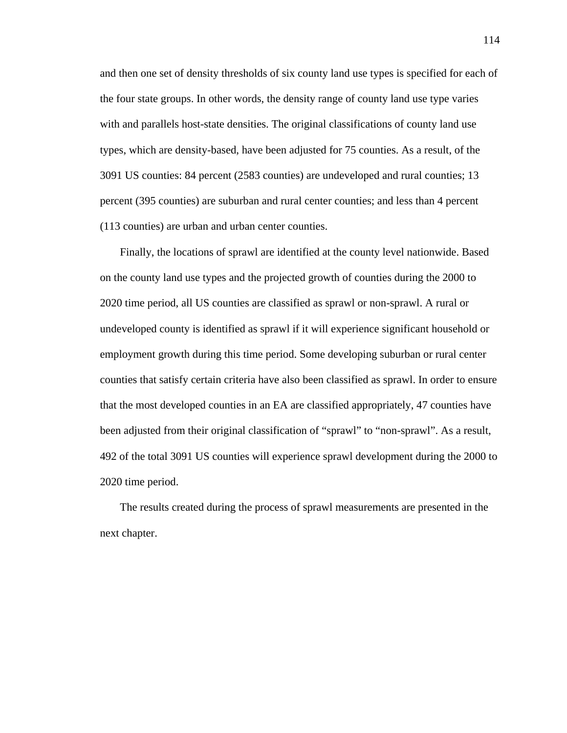and then one set of density thresholds of six county land use types is specified for each of the four state groups. In other words, the density range of county land use type varies with and parallels host-state densities. The original classifications of county land use types, which are density-based, have been adjusted for 75 counties. As a result, of the 3091 US counties: 84 percent (2583 counties) are undeveloped and rural counties; 13 percent (395 counties) are suburban and rural center counties; and less than 4 percent (113 counties) are urban and urban center counties.

Finally, the locations of sprawl are identified at the county level nationwide. Based on the county land use types and the projected growth of counties during the 2000 to 2020 time period, all US counties are classified as sprawl or non-sprawl. A rural or undeveloped county is identified as sprawl if it will experience significant household or employment growth during this time period. Some developing suburban or rural center counties that satisfy certain criteria have also been classified as sprawl. In order to ensure that the most developed counties in an EA are classified appropriately, 47 counties have been adjusted from their original classification of "sprawl" to "non-sprawl". As a result, 492 of the total 3091 US counties will experience sprawl development during the 2000 to 2020 time period.

The results created during the process of sprawl measurements are presented in the next chapter.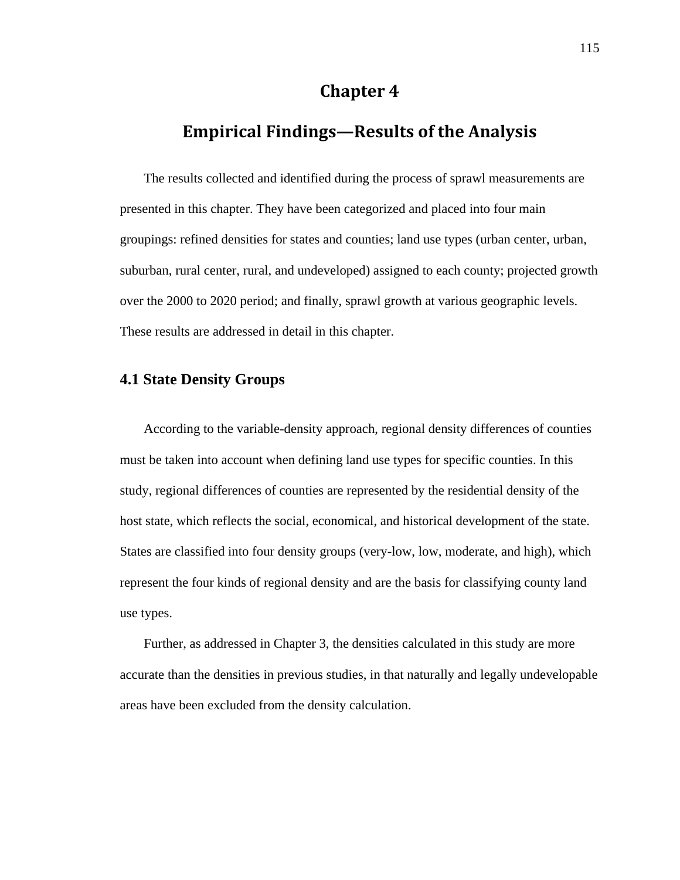# Chapter 4

# Empirical Findings—Results of the Analysis

The results collected and identified during the process of sprawl measurements are presented in this chapter. They have been categorized and placed into four main groupings: refined densities for states and counties; land use types (urban center, urban, suburban, rural center, rural, and undeveloped) assigned to each county; projected growth over the 2000 to 2020 period; and finally, sprawl growth at various geographic levels. These results are addressed in detail in this chapter.

## 4.1 State Density Groups

According to the variable-density approach, regional density differences of counties must be taken into account when defining land use types for specific counties. In this study, regional differences of counties are represented by the residential density of the host state, which reflects the social, economical, and historical development of the state. States are classified into four density groups (very-low, low, moderate, and high), which represent the four kinds of regional density and are the basis for classifying county land use types.

Further, as addressed in Chapter 3, the densities calculated in this study are more accurate than the densities in previous studies, in that naturally and legally undevelopable areas have been excluded from the density calculation.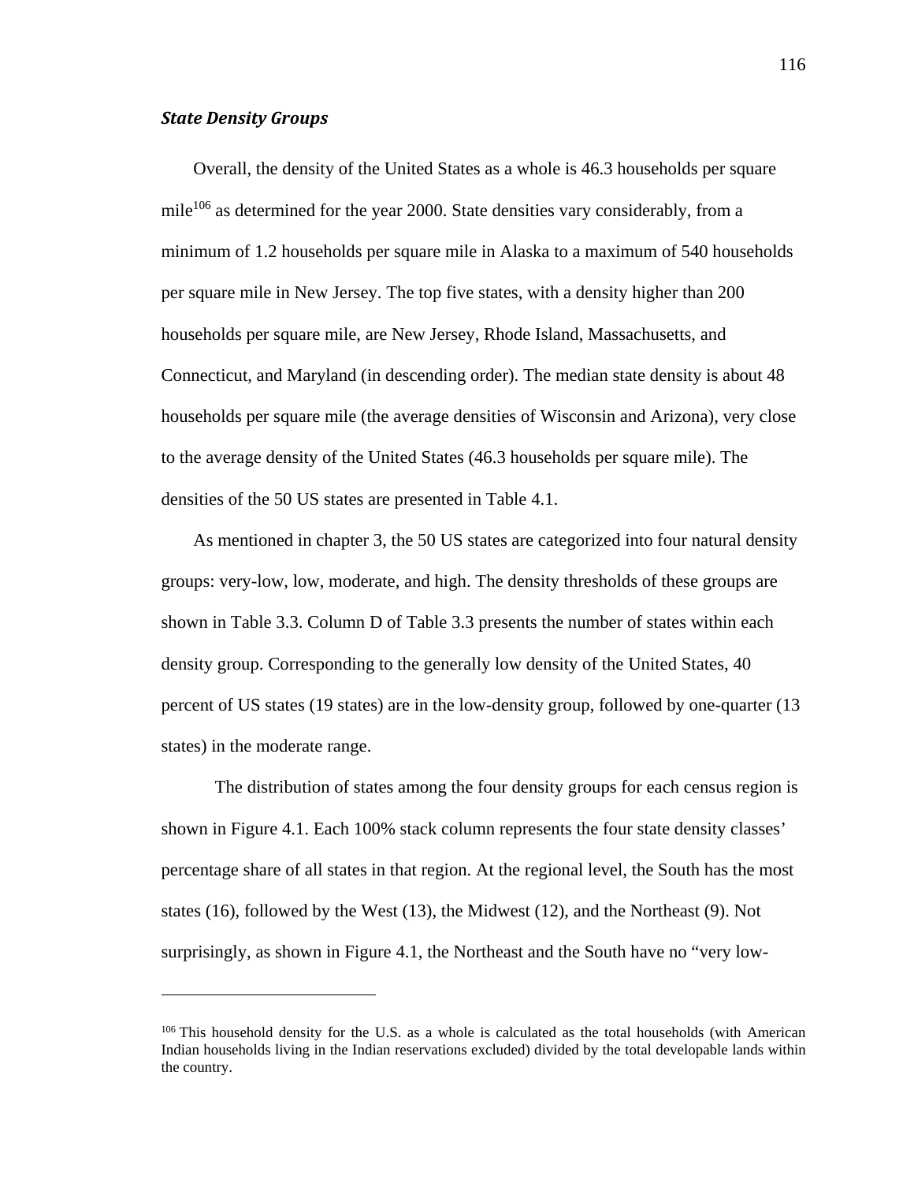### *State Density Groups*

Overall, the density of the United States as a whole is 46.3 households per square mile[106] as determined for the year 2000. State densities vary considerably, from a minimum of 1.2 households per square mile in Alaska to a maximum of 540 households per square mile in New Jersey. The top five states, with a density higher than 200 households per square mile, are New Jersey, Rhode Island, Massachusetts, and Connecticut, and Maryland (in descending order). The median state density is about 48 households per square mile (the average densities of Wisconsin and Arizona), very close to the average density of the United States (46.3 households per square mile). The densities of the 50 US states are presented in Table 4.1.

As mentioned in chapter 3, the 50 US states are categorized into four natural density groups: very-low, low, moderate, and high. The density thresholds of these groups are shown in Table 3.3. Column D of Table 3.3 presents the number of states within each density group. Corresponding to the generally low density of the United States, 40 percent of US states (19 states) are in the low-density group, followed by one-quarter (13 states) in the moderate range.

The distribution of states among the four density groups for each census region is shown in Figure 4.1. Each 100% stack column represents the four state density classes' percentage share of all states in that region. At the regional level, the South has the most states (16), followed by the West (13), the Midwest (12), and the Northeast (9). Not surprisingly, as shown in Figure 4.1, the Northeast and the South have no "very low-

---

[106] This household density for the U.S. as a whole is calculated as the total households (with American Indian households living in the Indian reservations excluded) divided by the total developable lands within the country.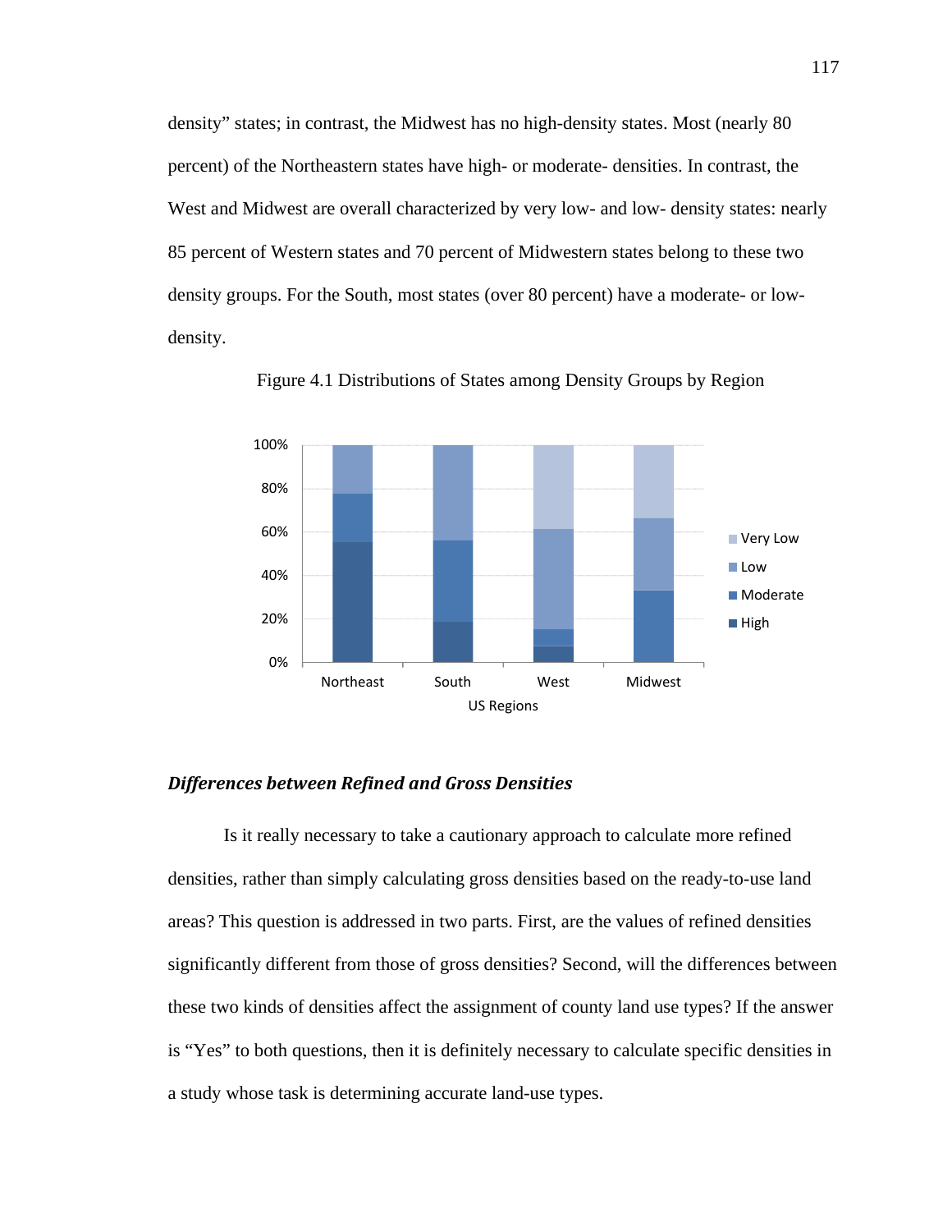density" states; in contrast, the Midwest has no high-density states. Most (nearly 80 percent) of the Northeastern states have high- or moderate- densities. In contrast, the West and Midwest are overall characterized by very low- and low- density states: nearly 85 percent of Western states and 70 percent of Midwestern states belong to these two density groups. For the South, most states (over 80 percent) have a moderate- or low-density.

Figure 4.1 Distributions of States among Density Groups by Region

### *Differences between Refined and Gross Densities*

Is it really necessary to take a cautionary approach to calculate more refined densities, rather than simply calculating gross densities based on the ready-to-use land areas? This question is addressed in two parts. First, are the values of refined densities significantly different from those of gross densities? Second, will the differences between these two kinds of densities affect the assignment of county land use types? If the answer is "Yes" to both questions, then it is definitely necessary to calculate specific densities in a study whose task is determining accurate land-use types.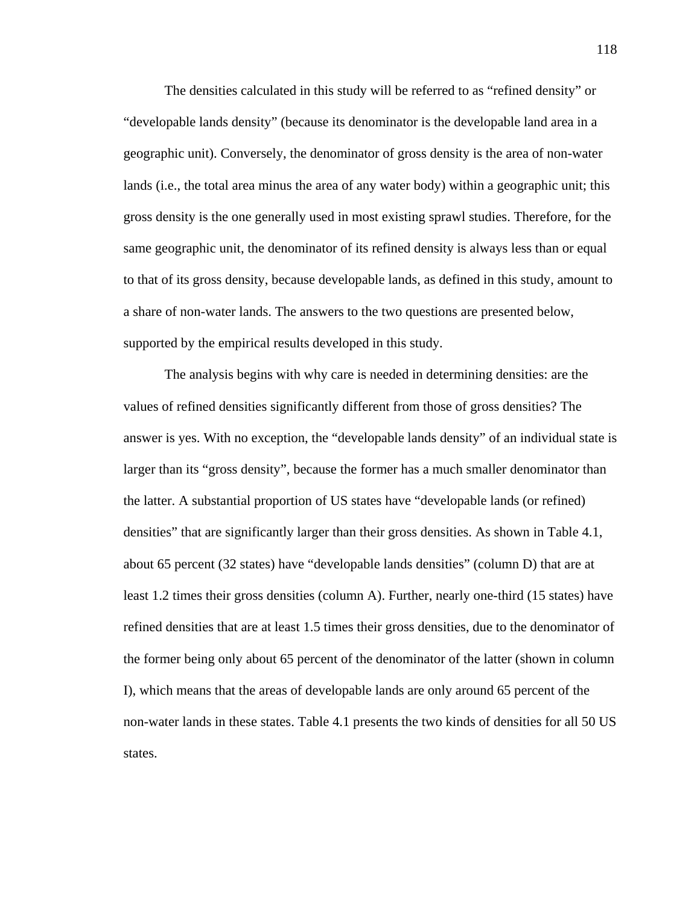The densities calculated in this study will be referred to as "refined density" or "developable lands density" (because its denominator is the developable land area in a geographic unit). Conversely, the denominator of gross density is the area of non-water lands (i.e., the total area minus the area of any water body) within a geographic unit; this gross density is the one generally used in most existing sprawl studies. Therefore, for the same geographic unit, the denominator of its refined density is always less than or equal to that of its gross density, because developable lands, as defined in this study, amount to a share of non-water lands. The answers to the two questions are presented below, supported by the empirical results developed in this study.

The analysis begins with why care is needed in determining densities: are the values of refined densities significantly different from those of gross densities? The answer is yes. With no exception, the "developable lands density" of an individual state is larger than its "gross density", because the former has a much smaller denominator than the latter. A substantial proportion of US states have "developable lands (or refined) densities" that are significantly larger than their gross densities. As shown in Table 4.1, about 65 percent (32 states) have "developable lands densities" (column D) that are at least 1.2 times their gross densities (column A). Further, nearly one-third (15 states) have refined densities that are at least 1.5 times their gross densities, due to the denominator of the former being only about 65 percent of the denominator of the latter (shown in column I), which means that the areas of developable lands are only around 65 percent of the non-water lands in these states. Table 4.1 presents the two kinds of densities for all 50 US states.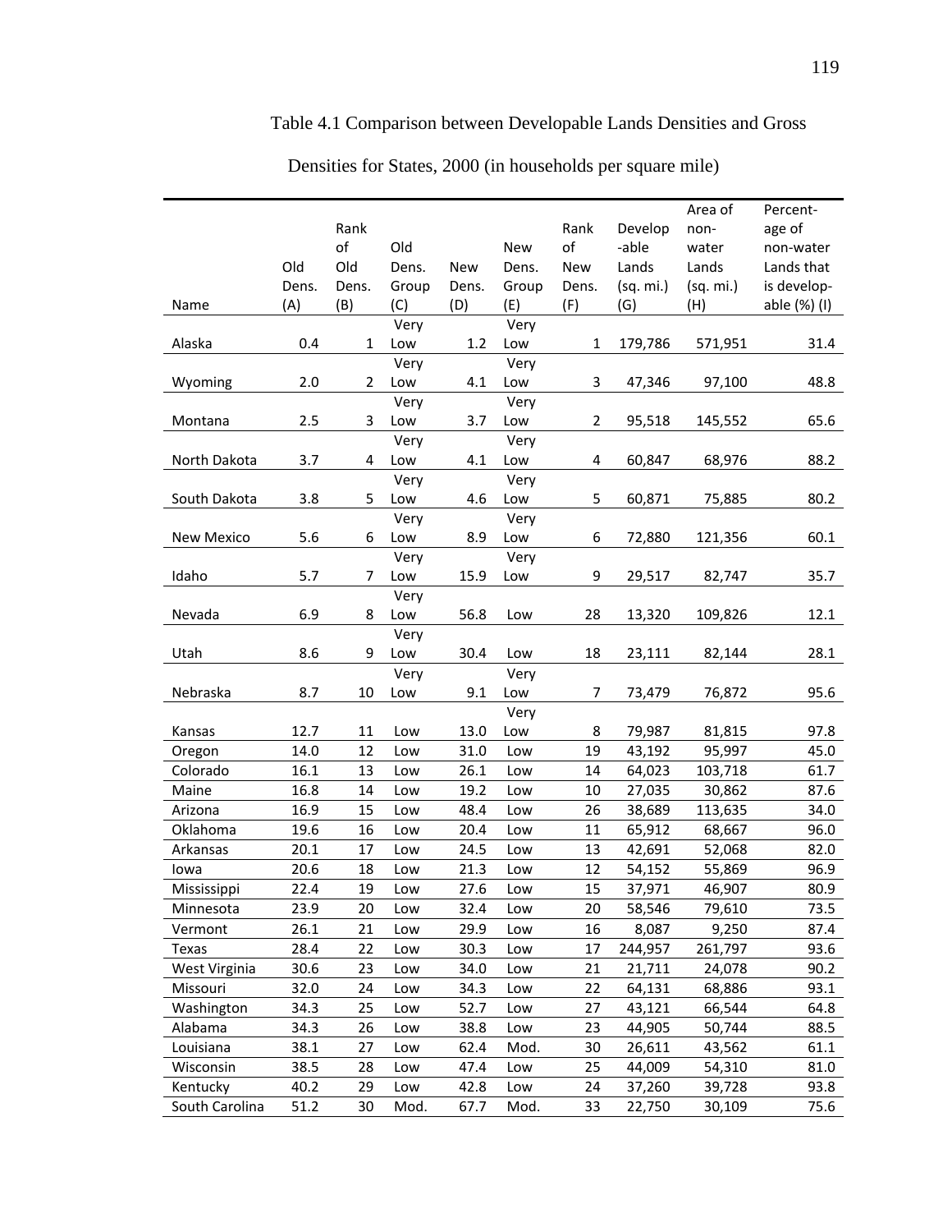Table 4.1 Comparison between Developable Lands Densities and Gross Densities for States, 2000 (in households per square mile)

| Name | Old Dens. (A) | Rank of Old Dens. (B) | Old Dens. Group (C) | New Dens. (D) | New Dens. Group (E) | Rank of New Dens. (F) | Develop-able Lands (sq. mi.) (G) | Area of non-water Lands (sq. mi.) (H) | Percent-age of non-water Lands that is develop-able (%) (I) |
|---|---|---|---|---|---|---|---|---|---|
| Alaska | 0.4 | 1 | Very Low | 1.2 | Very Low | 1 | 179,786 | 571,951 | 31.4 |
| Wyoming | 2.0 | 2 | Very Low | 4.1 | Very Low | 3 | 47,346 | 97,100 | 48.8 |
| Montana | 2.5 | 3 | Very Low | 3.7 | Very Low | 2 | 95,518 | 145,552 | 65.6 |
| North Dakota | 3.7 | 4 | Very Low | 4.1 | Very Low | 4 | 60,847 | 68,976 | 88.2 |
| South Dakota | 3.8 | 5 | Very Low | 4.6 | Very Low | 5 | 60,871 | 75,885 | 80.2 |
| New Mexico | 5.6 | 6 | Very Low | 8.9 | Very Low | 6 | 72,880 | 121,356 | 60.1 |
| Idaho | 5.7 | 7 | Very Low | 15.9 | Very Low | 9 | 29,517 | 82,747 | 35.7 |
| Nevada | 6.9 | 8 | Very Low | 56.8 | Low | 28 | 13,320 | 109,826 | 12.1 |
| Utah | 8.6 | 9 | Very Low | 30.4 | Low | 18 | 23,111 | 82,144 | 28.1 |
| Nebraska | 8.7 | 10 | Very Low | 9.1 | Very Low | 7 | 73,479 | 76,872 | 95.6 |
| Kansas | 12.7 | 11 | Low | 13.0 | Very Low | 8 | 79,987 | 81,815 | 97.8 |
| Oregon | 14.0 | 12 | Low | 31.0 | Low | 19 | 43,192 | 95,997 | 45.0 |
| Colorado | 16.1 | 13 | Low | 26.1 | Low | 14 | 64,023 | 103,718 | 61.7 |
| Maine | 16.8 | 14 | Low | 19.2 | Low | 10 | 27,035 | 30,862 | 87.6 |
| Arizona | 16.9 | 15 | Low | 48.4 | Low | 26 | 38,689 | 113,635 | 34.0 |
| Oklahoma | 19.6 | 16 | Low | 20.4 | Low | 11 | 65,912 | 68,667 | 96.0 |
| Arkansas | 20.1 | 17 | Low | 24.5 | Low | 13 | 42,691 | 52,068 | 82.0 |
| Iowa | 20.6 | 18 | Low | 21.3 | Low | 12 | 54,152 | 55,869 | 96.9 |
| Mississippi | 22.4 | 19 | Low | 27.6 | Low | 15 | 37,971 | 46,907 | 80.9 |
| Minnesota | 23.9 | 20 | Low | 32.4 | Low | 20 | 58,546 | 79,610 | 73.5 |
| Vermont | 26.1 | 21 | Low | 29.9 | Low | 16 | 8,087 | 9,250 | 87.4 |
| Texas | 28.4 | 22 | Low | 30.3 | Low | 17 | 244,957 | 261,797 | 93.6 |
| West Virginia | 30.6 | 23 | Low | 34.0 | Low | 21 | 21,711 | 24,078 | 90.2 |
| Missouri | 32.0 | 24 | Low | 34.3 | Low | 22 | 64,131 | 68,886 | 93.1 |
| Washington | 34.3 | 25 | Low | 52.7 | Low | 27 | 43,121 | 66,544 | 64.8 |
| Alabama | 34.3 | 26 | Low | 38.8 | Low | 23 | 44,905 | 50,744 | 88.5 |
| Louisiana | 38.1 | 27 | Low | 62.4 | Mod. | 30 | 26,611 | 43,562 | 61.1 |
| Wisconsin | 38.5 | 28 | Low | 47.4 | Low | 25 | 44,009 | 54,310 | 81.0 |
| Kentucky | 40.2 | 29 | Low | 42.8 | Low | 24 | 37,260 | 39,728 | 93.8 |
| South Carolina | 51.2 | 30 | Mod. | 67.7 | Mod. | 33 | 22,750 | 30,109 | 75.6 |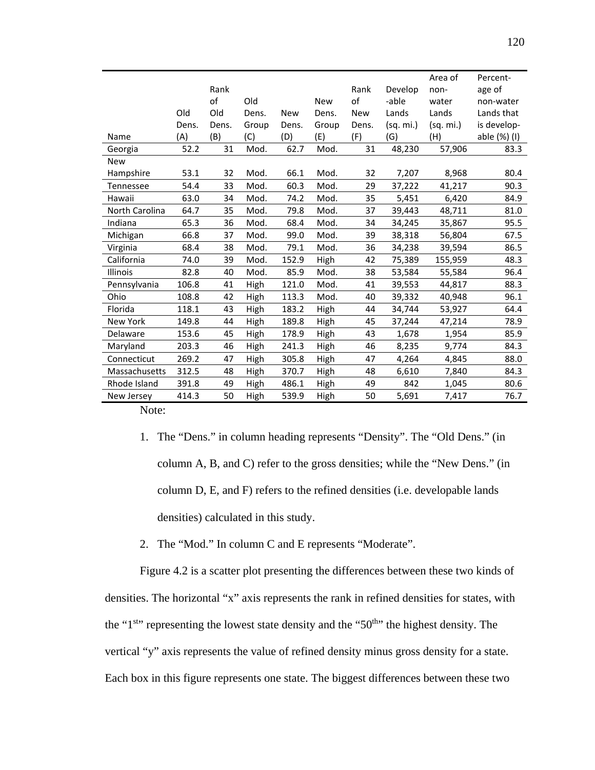| Name | Old Dens. (A) | Rank of Old Dens. (B) | Old Dens. Group (C) | New Dens. (D) | New Dens. Group (E) | Rank of New Dens. (F) | Develop-able Lands (sq. mi.) (G) | Area of non-water Lands (sq. mi.) (H) | Percent-age of non-water Lands that is develop-able (%) (I) |
|---|---|---|---|---|---|---|---|---|---|
| Georgia | 52.2 | 31 | Mod. | 62.7 | Mod. | 31 | 48,230 | 57,906 | 83.3 |
| New Hampshire | 53.1 | 32 | Mod. | 66.1 | Mod. | 32 | 7,207 | 8,968 | 80.4 |
| Tennessee | 54.4 | 33 | Mod. | 60.3 | Mod. | 29 | 37,222 | 41,217 | 90.3 |
| Hawaii | 63.0 | 34 | Mod. | 74.2 | Mod. | 35 | 5,451 | 6,420 | 84.9 |
| North Carolina | 64.7 | 35 | Mod. | 79.8 | Mod. | 37 | 39,443 | 48,711 | 81.0 |
| Indiana | 65.3 | 36 | Mod. | 68.4 | Mod. | 34 | 34,245 | 35,867 | 95.5 |
| Michigan | 66.8 | 37 | Mod. | 99.0 | Mod. | 39 | 38,318 | 56,804 | 67.5 |
| Virginia | 68.4 | 38 | Mod. | 79.1 | Mod. | 36 | 34,238 | 39,594 | 86.5 |
| California | 74.0 | 39 | Mod. | 152.9 | High | 42 | 75,389 | 155,959 | 48.3 |
| Illinois | 82.8 | 40 | Mod. | 85.9 | Mod. | 38 | 53,584 | 55,584 | 96.4 |
| Pennsylvania | 106.8 | 41 | High | 121.0 | Mod. | 41 | 39,553 | 44,817 | 88.3 |
| Ohio | 108.8 | 42 | High | 113.3 | Mod. | 40 | 39,332 | 40,948 | 96.1 |
| Florida | 118.1 | 43 | High | 183.2 | High | 44 | 34,744 | 53,927 | 64.4 |
| New York | 149.8 | 44 | High | 189.8 | High | 45 | 37,244 | 47,214 | 78.9 |
| Delaware | 153.6 | 45 | High | 178.9 | High | 43 | 1,678 | 1,954 | 85.9 |
| Maryland | 203.3 | 46 | High | 241.3 | High | 46 | 8,235 | 9,774 | 84.3 |
| Connecticut | 269.2 | 47 | High | 305.8 | High | 47 | 4,264 | 4,845 | 88.0 |
| Massachusetts | 312.5 | 48 | High | 370.7 | High | 48 | 6,610 | 7,840 | 84.3 |
| Rhode Island | 391.8 | 49 | High | 486.1 | High | 49 | 842 | 1,045 | 80.6 |
| New Jersey | 414.3 | 50 | High | 539.9 | High | 50 | 5,691 | 7,417 | 76.7 |

Note:

1. The “Dens.” in column heading represents “Density”. The “Old Dens.” (in column A, B, and C) refer to the gross densities; while the “New Dens.” (in column D, E, and F) refers to the refined densities (i.e. developable lands densities) calculated in this study.
2. The “Mod.” In column C and E represents “Moderate”.

Figure 4.2 is a scatter plot presenting the differences between these two kinds of densities. The horizontal “x” axis represents the rank in refined densities for states, with the “1st” representing the lowest state density and the “50th” the highest density. The vertical “y” axis represents the value of refined density minus gross density for a state. Each box in this figure represents one state. The biggest differences between these two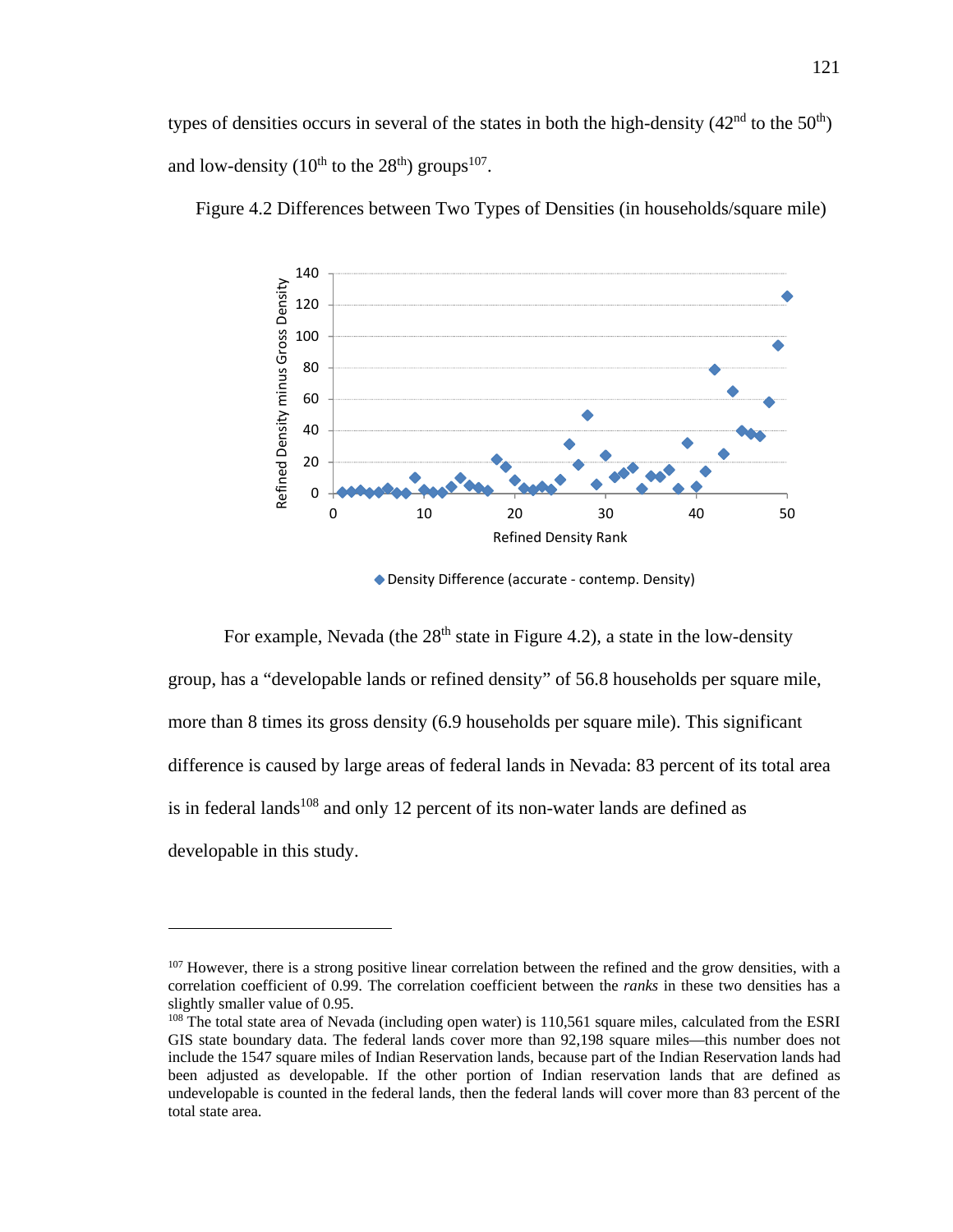types of densities occurs in several of the states in both the high-density (42nd to the 50th) and low-density (10th to the 28th) groups[107].

Figure 4.2 Differences between Two Types of Densities (in households/square mile)

For example, Nevada (the 28th state in Figure 4.2), a state in the low-density group, has a "developable lands or refined density" of 56.8 households per square mile, more than 8 times its gross density (6.9 households per square mile). This significant difference is caused by large areas of federal lands in Nevada: 83 percent of its total area is in federal lands[108] and only 12 percent of its non-water lands are defined as developable in this study.

---

[107] However, there is a strong positive linear correlation between the refined and the grow densities, with a correlation coefficient of 0.99. The correlation coefficient between the *ranks* in these two densities has a slightly smaller value of 0.95.

[108] The total state area of Nevada (including open water) is 110,561 square miles, calculated from the ESRI GIS state boundary data. The federal lands cover more than 92,198 square miles—this number does not include the 1547 square miles of Indian Reservation lands, because part of the Indian Reservation lands had been adjusted as developable. If the other portion of Indian reservation lands that are defined as undevelopable is counted in the federal lands, then the federal lands will cover more than 83 percent of the total state area.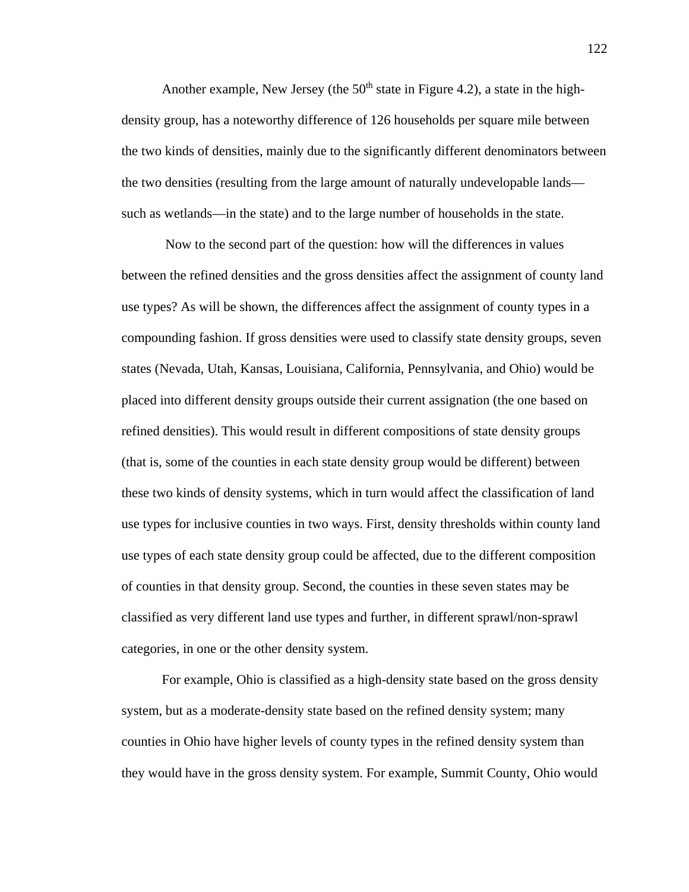Another example, New Jersey (the 50th state in Figure 4.2), a state in the high-density group, has a noteworthy difference of 126 households per square mile between the two kinds of densities, mainly due to the significantly different denominators between the two densities (resulting from the large amount of naturally undevelopable lands—such as wetlands—in the state) and to the large number of households in the state.

Now to the second part of the question: how will the differences in values between the refined densities and the gross densities affect the assignment of county land use types? As will be shown, the differences affect the assignment of county types in a compounding fashion. If gross densities were used to classify state density groups, seven states (Nevada, Utah, Kansas, Louisiana, California, Pennsylvania, and Ohio) would be placed into different density groups outside their current assignation (the one based on refined densities). This would result in different compositions of state density groups (that is, some of the counties in each state density group would be different) between these two kinds of density systems, which in turn would affect the classification of land use types for inclusive counties in two ways. First, density thresholds within county land use types of each state density group could be affected, due to the different composition of counties in that density group. Second, the counties in these seven states may be classified as very different land use types and further, in different sprawl/non-sprawl categories, in one or the other density system.

For example, Ohio is classified as a high-density state based on the gross density system, but as a moderate-density state based on the refined density system; many counties in Ohio have higher levels of county types in the refined density system than they would have in the gross density system. For example, Summit County, Ohio would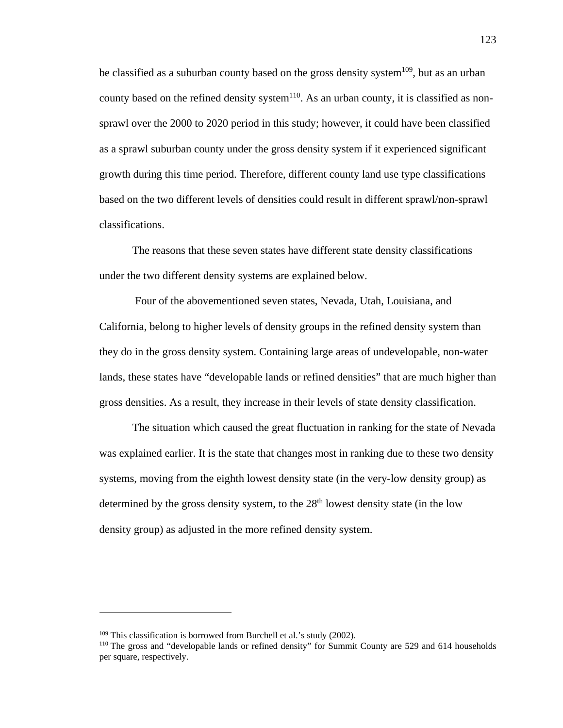be classified as a suburban county based on the gross density system[109], but as an urban county based on the refined density system[110]. As an urban county, it is classified as non-sprawl over the 2000 to 2020 period in this study; however, it could have been classified as a sprawl suburban county under the gross density system if it experienced significant growth during this time period. Therefore, different county land use type classifications based on the two different levels of densities could result in different sprawl/non-sprawl classifications.

The reasons that these seven states have different state density classifications under the two different density systems are explained below.

Four of the abovementioned seven states, Nevada, Utah, Louisiana, and California, belong to higher levels of density groups in the refined density system than they do in the gross density system. Containing large areas of undevelopable, non-water lands, these states have "developable lands or refined densities" that are much higher than gross densities. As a result, they increase in their levels of state density classification.

The situation which caused the great fluctuation in ranking for the state of Nevada was explained earlier. It is the state that changes most in ranking due to these two density systems, moving from the eighth lowest density state (in the very-low density group) as determined by the gross density system, to the 28th lowest density state (in the low density group) as adjusted in the more refined density system.

---

[109] This classification is borrowed from Burchell et al.'s study (2002).

[110] The gross and "developable lands or refined density" for Summit County are 529 and 614 households per square, respectively.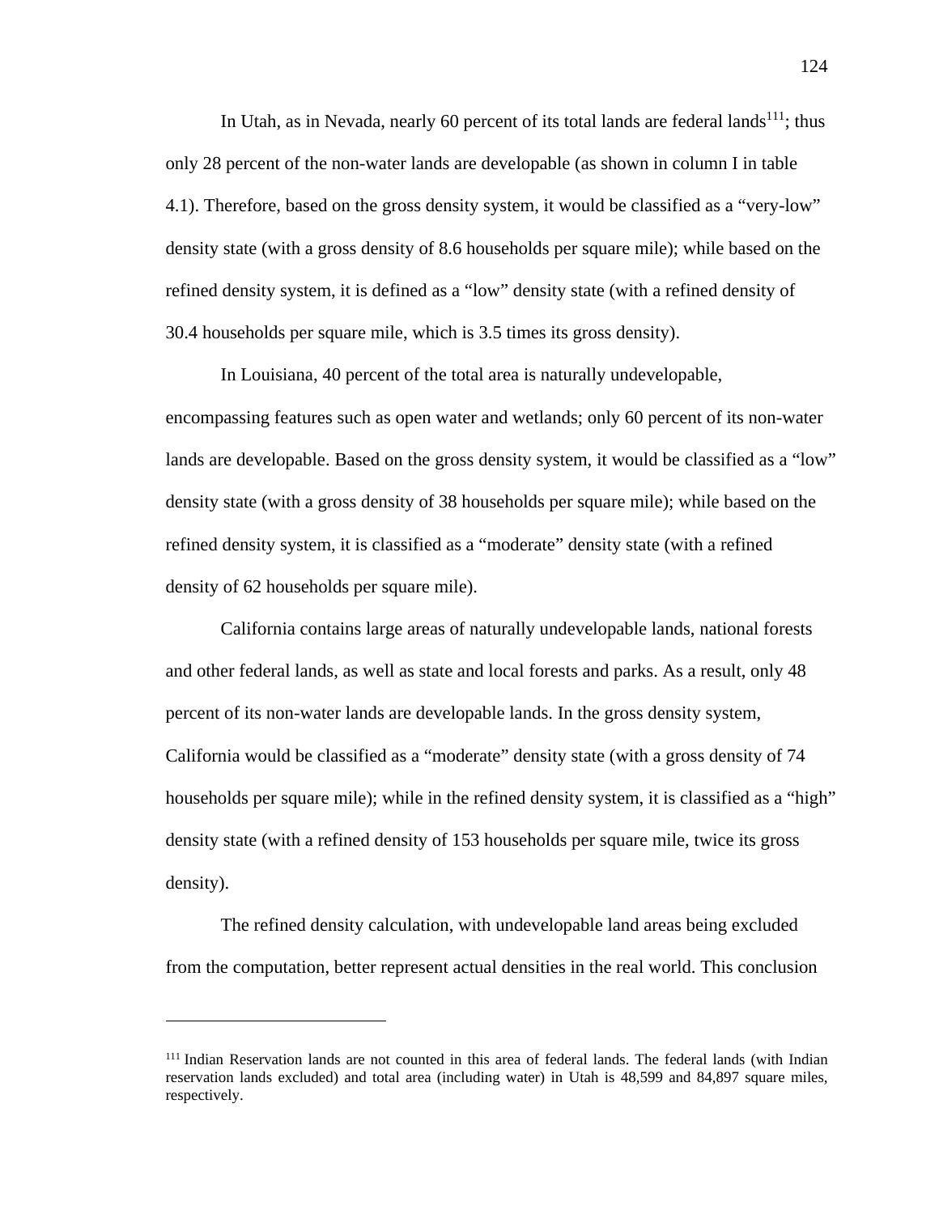In Utah, as in Nevada, nearly 60 percent of its total lands are federal lands[111]; thus only 28 percent of the non-water lands are developable (as shown in column I in table 4.1). Therefore, based on the gross density system, it would be classified as a "very-low" density state (with a gross density of 8.6 households per square mile); while based on the refined density system, it is defined as a "low" density state (with a refined density of 30.4 households per square mile, which is 3.5 times its gross density).

In Louisiana, 40 percent of the total area is naturally undevelopable, encompassing features such as open water and wetlands; only 60 percent of its non-water lands are developable. Based on the gross density system, it would be classified as a "low" density state (with a gross density of 38 households per square mile); while based on the refined density system, it is classified as a "moderate" density state (with a refined density of 62 households per square mile).

California contains large areas of naturally undevelopable lands, national forests and other federal lands, as well as state and local forests and parks. As a result, only 48 percent of its non-water lands are developable lands. In the gross density system, California would be classified as a "moderate" density state (with a gross density of 74 households per square mile); while in the refined density system, it is classified as a "high" density state (with a refined density of 153 households per square mile, twice its gross density).

The refined density calculation, with undevelopable land areas being excluded from the computation, better represent actual densities in the real world. This conclusion

---

[111] Indian Reservation lands are not counted in this area of federal lands. The federal lands (with Indian reservation lands excluded) and total area (including water) in Utah is 48,599 and 84,897 square miles, respectively.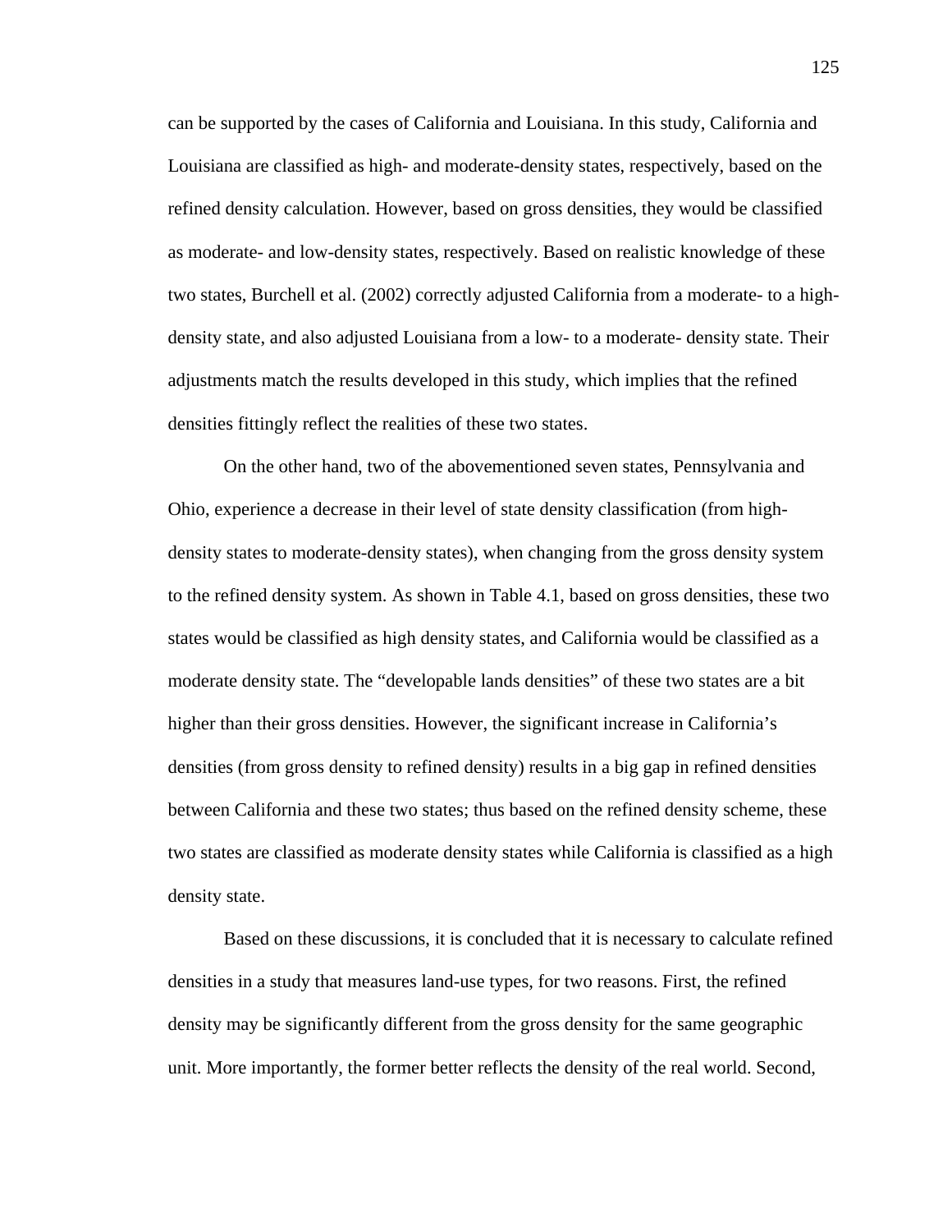can be supported by the cases of California and Louisiana. In this study, California and Louisiana are classified as high- and moderate-density states, respectively, based on the refined density calculation. However, based on gross densities, they would be classified as moderate- and low-density states, respectively. Based on realistic knowledge of these two states, Burchell et al. (2002) correctly adjusted California from a moderate- to a high-density state, and also adjusted Louisiana from a low- to a moderate- density state. Their adjustments match the results developed in this study, which implies that the refined densities fittingly reflect the realities of these two states.

On the other hand, two of the abovementioned seven states, Pennsylvania and Ohio, experience a decrease in their level of state density classification (from high-density states to moderate-density states), when changing from the gross density system to the refined density system. As shown in Table 4.1, based on gross densities, these two states would be classified as high density states, and California would be classified as a moderate density state. The "developable lands densities" of these two states are a bit higher than their gross densities. However, the significant increase in California's densities (from gross density to refined density) results in a big gap in refined densities between California and these two states; thus based on the refined density scheme, these two states are classified as moderate density states while California is classified as a high density state.

Based on these discussions, it is concluded that it is necessary to calculate refined densities in a study that measures land-use types, for two reasons. First, the refined density may be significantly different from the gross density for the same geographic unit. More importantly, the former better reflects the density of the real world. Second,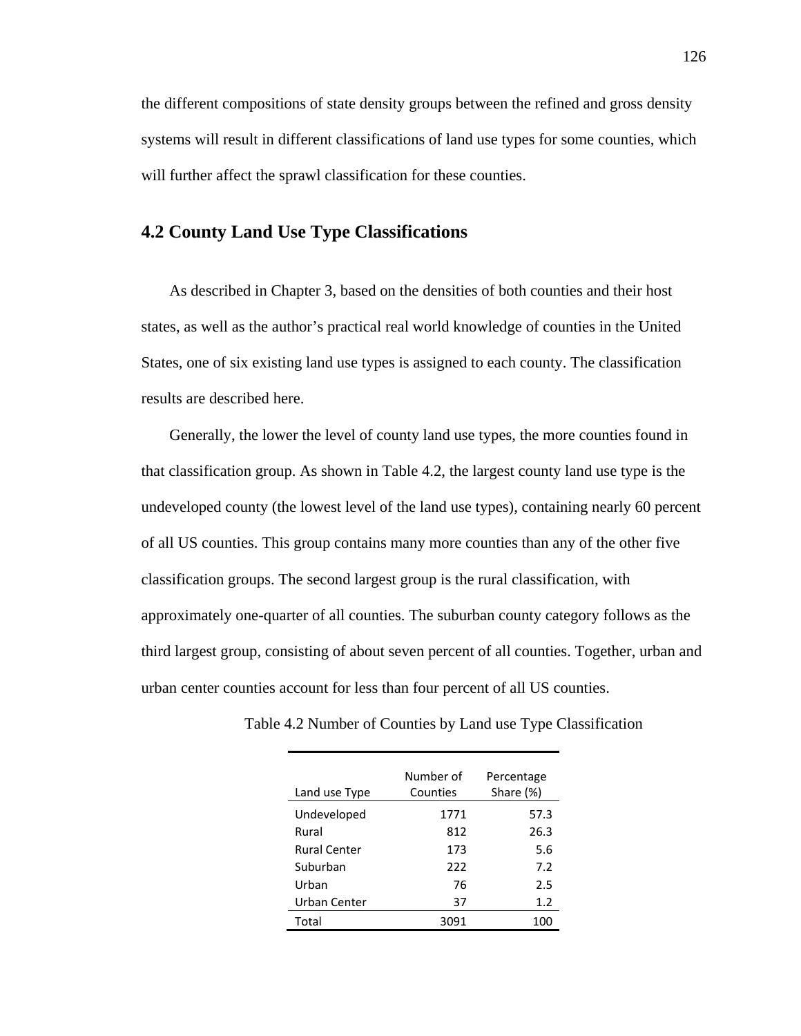the different compositions of state density groups between the refined and gross density systems will result in different classifications of land use types for some counties, which will further affect the sprawl classification for these counties.

## 4.2 County Land Use Type Classifications

As described in Chapter 3, based on the densities of both counties and their host states, as well as the author's practical real world knowledge of counties in the United States, one of six existing land use types is assigned to each county. The classification results are described here.

Generally, the lower the level of county land use types, the more counties found in that classification group. As shown in Table 4.2, the largest county land use type is the undeveloped county (the lowest level of the land use types), containing nearly 60 percent of all US counties. This group contains many more counties than any of the other five classification groups. The second largest group is the rural classification, with approximately one-quarter of all counties. The suburban county category follows as the third largest group, consisting of about seven percent of all counties. Together, urban and urban center counties account for less than four percent of all US counties.

Table 4.2 Number of Counties by Land use Type Classification

| Land use Type | Number of Counties | Percentage Share (%) |
|---|---|---|
| Undeveloped | 1771 | 57.3 |
| Rural | 812 | 26.3 |
| Rural Center | 173 | 5.6 |
| Suburban | 222 | 7.2 |
| Urban | 76 | 2.5 |
| Urban Center | 37 | 1.2 |
| Total | 3091 | 100 |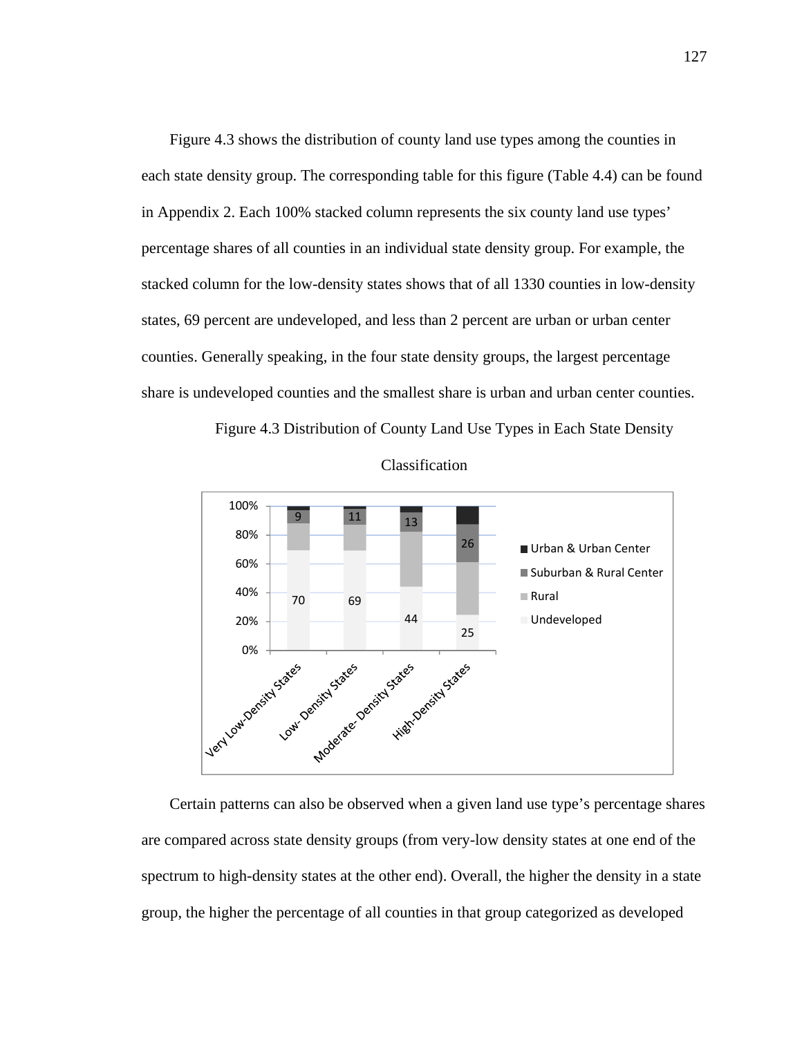Figure 4.3 shows the distribution of county land use types among the counties in each state density group. The corresponding table for this figure (Table 4.4) can be found in Appendix 2. Each 100% stacked column represents the six county land use types' percentage shares of all counties in an individual state density group. For example, the stacked column for the low-density states shows that of all 1330 counties in low-density states, 69 percent are undeveloped, and less than 2 percent are urban or urban center counties. Generally speaking, in the four state density groups, the largest percentage share is undeveloped counties and the smallest share is urban and urban center counties.

Figure 4.3 Distribution of County Land Use Types in Each State Density Classification

| | Very Low-Density States | Low- Density States | Moderate- Density States | High-Density States |
|---|---|---|---|---|
| Suburban & Rural Center | 9 | 11 | 13 | 26 |
| Undeveloped | 70 | 69 | 44 | 25 |

Certain patterns can also be observed when a given land use type's percentage shares are compared across state density groups (from very-low density states at one end of the spectrum to high-density states at the other end). Overall, the higher the density in a state group, the higher the percentage of all counties in that group categorized as developed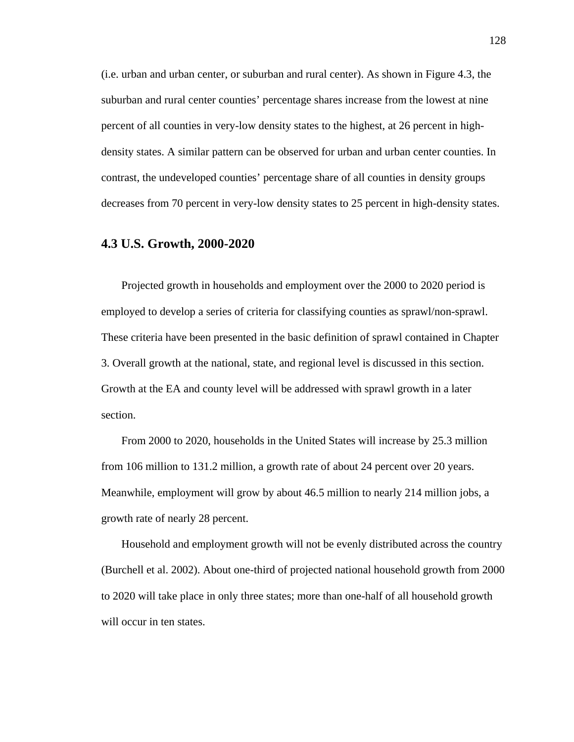(i.e. urban and urban center, or suburban and rural center). As shown in Figure 4.3, the suburban and rural center counties' percentage shares increase from the lowest at nine percent of all counties in very-low density states to the highest, at 26 percent in high-density states. A similar pattern can be observed for urban and urban center counties. In contrast, the undeveloped counties' percentage share of all counties in density groups decreases from 70 percent in very-low density states to 25 percent in high-density states.

## 4.3 U.S. Growth, 2000-2020

Projected growth in households and employment over the 2000 to 2020 period is employed to develop a series of criteria for classifying counties as sprawl/non-sprawl. These criteria have been presented in the basic definition of sprawl contained in Chapter 3. Overall growth at the national, state, and regional level is discussed in this section. Growth at the EA and county level will be addressed with sprawl growth in a later section.

From 2000 to 2020, households in the United States will increase by 25.3 million from 106 million to 131.2 million, a growth rate of about 24 percent over 20 years. Meanwhile, employment will grow by about 46.5 million to nearly 214 million jobs, a growth rate of nearly 28 percent.

Household and employment growth will not be evenly distributed across the country (Burchell et al. 2002). About one-third of projected national household growth from 2000 to 2020 will take place in only three states; more than one-half of all household growth will occur in ten states.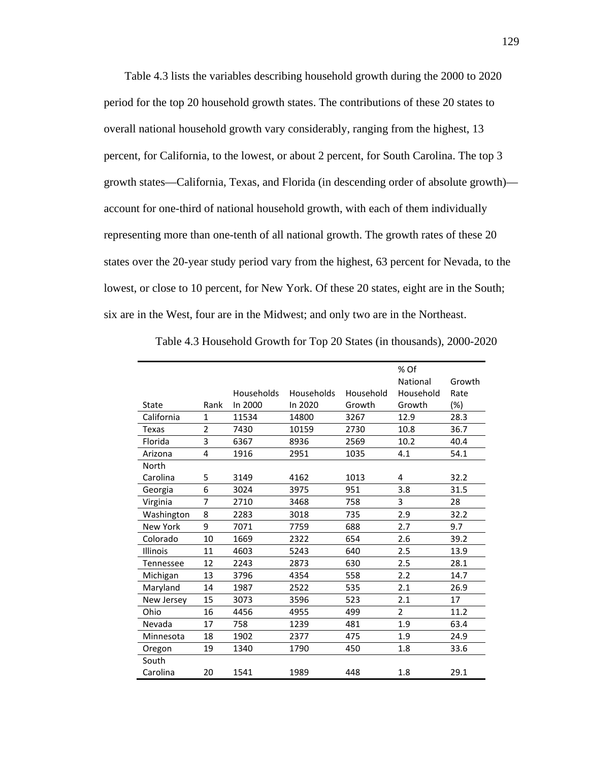Table 4.3 lists the variables describing household growth during the 2000 to 2020 period for the top 20 household growth states. The contributions of these 20 states to overall national household growth vary considerably, ranging from the highest, 13 percent, for California, to the lowest, or about 2 percent, for South Carolina. The top 3 growth states—California, Texas, and Florida (in descending order of absolute growth)—account for one-third of national household growth, with each of them individually representing more than one-tenth of all national growth. The growth rates of these 20 states over the 20-year study period vary from the highest, 63 percent for Nevada, to the lowest, or close to 10 percent, for New York. Of these 20 states, eight are in the South; six are in the West, four are in the Midwest; and only two are in the Northeast.

Table 4.3 Household Growth for Top 20 States (in thousands), 2000-2020

| State | Rank | Households In 2000 | Households In 2020 | Household Growth | % Of National Household Growth | Growth Rate (%) |
|---|---|---|---|---|---|---|
| California | 1 | 11534 | 14800 | 3267 | 12.9 | 28.3 |
| Texas | 2 | 7430 | 10159 | 2730 | 10.8 | 36.7 |
| Florida | 3 | 6367 | 8936 | 2569 | 10.2 | 40.4 |
| Arizona | 4 | 1916 | 2951 | 1035 | 4.1 | 54.1 |
| North Carolina | 5 | 3149 | 4162 | 1013 | 4 | 32.2 |
| Georgia | 6 | 3024 | 3975 | 951 | 3.8 | 31.5 |
| Virginia | 7 | 2710 | 3468 | 758 | 3 | 28 |
| Washington | 8 | 2283 | 3018 | 735 | 2.9 | 32.2 |
| New York | 9 | 7071 | 7759 | 688 | 2.7 | 9.7 |
| Colorado | 10 | 1669 | 2322 | 654 | 2.6 | 39.2 |
| Illinois | 11 | 4603 | 5243 | 640 | 2.5 | 13.9 |
| Tennessee | 12 | 2243 | 2873 | 630 | 2.5 | 28.1 |
| Michigan | 13 | 3796 | 4354 | 558 | 2.2 | 14.7 |
| Maryland | 14 | 1987 | 2522 | 535 | 2.1 | 26.9 |
| New Jersey | 15 | 3073 | 3596 | 523 | 2.1 | 17 |
| Ohio | 16 | 4456 | 4955 | 499 | 2 | 11.2 |
| Nevada | 17 | 758 | 1239 | 481 | 1.9 | 63.4 |
| Minnesota | 18 | 1902 | 2377 | 475 | 1.9 | 24.9 |
| Oregon | 19 | 1340 | 1790 | 450 | 1.8 | 33.6 |
| South Carolina | 20 | 1541 | 1989 | 448 | 1.8 | 29.1 |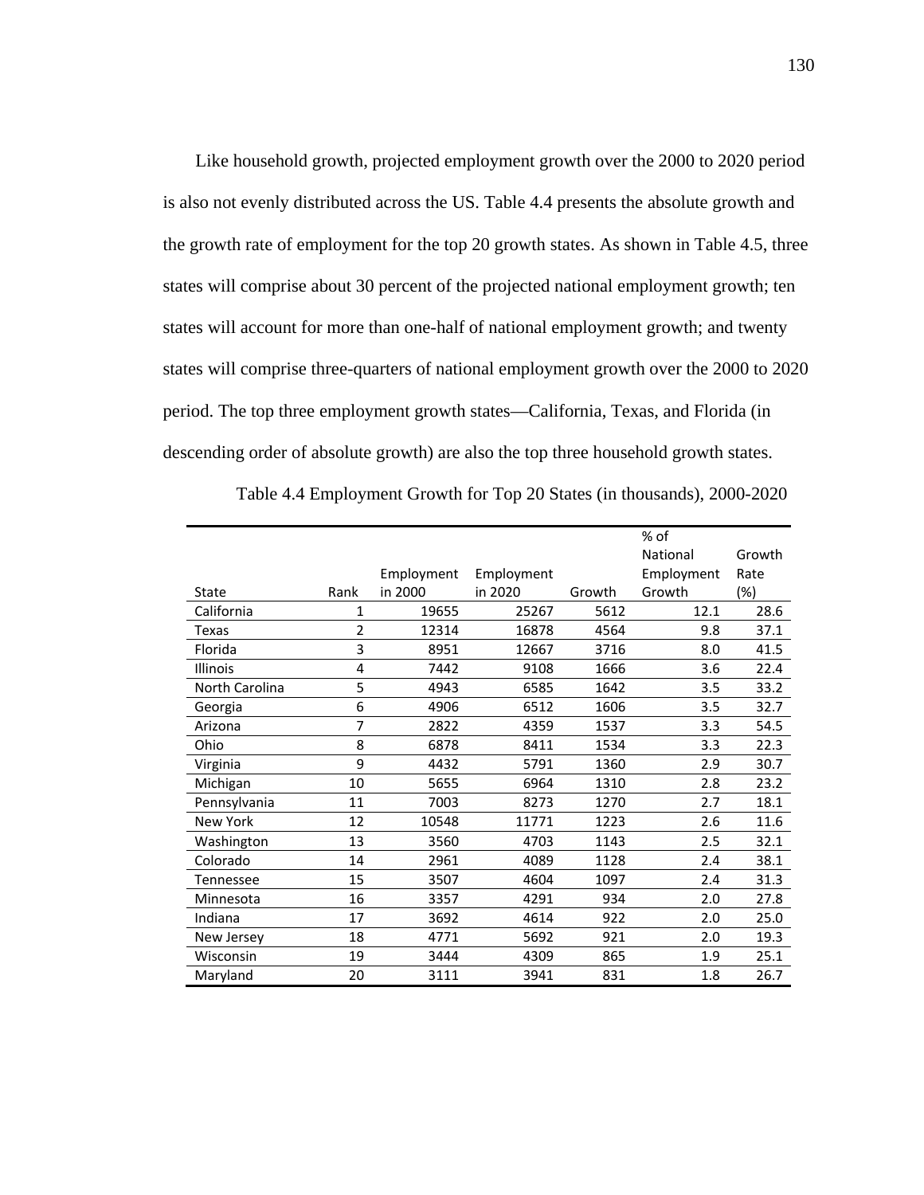Like household growth, projected employment growth over the 2000 to 2020 period is also not evenly distributed across the US. Table 4.4 presents the absolute growth and the growth rate of employment for the top 20 growth states. As shown in Table 4.5, three states will comprise about 30 percent of the projected national employment growth; ten states will account for more than one-half of national employment growth; and twenty states will comprise three-quarters of national employment growth over the 2000 to 2020 period. The top three employment growth states—California, Texas, and Florida (in descending order of absolute growth) are also the top three household growth states.

Table 4.4 Employment Growth for Top 20 States (in thousands), 2000-2020

| State | Rank | Employment in 2000 | Employment in 2020 | Growth | % of National Employment Growth | Growth Rate (%) |
|---|---|---|---|---|---|---|
| California | 1 | 19655 | 25267 | 5612 | 12.1 | 28.6 |
| Texas | 2 | 12314 | 16878 | 4564 | 9.8 | 37.1 |
| Florida | 3 | 8951 | 12667 | 3716 | 8.0 | 41.5 |
| Illinois | 4 | 7442 | 9108 | 1666 | 3.6 | 22.4 |
| North Carolina | 5 | 4943 | 6585 | 1642 | 3.5 | 33.2 |
| Georgia | 6 | 4906 | 6512 | 1606 | 3.5 | 32.7 |
| Arizona | 7 | 2822 | 4359 | 1537 | 3.3 | 54.5 |
| Ohio | 8 | 6878 | 8411 | 1534 | 3.3 | 22.3 |
| Virginia | 9 | 4432 | 5791 | 1360 | 2.9 | 30.7 |
| Michigan | 10 | 5655 | 6964 | 1310 | 2.8 | 23.2 |
| Pennsylvania | 11 | 7003 | 8273 | 1270 | 2.7 | 18.1 |
| New York | 12 | 10548 | 11771 | 1223 | 2.6 | 11.6 |
| Washington | 13 | 3560 | 4703 | 1143 | 2.5 | 32.1 |
| Colorado | 14 | 2961 | 4089 | 1128 | 2.4 | 38.1 |
| Tennessee | 15 | 3507 | 4604 | 1097 | 2.4 | 31.3 |
| Minnesota | 16 | 3357 | 4291 | 934 | 2.0 | 27.8 |
| Indiana | 17 | 3692 | 4614 | 922 | 2.0 | 25.0 |
| New Jersey | 18 | 4771 | 5692 | 921 | 2.0 | 19.3 |
| Wisconsin | 19 | 3444 | 4309 | 865 | 1.9 | 25.1 |
| Maryland | 20 | 3111 | 3941 | 831 | 1.8 | 26.7 |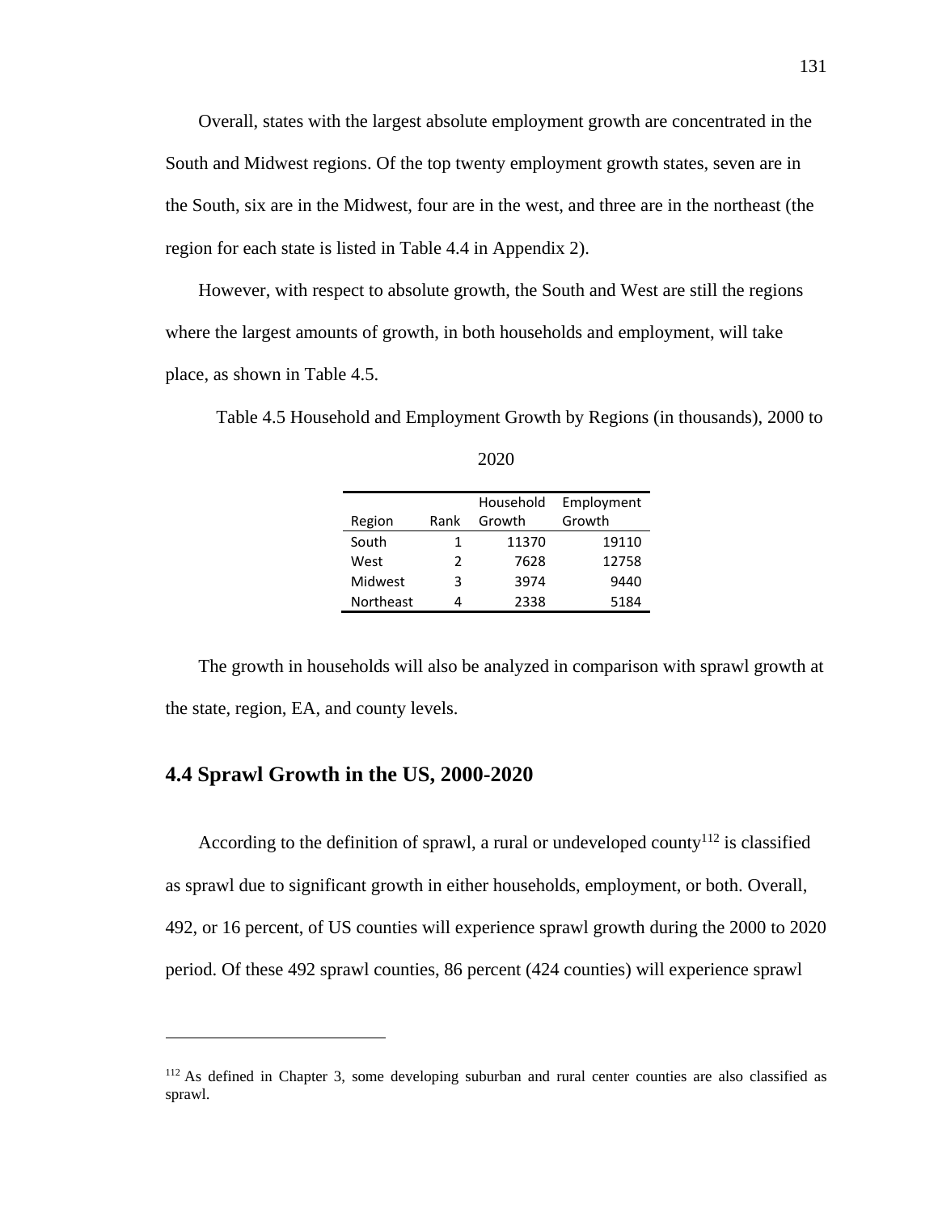Overall, states with the largest absolute employment growth are concentrated in the South and Midwest regions. Of the top twenty employment growth states, seven are in the South, six are in the Midwest, four are in the west, and three are in the northeast (the region for each state is listed in Table 4.4 in Appendix 2).

However, with respect to absolute growth, the South and West are still the regions where the largest amounts of growth, in both households and employment, will take place, as shown in Table 4.5.

Table 4.5 Household and Employment Growth by Regions (in thousands), 2000 to 2020

| Region | Rank | Household Growth | Employment Growth |
|---|---|---|---|
| South | 1 | 11370 | 19110 |
| West | 2 | 7628 | 12758 |
| Midwest | 3 | 3974 | 9440 |
| Northeast | 4 | 2338 | 5184 |

The growth in households will also be analyzed in comparison with sprawl growth at the state, region, EA, and county levels.

## 4.4 Sprawl Growth in the US, 2000-2020

According to the definition of sprawl, a rural or undeveloped county[112] is classified as sprawl due to significant growth in either households, employment, or both. Overall, 492, or 16 percent, of US counties will experience sprawl growth during the 2000 to 2020 period. Of these 492 sprawl counties, 86 percent (424 counties) will experience sprawl

[112] As defined in Chapter 3, some developing suburban and rural center counties are also classified as sprawl.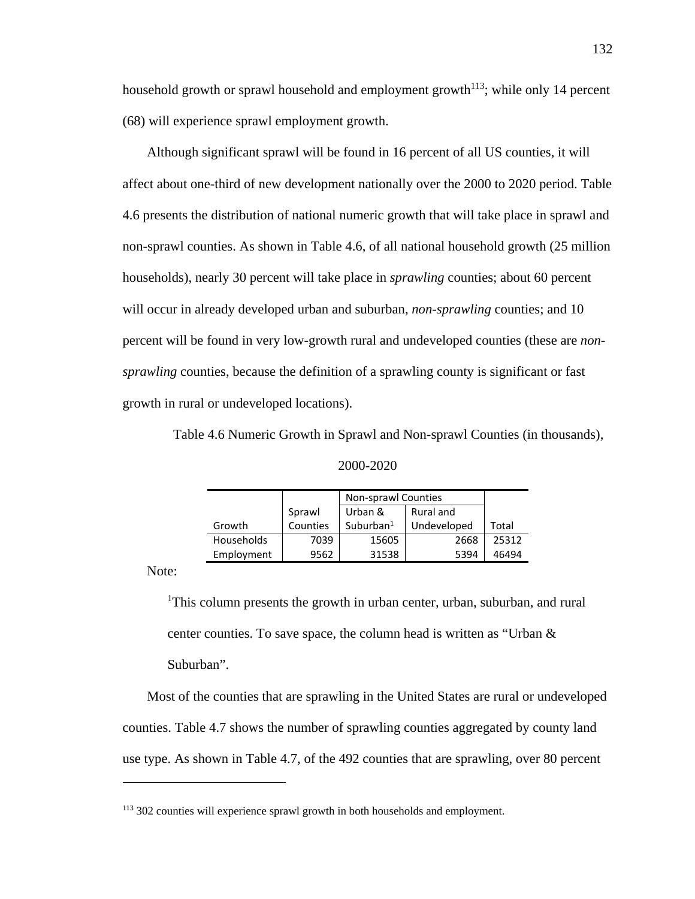household growth or sprawl household and employment growth[113]; while only 14 percent (68) will experience sprawl employment growth.

Although significant sprawl will be found in 16 percent of all US counties, it will affect about one-third of new development nationally over the 2000 to 2020 period. Table 4.6 presents the distribution of national numeric growth that will take place in sprawl and non-sprawl counties. As shown in Table 4.6, of all national household growth (25 million households), nearly 30 percent will take place in *sprawling* counties; about 60 percent will occur in already developed urban and suburban, *non-sprawling* counties; and 10 percent will be found in very low-growth rural and undeveloped counties (these are *non-sprawling* counties, because the definition of a sprawling county is significant or fast growth in rural or undeveloped locations).

Table 4.6 Numeric Growth in Sprawl and Non-sprawl Counties (in thousands), 2000-2020

| Growth | Sprawl Counties | Non-sprawl Counties: Urban & Suburban[1] | Non-sprawl Counties: Rural and Undeveloped | Total |
|---|---|---|---|---|
| Households | 7039 | 15605 | 2668 | 25312 |
| Employment | 9562 | 31538 | 5394 | 46494 |

Note:

[1]This column presents the growth in urban center, urban, suburban, and rural center counties. To save space, the column head is written as "Urban & Suburban".

Most of the counties that are sprawling in the United States are rural or undeveloped counties. Table 4.7 shows the number of sprawling counties aggregated by county land use type. As shown in Table 4.7, of the 492 counties that are sprawling, over 80 percent

[113] 302 counties will experience sprawl growth in both households and employment.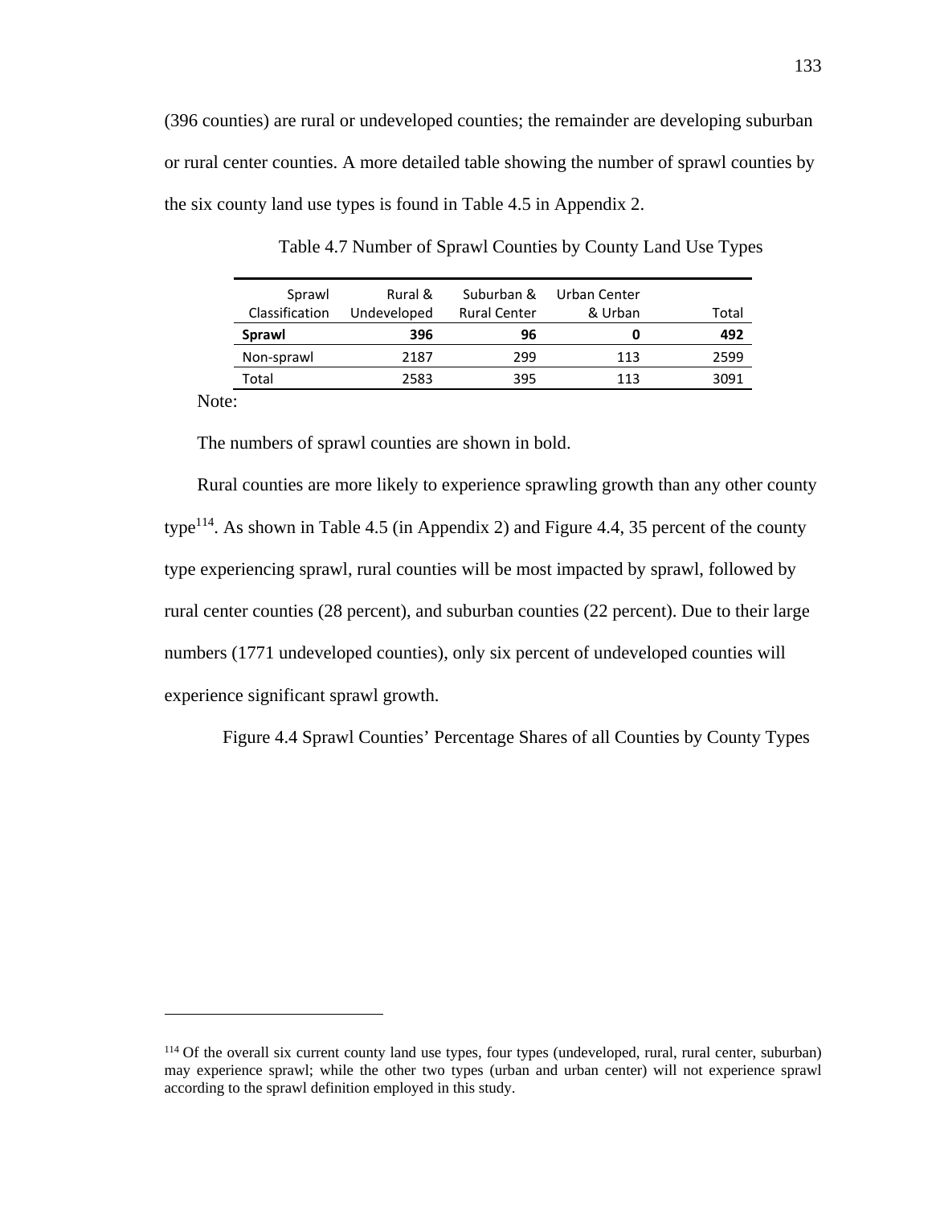(396 counties) are rural or undeveloped counties; the remainder are developing suburban or rural center counties. A more detailed table showing the number of sprawl counties by the six county land use types is found in Table 4.5 in Appendix 2.

Table 4.7 Number of Sprawl Counties by County Land Use Types

| Sprawl Classification | Rural & Undeveloped | Suburban & Rural Center | Urban Center & Urban | Total |
|---|---|---|---|---|
| **Sprawl** | **396** | **96** | **0** | **492** |
| Non-sprawl | 2187 | 299 | 113 | 2599 |
| Total | 2583 | 395 | 113 | 3091 |

Note:

The numbers of sprawl counties are shown in bold.

Rural counties are more likely to experience sprawling growth than any other county type[114]. As shown in Table 4.5 (in Appendix 2) and Figure 4.4, 35 percent of the county type experiencing sprawl, rural counties will be most impacted by sprawl, followed by rural center counties (28 percent), and suburban counties (22 percent). Due to their large numbers (1771 undeveloped counties), only six percent of undeveloped counties will experience significant sprawl growth.

Figure 4.4 Sprawl Counties' Percentage Shares of all Counties by County Types

[114] Of the overall six current county land use types, four types (undeveloped, rural, rural center, suburban) may experience sprawl; while the other two types (urban and urban center) will not experience sprawl according to the sprawl definition employed in this study.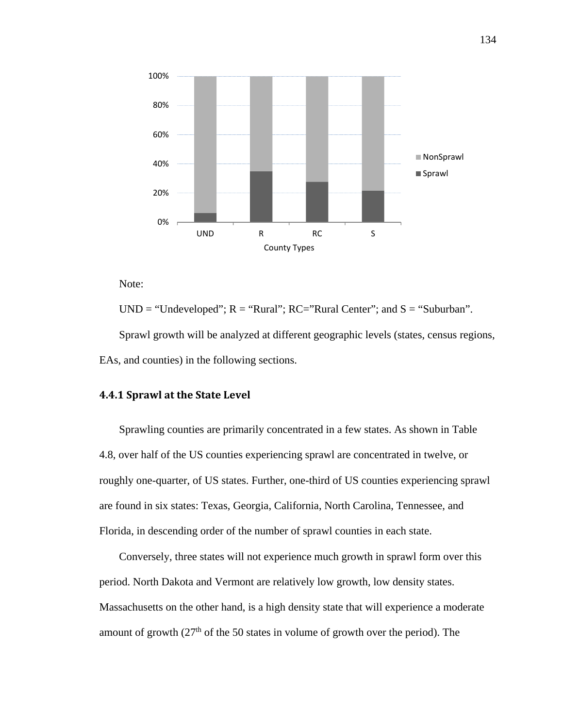Note:

UND = “Undeveloped”; R = “Rural”; RC=”Rural Center”; and S = “Suburban”.

Sprawl growth will be analyzed at different geographic levels (states, census regions, EAs, and counties) in the following sections.

### 4.4.1 Sprawl at the State Level

Sprawling counties are primarily concentrated in a few states. As shown in Table 4.8, over half of the US counties experiencing sprawl are concentrated in twelve, or roughly one-quarter, of US states. Further, one-third of US counties experiencing sprawl are found in six states: Texas, Georgia, California, North Carolina, Tennessee, and Florida, in descending order of the number of sprawl counties in each state.

Conversely, three states will not experience much growth in sprawl form over this period. North Dakota and Vermont are relatively low growth, low density states. Massachusetts on the other hand, is a high density state that will experience a moderate amount of growth (27th of the 50 states in volume of growth over the period). The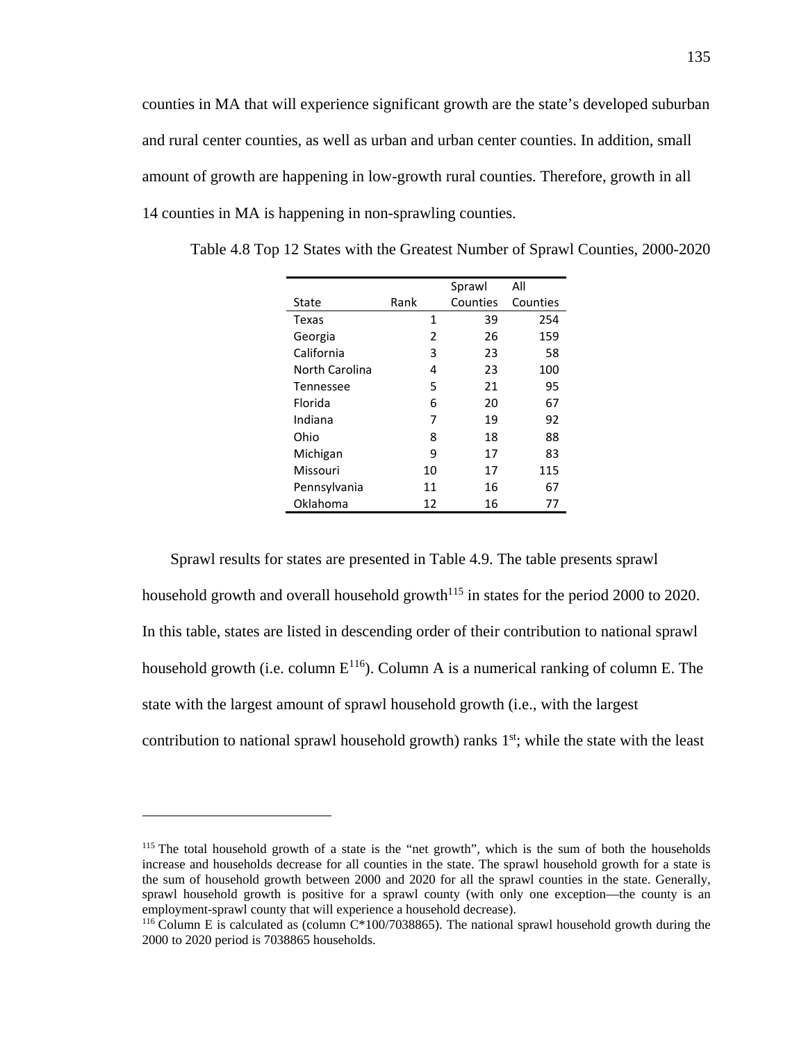counties in MA that will experience significant growth are the state's developed suburban and rural center counties, as well as urban and urban center counties. In addition, small amount of growth are happening in low-growth rural counties. Therefore, growth in all 14 counties in MA is happening in non-sprawling counties.

Table 4.8 Top 12 States with the Greatest Number of Sprawl Counties, 2000-2020

| State | Rank | Sprawl Counties | All Counties |
|---|---|---|---|
| Texas | 1 | 39 | 254 |
| Georgia | 2 | 26 | 159 |
| California | 3 | 23 | 58 |
| North Carolina | 4 | 23 | 100 |
| Tennessee | 5 | 21 | 95 |
| Florida | 6 | 20 | 67 |
| Indiana | 7 | 19 | 92 |
| Ohio | 8 | 18 | 88 |
| Michigan | 9 | 17 | 83 |
| Missouri | 10 | 17 | 115 |
| Pennsylvania | 11 | 16 | 67 |
| Oklahoma | 12 | 16 | 77 |

Sprawl results for states are presented in Table 4.9. The table presents sprawl household growth and overall household growth[115] in states for the period 2000 to 2020. In this table, states are listed in descending order of their contribution to national sprawl household growth (i.e. column E[116]). Column A is a numerical ranking of column E. The state with the largest amount of sprawl household growth (i.e., with the largest contribution to national sprawl household growth) ranks 1st; while the state with the least

[115] The total household growth of a state is the "net growth", which is the sum of both the households increase and households decrease for all counties in the state. The sprawl household growth for a state is the sum of household growth between 2000 and 2020 for all the sprawl counties in the state. Generally, sprawl household growth is positive for a sprawl county (with only one exception—the county is an employment-sprawl county that will experience a household decrease).

[116] Column E is calculated as (column C*100/7038865). The national sprawl household growth during the 2000 to 2020 period is 7038865 households.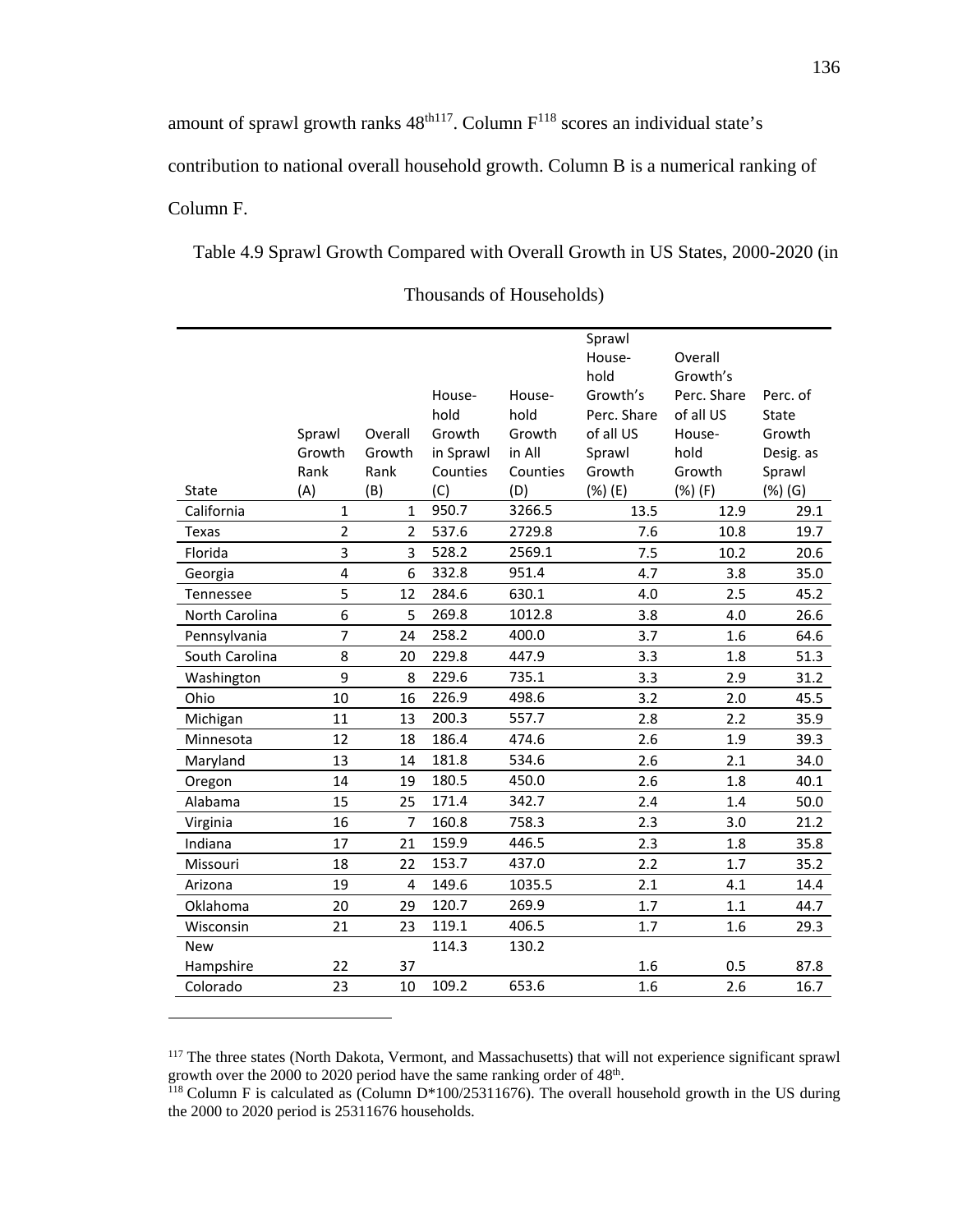amount of sprawl growth ranks 48th[117]. Column F[118] scores an individual state's contribution to national overall household growth. Column B is a numerical ranking of Column F.

Table 4.9 Sprawl Growth Compared with Overall Growth in US States, 2000-2020 (in Thousands of Households)

| State | Sprawl Growth Rank (A) | Overall Growth Rank (B) | Household Growth in Sprawl Counties (C) | Household Growth in All Counties (D) | Sprawl Household Growth's Perc. Share of all US Sprawl Growth (%) (E) | Overall Growth's Perc. Share of all US Household Growth (%) (F) | Perc. of State Growth Desig. as Sprawl (%) (G) |
|---|---|---|---|---|---|---|---|
| California | 1 | 1 | 950.7 | 3266.5 | 13.5 | 12.9 | 29.1 |
| Texas | 2 | 2 | 537.6 | 2729.8 | 7.6 | 10.8 | 19.7 |
| Florida | 3 | 3 | 528.2 | 2569.1 | 7.5 | 10.2 | 20.6 |
| Georgia | 4 | 6 | 332.8 | 951.4 | 4.7 | 3.8 | 35.0 |
| Tennessee | 5 | 12 | 284.6 | 630.1 | 4.0 | 2.5 | 45.2 |
| North Carolina | 6 | 5 | 269.8 | 1012.8 | 3.8 | 4.0 | 26.6 |
| Pennsylvania | 7 | 24 | 258.2 | 400.0 | 3.7 | 1.6 | 64.6 |
| South Carolina | 8 | 20 | 229.8 | 447.9 | 3.3 | 1.8 | 51.3 |
| Washington | 9 | 8 | 229.6 | 735.1 | 3.3 | 2.9 | 31.2 |
| Ohio | 10 | 16 | 226.9 | 498.6 | 3.2 | 2.0 | 45.5 |
| Michigan | 11 | 13 | 200.3 | 557.7 | 2.8 | 2.2 | 35.9 |
| Minnesota | 12 | 18 | 186.4 | 474.6 | 2.6 | 1.9 | 39.3 |
| Maryland | 13 | 14 | 181.8 | 534.6 | 2.6 | 2.1 | 34.0 |
| Oregon | 14 | 19 | 180.5 | 450.0 | 2.6 | 1.8 | 40.1 |
| Alabama | 15 | 25 | 171.4 | 342.7 | 2.4 | 1.4 | 50.0 |
| Virginia | 16 | 7 | 160.8 | 758.3 | 2.3 | 3.0 | 21.2 |
| Indiana | 17 | 21 | 159.9 | 446.5 | 2.3 | 1.8 | 35.8 |
| Missouri | 18 | 22 | 153.7 | 437.0 | 2.2 | 1.7 | 35.2 |
| Arizona | 19 | 4 | 149.6 | 1035.5 | 2.1 | 4.1 | 14.4 |
| Oklahoma | 20 | 29 | 120.7 | 269.9 | 1.7 | 1.1 | 44.7 |
| Wisconsin | 21 | 23 | 119.1 | 406.5 | 1.7 | 1.6 | 29.3 |
| New Hampshire | 22 | 37 | 114.3 | 130.2 | 1.6 | 0.5 | 87.8 |
| Colorado | 23 | 10 | 109.2 | 653.6 | 1.6 | 2.6 | 16.7 |

[117] The three states (North Dakota, Vermont, and Massachusetts) that will not experience significant sprawl growth over the 2000 to 2020 period have the same ranking order of 48th.

[118] Column F is calculated as (Column D*100/25311676). The overall household growth in the US during the 2000 to 2020 period is 25311676 households.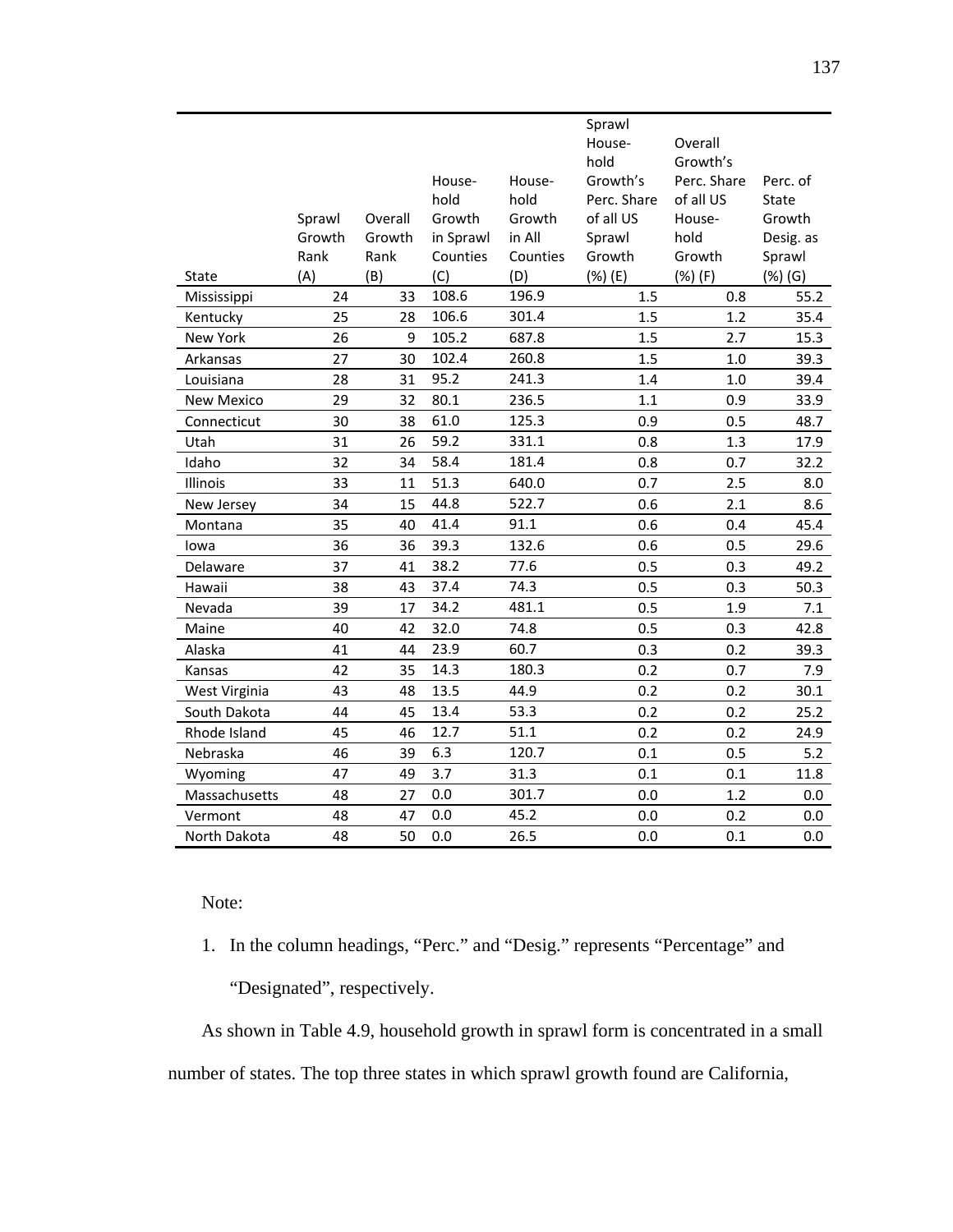| State | Sprawl Growth Rank (A) | Overall Growth Rank (B) | House-hold Growth in Sprawl Counties (C) | House-hold Growth in All Counties (D) | Sprawl House-hold Growth's Perc. Share of all US Sprawl Growth (%) (E) | Overall Growth's Perc. Share of all US House-hold Growth (%) (F) | Perc. of State Growth Desig. as Sprawl (%) (G) |
|---|---|---|---|---|---|---|---|
| Mississippi | 24 | 33 | 108.6 | 196.9 | 1.5 | 0.8 | 55.2 |
| Kentucky | 25 | 28 | 106.6 | 301.4 | 1.5 | 1.2 | 35.4 |
| New York | 26 | 9 | 105.2 | 687.8 | 1.5 | 2.7 | 15.3 |
| Arkansas | 27 | 30 | 102.4 | 260.8 | 1.5 | 1.0 | 39.3 |
| Louisiana | 28 | 31 | 95.2 | 241.3 | 1.4 | 1.0 | 39.4 |
| New Mexico | 29 | 32 | 80.1 | 236.5 | 1.1 | 0.9 | 33.9 |
| Connecticut | 30 | 38 | 61.0 | 125.3 | 0.9 | 0.5 | 48.7 |
| Utah | 31 | 26 | 59.2 | 331.1 | 0.8 | 1.3 | 17.9 |
| Idaho | 32 | 34 | 58.4 | 181.4 | 0.8 | 0.7 | 32.2 |
| Illinois | 33 | 11 | 51.3 | 640.0 | 0.7 | 2.5 | 8.0 |
| New Jersey | 34 | 15 | 44.8 | 522.7 | 0.6 | 2.1 | 8.6 |
| Montana | 35 | 40 | 41.4 | 91.1 | 0.6 | 0.4 | 45.4 |
| Iowa | 36 | 36 | 39.3 | 132.6 | 0.6 | 0.5 | 29.6 |
| Delaware | 37 | 41 | 38.2 | 77.6 | 0.5 | 0.3 | 49.2 |
| Hawaii | 38 | 43 | 37.4 | 74.3 | 0.5 | 0.3 | 50.3 |
| Nevada | 39 | 17 | 34.2 | 481.1 | 0.5 | 1.9 | 7.1 |
| Maine | 40 | 42 | 32.0 | 74.8 | 0.5 | 0.3 | 42.8 |
| Alaska | 41 | 44 | 23.9 | 60.7 | 0.3 | 0.2 | 39.3 |
| Kansas | 42 | 35 | 14.3 | 180.3 | 0.2 | 0.7 | 7.9 |
| West Virginia | 43 | 48 | 13.5 | 44.9 | 0.2 | 0.2 | 30.1 |
| South Dakota | 44 | 45 | 13.4 | 53.3 | 0.2 | 0.2 | 25.2 |
| Rhode Island | 45 | 46 | 12.7 | 51.1 | 0.2 | 0.2 | 24.9 |
| Nebraska | 46 | 39 | 6.3 | 120.7 | 0.1 | 0.5 | 5.2 |
| Wyoming | 47 | 49 | 3.7 | 31.3 | 0.1 | 0.1 | 11.8 |
| Massachusetts | 48 | 27 | 0.0 | 301.7 | 0.0 | 1.2 | 0.0 |
| Vermont | 48 | 47 | 0.0 | 45.2 | 0.0 | 0.2 | 0.0 |
| North Dakota | 48 | 50 | 0.0 | 26.5 | 0.0 | 0.1 | 0.0 |

Note:

1. In the column headings, "Perc." and "Desig." represents "Percentage" and "Designated", respectively.

As shown in Table 4.9, household growth in sprawl form is concentrated in a small number of states. The top three states in which sprawl growth found are California,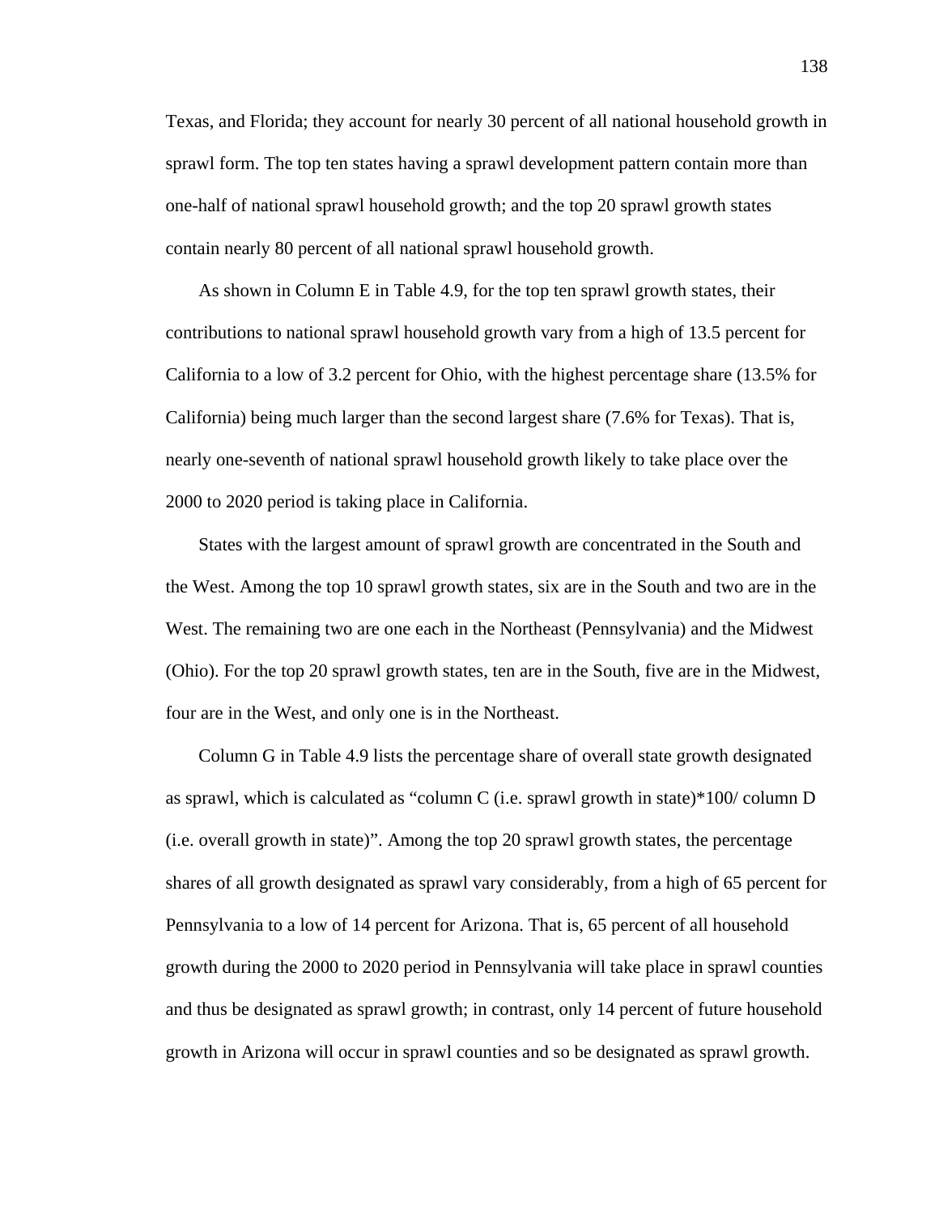Texas, and Florida; they account for nearly 30 percent of all national household growth in sprawl form. The top ten states having a sprawl development pattern contain more than one-half of national sprawl household growth; and the top 20 sprawl growth states contain nearly 80 percent of all national sprawl household growth.

As shown in Column E in Table 4.9, for the top ten sprawl growth states, their contributions to national sprawl household growth vary from a high of 13.5 percent for California to a low of 3.2 percent for Ohio, with the highest percentage share (13.5% for California) being much larger than the second largest share (7.6% for Texas). That is, nearly one-seventh of national sprawl household growth likely to take place over the 2000 to 2020 period is taking place in California.

States with the largest amount of sprawl growth are concentrated in the South and the West. Among the top 10 sprawl growth states, six are in the South and two are in the West. The remaining two are one each in the Northeast (Pennsylvania) and the Midwest (Ohio). For the top 20 sprawl growth states, ten are in the South, five are in the Midwest, four are in the West, and only one is in the Northeast.

Column G in Table 4.9 lists the percentage share of overall state growth designated as sprawl, which is calculated as "column C (i.e. sprawl growth in state)*100/ column D (i.e. overall growth in state)". Among the top 20 sprawl growth states, the percentage shares of all growth designated as sprawl vary considerably, from a high of 65 percent for Pennsylvania to a low of 14 percent for Arizona. That is, 65 percent of all household growth during the 2000 to 2020 period in Pennsylvania will take place in sprawl counties and thus be designated as sprawl growth; in contrast, only 14 percent of future household growth in Arizona will occur in sprawl counties and so be designated as sprawl growth.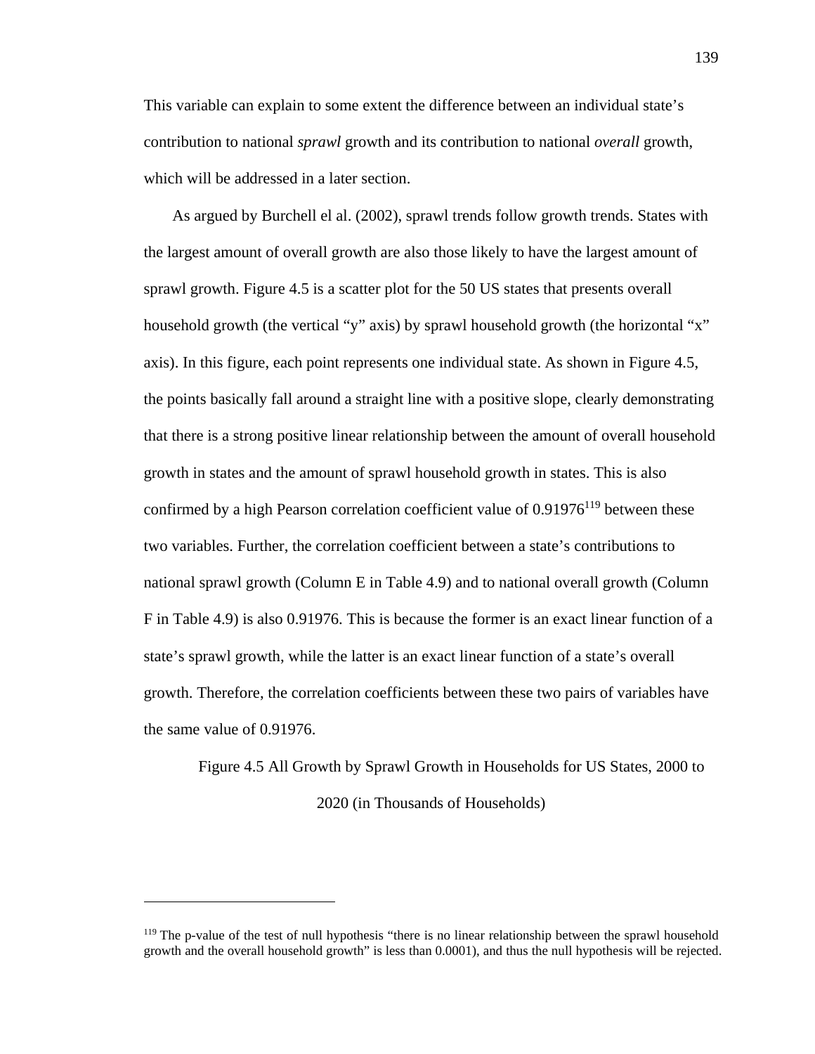This variable can explain to some extent the difference between an individual state's contribution to national *sprawl* growth and its contribution to national *overall* growth, which will be addressed in a later section.

As argued by Burchell el al. (2002), sprawl trends follow growth trends. States with the largest amount of overall growth are also those likely to have the largest amount of sprawl growth. Figure 4.5 is a scatter plot for the 50 US states that presents overall household growth (the vertical "y" axis) by sprawl household growth (the horizontal "x" axis). In this figure, each point represents one individual state. As shown in Figure 4.5, the points basically fall around a straight line with a positive slope, clearly demonstrating that there is a strong positive linear relationship between the amount of overall household growth in states and the amount of sprawl household growth in states. This is also confirmed by a high Pearson correlation coefficient value of 0.91976[119] between these two variables. Further, the correlation coefficient between a state's contributions to national sprawl growth (Column E in Table 4.9) and to national overall growth (Column F in Table 4.9) is also 0.91976. This is because the former is an exact linear function of a state's sprawl growth, while the latter is an exact linear function of a state's overall growth. Therefore, the correlation coefficients between these two pairs of variables have the same value of 0.91976.

Figure 4.5 All Growth by Sprawl Growth in Households for US States, 2000 to 2020 (in Thousands of Households)

---

[119] The p-value of the test of null hypothesis "there is no linear relationship between the sprawl household growth and the overall household growth" is less than 0.0001), and thus the null hypothesis will be rejected.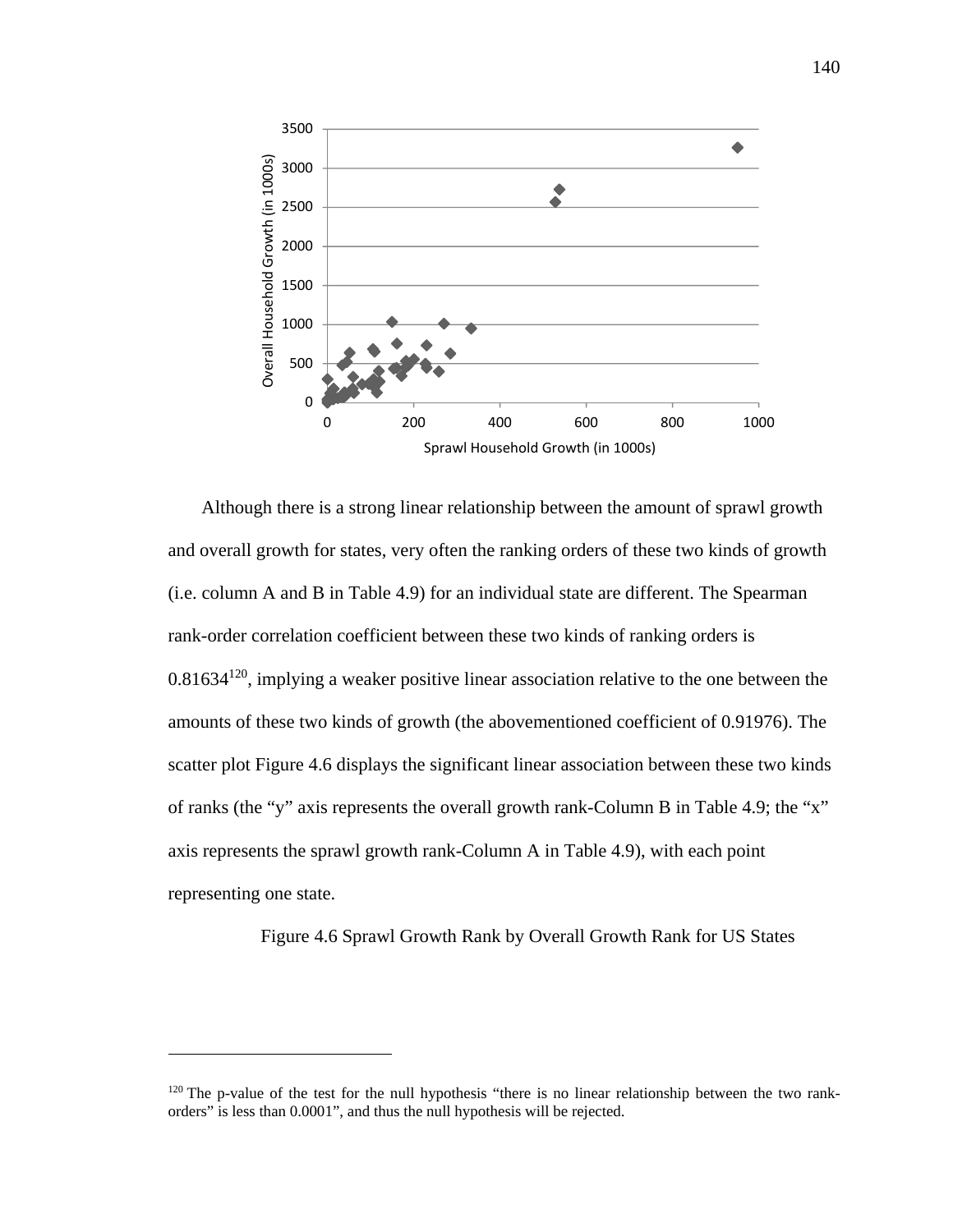Although there is a strong linear relationship between the amount of sprawl growth and overall growth for states, very often the ranking orders of these two kinds of growth (i.e. column A and B in Table 4.9) for an individual state are different. The Spearman rank-order correlation coefficient between these two kinds of ranking orders is 0.81634[120], implying a weaker positive linear association relative to the one between the amounts of these two kinds of growth (the abovementioned coefficient of 0.91976). The scatter plot Figure 4.6 displays the significant linear association between these two kinds of ranks (the "y" axis represents the overall growth rank-Column B in Table 4.9; the "x" axis represents the sprawl growth rank-Column A in Table 4.9), with each point representing one state.

Figure 4.6 Sprawl Growth Rank by Overall Growth Rank for US States

[120] The p-value of the test for the null hypothesis "there is no linear relationship between the two rank-orders" is less than 0.0001", and thus the null hypothesis will be rejected.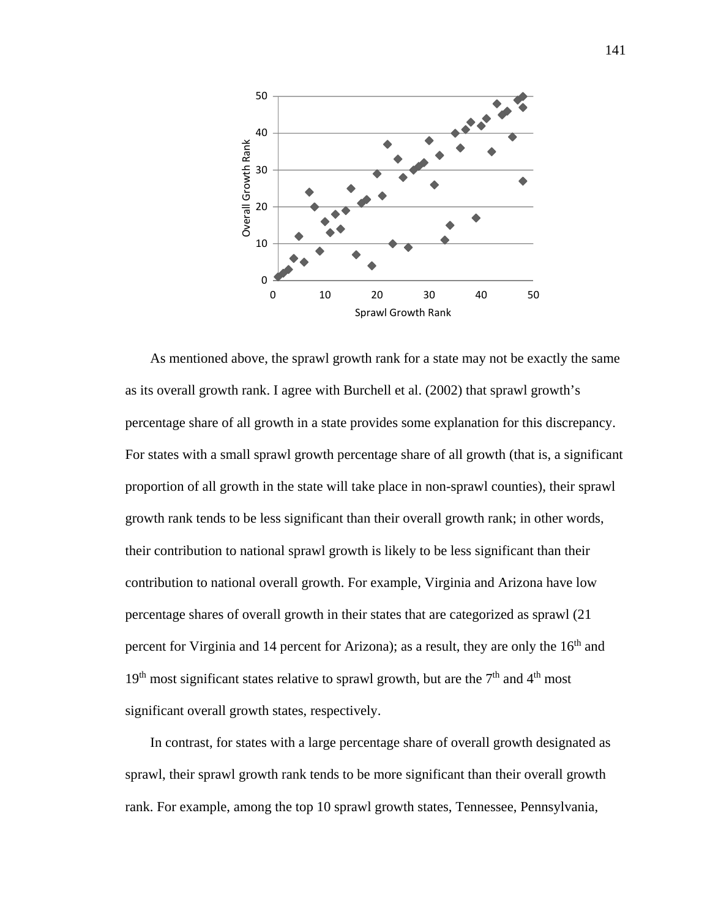As mentioned above, the sprawl growth rank for a state may not be exactly the same as its overall growth rank. I agree with Burchell et al. (2002) that sprawl growth's percentage share of all growth in a state provides some explanation for this discrepancy. For states with a small sprawl growth percentage share of all growth (that is, a significant proportion of all growth in the state will take place in non-sprawl counties), their sprawl growth rank tends to be less significant than their overall growth rank; in other words, their contribution to national sprawl growth is likely to be less significant than their contribution to national overall growth. For example, Virginia and Arizona have low percentage shares of overall growth in their states that are categorized as sprawl (21 percent for Virginia and 14 percent for Arizona); as a result, they are only the 16th and 19th most significant states relative to sprawl growth, but are the 7th and 4th most significant overall growth states, respectively.

In contrast, for states with a large percentage share of overall growth designated as sprawl, their sprawl growth rank tends to be more significant than their overall growth rank. For example, among the top 10 sprawl growth states, Tennessee, Pennsylvania,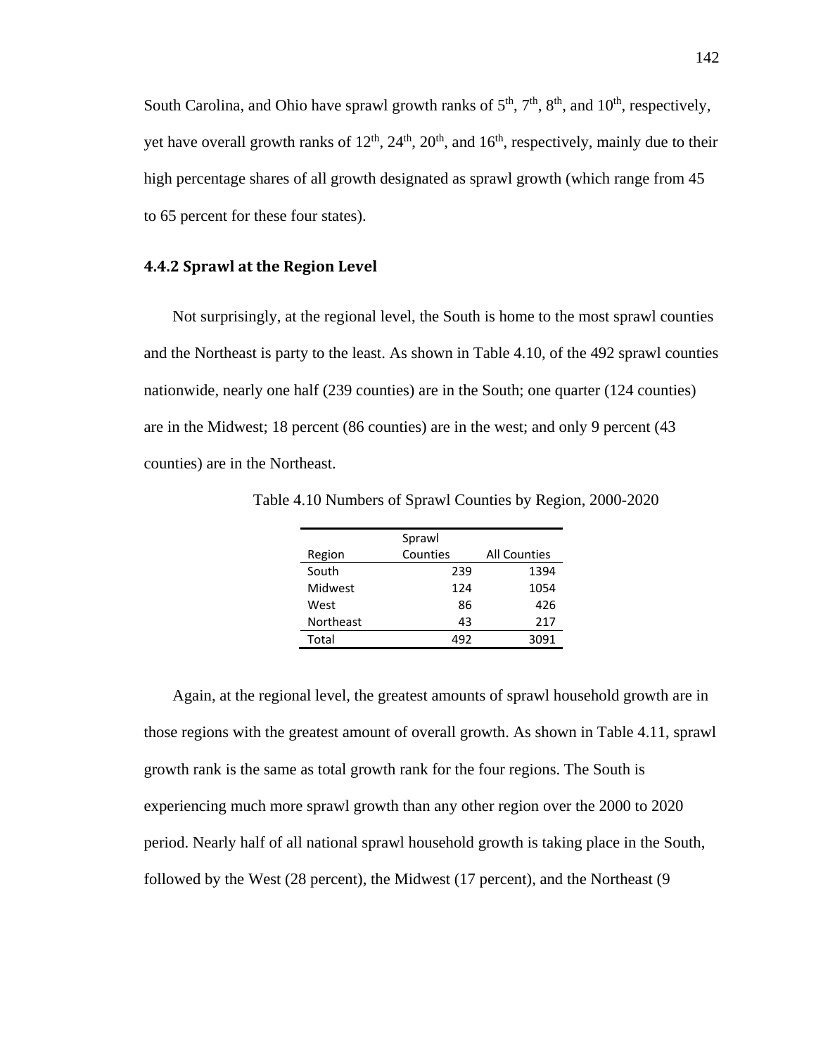South Carolina, and Ohio have sprawl growth ranks of 5th, 7th, 8th, and 10th, respectively, yet have overall growth ranks of 12th, 24th, 20th, and 16th, respectively, mainly due to their high percentage shares of all growth designated as sprawl growth (which range from 45 to 65 percent for these four states).

### 4.4.2 Sprawl at the Region Level

Not surprisingly, at the regional level, the South is home to the most sprawl counties and the Northeast is party to the least. As shown in Table 4.10, of the 492 sprawl counties nationwide, nearly one half (239 counties) are in the South; one quarter (124 counties) are in the Midwest; 18 percent (86 counties) are in the west; and only 9 percent (43 counties) are in the Northeast.

Table 4.10 Numbers of Sprawl Counties by Region, 2000-2020

| Region | Sprawl Counties | All Counties |
|---|---|---|
| South | 239 | 1394 |
| Midwest | 124 | 1054 |
| West | 86 | 426 |
| Northeast | 43 | 217 |
| Total | 492 | 3091 |

Again, at the regional level, the greatest amounts of sprawl household growth are in those regions with the greatest amount of overall growth. As shown in Table 4.11, sprawl growth rank is the same as total growth rank for the four regions. The South is experiencing much more sprawl growth than any other region over the 2000 to 2020 period. Nearly half of all national sprawl household growth is taking place in the South, followed by the West (28 percent), the Midwest (17 percent), and the Northeast (9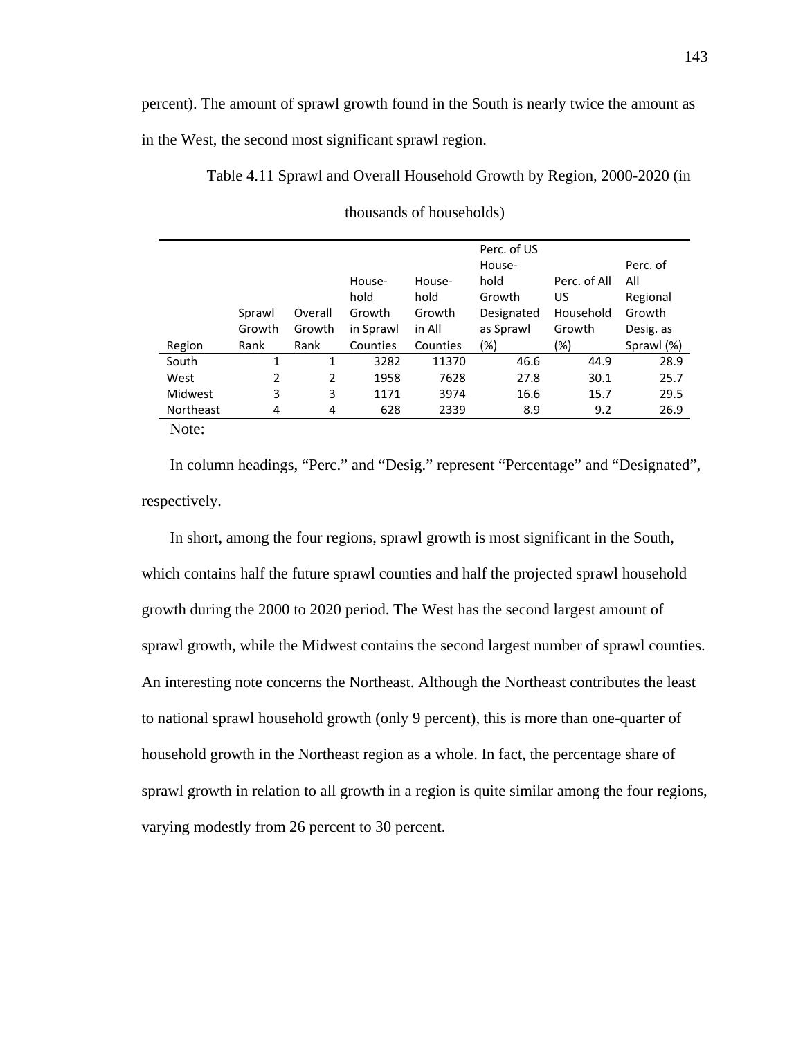percent). The amount of sprawl growth found in the South is nearly twice the amount as in the West, the second most significant sprawl region.

Table 4.11 Sprawl and Overall Household Growth by Region, 2000-2020 (in thousands of households)

| Region | Sprawl Growth Rank | Overall Growth Rank | Household Growth in Sprawl Counties | Household Growth in All Counties | Perc. of US Household Growth Designated as Sprawl (%) | Perc. of All US Household Growth (%) | Perc. of All Regional Growth Desig. as Sprawl (%) |
|---|---|---|---|---|---|---|---|
| South | 1 | 1 | 3282 | 11370 | 46.6 | 44.9 | 28.9 |
| West | 2 | 2 | 1958 | 7628 | 27.8 | 30.1 | 25.7 |
| Midwest | 3 | 3 | 1171 | 3974 | 16.6 | 15.7 | 29.5 |
| Northeast | 4 | 4 | 628 | 2339 | 8.9 | 9.2 | 26.9 |

Note:

In column headings, “Perc.” and “Desig.” represent “Percentage” and “Designated”, respectively.

In short, among the four regions, sprawl growth is most significant in the South, which contains half the future sprawl counties and half the projected sprawl household growth during the 2000 to 2020 period. The West has the second largest amount of sprawl growth, while the Midwest contains the second largest number of sprawl counties. An interesting note concerns the Northeast. Although the Northeast contributes the least to national sprawl household growth (only 9 percent), this is more than one-quarter of household growth in the Northeast region as a whole. In fact, the percentage share of sprawl growth in relation to all growth in a region is quite similar among the four regions, varying modestly from 26 percent to 30 percent.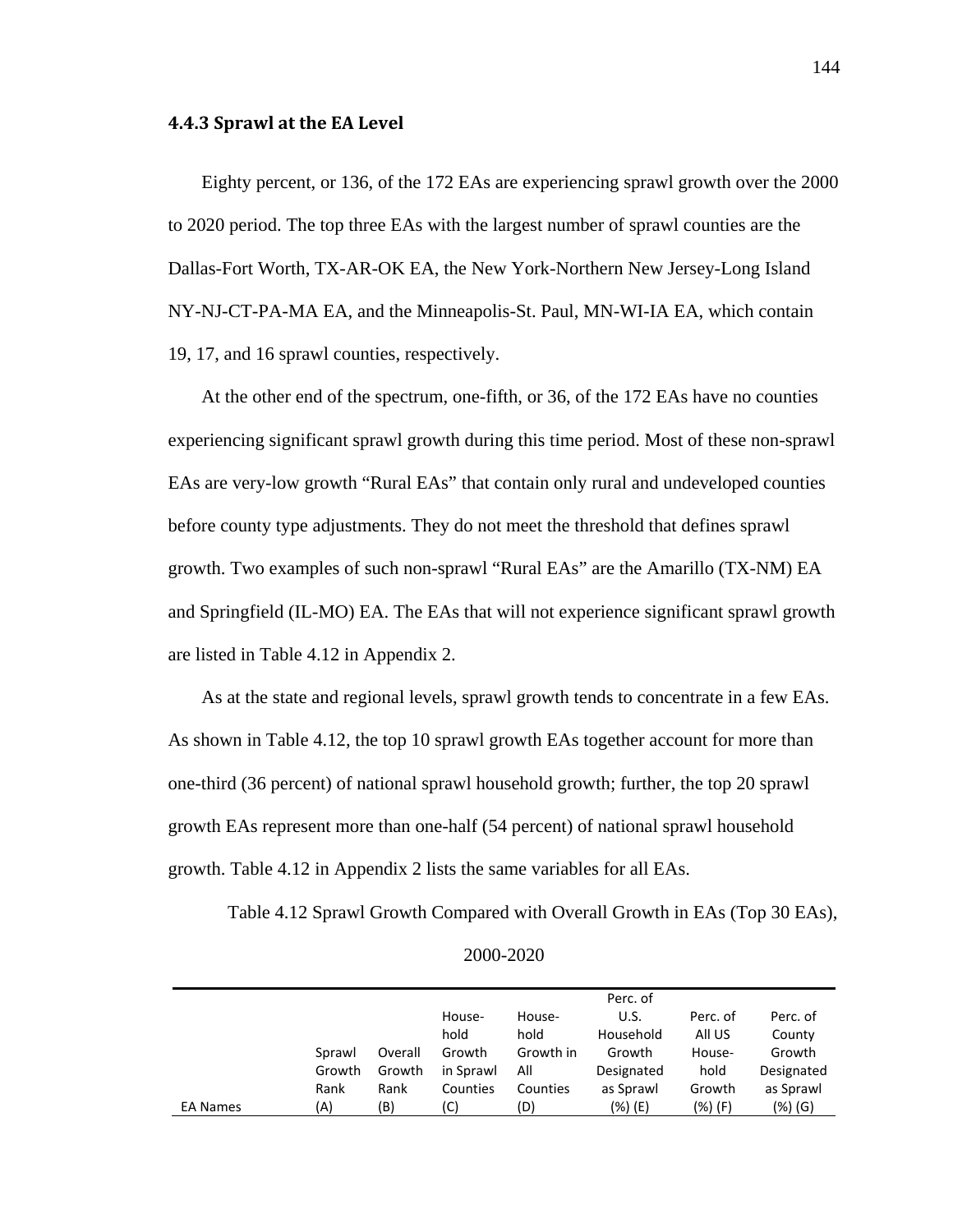### 4.4.3 Sprawl at the EA Level

Eighty percent, or 136, of the 172 EAs are experiencing sprawl growth over the 2000 to 2020 period. The top three EAs with the largest number of sprawl counties are the Dallas-Fort Worth, TX-AR-OK EA, the New York-Northern New Jersey-Long Island NY-NJ-CT-PA-MA EA, and the Minneapolis-St. Paul, MN-WI-IA EA, which contain 19, 17, and 16 sprawl counties, respectively.

At the other end of the spectrum, one-fifth, or 36, of the 172 EAs have no counties experiencing significant sprawl growth during this time period. Most of these non-sprawl EAs are very-low growth "Rural EAs" that contain only rural and undeveloped counties before county type adjustments. They do not meet the threshold that defines sprawl growth. Two examples of such non-sprawl "Rural EAs" are the Amarillo (TX-NM) EA and Springfield (IL-MO) EA. The EAs that will not experience significant sprawl growth are listed in Table 4.12 in Appendix 2.

As at the state and regional levels, sprawl growth tends to concentrate in a few EAs. As shown in Table 4.12, the top 10 sprawl growth EAs together account for more than one-third (36 percent) of national sprawl household growth; further, the top 20 sprawl growth EAs represent more than one-half (54 percent) of national sprawl household growth. Table 4.12 in Appendix 2 lists the same variables for all EAs.

Table 4.12 Sprawl Growth Compared with Overall Growth in EAs (Top 30 EAs), 2000-2020

| EA Names | Sprawl Growth Rank (A) | Overall Growth Rank (B) | House-hold Growth in Sprawl Counties (C) | House-hold Growth in All Counties (D) | Perc. of U.S. Household Growth Designated as Sprawl (%) (E) | Perc. of All US House-hold Growth (%) (F) | Perc. of County Growth Designated as Sprawl (%) (G) |
|---|---|---|---|---|---|---|---|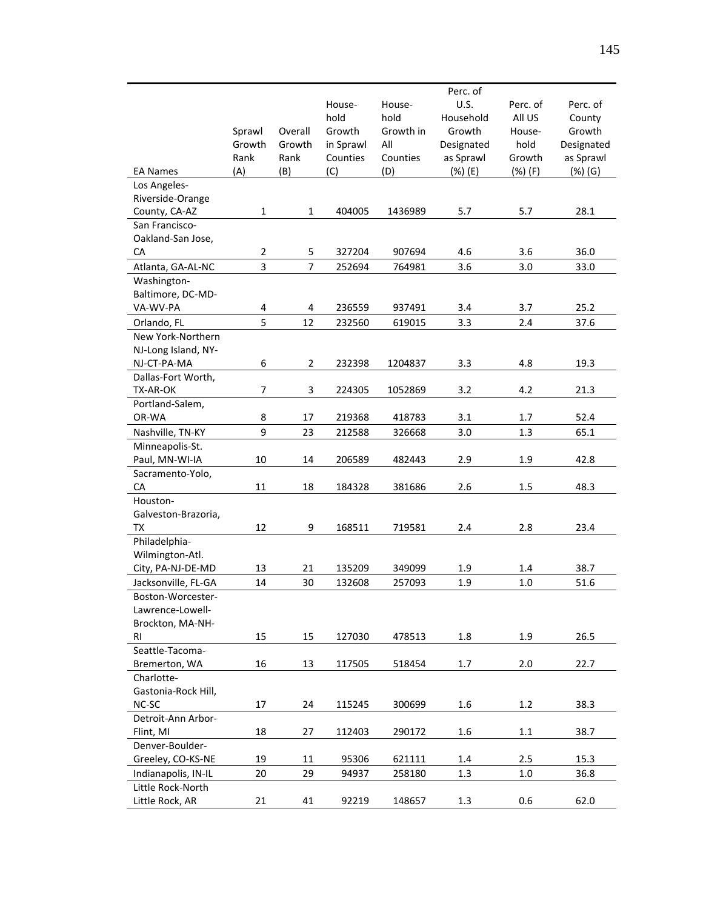| EA Names | Sprawl Growth Rank (A) | Overall Growth Rank (B) | House-hold Growth in Sprawl Counties (C) | House-hold Growth in All Counties (D) | Perc. of U.S. Household Growth Designated as Sprawl (%) (E) | Perc. of All US House-hold Growth (%) (F) | Perc. of County Growth Designated as Sprawl (%) (G) |
|---|---|---|---|---|---|---|---|
| Los Angeles-Riverside-Orange County, CA-AZ | 1 | 1 | 404005 | 1436989 | 5.7 | 5.7 | 28.1 |
| San Francisco-Oakland-San Jose, CA | 2 | 5 | 327204 | 907694 | 4.6 | 3.6 | 36.0 |
| Atlanta, GA-AL-NC | 3 | 7 | 252694 | 764981 | 3.6 | 3.0 | 33.0 |
| Washington-Baltimore, DC-MD-VA-WV-PA | 4 | 4 | 236559 | 937491 | 3.4 | 3.7 | 25.2 |
| Orlando, FL | 5 | 12 | 232560 | 619015 | 3.3 | 2.4 | 37.6 |
| New York-Northern NJ-Long Island, NY-NJ-CT-PA-MA | 6 | 2 | 232398 | 1204837 | 3.3 | 4.8 | 19.3 |
| Dallas-Fort Worth, TX-AR-OK | 7 | 3 | 224305 | 1052869 | 3.2 | 4.2 | 21.3 |
| Portland-Salem, OR-WA | 8 | 17 | 219368 | 418783 | 3.1 | 1.7 | 52.4 |
| Nashville, TN-KY | 9 | 23 | 212588 | 326668 | 3.0 | 1.3 | 65.1 |
| Minneapolis-St. Paul, MN-WI-IA | 10 | 14 | 206589 | 482443 | 2.9 | 1.9 | 42.8 |
| Sacramento-Yolo, CA | 11 | 18 | 184328 | 381686 | 2.6 | 1.5 | 48.3 |
| Houston-Galveston-Brazoria, TX | 12 | 9 | 168511 | 719581 | 2.4 | 2.8 | 23.4 |
| Philadelphia-Wilmington-Atl. City, PA-NJ-DE-MD | 13 | 21 | 135209 | 349099 | 1.9 | 1.4 | 38.7 |
| Jacksonville, FL-GA | 14 | 30 | 132608 | 257093 | 1.9 | 1.0 | 51.6 |
| Boston-Worcester-Lawrence-Lowell-Brockton, MA-NH-RI | 15 | 15 | 127030 | 478513 | 1.8 | 1.9 | 26.5 |
| Seattle-Tacoma-Bremerton, WA | 16 | 13 | 117505 | 518454 | 1.7 | 2.0 | 22.7 |
| Charlotte-Gastonia-Rock Hill, NC-SC | 17 | 24 | 115245 | 300699 | 1.6 | 1.2 | 38.3 |
| Detroit-Ann Arbor-Flint, MI | 18 | 27 | 112403 | 290172 | 1.6 | 1.1 | 38.7 |
| Denver-Boulder-Greeley, CO-KS-NE | 19 | 11 | 95306 | 621111 | 1.4 | 2.5 | 15.3 |
| Indianapolis, IN-IL | 20 | 29 | 94937 | 258180 | 1.3 | 1.0 | 36.8 |
| Little Rock-North Little Rock, AR | 21 | 41 | 92219 | 148657 | 1.3 | 0.6 | 62.0 |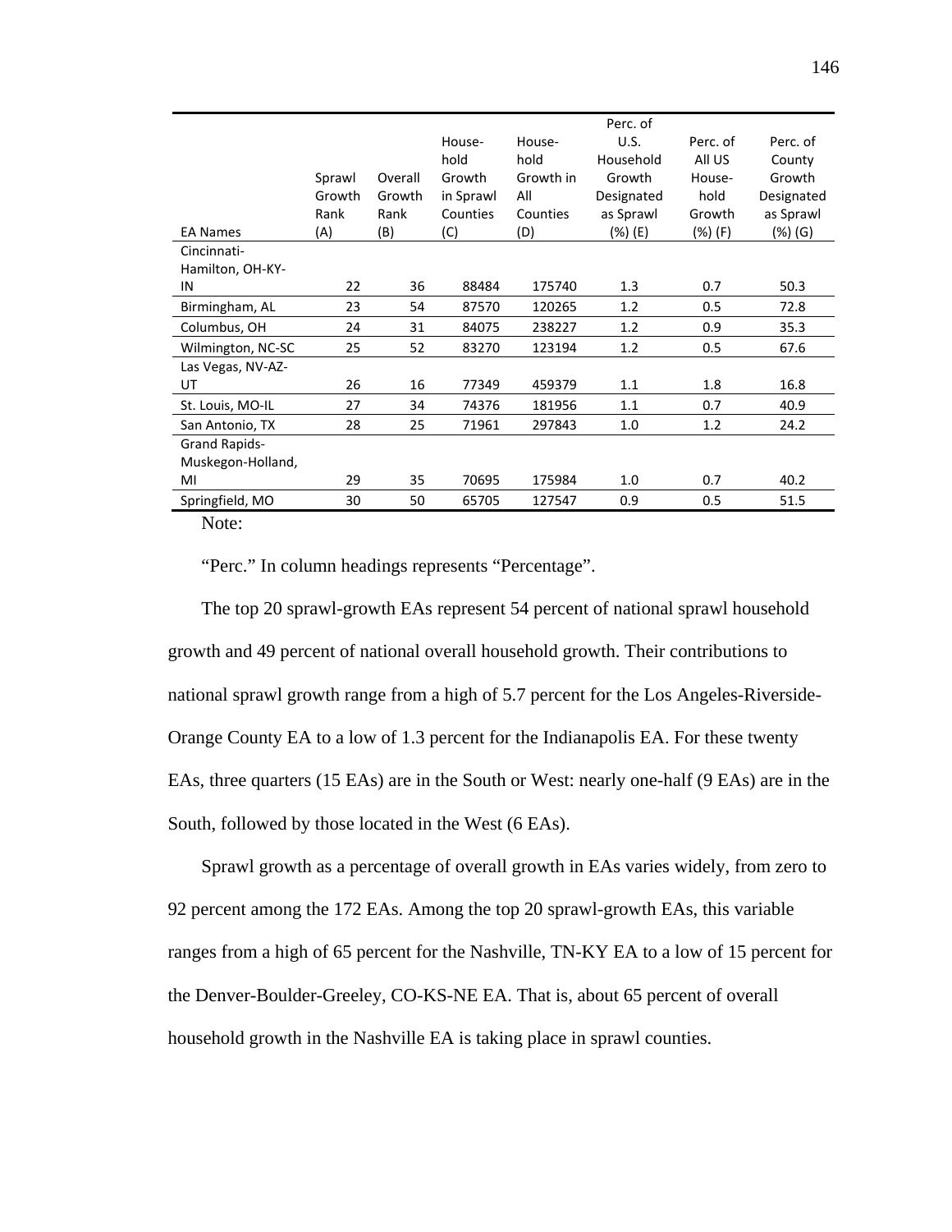| EA Names | Sprawl Growth Rank (A) | Overall Growth Rank (B) | House-hold Growth in Sprawl Counties (C) | House-hold Growth in All Counties (D) | Perc. of U.S. Household Growth Designated as Sprawl (%) (E) | Perc. of All US House-hold Growth (%) (F) | Perc. of County Growth Designated as Sprawl (%) (G) |
|---|---|---|---|---|---|---|---|
| Cincinnati-Hamilton, OH-KY-IN | 22 | 36 | 88484 | 175740 | 1.3 | 0.7 | 50.3 |
| Birmingham, AL | 23 | 54 | 87570 | 120265 | 1.2 | 0.5 | 72.8 |
| Columbus, OH | 24 | 31 | 84075 | 238227 | 1.2 | 0.9 | 35.3 |
| Wilmington, NC-SC | 25 | 52 | 83270 | 123194 | 1.2 | 0.5 | 67.6 |
| Las Vegas, NV-AZ-UT | 26 | 16 | 77349 | 459379 | 1.1 | 1.8 | 16.8 |
| St. Louis, MO-IL | 27 | 34 | 74376 | 181956 | 1.1 | 0.7 | 40.9 |
| San Antonio, TX | 28 | 25 | 71961 | 297843 | 1.0 | 1.2 | 24.2 |
| Grand Rapids-Muskegon-Holland, MI | 29 | 35 | 70695 | 175984 | 1.0 | 0.7 | 40.2 |
| Springfield, MO | 30 | 50 | 65705 | 127547 | 0.9 | 0.5 | 51.5 |

Note:

"Perc." In column headings represents "Percentage".

The top 20 sprawl-growth EAs represent 54 percent of national sprawl household growth and 49 percent of national overall household growth. Their contributions to national sprawl growth range from a high of 5.7 percent for the Los Angeles-Riverside-Orange County EA to a low of 1.3 percent for the Indianapolis EA. For these twenty EAs, three quarters (15 EAs) are in the South or West: nearly one-half (9 EAs) are in the South, followed by those located in the West (6 EAs).

Sprawl growth as a percentage of overall growth in EAs varies widely, from zero to 92 percent among the 172 EAs. Among the top 20 sprawl-growth EAs, this variable ranges from a high of 65 percent for the Nashville, TN-KY EA to a low of 15 percent for the Denver-Boulder-Greeley, CO-KS-NE EA. That is, about 65 percent of overall household growth in the Nashville EA is taking place in sprawl counties.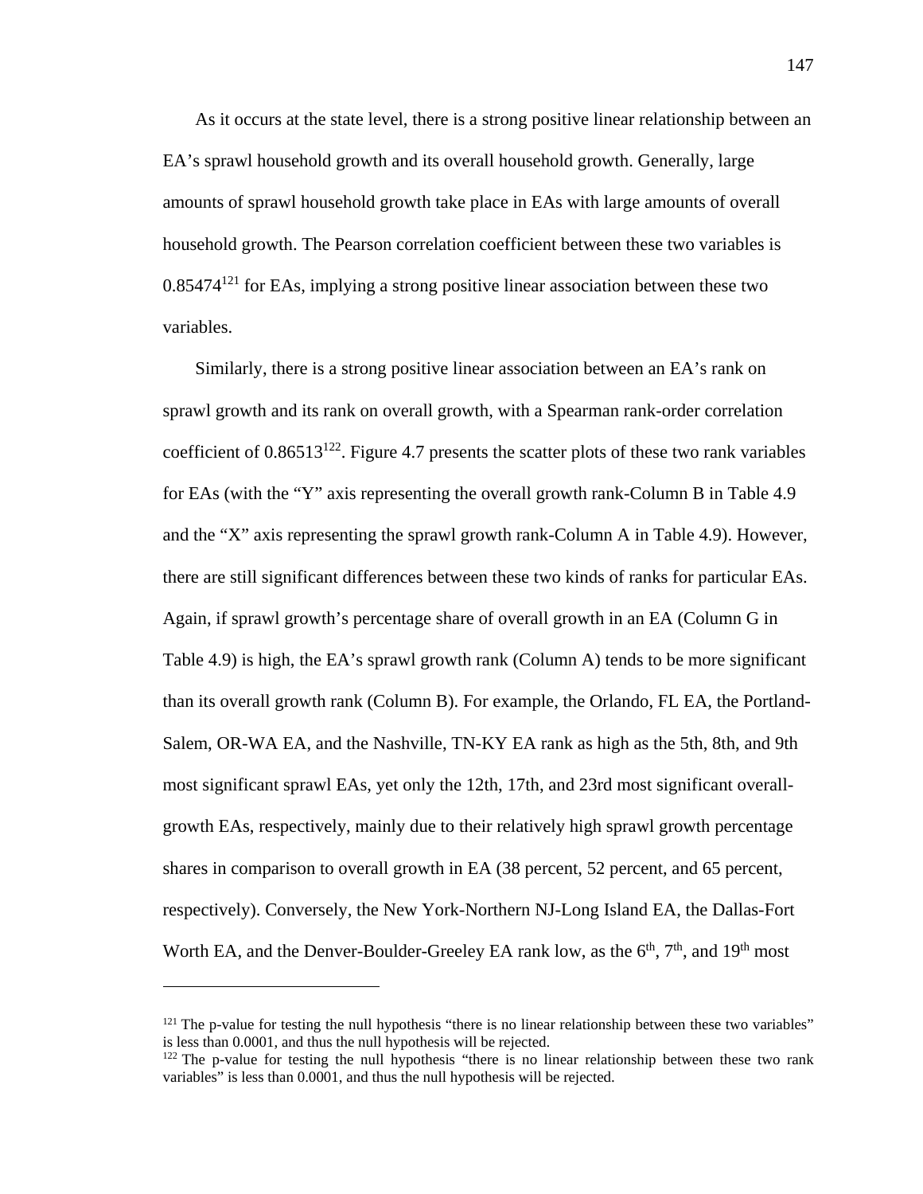As it occurs at the state level, there is a strong positive linear relationship between an EA's sprawl household growth and its overall household growth. Generally, large amounts of sprawl household growth take place in EAs with large amounts of overall household growth. The Pearson correlation coefficient between these two variables is 0.85474[121] for EAs, implying a strong positive linear association between these two variables.

Similarly, there is a strong positive linear association between an EA's rank on sprawl growth and its rank on overall growth, with a Spearman rank-order correlation coefficient of 0.86513[122]. Figure 4.7 presents the scatter plots of these two rank variables for EAs (with the "Y" axis representing the overall growth rank-Column B in Table 4.9 and the "X" axis representing the sprawl growth rank-Column A in Table 4.9). However, there are still significant differences between these two kinds of ranks for particular EAs. Again, if sprawl growth's percentage share of overall growth in an EA (Column G in Table 4.9) is high, the EA's sprawl growth rank (Column A) tends to be more significant than its overall growth rank (Column B). For example, the Orlando, FL EA, the Portland-Salem, OR-WA EA, and the Nashville, TN-KY EA rank as high as the 5th, 8th, and 9th most significant sprawl EAs, yet only the 12th, 17th, and 23rd most significant overall-growth EAs, respectively, mainly due to their relatively high sprawl growth percentage shares in comparison to overall growth in EA (38 percent, 52 percent, and 65 percent, respectively). Conversely, the New York-Northern NJ-Long Island EA, the Dallas-Fort Worth EA, and the Denver-Boulder-Greeley EA rank low, as the 6th, 7th, and 19th most

---

[121] The p-value for testing the null hypothesis "there is no linear relationship between these two variables" is less than 0.0001, and thus the null hypothesis will be rejected.

[122] The p-value for testing the null hypothesis "there is no linear relationship between these two rank variables" is less than 0.0001, and thus the null hypothesis will be rejected.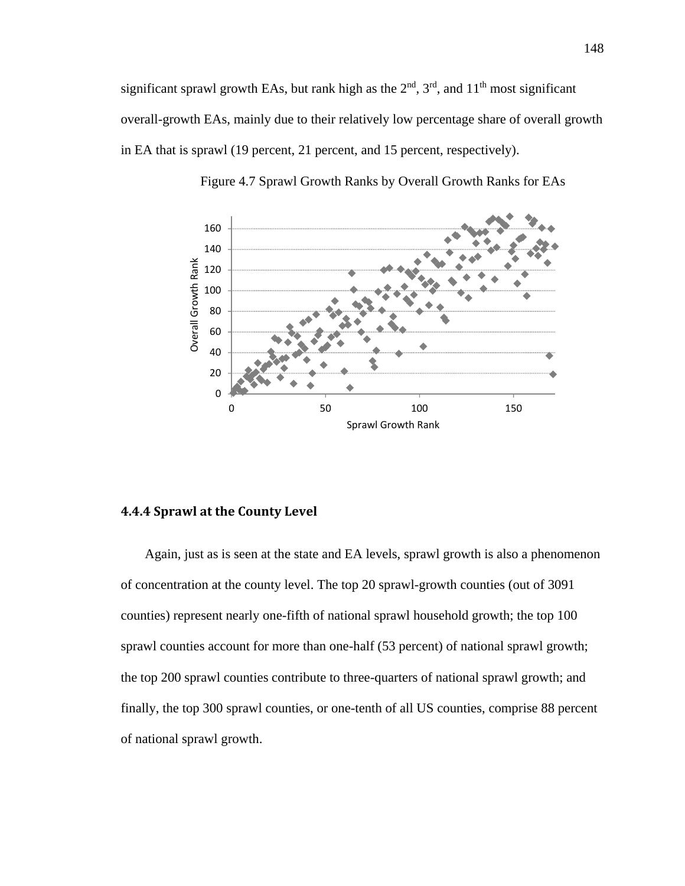significant sprawl growth EAs, but rank high as the 2nd, 3rd, and 11th most significant overall-growth EAs, mainly due to their relatively low percentage share of overall growth in EA that is sprawl (19 percent, 21 percent, and 15 percent, respectively).

Figure 4.7 Sprawl Growth Ranks by Overall Growth Ranks for EAs

### 4.4.4 Sprawl at the County Level

Again, just as is seen at the state and EA levels, sprawl growth is also a phenomenon of concentration at the county level. The top 20 sprawl-growth counties (out of 3091 counties) represent nearly one-fifth of national sprawl household growth; the top 100 sprawl counties account for more than one-half (53 percent) of national sprawl growth; the top 200 sprawl counties contribute to three-quarters of national sprawl growth; and finally, the top 300 sprawl counties, or one-tenth of all US counties, comprise 88 percent of national sprawl growth.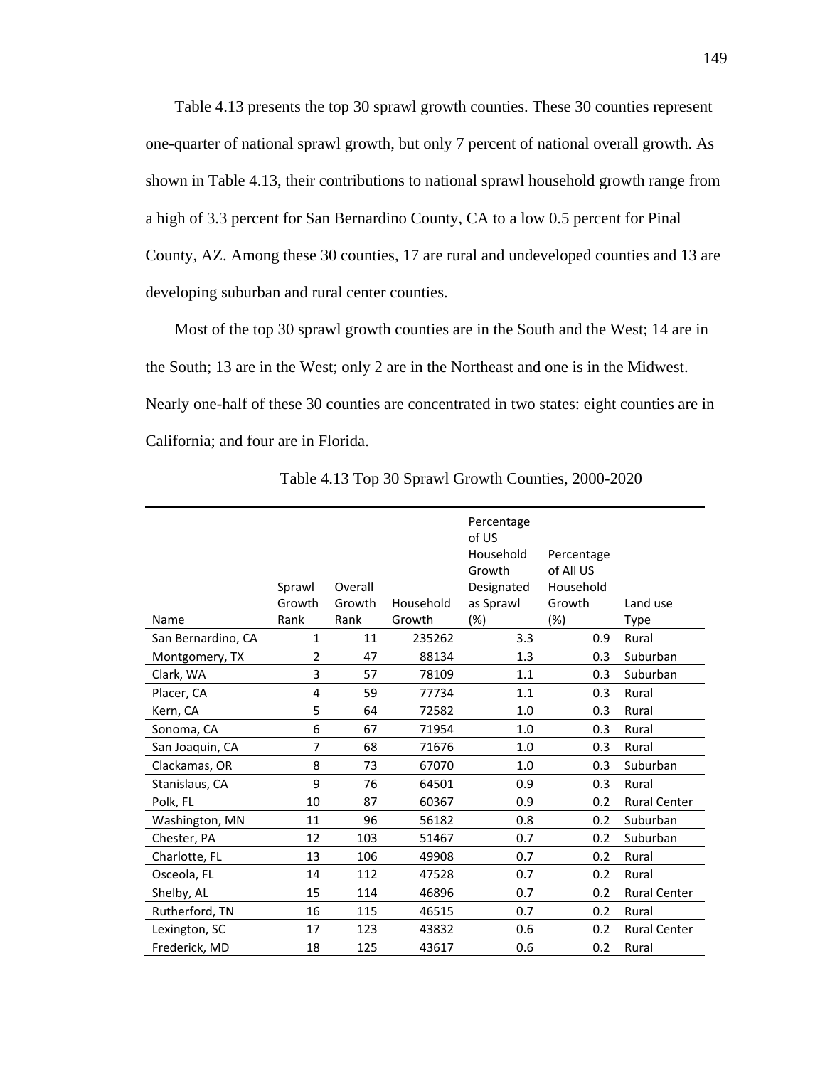Table 4.13 presents the top 30 sprawl growth counties. These 30 counties represent one-quarter of national sprawl growth, but only 7 percent of national overall growth. As shown in Table 4.13, their contributions to national sprawl household growth range from a high of 3.3 percent for San Bernardino County, CA to a low 0.5 percent for Pinal County, AZ. Among these 30 counties, 17 are rural and undeveloped counties and 13 are developing suburban and rural center counties.

Most of the top 30 sprawl growth counties are in the South and the West; 14 are in the South; 13 are in the West; only 2 are in the Northeast and one is in the Midwest. Nearly one-half of these 30 counties are concentrated in two states: eight counties are in California; and four are in Florida.

Table 4.13 Top 30 Sprawl Growth Counties, 2000-2020

| Name | Sprawl Growth Rank | Overall Growth Rank | Household Growth | Percentage of US Household Growth Designated as Sprawl (%) | Percentage of All US Household Growth (%) | Land use Type |
|---|---|---|---|---|---|---|
| San Bernardino, CA | 1 | 11 | 235262 | 3.3 | 0.9 | Rural |
| Montgomery, TX | 2 | 47 | 88134 | 1.3 | 0.3 | Suburban |
| Clark, WA | 3 | 57 | 78109 | 1.1 | 0.3 | Suburban |
| Placer, CA | 4 | 59 | 77734 | 1.1 | 0.3 | Rural |
| Kern, CA | 5 | 64 | 72582 | 1.0 | 0.3 | Rural |
| Sonoma, CA | 6 | 67 | 71954 | 1.0 | 0.3 | Rural |
| San Joaquin, CA | 7 | 68 | 71676 | 1.0 | 0.3 | Rural |
| Clackamas, OR | 8 | 73 | 67070 | 1.0 | 0.3 | Suburban |
| Stanislaus, CA | 9 | 76 | 64501 | 0.9 | 0.3 | Rural |
| Polk, FL | 10 | 87 | 60367 | 0.9 | 0.2 | Rural Center |
| Washington, MN | 11 | 96 | 56182 | 0.8 | 0.2 | Suburban |
| Chester, PA | 12 | 103 | 51467 | 0.7 | 0.2 | Suburban |
| Charlotte, FL | 13 | 106 | 49908 | 0.7 | 0.2 | Rural |
| Osceola, FL | 14 | 112 | 47528 | 0.7 | 0.2 | Rural |
| Shelby, AL | 15 | 114 | 46896 | 0.7 | 0.2 | Rural Center |
| Rutherford, TN | 16 | 115 | 46515 | 0.7 | 0.2 | Rural |
| Lexington, SC | 17 | 123 | 43832 | 0.6 | 0.2 | Rural Center |
| Frederick, MD | 18 | 125 | 43617 | 0.6 | 0.2 | Rural |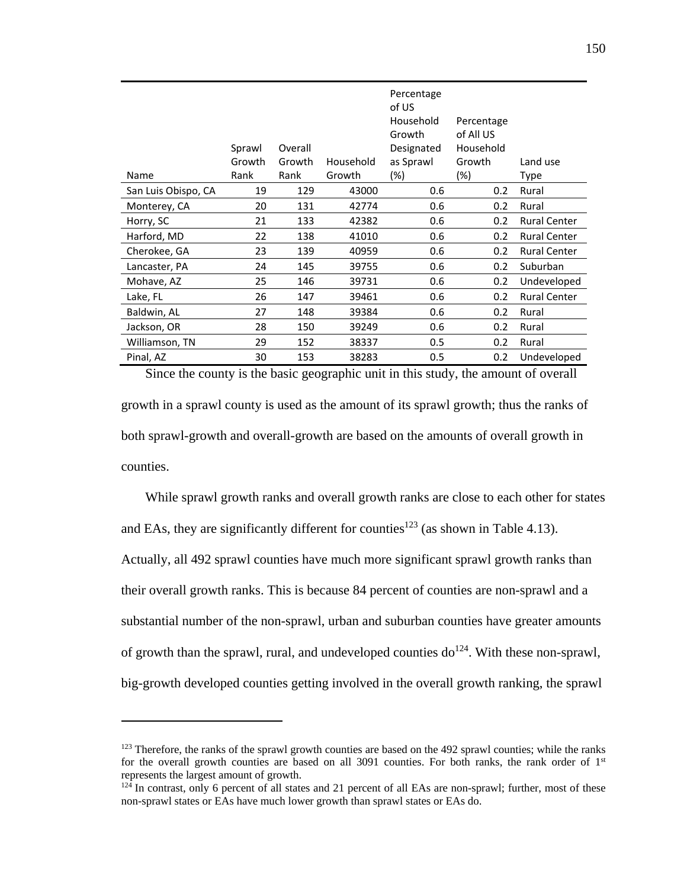| Name | Sprawl Growth Rank | Overall Growth Rank | Household Growth | Percentage of US Household Growth Designated as Sprawl (%) | Percentage of All US Household Growth (%) | Land use Type |
|---|---|---|---|---|---|---|
| San Luis Obispo, CA | 19 | 129 | 43000 | 0.6 | 0.2 | Rural |
| Monterey, CA | 20 | 131 | 42774 | 0.6 | 0.2 | Rural |
| Horry, SC | 21 | 133 | 42382 | 0.6 | 0.2 | Rural Center |
| Harford, MD | 22 | 138 | 41010 | 0.6 | 0.2 | Rural Center |
| Cherokee, GA | 23 | 139 | 40959 | 0.6 | 0.2 | Rural Center |
| Lancaster, PA | 24 | 145 | 39755 | 0.6 | 0.2 | Suburban |
| Mohave, AZ | 25 | 146 | 39731 | 0.6 | 0.2 | Undeveloped |
| Lake, FL | 26 | 147 | 39461 | 0.6 | 0.2 | Rural Center |
| Baldwin, AL | 27 | 148 | 39384 | 0.6 | 0.2 | Rural |
| Jackson, OR | 28 | 150 | 39249 | 0.6 | 0.2 | Rural |
| Williamson, TN | 29 | 152 | 38337 | 0.5 | 0.2 | Rural |
| Pinal, AZ | 30 | 153 | 38283 | 0.5 | 0.2 | Undeveloped |

Since the county is the basic geographic unit in this study, the amount of overall growth in a sprawl county is used as the amount of its sprawl growth; thus the ranks of both sprawl-growth and overall-growth are based on the amounts of overall growth in counties.

While sprawl growth ranks and overall growth ranks are close to each other for states and EAs, they are significantly different for counties[123] (as shown in Table 4.13). Actually, all 492 sprawl counties have much more significant sprawl growth ranks than their overall growth ranks. This is because 84 percent of counties are non-sprawl and a substantial number of the non-sprawl, urban and suburban counties have greater amounts of growth than the sprawl, rural, and undeveloped counties do[124]. With these non-sprawl, big-growth developed counties getting involved in the overall growth ranking, the sprawl

---

[123] Therefore, the ranks of the sprawl growth counties are based on the 492 sprawl counties; while the ranks for the overall growth counties are based on all 3091 counties. For both ranks, the rank order of 1st represents the largest amount of growth.

[124] In contrast, only 6 percent of all states and 21 percent of all EAs are non-sprawl; further, most of these non-sprawl states or EAs have much lower growth than sprawl states or EAs do.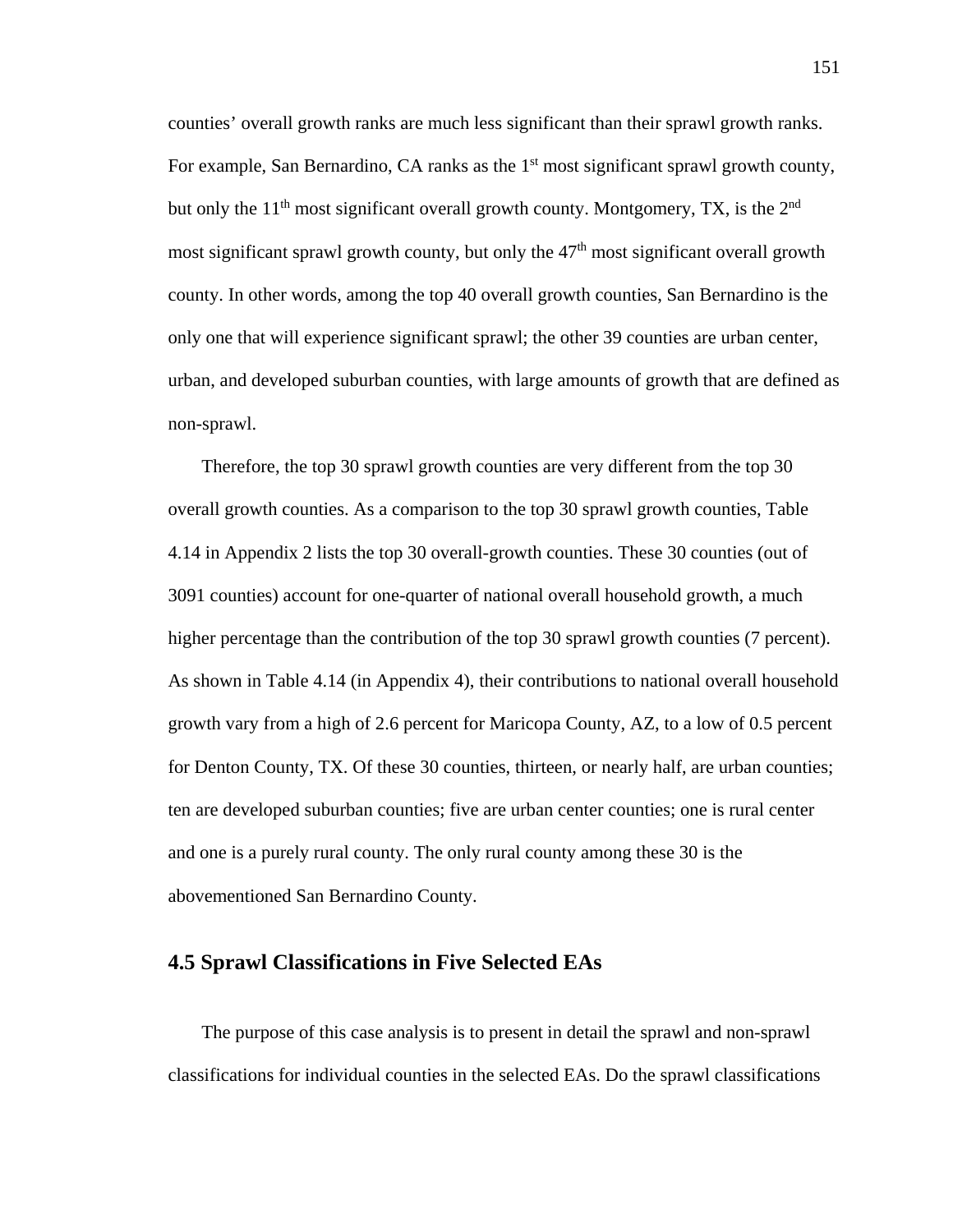counties' overall growth ranks are much less significant than their sprawl growth ranks. For example, San Bernardino, CA ranks as the 1st most significant sprawl growth county, but only the 11th most significant overall growth county. Montgomery, TX, is the 2nd most significant sprawl growth county, but only the 47th most significant overall growth county. In other words, among the top 40 overall growth counties, San Bernardino is the only one that will experience significant sprawl; the other 39 counties are urban center, urban, and developed suburban counties, with large amounts of growth that are defined as non-sprawl.

Therefore, the top 30 sprawl growth counties are very different from the top 30 overall growth counties. As a comparison to the top 30 sprawl growth counties, Table 4.14 in Appendix 2 lists the top 30 overall-growth counties. These 30 counties (out of 3091 counties) account for one-quarter of national overall household growth, a much higher percentage than the contribution of the top 30 sprawl growth counties (7 percent). As shown in Table 4.14 (in Appendix 4), their contributions to national overall household growth vary from a high of 2.6 percent for Maricopa County, AZ, to a low of 0.5 percent for Denton County, TX. Of these 30 counties, thirteen, or nearly half, are urban counties; ten are developed suburban counties; five are urban center counties; one is rural center and one is a purely rural county. The only rural county among these 30 is the abovementioned San Bernardino County.

## 4.5 Sprawl Classifications in Five Selected EAs

The purpose of this case analysis is to present in detail the sprawl and non-sprawl classifications for individual counties in the selected EAs. Do the sprawl classifications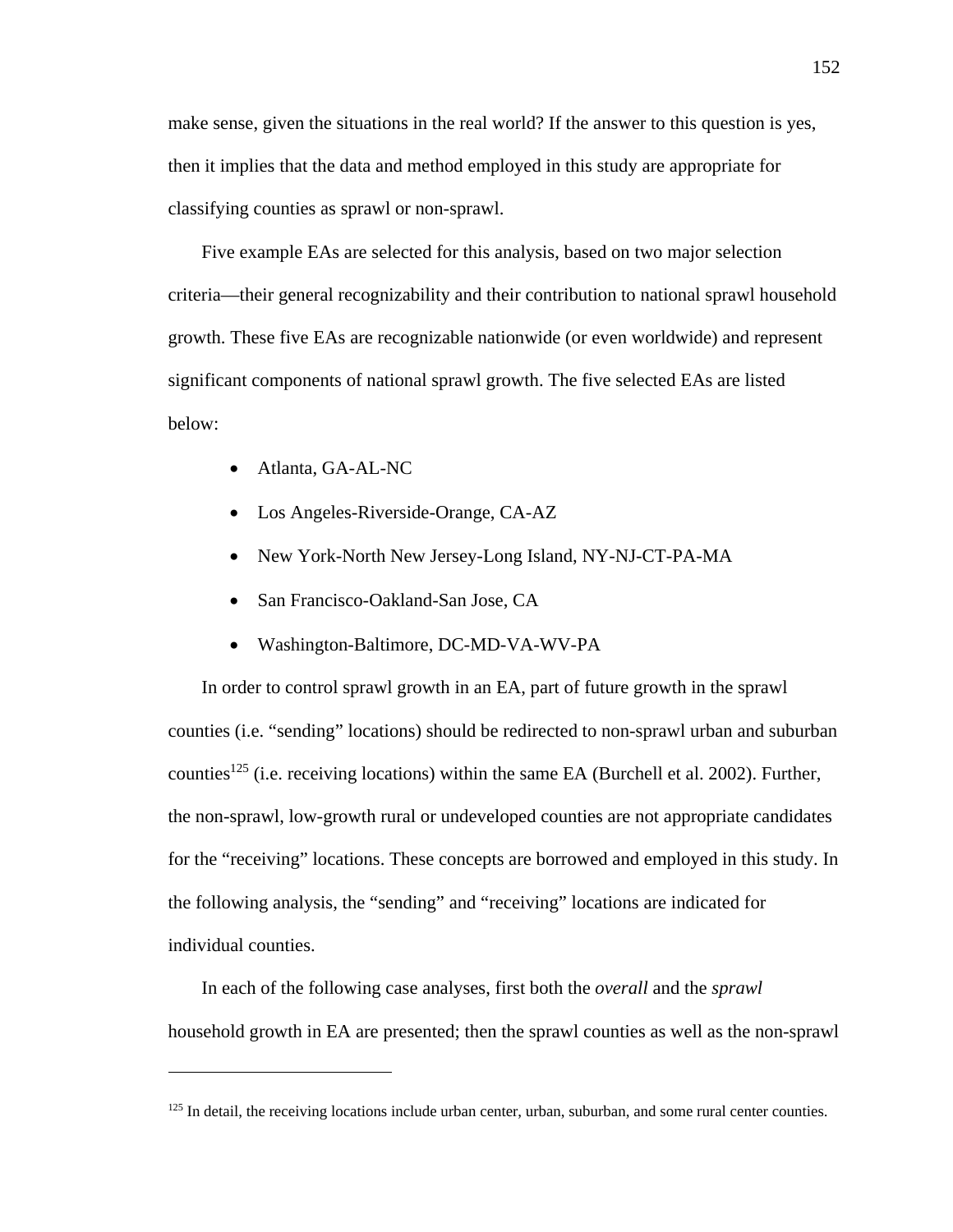make sense, given the situations in the real world? If the answer to this question is yes, then it implies that the data and method employed in this study are appropriate for classifying counties as sprawl or non-sprawl.

Five example EAs are selected for this analysis, based on two major selection criteria—their general recognizability and their contribution to national sprawl household growth. These five EAs are recognizable nationwide (or even worldwide) and represent significant components of national sprawl growth. The five selected EAs are listed below:

- Atlanta, GA-AL-NC
- Los Angeles-Riverside-Orange, CA-AZ
- New York-North New Jersey-Long Island, NY-NJ-CT-PA-MA
- San Francisco-Oakland-San Jose, CA
- Washington-Baltimore, DC-MD-VA-WV-PA

In order to control sprawl growth in an EA, part of future growth in the sprawl counties (i.e. "sending" locations) should be redirected to non-sprawl urban and suburban counties[125] (i.e. receiving locations) within the same EA (Burchell et al. 2002). Further, the non-sprawl, low-growth rural or undeveloped counties are not appropriate candidates for the "receiving" locations. These concepts are borrowed and employed in this study. In the following analysis, the "sending" and "receiving" locations are indicated for individual counties.

In each of the following case analyses, first both the *overall* and the *sprawl* household growth in EA are presented; then the sprawl counties as well as the non-sprawl

[125] In detail, the receiving locations include urban center, urban, suburban, and some rural center counties.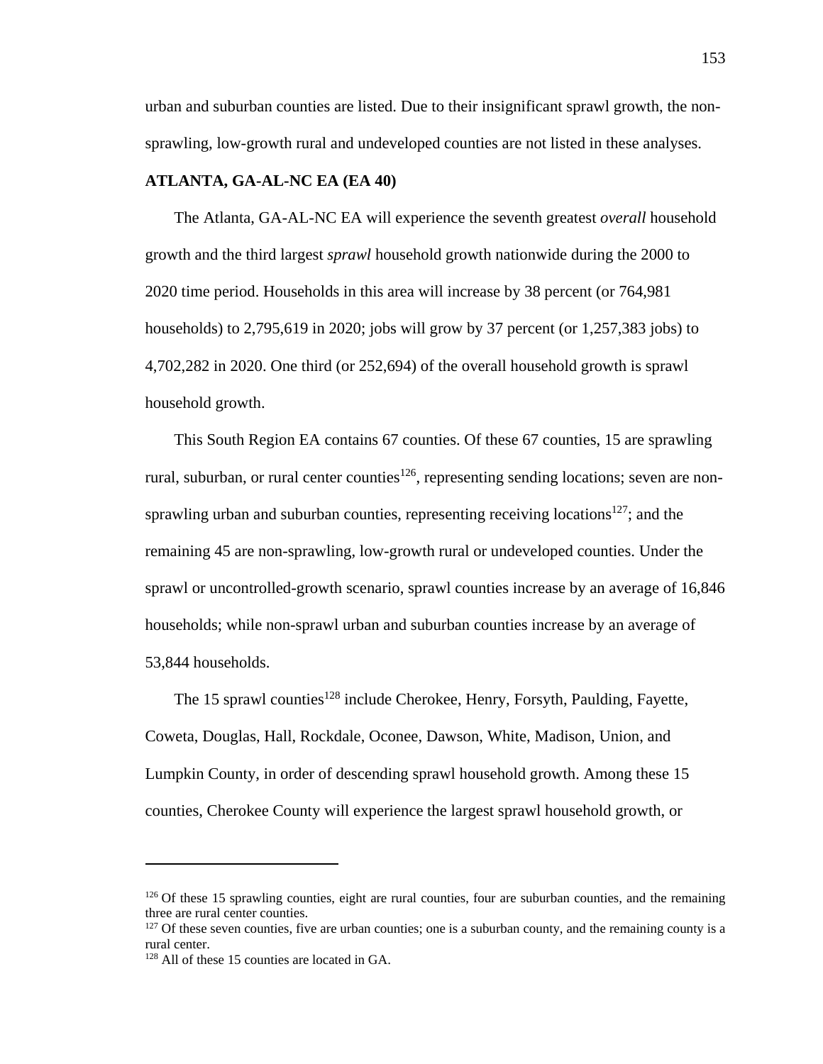urban and suburban counties are listed. Due to their insignificant sprawl growth, the non-sprawling, low-growth rural and undeveloped counties are not listed in these analyses.

**ATLANTA, GA-AL-NC EA (EA 40)**

The Atlanta, GA-AL-NC EA will experience the seventh greatest *overall* household growth and the third largest *sprawl* household growth nationwide during the 2000 to 2020 time period. Households in this area will increase by 38 percent (or 764,981 households) to 2,795,619 in 2020; jobs will grow by 37 percent (or 1,257,383 jobs) to 4,702,282 in 2020. One third (or 252,694) of the overall household growth is sprawl household growth.

This South Region EA contains 67 counties. Of these 67 counties, 15 are sprawling rural, suburban, or rural center counties[126], representing sending locations; seven are non-sprawling urban and suburban counties, representing receiving locations[127]; and the remaining 45 are non-sprawling, low-growth rural or undeveloped counties. Under the sprawl or uncontrolled-growth scenario, sprawl counties increase by an average of 16,846 households; while non-sprawl urban and suburban counties increase by an average of 53,844 households.

The 15 sprawl counties[128] include Cherokee, Henry, Forsyth, Paulding, Fayette, Coweta, Douglas, Hall, Rockdale, Oconee, Dawson, White, Madison, Union, and Lumpkin County, in order of descending sprawl household growth. Among these 15 counties, Cherokee County will experience the largest sprawl household growth, or

---

[126] Of these 15 sprawling counties, eight are rural counties, four are suburban counties, and the remaining three are rural center counties.

[127] Of these seven counties, five are urban counties; one is a suburban county, and the remaining county is a rural center.

[128] All of these 15 counties are located in GA.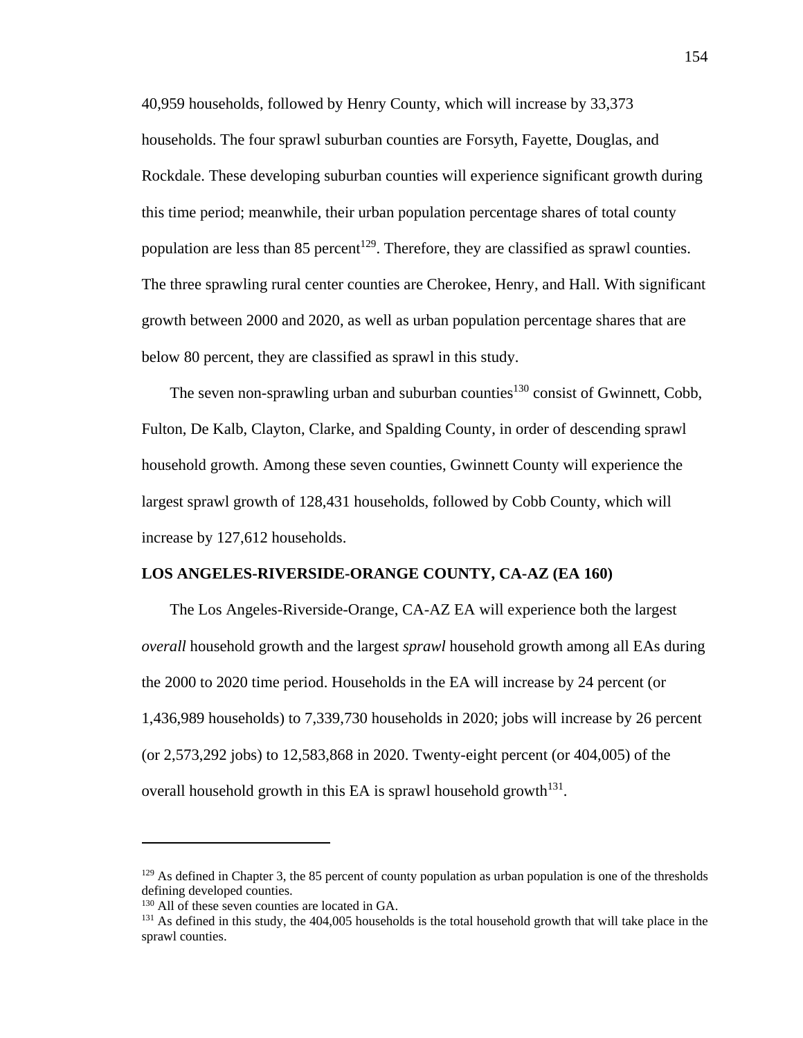40,959 households, followed by Henry County, which will increase by 33,373 households. The four sprawl suburban counties are Forsyth, Fayette, Douglas, and Rockdale. These developing suburban counties will experience significant growth during this time period; meanwhile, their urban population percentage shares of total county population are less than 85 percent[129]. Therefore, they are classified as sprawl counties. The three sprawling rural center counties are Cherokee, Henry, and Hall. With significant growth between 2000 and 2020, as well as urban population percentage shares that are below 80 percent, they are classified as sprawl in this study.

The seven non-sprawling urban and suburban counties[130] consist of Gwinnett, Cobb, Fulton, De Kalb, Clayton, Clarke, and Spalding County, in order of descending sprawl household growth. Among these seven counties, Gwinnett County will experience the largest sprawl growth of 128,431 households, followed by Cobb County, which will increase by 127,612 households.

### LOS ANGELES-RIVERSIDE-ORANGE COUNTY, CA-AZ (EA 160)

The Los Angeles-Riverside-Orange, CA-AZ EA will experience both the largest *overall* household growth and the largest *sprawl* household growth among all EAs during the 2000 to 2020 time period. Households in the EA will increase by 24 percent (or 1,436,989 households) to 7,339,730 households in 2020; jobs will increase by 26 percent (or 2,573,292 jobs) to 12,583,868 in 2020. Twenty-eight percent (or 404,005) of the overall household growth in this EA is sprawl household growth[131].

---

[129] As defined in Chapter 3, the 85 percent of county population as urban population is one of the thresholds defining developed counties.

[130] All of these seven counties are located in GA.

[131] As defined in this study, the 404,005 households is the total household growth that will take place in the sprawl counties.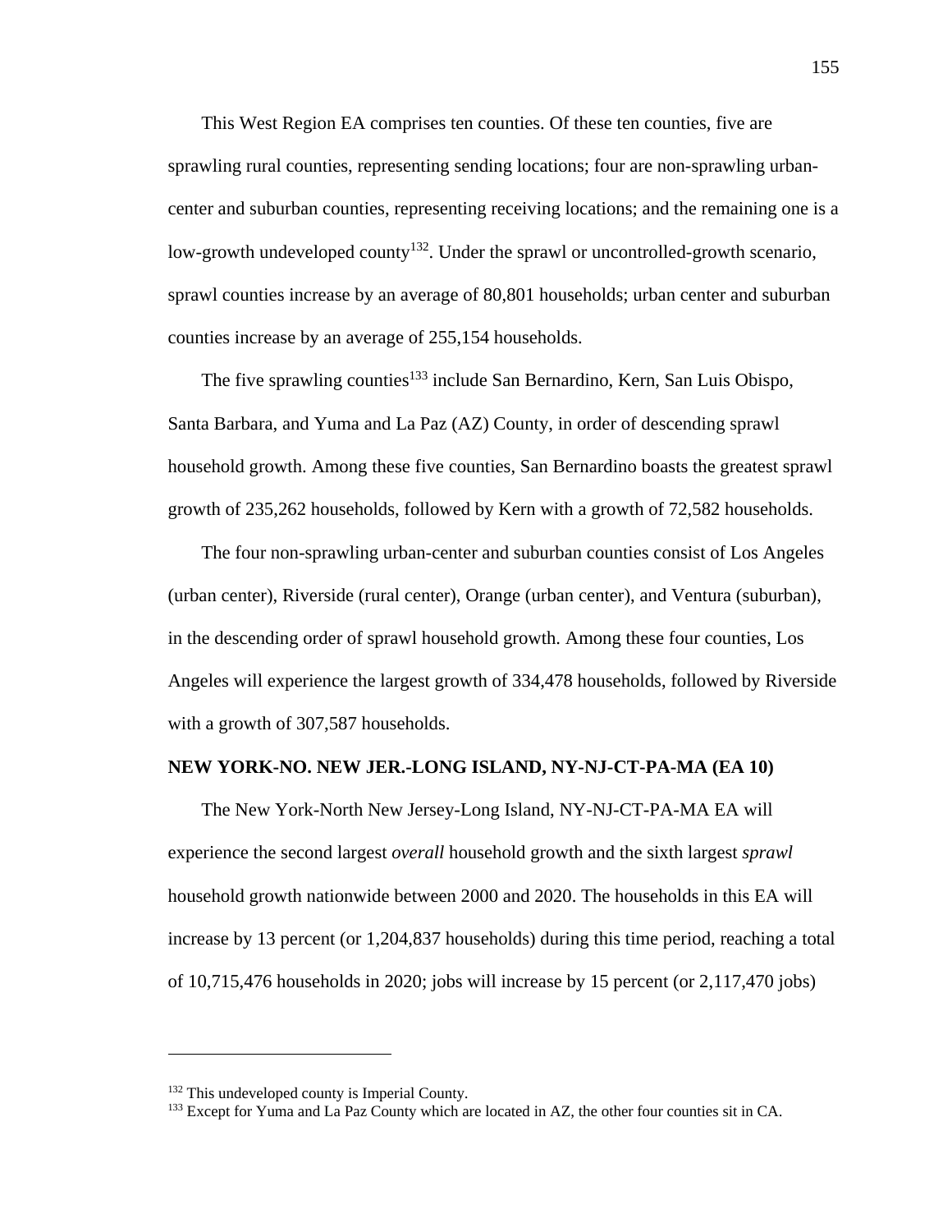This West Region EA comprises ten counties. Of these ten counties, five are sprawling rural counties, representing sending locations; four are non-sprawling urban-center and suburban counties, representing receiving locations; and the remaining one is a low-growth undeveloped county[132]. Under the sprawl or uncontrolled-growth scenario, sprawl counties increase by an average of 80,801 households; urban center and suburban counties increase by an average of 255,154 households.

The five sprawling counties[133] include San Bernardino, Kern, San Luis Obispo, Santa Barbara, and Yuma and La Paz (AZ) County, in order of descending sprawl household growth. Among these five counties, San Bernardino boasts the greatest sprawl growth of 235,262 households, followed by Kern with a growth of 72,582 households.

The four non-sprawling urban-center and suburban counties consist of Los Angeles (urban center), Riverside (rural center), Orange (urban center), and Ventura (suburban), in the descending order of sprawl household growth. Among these four counties, Los Angeles will experience the largest growth of 334,478 households, followed by Riverside with a growth of 307,587 households.

**NEW YORK-NO. NEW JER.-LONG ISLAND, NY-NJ-CT-PA-MA (EA 10)**

The New York-North New Jersey-Long Island, NY-NJ-CT-PA-MA EA will experience the second largest *overall* household growth and the sixth largest *sprawl* household growth nationwide between 2000 and 2020. The households in this EA will increase by 13 percent (or 1,204,837 households) during this time period, reaching a total of 10,715,476 households in 2020; jobs will increase by 15 percent (or 2,117,470 jobs)

---

[132] This undeveloped county is Imperial County.

[133] Except for Yuma and La Paz County which are located in AZ, the other four counties sit in CA.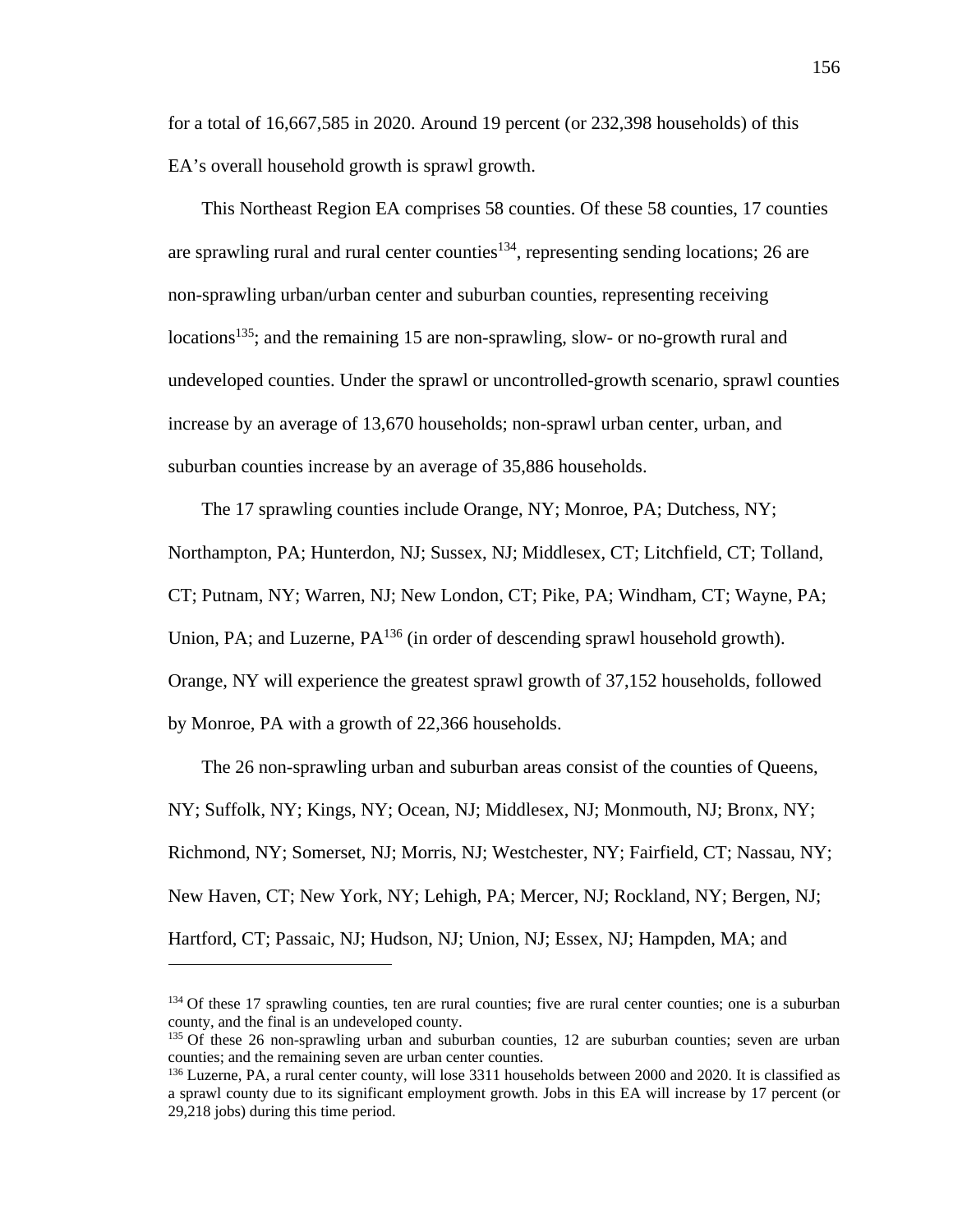for a total of 16,667,585 in 2020. Around 19 percent (or 232,398 households) of this EA's overall household growth is sprawl growth.

This Northeast Region EA comprises 58 counties. Of these 58 counties, 17 counties are sprawling rural and rural center counties[134], representing sending locations; 26 are non-sprawling urban/urban center and suburban counties, representing receiving locations[135]; and the remaining 15 are non-sprawling, slow- or no-growth rural and undeveloped counties. Under the sprawl or uncontrolled-growth scenario, sprawl counties increase by an average of 13,670 households; non-sprawl urban center, urban, and suburban counties increase by an average of 35,886 households.

The 17 sprawling counties include Orange, NY; Monroe, PA; Dutchess, NY; Northampton, PA; Hunterdon, NJ; Sussex, NJ; Middlesex, CT; Litchfield, CT; Tolland, CT; Putnam, NY; Warren, NJ; New London, CT; Pike, PA; Windham, CT; Wayne, PA; Union, PA; and Luzerne, PA[136] (in order of descending sprawl household growth). Orange, NY will experience the greatest sprawl growth of 37,152 households, followed by Monroe, PA with a growth of 22,366 households.

The 26 non-sprawling urban and suburban areas consist of the counties of Queens, NY; Suffolk, NY; Kings, NY; Ocean, NJ; Middlesex, NJ; Monmouth, NJ; Bronx, NY; Richmond, NY; Somerset, NJ; Morris, NJ; Westchester, NY; Fairfield, CT; Nassau, NY; New Haven, CT; New York, NY; Lehigh, PA; Mercer, NJ; Rockland, NY; Bergen, NJ; Hartford, CT; Passaic, NJ; Hudson, NJ; Union, NJ; Essex, NJ; Hampden, MA; and

---

[134] Of these 17 sprawling counties, ten are rural counties; five are rural center counties; one is a suburban county, and the final is an undeveloped county.

[135] Of these 26 non-sprawling urban and suburban counties, 12 are suburban counties; seven are urban counties; and the remaining seven are urban center counties.

[136] Luzerne, PA, a rural center county, will lose 3311 households between 2000 and 2020. It is classified as a sprawl county due to its significant employment growth. Jobs in this EA will increase by 17 percent (or 29,218 jobs) during this time period.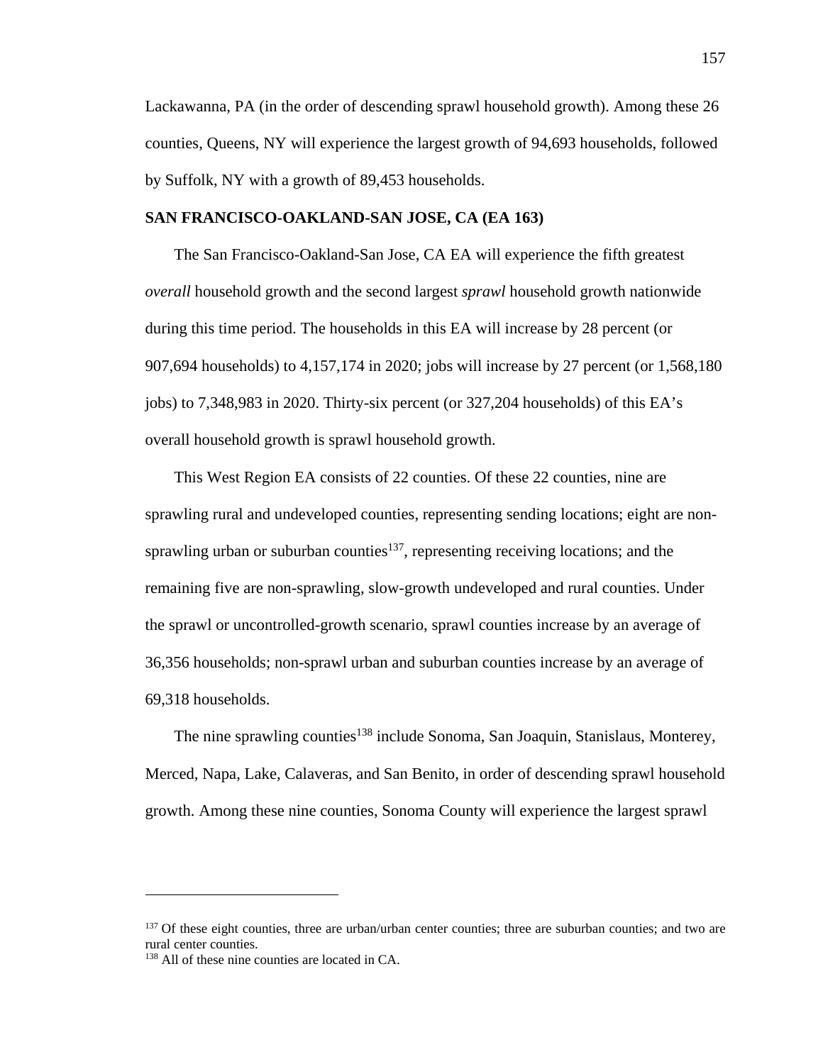Lackawanna, PA (in the order of descending sprawl household growth). Among these 26 counties, Queens, NY will experience the largest growth of 94,693 households, followed by Suffolk, NY with a growth of 89,453 households.

**SAN FRANCISCO-OAKLAND-SAN JOSE, CA (EA 163)**

The San Francisco-Oakland-San Jose, CA EA will experience the fifth greatest *overall* household growth and the second largest *sprawl* household growth nationwide during this time period. The households in this EA will increase by 28 percent (or 907,694 households) to 4,157,174 in 2020; jobs will increase by 27 percent (or 1,568,180 jobs) to 7,348,983 in 2020. Thirty-six percent (or 327,204 households) of this EA's overall household growth is sprawl household growth.

This West Region EA consists of 22 counties. Of these 22 counties, nine are sprawling rural and undeveloped counties, representing sending locations; eight are non-sprawling urban or suburban counties[137], representing receiving locations; and the remaining five are non-sprawling, slow-growth undeveloped and rural counties. Under the sprawl or uncontrolled-growth scenario, sprawl counties increase by an average of 36,356 households; non-sprawl urban and suburban counties increase by an average of 69,318 households.

The nine sprawling counties[138] include Sonoma, San Joaquin, Stanislaus, Monterey, Merced, Napa, Lake, Calaveras, and San Benito, in order of descending sprawl household growth. Among these nine counties, Sonoma County will experience the largest sprawl

---

[137] Of these eight counties, three are urban/urban center counties; three are suburban counties; and two are rural center counties.

[138] All of these nine counties are located in CA.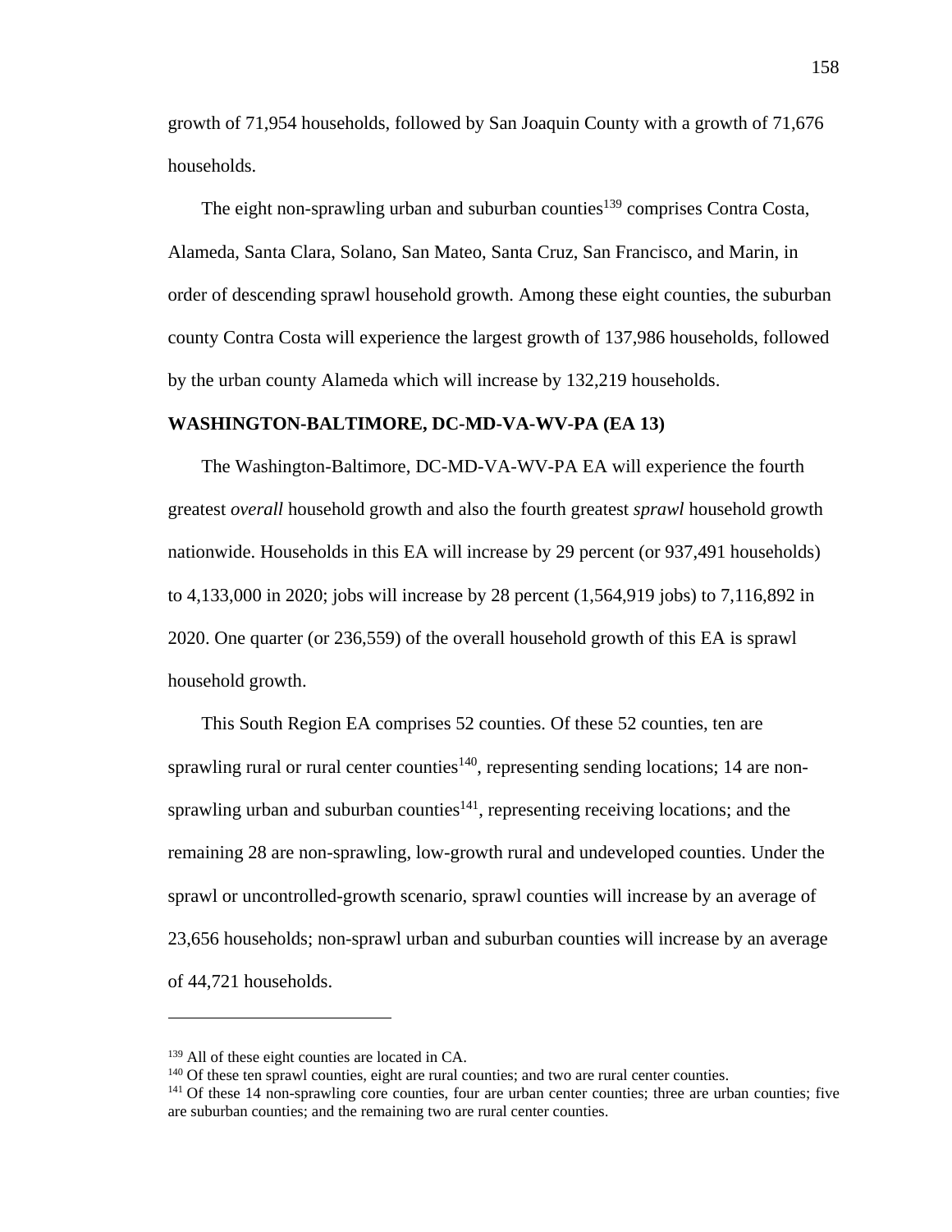growth of 71,954 households, followed by San Joaquin County with a growth of 71,676 households.

The eight non-sprawling urban and suburban counties[139] comprises Contra Costa, Alameda, Santa Clara, Solano, San Mateo, Santa Cruz, San Francisco, and Marin, in order of descending sprawl household growth. Among these eight counties, the suburban county Contra Costa will experience the largest growth of 137,986 households, followed by the urban county Alameda which will increase by 132,219 households.

**WASHINGTON-BALTIMORE, DC-MD-VA-WV-PA (EA 13)**

The Washington-Baltimore, DC-MD-VA-WV-PA EA will experience the fourth greatest *overall* household growth and also the fourth greatest *sprawl* household growth nationwide. Households in this EA will increase by 29 percent (or 937,491 households) to 4,133,000 in 2020; jobs will increase by 28 percent (1,564,919 jobs) to 7,116,892 in 2020. One quarter (or 236,559) of the overall household growth of this EA is sprawl household growth.

This South Region EA comprises 52 counties. Of these 52 counties, ten are sprawling rural or rural center counties[140], representing sending locations; 14 are non-sprawling urban and suburban counties[141], representing receiving locations; and the remaining 28 are non-sprawling, low-growth rural and undeveloped counties. Under the sprawl or uncontrolled-growth scenario, sprawl counties will increase by an average of 23,656 households; non-sprawl urban and suburban counties will increase by an average of 44,721 households.

---

[139] All of these eight counties are located in CA.

[140] Of these ten sprawl counties, eight are rural counties; and two are rural center counties.

[141] Of these 14 non-sprawling core counties, four are urban center counties; three are urban counties; five are suburban counties; and the remaining two are rural center counties.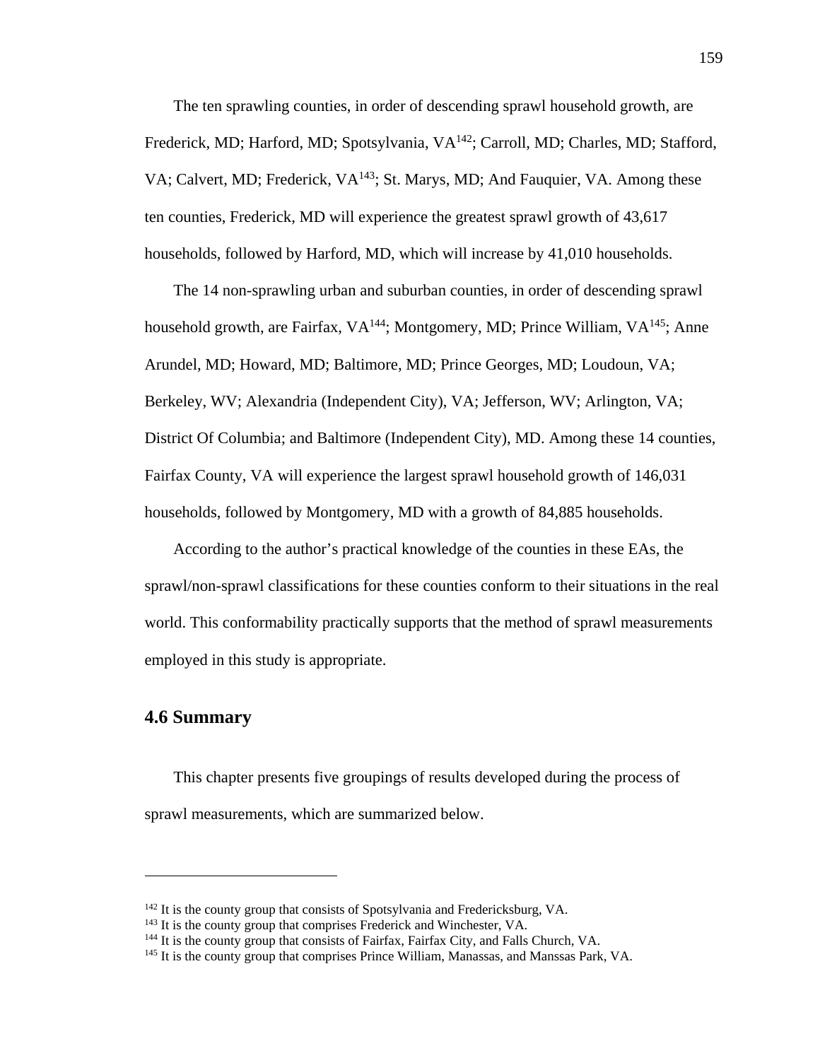The ten sprawling counties, in order of descending sprawl household growth, are Frederick, MD; Harford, MD; Spotsylvania, VA[142]; Carroll, MD; Charles, MD; Stafford, VA; Calvert, MD; Frederick, VA[143]; St. Marys, MD; And Fauquier, VA. Among these ten counties, Frederick, MD will experience the greatest sprawl growth of 43,617 households, followed by Harford, MD, which will increase by 41,010 households.

The 14 non-sprawling urban and suburban counties, in order of descending sprawl household growth, are Fairfax, VA[144]; Montgomery, MD; Prince William, VA[145]; Anne Arundel, MD; Howard, MD; Baltimore, MD; Prince Georges, MD; Loudoun, VA; Berkeley, WV; Alexandria (Independent City), VA; Jefferson, WV; Arlington, VA; District Of Columbia; and Baltimore (Independent City), MD. Among these 14 counties, Fairfax County, VA will experience the largest sprawl household growth of 146,031 households, followed by Montgomery, MD with a growth of 84,885 households.

According to the author's practical knowledge of the counties in these EAs, the sprawl/non-sprawl classifications for these counties conform to their situations in the real world. This conformability practically supports that the method of sprawl measurements employed in this study is appropriate.

## 4.6 Summary

This chapter presents five groupings of results developed during the process of sprawl measurements, which are summarized below.

---

[142] It is the county group that consists of Spotsylvania and Fredericksburg, VA.

[143] It is the county group that comprises Frederick and Winchester, VA.

[144] It is the county group that consists of Fairfax, Fairfax City, and Falls Church, VA.

[145] It is the county group that comprises Prince William, Manassas, and Manssas Park, VA.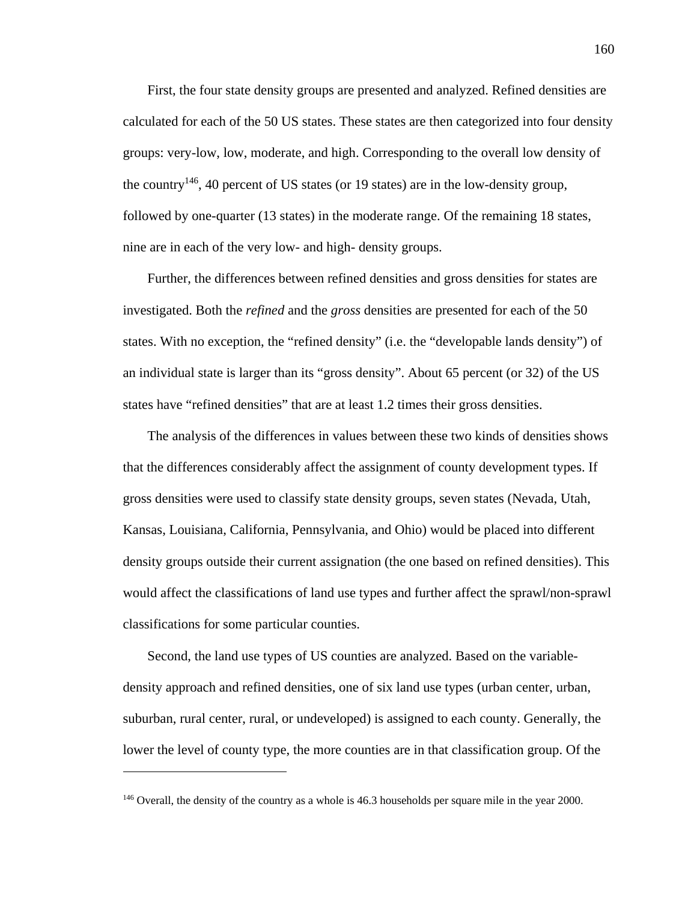First, the four state density groups are presented and analyzed. Refined densities are calculated for each of the 50 US states. These states are then categorized into four density groups: very-low, low, moderate, and high. Corresponding to the overall low density of the country[146], 40 percent of US states (or 19 states) are in the low-density group, followed by one-quarter (13 states) in the moderate range. Of the remaining 18 states, nine are in each of the very low- and high- density groups.

Further, the differences between refined densities and gross densities for states are investigated. Both the *refined* and the *gross* densities are presented for each of the 50 states. With no exception, the "refined density" (i.e. the "developable lands density") of an individual state is larger than its "gross density". About 65 percent (or 32) of the US states have "refined densities" that are at least 1.2 times their gross densities.

The analysis of the differences in values between these two kinds of densities shows that the differences considerably affect the assignment of county development types. If gross densities were used to classify state density groups, seven states (Nevada, Utah, Kansas, Louisiana, California, Pennsylvania, and Ohio) would be placed into different density groups outside their current assignation (the one based on refined densities). This would affect the classifications of land use types and further affect the sprawl/non-sprawl classifications for some particular counties.

Second, the land use types of US counties are analyzed. Based on the variable-density approach and refined densities, one of six land use types (urban center, urban, suburban, rural center, rural, or undeveloped) is assigned to each county. Generally, the lower the level of county type, the more counties are in that classification group. Of the

---

[146] Overall, the density of the country as a whole is 46.3 households per square mile in the year 2000.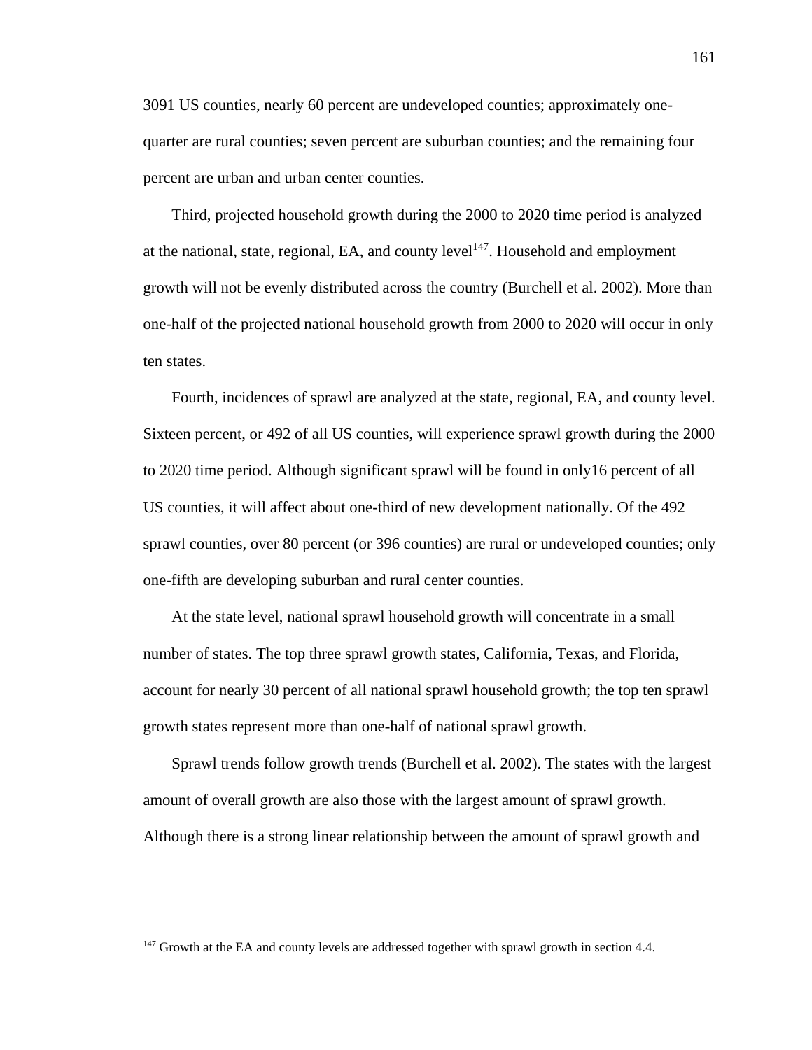3091 US counties, nearly 60 percent are undeveloped counties; approximately one-quarter are rural counties; seven percent are suburban counties; and the remaining four percent are urban and urban center counties.

Third, projected household growth during the 2000 to 2020 time period is analyzed at the national, state, regional, EA, and county level[147]. Household and employment growth will not be evenly distributed across the country (Burchell et al. 2002). More than one-half of the projected national household growth from 2000 to 2020 will occur in only ten states.

Fourth, incidences of sprawl are analyzed at the state, regional, EA, and county level. Sixteen percent, or 492 of all US counties, will experience sprawl growth during the 2000 to 2020 time period. Although significant sprawl will be found in only16 percent of all US counties, it will affect about one-third of new development nationally. Of the 492 sprawl counties, over 80 percent (or 396 counties) are rural or undeveloped counties; only one-fifth are developing suburban and rural center counties.

At the state level, national sprawl household growth will concentrate in a small number of states. The top three sprawl growth states, California, Texas, and Florida, account for nearly 30 percent of all national sprawl household growth; the top ten sprawl growth states represent more than one-half of national sprawl growth.

Sprawl trends follow growth trends (Burchell et al. 2002). The states with the largest amount of overall growth are also those with the largest amount of sprawl growth. Although there is a strong linear relationship between the amount of sprawl growth and

---

[147] Growth at the EA and county levels are addressed together with sprawl growth in section 4.4.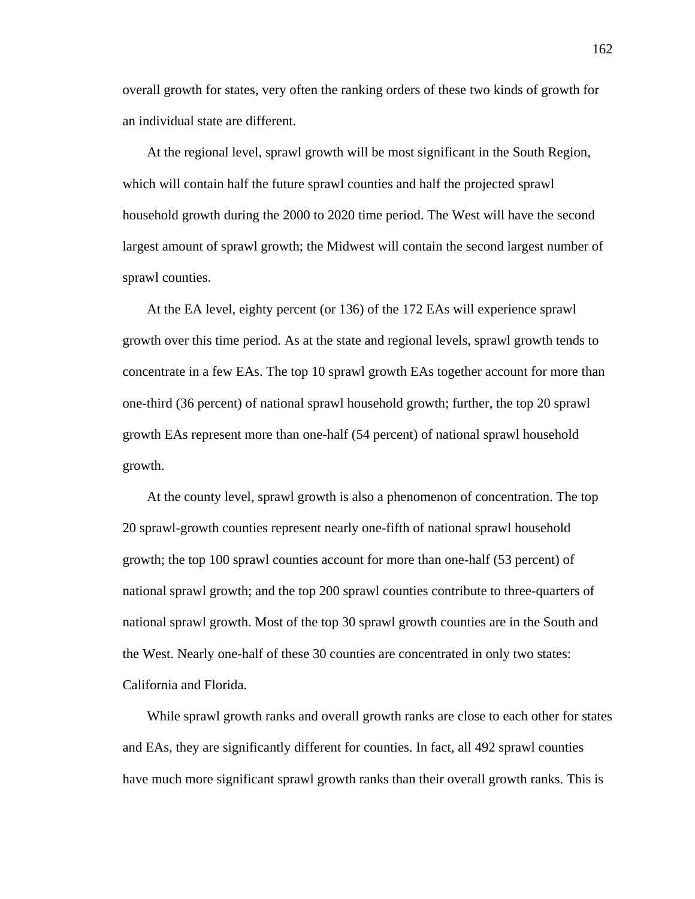overall growth for states, very often the ranking orders of these two kinds of growth for an individual state are different.

At the regional level, sprawl growth will be most significant in the South Region, which will contain half the future sprawl counties and half the projected sprawl household growth during the 2000 to 2020 time period. The West will have the second largest amount of sprawl growth; the Midwest will contain the second largest number of sprawl counties.

At the EA level, eighty percent (or 136) of the 172 EAs will experience sprawl growth over this time period. As at the state and regional levels, sprawl growth tends to concentrate in a few EAs. The top 10 sprawl growth EAs together account for more than one-third (36 percent) of national sprawl household growth; further, the top 20 sprawl growth EAs represent more than one-half (54 percent) of national sprawl household growth.

At the county level, sprawl growth is also a phenomenon of concentration. The top 20 sprawl-growth counties represent nearly one-fifth of national sprawl household growth; the top 100 sprawl counties account for more than one-half (53 percent) of national sprawl growth; and the top 200 sprawl counties contribute to three-quarters of national sprawl growth. Most of the top 30 sprawl growth counties are in the South and the West. Nearly one-half of these 30 counties are concentrated in only two states: California and Florida.

While sprawl growth ranks and overall growth ranks are close to each other for states and EAs, they are significantly different for counties. In fact, all 492 sprawl counties have much more significant sprawl growth ranks than their overall growth ranks. This is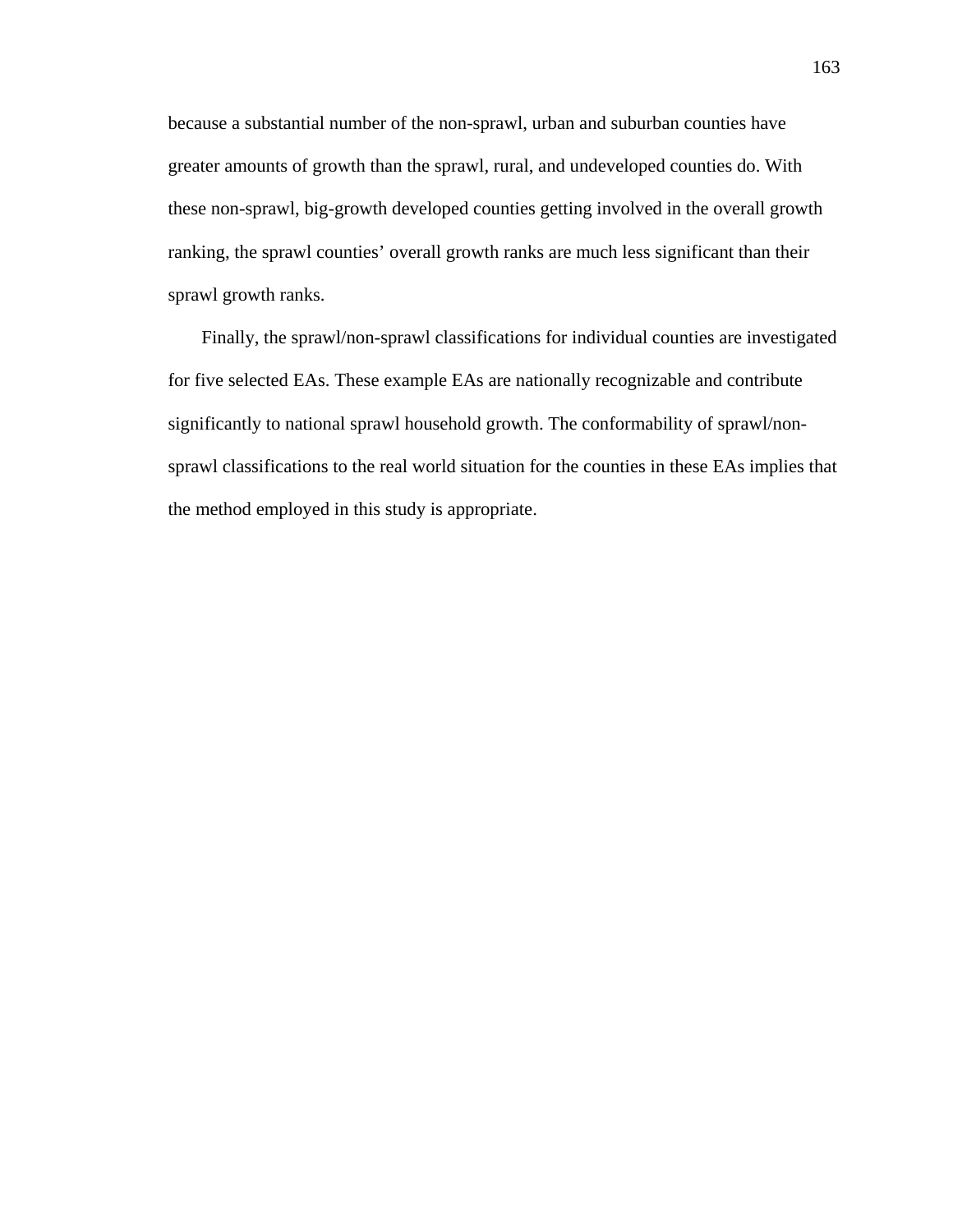because a substantial number of the non-sprawl, urban and suburban counties have greater amounts of growth than the sprawl, rural, and undeveloped counties do. With these non-sprawl, big-growth developed counties getting involved in the overall growth ranking, the sprawl counties' overall growth ranks are much less significant than their sprawl growth ranks.

Finally, the sprawl/non-sprawl classifications for individual counties are investigated for five selected EAs. These example EAs are nationally recognizable and contribute significantly to national sprawl household growth. The conformability of sprawl/non-sprawl classifications to the real world situation for the counties in these EAs implies that the method employed in this study is appropriate.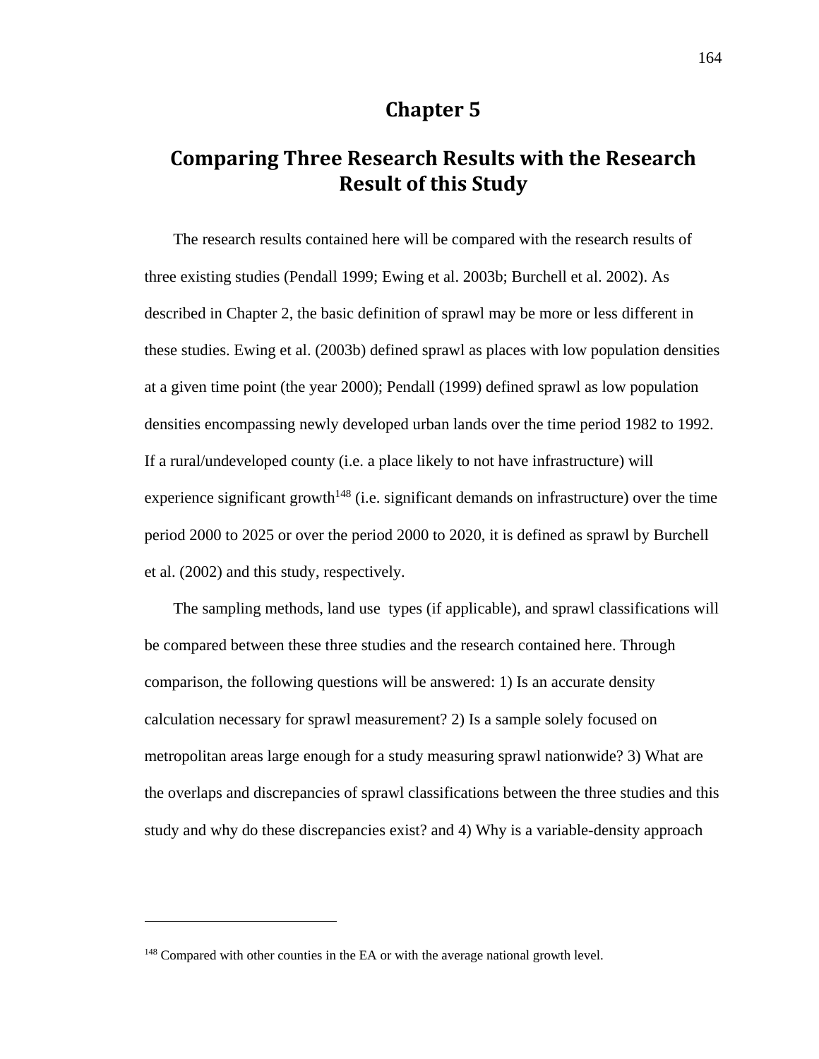# Chapter 5

## Comparing Three Research Results with the Research Result of this Study

The research results contained here will be compared with the research results of three existing studies (Pendall 1999; Ewing et al. 2003b; Burchell et al. 2002). As described in Chapter 2, the basic definition of sprawl may be more or less different in these studies. Ewing et al. (2003b) defined sprawl as places with low population densities at a given time point (the year 2000); Pendall (1999) defined sprawl as low population densities encompassing newly developed urban lands over the time period 1982 to 1992. If a rural/undeveloped county (i.e. a place likely to not have infrastructure) will experience significant growth[148] (i.e. significant demands on infrastructure) over the time period 2000 to 2025 or over the period 2000 to 2020, it is defined as sprawl by Burchell et al. (2002) and this study, respectively.

The sampling methods, land use types (if applicable), and sprawl classifications will be compared between these three studies and the research contained here. Through comparison, the following questions will be answered: 1) Is an accurate density calculation necessary for sprawl measurement? 2) Is a sample solely focused on metropolitan areas large enough for a study measuring sprawl nationwide? 3) What are the overlaps and discrepancies of sprawl classifications between the three studies and this study and why do these discrepancies exist? and 4) Why is a variable-density approach

[148] Compared with other counties in the EA or with the average national growth level.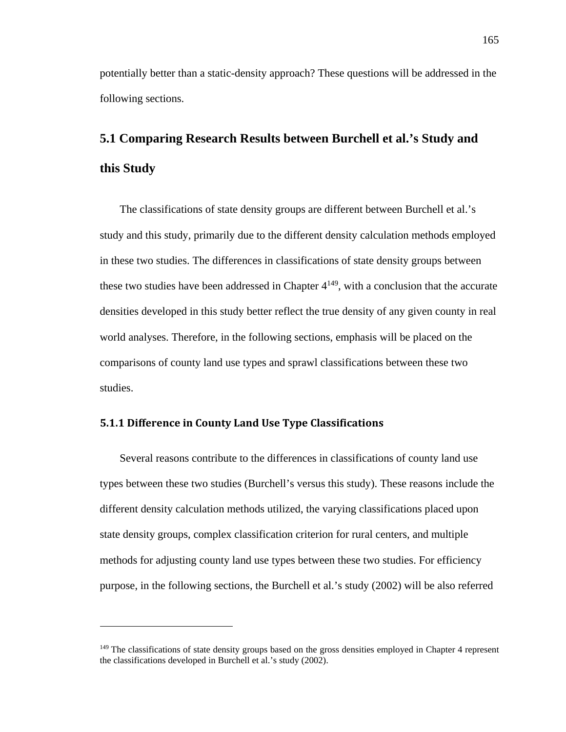potentially better than a static-density approach? These questions will be addressed in the following sections.

## 5.1 Comparing Research Results between Burchell et al.'s Study and this Study

The classifications of state density groups are different between Burchell et al.'s study and this study, primarily due to the different density calculation methods employed in these two studies. The differences in classifications of state density groups between these two studies have been addressed in Chapter 4[149], with a conclusion that the accurate densities developed in this study better reflect the true density of any given county in real world analyses. Therefore, in the following sections, emphasis will be placed on the comparisons of county land use types and sprawl classifications between these two studies.

### 5.1.1 Difference in County Land Use Type Classifications

Several reasons contribute to the differences in classifications of county land use types between these two studies (Burchell's versus this study). These reasons include the different density calculation methods utilized, the varying classifications placed upon state density groups, complex classification criterion for rural centers, and multiple methods for adjusting county land use types between these two studies. For efficiency purpose, in the following sections, the Burchell et al.'s study (2002) will be also referred

---

[149] The classifications of state density groups based on the gross densities employed in Chapter 4 represent the classifications developed in Burchell et al.'s study (2002).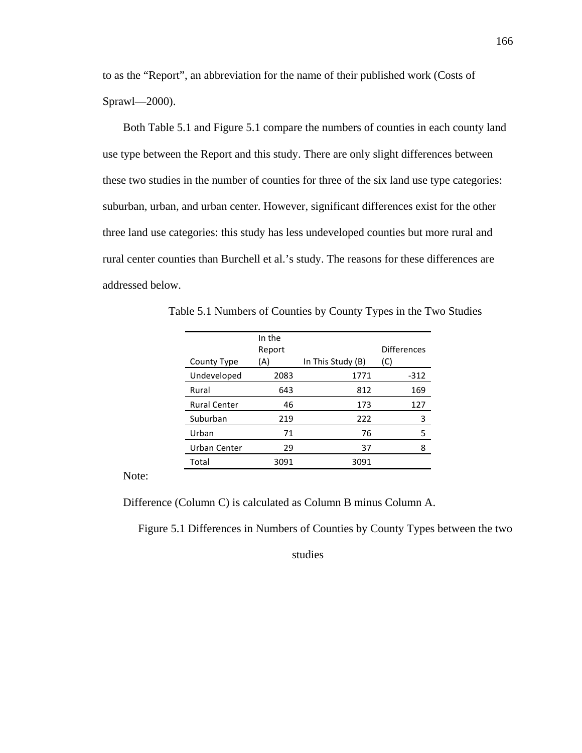to as the "Report", an abbreviation for the name of their published work (Costs of Sprawl—2000).

Both Table 5.1 and Figure 5.1 compare the numbers of counties in each county land use type between the Report and this study. There are only slight differences between these two studies in the number of counties for three of the six land use type categories: suburban, urban, and urban center. However, significant differences exist for the other three land use categories: this study has less undeveloped counties but more rural and rural center counties than Burchell et al.'s study. The reasons for these differences are addressed below.

Table 5.1 Numbers of Counties by County Types in the Two Studies

| County Type | In the Report (A) | In This Study (B) | Differences (C) |
|---|---|---|---|
| Undeveloped | 2083 | 1771 | -312 |
| Rural | 643 | 812 | 169 |
| Rural Center | 46 | 173 | 127 |
| Suburban | 219 | 222 | 3 |
| Urban | 71 | 76 | 5 |
| Urban Center | 29 | 37 | 8 |
| Total | 3091 | 3091 | |

Note:

Difference (Column C) is calculated as Column B minus Column A.

Figure 5.1 Differences in Numbers of Counties by County Types between the two studies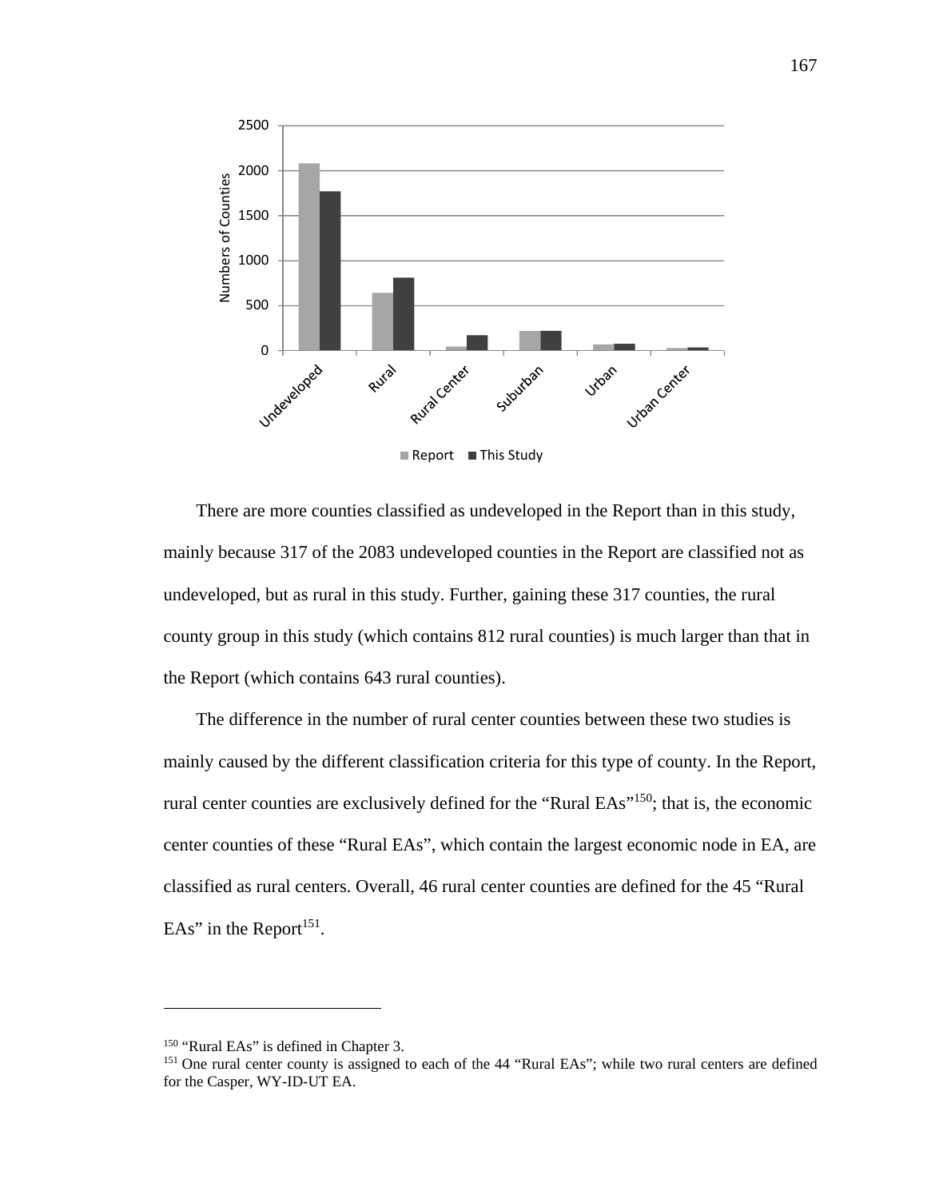There are more counties classified as undeveloped in the Report than in this study, mainly because 317 of the 2083 undeveloped counties in the Report are classified not as undeveloped, but as rural in this study. Further, gaining these 317 counties, the rural county group in this study (which contains 812 rural counties) is much larger than that in the Report (which contains 643 rural counties).

The difference in the number of rural center counties between these two studies is mainly caused by the different classification criteria for this type of county. In the Report, rural center counties are exclusively defined for the "Rural EAs"[150]; that is, the economic center counties of these "Rural EAs", which contain the largest economic node in EA, are classified as rural centers. Overall, 46 rural center counties are defined for the 45 "Rural EAs" in the Report[151].

---

[150] "Rural EAs" is defined in Chapter 3.

[151] One rural center county is assigned to each of the 44 "Rural EAs"; while two rural centers are defined for the Casper, WY-ID-UT EA.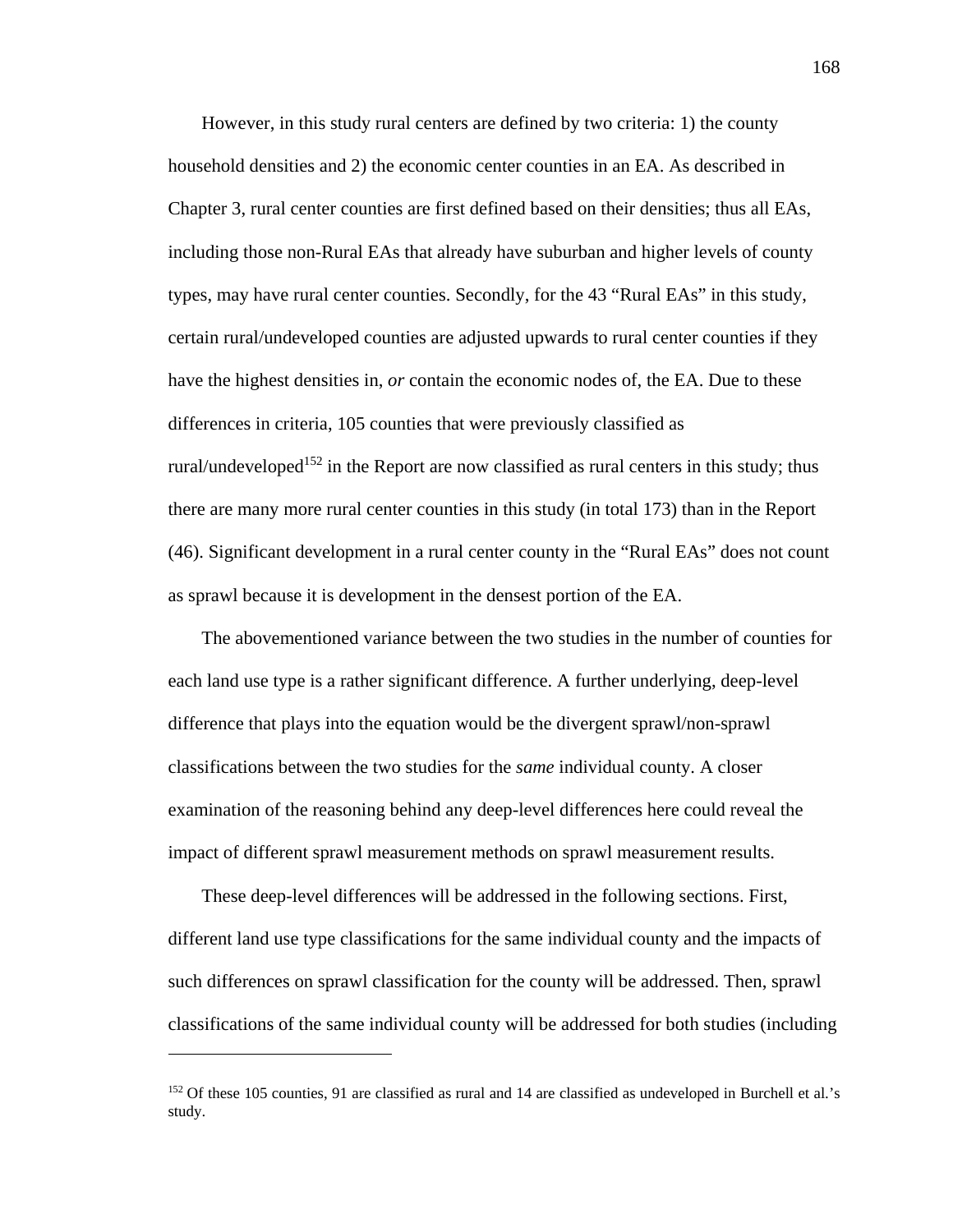However, in this study rural centers are defined by two criteria: 1) the county household densities and 2) the economic center counties in an EA. As described in Chapter 3, rural center counties are first defined based on their densities; thus all EAs, including those non-Rural EAs that already have suburban and higher levels of county types, may have rural center counties. Secondly, for the 43 "Rural EAs" in this study, certain rural/undeveloped counties are adjusted upwards to rural center counties if they have the highest densities in, *or* contain the economic nodes of, the EA. Due to these differences in criteria, 105 counties that were previously classified as rural/undeveloped[152] in the Report are now classified as rural centers in this study; thus there are many more rural center counties in this study (in total 173) than in the Report (46). Significant development in a rural center county in the "Rural EAs" does not count as sprawl because it is development in the densest portion of the EA.

The abovementioned variance between the two studies in the number of counties for each land use type is a rather significant difference. A further underlying, deep-level difference that plays into the equation would be the divergent sprawl/non-sprawl classifications between the two studies for the *same* individual county. A closer examination of the reasoning behind any deep-level differences here could reveal the impact of different sprawl measurement methods on sprawl measurement results.

These deep-level differences will be addressed in the following sections. First, different land use type classifications for the same individual county and the impacts of such differences on sprawl classification for the county will be addressed. Then, sprawl classifications of the same individual county will be addressed for both studies (including

---

[152] Of these 105 counties, 91 are classified as rural and 14 are classified as undeveloped in Burchell et al.'s study.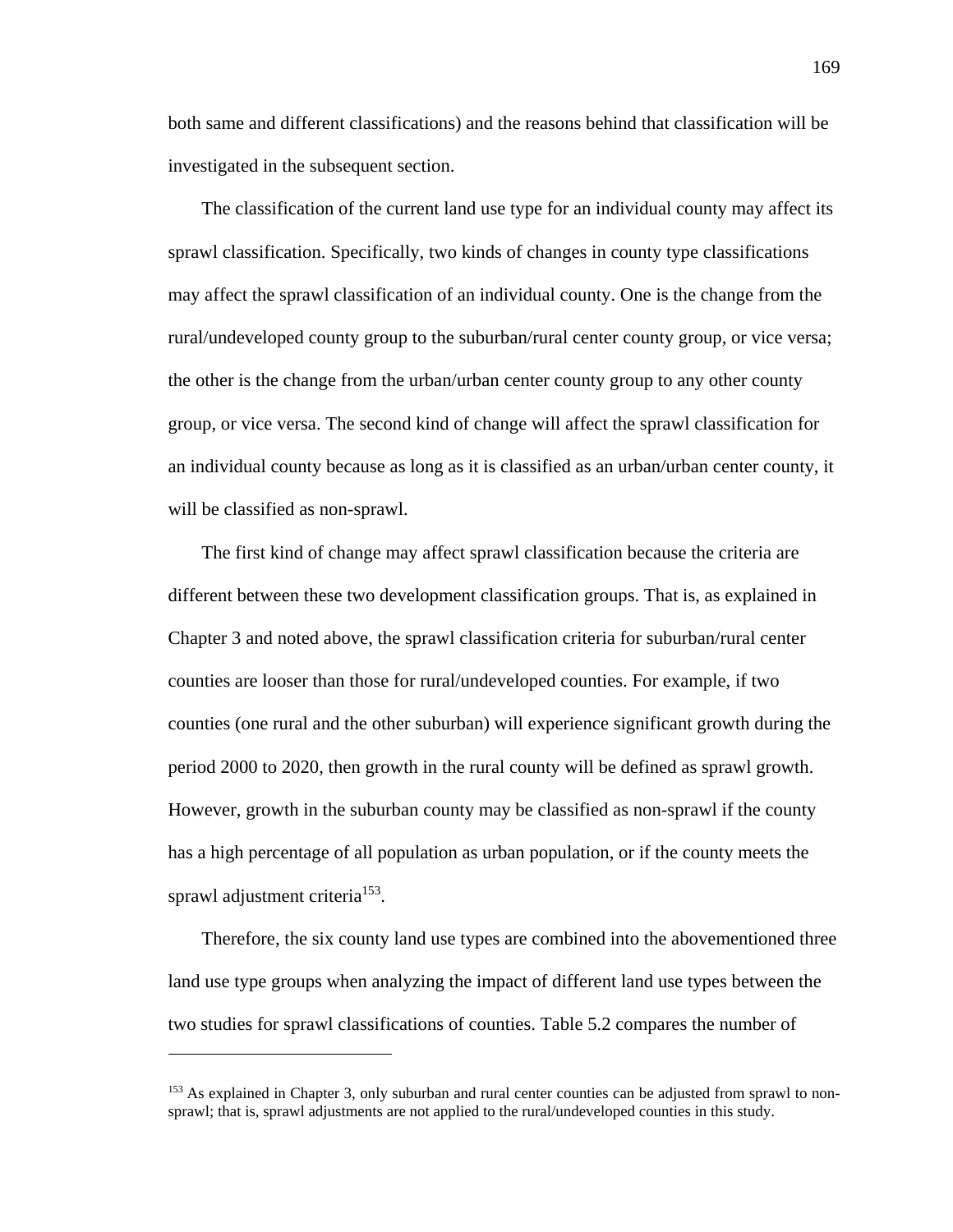both same and different classifications) and the reasons behind that classification will be investigated in the subsequent section.

The classification of the current land use type for an individual county may affect its sprawl classification. Specifically, two kinds of changes in county type classifications may affect the sprawl classification of an individual county. One is the change from the rural/undeveloped county group to the suburban/rural center county group, or vice versa; the other is the change from the urban/urban center county group to any other county group, or vice versa. The second kind of change will affect the sprawl classification for an individual county because as long as it is classified as an urban/urban center county, it will be classified as non-sprawl.

The first kind of change may affect sprawl classification because the criteria are different between these two development classification groups. That is, as explained in Chapter 3 and noted above, the sprawl classification criteria for suburban/rural center counties are looser than those for rural/undeveloped counties. For example, if two counties (one rural and the other suburban) will experience significant growth during the period 2000 to 2020, then growth in the rural county will be defined as sprawl growth. However, growth in the suburban county may be classified as non-sprawl if the county has a high percentage of all population as urban population, or if the county meets the sprawl adjustment criteria[153].

Therefore, the six county land use types are combined into the abovementioned three land use type groups when analyzing the impact of different land use types between the two studies for sprawl classifications of counties. Table 5.2 compares the number of

---

[153] As explained in Chapter 3, only suburban and rural center counties can be adjusted from sprawl to non-sprawl; that is, sprawl adjustments are not applied to the rural/undeveloped counties in this study.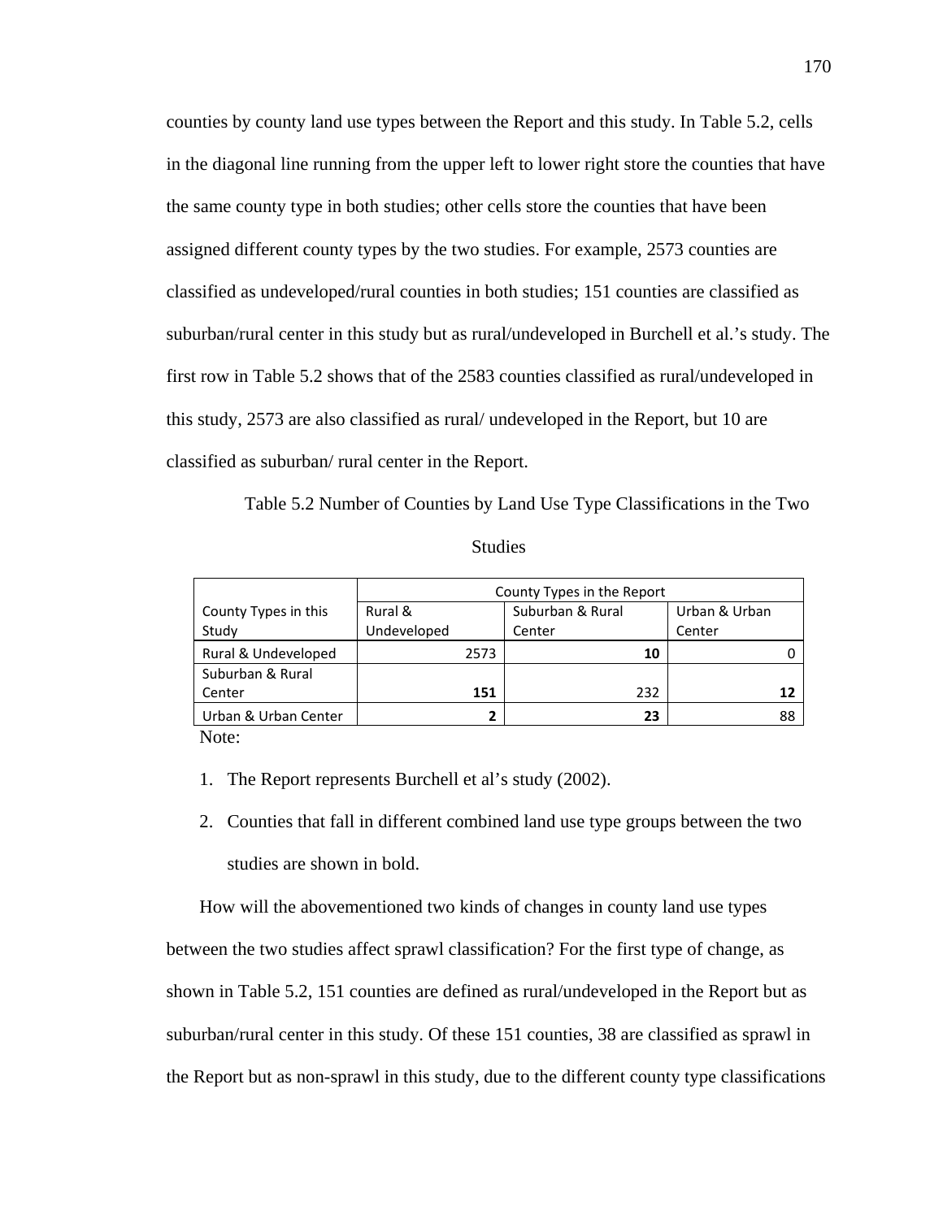counties by county land use types between the Report and this study. In Table 5.2, cells in the diagonal line running from the upper left to lower right store the counties that have the same county type in both studies; other cells store the counties that have been assigned different county types by the two studies. For example, 2573 counties are classified as undeveloped/rural counties in both studies; 151 counties are classified as suburban/rural center in this study but as rural/undeveloped in Burchell et al.'s study. The first row in Table 5.2 shows that of the 2583 counties classified as rural/undeveloped in this study, 2573 are also classified as rural/ undeveloped in the Report, but 10 are classified as suburban/ rural center in the Report.

Table 5.2 Number of Counties by Land Use Type Classifications in the Two Studies

| | County Types in the Report | | |
|---|---|---|---|
| County Types in this Study | Rural & Undeveloped | Suburban & Rural Center | Urban & Urban Center |
| Rural & Undeveloped | 2573 | **10** | 0 |
| Suburban & Rural Center | **151** | 232 | **12** |
| Urban & Urban Center | **2** | **23** | 88 |

Note:

1. The Report represents Burchell et al's study (2002).
2. Counties that fall in different combined land use type groups between the two studies are shown in bold.

How will the abovementioned two kinds of changes in county land use types between the two studies affect sprawl classification? For the first type of change, as shown in Table 5.2, 151 counties are defined as rural/undeveloped in the Report but as suburban/rural center in this study. Of these 151 counties, 38 are classified as sprawl in the Report but as non-sprawl in this study, due to the different county type classifications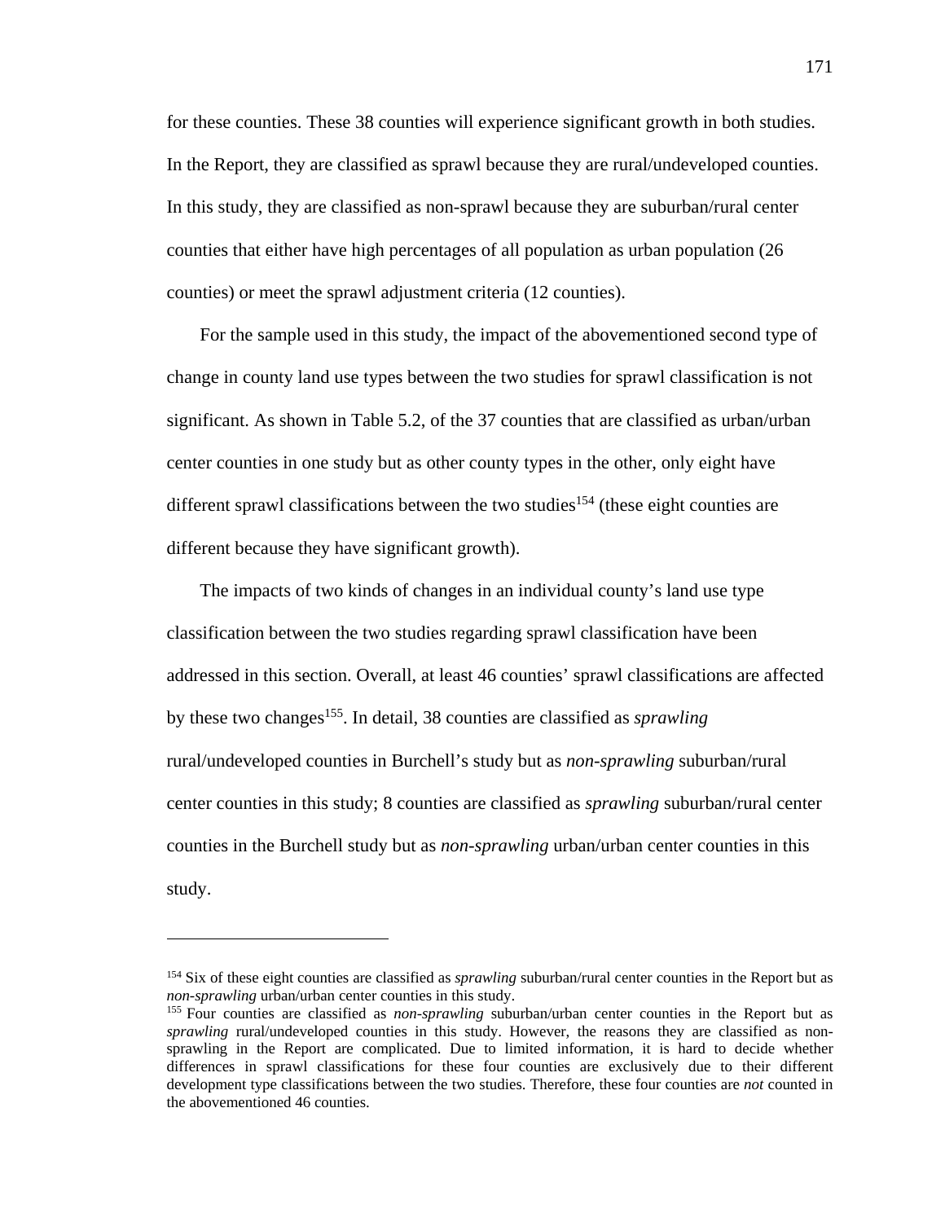for these counties. These 38 counties will experience significant growth in both studies. In the Report, they are classified as sprawl because they are rural/undeveloped counties. In this study, they are classified as non-sprawl because they are suburban/rural center counties that either have high percentages of all population as urban population (26 counties) or meet the sprawl adjustment criteria (12 counties).

For the sample used in this study, the impact of the abovementioned second type of change in county land use types between the two studies for sprawl classification is not significant. As shown in Table 5.2, of the 37 counties that are classified as urban/urban center counties in one study but as other county types in the other, only eight have different sprawl classifications between the two studies[154] (these eight counties are different because they have significant growth).

The impacts of two kinds of changes in an individual county's land use type classification between the two studies regarding sprawl classification have been addressed in this section. Overall, at least 46 counties' sprawl classifications are affected by these two changes[155]. In detail, 38 counties are classified as *sprawling* rural/undeveloped counties in Burchell's study but as *non-sprawling* suburban/rural center counties in this study; 8 counties are classified as *sprawling* suburban/rural center counties in the Burchell study but as *non-sprawling* urban/urban center counties in this study.

---

[154] Six of these eight counties are classified as *sprawling* suburban/rural center counties in the Report but as *non-sprawling* urban/urban center counties in this study.

[155] Four counties are classified as *non-sprawling* suburban/urban center counties in the Report but as *sprawling* rural/undeveloped counties in this study. However, the reasons they are classified as non-sprawling in the Report are complicated. Due to limited information, it is hard to decide whether differences in sprawl classifications for these four counties are exclusively due to their different development type classifications between the two studies. Therefore, these four counties are *not* counted in the abovementioned 46 counties.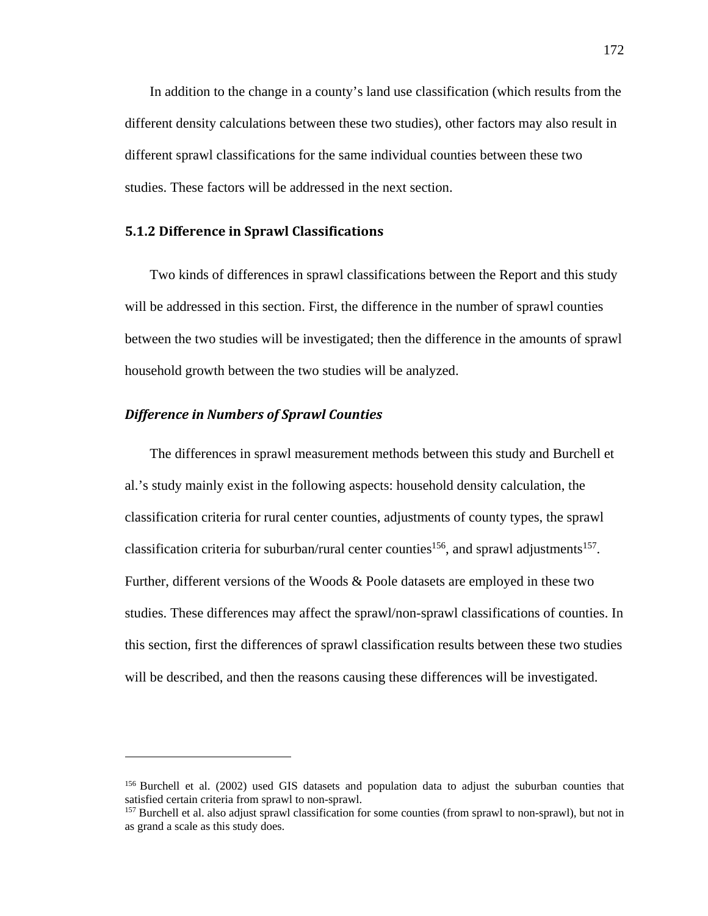In addition to the change in a county's land use classification (which results from the different density calculations between these two studies), other factors may also result in different sprawl classifications for the same individual counties between these two studies. These factors will be addressed in the next section.

### 5.1.2 Difference in Sprawl Classifications

Two kinds of differences in sprawl classifications between the Report and this study will be addressed in this section. First, the difference in the number of sprawl counties between the two studies will be investigated; then the difference in the amounts of sprawl household growth between the two studies will be analyzed.

#### *Difference in Numbers of Sprawl Counties*

The differences in sprawl measurement methods between this study and Burchell et al.'s study mainly exist in the following aspects: household density calculation, the classification criteria for rural center counties, adjustments of county types, the sprawl classification criteria for suburban/rural center counties[156], and sprawl adjustments[157]. Further, different versions of the Woods & Poole datasets are employed in these two studies. These differences may affect the sprawl/non-sprawl classifications of counties. In this section, first the differences of sprawl classification results between these two studies will be described, and then the reasons causing these differences will be investigated.

---

[156] Burchell et al. (2002) used GIS datasets and population data to adjust the suburban counties that satisfied certain criteria from sprawl to non-sprawl.

[157] Burchell et al. also adjust sprawl classification for some counties (from sprawl to non-sprawl), but not in as grand a scale as this study does.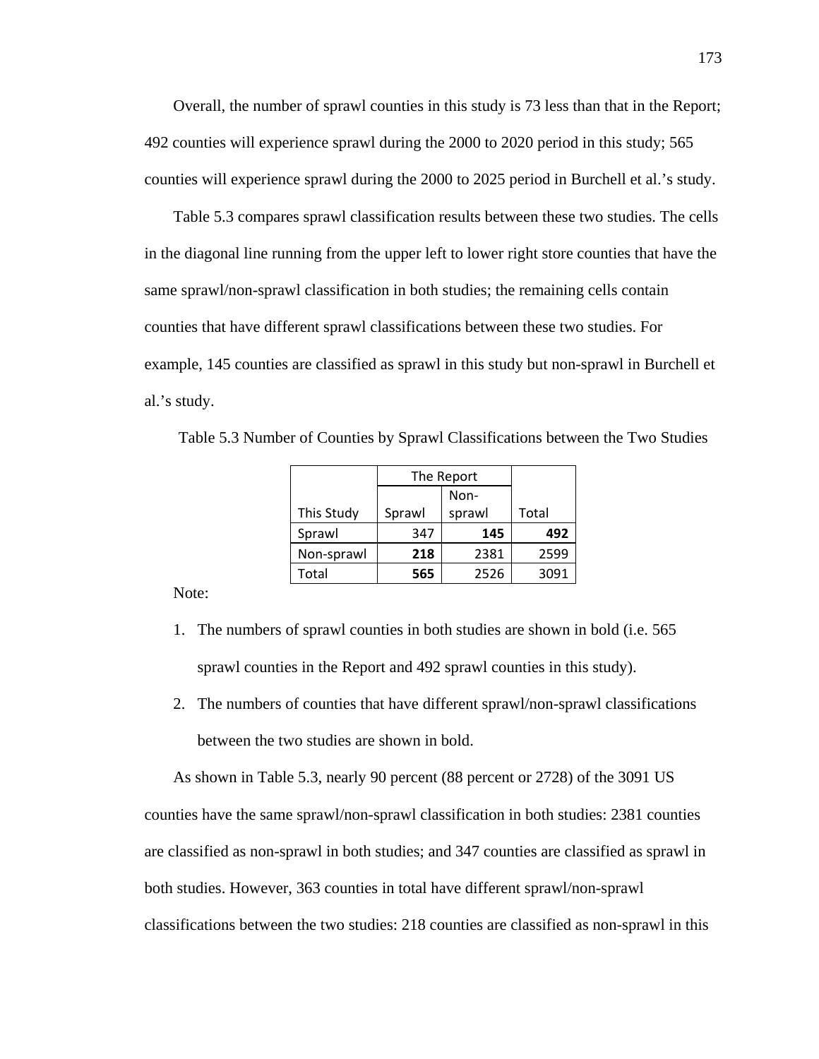Overall, the number of sprawl counties in this study is 73 less than that in the Report; 492 counties will experience sprawl during the 2000 to 2020 period in this study; 565 counties will experience sprawl during the 2000 to 2025 period in Burchell et al.'s study.

Table 5.3 compares sprawl classification results between these two studies. The cells in the diagonal line running from the upper left to lower right store counties that have the same sprawl/non-sprawl classification in both studies; the remaining cells contain counties that have different sprawl classifications between these two studies. For example, 145 counties are classified as sprawl in this study but non-sprawl in Burchell et al.'s study.

Table 5.3 Number of Counties by Sprawl Classifications between the Two Studies

| | The Report | | |
|---|---|---|---|
| This Study | Sprawl | Non-sprawl | Total |
| Sprawl | 347 | **145** | **492** |
| Non-sprawl | **218** | 2381 | 2599 |
| Total | **565** | 2526 | 3091 |

Note:

1. The numbers of sprawl counties in both studies are shown in bold (i.e. 565 sprawl counties in the Report and 492 sprawl counties in this study).
2. The numbers of counties that have different sprawl/non-sprawl classifications between the two studies are shown in bold.

As shown in Table 5.3, nearly 90 percent (88 percent or 2728) of the 3091 US counties have the same sprawl/non-sprawl classification in both studies: 2381 counties are classified as non-sprawl in both studies; and 347 counties are classified as sprawl in both studies. However, 363 counties in total have different sprawl/non-sprawl classifications between the two studies: 218 counties are classified as non-sprawl in this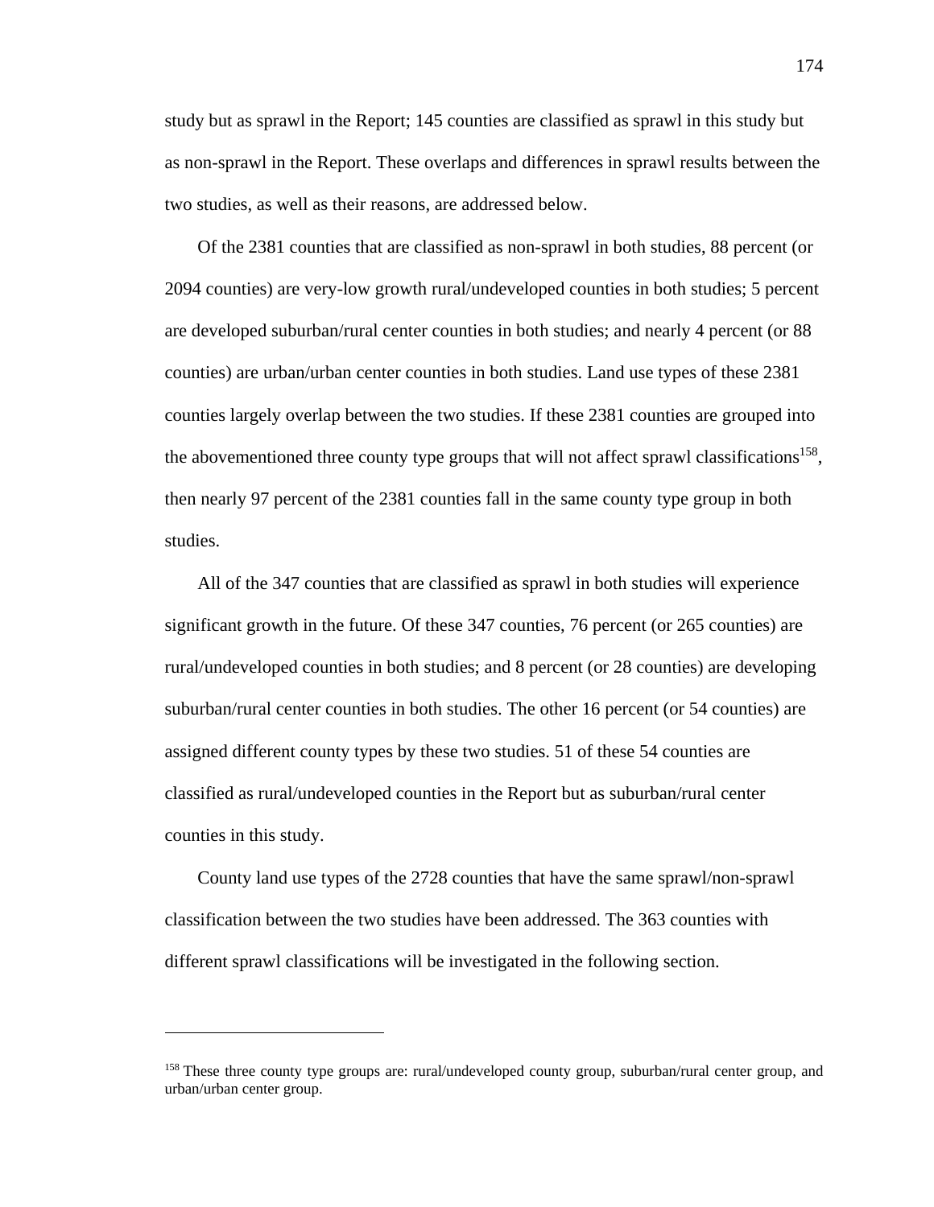study but as sprawl in the Report; 145 counties are classified as sprawl in this study but as non-sprawl in the Report. These overlaps and differences in sprawl results between the two studies, as well as their reasons, are addressed below.

Of the 2381 counties that are classified as non-sprawl in both studies, 88 percent (or 2094 counties) are very-low growth rural/undeveloped counties in both studies; 5 percent are developed suburban/rural center counties in both studies; and nearly 4 percent (or 88 counties) are urban/urban center counties in both studies. Land use types of these 2381 counties largely overlap between the two studies. If these 2381 counties are grouped into the abovementioned three county type groups that will not affect sprawl classifications[158], then nearly 97 percent of the 2381 counties fall in the same county type group in both studies.

All of the 347 counties that are classified as sprawl in both studies will experience significant growth in the future. Of these 347 counties, 76 percent (or 265 counties) are rural/undeveloped counties in both studies; and 8 percent (or 28 counties) are developing suburban/rural center counties in both studies. The other 16 percent (or 54 counties) are assigned different county types by these two studies. 51 of these 54 counties are classified as rural/undeveloped counties in the Report but as suburban/rural center counties in this study.

County land use types of the 2728 counties that have the same sprawl/non-sprawl classification between the two studies have been addressed. The 363 counties with different sprawl classifications will be investigated in the following section.

---

[158] These three county type groups are: rural/undeveloped county group, suburban/rural center group, and urban/urban center group.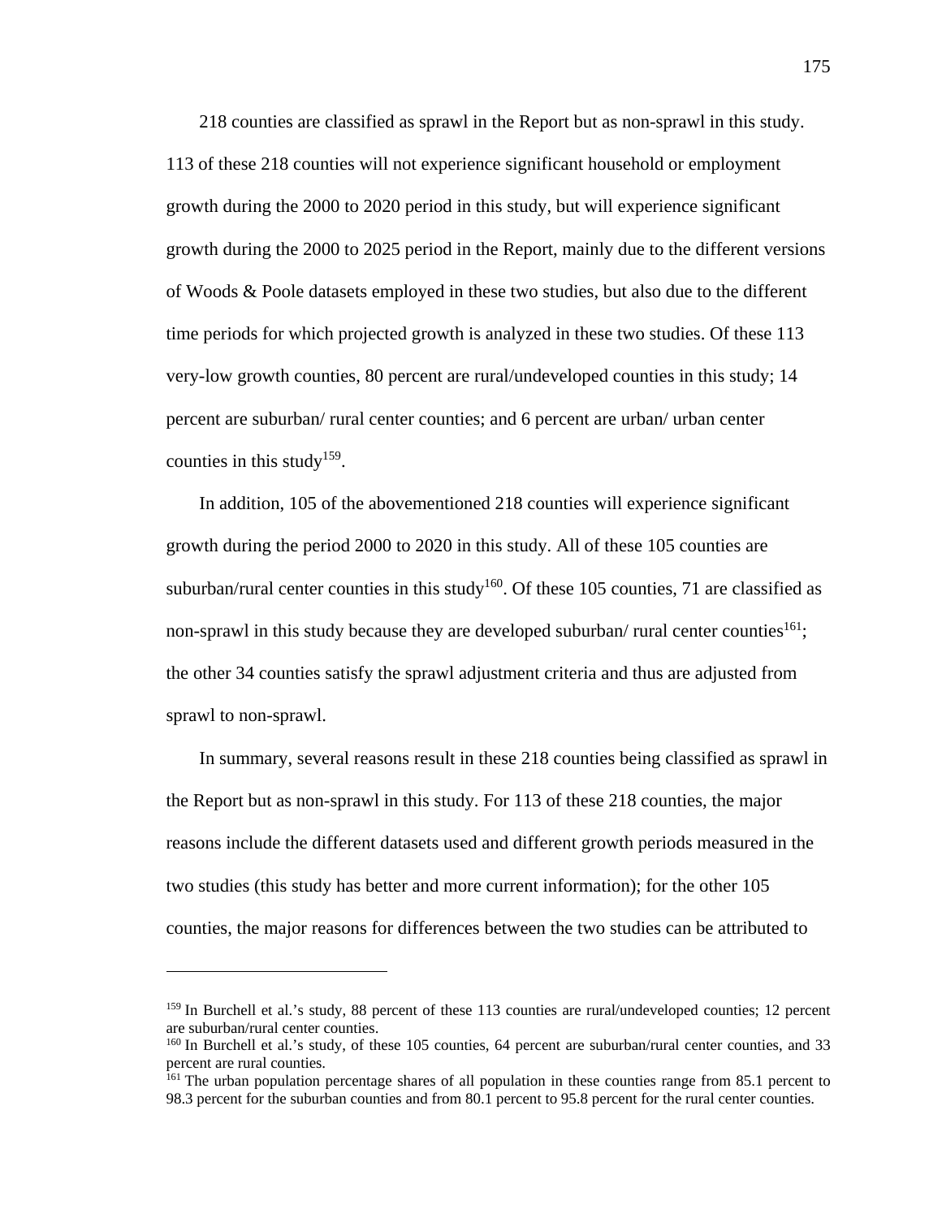218 counties are classified as sprawl in the Report but as non-sprawl in this study. 113 of these 218 counties will not experience significant household or employment growth during the 2000 to 2020 period in this study, but will experience significant growth during the 2000 to 2025 period in the Report, mainly due to the different versions of Woods & Poole datasets employed in these two studies, but also due to the different time periods for which projected growth is analyzed in these two studies. Of these 113 very-low growth counties, 80 percent are rural/undeveloped counties in this study; 14 percent are suburban/ rural center counties; and 6 percent are urban/ urban center counties in this study[159].

In addition, 105 of the abovementioned 218 counties will experience significant growth during the period 2000 to 2020 in this study. All of these 105 counties are suburban/rural center counties in this study[160]. Of these 105 counties, 71 are classified as non-sprawl in this study because they are developed suburban/ rural center counties[161]; the other 34 counties satisfy the sprawl adjustment criteria and thus are adjusted from sprawl to non-sprawl.

In summary, several reasons result in these 218 counties being classified as sprawl in the Report but as non-sprawl in this study. For 113 of these 218 counties, the major reasons include the different datasets used and different growth periods measured in the two studies (this study has better and more current information); for the other 105 counties, the major reasons for differences between the two studies can be attributed to

---

[159] In Burchell et al.'s study, 88 percent of these 113 counties are rural/undeveloped counties; 12 percent are suburban/rural center counties.

[160] In Burchell et al.'s study, of these 105 counties, 64 percent are suburban/rural center counties, and 33 percent are rural counties.

[161] The urban population percentage shares of all population in these counties range from 85.1 percent to 98.3 percent for the suburban counties and from 80.1 percent to 95.8 percent for the rural center counties.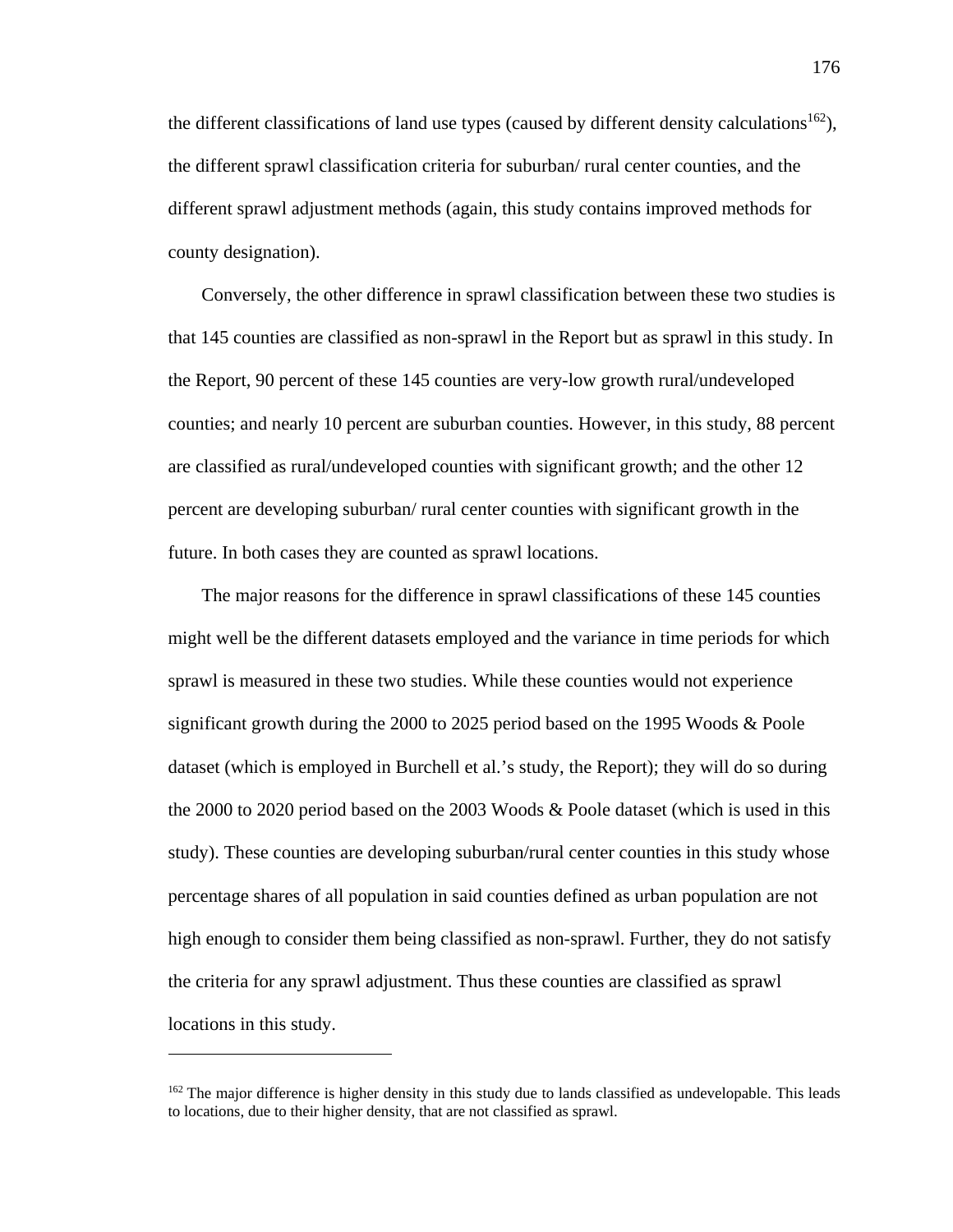the different classifications of land use types (caused by different density calculations[162]), the different sprawl classification criteria for suburban/ rural center counties, and the different sprawl adjustment methods (again, this study contains improved methods for county designation).

Conversely, the other difference in sprawl classification between these two studies is that 145 counties are classified as non-sprawl in the Report but as sprawl in this study. In the Report, 90 percent of these 145 counties are very-low growth rural/undeveloped counties; and nearly 10 percent are suburban counties. However, in this study, 88 percent are classified as rural/undeveloped counties with significant growth; and the other 12 percent are developing suburban/ rural center counties with significant growth in the future. In both cases they are counted as sprawl locations.

The major reasons for the difference in sprawl classifications of these 145 counties might well be the different datasets employed and the variance in time periods for which sprawl is measured in these two studies. While these counties would not experience significant growth during the 2000 to 2025 period based on the 1995 Woods & Poole dataset (which is employed in Burchell et al.'s study, the Report); they will do so during the 2000 to 2020 period based on the 2003 Woods & Poole dataset (which is used in this study). These counties are developing suburban/rural center counties in this study whose percentage shares of all population in said counties defined as urban population are not high enough to consider them being classified as non-sprawl. Further, they do not satisfy the criteria for any sprawl adjustment. Thus these counties are classified as sprawl locations in this study.

---

[162] The major difference is higher density in this study due to lands classified as undevelopable. This leads to locations, due to their higher density, that are not classified as sprawl.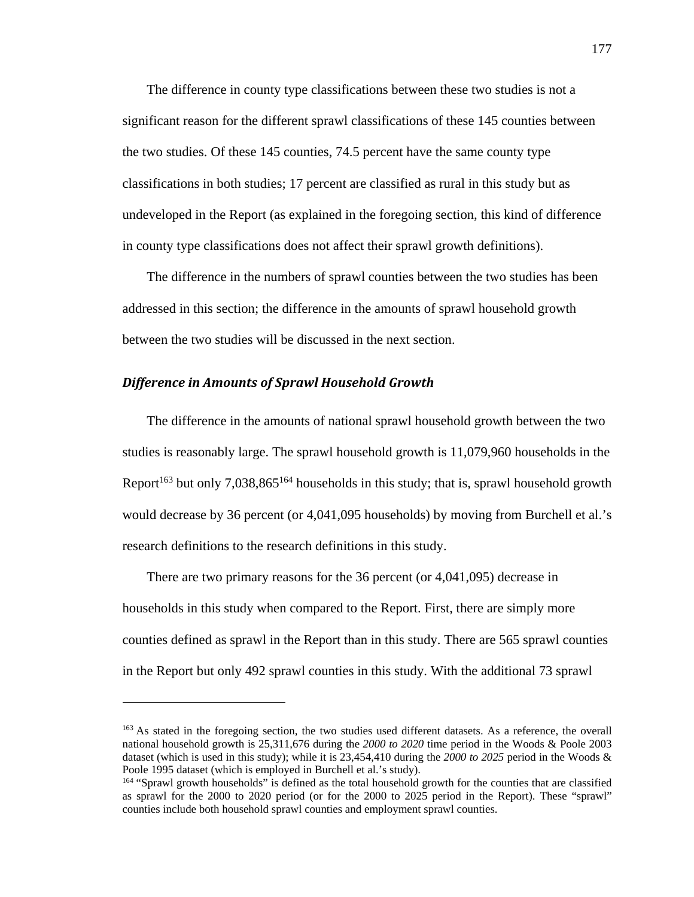The difference in county type classifications between these two studies is not a significant reason for the different sprawl classifications of these 145 counties between the two studies. Of these 145 counties, 74.5 percent have the same county type classifications in both studies; 17 percent are classified as rural in this study but as undeveloped in the Report (as explained in the foregoing section, this kind of difference in county type classifications does not affect their sprawl growth definitions).

The difference in the numbers of sprawl counties between the two studies has been addressed in this section; the difference in the amounts of sprawl household growth between the two studies will be discussed in the next section.

### *Difference in Amounts of Sprawl Household Growth*

The difference in the amounts of national sprawl household growth between the two studies is reasonably large. The sprawl household growth is 11,079,960 households in the Report[163] but only 7,038,865[164] households in this study; that is, sprawl household growth would decrease by 36 percent (or 4,041,095 households) by moving from Burchell et al.'s research definitions to the research definitions in this study.

There are two primary reasons for the 36 percent (or 4,041,095) decrease in households in this study when compared to the Report. First, there are simply more counties defined as sprawl in the Report than in this study. There are 565 sprawl counties in the Report but only 492 sprawl counties in this study. With the additional 73 sprawl

---

[163] As stated in the foregoing section, the two studies used different datasets. As a reference, the overall national household growth is 25,311,676 during the *2000 to 2020* time period in the Woods & Poole 2003 dataset (which is used in this study); while it is 23,454,410 during the *2000 to 2025* period in the Woods & Poole 1995 dataset (which is employed in Burchell et al.'s study).

[164] "Sprawl growth households" is defined as the total household growth for the counties that are classified as sprawl for the 2000 to 2020 period (or for the 2000 to 2025 period in the Report). These "sprawl" counties include both household sprawl counties and employment sprawl counties.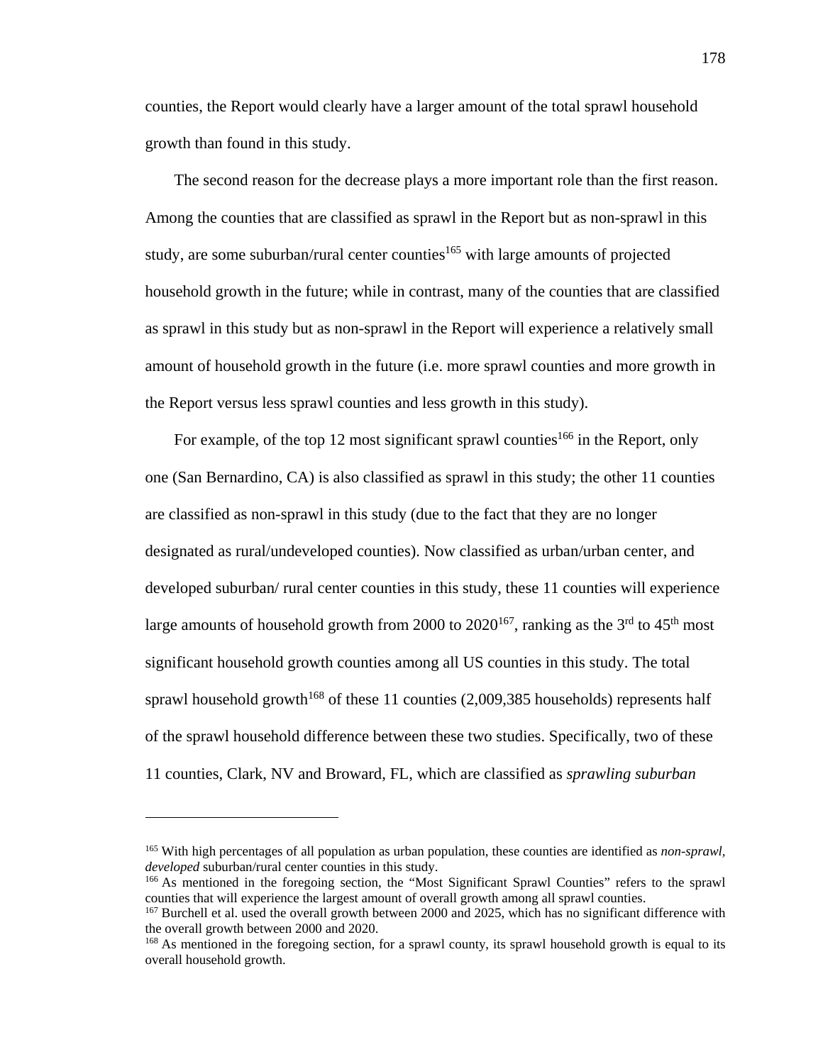counties, the Report would clearly have a larger amount of the total sprawl household growth than found in this study.

The second reason for the decrease plays a more important role than the first reason. Among the counties that are classified as sprawl in the Report but as non-sprawl in this study, are some suburban/rural center counties[165] with large amounts of projected household growth in the future; while in contrast, many of the counties that are classified as sprawl in this study but as non-sprawl in the Report will experience a relatively small amount of household growth in the future (i.e. more sprawl counties and more growth in the Report versus less sprawl counties and less growth in this study).

For example, of the top 12 most significant sprawl counties[166] in the Report, only one (San Bernardino, CA) is also classified as sprawl in this study; the other 11 counties are classified as non-sprawl in this study (due to the fact that they are no longer designated as rural/undeveloped counties). Now classified as urban/urban center, and developed suburban/ rural center counties in this study, these 11 counties will experience large amounts of household growth from 2000 to 2020[167], ranking as the 3rd to 45th most significant household growth counties among all US counties in this study. The total sprawl household growth[168] of these 11 counties (2,009,385 households) represents half of the sprawl household difference between these two studies. Specifically, two of these 11 counties, Clark, NV and Broward, FL, which are classified as *sprawling suburban*

---

[165] With high percentages of all population as urban population, these counties are identified as *non-sprawl, developed* suburban/rural center counties in this study.

[166] As mentioned in the foregoing section, the "Most Significant Sprawl Counties" refers to the sprawl counties that will experience the largest amount of overall growth among all sprawl counties.

[167] Burchell et al. used the overall growth between 2000 and 2025, which has no significant difference with the overall growth between 2000 and 2020.

[168] As mentioned in the foregoing section, for a sprawl county, its sprawl household growth is equal to its overall household growth.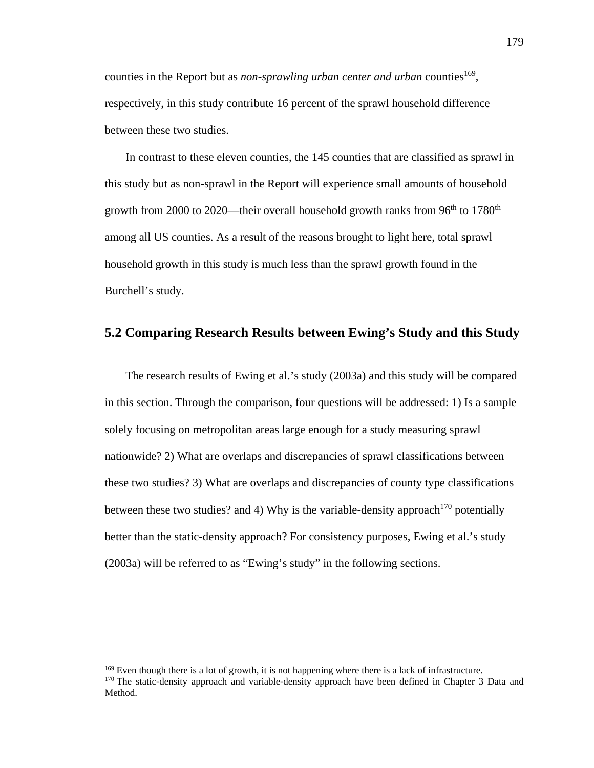counties in the Report but as *non-sprawling urban center and urban* counties[169], respectively, in this study contribute 16 percent of the sprawl household difference between these two studies.

In contrast to these eleven counties, the 145 counties that are classified as sprawl in this study but as non-sprawl in the Report will experience small amounts of household growth from 2000 to 2020—their overall household growth ranks from 96th to 1780th among all US counties. As a result of the reasons brought to light here, total sprawl household growth in this study is much less than the sprawl growth found in the Burchell's study.

## 5.2 Comparing Research Results between Ewing's Study and this Study

The research results of Ewing et al.'s study (2003a) and this study will be compared in this section. Through the comparison, four questions will be addressed: 1) Is a sample solely focusing on metropolitan areas large enough for a study measuring sprawl nationwide? 2) What are overlaps and discrepancies of sprawl classifications between these two studies? 3) What are overlaps and discrepancies of county type classifications between these two studies? and 4) Why is the variable-density approach[170] potentially better than the static-density approach? For consistency purposes, Ewing et al.'s study (2003a) will be referred to as "Ewing's study" in the following sections.

---

[169] Even though there is a lot of growth, it is not happening where there is a lack of infrastructure.

[170] The static-density approach and variable-density approach have been defined in Chapter 3 Data and Method.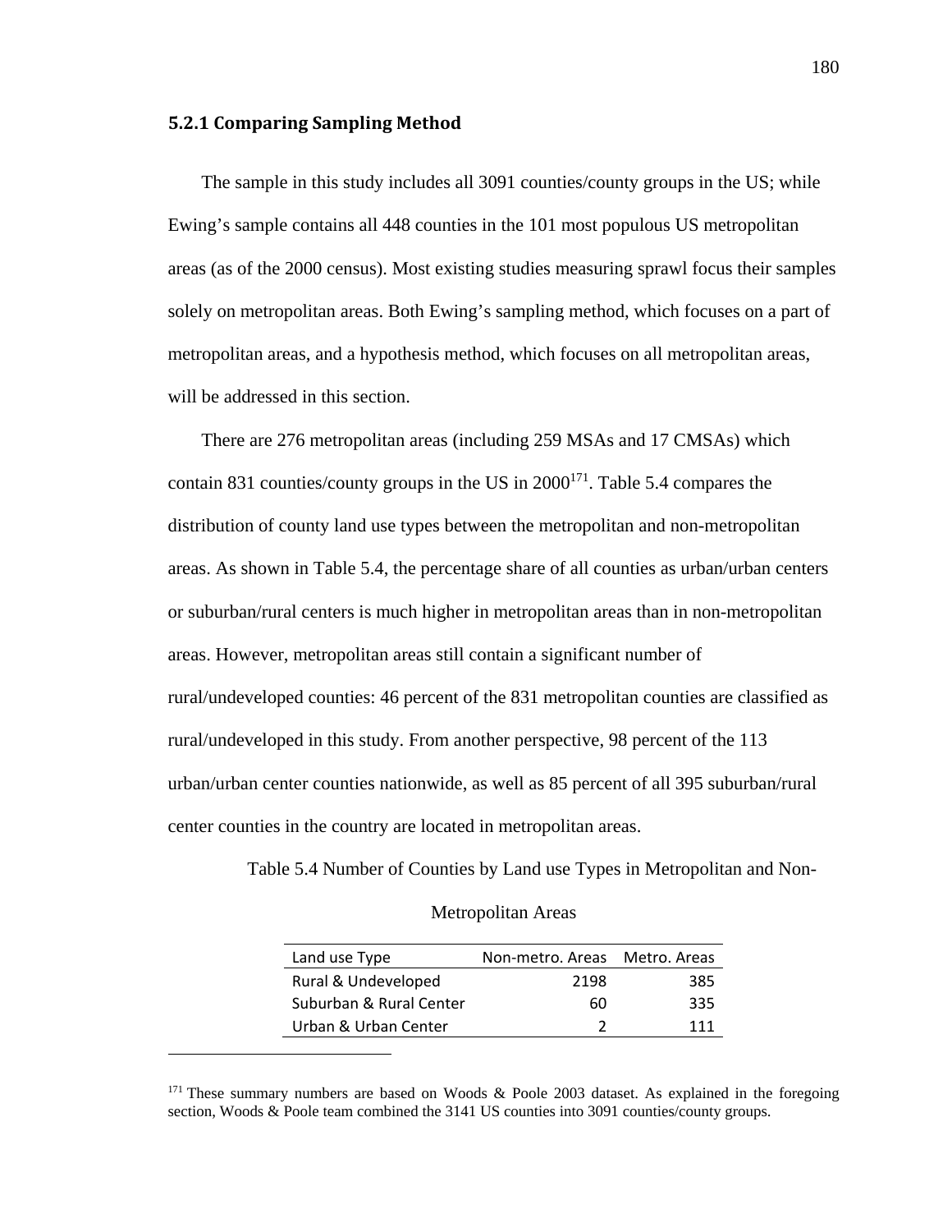### 5.2.1 Comparing Sampling Method

The sample in this study includes all 3091 counties/county groups in the US; while Ewing's sample contains all 448 counties in the 101 most populous US metropolitan areas (as of the 2000 census). Most existing studies measuring sprawl focus their samples solely on metropolitan areas. Both Ewing's sampling method, which focuses on a part of metropolitan areas, and a hypothesis method, which focuses on all metropolitan areas, will be addressed in this section.

There are 276 metropolitan areas (including 259 MSAs and 17 CMSAs) which contain 831 counties/county groups in the US in 2000[171]. Table 5.4 compares the distribution of county land use types between the metropolitan and non-metropolitan areas. As shown in Table 5.4, the percentage share of all counties as urban/urban centers or suburban/rural centers is much higher in metropolitan areas than in non-metropolitan areas. However, metropolitan areas still contain a significant number of rural/undeveloped counties: 46 percent of the 831 metropolitan counties are classified as rural/undeveloped in this study. From another perspective, 98 percent of the 113 urban/urban center counties nationwide, as well as 85 percent of all 395 suburban/rural center counties in the country are located in metropolitan areas.

Table 5.4 Number of Counties by Land use Types in Metropolitan and Non-Metropolitan Areas

| Land use Type | Non-metro. Areas | Metro. Areas |
|---|---|---|
| Rural & Undeveloped | 2198 | 385 |
| Suburban & Rural Center | 60 | 335 |
| Urban & Urban Center | 2 | 111 |

[171] These summary numbers are based on Woods & Poole 2003 dataset. As explained in the foregoing section, Woods & Poole team combined the 3141 US counties into 3091 counties/county groups.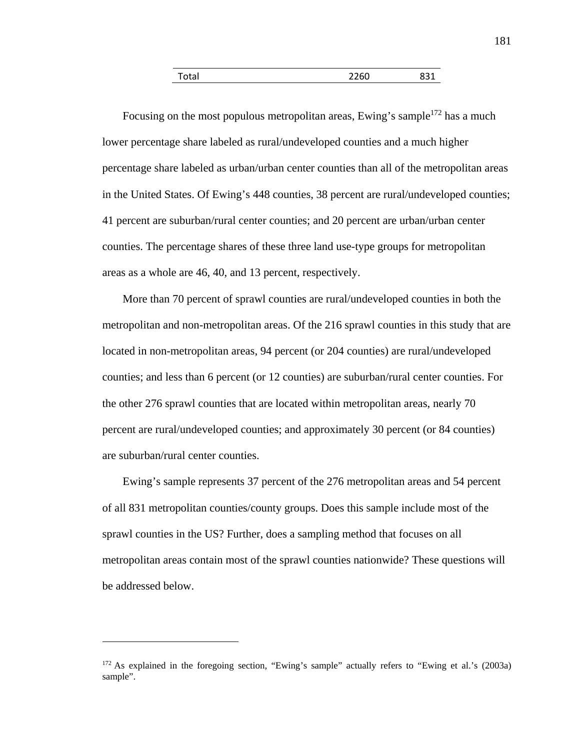| Total | 2260 | 831 |
|---|---|---|

Focusing on the most populous metropolitan areas, Ewing's sample[172] has a much lower percentage share labeled as rural/undeveloped counties and a much higher percentage share labeled as urban/urban center counties than all of the metropolitan areas in the United States. Of Ewing's 448 counties, 38 percent are rural/undeveloped counties; 41 percent are suburban/rural center counties; and 20 percent are urban/urban center counties. The percentage shares of these three land use-type groups for metropolitan areas as a whole are 46, 40, and 13 percent, respectively.

More than 70 percent of sprawl counties are rural/undeveloped counties in both the metropolitan and non-metropolitan areas. Of the 216 sprawl counties in this study that are located in non-metropolitan areas, 94 percent (or 204 counties) are rural/undeveloped counties; and less than 6 percent (or 12 counties) are suburban/rural center counties. For the other 276 sprawl counties that are located within metropolitan areas, nearly 70 percent are rural/undeveloped counties; and approximately 30 percent (or 84 counties) are suburban/rural center counties.

Ewing's sample represents 37 percent of the 276 metropolitan areas and 54 percent of all 831 metropolitan counties/county groups. Does this sample include most of the sprawl counties in the US? Further, does a sampling method that focuses on all metropolitan areas contain most of the sprawl counties nationwide? These questions will be addressed below.

---

[172] As explained in the foregoing section, "Ewing's sample" actually refers to "Ewing et al.'s (2003a) sample".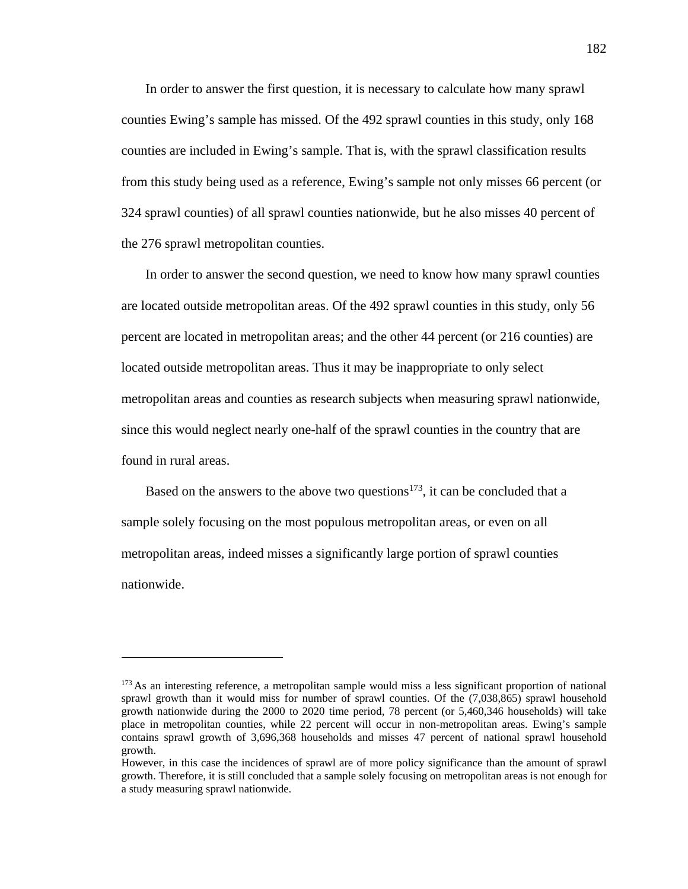In order to answer the first question, it is necessary to calculate how many sprawl counties Ewing's sample has missed. Of the 492 sprawl counties in this study, only 168 counties are included in Ewing's sample. That is, with the sprawl classification results from this study being used as a reference, Ewing's sample not only misses 66 percent (or 324 sprawl counties) of all sprawl counties nationwide, but he also misses 40 percent of the 276 sprawl metropolitan counties.

In order to answer the second question, we need to know how many sprawl counties are located outside metropolitan areas. Of the 492 sprawl counties in this study, only 56 percent are located in metropolitan areas; and the other 44 percent (or 216 counties) are located outside metropolitan areas. Thus it may be inappropriate to only select metropolitan areas and counties as research subjects when measuring sprawl nationwide, since this would neglect nearly one-half of the sprawl counties in the country that are found in rural areas.

Based on the answers to the above two questions[173], it can be concluded that a sample solely focusing on the most populous metropolitan areas, or even on all metropolitan areas, indeed misses a significantly large portion of sprawl counties nationwide.

---

[173] As an interesting reference, a metropolitan sample would miss a less significant proportion of national sprawl growth than it would miss for number of sprawl counties. Of the (7,038,865) sprawl household growth nationwide during the 2000 to 2020 time period, 78 percent (or 5,460,346 households) will take place in metropolitan counties, while 22 percent will occur in non-metropolitan areas. Ewing's sample contains sprawl growth of 3,696,368 households and misses 47 percent of national sprawl household growth.

However, in this case the incidences of sprawl are of more policy significance than the amount of sprawl growth. Therefore, it is still concluded that a sample solely focusing on metropolitan areas is not enough for a study measuring sprawl nationwide.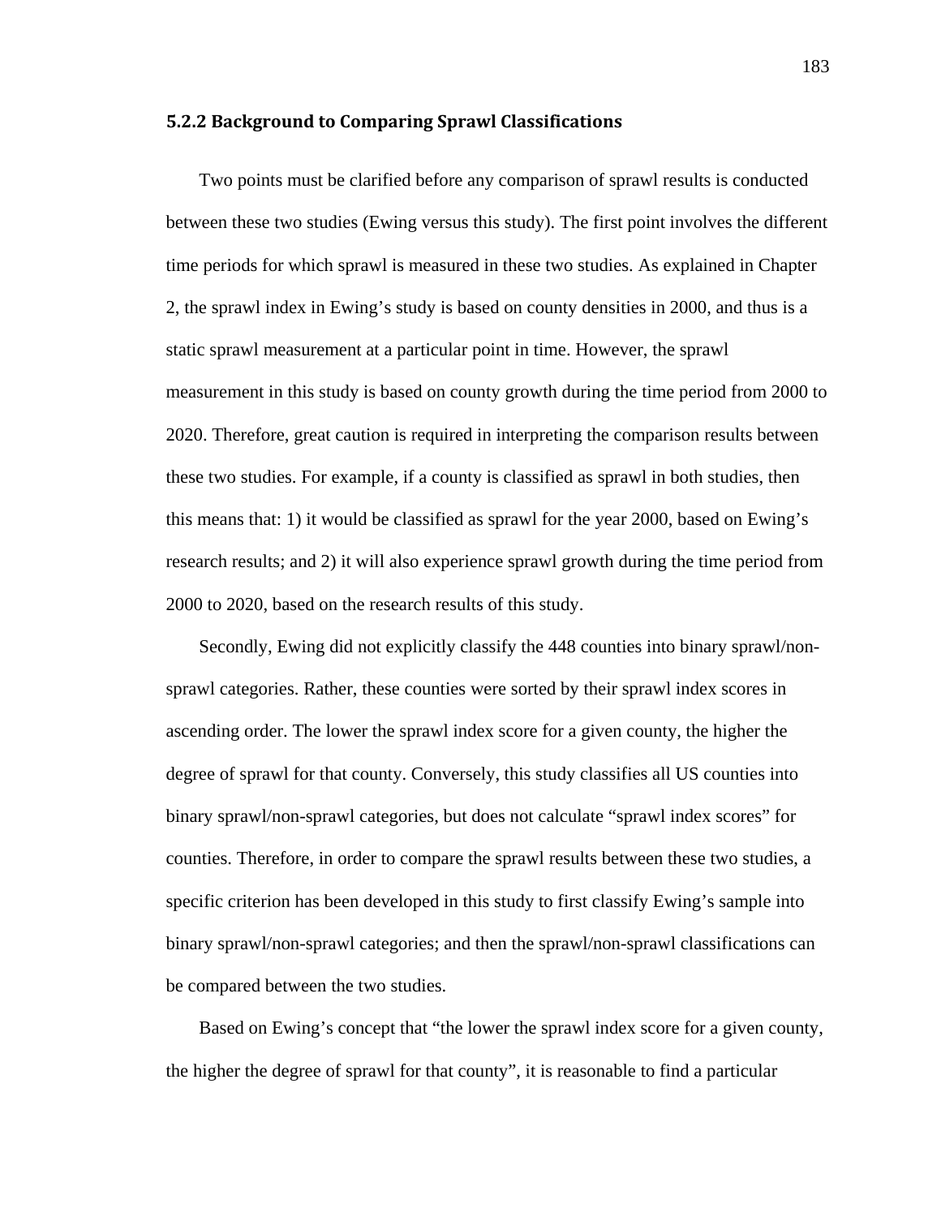### 5.2.2 Background to Comparing Sprawl Classifications

Two points must be clarified before any comparison of sprawl results is conducted between these two studies (Ewing versus this study). The first point involves the different time periods for which sprawl is measured in these two studies. As explained in Chapter 2, the sprawl index in Ewing's study is based on county densities in 2000, and thus is a static sprawl measurement at a particular point in time. However, the sprawl measurement in this study is based on county growth during the time period from 2000 to 2020. Therefore, great caution is required in interpreting the comparison results between these two studies. For example, if a county is classified as sprawl in both studies, then this means that: 1) it would be classified as sprawl for the year 2000, based on Ewing's research results; and 2) it will also experience sprawl growth during the time period from 2000 to 2020, based on the research results of this study.

Secondly, Ewing did not explicitly classify the 448 counties into binary sprawl/non-sprawl categories. Rather, these counties were sorted by their sprawl index scores in ascending order. The lower the sprawl index score for a given county, the higher the degree of sprawl for that county. Conversely, this study classifies all US counties into binary sprawl/non-sprawl categories, but does not calculate "sprawl index scores" for counties. Therefore, in order to compare the sprawl results between these two studies, a specific criterion has been developed in this study to first classify Ewing's sample into binary sprawl/non-sprawl categories; and then the sprawl/non-sprawl classifications can be compared between the two studies.

Based on Ewing's concept that "the lower the sprawl index score for a given county, the higher the degree of sprawl for that county", it is reasonable to find a particular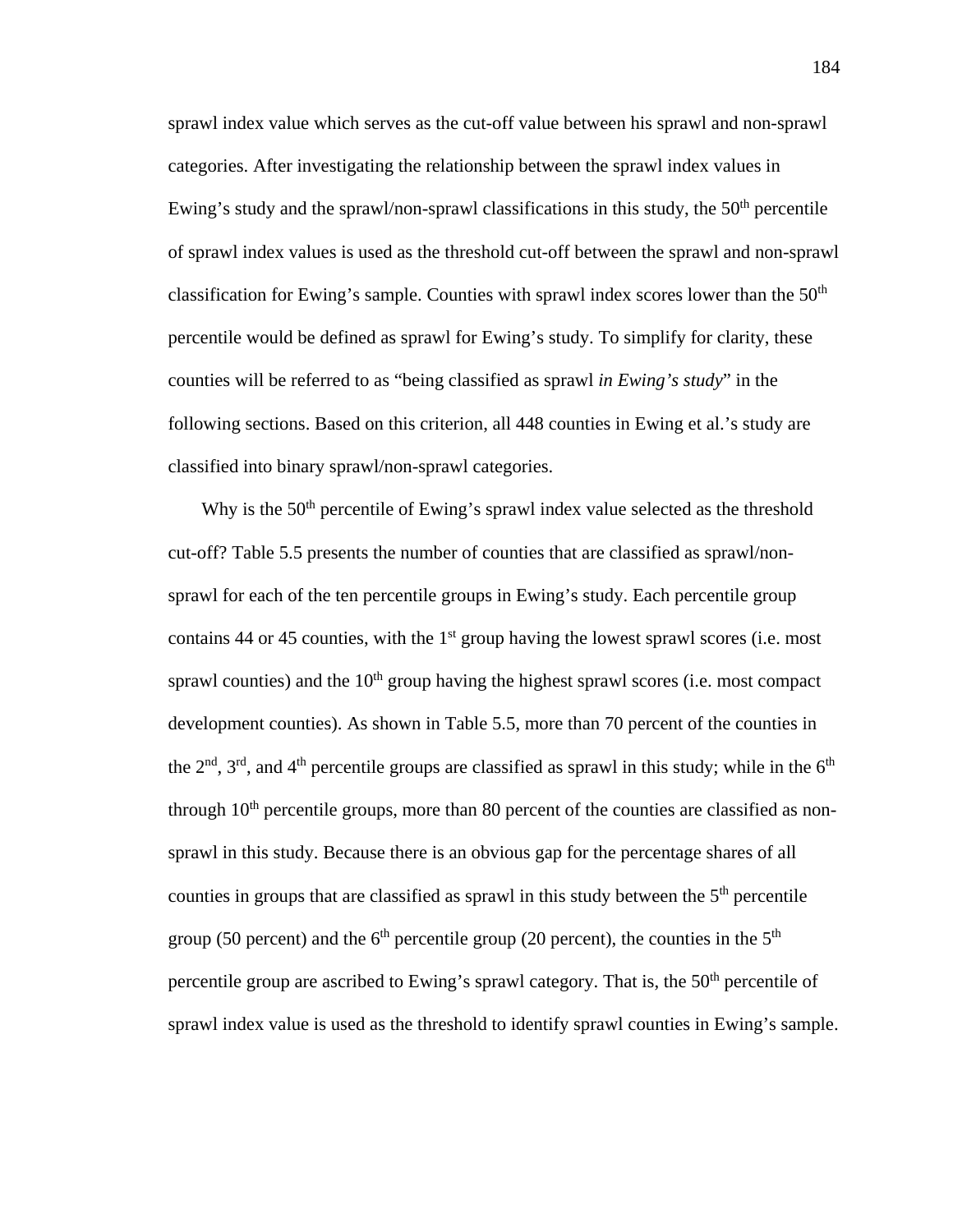sprawl index value which serves as the cut-off value between his sprawl and non-sprawl categories. After investigating the relationship between the sprawl index values in Ewing's study and the sprawl/non-sprawl classifications in this study, the 50th percentile of sprawl index values is used as the threshold cut-off between the sprawl and non-sprawl classification for Ewing's sample. Counties with sprawl index scores lower than the 50th percentile would be defined as sprawl for Ewing's study. To simplify for clarity, these counties will be referred to as "being classified as sprawl *in Ewing's study*" in the following sections. Based on this criterion, all 448 counties in Ewing et al.'s study are classified into binary sprawl/non-sprawl categories.

Why is the 50th percentile of Ewing's sprawl index value selected as the threshold cut-off? Table 5.5 presents the number of counties that are classified as sprawl/non-sprawl for each of the ten percentile groups in Ewing's study. Each percentile group contains 44 or 45 counties, with the 1st group having the lowest sprawl scores (i.e. most sprawl counties) and the 10th group having the highest sprawl scores (i.e. most compact development counties). As shown in Table 5.5, more than 70 percent of the counties in the 2nd, 3rd, and 4th percentile groups are classified as sprawl in this study; while in the 6th through 10th percentile groups, more than 80 percent of the counties are classified as non-sprawl in this study. Because there is an obvious gap for the percentage shares of all counties in groups that are classified as sprawl in this study between the 5th percentile group (50 percent) and the 6th percentile group (20 percent), the counties in the 5th percentile group are ascribed to Ewing's sprawl category. That is, the 50th percentile of sprawl index value is used as the threshold to identify sprawl counties in Ewing's sample.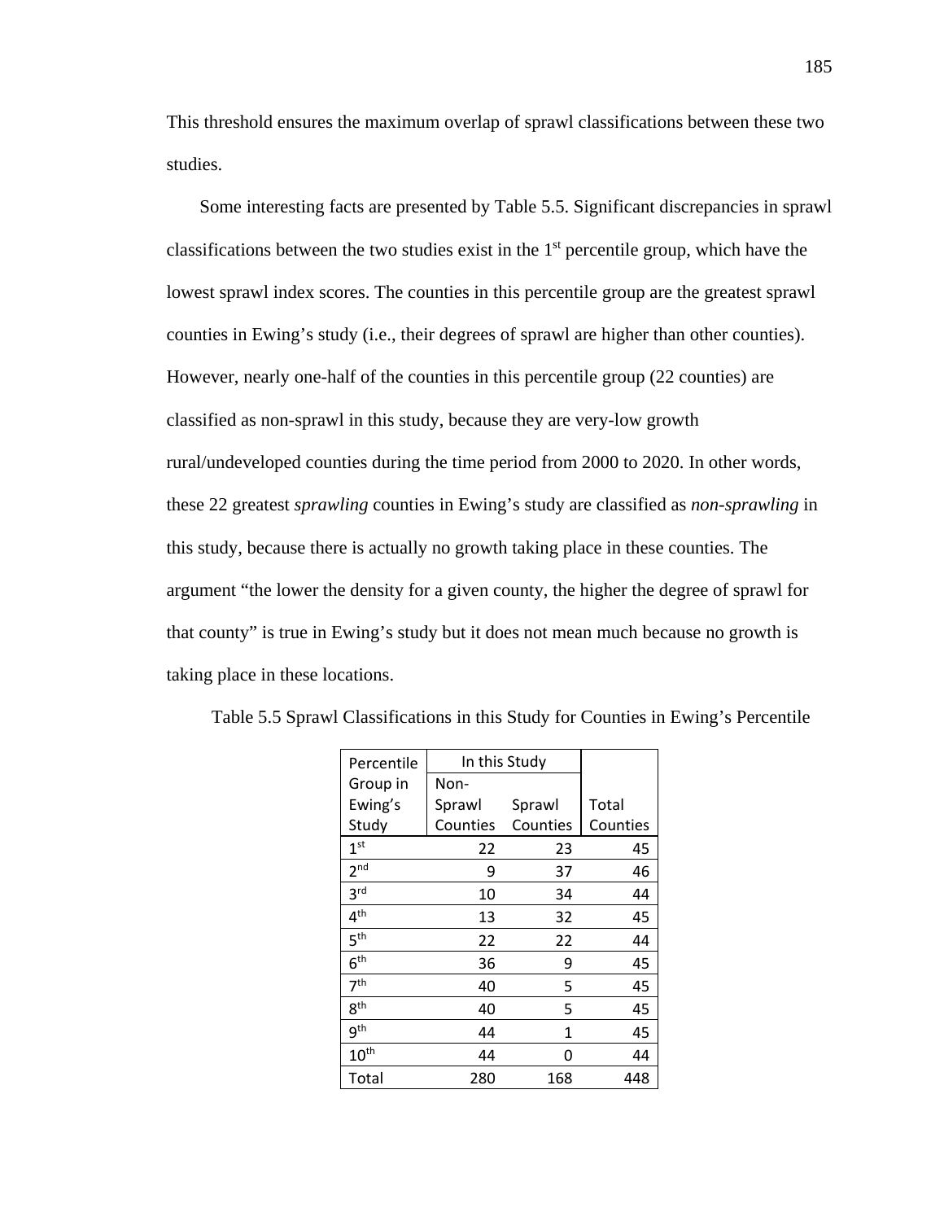This threshold ensures the maximum overlap of sprawl classifications between these two studies.

Some interesting facts are presented by Table 5.5. Significant discrepancies in sprawl classifications between the two studies exist in the 1st percentile group, which have the lowest sprawl index scores. The counties in this percentile group are the greatest sprawl counties in Ewing's study (i.e., their degrees of sprawl are higher than other counties). However, nearly one-half of the counties in this percentile group (22 counties) are classified as non-sprawl in this study, because they are very-low growth rural/undeveloped counties during the time period from 2000 to 2020. In other words, these 22 greatest *sprawling* counties in Ewing's study are classified as *non-sprawling* in this study, because there is actually no growth taking place in these counties. The argument "the lower the density for a given county, the higher the degree of sprawl for that county" is true in Ewing's study but it does not mean much because no growth is taking place in these locations.

Table 5.5 Sprawl Classifications in this Study for Counties in Ewing's Percentile

| Percentile Group in Ewing's Study | In this Study | | Total Counties |
|---|---|---|---|
| | Non-Sprawl Counties | Sprawl Counties | |
| 1st | 22 | 23 | 45 |
| 2nd | 9 | 37 | 46 |
| 3rd | 10 | 34 | 44 |
| 4th | 13 | 32 | 45 |
| 5th | 22 | 22 | 44 |
| 6th | 36 | 9 | 45 |
| 7th | 40 | 5 | 45 |
| 8th | 40 | 5 | 45 |
| 9th | 44 | 1 | 45 |
| 10th | 44 | 0 | 44 |
| Total | 280 | 168 | 448 |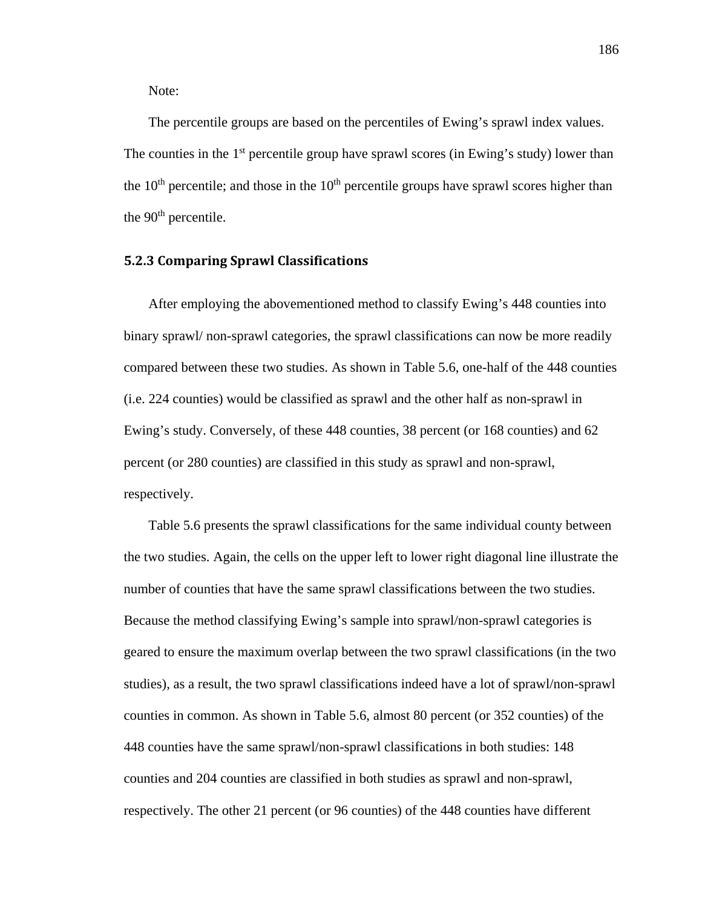Note:

The percentile groups are based on the percentiles of Ewing's sprawl index values. The counties in the 1st percentile group have sprawl scores (in Ewing's study) lower than the 10th percentile; and those in the 10th percentile groups have sprawl scores higher than the 90th percentile.

### 5.2.3 Comparing Sprawl Classifications

After employing the abovementioned method to classify Ewing's 448 counties into binary sprawl/ non-sprawl categories, the sprawl classifications can now be more readily compared between these two studies. As shown in Table 5.6, one-half of the 448 counties (i.e. 224 counties) would be classified as sprawl and the other half as non-sprawl in Ewing's study. Conversely, of these 448 counties, 38 percent (or 168 counties) and 62 percent (or 280 counties) are classified in this study as sprawl and non-sprawl, respectively.

Table 5.6 presents the sprawl classifications for the same individual county between the two studies. Again, the cells on the upper left to lower right diagonal line illustrate the number of counties that have the same sprawl classifications between the two studies. Because the method classifying Ewing's sample into sprawl/non-sprawl categories is geared to ensure the maximum overlap between the two sprawl classifications (in the two studies), as a result, the two sprawl classifications indeed have a lot of sprawl/non-sprawl counties in common. As shown in Table 5.6, almost 80 percent (or 352 counties) of the 448 counties have the same sprawl/non-sprawl classifications in both studies: 148 counties and 204 counties are classified in both studies as sprawl and non-sprawl, respectively. The other 21 percent (or 96 counties) of the 448 counties have different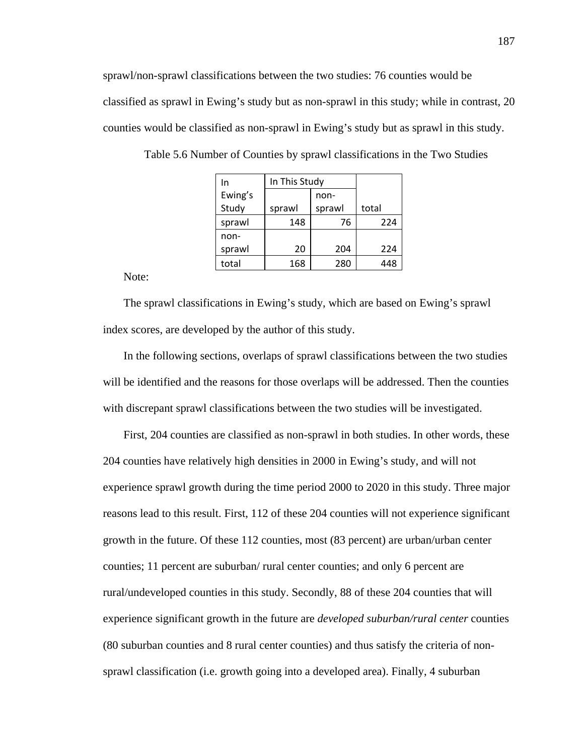sprawl/non-sprawl classifications between the two studies: 76 counties would be classified as sprawl in Ewing's study but as non-sprawl in this study; while in contrast, 20 counties would be classified as non-sprawl in Ewing's study but as sprawl in this study.

Table 5.6 Number of Counties by sprawl classifications in the Two Studies

| In Ewing's Study | In This Study | | |
|---|---|---|---|
| | sprawl | non-sprawl | total |
| sprawl | 148 | 76 | 224 |
| non-sprawl | 20 | 204 | 224 |
| total | 168 | 280 | 448 |

Note:

The sprawl classifications in Ewing's study, which are based on Ewing's sprawl index scores, are developed by the author of this study.

In the following sections, overlaps of sprawl classifications between the two studies will be identified and the reasons for those overlaps will be addressed. Then the counties with discrepant sprawl classifications between the two studies will be investigated.

First, 204 counties are classified as non-sprawl in both studies. In other words, these 204 counties have relatively high densities in 2000 in Ewing's study, and will not experience sprawl growth during the time period 2000 to 2020 in this study. Three major reasons lead to this result. First, 112 of these 204 counties will not experience significant growth in the future. Of these 112 counties, most (83 percent) are urban/urban center counties; 11 percent are suburban/ rural center counties; and only 6 percent are rural/undeveloped counties in this study. Secondly, 88 of these 204 counties that will experience significant growth in the future are *developed suburban/rural center* counties (80 suburban counties and 8 rural center counties) and thus satisfy the criteria of non-sprawl classification (i.e. growth going into a developed area). Finally, 4 suburban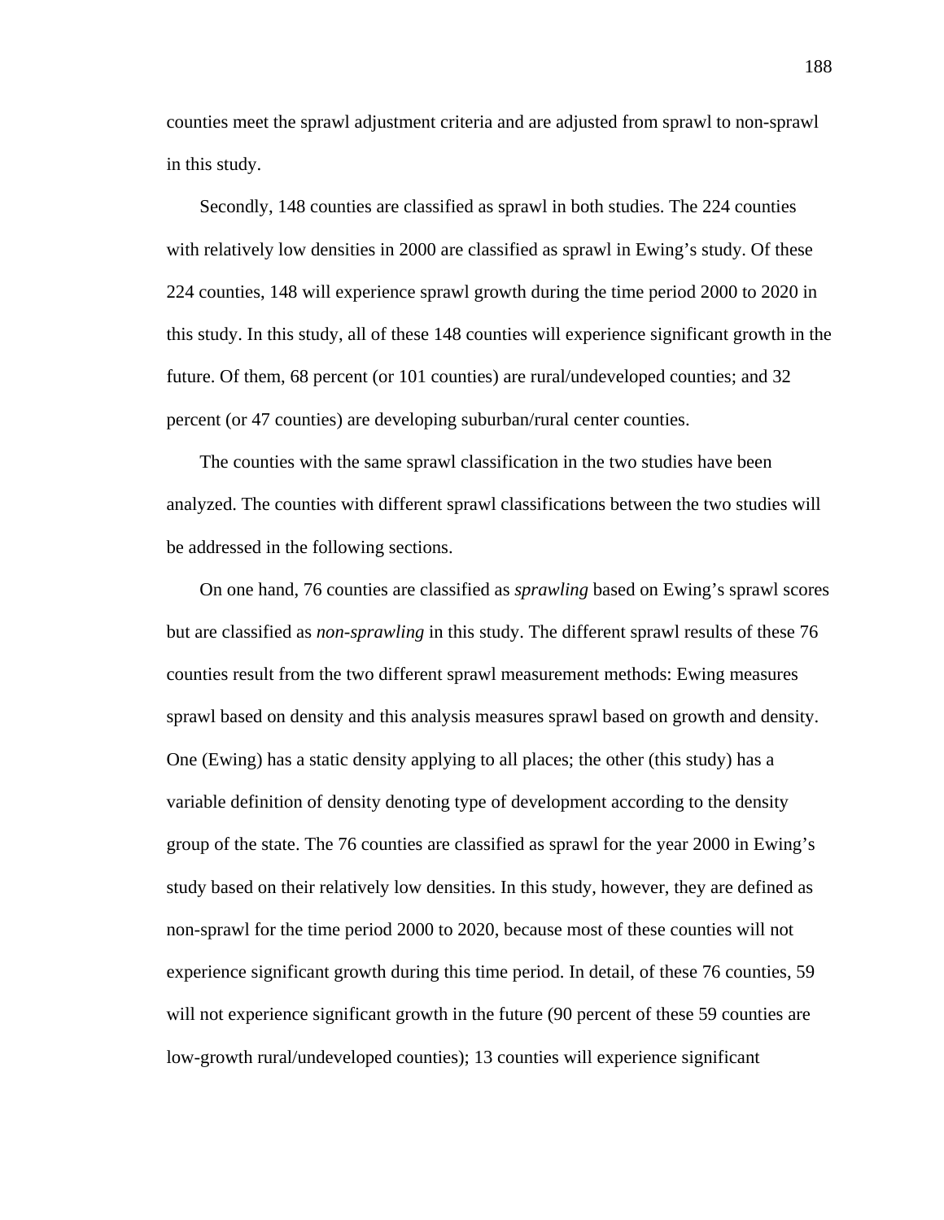counties meet the sprawl adjustment criteria and are adjusted from sprawl to non-sprawl in this study.

Secondly, 148 counties are classified as sprawl in both studies. The 224 counties with relatively low densities in 2000 are classified as sprawl in Ewing's study. Of these 224 counties, 148 will experience sprawl growth during the time period 2000 to 2020 in this study. In this study, all of these 148 counties will experience significant growth in the future. Of them, 68 percent (or 101 counties) are rural/undeveloped counties; and 32 percent (or 47 counties) are developing suburban/rural center counties.

The counties with the same sprawl classification in the two studies have been analyzed. The counties with different sprawl classifications between the two studies will be addressed in the following sections.

On one hand, 76 counties are classified as *sprawling* based on Ewing's sprawl scores but are classified as *non-sprawling* in this study. The different sprawl results of these 76 counties result from the two different sprawl measurement methods: Ewing measures sprawl based on density and this analysis measures sprawl based on growth and density. One (Ewing) has a static density applying to all places; the other (this study) has a variable definition of density denoting type of development according to the density group of the state. The 76 counties are classified as sprawl for the year 2000 in Ewing's study based on their relatively low densities. In this study, however, they are defined as non-sprawl for the time period 2000 to 2020, because most of these counties will not experience significant growth during this time period. In detail, of these 76 counties, 59 will not experience significant growth in the future (90 percent of these 59 counties are low-growth rural/undeveloped counties); 13 counties will experience significant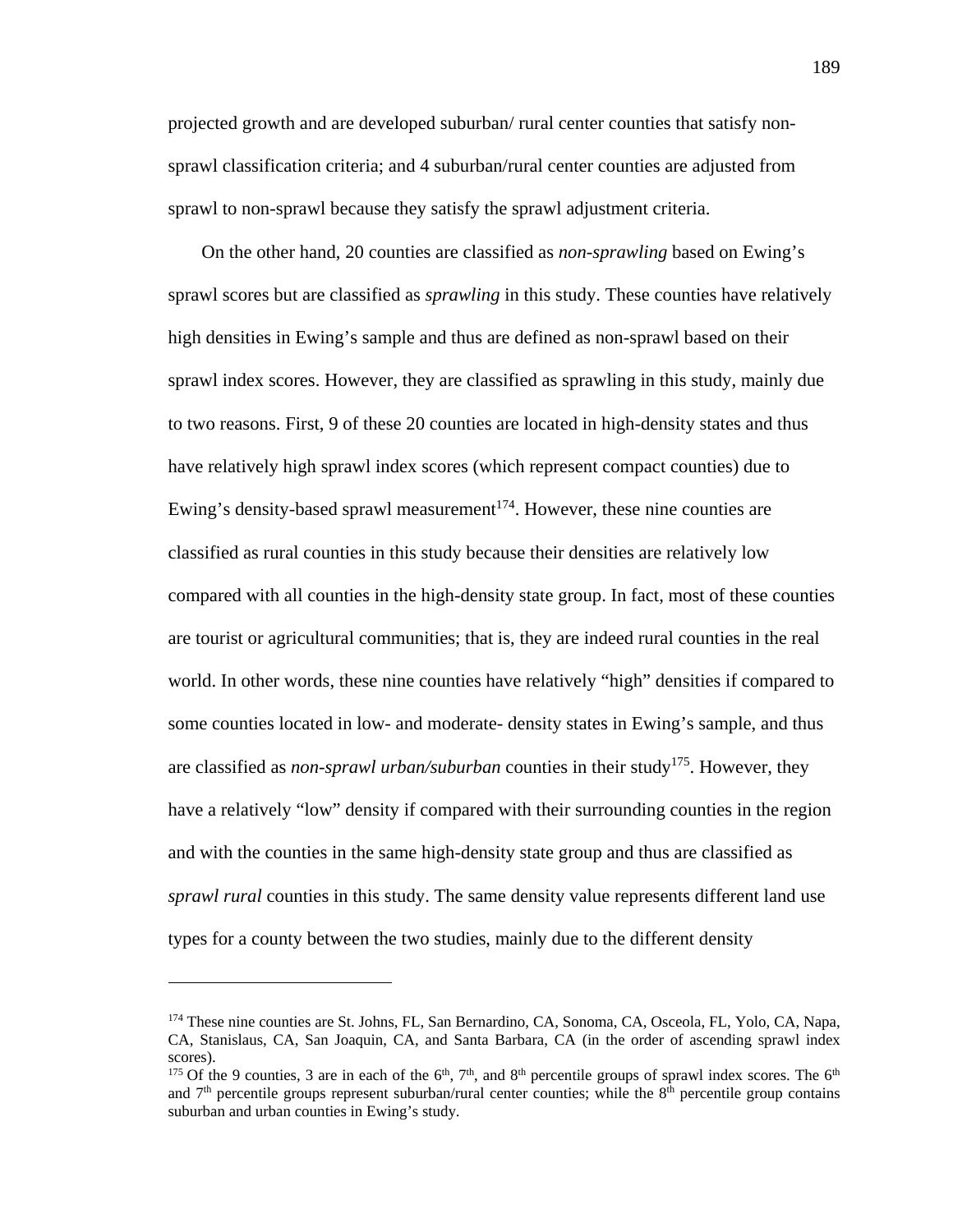projected growth and are developed suburban/ rural center counties that satisfy non-sprawl classification criteria; and 4 suburban/rural center counties are adjusted from sprawl to non-sprawl because they satisfy the sprawl adjustment criteria.

On the other hand, 20 counties are classified as *non-sprawling* based on Ewing's sprawl scores but are classified as *sprawling* in this study. These counties have relatively high densities in Ewing's sample and thus are defined as non-sprawl based on their sprawl index scores. However, they are classified as sprawling in this study, mainly due to two reasons. First, 9 of these 20 counties are located in high-density states and thus have relatively high sprawl index scores (which represent compact counties) due to Ewing's density-based sprawl measurement[174]. However, these nine counties are classified as rural counties in this study because their densities are relatively low compared with all counties in the high-density state group. In fact, most of these counties are tourist or agricultural communities; that is, they are indeed rural counties in the real world. In other words, these nine counties have relatively "high" densities if compared to some counties located in low- and moderate- density states in Ewing's sample, and thus are classified as *non-sprawl urban/suburban* counties in their study[175]. However, they have a relatively "low" density if compared with their surrounding counties in the region and with the counties in the same high-density state group and thus are classified as *sprawl rural* counties in this study. The same density value represents different land use types for a county between the two studies, mainly due to the different density

---

[174] These nine counties are St. Johns, FL, San Bernardino, CA, Sonoma, CA, Osceola, FL, Yolo, CA, Napa, CA, Stanislaus, CA, San Joaquin, CA, and Santa Barbara, CA (in the order of ascending sprawl index scores).

[175] Of the 9 counties, 3 are in each of the 6th, 7th, and 8th percentile groups of sprawl index scores. The 6th and 7th percentile groups represent suburban/rural center counties; while the 8th percentile group contains suburban and urban counties in Ewing's study.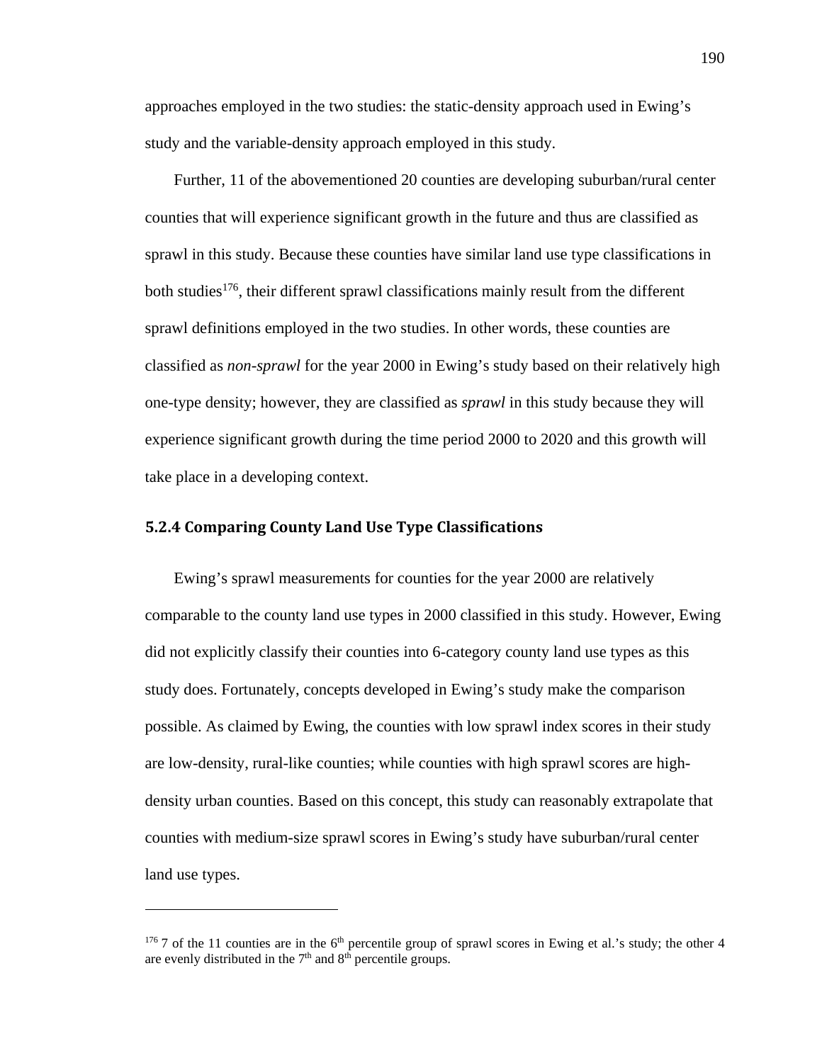approaches employed in the two studies: the static-density approach used in Ewing's study and the variable-density approach employed in this study.

Further, 11 of the abovementioned 20 counties are developing suburban/rural center counties that will experience significant growth in the future and thus are classified as sprawl in this study. Because these counties have similar land use type classifications in both studies[176], their different sprawl classifications mainly result from the different sprawl definitions employed in the two studies. In other words, these counties are classified as *non-sprawl* for the year 2000 in Ewing's study based on their relatively high one-type density; however, they are classified as *sprawl* in this study because they will experience significant growth during the time period 2000 to 2020 and this growth will take place in a developing context.

### 5.2.4 Comparing County Land Use Type Classifications

Ewing's sprawl measurements for counties for the year 2000 are relatively comparable to the county land use types in 2000 classified in this study. However, Ewing did not explicitly classify their counties into 6-category county land use types as this study does. Fortunately, concepts developed in Ewing's study make the comparison possible. As claimed by Ewing, the counties with low sprawl index scores in their study are low-density, rural-like counties; while counties with high sprawl scores are high-density urban counties. Based on this concept, this study can reasonably extrapolate that counties with medium-size sprawl scores in Ewing's study have suburban/rural center land use types.

---

[176] 7 of the 11 counties are in the 6th percentile group of sprawl scores in Ewing et al.'s study; the other 4 are evenly distributed in the 7th and 8th percentile groups.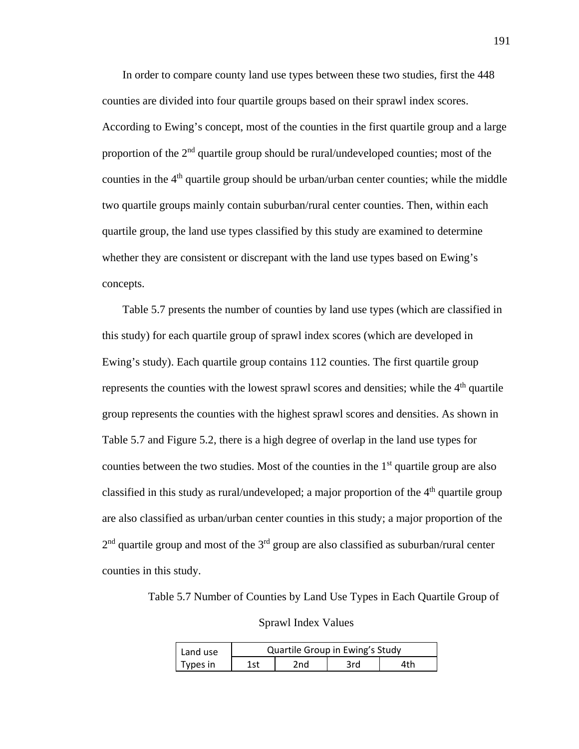In order to compare county land use types between these two studies, first the 448 counties are divided into four quartile groups based on their sprawl index scores. According to Ewing's concept, most of the counties in the first quartile group and a large proportion of the 2nd quartile group should be rural/undeveloped counties; most of the counties in the 4th quartile group should be urban/urban center counties; while the middle two quartile groups mainly contain suburban/rural center counties. Then, within each quartile group, the land use types classified by this study are examined to determine whether they are consistent or discrepant with the land use types based on Ewing's concepts.

Table 5.7 presents the number of counties by land use types (which are classified in this study) for each quartile group of sprawl index scores (which are developed in Ewing's study). Each quartile group contains 112 counties. The first quartile group represents the counties with the lowest sprawl scores and densities; while the 4th quartile group represents the counties with the highest sprawl scores and densities. As shown in Table 5.7 and Figure 5.2, there is a high degree of overlap in the land use types for counties between the two studies. Most of the counties in the 1st quartile group are also classified in this study as rural/undeveloped; a major proportion of the 4th quartile group are also classified as urban/urban center counties in this study; a major proportion of the 2nd quartile group and most of the 3rd group are also classified as suburban/rural center counties in this study.

Table 5.7 Number of Counties by Land Use Types in Each Quartile Group of Sprawl Index Values

| Land use Types in | Quartile Group in Ewing's Study | | | |
|---|---|---|---|---|
| | 1st | 2nd | 3rd | 4th |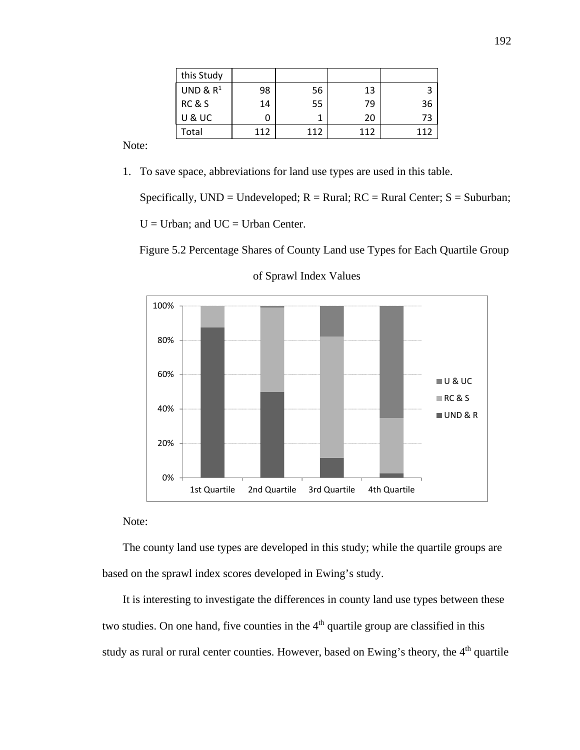| this Study | | | | |
|---|---|---|---|---|
| UND & R[1] | 98 | 56 | 13 | 3 |
| RC & S | 14 | 55 | 79 | 36 |
| U & UC | 0 | 1 | 20 | 73 |
| Total | 112 | 112 | 112 | 112 |

Note:

1. To save space, abbreviations for land use types are used in this table. Specifically, UND = Undeveloped; R = Rural; RC = Rural Center; S = Suburban; U = Urban; and UC = Urban Center.

Figure 5.2 Percentage Shares of County Land use Types for Each Quartile Group of Sprawl Index Values

Note:

The county land use types are developed in this study; while the quartile groups are based on the sprawl index scores developed in Ewing's study.

It is interesting to investigate the differences in county land use types between these two studies. On one hand, five counties in the 4th quartile group are classified in this study as rural or rural center counties. However, based on Ewing's theory, the 4th quartile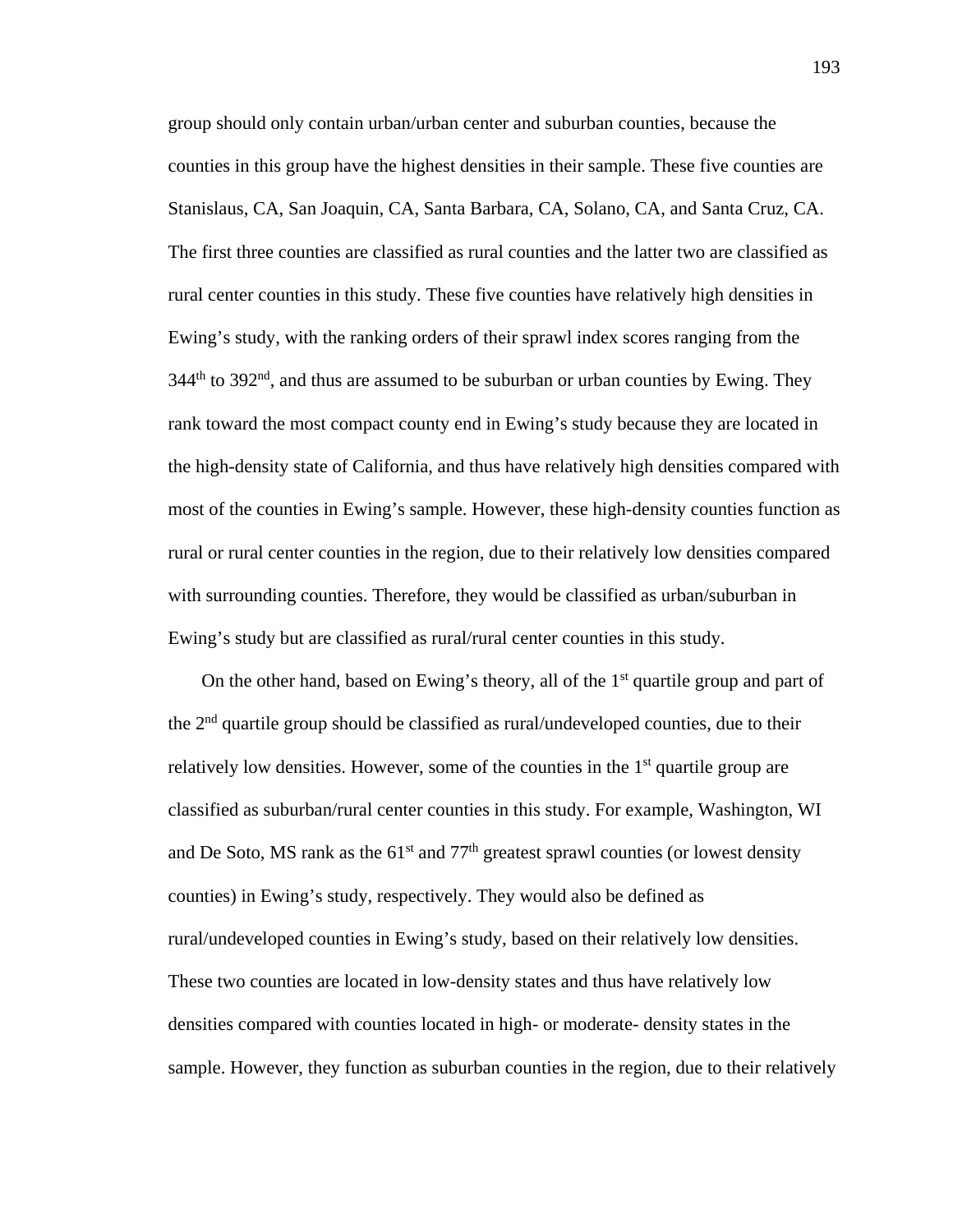group should only contain urban/urban center and suburban counties, because the counties in this group have the highest densities in their sample. These five counties are Stanislaus, CA, San Joaquin, CA, Santa Barbara, CA, Solano, CA, and Santa Cruz, CA. The first three counties are classified as rural counties and the latter two are classified as rural center counties in this study. These five counties have relatively high densities in Ewing's study, with the ranking orders of their sprawl index scores ranging from the 344th to 392nd, and thus are assumed to be suburban or urban counties by Ewing. They rank toward the most compact county end in Ewing's study because they are located in the high-density state of California, and thus have relatively high densities compared with most of the counties in Ewing's sample. However, these high-density counties function as rural or rural center counties in the region, due to their relatively low densities compared with surrounding counties. Therefore, they would be classified as urban/suburban in Ewing's study but are classified as rural/rural center counties in this study.

On the other hand, based on Ewing's theory, all of the 1st quartile group and part of the 2nd quartile group should be classified as rural/undeveloped counties, due to their relatively low densities. However, some of the counties in the 1st quartile group are classified as suburban/rural center counties in this study. For example, Washington, WI and De Soto, MS rank as the 61st and 77th greatest sprawl counties (or lowest density counties) in Ewing's study, respectively. They would also be defined as rural/undeveloped counties in Ewing's study, based on their relatively low densities. These two counties are located in low-density states and thus have relatively low densities compared with counties located in high- or moderate- density states in the sample. However, they function as suburban counties in the region, due to their relatively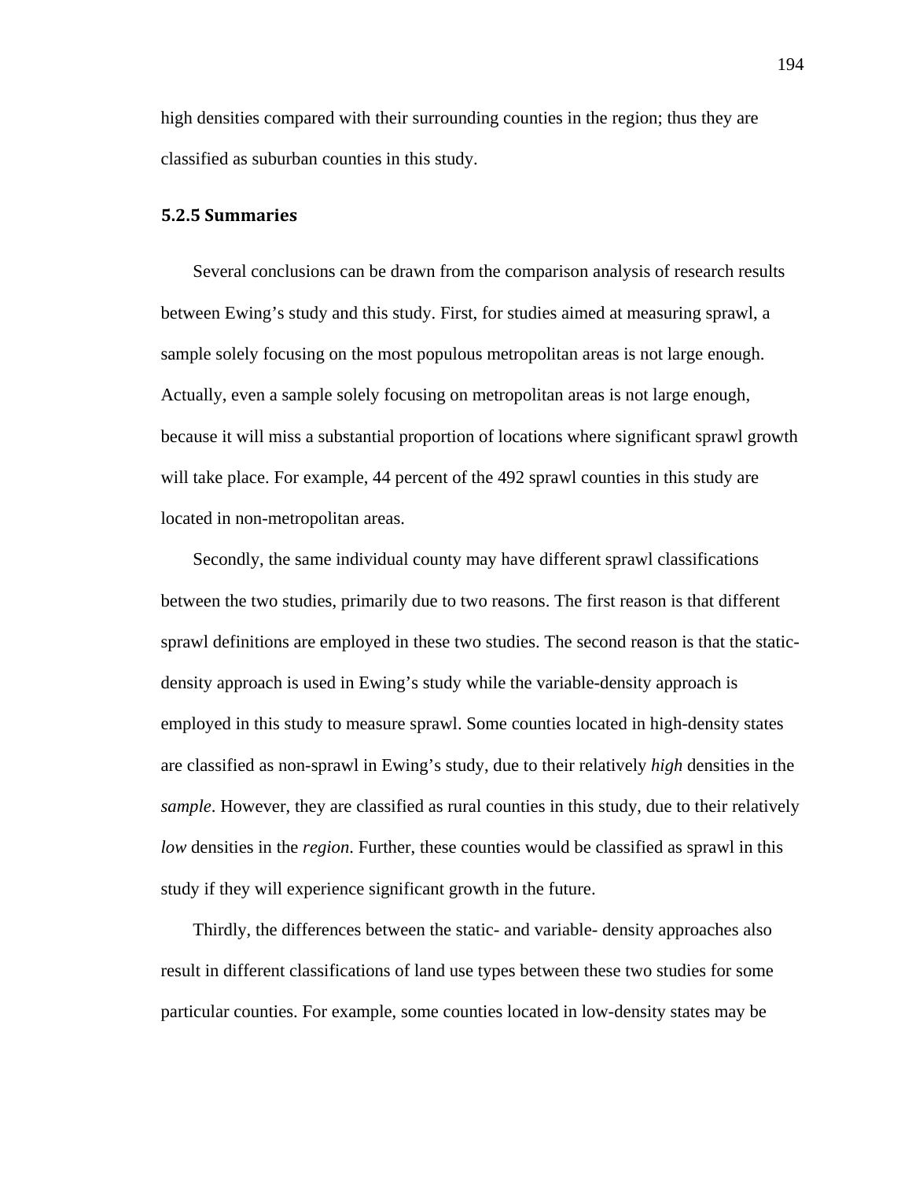high densities compared with their surrounding counties in the region; thus they are classified as suburban counties in this study.

### 5.2.5 Summaries

Several conclusions can be drawn from the comparison analysis of research results between Ewing's study and this study. First, for studies aimed at measuring sprawl, a sample solely focusing on the most populous metropolitan areas is not large enough. Actually, even a sample solely focusing on metropolitan areas is not large enough, because it will miss a substantial proportion of locations where significant sprawl growth will take place. For example, 44 percent of the 492 sprawl counties in this study are located in non-metropolitan areas.

Secondly, the same individual county may have different sprawl classifications between the two studies, primarily due to two reasons. The first reason is that different sprawl definitions are employed in these two studies. The second reason is that the static-density approach is used in Ewing's study while the variable-density approach is employed in this study to measure sprawl. Some counties located in high-density states are classified as non-sprawl in Ewing's study, due to their relatively *high* densities in the *sample*. However, they are classified as rural counties in this study, due to their relatively *low* densities in the *region*. Further, these counties would be classified as sprawl in this study if they will experience significant growth in the future.

Thirdly, the differences between the static- and variable- density approaches also result in different classifications of land use types between these two studies for some particular counties. For example, some counties located in low-density states may be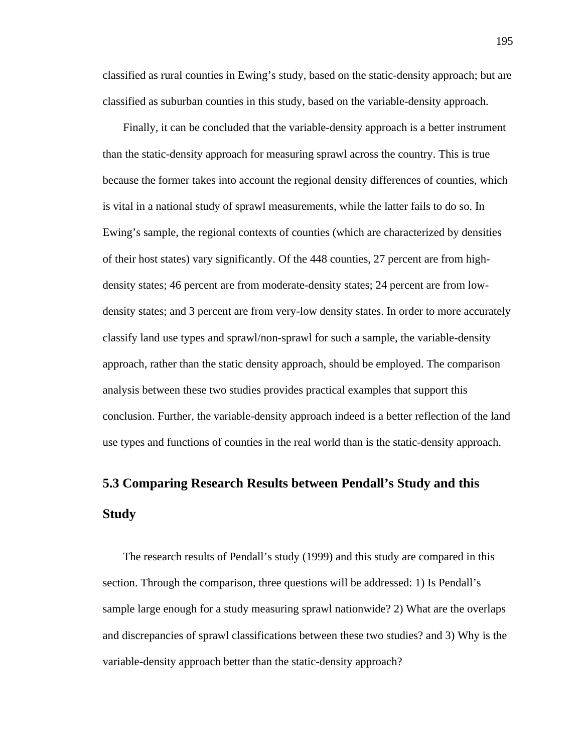classified as rural counties in Ewing's study, based on the static-density approach; but are classified as suburban counties in this study, based on the variable-density approach.

Finally, it can be concluded that the variable-density approach is a better instrument than the static-density approach for measuring sprawl across the country. This is true because the former takes into account the regional density differences of counties, which is vital in a national study of sprawl measurements, while the latter fails to do so. In Ewing's sample, the regional contexts of counties (which are characterized by densities of their host states) vary significantly. Of the 448 counties, 27 percent are from high-density states; 46 percent are from moderate-density states; 24 percent are from low-density states; and 3 percent are from very-low density states. In order to more accurately classify land use types and sprawl/non-sprawl for such a sample, the variable-density approach, rather than the static density approach, should be employed. The comparison analysis between these two studies provides practical examples that support this conclusion. Further, the variable-density approach indeed is a better reflection of the land use types and functions of counties in the real world than is the static-density approach.

## 5.3 Comparing Research Results between Pendall's Study and this Study

The research results of Pendall's study (1999) and this study are compared in this section. Through the comparison, three questions will be addressed: 1) Is Pendall's sample large enough for a study measuring sprawl nationwide? 2) What are the overlaps and discrepancies of sprawl classifications between these two studies? and 3) Why is the variable-density approach better than the static-density approach?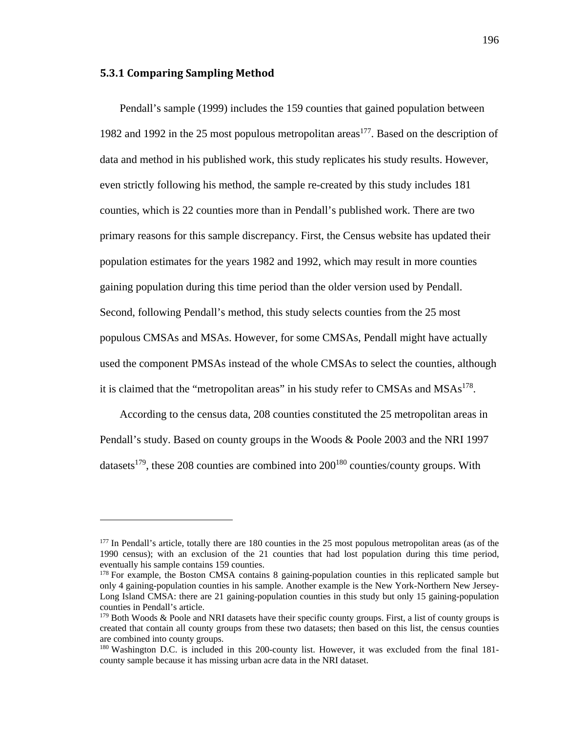### 5.3.1 Comparing Sampling Method

Pendall's sample (1999) includes the 159 counties that gained population between 1982 and 1992 in the 25 most populous metropolitan areas[177]. Based on the description of data and method in his published work, this study replicates his study results. However, even strictly following his method, the sample re-created by this study includes 181 counties, which is 22 counties more than in Pendall's published work. There are two primary reasons for this sample discrepancy. First, the Census website has updated their population estimates for the years 1982 and 1992, which may result in more counties gaining population during this time period than the older version used by Pendall. Second, following Pendall's method, this study selects counties from the 25 most populous CMSAs and MSAs. However, for some CMSAs, Pendall might have actually used the component PMSAs instead of the whole CMSAs to select the counties, although it is claimed that the "metropolitan areas" in his study refer to CMSAs and MSAs[178].

According to the census data, 208 counties constituted the 25 metropolitan areas in Pendall's study. Based on county groups in the Woods & Poole 2003 and the NRI 1997 datasets[179], these 208 counties are combined into 200[180] counties/county groups. With

---

[177] In Pendall's article, totally there are 180 counties in the 25 most populous metropolitan areas (as of the 1990 census); with an exclusion of the 21 counties that had lost population during this time period, eventually his sample contains 159 counties.

[178] For example, the Boston CMSA contains 8 gaining-population counties in this replicated sample but only 4 gaining-population counties in his sample. Another example is the New York-Northern New Jersey-Long Island CMSA: there are 21 gaining-population counties in this study but only 15 gaining-population counties in Pendall's article.

[179] Both Woods & Poole and NRI datasets have their specific county groups. First, a list of county groups is created that contain all county groups from these two datasets; then based on this list, the census counties are combined into county groups.

[180] Washington D.C. is included in this 200-county list. However, it was excluded from the final 181-county sample because it has missing urban acre data in the NRI dataset.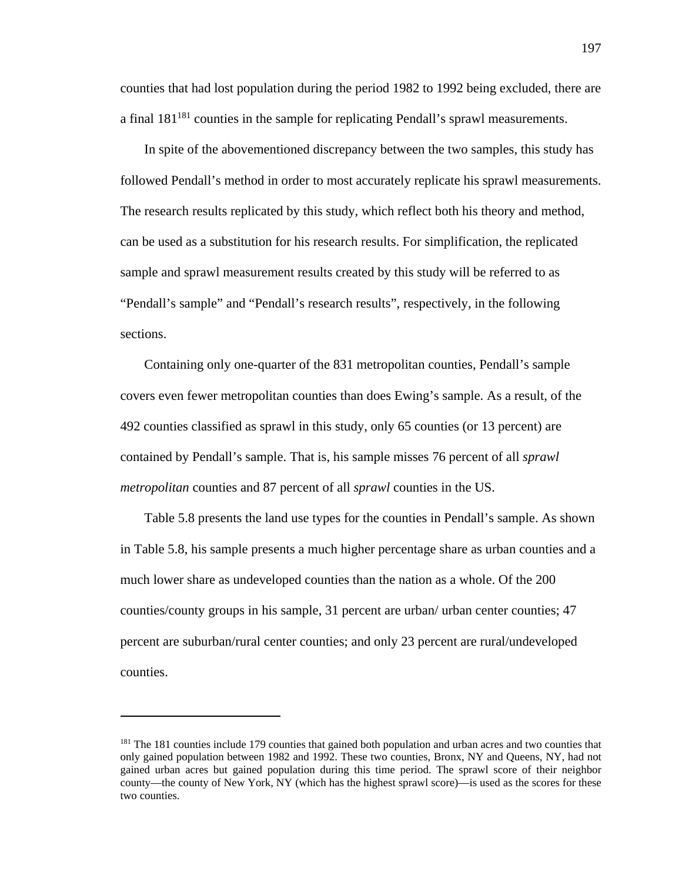counties that had lost population during the period 1982 to 1992 being excluded, there are a final 181[181] counties in the sample for replicating Pendall's sprawl measurements.

In spite of the abovementioned discrepancy between the two samples, this study has followed Pendall's method in order to most accurately replicate his sprawl measurements. The research results replicated by this study, which reflect both his theory and method, can be used as a substitution for his research results. For simplification, the replicated sample and sprawl measurement results created by this study will be referred to as "Pendall's sample" and "Pendall's research results", respectively, in the following sections.

Containing only one-quarter of the 831 metropolitan counties, Pendall's sample covers even fewer metropolitan counties than does Ewing's sample. As a result, of the 492 counties classified as sprawl in this study, only 65 counties (or 13 percent) are contained by Pendall's sample. That is, his sample misses 76 percent of all *sprawl metropolitan* counties and 87 percent of all *sprawl* counties in the US.

Table 5.8 presents the land use types for the counties in Pendall's sample. As shown in Table 5.8, his sample presents a much higher percentage share as urban counties and a much lower share as undeveloped counties than the nation as a whole. Of the 200 counties/county groups in his sample, 31 percent are urban/ urban center counties; 47 percent are suburban/rural center counties; and only 23 percent are rural/undeveloped counties.

---

[181] The 181 counties include 179 counties that gained both population and urban acres and two counties that only gained population between 1982 and 1992. These two counties, Bronx, NY and Queens, NY, had not gained urban acres but gained population during this time period. The sprawl score of their neighbor county—the county of New York, NY (which has the highest sprawl score)—is used as the scores for these two counties.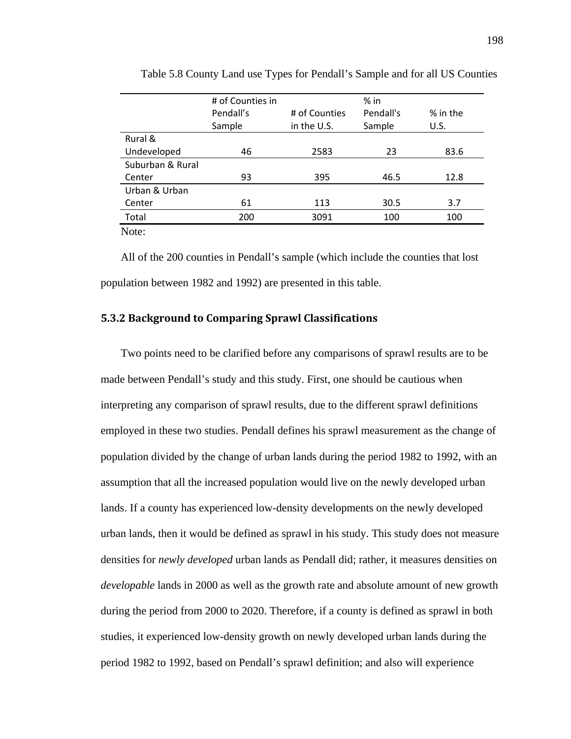Table 5.8 County Land use Types for Pendall's Sample and for all US Counties

| | # of Counties in Pendall's Sample | # of Counties in the U.S. | % in Pendall's Sample | % in the U.S. |
|---|---|---|---|---|
| Rural & Undeveloped | 46 | 2583 | 23 | 83.6 |
| Suburban & Rural Center | 93 | 395 | 46.5 | 12.8 |
| Urban & Urban Center | 61 | 113 | 30.5 | 3.7 |
| Total | 200 | 3091 | 100 | 100 |

Note:

All of the 200 counties in Pendall's sample (which include the counties that lost population between 1982 and 1992) are presented in this table.

### 5.3.2 Background to Comparing Sprawl Classifications

Two points need to be clarified before any comparisons of sprawl results are to be made between Pendall's study and this study. First, one should be cautious when interpreting any comparison of sprawl results, due to the different sprawl definitions employed in these two studies. Pendall defines his sprawl measurement as the change of population divided by the change of urban lands during the period 1982 to 1992, with an assumption that all the increased population would live on the newly developed urban lands. If a county has experienced low-density developments on the newly developed urban lands, then it would be defined as sprawl in his study. This study does not measure densities for *newly developed* urban lands as Pendall did; rather, it measures densities on *developable* lands in 2000 as well as the growth rate and absolute amount of new growth during the period from 2000 to 2020. Therefore, if a county is defined as sprawl in both studies, it experienced low-density growth on newly developed urban lands during the period 1982 to 1992, based on Pendall's sprawl definition; and also will experience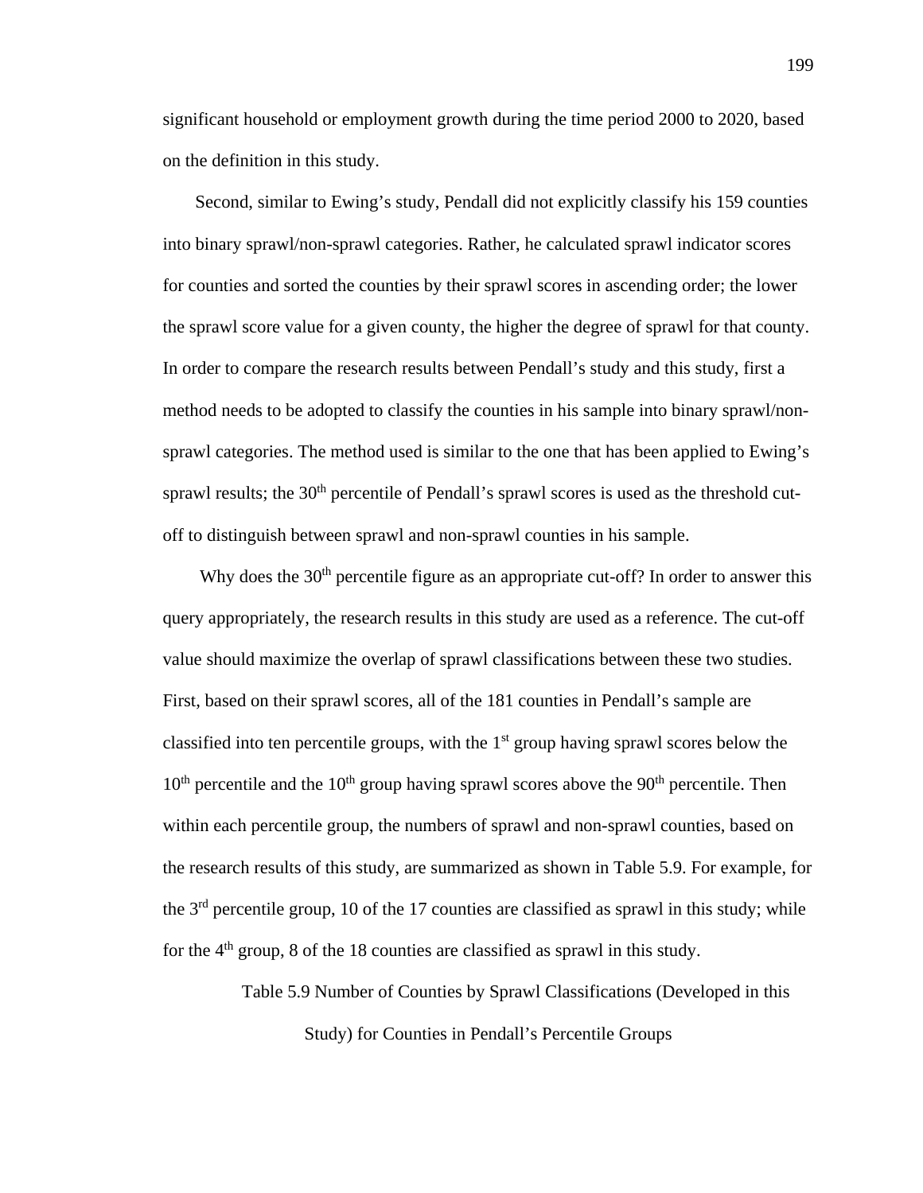significant household or employment growth during the time period 2000 to 2020, based on the definition in this study.

Second, similar to Ewing's study, Pendall did not explicitly classify his 159 counties into binary sprawl/non-sprawl categories. Rather, he calculated sprawl indicator scores for counties and sorted the counties by their sprawl scores in ascending order; the lower the sprawl score value for a given county, the higher the degree of sprawl for that county. In order to compare the research results between Pendall's study and this study, first a method needs to be adopted to classify the counties in his sample into binary sprawl/non-sprawl categories. The method used is similar to the one that has been applied to Ewing's sprawl results; the 30th percentile of Pendall's sprawl scores is used as the threshold cut-off to distinguish between sprawl and non-sprawl counties in his sample.

Why does the 30th percentile figure as an appropriate cut-off? In order to answer this query appropriately, the research results in this study are used as a reference. The cut-off value should maximize the overlap of sprawl classifications between these two studies. First, based on their sprawl scores, all of the 181 counties in Pendall's sample are classified into ten percentile groups, with the 1st group having sprawl scores below the 10th percentile and the 10th group having sprawl scores above the 90th percentile. Then within each percentile group, the numbers of sprawl and non-sprawl counties, based on the research results of this study, are summarized as shown in Table 5.9. For example, for the 3rd percentile group, 10 of the 17 counties are classified as sprawl in this study; while for the 4th group, 8 of the 18 counties are classified as sprawl in this study.

Table 5.9 Number of Counties by Sprawl Classifications (Developed in this Study) for Counties in Pendall's Percentile Groups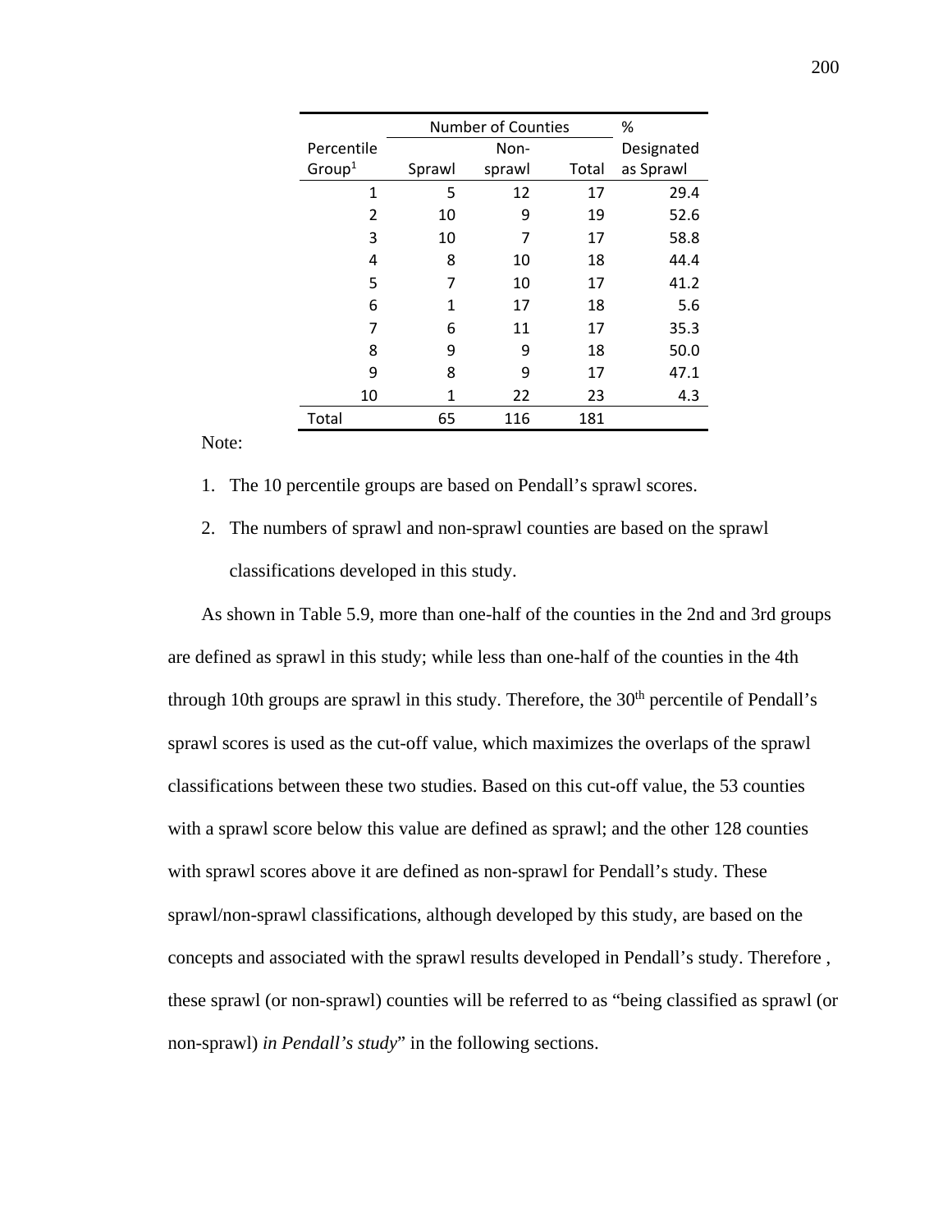| Percentile Group[1] | Number of Counties | | | % Designated as Sprawl |
|---|---|---|---|---|
| | Sprawl | Non-sprawl | Total | |
| 1 | 5 | 12 | 17 | 29.4 |
| 2 | 10 | 9 | 19 | 52.6 |
| 3 | 10 | 7 | 17 | 58.8 |
| 4 | 8 | 10 | 18 | 44.4 |
| 5 | 7 | 10 | 17 | 41.2 |
| 6 | 1 | 17 | 18 | 5.6 |
| 7 | 6 | 11 | 17 | 35.3 |
| 8 | 9 | 9 | 18 | 50.0 |
| 9 | 8 | 9 | 17 | 47.1 |
| 10 | 1 | 22 | 23 | 4.3 |
| Total | 65 | 116 | 181 | |

Note:

1. The 10 percentile groups are based on Pendall's sprawl scores.
2. The numbers of sprawl and non-sprawl counties are based on the sprawl classifications developed in this study.

As shown in Table 5.9, more than one-half of the counties in the 2nd and 3rd groups are defined as sprawl in this study; while less than one-half of the counties in the 4th through 10th groups are sprawl in this study. Therefore, the 30th percentile of Pendall's sprawl scores is used as the cut-off value, which maximizes the overlaps of the sprawl classifications between these two studies. Based on this cut-off value, the 53 counties with a sprawl score below this value are defined as sprawl; and the other 128 counties with sprawl scores above it are defined as non-sprawl for Pendall's study. These sprawl/non-sprawl classifications, although developed by this study, are based on the concepts and associated with the sprawl results developed in Pendall's study. Therefore , these sprawl (or non-sprawl) counties will be referred to as "being classified as sprawl (or non-sprawl) *in Pendall's study*" in the following sections.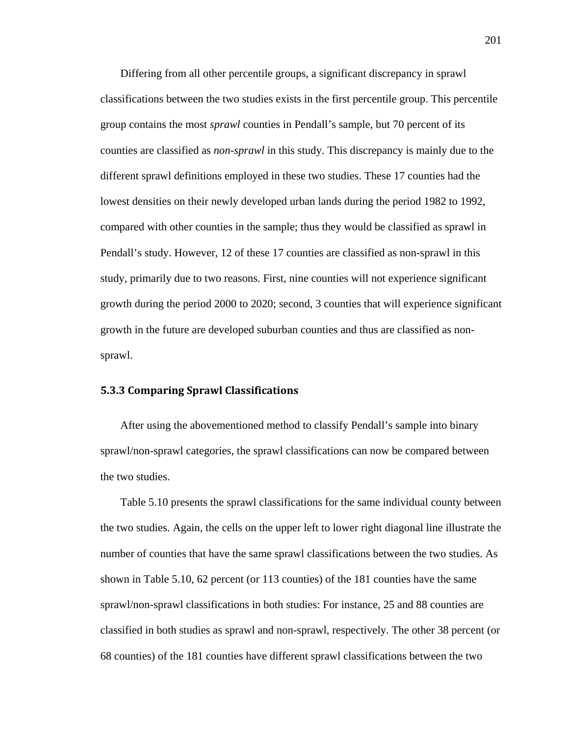Differing from all other percentile groups, a significant discrepancy in sprawl classifications between the two studies exists in the first percentile group. This percentile group contains the most *sprawl* counties in Pendall's sample, but 70 percent of its counties are classified as *non-sprawl* in this study. This discrepancy is mainly due to the different sprawl definitions employed in these two studies. These 17 counties had the lowest densities on their newly developed urban lands during the period 1982 to 1992, compared with other counties in the sample; thus they would be classified as sprawl in Pendall's study. However, 12 of these 17 counties are classified as non-sprawl in this study, primarily due to two reasons. First, nine counties will not experience significant growth during the period 2000 to 2020; second, 3 counties that will experience significant growth in the future are developed suburban counties and thus are classified as non-sprawl.

### 5.3.3 Comparing Sprawl Classifications

After using the abovementioned method to classify Pendall's sample into binary sprawl/non-sprawl categories, the sprawl classifications can now be compared between the two studies.

Table 5.10 presents the sprawl classifications for the same individual county between the two studies. Again, the cells on the upper left to lower right diagonal line illustrate the number of counties that have the same sprawl classifications between the two studies. As shown in Table 5.10, 62 percent (or 113 counties) of the 181 counties have the same sprawl/non-sprawl classifications in both studies: For instance, 25 and 88 counties are classified in both studies as sprawl and non-sprawl, respectively. The other 38 percent (or 68 counties) of the 181 counties have different sprawl classifications between the two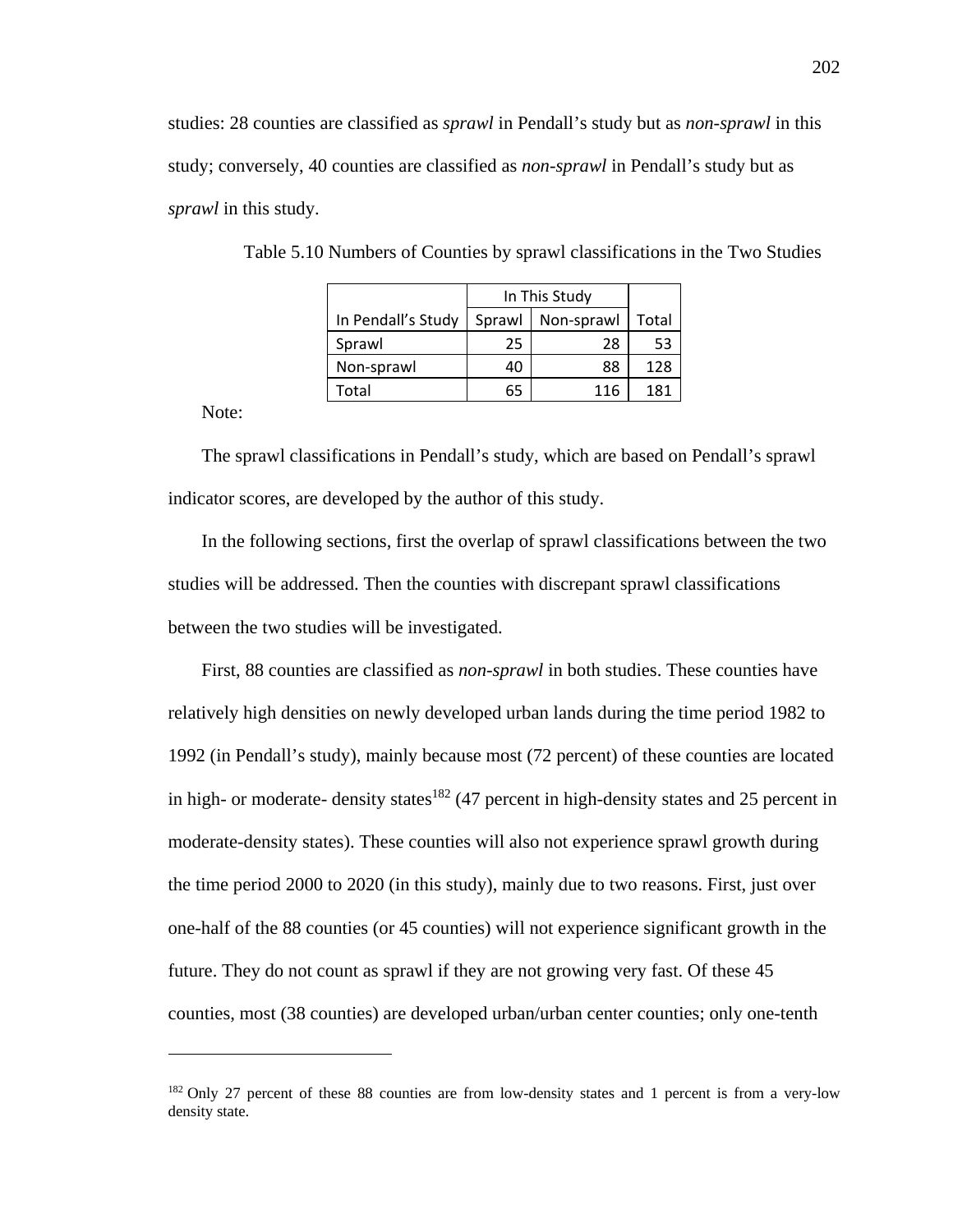studies: 28 counties are classified as *sprawl* in Pendall's study but as *non-sprawl* in this study; conversely, 40 counties are classified as *non-sprawl* in Pendall's study but as *sprawl* in this study.

Table 5.10 Numbers of Counties by sprawl classifications in the Two Studies

| | In This Study | | |
|---|---|---|---|
| In Pendall's Study | Sprawl | Non-sprawl | Total |
| Sprawl | 25 | 28 | 53 |
| Non-sprawl | 40 | 88 | 128 |
| Total | 65 | 116 | 181 |

Note:

The sprawl classifications in Pendall's study, which are based on Pendall's sprawl indicator scores, are developed by the author of this study.

In the following sections, first the overlap of sprawl classifications between the two studies will be addressed. Then the counties with discrepant sprawl classifications between the two studies will be investigated.

First, 88 counties are classified as *non-sprawl* in both studies. These counties have relatively high densities on newly developed urban lands during the time period 1982 to 1992 (in Pendall's study), mainly because most (72 percent) of these counties are located in high- or moderate- density states[182] (47 percent in high-density states and 25 percent in moderate-density states). These counties will also not experience sprawl growth during the time period 2000 to 2020 (in this study), mainly due to two reasons. First, just over one-half of the 88 counties (or 45 counties) will not experience significant growth in the future. They do not count as sprawl if they are not growing very fast. Of these 45 counties, most (38 counties) are developed urban/urban center counties; only one-tenth

[182] Only 27 percent of these 88 counties are from low-density states and 1 percent is from a very-low density state.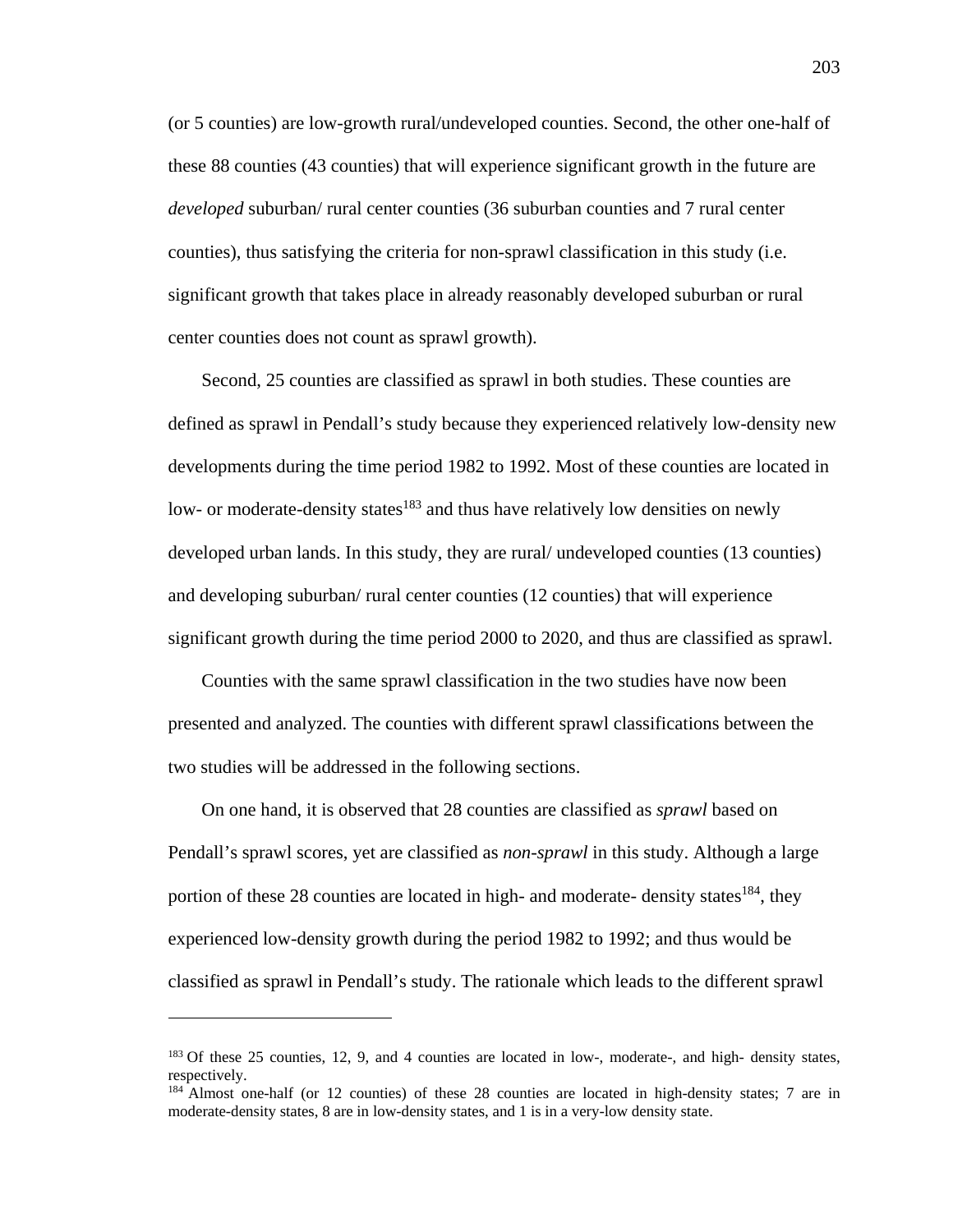(or 5 counties) are low-growth rural/undeveloped counties. Second, the other one-half of these 88 counties (43 counties) that will experience significant growth in the future are *developed* suburban/ rural center counties (36 suburban counties and 7 rural center counties), thus satisfying the criteria for non-sprawl classification in this study (i.e. significant growth that takes place in already reasonably developed suburban or rural center counties does not count as sprawl growth).

Second, 25 counties are classified as sprawl in both studies. These counties are defined as sprawl in Pendall's study because they experienced relatively low-density new developments during the time period 1982 to 1992. Most of these counties are located in low- or moderate-density states[183] and thus have relatively low densities on newly developed urban lands. In this study, they are rural/ undeveloped counties (13 counties) and developing suburban/ rural center counties (12 counties) that will experience significant growth during the time period 2000 to 2020, and thus are classified as sprawl.

Counties with the same sprawl classification in the two studies have now been presented and analyzed. The counties with different sprawl classifications between the two studies will be addressed in the following sections.

On one hand, it is observed that 28 counties are classified as *sprawl* based on Pendall's sprawl scores, yet are classified as *non-sprawl* in this study. Although a large portion of these 28 counties are located in high- and moderate- density states[184], they experienced low-density growth during the period 1982 to 1992; and thus would be classified as sprawl in Pendall's study. The rationale which leads to the different sprawl

---

[183] Of these 25 counties, 12, 9, and 4 counties are located in low-, moderate-, and high- density states, respectively.

[184] Almost one-half (or 12 counties) of these 28 counties are located in high-density states; 7 are in moderate-density states, 8 are in low-density states, and 1 is in a very-low density state.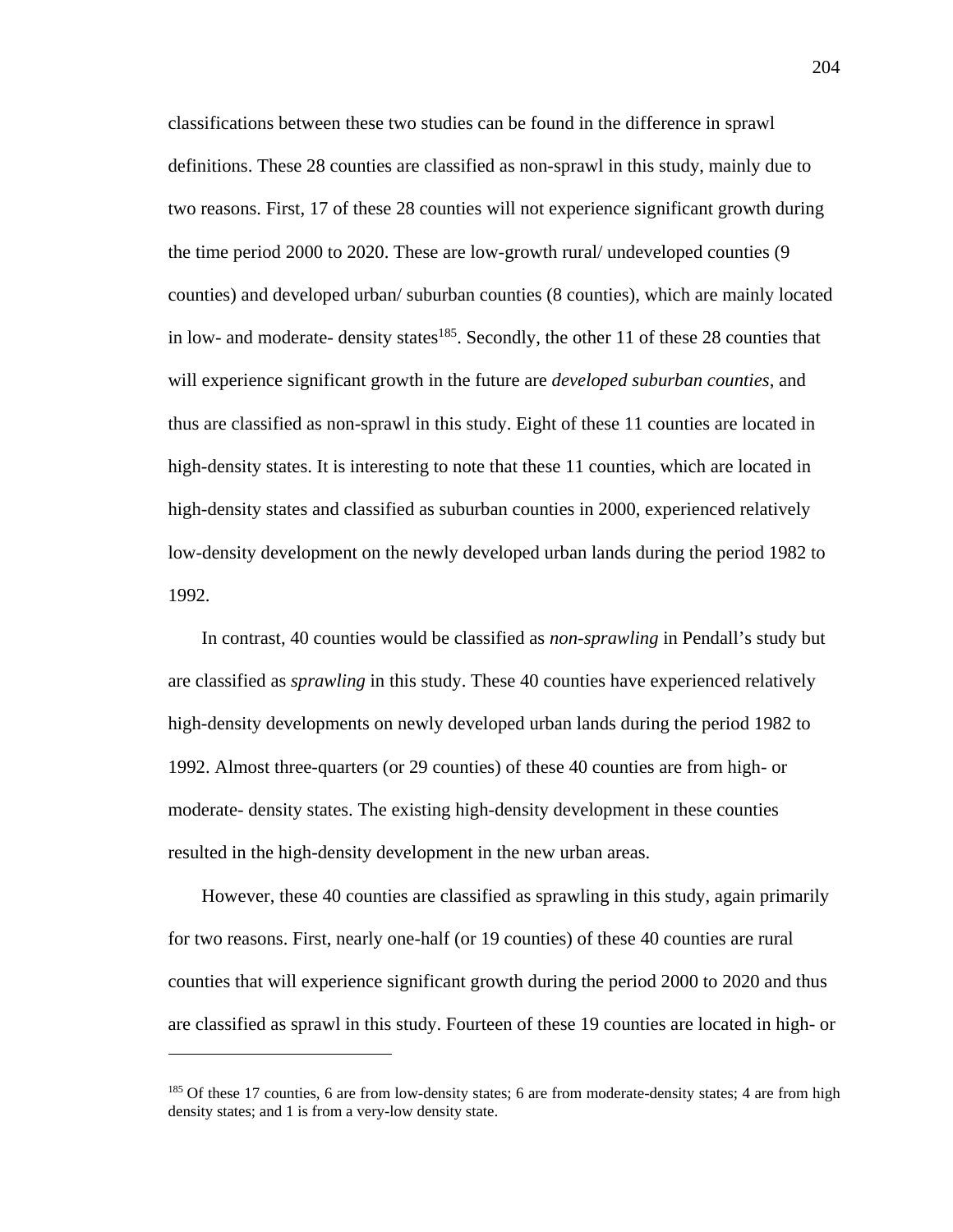classifications between these two studies can be found in the difference in sprawl definitions. These 28 counties are classified as non-sprawl in this study, mainly due to two reasons. First, 17 of these 28 counties will not experience significant growth during the time period 2000 to 2020. These are low-growth rural/ undeveloped counties (9 counties) and developed urban/ suburban counties (8 counties), which are mainly located in low- and moderate- density states[185]. Secondly, the other 11 of these 28 counties that will experience significant growth in the future are *developed suburban counties*, and thus are classified as non-sprawl in this study. Eight of these 11 counties are located in high-density states. It is interesting to note that these 11 counties, which are located in high-density states and classified as suburban counties in 2000, experienced relatively low-density development on the newly developed urban lands during the period 1982 to 1992.

In contrast, 40 counties would be classified as *non-sprawling* in Pendall's study but are classified as *sprawling* in this study. These 40 counties have experienced relatively high-density developments on newly developed urban lands during the period 1982 to 1992. Almost three-quarters (or 29 counties) of these 40 counties are from high- or moderate- density states. The existing high-density development in these counties resulted in the high-density development in the new urban areas.

However, these 40 counties are classified as sprawling in this study, again primarily for two reasons. First, nearly one-half (or 19 counties) of these 40 counties are rural counties that will experience significant growth during the period 2000 to 2020 and thus are classified as sprawl in this study. Fourteen of these 19 counties are located in high- or

---

[185] Of these 17 counties, 6 are from low-density states; 6 are from moderate-density states; 4 are from high density states; and 1 is from a very-low density state.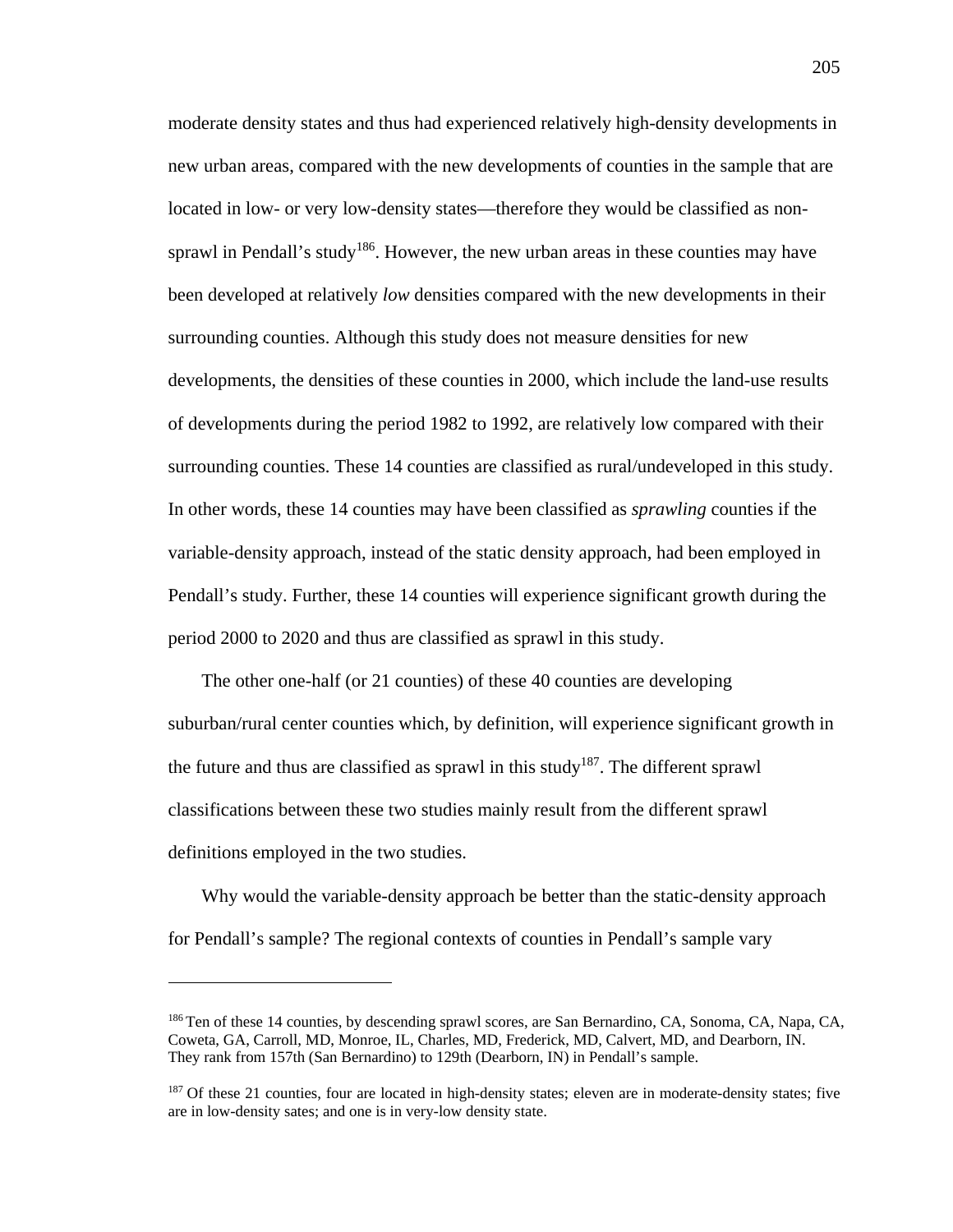moderate density states and thus had experienced relatively high-density developments in new urban areas, compared with the new developments of counties in the sample that are located in low- or very low-density states—therefore they would be classified as non-sprawl in Pendall's study[186]. However, the new urban areas in these counties may have been developed at relatively *low* densities compared with the new developments in their surrounding counties. Although this study does not measure densities for new developments, the densities of these counties in 2000, which include the land-use results of developments during the period 1982 to 1992, are relatively low compared with their surrounding counties. These 14 counties are classified as rural/undeveloped in this study. In other words, these 14 counties may have been classified as *sprawling* counties if the variable-density approach, instead of the static density approach, had been employed in Pendall's study. Further, these 14 counties will experience significant growth during the period 2000 to 2020 and thus are classified as sprawl in this study.

The other one-half (or 21 counties) of these 40 counties are developing suburban/rural center counties which, by definition, will experience significant growth in the future and thus are classified as sprawl in this study[187]. The different sprawl classifications between these two studies mainly result from the different sprawl definitions employed in the two studies.

Why would the variable-density approach be better than the static-density approach for Pendall's sample? The regional contexts of counties in Pendall's sample vary

---

[186] Ten of these 14 counties, by descending sprawl scores, are San Bernardino, CA, Sonoma, CA, Napa, CA, Coweta, GA, Carroll, MD, Monroe, IL, Charles, MD, Frederick, MD, Calvert, MD, and Dearborn, IN. They rank from 157th (San Bernardino) to 129th (Dearborn, IN) in Pendall's sample.

[187] Of these 21 counties, four are located in high-density states; eleven are in moderate-density states; five are in low-density sates; and one is in very-low density state.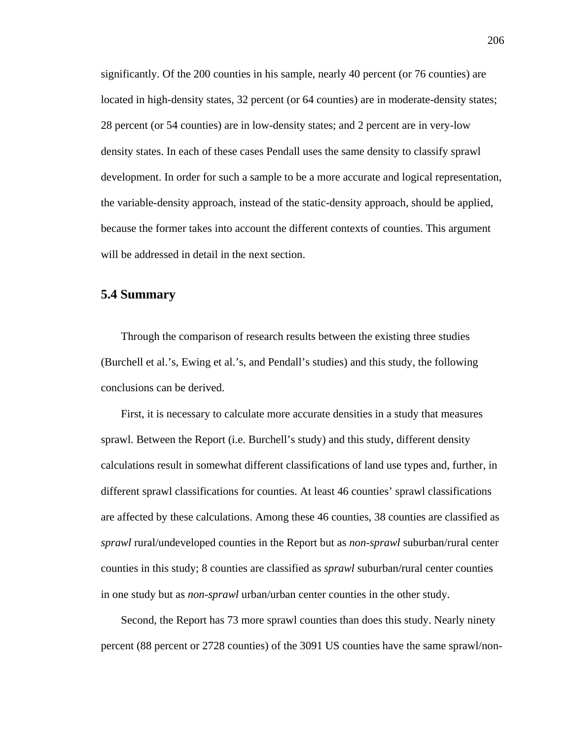significantly. Of the 200 counties in his sample, nearly 40 percent (or 76 counties) are located in high-density states, 32 percent (or 64 counties) are in moderate-density states; 28 percent (or 54 counties) are in low-density states; and 2 percent are in very-low density states. In each of these cases Pendall uses the same density to classify sprawl development. In order for such a sample to be a more accurate and logical representation, the variable-density approach, instead of the static-density approach, should be applied, because the former takes into account the different contexts of counties. This argument will be addressed in detail in the next section.

## 5.4 Summary

Through the comparison of research results between the existing three studies (Burchell et al.'s, Ewing et al.'s, and Pendall's studies) and this study, the following conclusions can be derived.

First, it is necessary to calculate more accurate densities in a study that measures sprawl. Between the Report (i.e. Burchell's study) and this study, different density calculations result in somewhat different classifications of land use types and, further, in different sprawl classifications for counties. At least 46 counties' sprawl classifications are affected by these calculations. Among these 46 counties, 38 counties are classified as *sprawl* rural/undeveloped counties in the Report but as *non-sprawl* suburban/rural center counties in this study; 8 counties are classified as *sprawl* suburban/rural center counties in one study but as *non-sprawl* urban/urban center counties in the other study.

Second, the Report has 73 more sprawl counties than does this study. Nearly ninety percent (88 percent or 2728 counties) of the 3091 US counties have the same sprawl/non-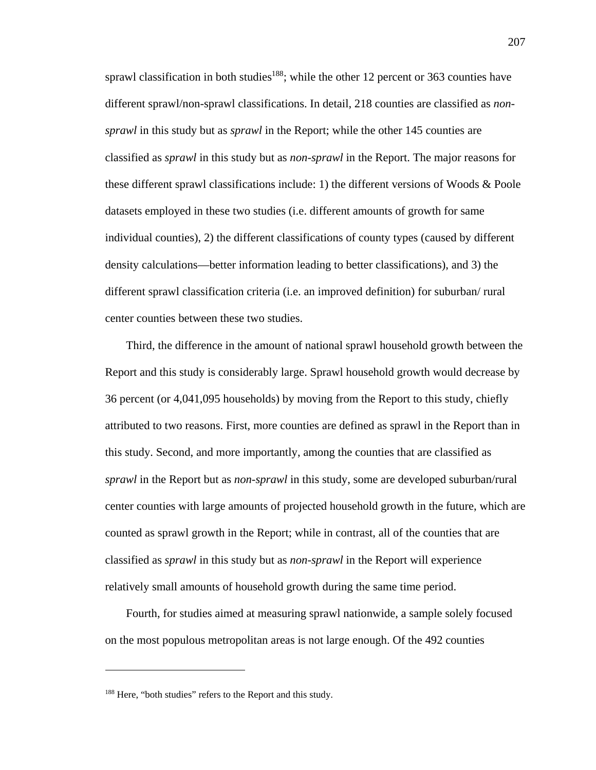sprawl classification in both studies[188]; while the other 12 percent or 363 counties have different sprawl/non-sprawl classifications. In detail, 218 counties are classified as *non-sprawl* in this study but as *sprawl* in the Report; while the other 145 counties are classified as *sprawl* in this study but as *non-sprawl* in the Report. The major reasons for these different sprawl classifications include: 1) the different versions of Woods & Poole datasets employed in these two studies (i.e. different amounts of growth for same individual counties), 2) the different classifications of county types (caused by different density calculations—better information leading to better classifications), and 3) the different sprawl classification criteria (i.e. an improved definition) for suburban/ rural center counties between these two studies.

Third, the difference in the amount of national sprawl household growth between the Report and this study is considerably large. Sprawl household growth would decrease by 36 percent (or 4,041,095 households) by moving from the Report to this study, chiefly attributed to two reasons. First, more counties are defined as sprawl in the Report than in this study. Second, and more importantly, among the counties that are classified as *sprawl* in the Report but as *non-sprawl* in this study, some are developed suburban/rural center counties with large amounts of projected household growth in the future, which are counted as sprawl growth in the Report; while in contrast, all of the counties that are classified as *sprawl* in this study but as *non-sprawl* in the Report will experience relatively small amounts of household growth during the same time period.

Fourth, for studies aimed at measuring sprawl nationwide, a sample solely focused on the most populous metropolitan areas is not large enough. Of the 492 counties

---

[188] Here, "both studies" refers to the Report and this study.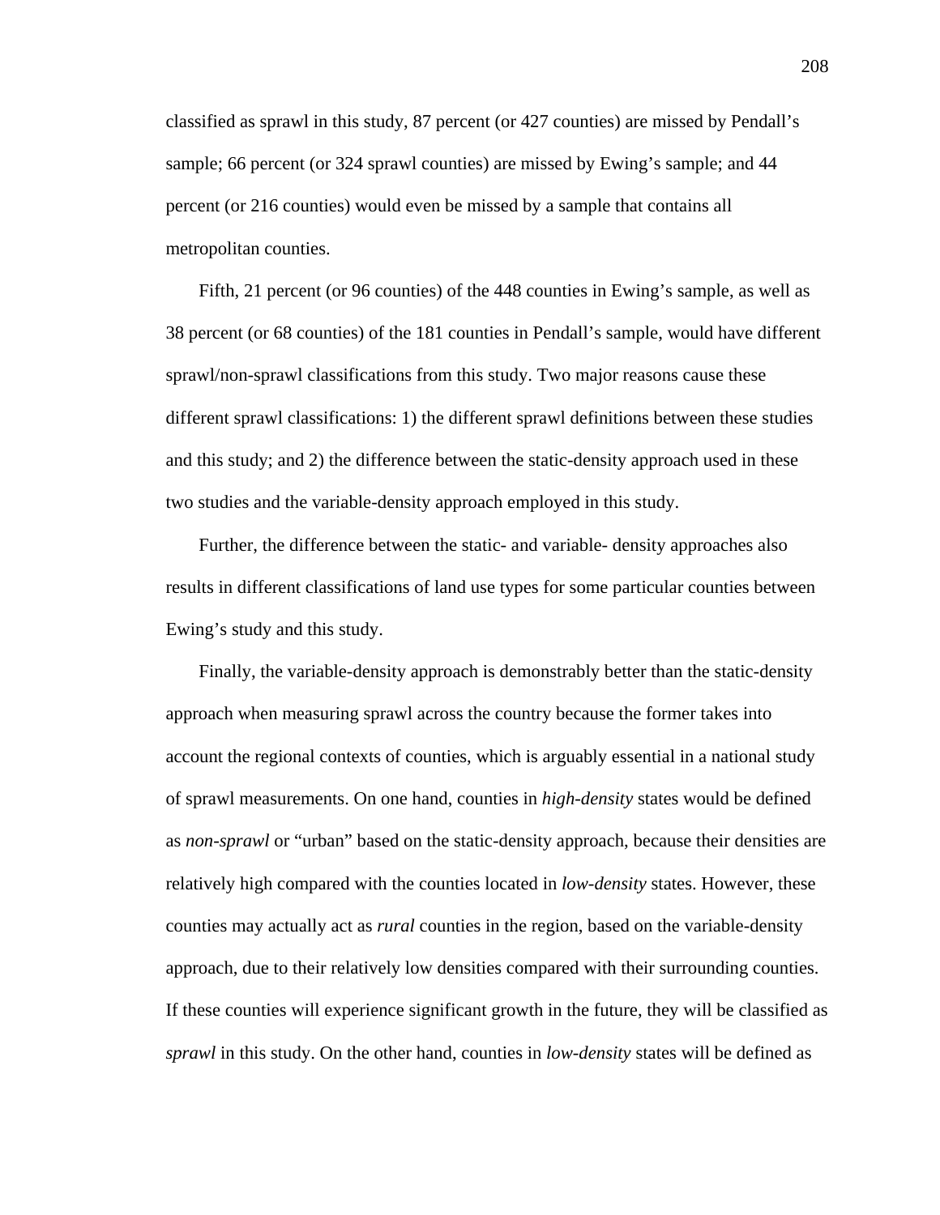classified as sprawl in this study, 87 percent (or 427 counties) are missed by Pendall's sample; 66 percent (or 324 sprawl counties) are missed by Ewing's sample; and 44 percent (or 216 counties) would even be missed by a sample that contains all metropolitan counties.

Fifth, 21 percent (or 96 counties) of the 448 counties in Ewing's sample, as well as 38 percent (or 68 counties) of the 181 counties in Pendall's sample, would have different sprawl/non-sprawl classifications from this study. Two major reasons cause these different sprawl classifications: 1) the different sprawl definitions between these studies and this study; and 2) the difference between the static-density approach used in these two studies and the variable-density approach employed in this study.

Further, the difference between the static- and variable- density approaches also results in different classifications of land use types for some particular counties between Ewing's study and this study.

Finally, the variable-density approach is demonstrably better than the static-density approach when measuring sprawl across the country because the former takes into account the regional contexts of counties, which is arguably essential in a national study of sprawl measurements. On one hand, counties in *high-density* states would be defined as *non-sprawl* or "urban" based on the static-density approach, because their densities are relatively high compared with the counties located in *low-density* states. However, these counties may actually act as *rural* counties in the region, based on the variable-density approach, due to their relatively low densities compared with their surrounding counties. If these counties will experience significant growth in the future, they will be classified as *sprawl* in this study. On the other hand, counties in *low-density* states will be defined as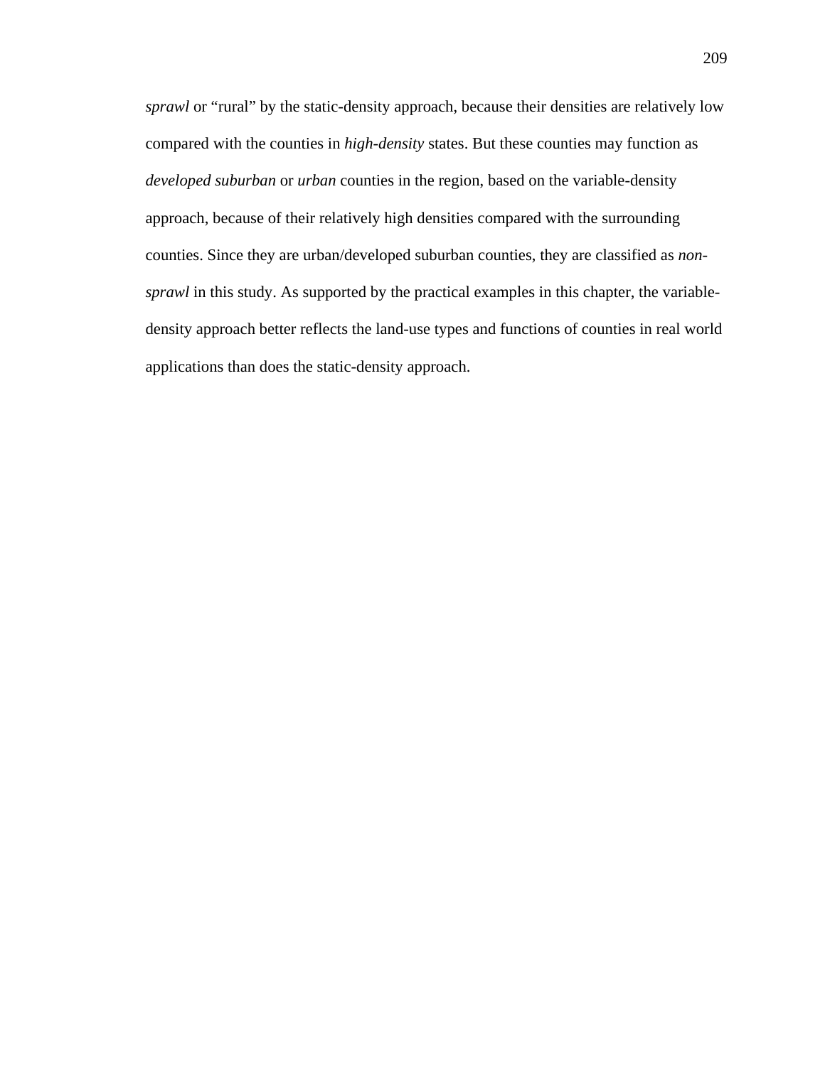*sprawl* or “rural” by the static-density approach, because their densities are relatively low compared with the counties in *high-density* states. But these counties may function as *developed suburban* or *urban* counties in the region, based on the variable-density approach, because of their relatively high densities compared with the surrounding counties. Since they are urban/developed suburban counties, they are classified as *non-sprawl* in this study. As supported by the practical examples in this chapter, the variable-density approach better reflects the land-use types and functions of counties in real world applications than does the static-density approach.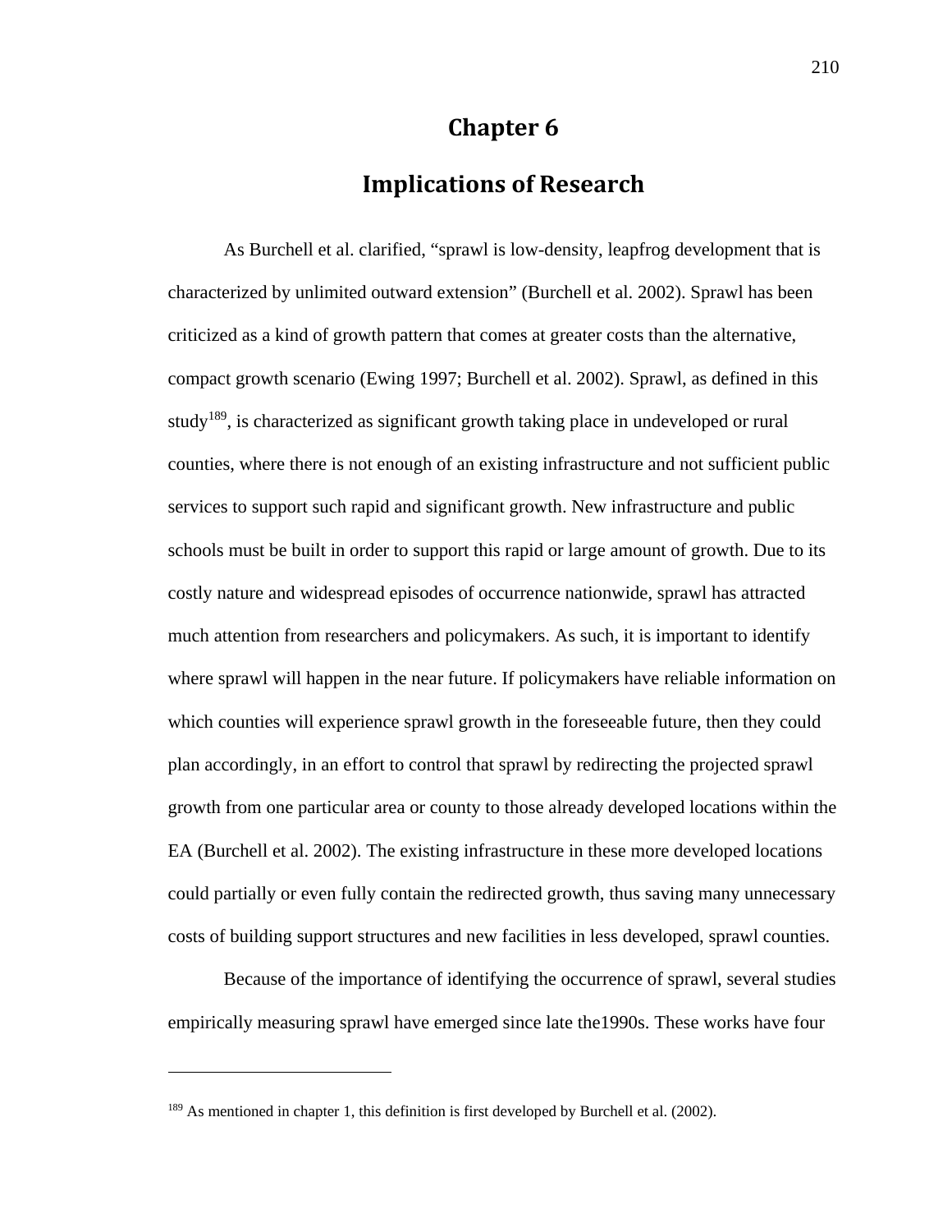# Chapter 6

## Implications of Research

As Burchell et al. clarified, "sprawl is low-density, leapfrog development that is characterized by unlimited outward extension" (Burchell et al. 2002). Sprawl has been criticized as a kind of growth pattern that comes at greater costs than the alternative, compact growth scenario (Ewing 1997; Burchell et al. 2002). Sprawl, as defined in this study[189], is characterized as significant growth taking place in undeveloped or rural counties, where there is not enough of an existing infrastructure and not sufficient public services to support such rapid and significant growth. New infrastructure and public schools must be built in order to support this rapid or large amount of growth. Due to its costly nature and widespread episodes of occurrence nationwide, sprawl has attracted much attention from researchers and policymakers. As such, it is important to identify where sprawl will happen in the near future. If policymakers have reliable information on which counties will experience sprawl growth in the foreseeable future, then they could plan accordingly, in an effort to control that sprawl by redirecting the projected sprawl growth from one particular area or county to those already developed locations within the EA (Burchell et al. 2002). The existing infrastructure in these more developed locations could partially or even fully contain the redirected growth, thus saving many unnecessary costs of building support structures and new facilities in less developed, sprawl counties.

Because of the importance of identifying the occurrence of sprawl, several studies empirically measuring sprawl have emerged since late the1990s. These works have four

---

[189] As mentioned in chapter 1, this definition is first developed by Burchell et al. (2002).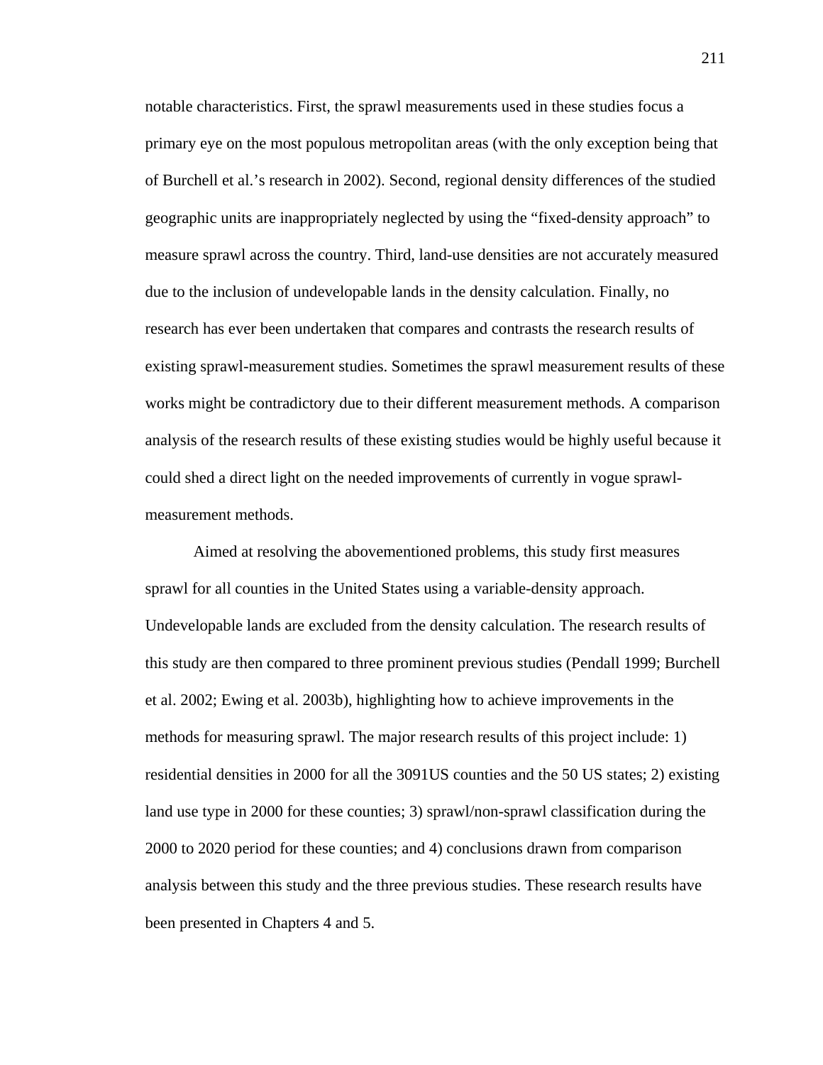notable characteristics. First, the sprawl measurements used in these studies focus a primary eye on the most populous metropolitan areas (with the only exception being that of Burchell et al.'s research in 2002). Second, regional density differences of the studied geographic units are inappropriately neglected by using the "fixed-density approach" to measure sprawl across the country. Third, land-use densities are not accurately measured due to the inclusion of undevelopable lands in the density calculation. Finally, no research has ever been undertaken that compares and contrasts the research results of existing sprawl-measurement studies. Sometimes the sprawl measurement results of these works might be contradictory due to their different measurement methods. A comparison analysis of the research results of these existing studies would be highly useful because it could shed a direct light on the needed improvements of currently in vogue sprawl-measurement methods.

Aimed at resolving the abovementioned problems, this study first measures sprawl for all counties in the United States using a variable-density approach. Undevelopable lands are excluded from the density calculation. The research results of this study are then compared to three prominent previous studies (Pendall 1999; Burchell et al. 2002; Ewing et al. 2003b), highlighting how to achieve improvements in the methods for measuring sprawl. The major research results of this project include: 1) residential densities in 2000 for all the 3091US counties and the 50 US states; 2) existing land use type in 2000 for these counties; 3) sprawl/non-sprawl classification during the 2000 to 2020 period for these counties; and 4) conclusions drawn from comparison analysis between this study and the three previous studies. These research results have been presented in Chapters 4 and 5.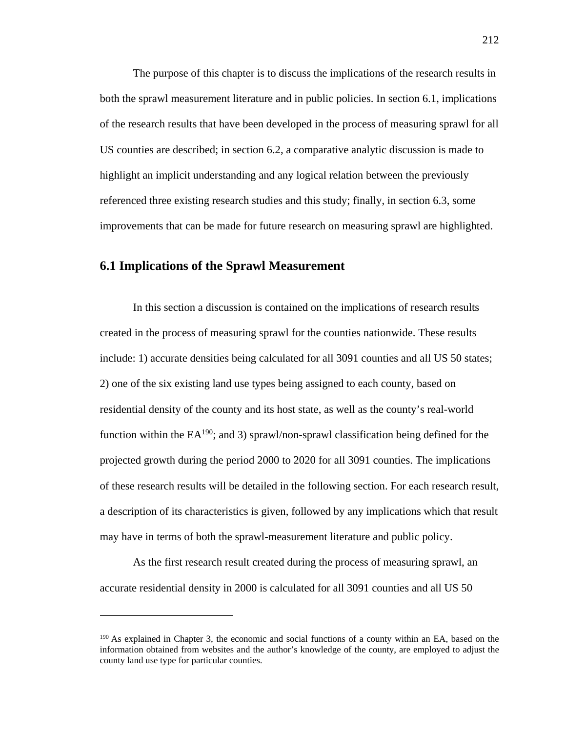The purpose of this chapter is to discuss the implications of the research results in both the sprawl measurement literature and in public policies. In section 6.1, implications of the research results that have been developed in the process of measuring sprawl for all US counties are described; in section 6.2, a comparative analytic discussion is made to highlight an implicit understanding and any logical relation between the previously referenced three existing research studies and this study; finally, in section 6.3, some improvements that can be made for future research on measuring sprawl are highlighted.

## 6.1 Implications of the Sprawl Measurement

In this section a discussion is contained on the implications of research results created in the process of measuring sprawl for the counties nationwide. These results include: 1) accurate densities being calculated for all 3091 counties and all US 50 states; 2) one of the six existing land use types being assigned to each county, based on residential density of the county and its host state, as well as the county's real-world function within the EA[190]; and 3) sprawl/non-sprawl classification being defined for the projected growth during the period 2000 to 2020 for all 3091 counties. The implications of these research results will be detailed in the following section. For each research result, a description of its characteristics is given, followed by any implications which that result may have in terms of both the sprawl-measurement literature and public policy.

As the first research result created during the process of measuring sprawl, an accurate residential density in 2000 is calculated for all 3091 counties and all US 50

---

[190] As explained in Chapter 3, the economic and social functions of a county within an EA, based on the information obtained from websites and the author's knowledge of the county, are employed to adjust the county land use type for particular counties.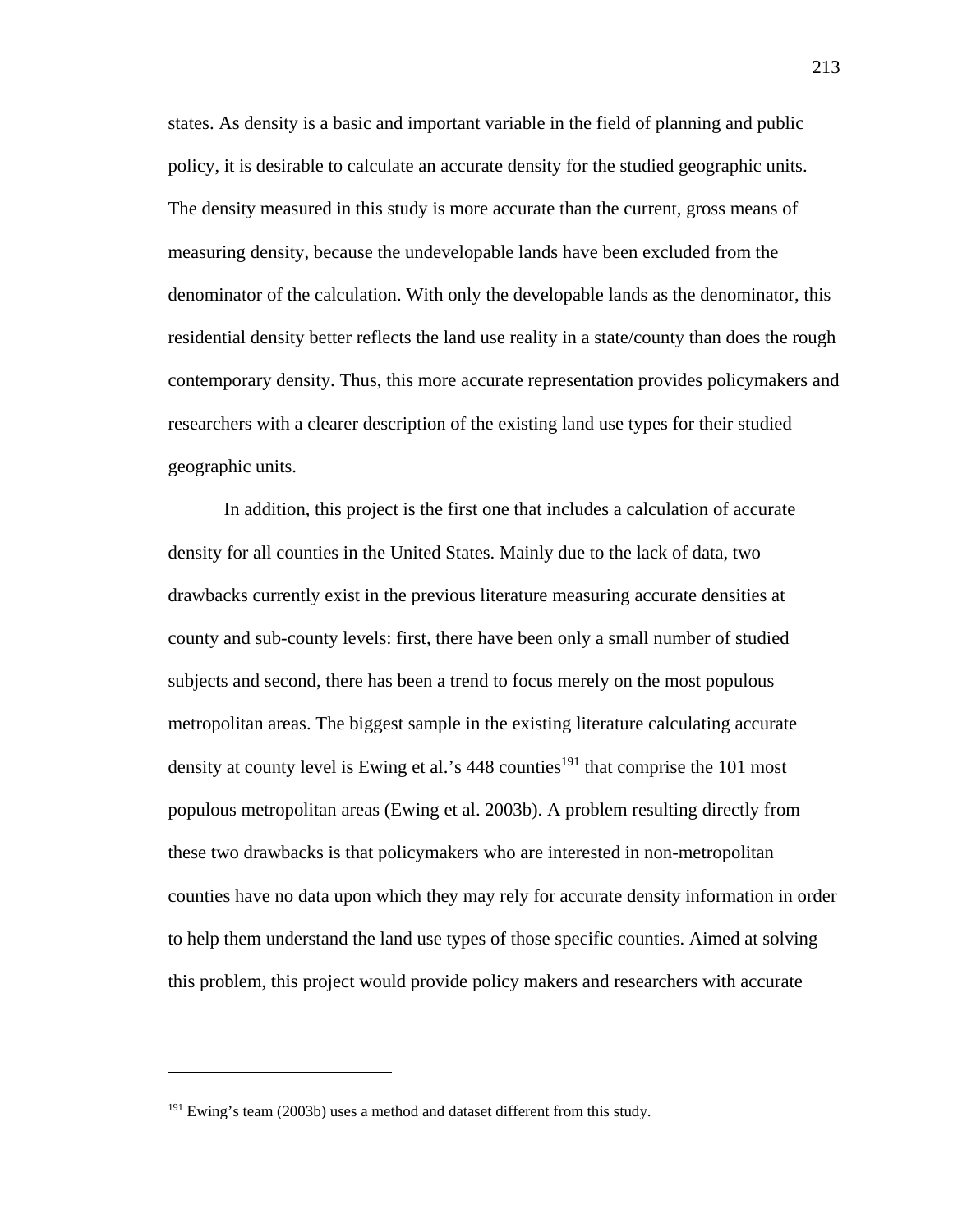states. As density is a basic and important variable in the field of planning and public policy, it is desirable to calculate an accurate density for the studied geographic units. The density measured in this study is more accurate than the current, gross means of measuring density, because the undevelopable lands have been excluded from the denominator of the calculation. With only the developable lands as the denominator, this residential density better reflects the land use reality in a state/county than does the rough contemporary density. Thus, this more accurate representation provides policymakers and researchers with a clearer description of the existing land use types for their studied geographic units.

In addition, this project is the first one that includes a calculation of accurate density for all counties in the United States. Mainly due to the lack of data, two drawbacks currently exist in the previous literature measuring accurate densities at county and sub-county levels: first, there have been only a small number of studied subjects and second, there has been a trend to focus merely on the most populous metropolitan areas. The biggest sample in the existing literature calculating accurate density at county level is Ewing et al.'s 448 counties[191] that comprise the 101 most populous metropolitan areas (Ewing et al. 2003b). A problem resulting directly from these two drawbacks is that policymakers who are interested in non-metropolitan counties have no data upon which they may rely for accurate density information in order to help them understand the land use types of those specific counties. Aimed at solving this problem, this project would provide policy makers and researchers with accurate

---

[191] Ewing's team (2003b) uses a method and dataset different from this study.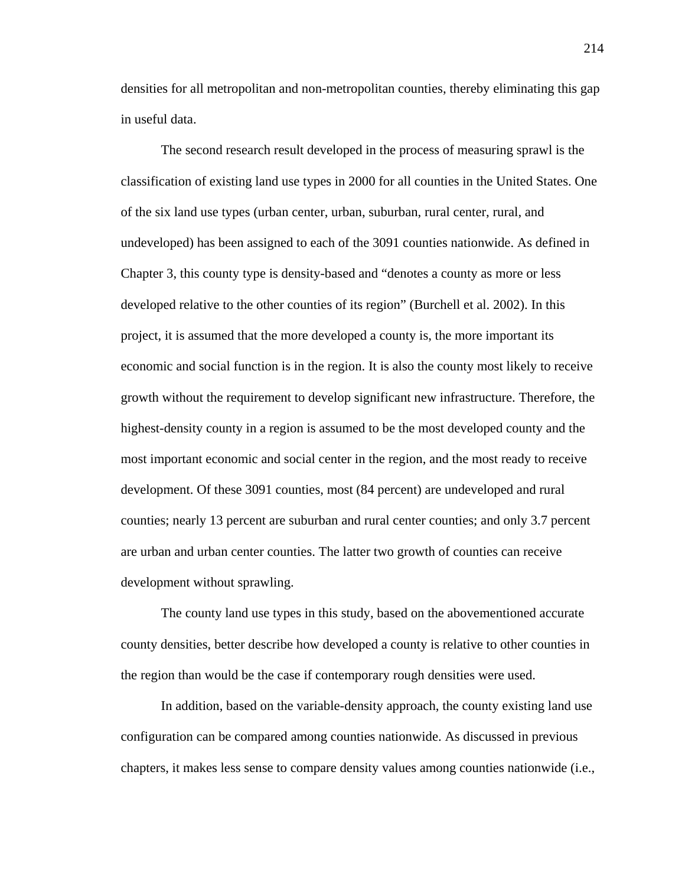densities for all metropolitan and non-metropolitan counties, thereby eliminating this gap in useful data.

The second research result developed in the process of measuring sprawl is the classification of existing land use types in 2000 for all counties in the United States. One of the six land use types (urban center, urban, suburban, rural center, rural, and undeveloped) has been assigned to each of the 3091 counties nationwide. As defined in Chapter 3, this county type is density-based and "denotes a county as more or less developed relative to the other counties of its region" (Burchell et al. 2002). In this project, it is assumed that the more developed a county is, the more important its economic and social function is in the region. It is also the county most likely to receive growth without the requirement to develop significant new infrastructure. Therefore, the highest-density county in a region is assumed to be the most developed county and the most important economic and social center in the region, and the most ready to receive development. Of these 3091 counties, most (84 percent) are undeveloped and rural counties; nearly 13 percent are suburban and rural center counties; and only 3.7 percent are urban and urban center counties. The latter two growth of counties can receive development without sprawling.

The county land use types in this study, based on the abovementioned accurate county densities, better describe how developed a county is relative to other counties in the region than would be the case if contemporary rough densities were used.

In addition, based on the variable-density approach, the county existing land use configuration can be compared among counties nationwide. As discussed in previous chapters, it makes less sense to compare density values among counties nationwide (i.e.,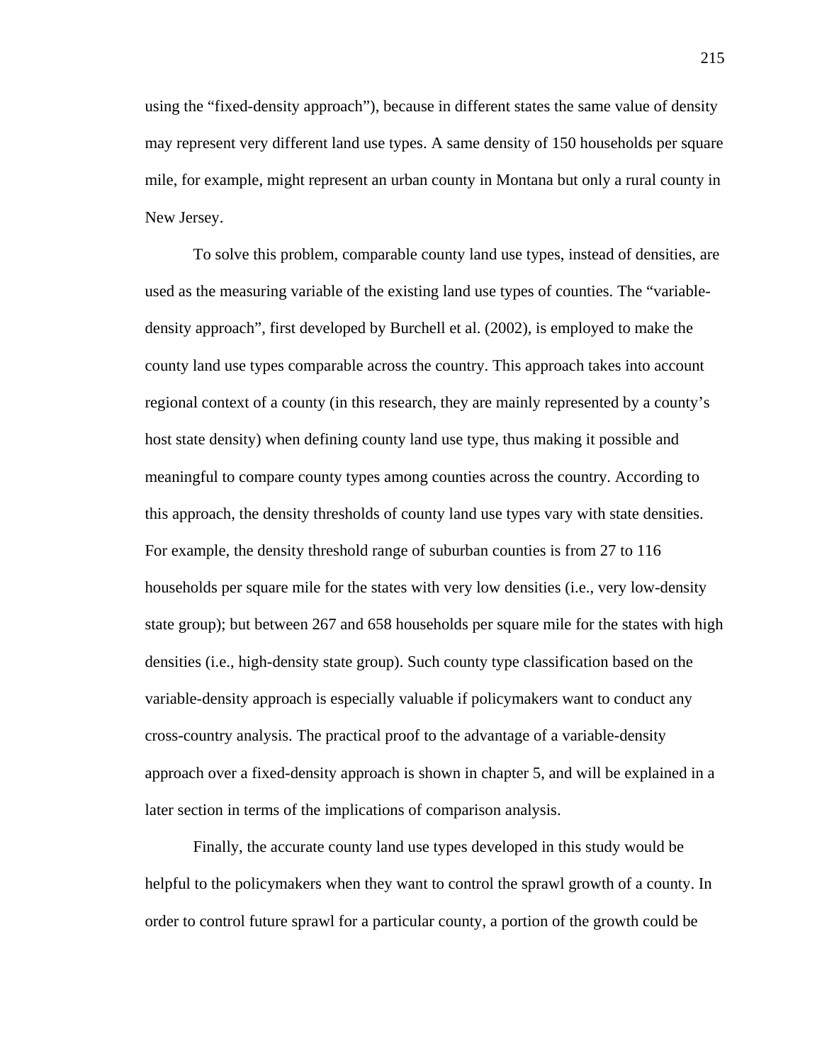using the "fixed-density approach"), because in different states the same value of density may represent very different land use types. A same density of 150 households per square mile, for example, might represent an urban county in Montana but only a rural county in New Jersey.

To solve this problem, comparable county land use types, instead of densities, are used as the measuring variable of the existing land use types of counties. The "variable-density approach", first developed by Burchell et al. (2002), is employed to make the county land use types comparable across the country. This approach takes into account regional context of a county (in this research, they are mainly represented by a county's host state density) when defining county land use type, thus making it possible and meaningful to compare county types among counties across the country. According to this approach, the density thresholds of county land use types vary with state densities. For example, the density threshold range of suburban counties is from 27 to 116 households per square mile for the states with very low densities (i.e., very low-density state group); but between 267 and 658 households per square mile for the states with high densities (i.e., high-density state group). Such county type classification based on the variable-density approach is especially valuable if policymakers want to conduct any cross-country analysis. The practical proof to the advantage of a variable-density approach over a fixed-density approach is shown in chapter 5, and will be explained in a later section in terms of the implications of comparison analysis.

Finally, the accurate county land use types developed in this study would be helpful to the policymakers when they want to control the sprawl growth of a county. In order to control future sprawl for a particular county, a portion of the growth could be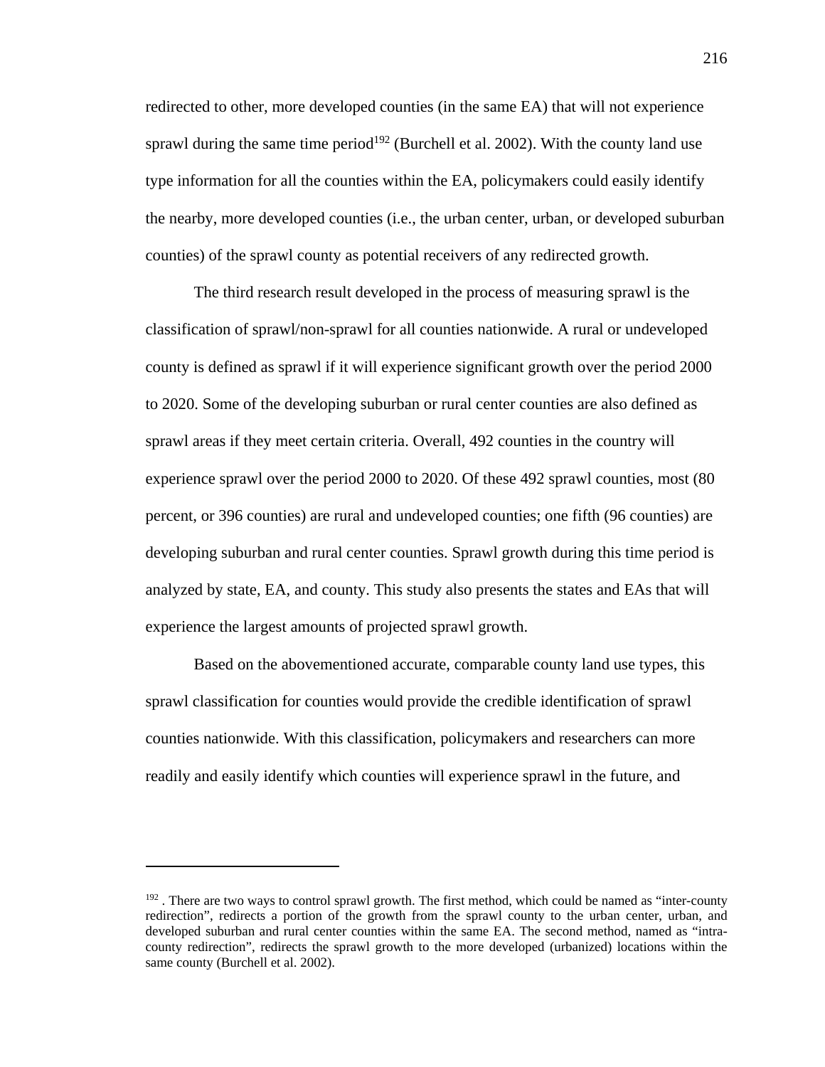redirected to other, more developed counties (in the same EA) that will not experience sprawl during the same time period[192] (Burchell et al. 2002). With the county land use type information for all the counties within the EA, policymakers could easily identify the nearby, more developed counties (i.e., the urban center, urban, or developed suburban counties) of the sprawl county as potential receivers of any redirected growth.

The third research result developed in the process of measuring sprawl is the classification of sprawl/non-sprawl for all counties nationwide. A rural or undeveloped county is defined as sprawl if it will experience significant growth over the period 2000 to 2020. Some of the developing suburban or rural center counties are also defined as sprawl areas if they meet certain criteria. Overall, 492 counties in the country will experience sprawl over the period 2000 to 2020. Of these 492 sprawl counties, most (80 percent, or 396 counties) are rural and undeveloped counties; one fifth (96 counties) are developing suburban and rural center counties. Sprawl growth during this time period is analyzed by state, EA, and county. This study also presents the states and EAs that will experience the largest amounts of projected sprawl growth.

Based on the abovementioned accurate, comparable county land use types, this sprawl classification for counties would provide the credible identification of sprawl counties nationwide. With this classification, policymakers and researchers can more readily and easily identify which counties will experience sprawl in the future, and

---

[192] . There are two ways to control sprawl growth. The first method, which could be named as "inter-county redirection", redirects a portion of the growth from the sprawl county to the urban center, urban, and developed suburban and rural center counties within the same EA. The second method, named as "intra-county redirection", redirects the sprawl growth to the more developed (urbanized) locations within the same county (Burchell et al. 2002).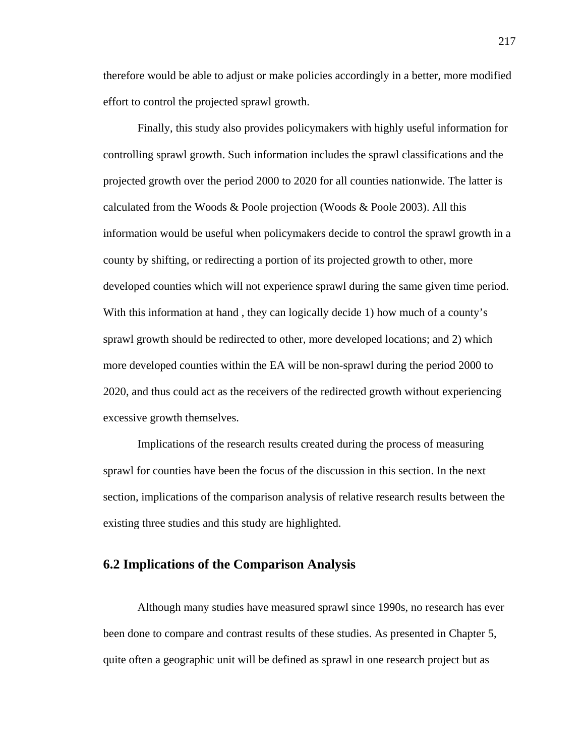therefore would be able to adjust or make policies accordingly in a better, more modified effort to control the projected sprawl growth.

Finally, this study also provides policymakers with highly useful information for controlling sprawl growth. Such information includes the sprawl classifications and the projected growth over the period 2000 to 2020 for all counties nationwide. The latter is calculated from the Woods & Poole projection (Woods & Poole 2003). All this information would be useful when policymakers decide to control the sprawl growth in a county by shifting, or redirecting a portion of its projected growth to other, more developed counties which will not experience sprawl during the same given time period. With this information at hand , they can logically decide 1) how much of a county's sprawl growth should be redirected to other, more developed locations; and 2) which more developed counties within the EA will be non-sprawl during the period 2000 to 2020, and thus could act as the receivers of the redirected growth without experiencing excessive growth themselves.

Implications of the research results created during the process of measuring sprawl for counties have been the focus of the discussion in this section. In the next section, implications of the comparison analysis of relative research results between the existing three studies and this study are highlighted.

## 6.2 Implications of the Comparison Analysis

Although many studies have measured sprawl since 1990s, no research has ever been done to compare and contrast results of these studies. As presented in Chapter 5, quite often a geographic unit will be defined as sprawl in one research project but as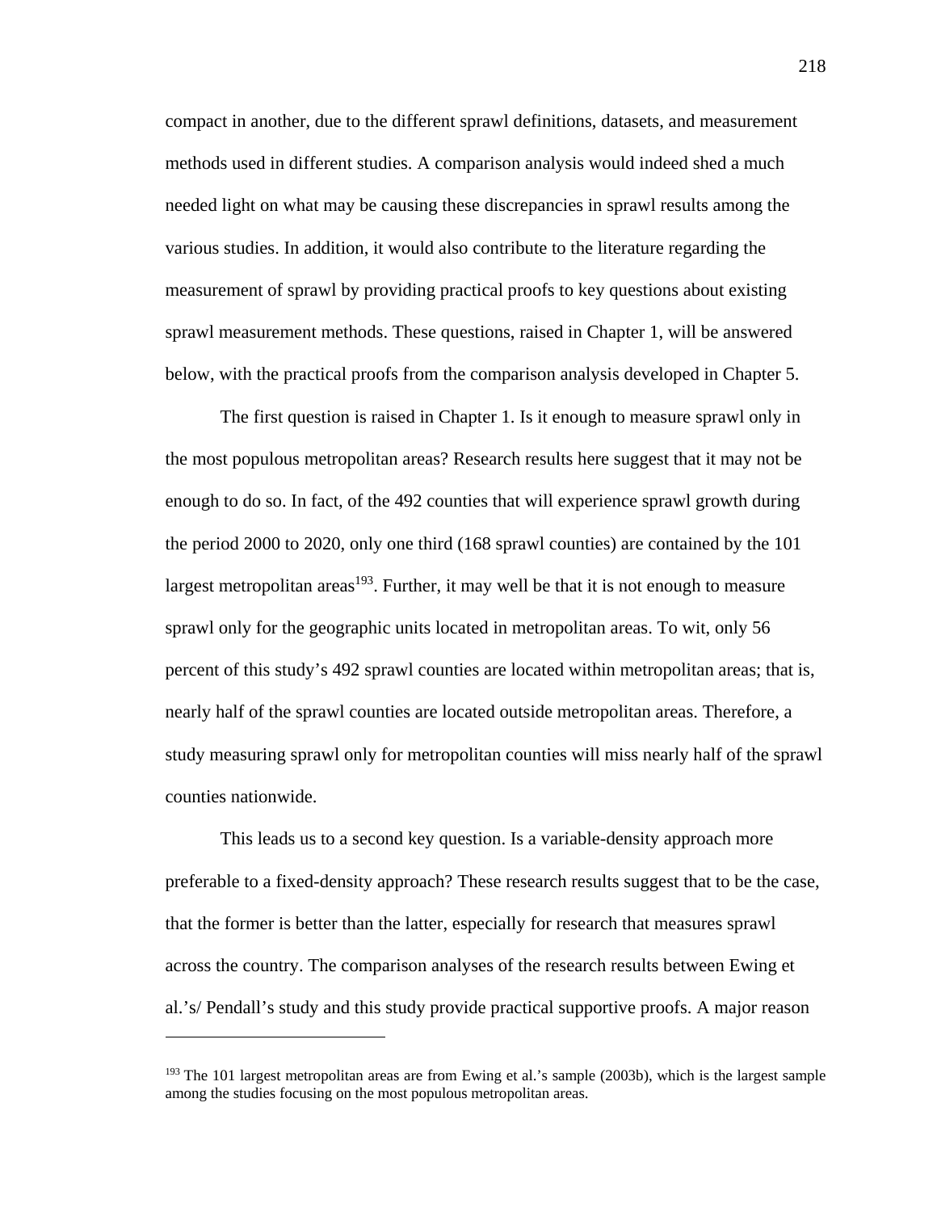compact in another, due to the different sprawl definitions, datasets, and measurement methods used in different studies. A comparison analysis would indeed shed a much needed light on what may be causing these discrepancies in sprawl results among the various studies. In addition, it would also contribute to the literature regarding the measurement of sprawl by providing practical proofs to key questions about existing sprawl measurement methods. These questions, raised in Chapter 1, will be answered below, with the practical proofs from the comparison analysis developed in Chapter 5.

The first question is raised in Chapter 1. Is it enough to measure sprawl only in the most populous metropolitan areas? Research results here suggest that it may not be enough to do so. In fact, of the 492 counties that will experience sprawl growth during the period 2000 to 2020, only one third (168 sprawl counties) are contained by the 101 largest metropolitan areas[193]. Further, it may well be that it is not enough to measure sprawl only for the geographic units located in metropolitan areas. To wit, only 56 percent of this study's 492 sprawl counties are located within metropolitan areas; that is, nearly half of the sprawl counties are located outside metropolitan areas. Therefore, a study measuring sprawl only for metropolitan counties will miss nearly half of the sprawl counties nationwide.

This leads us to a second key question. Is a variable-density approach more preferable to a fixed-density approach? These research results suggest that to be the case, that the former is better than the latter, especially for research that measures sprawl across the country. The comparison analyses of the research results between Ewing et al.'s/ Pendall's study and this study provide practical supportive proofs. A major reason

[193] The 101 largest metropolitan areas are from Ewing et al.'s sample (2003b), which is the largest sample among the studies focusing on the most populous metropolitan areas.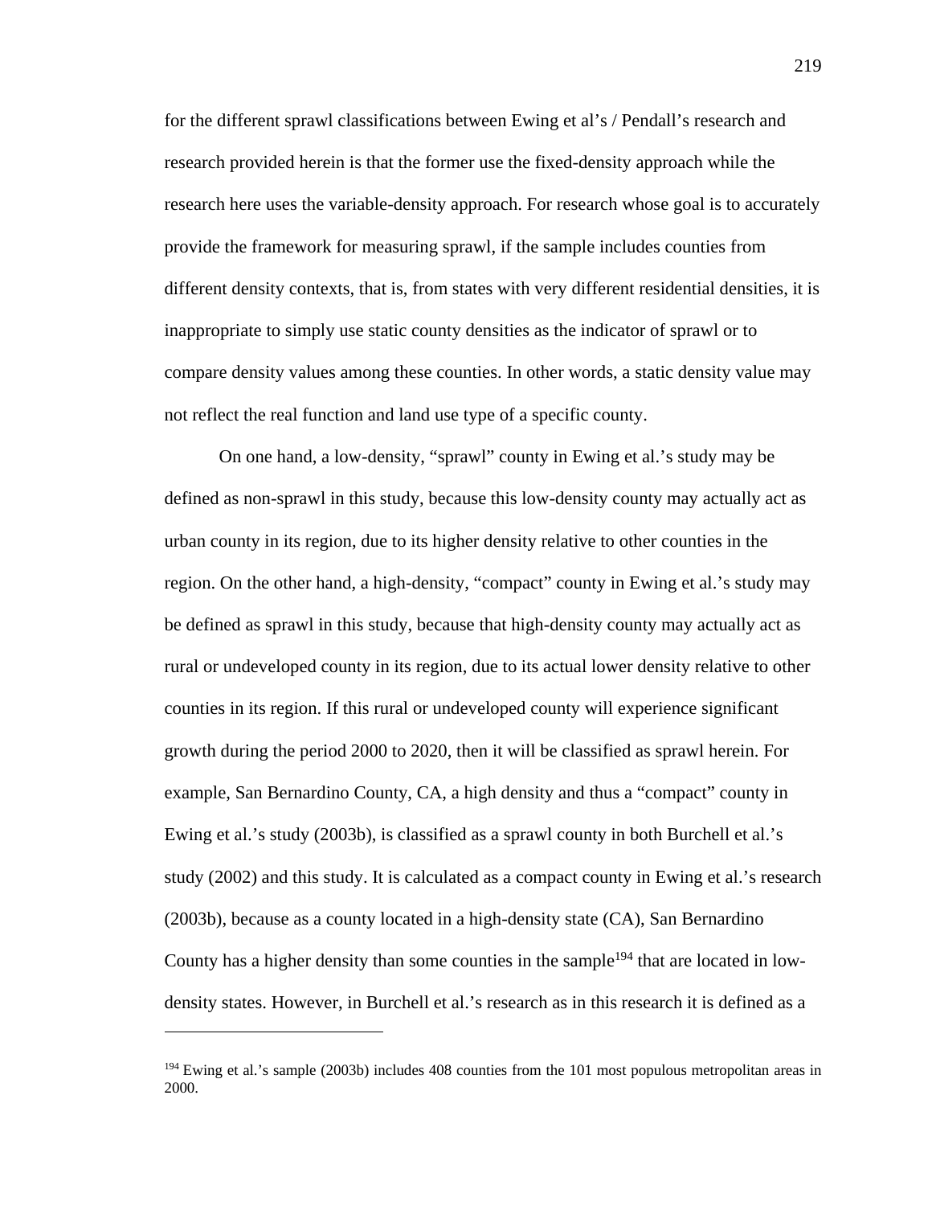for the different sprawl classifications between Ewing et al's / Pendall's research and research provided herein is that the former use the fixed-density approach while the research here uses the variable-density approach. For research whose goal is to accurately provide the framework for measuring sprawl, if the sample includes counties from different density contexts, that is, from states with very different residential densities, it is inappropriate to simply use static county densities as the indicator of sprawl or to compare density values among these counties. In other words, a static density value may not reflect the real function and land use type of a specific county.

On one hand, a low-density, "sprawl" county in Ewing et al.'s study may be defined as non-sprawl in this study, because this low-density county may actually act as urban county in its region, due to its higher density relative to other counties in the region. On the other hand, a high-density, "compact" county in Ewing et al.'s study may be defined as sprawl in this study, because that high-density county may actually act as rural or undeveloped county in its region, due to its actual lower density relative to other counties in its region. If this rural or undeveloped county will experience significant growth during the period 2000 to 2020, then it will be classified as sprawl herein. For example, San Bernardino County, CA, a high density and thus a "compact" county in Ewing et al.'s study (2003b), is classified as a sprawl county in both Burchell et al.'s study (2002) and this study. It is calculated as a compact county in Ewing et al.'s research (2003b), because as a county located in a high-density state (CA), San Bernardino County has a higher density than some counties in the sample[194] that are located in low-density states. However, in Burchell et al.'s research as in this research it is defined as a

[194] Ewing et al.'s sample (2003b) includes 408 counties from the 101 most populous metropolitan areas in 2000.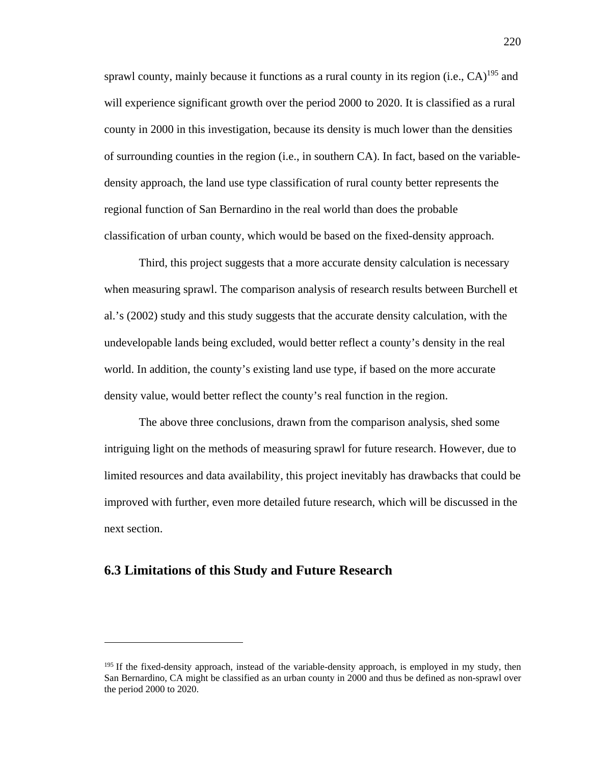sprawl county, mainly because it functions as a rural county in its region (i.e., CA)[195] and will experience significant growth over the period 2000 to 2020. It is classified as a rural county in 2000 in this investigation, because its density is much lower than the densities of surrounding counties in the region (i.e., in southern CA). In fact, based on the variable-density approach, the land use type classification of rural county better represents the regional function of San Bernardino in the real world than does the probable classification of urban county, which would be based on the fixed-density approach.

Third, this project suggests that a more accurate density calculation is necessary when measuring sprawl. The comparison analysis of research results between Burchell et al.'s (2002) study and this study suggests that the accurate density calculation, with the undevelopable lands being excluded, would better reflect a county's density in the real world. In addition, the county's existing land use type, if based on the more accurate density value, would better reflect the county's real function in the region.

The above three conclusions, drawn from the comparison analysis, shed some intriguing light on the methods of measuring sprawl for future research. However, due to limited resources and data availability, this project inevitably has drawbacks that could be improved with further, even more detailed future research, which will be discussed in the next section.

## 6.3 Limitations of this Study and Future Research

---

[195] If the fixed-density approach, instead of the variable-density approach, is employed in my study, then San Bernardino, CA might be classified as an urban county in 2000 and thus be defined as non-sprawl over the period 2000 to 2020.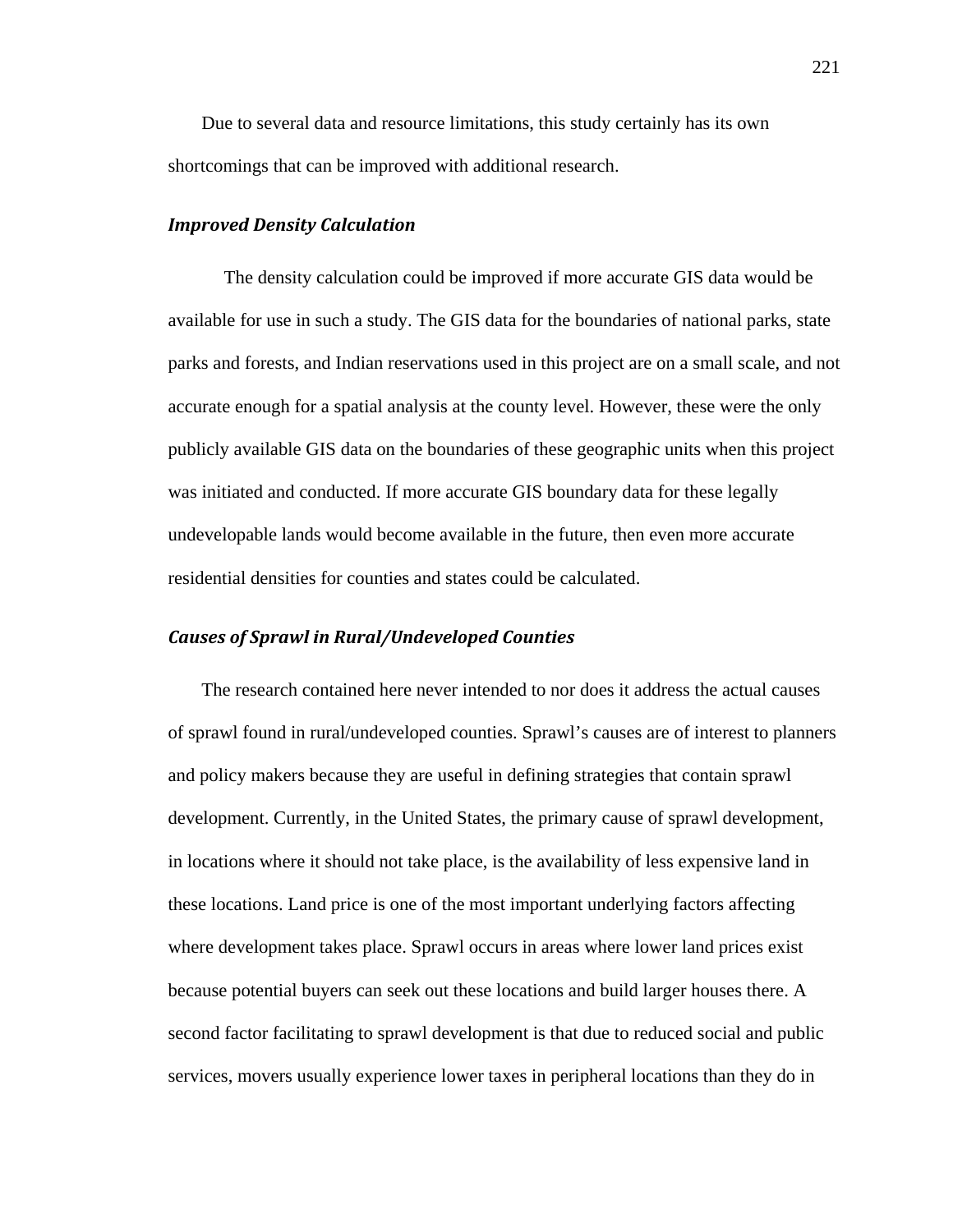Due to several data and resource limitations, this study certainly has its own shortcomings that can be improved with additional research.

### *Improved Density Calculation*

The density calculation could be improved if more accurate GIS data would be available for use in such a study. The GIS data for the boundaries of national parks, state parks and forests, and Indian reservations used in this project are on a small scale, and not accurate enough for a spatial analysis at the county level. However, these were the only publicly available GIS data on the boundaries of these geographic units when this project was initiated and conducted. If more accurate GIS boundary data for these legally undevelopable lands would become available in the future, then even more accurate residential densities for counties and states could be calculated.

### *Causes of Sprawl in Rural/Undeveloped Counties*

The research contained here never intended to nor does it address the actual causes of sprawl found in rural/undeveloped counties. Sprawl's causes are of interest to planners and policy makers because they are useful in defining strategies that contain sprawl development. Currently, in the United States, the primary cause of sprawl development, in locations where it should not take place, is the availability of less expensive land in these locations. Land price is one of the most important underlying factors affecting where development takes place. Sprawl occurs in areas where lower land prices exist because potential buyers can seek out these locations and build larger houses there. A second factor facilitating to sprawl development is that due to reduced social and public services, movers usually experience lower taxes in peripheral locations than they do in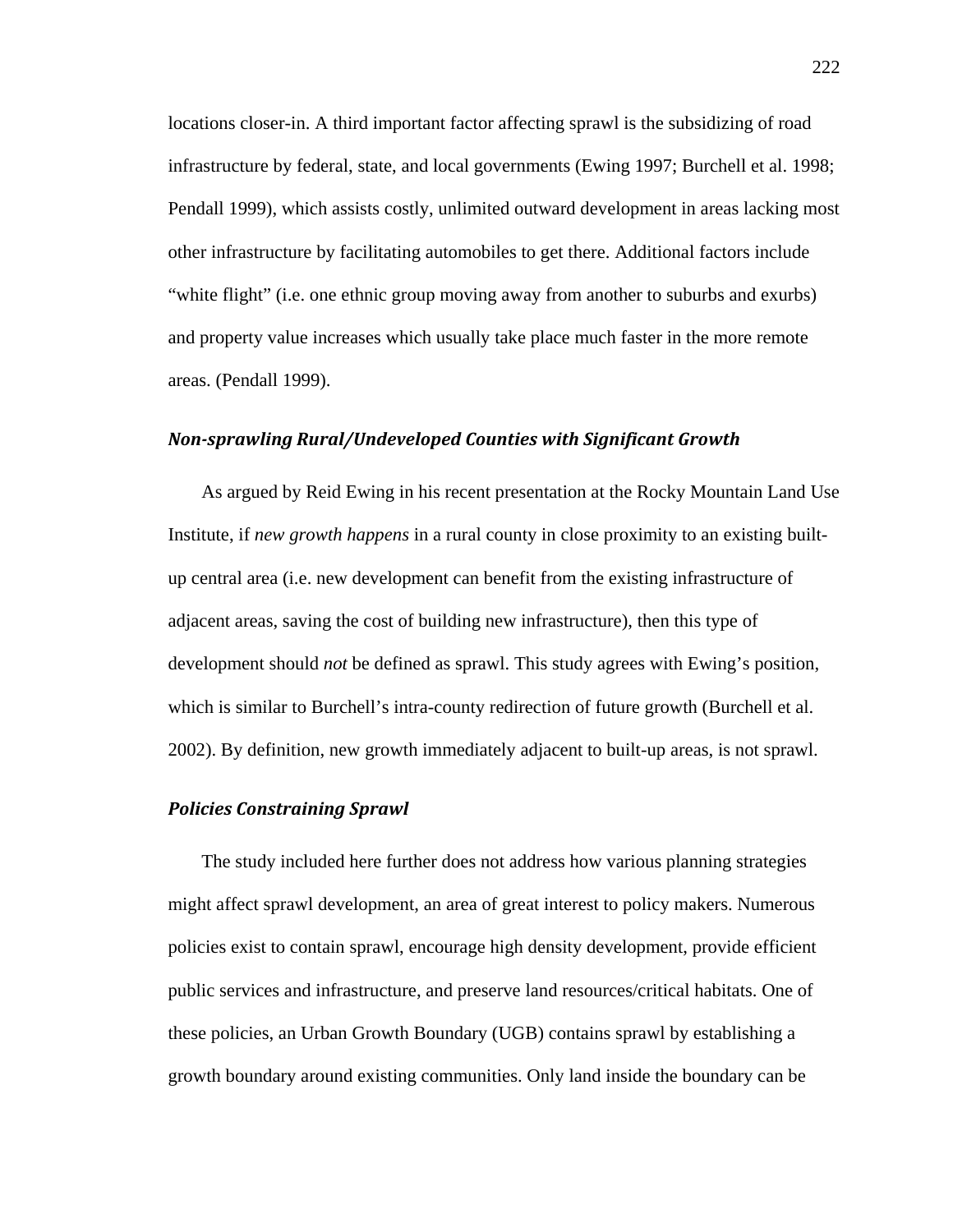locations closer-in. A third important factor affecting sprawl is the subsidizing of road infrastructure by federal, state, and local governments (Ewing 1997; Burchell et al. 1998; Pendall 1999), which assists costly, unlimited outward development in areas lacking most other infrastructure by facilitating automobiles to get there. Additional factors include “white flight” (i.e. one ethnic group moving away from another to suburbs and exurbs) and property value increases which usually take place much faster in the more remote areas. (Pendall 1999).

### *Non-sprawling Rural/Undeveloped Counties with Significant Growth*

As argued by Reid Ewing in his recent presentation at the Rocky Mountain Land Use Institute, if *new growth happens* in a rural county in close proximity to an existing built-up central area (i.e. new development can benefit from the existing infrastructure of adjacent areas, saving the cost of building new infrastructure), then this type of development should *not* be defined as sprawl. This study agrees with Ewing’s position, which is similar to Burchell’s intra-county redirection of future growth (Burchell et al. 2002). By definition, new growth immediately adjacent to built-up areas, is not sprawl.

### *Policies Constraining Sprawl*

The study included here further does not address how various planning strategies might affect sprawl development, an area of great interest to policy makers. Numerous policies exist to contain sprawl, encourage high density development, provide efficient public services and infrastructure, and preserve land resources/critical habitats. One of these policies, an Urban Growth Boundary (UGB) contains sprawl by establishing a growth boundary around existing communities. Only land inside the boundary can be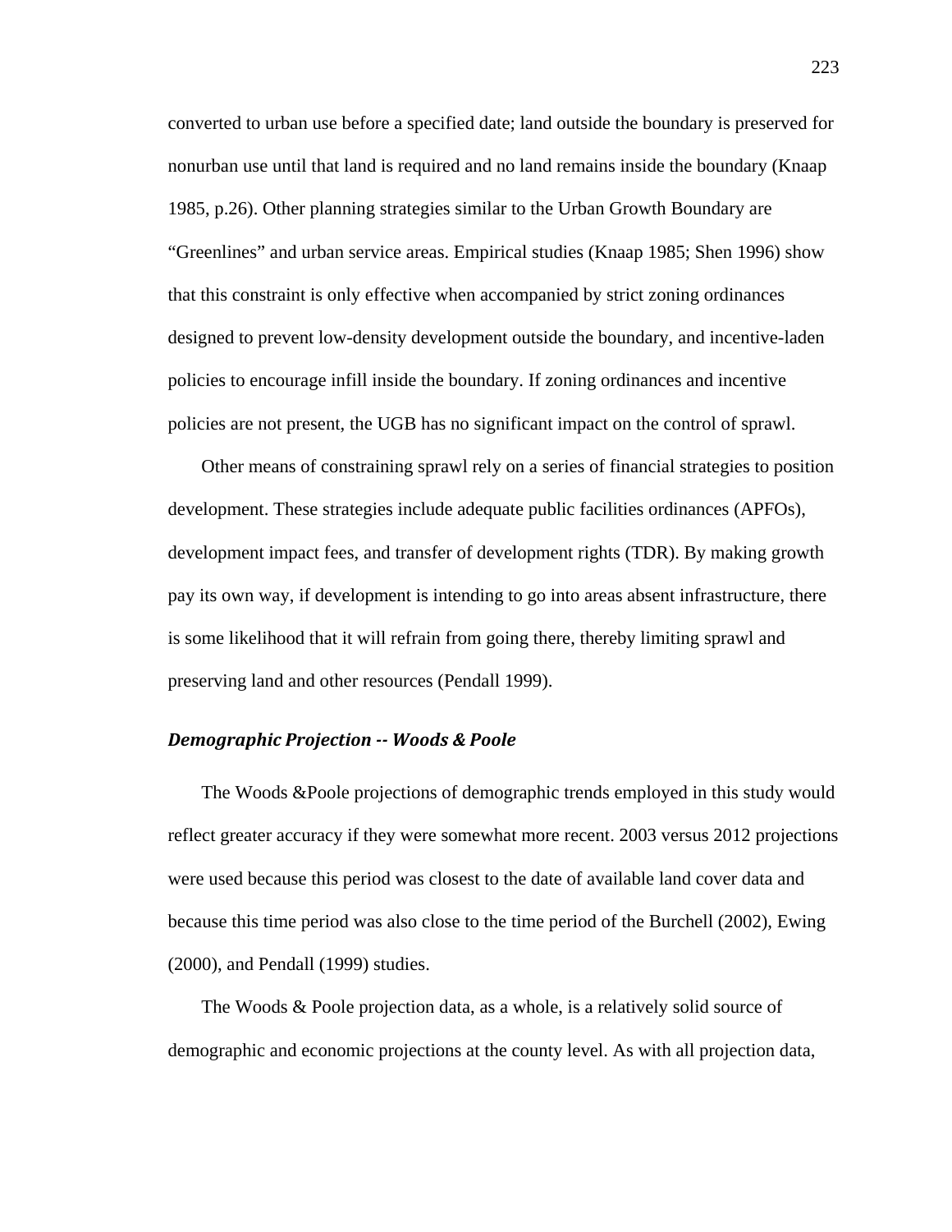converted to urban use before a specified date; land outside the boundary is preserved for nonurban use until that land is required and no land remains inside the boundary (Knaap 1985, p.26). Other planning strategies similar to the Urban Growth Boundary are "Greenlines" and urban service areas. Empirical studies (Knaap 1985; Shen 1996) show that this constraint is only effective when accompanied by strict zoning ordinances designed to prevent low-density development outside the boundary, and incentive-laden policies to encourage infill inside the boundary. If zoning ordinances and incentive policies are not present, the UGB has no significant impact on the control of sprawl.

Other means of constraining sprawl rely on a series of financial strategies to position development. These strategies include adequate public facilities ordinances (APFOs), development impact fees, and transfer of development rights (TDR). By making growth pay its own way, if development is intending to go into areas absent infrastructure, there is some likelihood that it will refrain from going there, thereby limiting sprawl and preserving land and other resources (Pendall 1999).

### *Demographic Projection -- Woods & Poole*

The Woods &Poole projections of demographic trends employed in this study would reflect greater accuracy if they were somewhat more recent. 2003 versus 2012 projections were used because this period was closest to the date of available land cover data and because this time period was also close to the time period of the Burchell (2002), Ewing (2000), and Pendall (1999) studies.

The Woods & Poole projection data, as a whole, is a relatively solid source of demographic and economic projections at the county level. As with all projection data,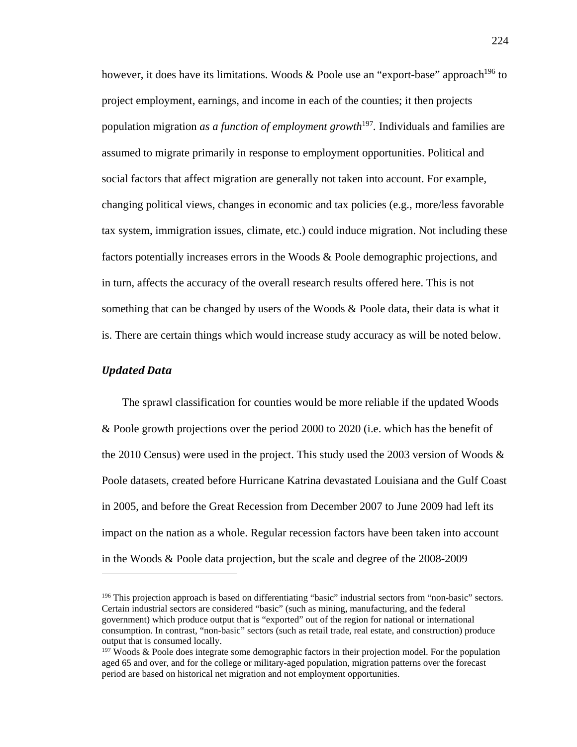however, it does have its limitations. Woods & Poole use an "export-base" approach[196] to project employment, earnings, and income in each of the counties; it then projects population migration *as a function of employment growth*[197]. Individuals and families are assumed to migrate primarily in response to employment opportunities. Political and social factors that affect migration are generally not taken into account. For example, changing political views, changes in economic and tax policies (e.g., more/less favorable tax system, immigration issues, climate, etc.) could induce migration. Not including these factors potentially increases errors in the Woods & Poole demographic projections, and in turn, affects the accuracy of the overall research results offered here. This is not something that can be changed by users of the Woods & Poole data, their data is what it is. There are certain things which would increase study accuracy as will be noted below.

### *Updated Data*

The sprawl classification for counties would be more reliable if the updated Woods & Poole growth projections over the period 2000 to 2020 (i.e. which has the benefit of the 2010 Census) were used in the project. This study used the 2003 version of Woods & Poole datasets, created before Hurricane Katrina devastated Louisiana and the Gulf Coast in 2005, and before the Great Recession from December 2007 to June 2009 had left its impact on the nation as a whole. Regular recession factors have been taken into account in the Woods & Poole data projection, but the scale and degree of the 2008-2009

---

[196] This projection approach is based on differentiating "basic" industrial sectors from "non-basic" sectors. Certain industrial sectors are considered "basic" (such as mining, manufacturing, and the federal government) which produce output that is "exported" out of the region for national or international consumption. In contrast, "non-basic" sectors (such as retail trade, real estate, and construction) produce output that is consumed locally.

[197] Woods & Poole does integrate some demographic factors in their projection model. For the population aged 65 and over, and for the college or military-aged population, migration patterns over the forecast period are based on historical net migration and not employment opportunities.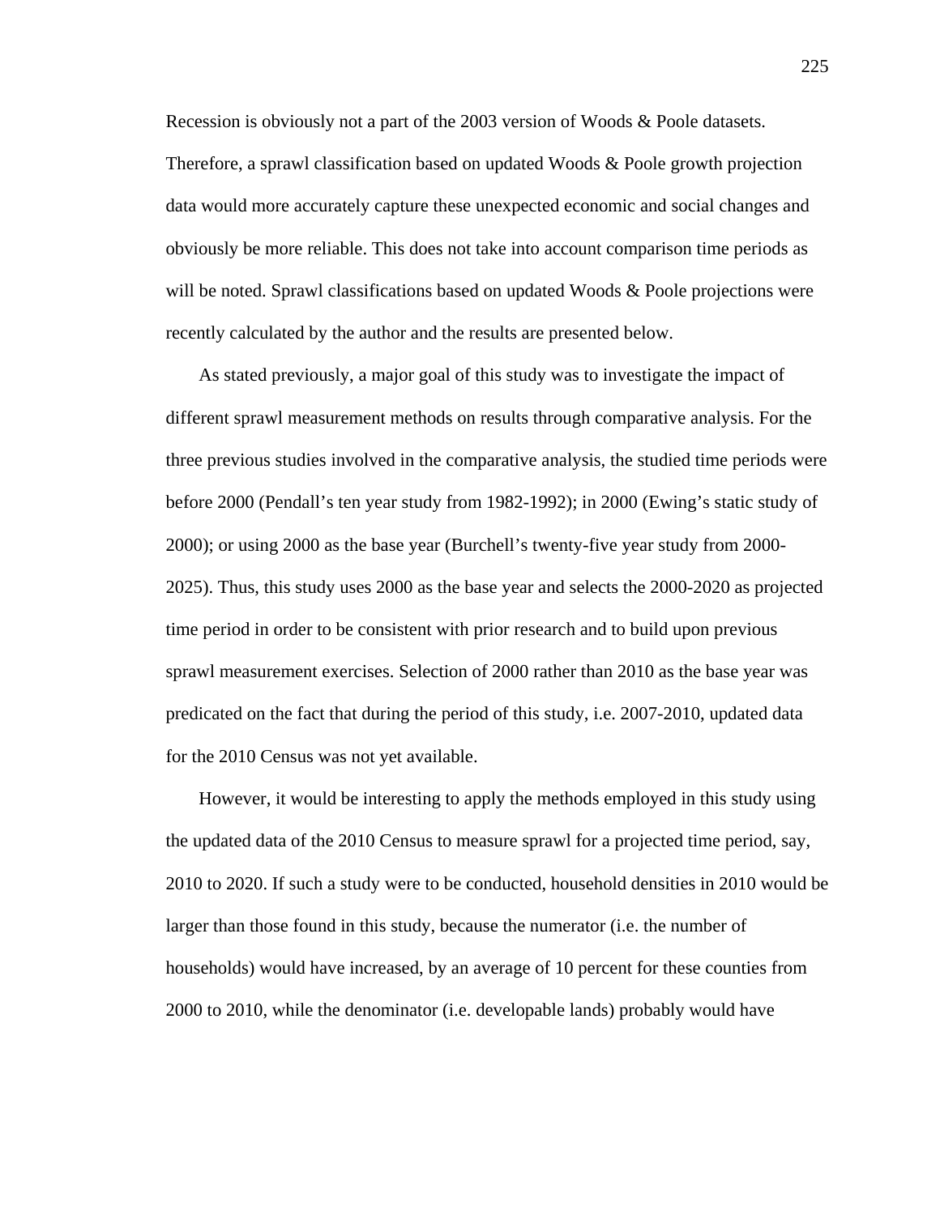Recession is obviously not a part of the 2003 version of Woods & Poole datasets. Therefore, a sprawl classification based on updated Woods & Poole growth projection data would more accurately capture these unexpected economic and social changes and obviously be more reliable. This does not take into account comparison time periods as will be noted. Sprawl classifications based on updated Woods & Poole projections were recently calculated by the author and the results are presented below.

As stated previously, a major goal of this study was to investigate the impact of different sprawl measurement methods on results through comparative analysis. For the three previous studies involved in the comparative analysis, the studied time periods were before 2000 (Pendall's ten year study from 1982-1992); in 2000 (Ewing's static study of 2000); or using 2000 as the base year (Burchell's twenty-five year study from 2000-2025). Thus, this study uses 2000 as the base year and selects the 2000-2020 as projected time period in order to be consistent with prior research and to build upon previous sprawl measurement exercises. Selection of 2000 rather than 2010 as the base year was predicated on the fact that during the period of this study, i.e. 2007-2010, updated data for the 2010 Census was not yet available.

However, it would be interesting to apply the methods employed in this study using the updated data of the 2010 Census to measure sprawl for a projected time period, say, 2010 to 2020. If such a study were to be conducted, household densities in 2010 would be larger than those found in this study, because the numerator (i.e. the number of households) would have increased, by an average of 10 percent for these counties from 2000 to 2010, while the denominator (i.e. developable lands) probably would have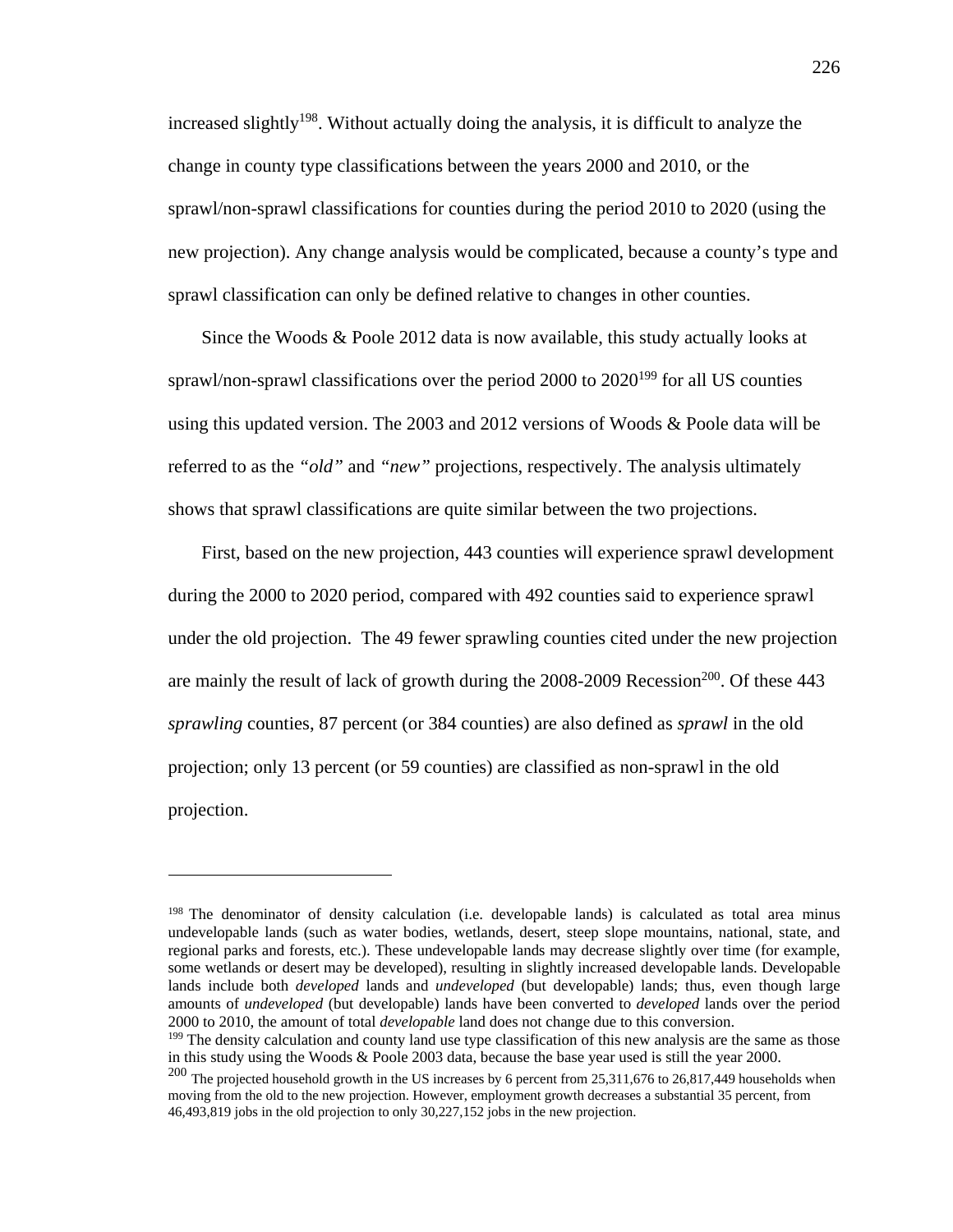increased slightly[198]. Without actually doing the analysis, it is difficult to analyze the change in county type classifications between the years 2000 and 2010, or the sprawl/non-sprawl classifications for counties during the period 2010 to 2020 (using the new projection). Any change analysis would be complicated, because a county's type and sprawl classification can only be defined relative to changes in other counties.

Since the Woods & Poole 2012 data is now available, this study actually looks at sprawl/non-sprawl classifications over the period 2000 to 2020[199] for all US counties using this updated version. The 2003 and 2012 versions of Woods & Poole data will be referred to as the *"old"* and *"new"* projections, respectively. The analysis ultimately shows that sprawl classifications are quite similar between the two projections.

First, based on the new projection, 443 counties will experience sprawl development during the 2000 to 2020 period, compared with 492 counties said to experience sprawl under the old projection. The 49 fewer sprawling counties cited under the new projection are mainly the result of lack of growth during the 2008-2009 Recession[200]. Of these 443 *sprawling* counties, 87 percent (or 384 counties) are also defined as *sprawl* in the old projection; only 13 percent (or 59 counties) are classified as non-sprawl in the old projection.

---

[198] The denominator of density calculation (i.e. developable lands) is calculated as total area minus undevelopable lands (such as water bodies, wetlands, desert, steep slope mountains, national, state, and regional parks and forests, etc.). These undevelopable lands may decrease slightly over time (for example, some wetlands or desert may be developed), resulting in slightly increased developable lands. Developable lands include both *developed* lands and *undeveloped* (but developable) lands; thus, even though large amounts of *undeveloped* (but developable) lands have been converted to *developed* lands over the period 2000 to 2010, the amount of total *developable* land does not change due to this conversion.

[199] The density calculation and county land use type classification of this new analysis are the same as those in this study using the Woods & Poole 2003 data, because the base year used is still the year 2000.

[200] The projected household growth in the US increases by 6 percent from 25,311,676 to 26,817,449 households when moving from the old to the new projection. However, employment growth decreases a substantial 35 percent, from 46,493,819 jobs in the old projection to only 30,227,152 jobs in the new projection.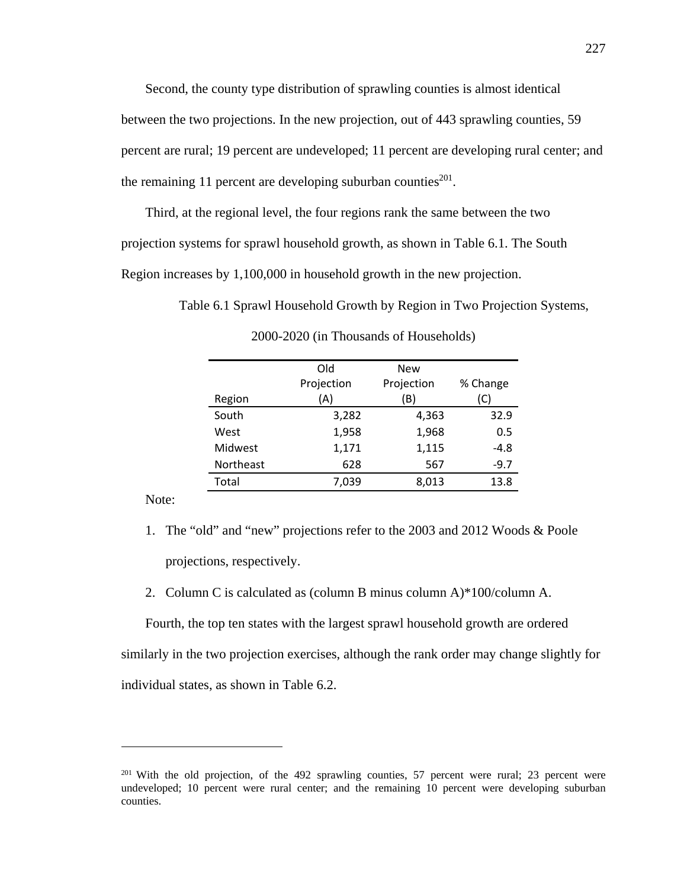Second, the county type distribution of sprawling counties is almost identical between the two projections. In the new projection, out of 443 sprawling counties, 59 percent are rural; 19 percent are undeveloped; 11 percent are developing rural center; and the remaining 11 percent are developing suburban counties[201].

Third, at the regional level, the four regions rank the same between the two projection systems for sprawl household growth, as shown in Table 6.1. The South Region increases by 1,100,000 in household growth in the new projection.

Table 6.1 Sprawl Household Growth by Region in Two Projection Systems, 2000-2020 (in Thousands of Households)

| Region | Old Projection (A) | New Projection (B) | % Change (C) |
|---|---|---|---|
| South | 3,282 | 4,363 | 32.9 |
| West | 1,958 | 1,968 | 0.5 |
| Midwest | 1,171 | 1,115 | -4.8 |
| Northeast | 628 | 567 | -9.7 |
| Total | 7,039 | 8,013 | 13.8 |

Note:

1. The "old" and "new" projections refer to the 2003 and 2012 Woods & Poole projections, respectively.
2. Column C is calculated as (column B minus column A)*100/column A.

Fourth, the top ten states with the largest sprawl household growth are ordered similarly in the two projection exercises, although the rank order may change slightly for individual states, as shown in Table 6.2.

---

[201] With the old projection, of the 492 sprawling counties, 57 percent were rural; 23 percent were undeveloped; 10 percent were rural center; and the remaining 10 percent were developing suburban counties.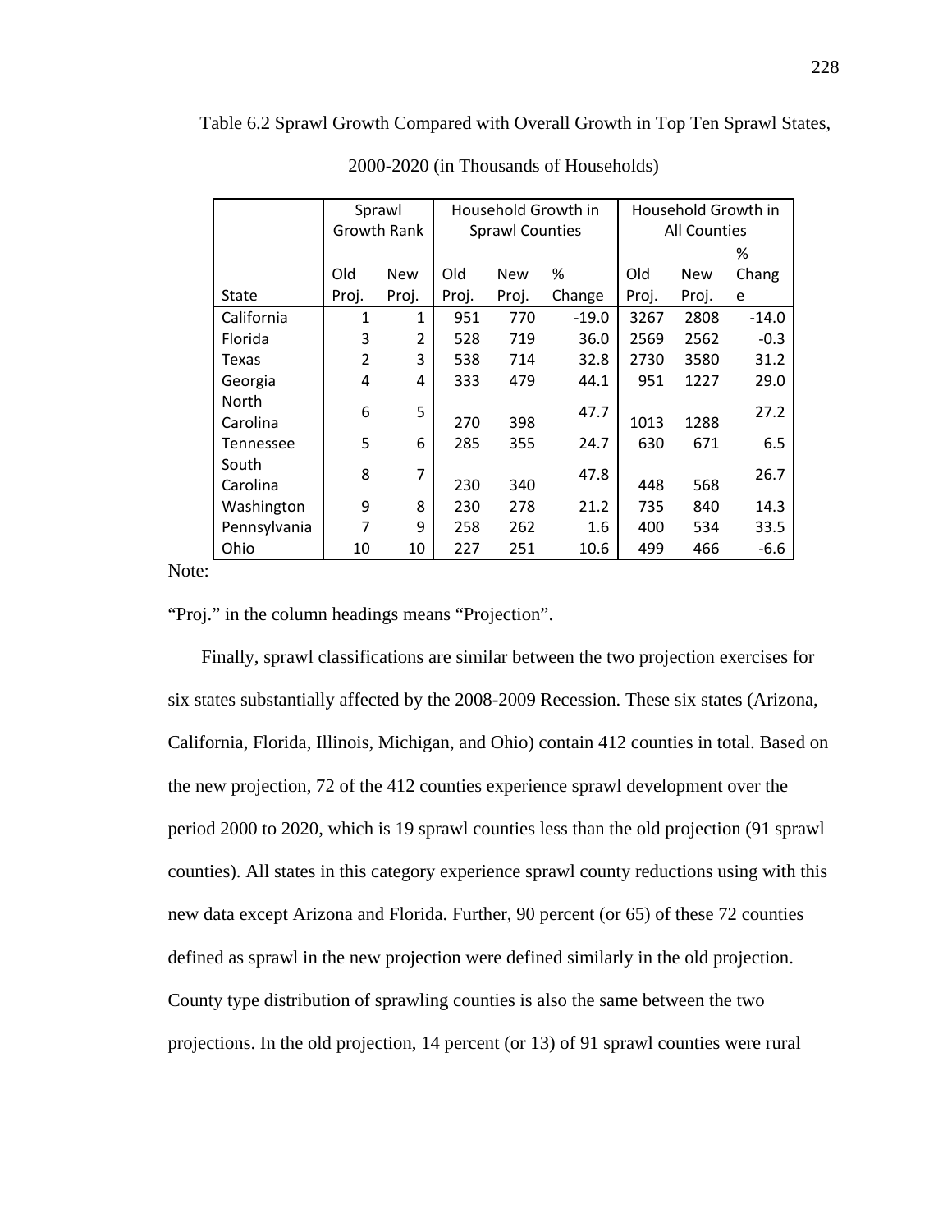Table 6.2 Sprawl Growth Compared with Overall Growth in Top Ten Sprawl States, 2000-2020 (in Thousands of Households)

| | Sprawl Growth Rank | | Household Growth in Sprawl Counties | | | Household Growth in All Counties | | |
|---|---|---|---|---|---|---|---|---|
| State | Old Proj. | New Proj. | Old Proj. | New Proj. | % Change | Old Proj. | New Proj. | % Change |
| California | 1 | 1 | 951 | 770 | -19.0 | 3267 | 2808 | -14.0 |
| Florida | 3 | 2 | 528 | 719 | 36.0 | 2569 | 2562 | -0.3 |
| Texas | 2 | 3 | 538 | 714 | 32.8 | 2730 | 3580 | 31.2 |
| Georgia | 4 | 4 | 333 | 479 | 44.1 | 951 | 1227 | 29.0 |
| North Carolina | 6 | 5 | 270 | 398 | 47.7 | 1013 | 1288 | 27.2 |
| Tennessee | 5 | 6 | 285 | 355 | 24.7 | 630 | 671 | 6.5 |
| South Carolina | 8 | 7 | 230 | 340 | 47.8 | 448 | 568 | 26.7 |
| Washington | 9 | 8 | 230 | 278 | 21.2 | 735 | 840 | 14.3 |
| Pennsylvania | 7 | 9 | 258 | 262 | 1.6 | 400 | 534 | 33.5 |
| Ohio | 10 | 10 | 227 | 251 | 10.6 | 499 | 466 | -6.6 |

Note:

"Proj." in the column headings means "Projection".

Finally, sprawl classifications are similar between the two projection exercises for six states substantially affected by the 2008-2009 Recession. These six states (Arizona, California, Florida, Illinois, Michigan, and Ohio) contain 412 counties in total. Based on the new projection, 72 of the 412 counties experience sprawl development over the period 2000 to 2020, which is 19 sprawl counties less than the old projection (91 sprawl counties). All states in this category experience sprawl county reductions using with this new data except Arizona and Florida. Further, 90 percent (or 65) of these 72 counties defined as sprawl in the new projection were defined similarly in the old projection. County type distribution of sprawling counties is also the same between the two projections. In the old projection, 14 percent (or 13) of 91 sprawl counties were rural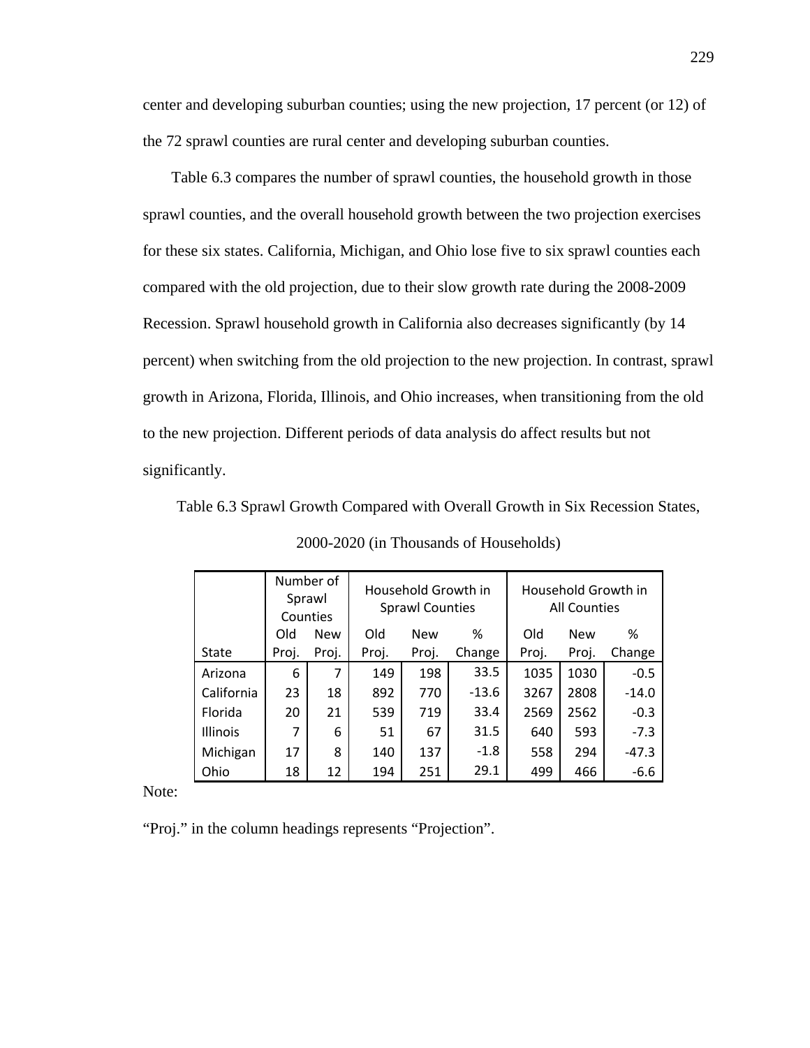center and developing suburban counties; using the new projection, 17 percent (or 12) of the 72 sprawl counties are rural center and developing suburban counties.

Table 6.3 compares the number of sprawl counties, the household growth in those sprawl counties, and the overall household growth between the two projection exercises for these six states. California, Michigan, and Ohio lose five to six sprawl counties each compared with the old projection, due to their slow growth rate during the 2008-2009 Recession. Sprawl household growth in California also decreases significantly (by 14 percent) when switching from the old projection to the new projection. In contrast, sprawl growth in Arizona, Florida, Illinois, and Ohio increases, when transitioning from the old to the new projection. Different periods of data analysis do affect results but not significantly.

Table 6.3 Sprawl Growth Compared with Overall Growth in Six Recession States, 2000-2020 (in Thousands of Households)

| | Number of Sprawl Counties | | Household Growth in Sprawl Counties | | | Household Growth in All Counties | | |
|---|---|---|---|---|---|---|---|---|
| State | Old Proj. | New Proj. | Old Proj. | New Proj. | % Change | Old Proj. | New Proj. | % Change |
| Arizona | 6 | 7 | 149 | 198 | 33.5 | 1035 | 1030 | -0.5 |
| California | 23 | 18 | 892 | 770 | -13.6 | 3267 | 2808 | -14.0 |
| Florida | 20 | 21 | 539 | 719 | 33.4 | 2569 | 2562 | -0.3 |
| Illinois | 7 | 6 | 51 | 67 | 31.5 | 640 | 593 | -7.3 |
| Michigan | 17 | 8 | 140 | 137 | -1.8 | 558 | 294 | -47.3 |
| Ohio | 18 | 12 | 194 | 251 | 29.1 | 499 | 466 | -6.6 |

Note:

"Proj." in the column headings represents "Projection".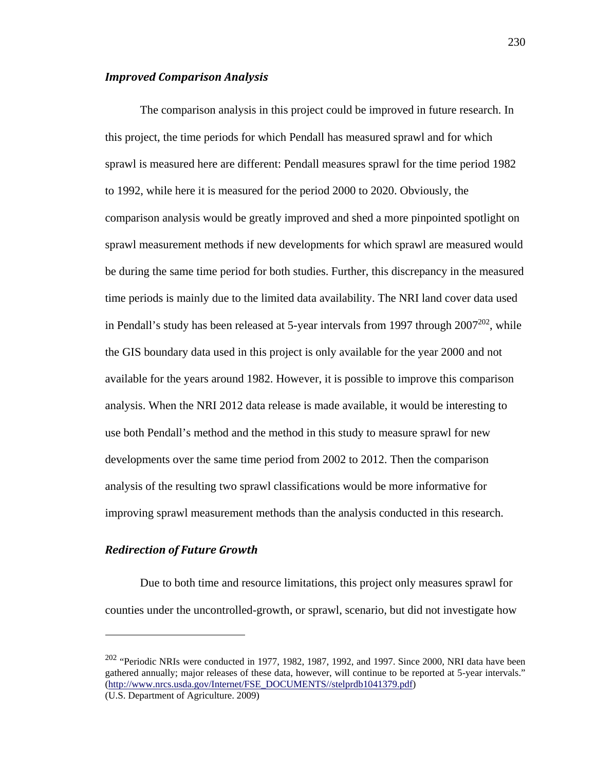### *Improved Comparison Analysis*

The comparison analysis in this project could be improved in future research. In this project, the time periods for which Pendall has measured sprawl and for which sprawl is measured here are different: Pendall measures sprawl for the time period 1982 to 1992, while here it is measured for the period 2000 to 2020. Obviously, the comparison analysis would be greatly improved and shed a more pinpointed spotlight on sprawl measurement methods if new developments for which sprawl are measured would be during the same time period for both studies. Further, this discrepancy in the measured time periods is mainly due to the limited data availability. The NRI land cover data used in Pendall's study has been released at 5-year intervals from 1997 through 2007[202], while the GIS boundary data used in this project is only available for the year 2000 and not available for the years around 1982. However, it is possible to improve this comparison analysis. When the NRI 2012 data release is made available, it would be interesting to use both Pendall's method and the method in this study to measure sprawl for new developments over the same time period from 2002 to 2012. Then the comparison analysis of the resulting two sprawl classifications would be more informative for improving sprawl measurement methods than the analysis conducted in this research.

### *Redirection of Future Growth*

Due to both time and resource limitations, this project only measures sprawl for counties under the uncontrolled-growth, or sprawl, scenario, but did not investigate how

---

[202] "Periodic NRIs were conducted in 1977, 1982, 1987, 1992, and 1997. Since 2000, NRI data have been gathered annually; major releases of these data, however, will continue to be reported at 5-year intervals." (http://www.nrcs.usda.gov/Internet/FSE_DOCUMENTS//stelprdb1041379.pdf)
(U.S. Department of Agriculture. 2009)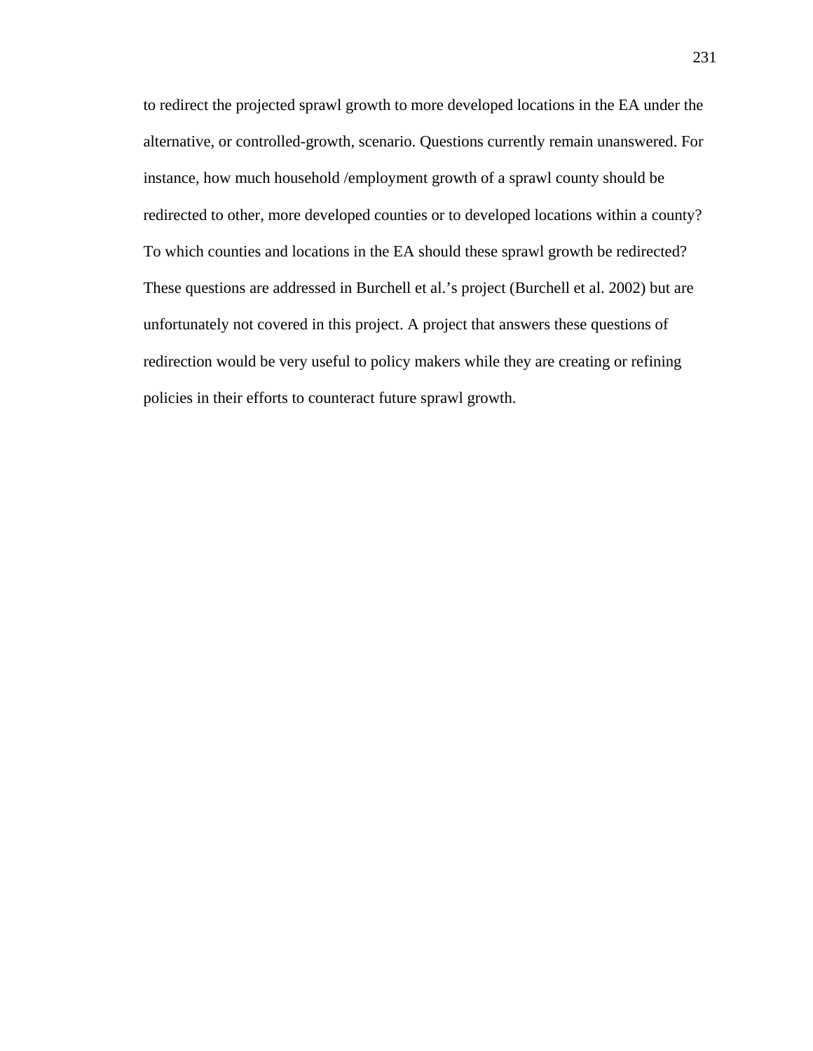to redirect the projected sprawl growth to more developed locations in the EA under the alternative, or controlled-growth, scenario. Questions currently remain unanswered. For instance, how much household /employment growth of a sprawl county should be redirected to other, more developed counties or to developed locations within a county? To which counties and locations in the EA should these sprawl growth be redirected? These questions are addressed in Burchell et al.'s project (Burchell et al. 2002) but are unfortunately not covered in this project. A project that answers these questions of redirection would be very useful to policy makers while they are creating or refining policies in their efforts to counteract future sprawl growth.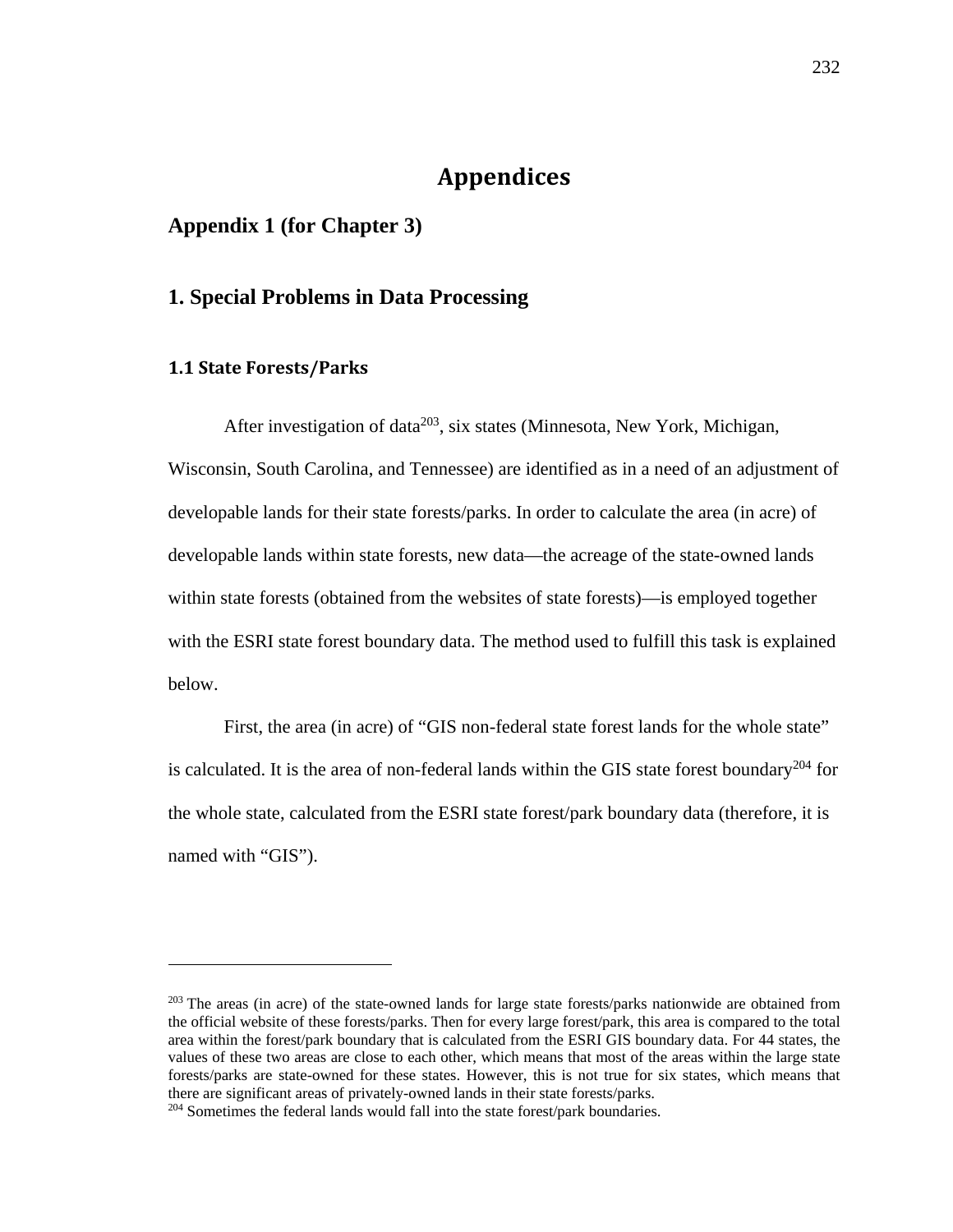# Appendices

## Appendix 1 (for Chapter 3)

## 1. Special Problems in Data Processing

### 1.1 State Forests/Parks

After investigation of data[203], six states (Minnesota, New York, Michigan, Wisconsin, South Carolina, and Tennessee) are identified as in a need of an adjustment of developable lands for their state forests/parks. In order to calculate the area (in acre) of developable lands within state forests, new data—the acreage of the state-owned lands within state forests (obtained from the websites of state forests)—is employed together with the ESRI state forest boundary data. The method used to fulfill this task is explained below.

First, the area (in acre) of "GIS non-federal state forest lands for the whole state" is calculated. It is the area of non-federal lands within the GIS state forest boundary[204] for the whole state, calculated from the ESRI state forest/park boundary data (therefore, it is named with "GIS").

---

[203] The areas (in acre) of the state-owned lands for large state forests/parks nationwide are obtained from the official website of these forests/parks. Then for every large forest/park, this area is compared to the total area within the forest/park boundary that is calculated from the ESRI GIS boundary data. For 44 states, the values of these two areas are close to each other, which means that most of the areas within the large state forests/parks are state-owned for these states. However, this is not true for six states, which means that there are significant areas of privately-owned lands in their state forests/parks.

[204] Sometimes the federal lands would fall into the state forest/park boundaries.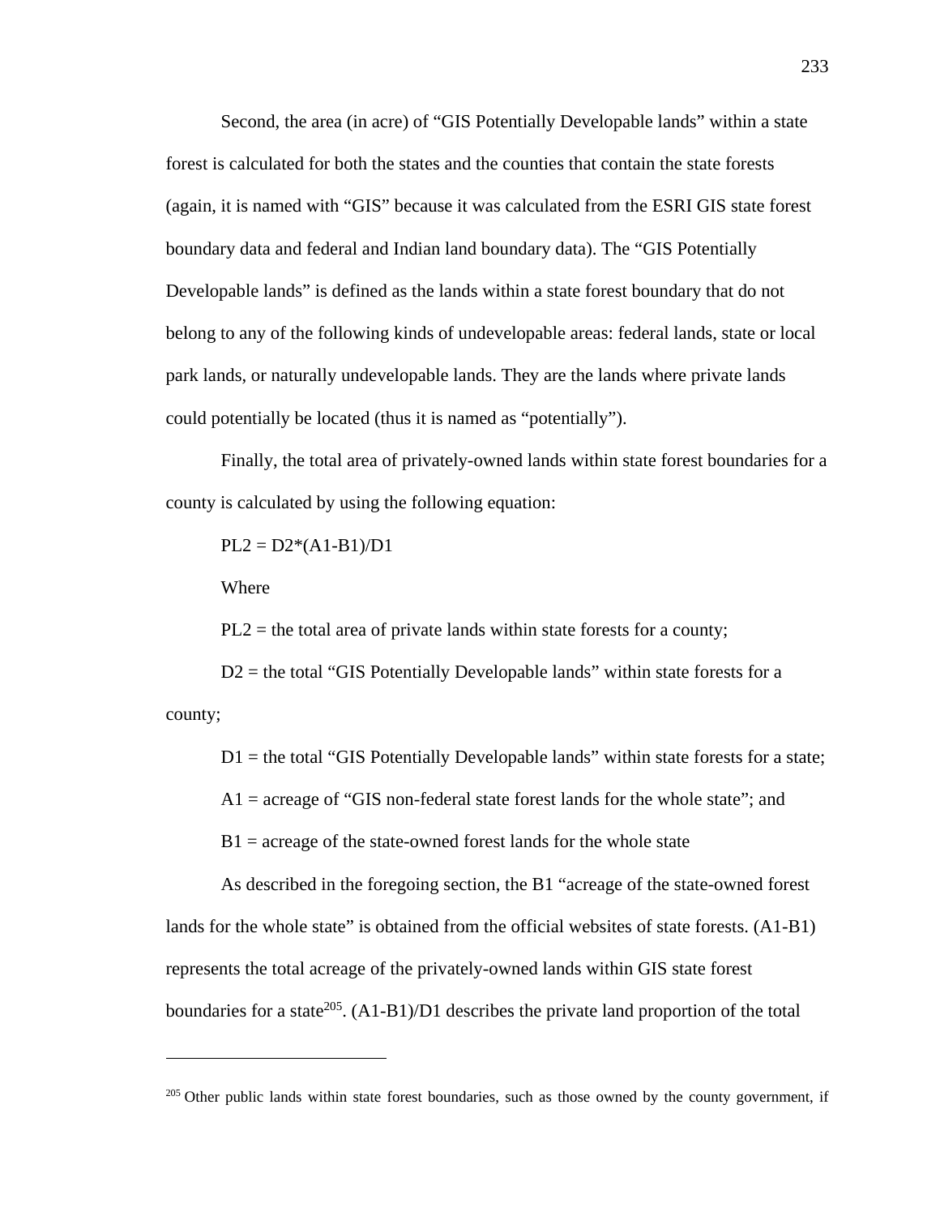Second, the area (in acre) of "GIS Potentially Developable lands" within a state forest is calculated for both the states and the counties that contain the state forests (again, it is named with "GIS" because it was calculated from the ESRI GIS state forest boundary data and federal and Indian land boundary data). The "GIS Potentially Developable lands" is defined as the lands within a state forest boundary that do not belong to any of the following kinds of undevelopable areas: federal lands, state or local park lands, or naturally undevelopable lands. They are the lands where private lands could potentially be located (thus it is named as "potentially").

Finally, the total area of privately-owned lands within state forest boundaries for a county is calculated by using the following equation:

$$PL2 = D2*(A1-B1)/D1$$

Where

PL2 = the total area of private lands within state forests for a county;

D2 = the total "GIS Potentially Developable lands" within state forests for a county;

D1 = the total "GIS Potentially Developable lands" within state forests for a state;

A1 = acreage of "GIS non-federal state forest lands for the whole state"; and

B1 = acreage of the state-owned forest lands for the whole state

As described in the foregoing section, the B1 "acreage of the state-owned forest lands for the whole state" is obtained from the official websites of state forests. (A1-B1) represents the total acreage of the privately-owned lands within GIS state forest boundaries for a state[205]. (A1-B1)/D1 describes the private land proportion of the total

---

[205] Other public lands within state forest boundaries, such as those owned by the county government, if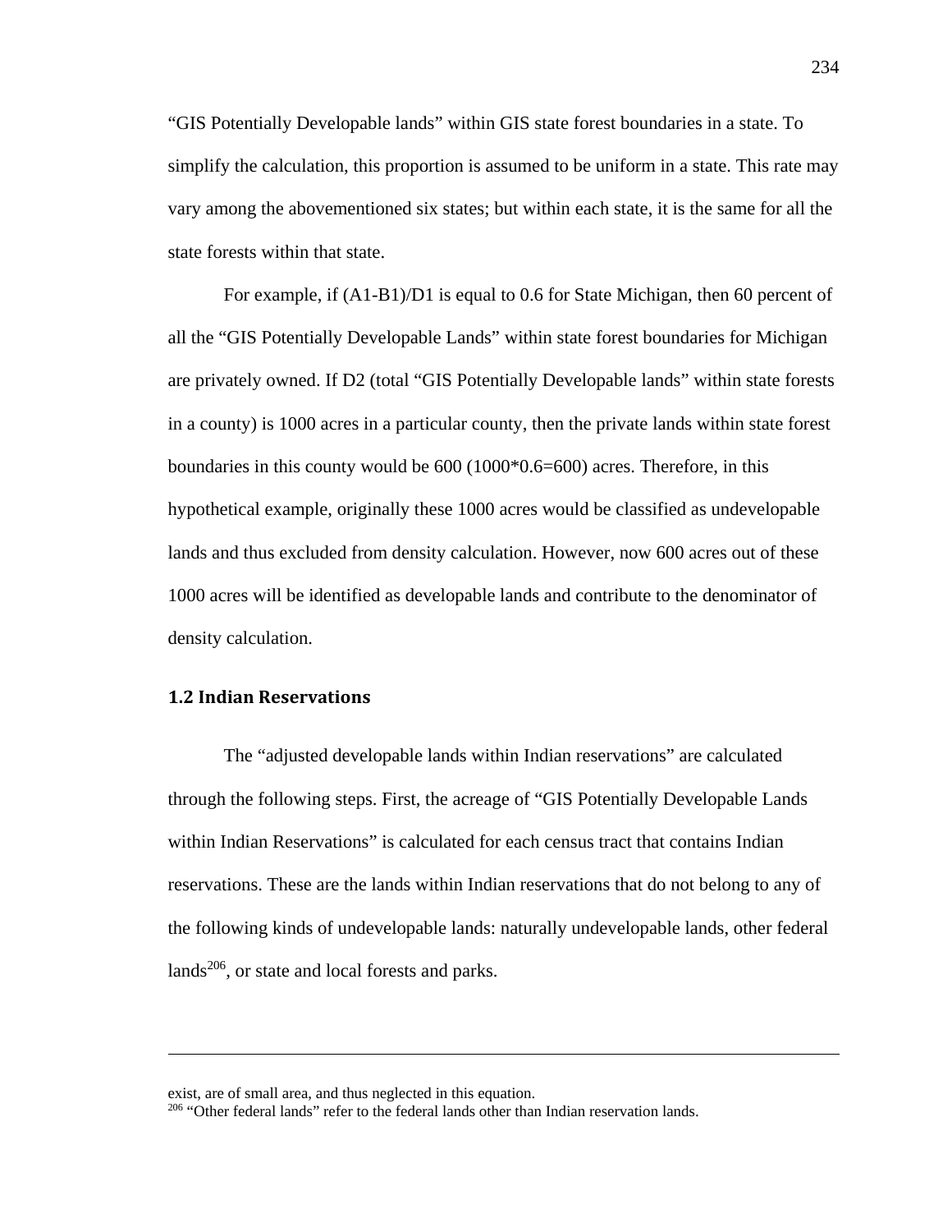“GIS Potentially Developable lands” within GIS state forest boundaries in a state. To simplify the calculation, this proportion is assumed to be uniform in a state. This rate may vary among the abovementioned six states; but within each state, it is the same for all the state forests within that state.

For example, if (A1-B1)/D1 is equal to 0.6 for State Michigan, then 60 percent of all the “GIS Potentially Developable Lands” within state forest boundaries for Michigan are privately owned. If D2 (total “GIS Potentially Developable lands” within state forests in a county) is 1000 acres in a particular county, then the private lands within state forest boundaries in this county would be 600 (1000*0.6=600) acres. Therefore, in this hypothetical example, originally these 1000 acres would be classified as undevelopable lands and thus excluded from density calculation. However, now 600 acres out of these 1000 acres will be identified as developable lands and contribute to the denominator of density calculation.

### 1.2 Indian Reservations

The “adjusted developable lands within Indian reservations” are calculated through the following steps. First, the acreage of “GIS Potentially Developable Lands within Indian Reservations” is calculated for each census tract that contains Indian reservations. These are the lands within Indian reservations that do not belong to any of the following kinds of undevelopable lands: naturally undevelopable lands, other federal lands[206], or state and local forests and parks.

---

exist, are of small area, and thus neglected in this equation.

[206] “Other federal lands” refer to the federal lands other than Indian reservation lands.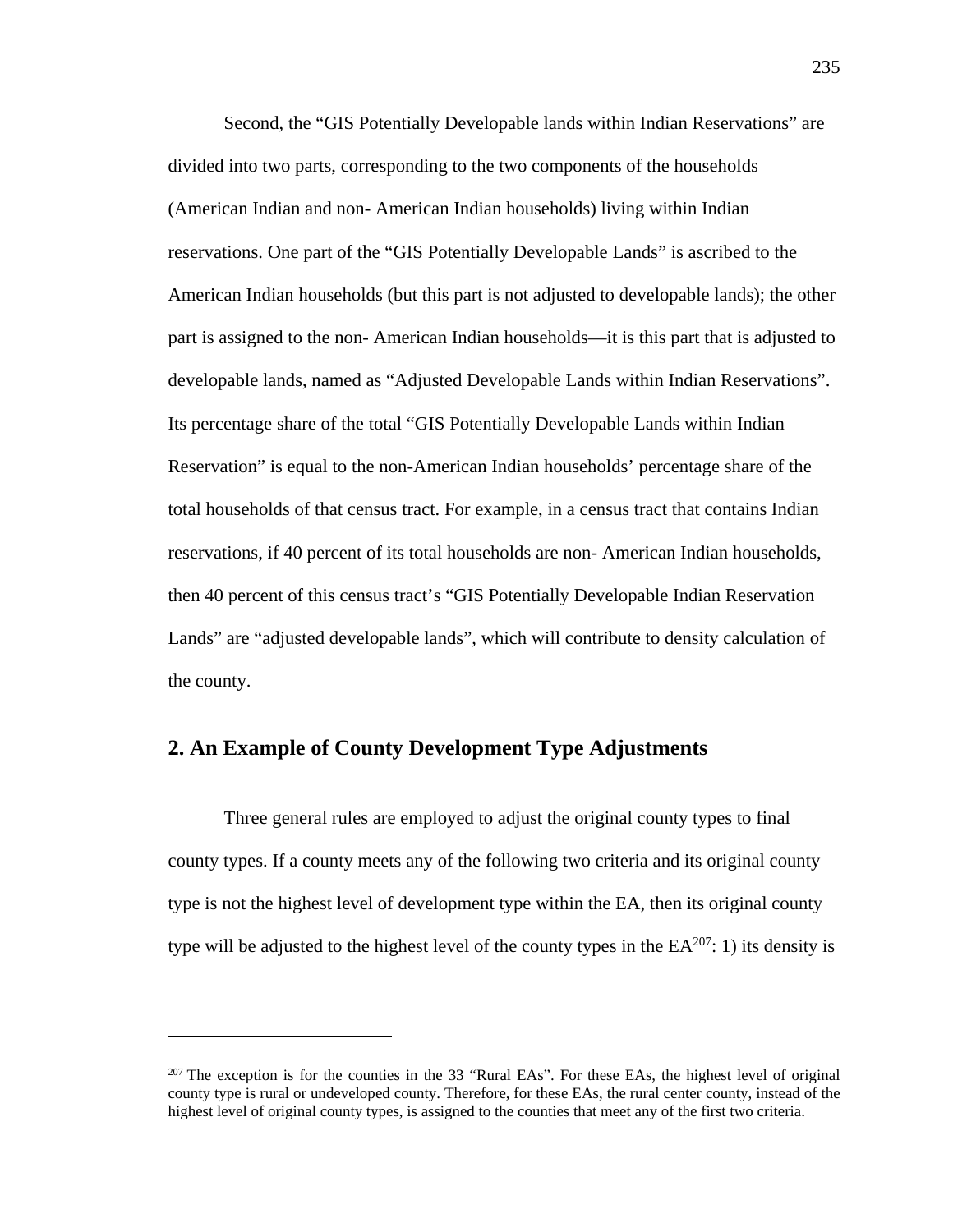Second, the "GIS Potentially Developable lands within Indian Reservations" are divided into two parts, corresponding to the two components of the households (American Indian and non- American Indian households) living within Indian reservations. One part of the "GIS Potentially Developable Lands" is ascribed to the American Indian households (but this part is not adjusted to developable lands); the other part is assigned to the non- American Indian households—it is this part that is adjusted to developable lands, named as "Adjusted Developable Lands within Indian Reservations". Its percentage share of the total "GIS Potentially Developable Lands within Indian Reservation" is equal to the non-American Indian households' percentage share of the total households of that census tract. For example, in a census tract that contains Indian reservations, if 40 percent of its total households are non- American Indian households, then 40 percent of this census tract's "GIS Potentially Developable Indian Reservation Lands" are "adjusted developable lands", which will contribute to density calculation of the county.

## 2. An Example of County Development Type Adjustments

Three general rules are employed to adjust the original county types to final county types. If a county meets any of the following two criteria and its original county type is not the highest level of development type within the EA, then its original county type will be adjusted to the highest level of the county types in the EA[207]: 1) its density is

---

[207] The exception is for the counties in the 33 "Rural EAs". For these EAs, the highest level of original county type is rural or undeveloped county. Therefore, for these EAs, the rural center county, instead of the highest level of original county types, is assigned to the counties that meet any of the first two criteria.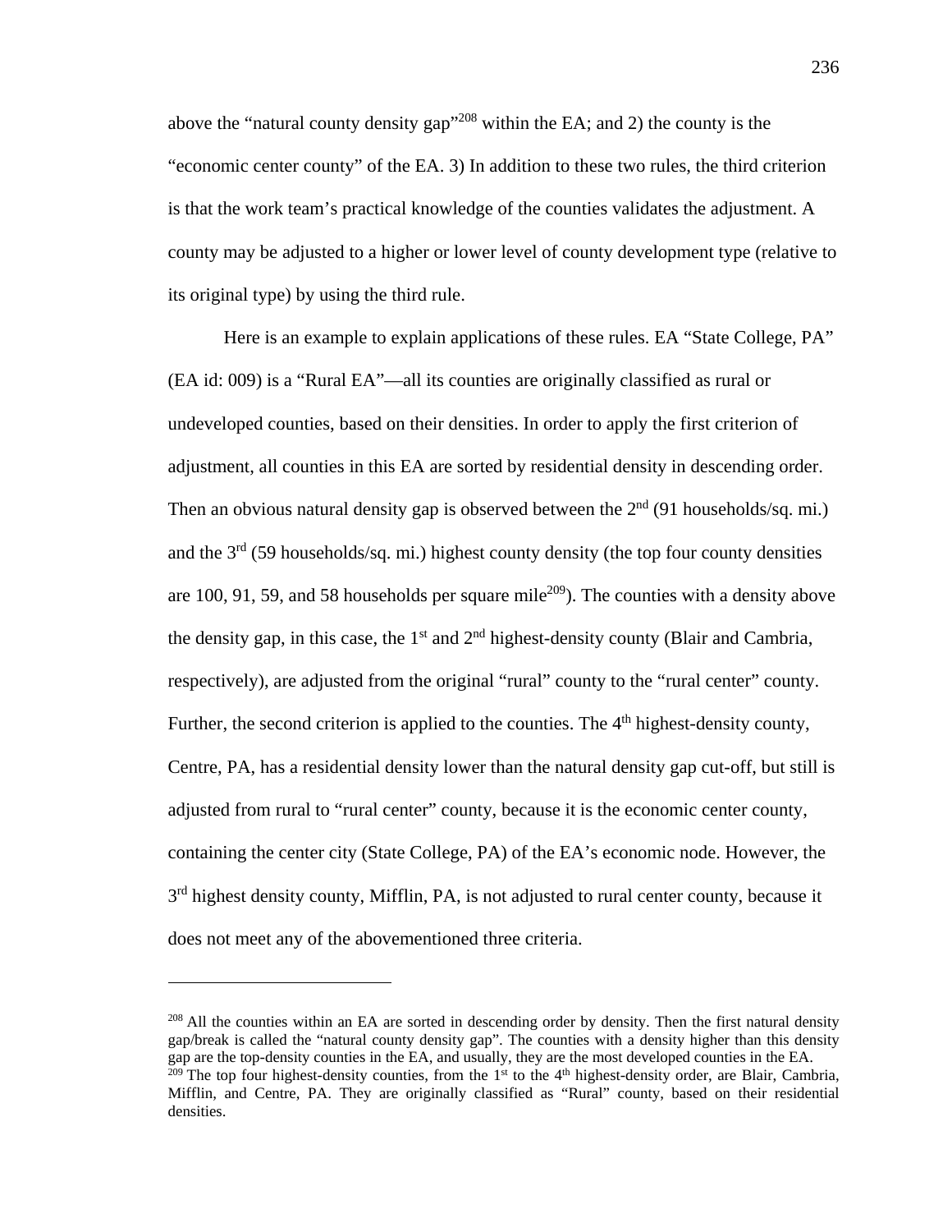above the "natural county density gap"[208] within the EA; and 2) the county is the "economic center county" of the EA. 3) In addition to these two rules, the third criterion is that the work team's practical knowledge of the counties validates the adjustment. A county may be adjusted to a higher or lower level of county development type (relative to its original type) by using the third rule.

Here is an example to explain applications of these rules. EA "State College, PA" (EA id: 009) is a "Rural EA"—all its counties are originally classified as rural or undeveloped counties, based on their densities. In order to apply the first criterion of adjustment, all counties in this EA are sorted by residential density in descending order. Then an obvious natural density gap is observed between the 2nd (91 households/sq. mi.) and the 3rd (59 households/sq. mi.) highest county density (the top four county densities are 100, 91, 59, and 58 households per square mile[209]). The counties with a density above the density gap, in this case, the 1st and 2nd highest-density county (Blair and Cambria, respectively), are adjusted from the original "rural" county to the "rural center" county. Further, the second criterion is applied to the counties. The 4th highest-density county, Centre, PA, has a residential density lower than the natural density gap cut-off, but still is adjusted from rural to "rural center" county, because it is the economic center county, containing the center city (State College, PA) of the EA's economic node. However, the 3rd highest density county, Mifflin, PA, is not adjusted to rural center county, because it does not meet any of the abovementioned three criteria.

---

[208] All the counties within an EA are sorted in descending order by density. Then the first natural density gap/break is called the "natural county density gap". The counties with a density higher than this density gap are the top-density counties in the EA, and usually, they are the most developed counties in the EA.

[209] The top four highest-density counties, from the 1st to the 4th highest-density order, are Blair, Cambria, Mifflin, and Centre, PA. They are originally classified as "Rural" county, based on their residential densities.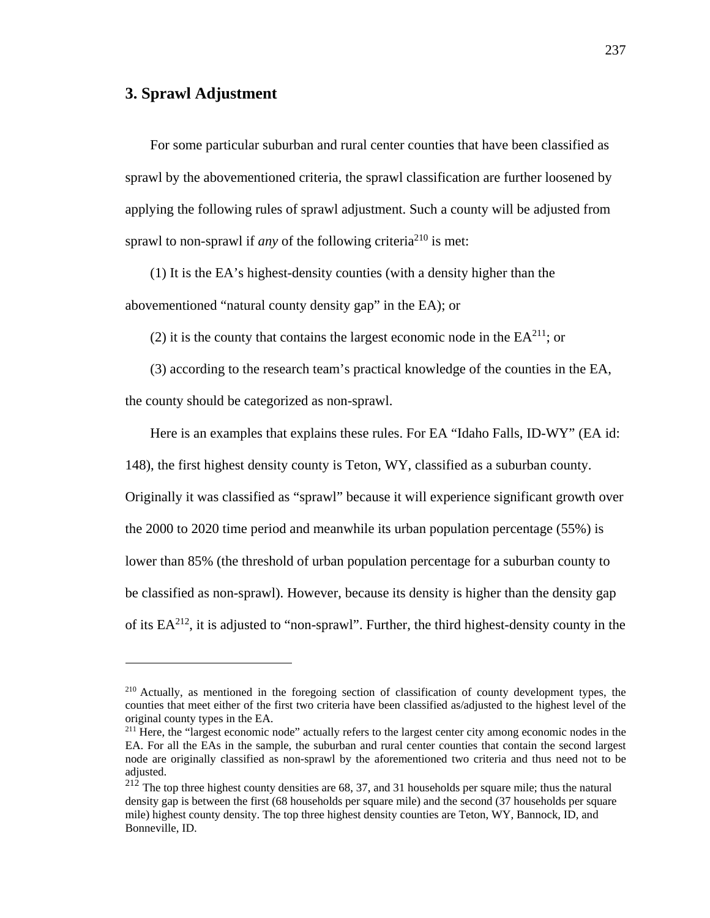## 3. Sprawl Adjustment

For some particular suburban and rural center counties that have been classified as sprawl by the abovementioned criteria, the sprawl classification are further loosened by applying the following rules of sprawl adjustment. Such a county will be adjusted from sprawl to non-sprawl if *any* of the following criteria[210] is met:

(1) It is the EA's highest-density counties (with a density higher than the abovementioned "natural county density gap" in the EA); or

(2) it is the county that contains the largest economic node in the EA[211]; or

(3) according to the research team's practical knowledge of the counties in the EA, the county should be categorized as non-sprawl.

Here is an examples that explains these rules. For EA "Idaho Falls, ID-WY" (EA id: 148), the first highest density county is Teton, WY, classified as a suburban county. Originally it was classified as "sprawl" because it will experience significant growth over the 2000 to 2020 time period and meanwhile its urban population percentage (55%) is lower than 85% (the threshold of urban population percentage for a suburban county to be classified as non-sprawl). However, because its density is higher than the density gap of its EA[212], it is adjusted to "non-sprawl". Further, the third highest-density county in the

---

[210] Actually, as mentioned in the foregoing section of classification of county development types, the counties that meet either of the first two criteria have been classified as/adjusted to the highest level of the original county types in the EA.

[211] Here, the "largest economic node" actually refers to the largest center city among economic nodes in the EA. For all the EAs in the sample, the suburban and rural center counties that contain the second largest node are originally classified as non-sprawl by the aforementioned two criteria and thus need not to be adjusted.

[212] The top three highest county densities are 68, 37, and 31 households per square mile; thus the natural density gap is between the first (68 households per square mile) and the second (37 households per square mile) highest county density. The top three highest density counties are Teton, WY, Bannock, ID, and Bonneville, ID.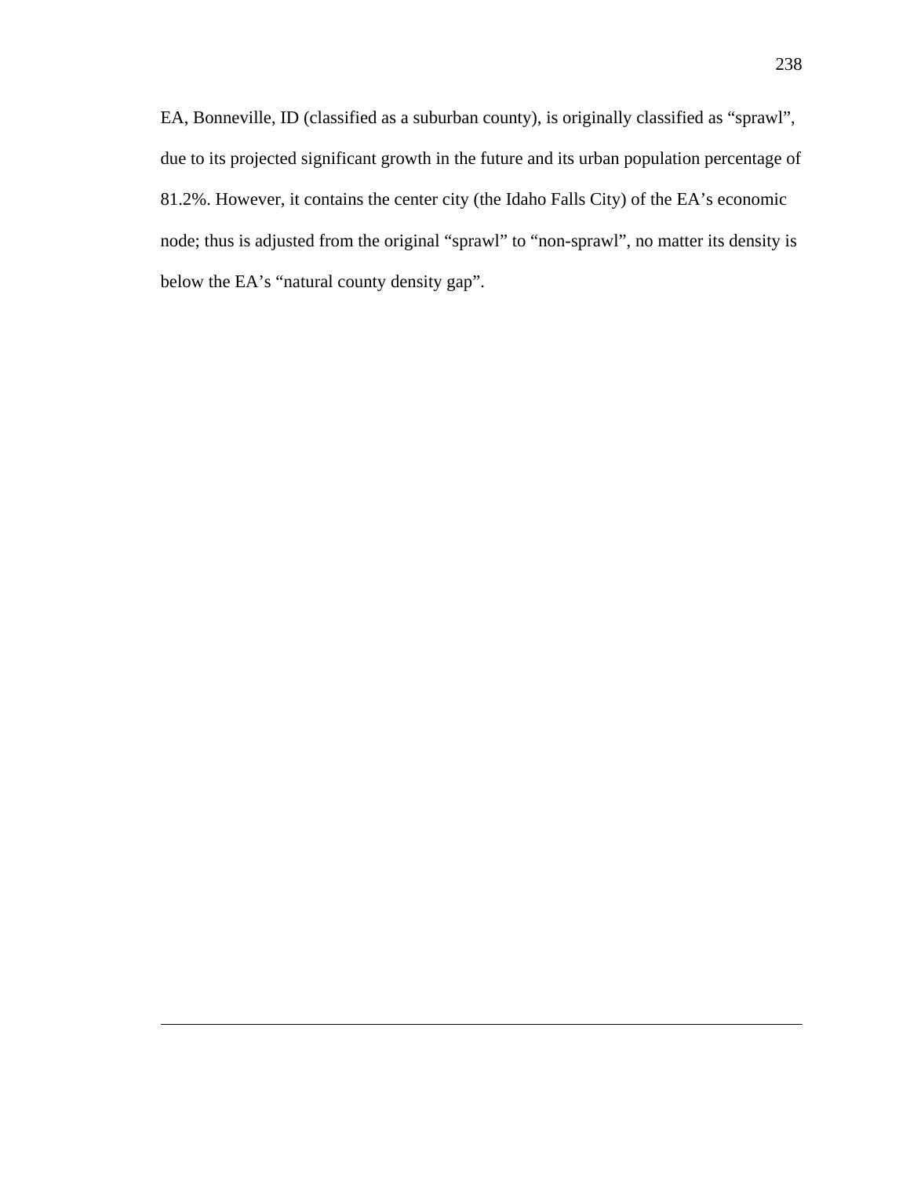EA, Bonneville, ID (classified as a suburban county), is originally classified as “sprawl”, due to its projected significant growth in the future and its urban population percentage of 81.2%. However, it contains the center city (the Idaho Falls City) of the EA’s economic node; thus is adjusted from the original “sprawl” to “non-sprawl”, no matter its density is below the EA’s “natural county density gap”.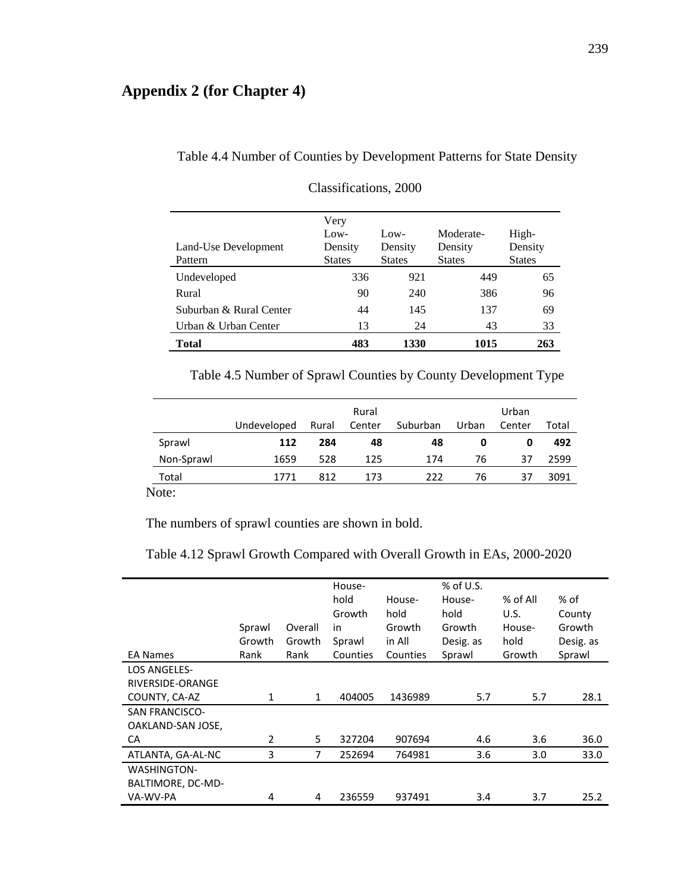# Appendix 2 (for Chapter 4)

Table 4.4 Number of Counties by Development Patterns for State Density Classifications, 2000

| Land-Use Development Pattern | Very Low-Density States | Low-Density States | Moderate-Density States | High-Density States |
|---|---|---|---|---|
| Undeveloped | 336 | 921 | 449 | 65 |
| Rural | 90 | 240 | 386 | 96 |
| Suburban & Rural Center | 44 | 145 | 137 | 69 |
| Urban & Urban Center | 13 | 24 | 43 | 33 |
| **Total** | **483** | **1330** | **1015** | **263** |

Table 4.5 Number of Sprawl Counties by County Development Type

| | Undeveloped | Rural | Rural Center | Suburban | Urban | Urban Center | Total |
|---|---|---|---|---|---|---|---|
| Sprawl | **112** | **284** | **48** | **48** | **0** | **0** | **492** |
| Non-Sprawl | 1659 | 528 | 125 | 174 | 76 | 37 | 2599 |
| Total | 1771 | 812 | 173 | 222 | 76 | 37 | 3091 |

Note:

The numbers of sprawl counties are shown in bold.

Table 4.12 Sprawl Growth Compared with Overall Growth in EAs, 2000-2020

| EA Names | Sprawl Growth Rank | Overall Growth Rank | Household Growth in Sprawl Counties | Household Growth in All Counties | % of U.S. Household Growth Desig. as Sprawl | % of All U.S. Household Growth | % of County Growth Desig. as Sprawl |
|---|---|---|---|---|---|---|---|
| LOS ANGELES-RIVERSIDE-ORANGE COUNTY, CA-AZ | 1 | 1 | 404005 | 1436989 | 5.7 | 5.7 | 28.1 |
| SAN FRANCISCO-OAKLAND-SAN JOSE, CA | 2 | 5 | 327204 | 907694 | 4.6 | 3.6 | 36.0 |
| ATLANTA, GA-AL-NC | 3 | 7 | 252694 | 764981 | 3.6 | 3.0 | 33.0 |
| WASHINGTON-BALTIMORE, DC-MD-VA-WV-PA | 4 | 4 | 236559 | 937491 | 3.4 | 3.7 | 25.2 |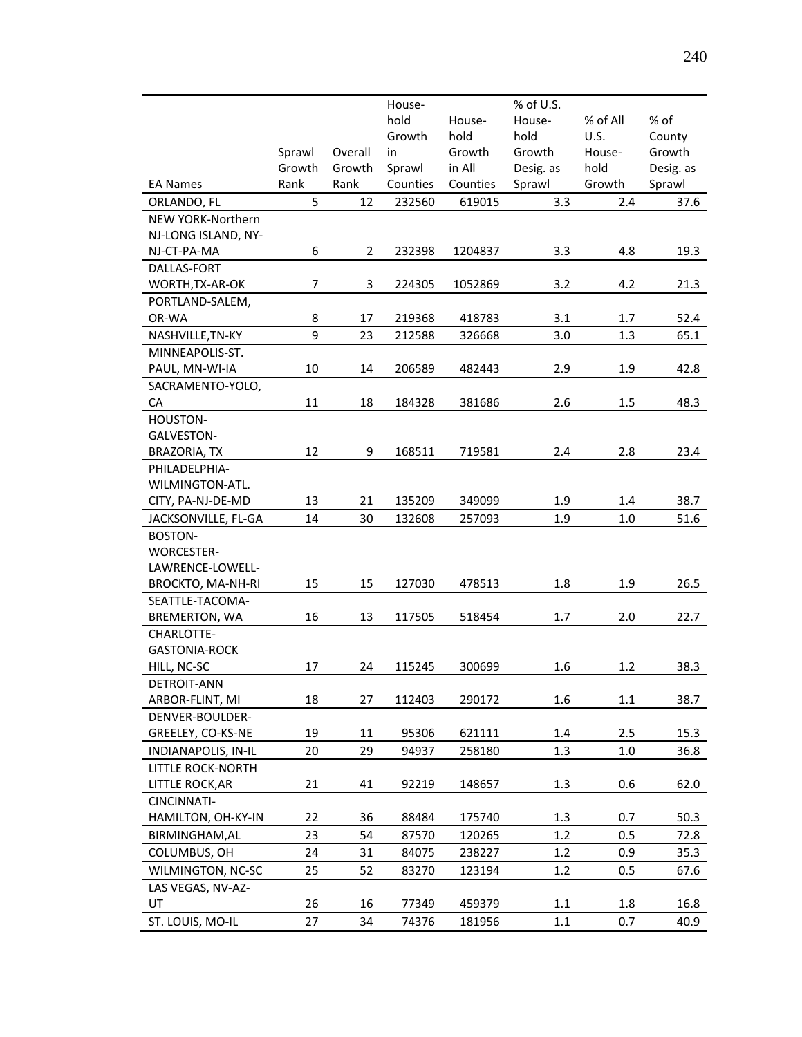| EA Names | Sprawl Growth Rank | Overall Growth Rank | Household Growth in Sprawl Counties | Household Growth in All Counties | % of U.S. Household Growth Desig. as Sprawl | % of All U.S. Household Growth | % of County Growth Desig. as Sprawl |
|---|---|---|---|---|---|---|---|
| ORLANDO, FL | 5 | 12 | 232560 | 619015 | 3.3 | 2.4 | 37.6 |
| NEW YORK-Northern NJ-LONG ISLAND, NY-NJ-CT-PA-MA | 6 | 2 | 232398 | 1204837 | 3.3 | 4.8 | 19.3 |
| DALLAS-FORT WORTH,TX-AR-OK | 7 | 3 | 224305 | 1052869 | 3.2 | 4.2 | 21.3 |
| PORTLAND-SALEM, OR-WA | 8 | 17 | 219368 | 418783 | 3.1 | 1.7 | 52.4 |
| NASHVILLE,TN-KY | 9 | 23 | 212588 | 326668 | 3.0 | 1.3 | 65.1 |
| MINNEAPOLIS-ST. PAUL, MN-WI-IA | 10 | 14 | 206589 | 482443 | 2.9 | 1.9 | 42.8 |
| SACRAMENTO-YOLO, CA | 11 | 18 | 184328 | 381686 | 2.6 | 1.5 | 48.3 |
| HOUSTON-GALVESTON-BRAZORIA, TX | 12 | 9 | 168511 | 719581 | 2.4 | 2.8 | 23.4 |
| PHILADELPHIA-WILMINGTON-ATL. CITY, PA-NJ-DE-MD | 13 | 21 | 135209 | 349099 | 1.9 | 1.4 | 38.7 |
| JACKSONVILLE, FL-GA | 14 | 30 | 132608 | 257093 | 1.9 | 1.0 | 51.6 |
| BOSTON-WORCESTER-LAWRENCE-LOWELL-BROCKTO, MA-NH-RI | 15 | 15 | 127030 | 478513 | 1.8 | 1.9 | 26.5 |
| SEATTLE-TACOMA-BREMERTON, WA | 16 | 13 | 117505 | 518454 | 1.7 | 2.0 | 22.7 |
| CHARLOTTE-GASTONIA-ROCK HILL, NC-SC | 17 | 24 | 115245 | 300699 | 1.6 | 1.2 | 38.3 |
| DETROIT-ANN ARBOR-FLINT, MI | 18 | 27 | 112403 | 290172 | 1.6 | 1.1 | 38.7 |
| DENVER-BOULDER-GREELEY, CO-KS-NE | 19 | 11 | 95306 | 621111 | 1.4 | 2.5 | 15.3 |
| INDIANAPOLIS, IN-IL | 20 | 29 | 94937 | 258180 | 1.3 | 1.0 | 36.8 |
| LITTLE ROCK-NORTH LITTLE ROCK,AR | 21 | 41 | 92219 | 148657 | 1.3 | 0.6 | 62.0 |
| CINCINNATI-HAMILTON, OH-KY-IN | 22 | 36 | 88484 | 175740 | 1.3 | 0.7 | 50.3 |
| BIRMINGHAM,AL | 23 | 54 | 87570 | 120265 | 1.2 | 0.5 | 72.8 |
| COLUMBUS, OH | 24 | 31 | 84075 | 238227 | 1.2 | 0.9 | 35.3 |
| WILMINGTON, NC-SC | 25 | 52 | 83270 | 123194 | 1.2 | 0.5 | 67.6 |
| LAS VEGAS, NV-AZ-UT | 26 | 16 | 77349 | 459379 | 1.1 | 1.8 | 16.8 |
| ST. LOUIS, MO-IL | 27 | 34 | 74376 | 181956 | 1.1 | 0.7 | 40.9 |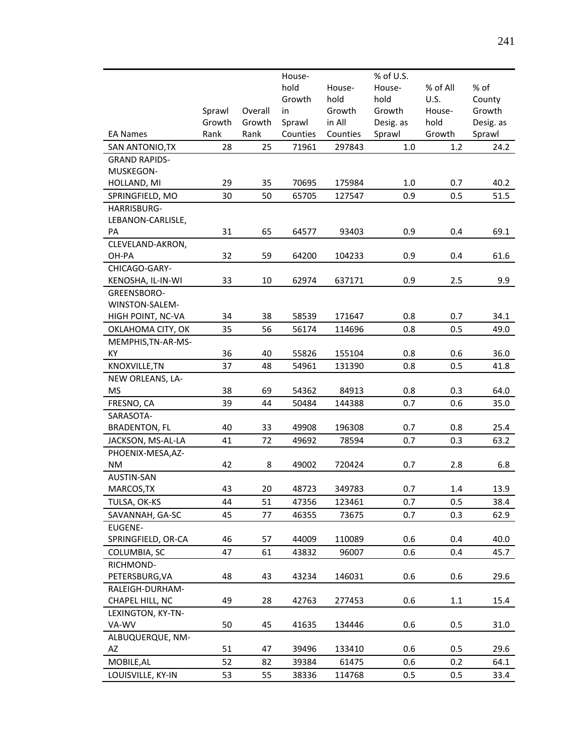| EA Names | Sprawl Growth Rank | Overall Growth Rank | Household Growth in Sprawl Counties | Household Growth in All Counties | % of U.S. Household Growth Desig. as Sprawl | % of All U.S. Household Growth | % of County Growth Desig. as Sprawl |
|---|---|---|---|---|---|---|---|
| SAN ANTONIO,TX | 28 | 25 | 71961 | 297843 | 1.0 | 1.2 | 24.2 |
| GRAND RAPIDS-MUSKEGON-HOLLAND, MI | 29 | 35 | 70695 | 175984 | 1.0 | 0.7 | 40.2 |
| SPRINGFIELD, MO | 30 | 50 | 65705 | 127547 | 0.9 | 0.5 | 51.5 |
| HARRISBURG-LEBANON-CARLISLE, PA | 31 | 65 | 64577 | 93403 | 0.9 | 0.4 | 69.1 |
| CLEVELAND-AKRON, OH-PA | 32 | 59 | 64200 | 104233 | 0.9 | 0.4 | 61.6 |
| CHICAGO-GARY-KENOSHA, IL-IN-WI | 33 | 10 | 62974 | 637171 | 0.9 | 2.5 | 9.9 |
| GREENSBORO-WINSTON-SALEM-HIGH POINT, NC-VA | 34 | 38 | 58539 | 171647 | 0.8 | 0.7 | 34.1 |
| OKLAHOMA CITY, OK | 35 | 56 | 56174 | 114696 | 0.8 | 0.5 | 49.0 |
| MEMPHIS,TN-AR-MS-KY | 36 | 40 | 55826 | 155104 | 0.8 | 0.6 | 36.0 |
| KNOXVILLE,TN | 37 | 48 | 54961 | 131390 | 0.8 | 0.5 | 41.8 |
| NEW ORLEANS, LA-MS | 38 | 69 | 54362 | 84913 | 0.8 | 0.3 | 64.0 |
| FRESNO, CA | 39 | 44 | 50484 | 144388 | 0.7 | 0.6 | 35.0 |
| SARASOTA-BRADENTON, FL | 40 | 33 | 49908 | 196308 | 0.7 | 0.8 | 25.4 |
| JACKSON, MS-AL-LA | 41 | 72 | 49692 | 78594 | 0.7 | 0.3 | 63.2 |
| PHOENIX-MESA,AZ-NM | 42 | 8 | 49002 | 720424 | 0.7 | 2.8 | 6.8 |
| AUSTIN-SAN MARCOS,TX | 43 | 20 | 48723 | 349783 | 0.7 | 1.4 | 13.9 |
| TULSA, OK-KS | 44 | 51 | 47356 | 123461 | 0.7 | 0.5 | 38.4 |
| SAVANNAH, GA-SC | 45 | 77 | 46355 | 73675 | 0.7 | 0.3 | 62.9 |
| EUGENE-SPRINGFIELD, OR-CA | 46 | 57 | 44009 | 110089 | 0.6 | 0.4 | 40.0 |
| COLUMBIA, SC | 47 | 61 | 43832 | 96007 | 0.6 | 0.4 | 45.7 |
| RICHMOND-PETERSBURG,VA | 48 | 43 | 43234 | 146031 | 0.6 | 0.6 | 29.6 |
| RALEIGH-DURHAM-CHAPEL HILL, NC | 49 | 28 | 42763 | 277453 | 0.6 | 1.1 | 15.4 |
| LEXINGTON, KY-TN-VA-WV | 50 | 45 | 41635 | 134446 | 0.6 | 0.5 | 31.0 |
| ALBUQUERQUE, NM-AZ | 51 | 47 | 39496 | 133410 | 0.6 | 0.5 | 29.6 |
| MOBILE,AL | 52 | 82 | 39384 | 61475 | 0.6 | 0.2 | 64.1 |
| LOUISVILLE, KY-IN | 53 | 55 | 38336 | 114768 | 0.5 | 0.5 | 33.4 |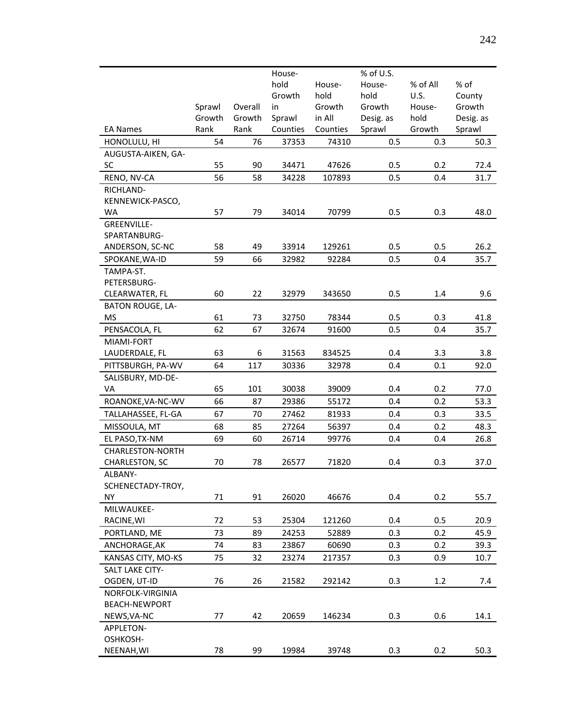| EA Names | Sprawl Growth Rank | Overall Growth Rank | House-hold Growth in Sprawl Counties | House-hold Growth in All Counties | % of U.S. House-hold Growth Desig. as Sprawl | % of All U.S. House-hold Growth | % of County Growth Desig. as Sprawl |
|---|---|---|---|---|---|---|---|
| HONOLULU, HI | 54 | 76 | 37353 | 74310 | 0.5 | 0.3 | 50.3 |
| AUGUSTA-AIKEN, GA-SC | 55 | 90 | 34471 | 47626 | 0.5 | 0.2 | 72.4 |
| RENO, NV-CA | 56 | 58 | 34228 | 107893 | 0.5 | 0.4 | 31.7 |
| RICHLAND-KENNEWICK-PASCO, WA | 57 | 79 | 34014 | 70799 | 0.5 | 0.3 | 48.0 |
| GREENVILLE-SPARTANBURG-ANDERSON, SC-NC | 58 | 49 | 33914 | 129261 | 0.5 | 0.5 | 26.2 |
| SPOKANE,WA-ID | 59 | 66 | 32982 | 92284 | 0.5 | 0.4 | 35.7 |
| TAMPA-ST. PETERSBURG-CLEARWATER, FL | 60 | 22 | 32979 | 343650 | 0.5 | 1.4 | 9.6 |
| BATON ROUGE, LA-MS | 61 | 73 | 32750 | 78344 | 0.5 | 0.3 | 41.8 |
| PENSACOLA, FL | 62 | 67 | 32674 | 91600 | 0.5 | 0.4 | 35.7 |
| MIAMI-FORT LAUDERDALE, FL | 63 | 6 | 31563 | 834525 | 0.4 | 3.3 | 3.8 |
| PITTSBURGH, PA-WV | 64 | 117 | 30336 | 32978 | 0.4 | 0.1 | 92.0 |
| SALISBURY, MD-DE-VA | 65 | 101 | 30038 | 39009 | 0.4 | 0.2 | 77.0 |
| ROANOKE,VA-NC-WV | 66 | 87 | 29386 | 55172 | 0.4 | 0.2 | 53.3 |
| TALLAHASSEE, FL-GA | 67 | 70 | 27462 | 81933 | 0.4 | 0.3 | 33.5 |
| MISSOULA, MT | 68 | 85 | 27264 | 56397 | 0.4 | 0.2 | 48.3 |
| EL PASO,TX-NM | 69 | 60 | 26714 | 99776 | 0.4 | 0.4 | 26.8 |
| CHARLESTON-NORTH CHARLESTON, SC | 70 | 78 | 26577 | 71820 | 0.4 | 0.3 | 37.0 |
| ALBANY-SCHENECTADY-TROY, NY | 71 | 91 | 26020 | 46676 | 0.4 | 0.2 | 55.7 |
| MILWAUKEE-RACINE,WI | 72 | 53 | 25304 | 121260 | 0.4 | 0.5 | 20.9 |
| PORTLAND, ME | 73 | 89 | 24253 | 52889 | 0.3 | 0.2 | 45.9 |
| ANCHORAGE,AK | 74 | 83 | 23867 | 60690 | 0.3 | 0.2 | 39.3 |
| KANSAS CITY, MO-KS | 75 | 32 | 23274 | 217357 | 0.3 | 0.9 | 10.7 |
| SALT LAKE CITY-OGDEN, UT-ID | 76 | 26 | 21582 | 292142 | 0.3 | 1.2 | 7.4 |
| NORFOLK-VIRGINIA BEACH-NEWPORT NEWS,VA-NC | 77 | 42 | 20659 | 146234 | 0.3 | 0.6 | 14.1 |
| APPLETON-OSHKOSH-NEENAH,WI | 78 | 99 | 19984 | 39748 | 0.3 | 0.2 | 50.3 |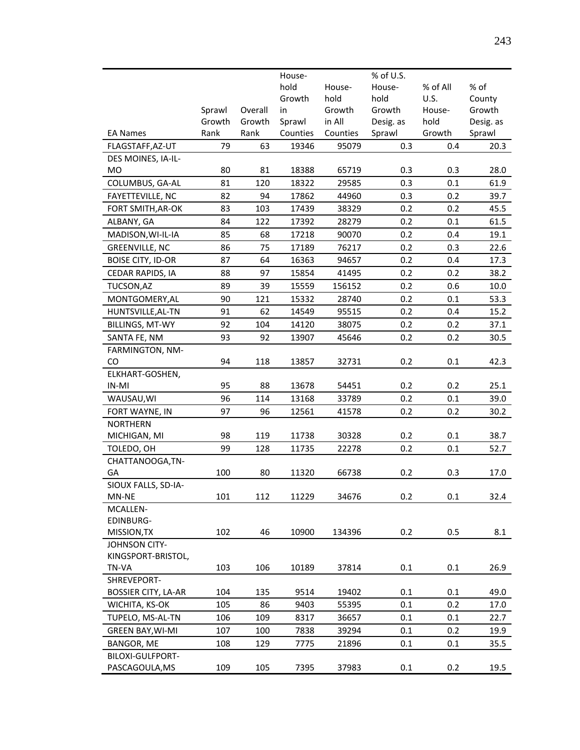| EA Names | Sprawl Growth Rank | Overall Growth Rank | Household Growth in Sprawl Counties | Household Growth in All Counties | % of U.S. Household Growth Desig. as Sprawl | % of All U.S. Household Growth | % of County Growth Desig. as Sprawl |
|---|---|---|---|---|---|---|---|
| FLAGSTAFF,AZ-UT | 79 | 63 | 19346 | 95079 | 0.3 | 0.4 | 20.3 |
| DES MOINES, IA-IL-MO | 80 | 81 | 18388 | 65719 | 0.3 | 0.3 | 28.0 |
| COLUMBUS, GA-AL | 81 | 120 | 18322 | 29585 | 0.3 | 0.1 | 61.9 |
| FAYETTEVILLE, NC | 82 | 94 | 17862 | 44960 | 0.3 | 0.2 | 39.7 |
| FORT SMITH,AR-OK | 83 | 103 | 17439 | 38329 | 0.2 | 0.2 | 45.5 |
| ALBANY, GA | 84 | 122 | 17392 | 28279 | 0.2 | 0.1 | 61.5 |
| MADISON,WI-IL-IA | 85 | 68 | 17218 | 90070 | 0.2 | 0.4 | 19.1 |
| GREENVILLE, NC | 86 | 75 | 17189 | 76217 | 0.2 | 0.3 | 22.6 |
| BOISE CITY, ID-OR | 87 | 64 | 16363 | 94657 | 0.2 | 0.4 | 17.3 |
| CEDAR RAPIDS, IA | 88 | 97 | 15854 | 41495 | 0.2 | 0.2 | 38.2 |
| TUCSON,AZ | 89 | 39 | 15559 | 156152 | 0.2 | 0.6 | 10.0 |
| MONTGOMERY,AL | 90 | 121 | 15332 | 28740 | 0.2 | 0.1 | 53.3 |
| HUNTSVILLE,AL-TN | 91 | 62 | 14549 | 95515 | 0.2 | 0.4 | 15.2 |
| BILLINGS, MT-WY | 92 | 104 | 14120 | 38075 | 0.2 | 0.2 | 37.1 |
| SANTA FE, NM | 93 | 92 | 13907 | 45646 | 0.2 | 0.2 | 30.5 |
| FARMINGTON, NM-CO | 94 | 118 | 13857 | 32731 | 0.2 | 0.1 | 42.3 |
| ELKHART-GOSHEN, IN-MI | 95 | 88 | 13678 | 54451 | 0.2 | 0.2 | 25.1 |
| WAUSAU,WI | 96 | 114 | 13168 | 33789 | 0.2 | 0.1 | 39.0 |
| FORT WAYNE, IN | 97 | 96 | 12561 | 41578 | 0.2 | 0.2 | 30.2 |
| NORTHERN MICHIGAN, MI | 98 | 119 | 11738 | 30328 | 0.2 | 0.1 | 38.7 |
| TOLEDO, OH | 99 | 128 | 11735 | 22278 | 0.2 | 0.1 | 52.7 |
| CHATTANOOGA,TN-GA | 100 | 80 | 11320 | 66738 | 0.2 | 0.3 | 17.0 |
| SIOUX FALLS, SD-IA-MN-NE | 101 | 112 | 11229 | 34676 | 0.2 | 0.1 | 32.4 |
| MCALLEN-EDINBURG-MISSION,TX | 102 | 46 | 10900 | 134396 | 0.2 | 0.5 | 8.1 |
| JOHNSON CITY-KINGSPORT-BRISTOL, TN-VA | 103 | 106 | 10189 | 37814 | 0.1 | 0.1 | 26.9 |
| SHREVEPORT-BOSSIER CITY, LA-AR | 104 | 135 | 9514 | 19402 | 0.1 | 0.1 | 49.0 |
| WICHITA, KS-OK | 105 | 86 | 9403 | 55395 | 0.1 | 0.2 | 17.0 |
| TUPELO, MS-AL-TN | 106 | 109 | 8317 | 36657 | 0.1 | 0.1 | 22.7 |
| GREEN BAY,WI-MI | 107 | 100 | 7838 | 39294 | 0.1 | 0.2 | 19.9 |
| BANGOR, ME | 108 | 129 | 7775 | 21896 | 0.1 | 0.1 | 35.5 |
| BILOXI-GULFPORT-PASCAGOULA,MS | 109 | 105 | 7395 | 37983 | 0.1 | 0.2 | 19.5 |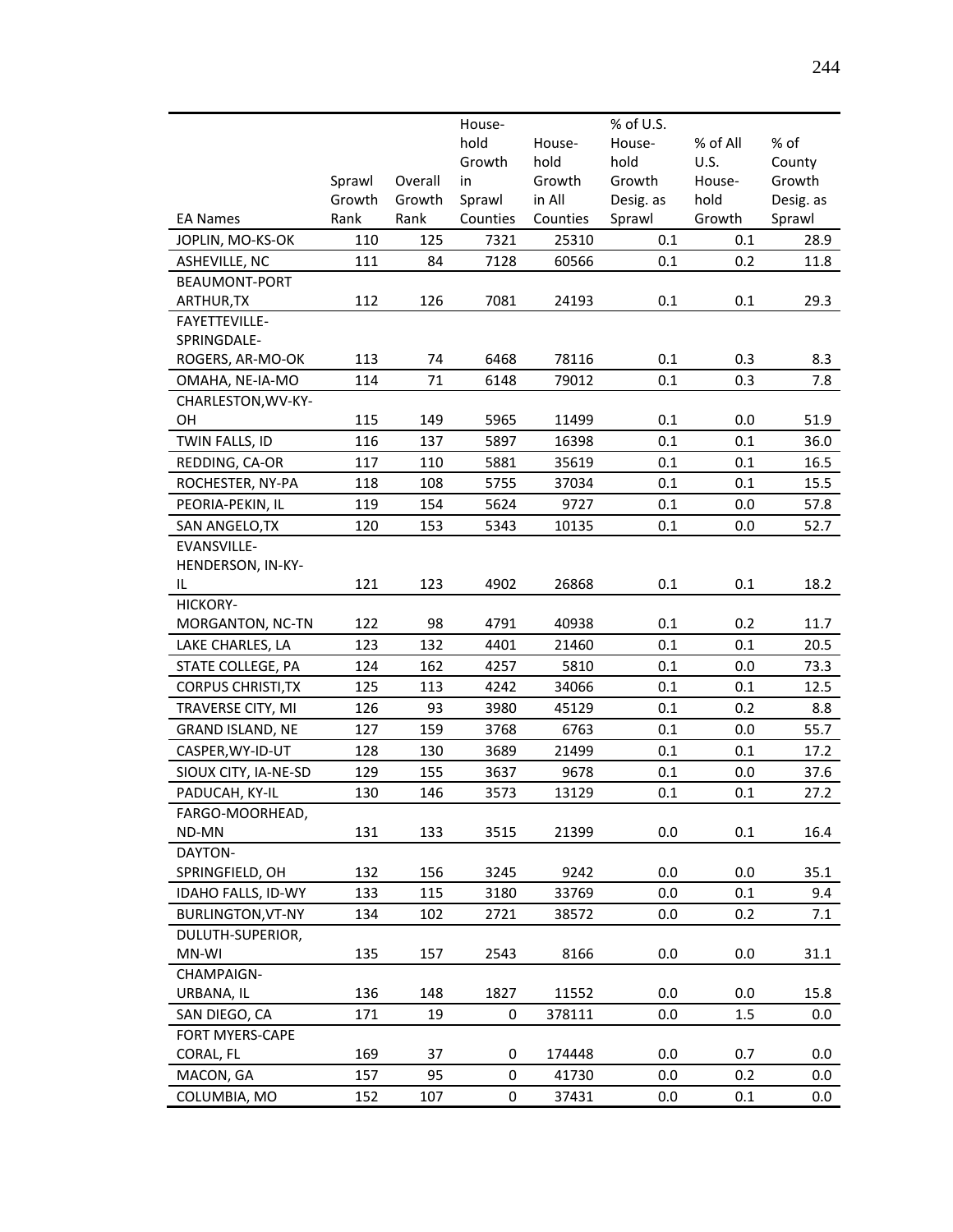| EA Names | Sprawl Growth Rank | Overall Growth Rank | Household Growth in Sprawl Counties | Household Growth in All Counties | % of U.S. Household Growth Desig. as Sprawl | % of All U.S. Household Growth | % of County Growth Desig. as Sprawl |
|---|---|---|---|---|---|---|---|
| JOPLIN, MO-KS-OK | 110 | 125 | 7321 | 25310 | 0.1 | 0.1 | 28.9 |
| ASHEVILLE, NC | 111 | 84 | 7128 | 60566 | 0.1 | 0.2 | 11.8 |
| BEAUMONT-PORT ARTHUR,TX | 112 | 126 | 7081 | 24193 | 0.1 | 0.1 | 29.3 |
| FAYETTEVILLE-SPRINGDALE-ROGERS, AR-MO-OK | 113 | 74 | 6468 | 78116 | 0.1 | 0.3 | 8.3 |
| OMAHA, NE-IA-MO | 114 | 71 | 6148 | 79012 | 0.1 | 0.3 | 7.8 |
| CHARLESTON,WV-KY-OH | 115 | 149 | 5965 | 11499 | 0.1 | 0.0 | 51.9 |
| TWIN FALLS, ID | 116 | 137 | 5897 | 16398 | 0.1 | 0.1 | 36.0 |
| REDDING, CA-OR | 117 | 110 | 5881 | 35619 | 0.1 | 0.1 | 16.5 |
| ROCHESTER, NY-PA | 118 | 108 | 5755 | 37034 | 0.1 | 0.1 | 15.5 |
| PEORIA-PEKIN, IL | 119 | 154 | 5624 | 9727 | 0.1 | 0.0 | 57.8 |
| SAN ANGELO,TX | 120 | 153 | 5343 | 10135 | 0.1 | 0.0 | 52.7 |
| EVANSVILLE-HENDERSON, IN-KY-IL | 121 | 123 | 4902 | 26868 | 0.1 | 0.1 | 18.2 |
| HICKORY-MORGANTON, NC-TN | 122 | 98 | 4791 | 40938 | 0.1 | 0.2 | 11.7 |
| LAKE CHARLES, LA | 123 | 132 | 4401 | 21460 | 0.1 | 0.1 | 20.5 |
| STATE COLLEGE, PA | 124 | 162 | 4257 | 5810 | 0.1 | 0.0 | 73.3 |
| CORPUS CHRISTI,TX | 125 | 113 | 4242 | 34066 | 0.1 | 0.1 | 12.5 |
| TRAVERSE CITY, MI | 126 | 93 | 3980 | 45129 | 0.1 | 0.2 | 8.8 |
| GRAND ISLAND, NE | 127 | 159 | 3768 | 6763 | 0.1 | 0.0 | 55.7 |
| CASPER,WY-ID-UT | 128 | 130 | 3689 | 21499 | 0.1 | 0.1 | 17.2 |
| SIOUX CITY, IA-NE-SD | 129 | 155 | 3637 | 9678 | 0.1 | 0.0 | 37.6 |
| PADUCAH, KY-IL | 130 | 146 | 3573 | 13129 | 0.1 | 0.1 | 27.2 |
| FARGO-MOORHEAD, ND-MN | 131 | 133 | 3515 | 21399 | 0.0 | 0.1 | 16.4 |
| DAYTON-SPRINGFIELD, OH | 132 | 156 | 3245 | 9242 | 0.0 | 0.0 | 35.1 |
| IDAHO FALLS, ID-WY | 133 | 115 | 3180 | 33769 | 0.0 | 0.1 | 9.4 |
| BURLINGTON,VT-NY | 134 | 102 | 2721 | 38572 | 0.0 | 0.2 | 7.1 |
| DULUTH-SUPERIOR, MN-WI | 135 | 157 | 2543 | 8166 | 0.0 | 0.0 | 31.1 |
| CHAMPAIGN-URBANA, IL | 136 | 148 | 1827 | 11552 | 0.0 | 0.0 | 15.8 |
| SAN DIEGO, CA | 171 | 19 | 0 | 378111 | 0.0 | 1.5 | 0.0 |
| FORT MYERS-CAPE CORAL, FL | 169 | 37 | 0 | 174448 | 0.0 | 0.7 | 0.0 |
| MACON, GA | 157 | 95 | 0 | 41730 | 0.0 | 0.2 | 0.0 |
| COLUMBIA, MO | 152 | 107 | 0 | 37431 | 0.0 | 0.1 | 0.0 |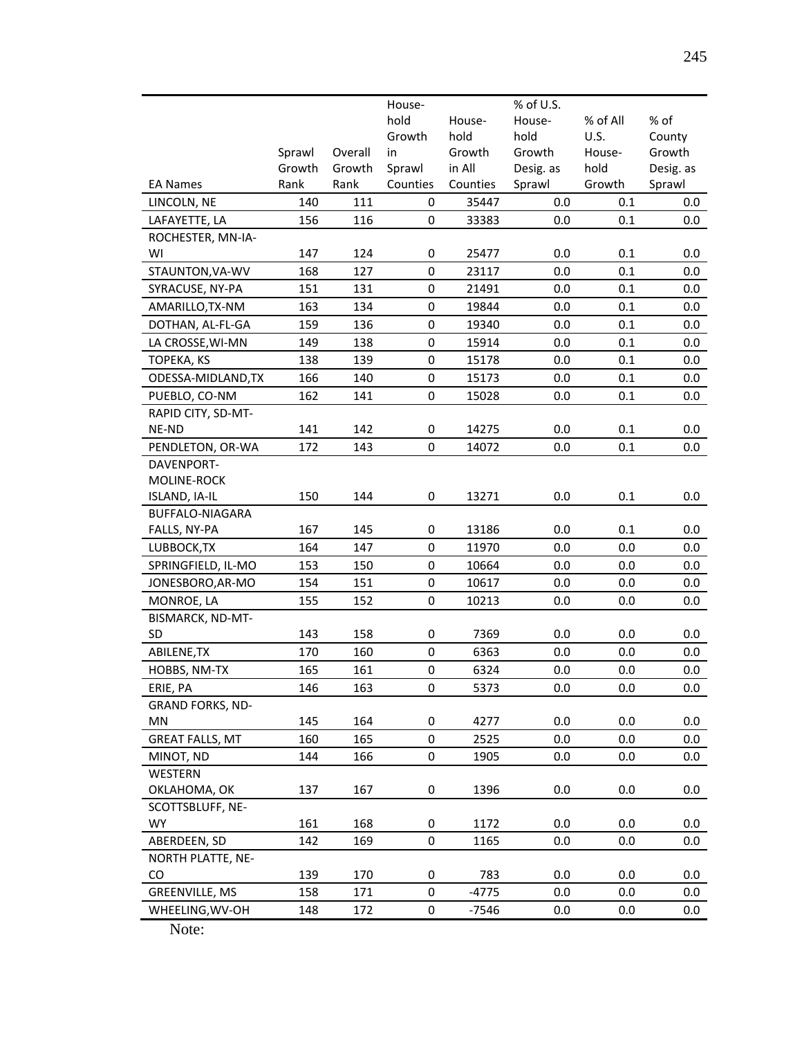| EA Names | Sprawl Growth Rank | Overall Growth Rank | Household Growth in Sprawl Counties | Household Growth in All Counties | % of U.S. Household Growth Desig. as Sprawl | % of All U.S. Household Growth | % of County Growth Desig. as Sprawl |
|---|---|---|---|---|---|---|---|
| LINCOLN, NE | 140 | 111 | 0 | 35447 | 0.0 | 0.1 | 0.0 |
| LAFAYETTE, LA | 156 | 116 | 0 | 33383 | 0.0 | 0.1 | 0.0 |
| ROCHESTER, MN-IA-WI | 147 | 124 | 0 | 25477 | 0.0 | 0.1 | 0.0 |
| STAUNTON,VA-WV | 168 | 127 | 0 | 23117 | 0.0 | 0.1 | 0.0 |
| SYRACUSE, NY-PA | 151 | 131 | 0 | 21491 | 0.0 | 0.1 | 0.0 |
| AMARILLO,TX-NM | 163 | 134 | 0 | 19844 | 0.0 | 0.1 | 0.0 |
| DOTHAN, AL-FL-GA | 159 | 136 | 0 | 19340 | 0.0 | 0.1 | 0.0 |
| LA CROSSE,WI-MN | 149 | 138 | 0 | 15914 | 0.0 | 0.1 | 0.0 |
| TOPEKA, KS | 138 | 139 | 0 | 15178 | 0.0 | 0.1 | 0.0 |
| ODESSA-MIDLAND,TX | 166 | 140 | 0 | 15173 | 0.0 | 0.1 | 0.0 |
| PUEBLO, CO-NM | 162 | 141 | 0 | 15028 | 0.0 | 0.1 | 0.0 |
| RAPID CITY, SD-MT-NE-ND | 141 | 142 | 0 | 14275 | 0.0 | 0.1 | 0.0 |
| PENDLETON, OR-WA | 172 | 143 | 0 | 14072 | 0.0 | 0.1 | 0.0 |
| DAVENPORT-MOLINE-ROCK ISLAND, IA-IL | 150 | 144 | 0 | 13271 | 0.0 | 0.1 | 0.0 |
| BUFFALO-NIAGARA FALLS, NY-PA | 167 | 145 | 0 | 13186 | 0.0 | 0.1 | 0.0 |
| LUBBOCK,TX | 164 | 147 | 0 | 11970 | 0.0 | 0.0 | 0.0 |
| SPRINGFIELD, IL-MO | 153 | 150 | 0 | 10664 | 0.0 | 0.0 | 0.0 |
| JONESBORO,AR-MO | 154 | 151 | 0 | 10617 | 0.0 | 0.0 | 0.0 |
| MONROE, LA | 155 | 152 | 0 | 10213 | 0.0 | 0.0 | 0.0 |
| BISMARCK, ND-MT-SD | 143 | 158 | 0 | 7369 | 0.0 | 0.0 | 0.0 |
| ABILENE,TX | 170 | 160 | 0 | 6363 | 0.0 | 0.0 | 0.0 |
| HOBBS, NM-TX | 165 | 161 | 0 | 6324 | 0.0 | 0.0 | 0.0 |
| ERIE, PA | 146 | 163 | 0 | 5373 | 0.0 | 0.0 | 0.0 |
| GRAND FORKS, ND-MN | 145 | 164 | 0 | 4277 | 0.0 | 0.0 | 0.0 |
| GREAT FALLS, MT | 160 | 165 | 0 | 2525 | 0.0 | 0.0 | 0.0 |
| MINOT, ND | 144 | 166 | 0 | 1905 | 0.0 | 0.0 | 0.0 |
| WESTERN OKLAHOMA, OK | 137 | 167 | 0 | 1396 | 0.0 | 0.0 | 0.0 |
| SCOTTSBLUFF, NE-WY | 161 | 168 | 0 | 1172 | 0.0 | 0.0 | 0.0 |
| ABERDEEN, SD | 142 | 169 | 0 | 1165 | 0.0 | 0.0 | 0.0 |
| NORTH PLATTE, NE-CO | 139 | 170 | 0 | 783 | 0.0 | 0.0 | 0.0 |
| GREENVILLE, MS | 158 | 171 | 0 | -4775 | 0.0 | 0.0 | 0.0 |
| WHEELING,WV-OH | 148 | 172 | 0 | -7546 | 0.0 | 0.0 | 0.0 |

Note: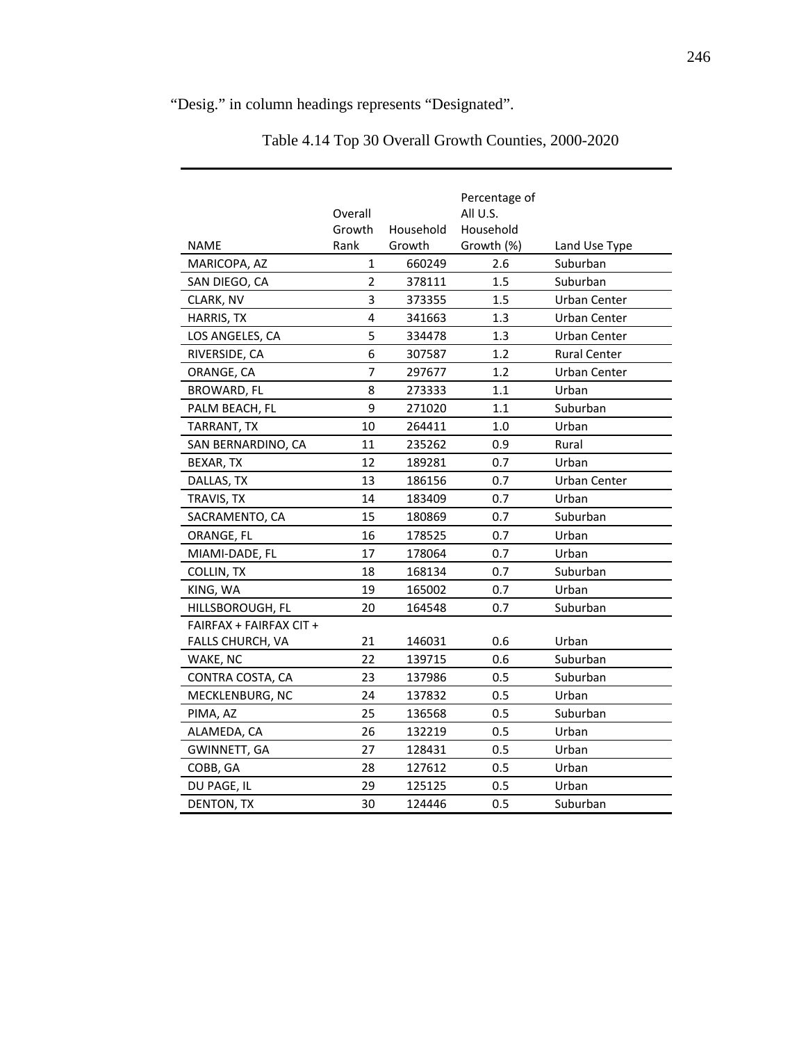“Desig.” in column headings represents “Designated”.

Table 4.14 Top 30 Overall Growth Counties, 2000-2020

| NAME | Overall Growth Rank | Household Growth | Percentage of All U.S. Household Growth (%) | Land Use Type |
|---|---|---|---|---|
| MARICOPA, AZ | 1 | 660249 | 2.6 | Suburban |
| SAN DIEGO, CA | 2 | 378111 | 1.5 | Suburban |
| CLARK, NV | 3 | 373355 | 1.5 | Urban Center |
| HARRIS, TX | 4 | 341663 | 1.3 | Urban Center |
| LOS ANGELES, CA | 5 | 334478 | 1.3 | Urban Center |
| RIVERSIDE, CA | 6 | 307587 | 1.2 | Rural Center |
| ORANGE, CA | 7 | 297677 | 1.2 | Urban Center |
| BROWARD, FL | 8 | 273333 | 1.1 | Urban |
| PALM BEACH, FL | 9 | 271020 | 1.1 | Suburban |
| TARRANT, TX | 10 | 264411 | 1.0 | Urban |
| SAN BERNARDINO, CA | 11 | 235262 | 0.9 | Rural |
| BEXAR, TX | 12 | 189281 | 0.7 | Urban |
| DALLAS, TX | 13 | 186156 | 0.7 | Urban Center |
| TRAVIS, TX | 14 | 183409 | 0.7 | Urban |
| SACRAMENTO, CA | 15 | 180869 | 0.7 | Suburban |
| ORANGE, FL | 16 | 178525 | 0.7 | Urban |
| MIAMI-DADE, FL | 17 | 178064 | 0.7 | Urban |
| COLLIN, TX | 18 | 168134 | 0.7 | Suburban |
| KING, WA | 19 | 165002 | 0.7 | Urban |
| HILLSBOROUGH, FL | 20 | 164548 | 0.7 | Suburban |
| FAIRFAX + FAIRFAX CIT + FALLS CHURCH, VA | 21 | 146031 | 0.6 | Urban |
| WAKE, NC | 22 | 139715 | 0.6 | Suburban |
| CONTRA COSTA, CA | 23 | 137986 | 0.5 | Suburban |
| MECKLENBURG, NC | 24 | 137832 | 0.5 | Urban |
| PIMA, AZ | 25 | 136568 | 0.5 | Suburban |
| ALAMEDA, CA | 26 | 132219 | 0.5 | Urban |
| GWINNETT, GA | 27 | 128431 | 0.5 | Urban |
| COBB, GA | 28 | 127612 | 0.5 | Urban |
| DU PAGE, IL | 29 | 125125 | 0.5 | Urban |
| DENTON, TX | 30 | 124446 | 0.5 | Suburban |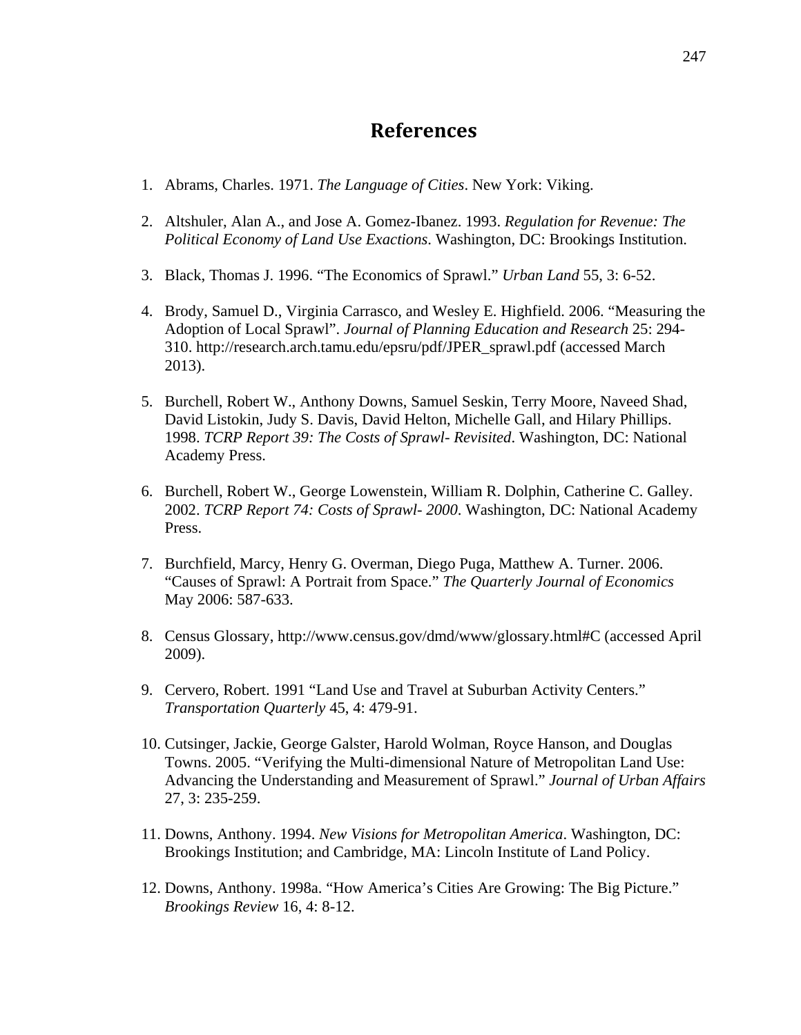# References

1. Abrams, Charles. 1971. *The Language of Cities*. New York: Viking.

2. Altshuler, Alan A., and Jose A. Gomez-Ibanez. 1993. *Regulation for Revenue: The Political Economy of Land Use Exactions*. Washington, DC: Brookings Institution.

3. Black, Thomas J. 1996. "The Economics of Sprawl." *Urban Land* 55, 3: 6-52.

4. Brody, Samuel D., Virginia Carrasco, and Wesley E. Highfield. 2006. "Measuring the Adoption of Local Sprawl". *Journal of Planning Education and Research* 25: 294-310. http://research.arch.tamu.edu/epsru/pdf/JPER_sprawl.pdf (accessed March 2013).

5. Burchell, Robert W., Anthony Downs, Samuel Seskin, Terry Moore, Naveed Shad, David Listokin, Judy S. Davis, David Helton, Michelle Gall, and Hilary Phillips. 1998. *TCRP Report 39: The Costs of Sprawl- Revisited*. Washington, DC: National Academy Press.

6. Burchell, Robert W., George Lowenstein, William R. Dolphin, Catherine C. Galley. 2002. *TCRP Report 74: Costs of Sprawl- 2000*. Washington, DC: National Academy Press.

7. Burchfield, Marcy, Henry G. Overman, Diego Puga, Matthew A. Turner. 2006. "Causes of Sprawl: A Portrait from Space." *The Quarterly Journal of Economics* May 2006: 587-633.

8. Census Glossary, http://www.census.gov/dmd/www/glossary.html#C (accessed April 2009).

9. Cervero, Robert. 1991 "Land Use and Travel at Suburban Activity Centers." *Transportation Quarterly* 45, 4: 479-91.

10. Cutsinger, Jackie, George Galster, Harold Wolman, Royce Hanson, and Douglas Towns. 2005. "Verifying the Multi-dimensional Nature of Metropolitan Land Use: Advancing the Understanding and Measurement of Sprawl." *Journal of Urban Affairs* 27, 3: 235-259.

11. Downs, Anthony. 1994. *New Visions for Metropolitan America*. Washington, DC: Brookings Institution; and Cambridge, MA: Lincoln Institute of Land Policy.

12. Downs, Anthony. 1998a. "How America's Cities Are Growing: The Big Picture." *Brookings Review* 16, 4: 8-12.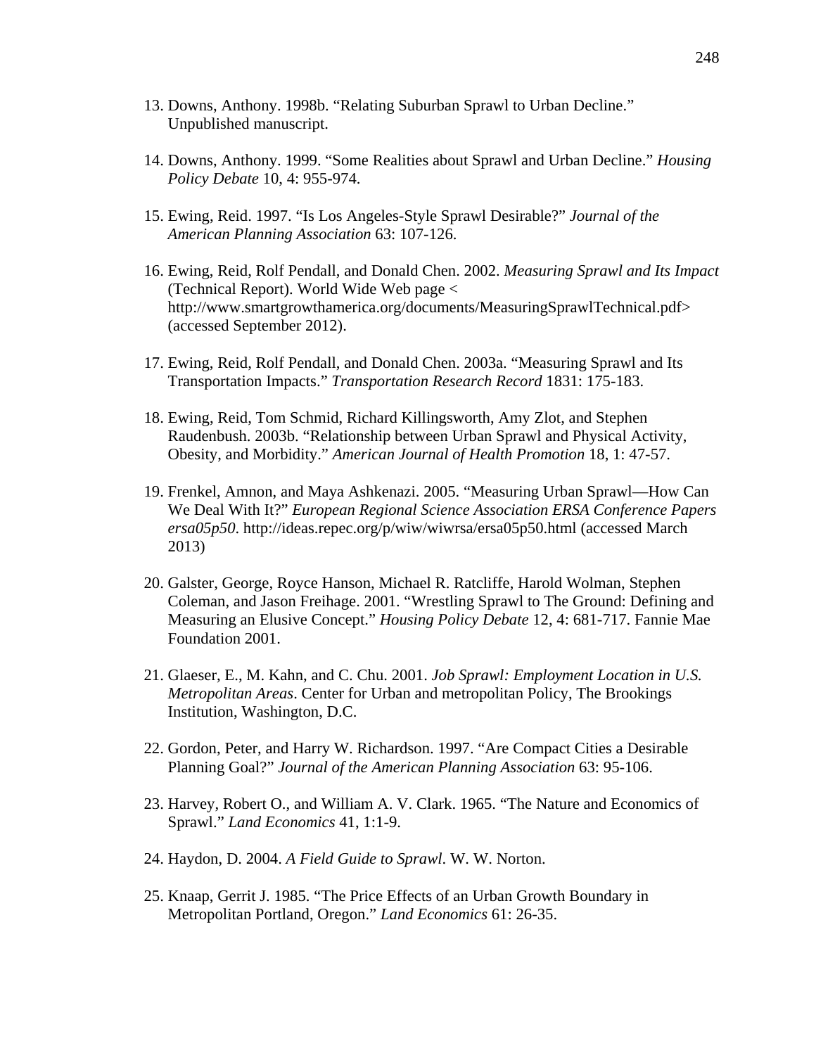13. Downs, Anthony. 1998b. "Relating Suburban Sprawl to Urban Decline." Unpublished manuscript.

14. Downs, Anthony. 1999. "Some Realities about Sprawl and Urban Decline." *Housing Policy Debate* 10, 4: 955-974.

15. Ewing, Reid. 1997. "Is Los Angeles-Style Sprawl Desirable?" *Journal of the American Planning Association* 63: 107-126.

16. Ewing, Reid, Rolf Pendall, and Donald Chen. 2002. *Measuring Sprawl and Its Impact* (Technical Report). World Wide Web page < http://www.smartgrowthamerica.org/documents/MeasuringSprawlTechnical.pdf> (accessed September 2012).

17. Ewing, Reid, Rolf Pendall, and Donald Chen. 2003a. "Measuring Sprawl and Its Transportation Impacts." *Transportation Research Record* 1831: 175-183.

18. Ewing, Reid, Tom Schmid, Richard Killingsworth, Amy Zlot, and Stephen Raudenbush. 2003b. "Relationship between Urban Sprawl and Physical Activity, Obesity, and Morbidity." *American Journal of Health Promotion* 18, 1: 47-57.

19. Frenkel, Amnon, and Maya Ashkenazi. 2005. "Measuring Urban Sprawl—How Can We Deal With It?" *European Regional Science Association ERSA Conference Papers ersa05p50*. http://ideas.repec.org/p/wiw/wiwrsa/ersa05p50.html (accessed March 2013)

20. Galster, George, Royce Hanson, Michael R. Ratcliffe, Harold Wolman, Stephen Coleman, and Jason Freihage. 2001. "Wrestling Sprawl to The Ground: Defining and Measuring an Elusive Concept." *Housing Policy Debate* 12, 4: 681-717. Fannie Mae Foundation 2001.

21. Glaeser, E., M. Kahn, and C. Chu. 2001. *Job Sprawl: Employment Location in U.S. Metropolitan Areas*. Center for Urban and metropolitan Policy, The Brookings Institution, Washington, D.C.

22. Gordon, Peter, and Harry W. Richardson. 1997. "Are Compact Cities a Desirable Planning Goal?" *Journal of the American Planning Association* 63: 95-106.

23. Harvey, Robert O., and William A. V. Clark. 1965. "The Nature and Economics of Sprawl." *Land Economics* 41, 1:1-9.

24. Haydon, D. 2004. *A Field Guide to Sprawl*. W. W. Norton.

25. Knaap, Gerrit J. 1985. "The Price Effects of an Urban Growth Boundary in Metropolitan Portland, Oregon." *Land Economics* 61: 26-35.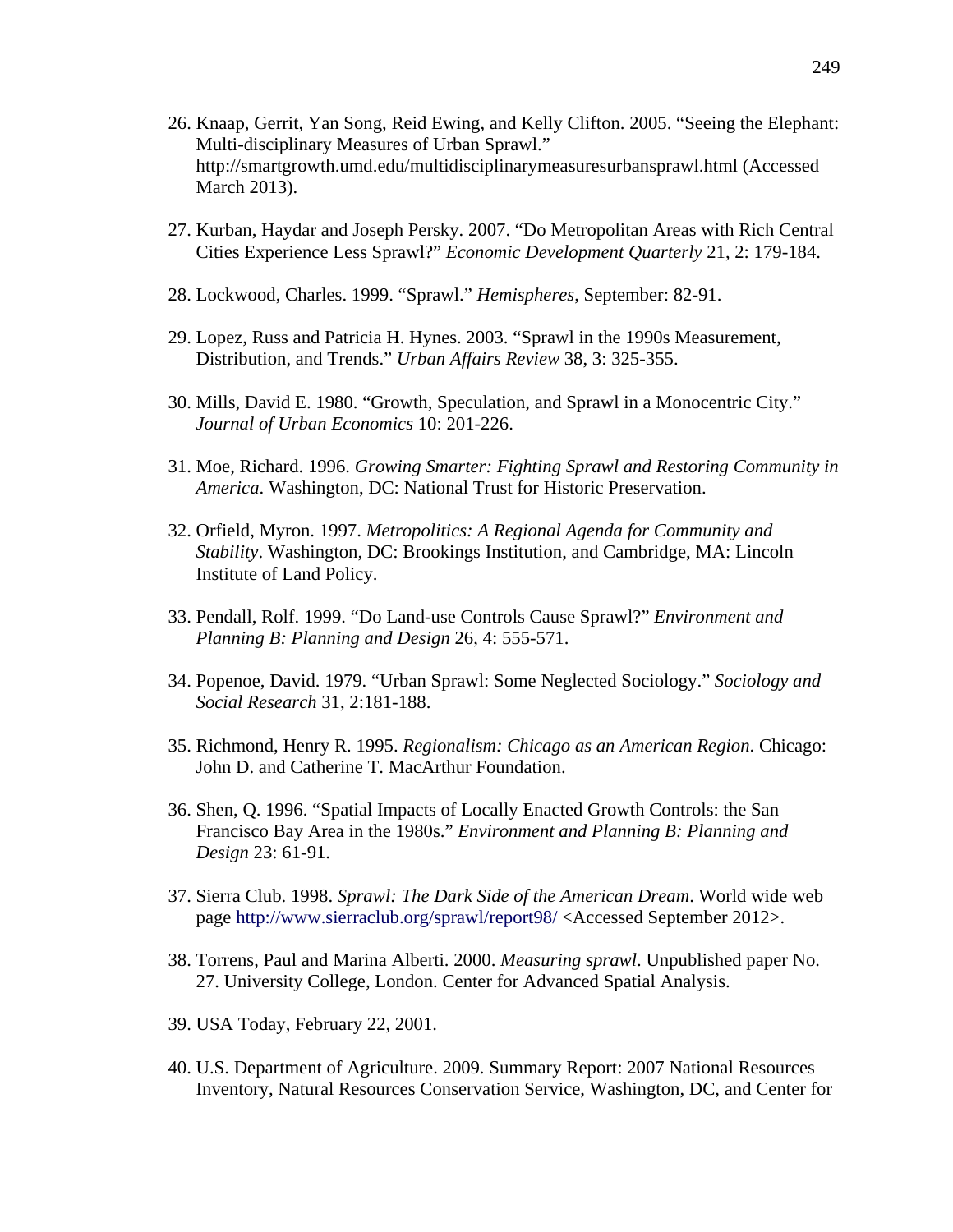26. Knaap, Gerrit, Yan Song, Reid Ewing, and Kelly Clifton. 2005. "Seeing the Elephant: Multi-disciplinary Measures of Urban Sprawl." http://smartgrowth.umd.edu/multidisciplinarymeasuresurbansprawl.html (Accessed March 2013).

27. Kurban, Haydar and Joseph Persky. 2007. "Do Metropolitan Areas with Rich Central Cities Experience Less Sprawl?" *Economic Development Quarterly* 21, 2: 179-184.

28. Lockwood, Charles. 1999. "Sprawl." *Hemispheres*, September: 82-91.

29. Lopez, Russ and Patricia H. Hynes. 2003. "Sprawl in the 1990s Measurement, Distribution, and Trends." *Urban Affairs Review* 38, 3: 325-355.

30. Mills, David E. 1980. "Growth, Speculation, and Sprawl in a Monocentric City." *Journal of Urban Economics* 10: 201-226.

31. Moe, Richard. 1996. *Growing Smarter: Fighting Sprawl and Restoring Community in America*. Washington, DC: National Trust for Historic Preservation.

32. Orfield, Myron. 1997. *Metropolitics: A Regional Agenda for Community and Stability*. Washington, DC: Brookings Institution, and Cambridge, MA: Lincoln Institute of Land Policy.

33. Pendall, Rolf. 1999. "Do Land-use Controls Cause Sprawl?" *Environment and Planning B: Planning and Design* 26, 4: 555-571.

34. Popenoe, David. 1979. "Urban Sprawl: Some Neglected Sociology." *Sociology and Social Research* 31, 2:181-188.

35. Richmond, Henry R. 1995. *Regionalism: Chicago as an American Region*. Chicago: John D. and Catherine T. MacArthur Foundation.

36. Shen, Q. 1996. "Spatial Impacts of Locally Enacted Growth Controls: the San Francisco Bay Area in the 1980s." *Environment and Planning B: Planning and Design* 23: 61-91.

37. Sierra Club. 1998. *Sprawl: The Dark Side of the American Dream*. World wide web page http://www.sierraclub.org/sprawl/report98/ <Accessed September 2012>.

38. Torrens, Paul and Marina Alberti. 2000. *Measuring sprawl*. Unpublished paper No. 27. University College, London. Center for Advanced Spatial Analysis.

39. USA Today, February 22, 2001.

40. U.S. Department of Agriculture. 2009. Summary Report: 2007 National Resources Inventory, Natural Resources Conservation Service, Washington, DC, and Center for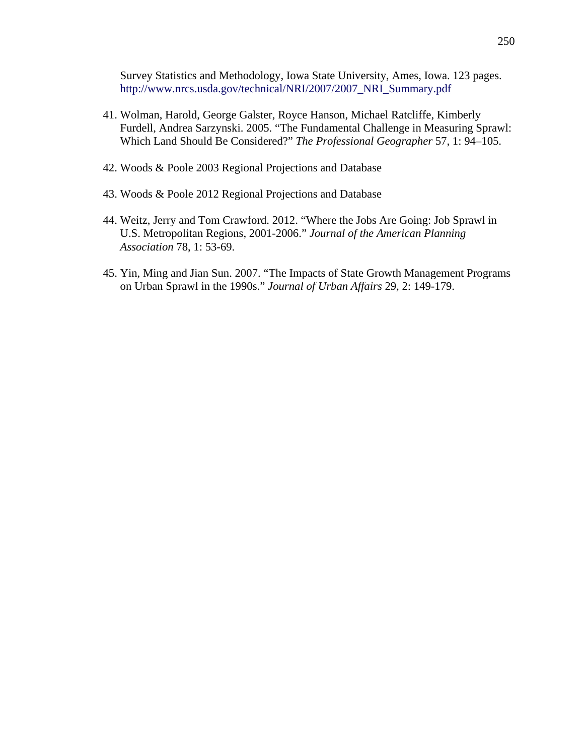Survey Statistics and Methodology, Iowa State University, Ames, Iowa. 123 pages. http://www.nrcs.usda.gov/technical/NRI/2007/2007_NRI_Summary.pdf

41. Wolman, Harold, George Galster, Royce Hanson, Michael Ratcliffe, Kimberly Furdell, Andrea Sarzynski. 2005. "The Fundamental Challenge in Measuring Sprawl: Which Land Should Be Considered?" *The Professional Geographer* 57, 1: 94–105.

42. Woods & Poole 2003 Regional Projections and Database

43. Woods & Poole 2012 Regional Projections and Database

44. Weitz, Jerry and Tom Crawford. 2012. "Where the Jobs Are Going: Job Sprawl in U.S. Metropolitan Regions, 2001-2006." *Journal of the American Planning Association* 78, 1: 53-69.

45. Yin, Ming and Jian Sun. 2007. "The Impacts of State Growth Management Programs on Urban Sprawl in the 1990s." *Journal of Urban Affairs* 29, 2: 149-179.